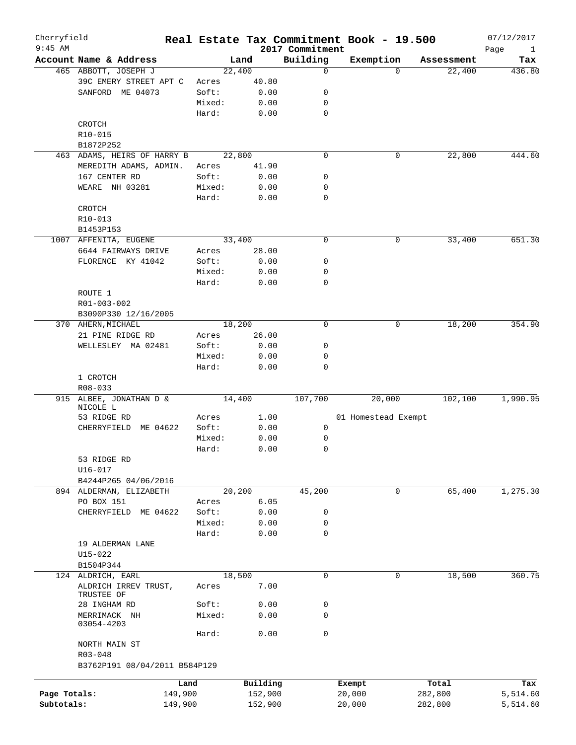Cherryfield 9:45 AM

# Real Estate Tax Commitment Book - 19.500

2017 Commitment

07/12/2017

| Account | Name & Address | | Land | Building | Exemption | Assessment | Tax |
|---|---|---|---|---|---|---|---|
| 465 | ABBOTT, JOSEPH J | | 22,400 | 0 | 0 | 22,400 | 436.80 |
| | 39C EMERY STREET APT C | Acres | 40.80 | | | | |
| | SANFORD ME 04073 | Soft: | 0.00 | 0 | | | |
| | | Mixed: | 0.00 | 0 | | | |
| | | Hard: | 0.00 | 0 | | | |
| | CROTCH | | | | | | |
| | R10-015 | | | | | | |
| | B1872P252 | | | | | | |
| 463 | ADAMS, HEIRS OF HARRY B | | 22,800 | 0 | 0 | 22,800 | 444.60 |
| | MEREDITH ADAMS, ADMIN. | Acres | 41.90 | | | | |
| | 167 CENTER RD | Soft: | 0.00 | 0 | | | |
| | WEARE NH 03281 | Mixed: | 0.00 | 0 | | | |
| | | Hard: | 0.00 | 0 | | | |
| | CROTCH | | | | | | |
| | R10-013 | | | | | | |
| | B1453P153 | | | | | | |
| 1007 | AFFENITA, EUGENE | | 33,400 | 0 | 0 | 33,400 | 651.30 |
| | 6644 FAIRWAYS DRIVE | Acres | 28.00 | | | | |
| | FLORENCE KY 41042 | Soft: | 0.00 | 0 | | | |
| | | Mixed: | 0.00 | 0 | | | |
| | | Hard: | 0.00 | 0 | | | |
| | ROUTE 1 | | | | | | |
| | R01-003-002 | | | | | | |
| | B3090P330 12/16/2005 | | | | | | |
| 370 | AHERN, MICHAEL | | 18,200 | 0 | 0 | 18,200 | 354.90 |
| | 21 PINE RIDGE RD | Acres | 26.00 | | | | |
| | WELLESLEY MA 02481 | Soft: | 0.00 | 0 | | | |
| | | Mixed: | 0.00 | 0 | | | |
| | | Hard: | 0.00 | 0 | | | |
| | 1 CROTCH | | | | | | |
| | R08-033 | | | | | | |
| 915 | ALBEE, JONATHAN D & NICOLE L | | 14,400 | 107,700 | 20,000 | 102,100 | 1,990.95 |
| | 53 RIDGE RD | Acres | 1.00 | | 01 Homestead Exempt | | |
| | CHERRYFIELD ME 04622 | Soft: | 0.00 | 0 | | | |
| | | Mixed: | 0.00 | 0 | | | |
| | | Hard: | 0.00 | 0 | | | |
| | 53 RIDGE RD | | | | | | |
| | U16-017 | | | | | | |
| | B4244P265 04/06/2016 | | | | | | |
| 894 | ALDERMAN, ELIZABETH | | 20,200 | 45,200 | 0 | 65,400 | 1,275.30 |
| | PO BOX 151 | Acres | 6.05 | | | | |
| | CHERRYFIELD ME 04622 | Soft: | 0.00 | 0 | | | |
| | | Mixed: | 0.00 | 0 | | | |
| | | Hard: | 0.00 | 0 | | | |
| | 19 ALDERMAN LANE | | | | | | |
| | U15-022 | | | | | | |
| | B1504P344 | | | | | | |
| 124 | ALDRICH, EARL | | 18,500 | 0 | 0 | 18,500 | 360.75 |
| | ALDRICH IRREV TRUST, TRUSTEE OF | Acres | 7.00 | | | | |
| | 28 INGHAM RD | Soft: | 0.00 | 0 | | | |
| | MERRIMACK NH 03054-4203 | Mixed: | 0.00 | 0 | | | |
| | | Hard: | 0.00 | 0 | | | |
| | NORTH MAIN ST | | | | | | |
| | R03-048 | | | | | | |
| | B3762P191 08/04/2011 B584P129 | | | | | | |

| | Land | Building | Exempt | Total | Tax |
|---|---|---|---|---|---|
| Page Totals: | 149,900 | 152,900 | 20,000 | 282,800 | 5,514.60 |
| Subtotals: | 149,900 | 152,900 | 20,000 | 282,800 | 5,514.60 |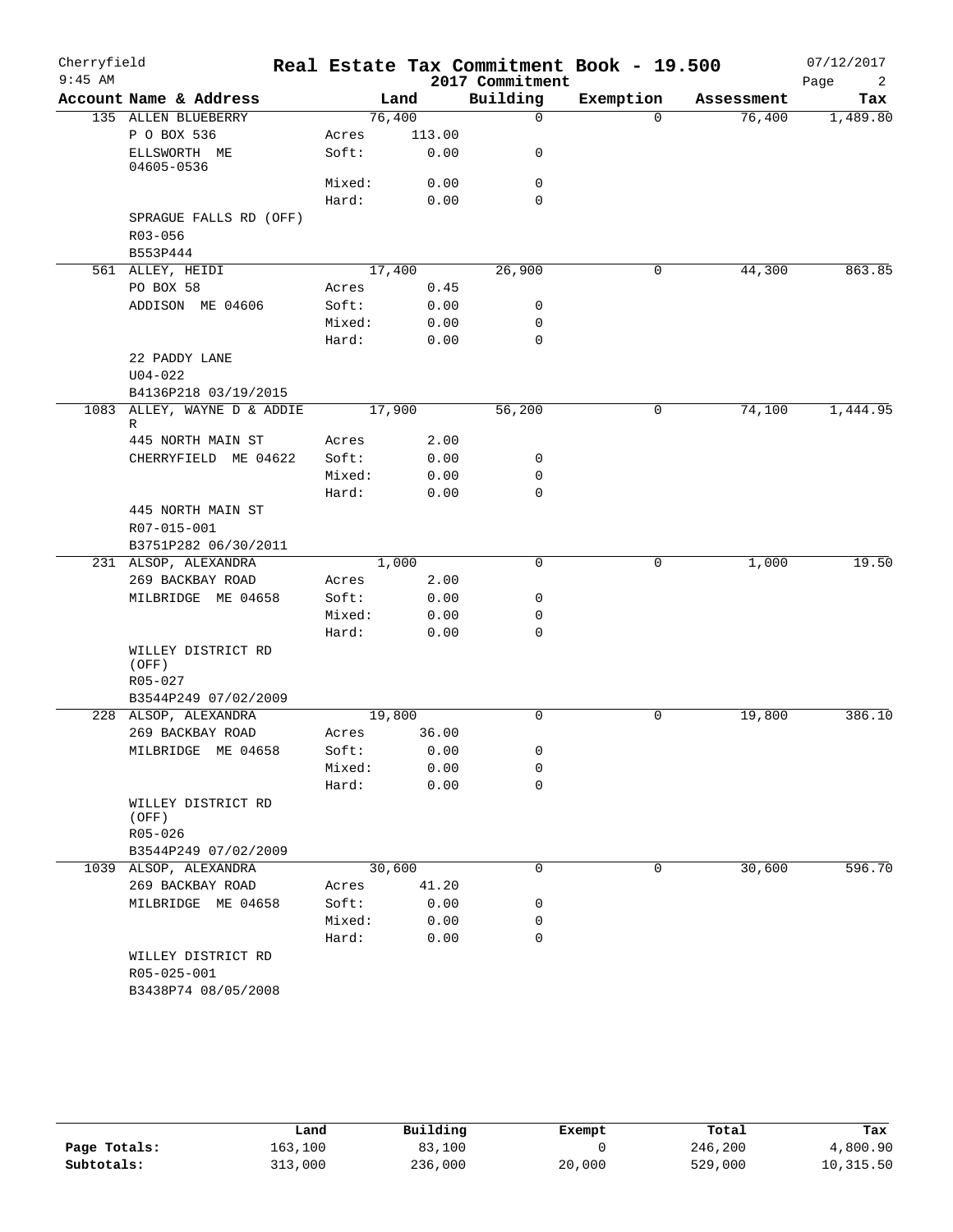Cherryfield 9:45 AM

# Real Estate Tax Commitment Book - 19.500

2017 Commitment

07/12/2017

| Account Name & Address | | Land | Building | Exemption | Assessment | Tax |
|---|---|---|---|---|---|---|
| 135 ALLEN BLUEBERRY | | 76,400 | 0 | 0 | 76,400 | 1,489.80 |
| P O BOX 536 | Acres | 113.00 | | | | |
| ELLSWORTH ME 04605-0536 | Soft: | 0.00 | 0 | | | |
| | Mixed: | 0.00 | 0 | | | |
| | Hard: | 0.00 | 0 | | | |
| SPRAGUE FALLS RD (OFF) | | | | | | |
| R03-056 | | | | | | |
| B553P444 | | | | | | |
| 561 ALLEY, HEIDI | | 17,400 | 26,900 | 0 | 44,300 | 863.85 |
| PO BOX 58 | Acres | 0.45 | | | | |
| ADDISON ME 04606 | Soft: | 0.00 | 0 | | | |
| | Mixed: | 0.00 | 0 | | | |
| | Hard: | 0.00 | 0 | | | |
| 22 PADDY LANE | | | | | | |
| U04-022 | | | | | | |
| B4136P218 03/19/2015 | | | | | | |
| 1083 ALLEY, WAYNE D & ADDIE R | | 17,900 | 56,200 | 0 | 74,100 | 1,444.95 |
| 445 NORTH MAIN ST | Acres | 2.00 | | | | |
| CHERRYFIELD ME 04622 | Soft: | 0.00 | 0 | | | |
| | Mixed: | 0.00 | 0 | | | |
| | Hard: | 0.00 | 0 | | | |
| 445 NORTH MAIN ST | | | | | | |
| R07-015-001 | | | | | | |
| B3751P282 06/30/2011 | | | | | | |
| 231 ALSOP, ALEXANDRA | | 1,000 | 0 | 0 | 1,000 | 19.50 |
| 269 BACKBAY ROAD | Acres | 2.00 | | | | |
| MILBRIDGE ME 04658 | Soft: | 0.00 | 0 | | | |
| | Mixed: | 0.00 | 0 | | | |
| | Hard: | 0.00 | 0 | | | |
| WILLEY DISTRICT RD (OFF) | | | | | | |
| R05-027 | | | | | | |
| B3544P249 07/02/2009 | | | | | | |
| 228 ALSOP, ALEXANDRA | | 19,800 | 0 | 0 | 19,800 | 386.10 |
| 269 BACKBAY ROAD | Acres | 36.00 | | | | |
| MILBRIDGE ME 04658 | Soft: | 0.00 | 0 | | | |
| | Mixed: | 0.00 | 0 | | | |
| | Hard: | 0.00 | 0 | | | |
| WILLEY DISTRICT RD (OFF) | | | | | | |
| R05-026 | | | | | | |
| B3544P249 07/02/2009 | | | | | | |
| 1039 ALSOP, ALEXANDRA | | 30,600 | 0 | 0 | 30,600 | 596.70 |
| 269 BACKBAY ROAD | Acres | 41.20 | | | | |
| MILBRIDGE ME 04658 | Soft: | 0.00 | 0 | | | |
| | Mixed: | 0.00 | 0 | | | |
| | Hard: | 0.00 | 0 | | | |
| WILLEY DISTRICT RD | | | | | | |
| R05-025-001 | | | | | | |
| B3438P74 08/05/2008 | | | | | | |

| | Land | Building | Exempt | Total | Tax |
|---|---|---|---|---|---|
| Page Totals: | 163,100 | 83,100 | 0 | 246,200 | 4,800.90 |
| Subtotals: | 313,000 | 236,000 | 20,000 | 529,000 | 10,315.50 |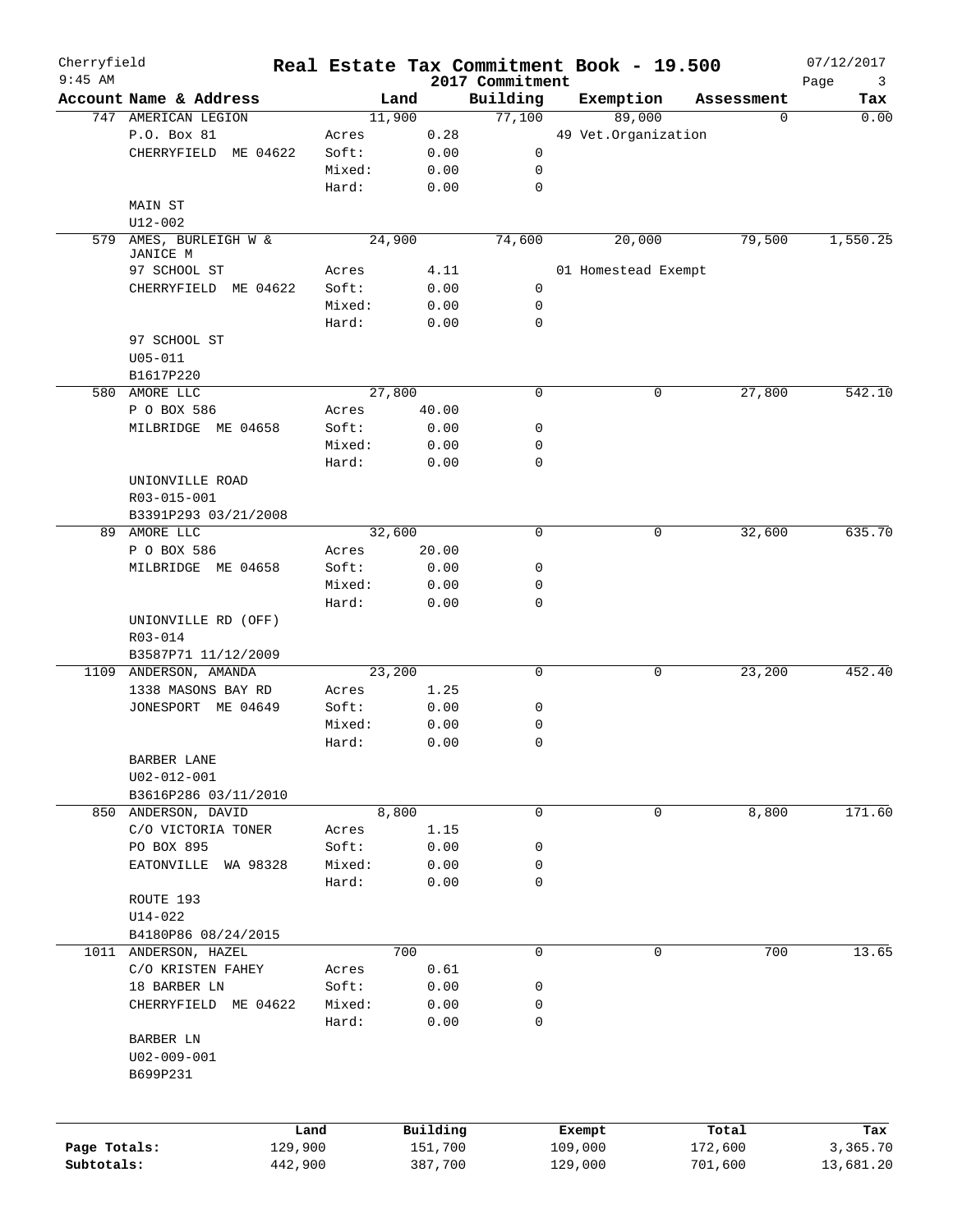Cherryfield 9:45 AM

# Real Estate Tax Commitment Book - 19.500

2017 Commitment

07/12/2017

| Account | Name & Address | | Land | Building | Exemption | Assessment | Tax |
|---|---|---|---|---|---|---|---|
| 747 | AMERICAN LEGION | | 11,900 | 77,100 | 89,000 | 0 | 0.00 |
| | P.O. Box 81 | Acres | 0.28 | | 49 Vet.Organization | | |
| | CHERRYFIELD ME 04622 | Soft: | 0.00 | 0 | | | |
| | | Mixed: | 0.00 | 0 | | | |
| | | Hard: | 0.00 | 0 | | | |
| | MAIN ST | | | | | | |
| | U12-002 | | | | | | |
| 579 | AMES, BURLEIGH W & JANICE M | | 24,900 | 74,600 | 20,000 | 79,500 | 1,550.25 |
| | 97 SCHOOL ST | Acres | 4.11 | | 01 Homestead Exempt | | |
| | CHERRYFIELD ME 04622 | Soft: | 0.00 | 0 | | | |
| | | Mixed: | 0.00 | 0 | | | |
| | | Hard: | 0.00 | 0 | | | |
| | 97 SCHOOL ST | | | | | | |
| | U05-011 | | | | | | |
| | B1617P220 | | | | | | |
| 580 | AMORE LLC | | 27,800 | 0 | 0 | 27,800 | 542.10 |
| | P O BOX 586 | Acres | 40.00 | | | | |
| | MILBRIDGE ME 04658 | Soft: | 0.00 | 0 | | | |
| | | Mixed: | 0.00 | 0 | | | |
| | | Hard: | 0.00 | 0 | | | |
| | UNIONVILLE ROAD | | | | | | |
| | R03-015-001 | | | | | | |
| | B3391P293 03/21/2008 | | | | | | |
| 89 | AMORE LLC | | 32,600 | 0 | 0 | 32,600 | 635.70 |
| | P O BOX 586 | Acres | 20.00 | | | | |
| | MILBRIDGE ME 04658 | Soft: | 0.00 | 0 | | | |
| | | Mixed: | 0.00 | 0 | | | |
| | | Hard: | 0.00 | 0 | | | |
| | UNIONVILLE RD (OFF) | | | | | | |
| | R03-014 | | | | | | |
| | B3587P71 11/12/2009 | | | | | | |
| 1109 | ANDERSON, AMANDA | | 23,200 | 0 | 0 | 23,200 | 452.40 |
| | 1338 MASONS BAY RD | Acres | 1.25 | | | | |
| | JONESPORT ME 04649 | Soft: | 0.00 | 0 | | | |
| | | Mixed: | 0.00 | 0 | | | |
| | | Hard: | 0.00 | 0 | | | |
| | BARBER LANE | | | | | | |
| | U02-012-001 | | | | | | |
| | B3616P286 03/11/2010 | | | | | | |
| 850 | ANDERSON, DAVID | | 8,800 | 0 | 0 | 8,800 | 171.60 |
| | C/O VICTORIA TONER | Acres | 1.15 | | | | |
| | PO BOX 895 | Soft: | 0.00 | 0 | | | |
| | EATONVILLE WA 98328 | Mixed: | 0.00 | 0 | | | |
| | | Hard: | 0.00 | 0 | | | |
| | ROUTE 193 | | | | | | |
| | U14-022 | | | | | | |
| | B4180P86 08/24/2015 | | | | | | |
| 1011 | ANDERSON, HAZEL | | 700 | 0 | 0 | 700 | 13.65 |
| | C/O KRISTEN FAHEY | Acres | 0.61 | | | | |
| | 18 BARBER LN | Soft: | 0.00 | 0 | | | |
| | CHERRYFIELD ME 04622 | Mixed: | 0.00 | 0 | | | |
| | | Hard: | 0.00 | 0 | | | |
| | BARBER LN | | | | | | |
| | U02-009-001 | | | | | | |
| | B699P231 | | | | | | |

| | Land | Building | Exempt | Total | Tax |
|---|---|---|---|---|---|
| Page Totals: | 129,900 | 151,700 | 109,000 | 172,600 | 3,365.70 |
| Subtotals: | 442,900 | 387,700 | 129,000 | 701,600 | 13,681.20 |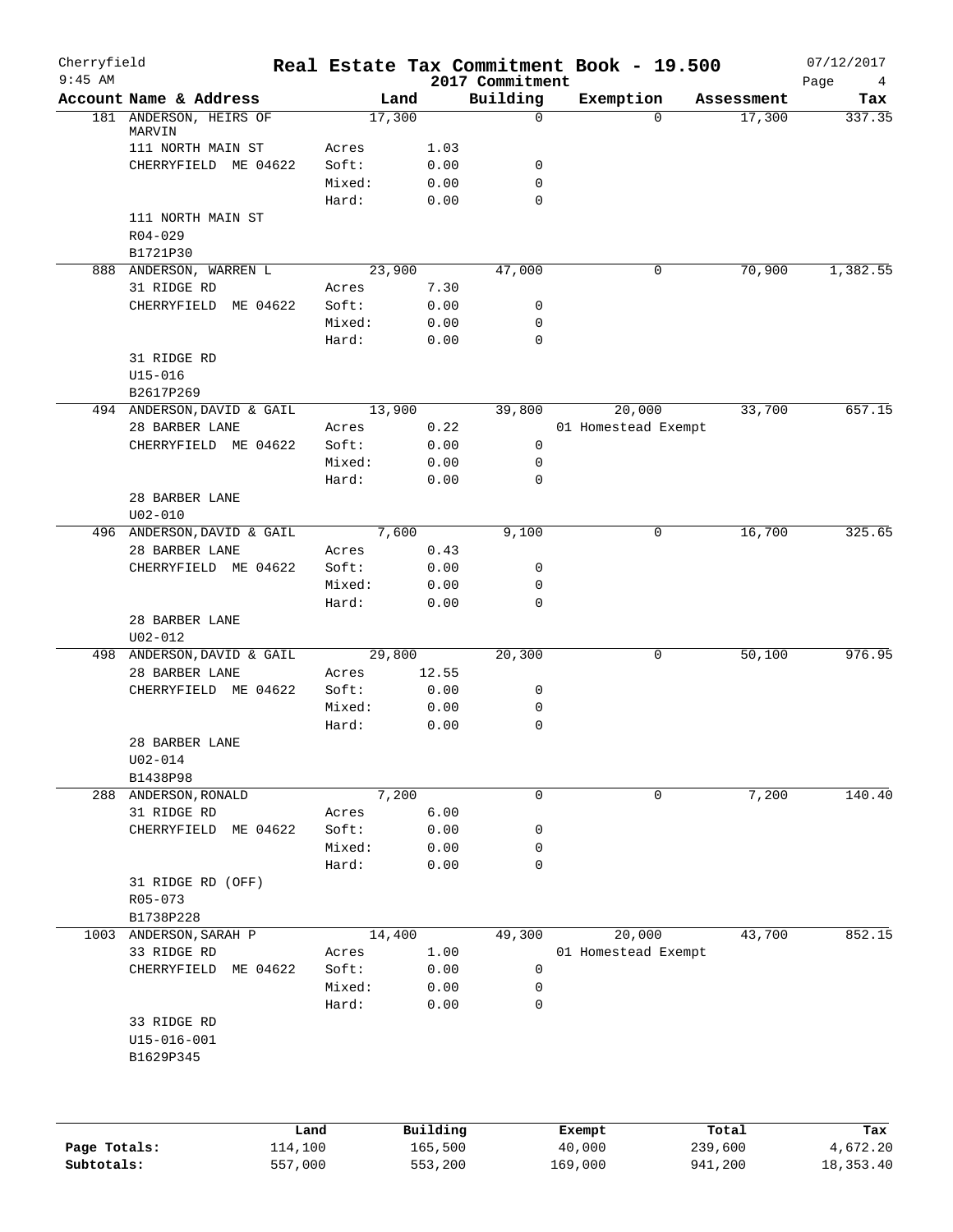# Real Estate Tax Commitment Book - 19.500

Cherryfield
9:45 AM
2017 Commitment
07/12/2017

| Account | Name & Address | | Land | Building | Exemption | Assessment | Tax |
|---|---|---|---|---|---|---|---|
| 181 | ANDERSON, HEIRS OF MARVIN | | 17,300 | 0 | 0 | 17,300 | 337.35 |
| | 111 NORTH MAIN ST | Acres | 1.03 | | | | |
| | CHERRYFIELD ME 04622 | Soft: | 0.00 | 0 | | | |
| | | Mixed: | 0.00 | 0 | | | |
| | | Hard: | 0.00 | 0 | | | |
| | 111 NORTH MAIN ST | | | | | | |
| | R04-029 | | | | | | |
| | B1721P30 | | | | | | |
| 888 | ANDERSON, WARREN L | | 23,900 | 47,000 | 0 | 70,900 | 1,382.55 |
| | 31 RIDGE RD | Acres | 7.30 | | | | |
| | CHERRYFIELD ME 04622 | Soft: | 0.00 | 0 | | | |
| | | Mixed: | 0.00 | 0 | | | |
| | | Hard: | 0.00 | 0 | | | |
| | 31 RIDGE RD | | | | | | |
| | U15-016 | | | | | | |
| | B2617P269 | | | | | | |
| 494 | ANDERSON,DAVID & GAIL | | 13,900 | 39,800 | 20,000 | 33,700 | 657.15 |
| | 28 BARBER LANE | Acres | 0.22 | | 01 Homestead Exempt | | |
| | CHERRYFIELD ME 04622 | Soft: | 0.00 | 0 | | | |
| | | Mixed: | 0.00 | 0 | | | |
| | | Hard: | 0.00 | 0 | | | |
| | 28 BARBER LANE | | | | | | |
| | U02-010 | | | | | | |
| 496 | ANDERSON,DAVID & GAIL | | 7,600 | 9,100 | 0 | 16,700 | 325.65 |
| | 28 BARBER LANE | Acres | 0.43 | | | | |
| | CHERRYFIELD ME 04622 | Soft: | 0.00 | 0 | | | |
| | | Mixed: | 0.00 | 0 | | | |
| | | Hard: | 0.00 | 0 | | | |
| | 28 BARBER LANE | | | | | | |
| | U02-012 | | | | | | |
| 498 | ANDERSON,DAVID & GAIL | | 29,800 | 20,300 | 0 | 50,100 | 976.95 |
| | 28 BARBER LANE | Acres | 12.55 | | | | |
| | CHERRYFIELD ME 04622 | Soft: | 0.00 | 0 | | | |
| | | Mixed: | 0.00 | 0 | | | |
| | | Hard: | 0.00 | 0 | | | |
| | 28 BARBER LANE | | | | | | |
| | U02-014 | | | | | | |
| | B1438P98 | | | | | | |
| 288 | ANDERSON,RONALD | | 7,200 | 0 | 0 | 7,200 | 140.40 |
| | 31 RIDGE RD | Acres | 6.00 | | | | |
| | CHERRYFIELD ME 04622 | Soft: | 0.00 | 0 | | | |
| | | Mixed: | 0.00 | 0 | | | |
| | | Hard: | 0.00 | 0 | | | |
| | 31 RIDGE RD (OFF) | | | | | | |
| | R05-073 | | | | | | |
| | B1738P228 | | | | | | |
| 1003 | ANDERSON,SARAH P | | 14,400 | 49,300 | 20,000 | 43,700 | 852.15 |
| | 33 RIDGE RD | Acres | 1.00 | | 01 Homestead Exempt | | |
| | CHERRYFIELD ME 04622 | Soft: | 0.00 | 0 | | | |
| | | Mixed: | 0.00 | 0 | | | |
| | | Hard: | 0.00 | 0 | | | |
| | 33 RIDGE RD | | | | | | |
| | U15-016-001 | | | | | | |
| | B1629P345 | | | | | | |

| | Land | Building | Exempt | Total | Tax |
|---|---|---|---|---|---|
| **Page Totals:** | 114,100 | 165,500 | 40,000 | 239,600 | 4,672.20 |
| **Subtotals:** | 557,000 | 553,200 | 169,000 | 941,200 | 18,353.40 |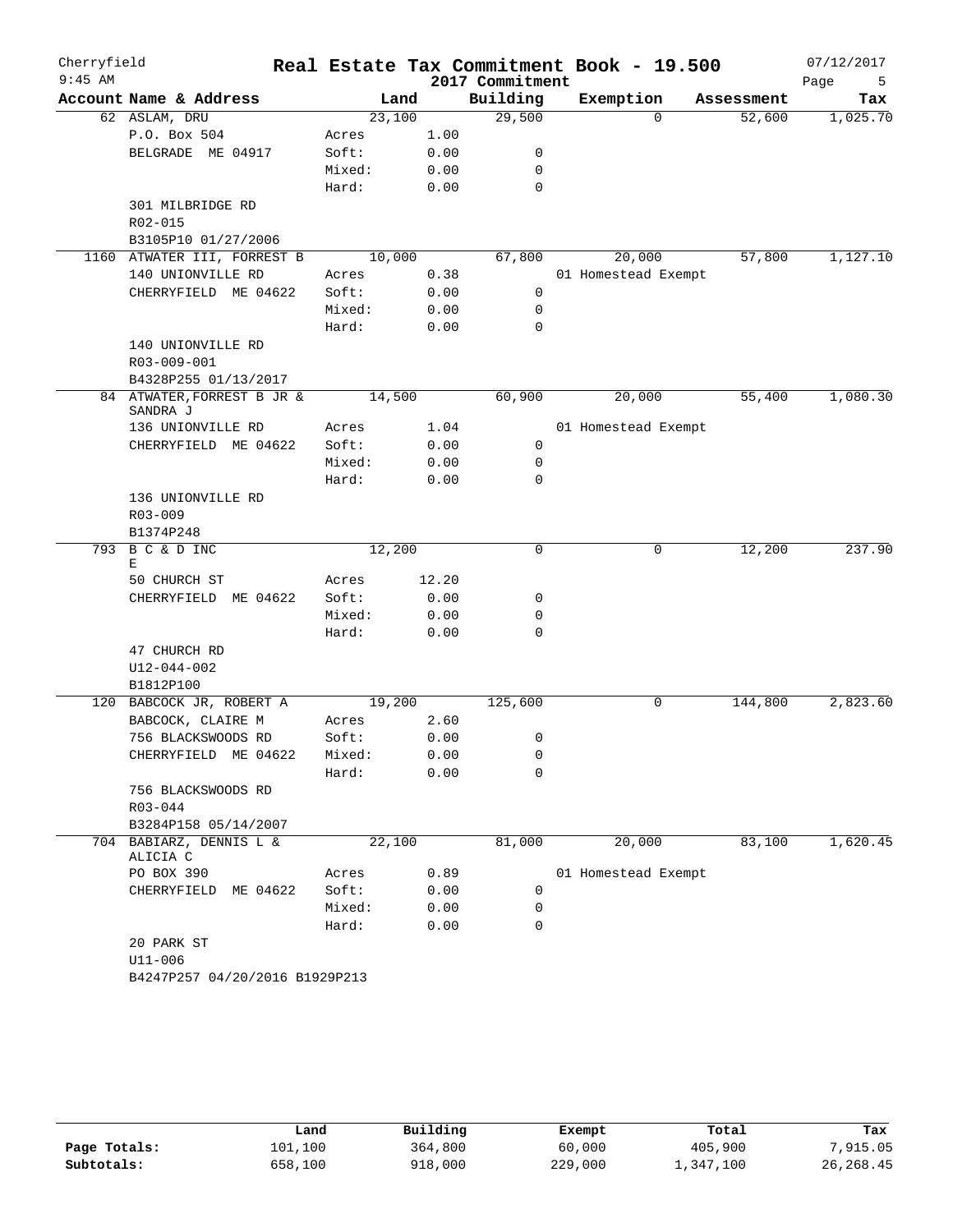# Cherryfield — Real Estate Tax Commitment Book - 19.500

9:45 AM — 2017 Commitment — 07/12/2017

| Account Name & Address | | Land | Building | Exemption | Assessment | Tax |
|---|---|---|---|---|---|---|
| 62 ASLAM, DRU | | 23,100 | 29,500 | 0 | 52,600 | 1,025.70 |
| P.O. Box 504 | Acres | 1.00 | | | | |
| BELGRADE ME 04917 | Soft: | 0.00 | 0 | | | |
| | Mixed: | 0.00 | 0 | | | |
| | Hard: | 0.00 | 0 | | | |
| 301 MILBRIDGE RD | | | | | | |
| R02-015 | | | | | | |
| B3105P10 01/27/2006 | | | | | | |
| 1160 ATWATER III, FORREST B | | 10,000 | 67,800 | 20,000 | 57,800 | 1,127.10 |
| 140 UNIONVILLE RD | Acres | 0.38 | | 01 Homestead Exempt | | |
| CHERRYFIELD ME 04622 | Soft: | 0.00 | 0 | | | |
| | Mixed: | 0.00 | 0 | | | |
| | Hard: | 0.00 | 0 | | | |
| 140 UNIONVILLE RD | | | | | | |
| R03-009-001 | | | | | | |
| B4328P255 01/13/2017 | | | | | | |
| 84 ATWATER,FORREST B JR & SANDRA J | | 14,500 | 60,900 | 20,000 | 55,400 | 1,080.30 |
| 136 UNIONVILLE RD | Acres | 1.04 | | 01 Homestead Exempt | | |
| CHERRYFIELD ME 04622 | Soft: | 0.00 | 0 | | | |
| | Mixed: | 0.00 | 0 | | | |
| | Hard: | 0.00 | 0 | | | |
| 136 UNIONVILLE RD | | | | | | |
| R03-009 | | | | | | |
| B1374P248 | | | | | | |
| 793 B C & D INC E | | 12,200 | 0 | 0 | 12,200 | 237.90 |
| 50 CHURCH ST | Acres | 12.20 | | | | |
| CHERRYFIELD ME 04622 | Soft: | 0.00 | 0 | | | |
| | Mixed: | 0.00 | 0 | | | |
| | Hard: | 0.00 | 0 | | | |
| 47 CHURCH RD | | | | | | |
| U12-044-002 | | | | | | |
| B1812P100 | | | | | | |
| 120 BABCOCK JR, ROBERT A | | 19,200 | 125,600 | 0 | 144,800 | 2,823.60 |
| BABCOCK, CLAIRE M | Acres | 2.60 | | | | |
| 756 BLACKSWOODS RD | Soft: | 0.00 | 0 | | | |
| CHERRYFIELD ME 04622 | Mixed: | 0.00 | 0 | | | |
| | Hard: | 0.00 | 0 | | | |
| 756 BLACKSWOODS RD | | | | | | |
| R03-044 | | | | | | |
| B3284P158 05/14/2007 | | | | | | |
| 704 BABIARZ, DENNIS L & ALICIA C | | 22,100 | 81,000 | 20,000 | 83,100 | 1,620.45 |
| PO BOX 390 | Acres | 0.89 | | 01 Homestead Exempt | | |
| CHERRYFIELD ME 04622 | Soft: | 0.00 | 0 | | | |
| | Mixed: | 0.00 | 0 | | | |
| | Hard: | 0.00 | 0 | | | |
| 20 PARK ST | | | | | | |
| U11-006 | | | | | | |
| B4247P257 04/20/2016 B1929P213 | | | | | | |

| | Land | Building | Exempt | Total | Tax |
|---|---|---|---|---|---|
| **Page Totals:** | 101,100 | 364,800 | 60,000 | 405,900 | 7,915.05 |
| **Subtotals:** | 658,100 | 918,000 | 229,000 | 1,347,100 | 26,268.45 |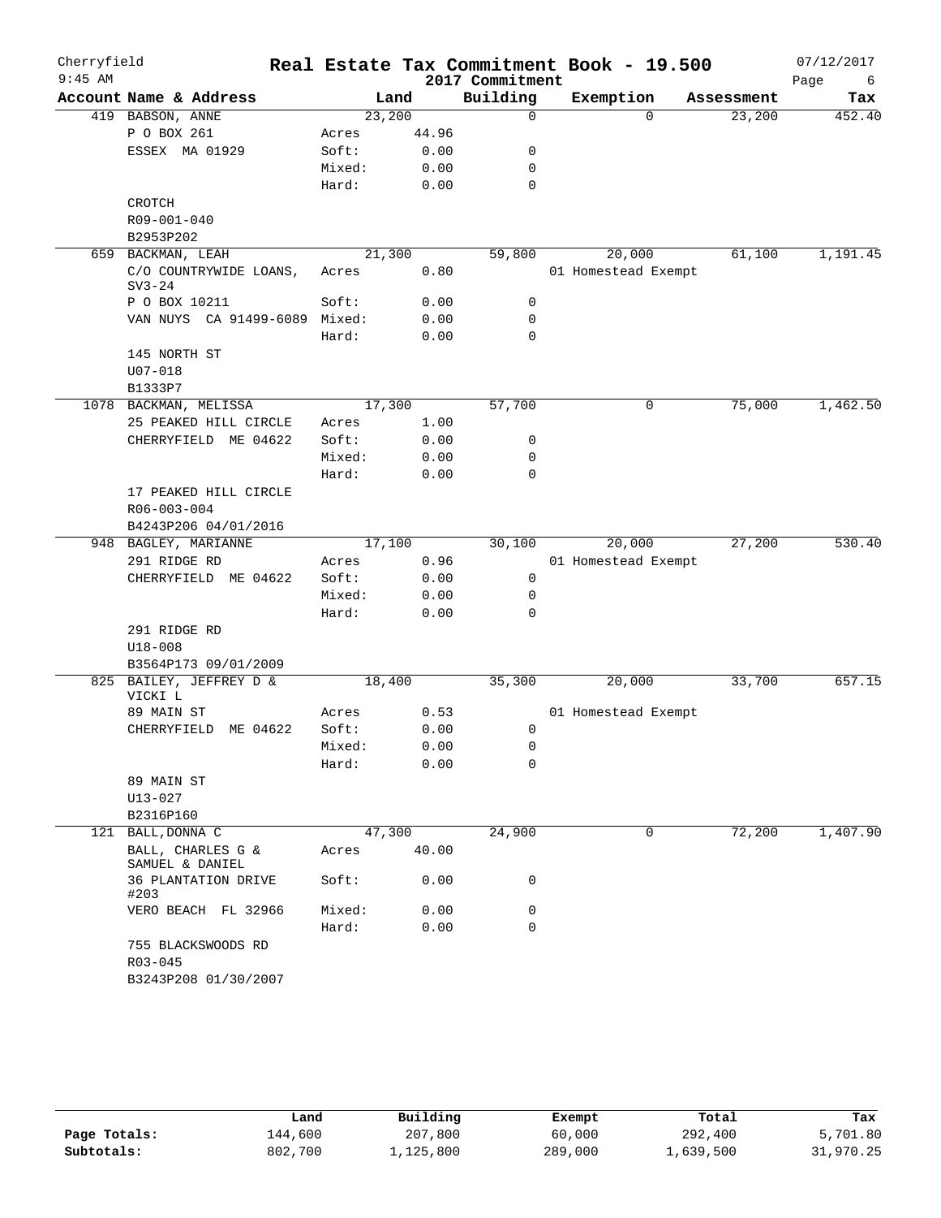# Real Estate Tax Commitment Book - 19.500

Cherryfield
9:45 AM

2017 Commitment

07/12/2017

| Account Name & Address | | Land | Building | Exemption | Assessment | Tax |
|---|---|---|---|---|---|---|
| 419 BABSON, ANNE | | 23,200 | 0 | 0 | 23,200 | 452.40 |
| P O BOX 261 | Acres | 44.96 | | | | |
| ESSEX MA 01929 | Soft: | 0.00 | 0 | | | |
| | Mixed: | 0.00 | 0 | | | |
| | Hard: | 0.00 | 0 | | | |
| CROTCH | | | | | | |
| R09-001-040 | | | | | | |
| B2953P202 | | | | | | |
| 659 BACKMAN, LEAH | | 21,300 | 59,800 | 20,000 | 61,100 | 1,191.45 |
| C/O COUNTRYWIDE LOANS, SV3-24 | Acres | 0.80 | | 01 Homestead Exempt | | |
| P O BOX 10211 | Soft: | 0.00 | 0 | | | |
| VAN NUYS CA 91499-6089 | Mixed: | 0.00 | 0 | | | |
| | Hard: | 0.00 | 0 | | | |
| 145 NORTH ST | | | | | | |
| U07-018 | | | | | | |
| B1333P7 | | | | | | |
| 1078 BACKMAN, MELISSA | | 17,300 | 57,700 | 0 | 75,000 | 1,462.50 |
| 25 PEAKED HILL CIRCLE | Acres | 1.00 | | | | |
| CHERRYFIELD ME 04622 | Soft: | 0.00 | 0 | | | |
| | Mixed: | 0.00 | 0 | | | |
| | Hard: | 0.00 | 0 | | | |
| 17 PEAKED HILL CIRCLE | | | | | | |
| R06-003-004 | | | | | | |
| B4243P206 04/01/2016 | | | | | | |
| 948 BAGLEY, MARIANNE | | 17,100 | 30,100 | 20,000 | 27,200 | 530.40 |
| 291 RIDGE RD | Acres | 0.96 | | 01 Homestead Exempt | | |
| CHERRYFIELD ME 04622 | Soft: | 0.00 | 0 | | | |
| | Mixed: | 0.00 | 0 | | | |
| | Hard: | 0.00 | 0 | | | |
| 291 RIDGE RD | | | | | | |
| U18-008 | | | | | | |
| B3564P173 09/01/2009 | | | | | | |
| 825 BAILEY, JEFFREY D & VICKI L | | 18,400 | 35,300 | 20,000 | 33,700 | 657.15 |
| 89 MAIN ST | Acres | 0.53 | | 01 Homestead Exempt | | |
| CHERRYFIELD ME 04622 | Soft: | 0.00 | 0 | | | |
| | Mixed: | 0.00 | 0 | | | |
| | Hard: | 0.00 | 0 | | | |
| 89 MAIN ST | | | | | | |
| U13-027 | | | | | | |
| B2316P160 | | | | | | |
| 121 BALL,DONNA C | | 47,300 | 24,900 | 0 | 72,200 | 1,407.90 |
| BALL, CHARLES G & SAMUEL & DANIEL | Acres | 40.00 | | | | |
| 36 PLANTATION DRIVE #203 | Soft: | 0.00 | 0 | | | |
| VERO BEACH FL 32966 | Mixed: | 0.00 | 0 | | | |
| | Hard: | 0.00 | 0 | | | |
| 755 BLACKSWOODS RD | | | | | | |
| R03-045 | | | | | | |
| B3243P208 01/30/2007 | | | | | | |

| | Land | Building | Exempt | Total | Tax |
|---|---|---|---|---|---|
| Page Totals: | 144,600 | 207,800 | 60,000 | 292,400 | 5,701.80 |
| Subtotals: | 802,700 | 1,125,800 | 289,000 | 1,639,500 | 31,970.25 |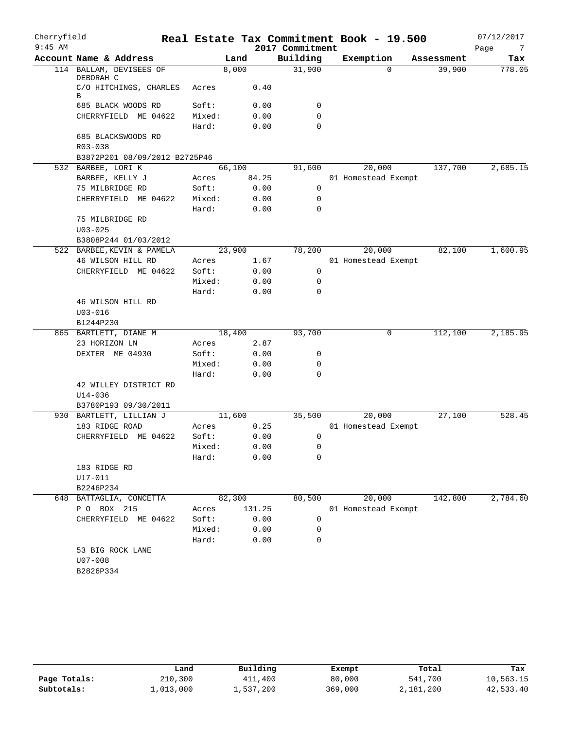# Cherryfield — Real Estate Tax Commitment Book - 19.500

9:45 AM — 2017 Commitment — 07/12/2017

| Account Name & Address | | Land | Building | Exemption | Assessment | Tax |
|---|---|---|---|---|---|---|
| 114 BALLAM, DEVISEES OF DEBORAH C | | 8,000 | 31,900 | 0 | 39,900 | 778.05 |
| C/O HITCHINGS, CHARLES B | Acres | 0.40 | | | | |
| 685 BLACK WOODS RD | Soft: | 0.00 | 0 | | | |
| CHERRYFIELD ME 04622 | Mixed: | 0.00 | 0 | | | |
| | Hard: | 0.00 | 0 | | | |
| 685 BLACKSWOODS RD | | | | | | |
| R03-038 | | | | | | |
| B3872P201 08/09/2012 B2725P46 | | | | | | |
| 532 BARBEE, LORI K | | 66,100 | 91,600 | 20,000 | 137,700 | 2,685.15 |
| BARBEE, KELLY J | Acres | 84.25 | | 01 Homestead Exempt | | |
| 75 MILBRIDGE RD | Soft: | 0.00 | 0 | | | |
| CHERRYFIELD ME 04622 | Mixed: | 0.00 | 0 | | | |
| | Hard: | 0.00 | 0 | | | |
| 75 MILBRIDGE RD | | | | | | |
| U03-025 | | | | | | |
| B3808P244 01/03/2012 | | | | | | |
| 522 BARBEE, KEVIN & PAMELA | | 23,900 | 78,200 | 20,000 | 82,100 | 1,600.95 |
| 46 WILSON HILL RD | Acres | 1.67 | | 01 Homestead Exempt | | |
| CHERRYFIELD ME 04622 | Soft: | 0.00 | 0 | | | |
| | Mixed: | 0.00 | 0 | | | |
| | Hard: | 0.00 | 0 | | | |
| 46 WILSON HILL RD | | | | | | |
| U03-016 | | | | | | |
| B1244P230 | | | | | | |
| 865 BARTLETT, DIANE M | | 18,400 | 93,700 | 0 | 112,100 | 2,185.95 |
| 23 HORIZON LN | Acres | 2.87 | | | | |
| DEXTER ME 04930 | Soft: | 0.00 | 0 | | | |
| | Mixed: | 0.00 | 0 | | | |
| | Hard: | 0.00 | 0 | | | |
| 42 WILLEY DISTRICT RD | | | | | | |
| U14-036 | | | | | | |
| B3780P193 09/30/2011 | | | | | | |
| 930 BARTLETT, LILLIAN J | | 11,600 | 35,500 | 20,000 | 27,100 | 528.45 |
| 183 RIDGE ROAD | Acres | 0.25 | | 01 Homestead Exempt | | |
| CHERRYFIELD ME 04622 | Soft: | 0.00 | 0 | | | |
| | Mixed: | 0.00 | 0 | | | |
| | Hard: | 0.00 | 0 | | | |
| 183 RIDGE RD | | | | | | |
| U17-011 | | | | | | |
| B2246P234 | | | | | | |
| 648 BATTAGLIA, CONCETTA | | 82,300 | 80,500 | 20,000 | 142,800 | 2,784.60 |
| P O BOX 215 | Acres | 131.25 | | 01 Homestead Exempt | | |
| CHERRYFIELD ME 04622 | Soft: | 0.00 | 0 | | | |
| | Mixed: | 0.00 | 0 | | | |
| | Hard: | 0.00 | 0 | | | |
| 53 BIG ROCK LANE | | | | | | |
| U07-008 | | | | | | |
| B2826P334 | | | | | | |

| | Land | Building | Exempt | Total | Tax |
|---|---|---|---|---|---|
| Page Totals: | 210,300 | 411,400 | 80,000 | 541,700 | 10,563.15 |
| Subtotals: | 1,013,000 | 1,537,200 | 369,000 | 2,181,200 | 42,533.40 |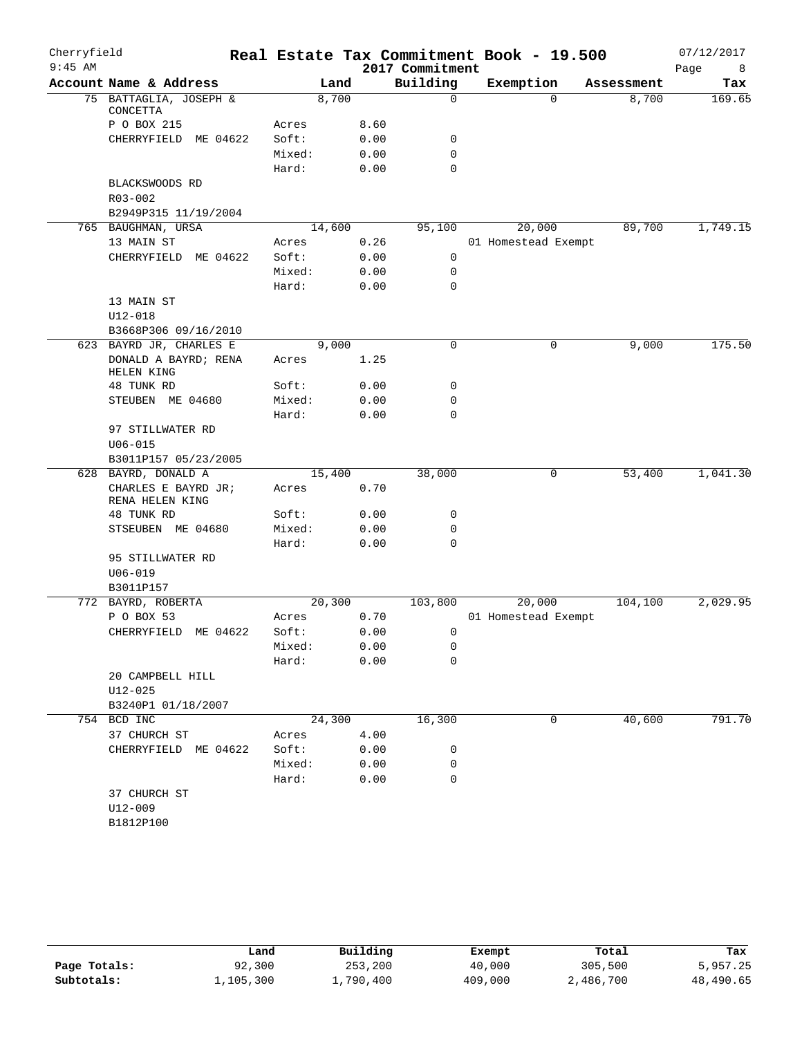Cherryfield 9:45 AM

# Real Estate Tax Commitment Book - 19.500

2017 Commitment

07/12/2017

| Account Name & Address | | Land | Building | Exemption | Assessment | Tax |
|---|---|---|---|---|---|---|
| 75 BATTAGLIA, JOSEPH & CONCETTA | | 8,700 | 0 | 0 | 8,700 | 169.65 |
| P O BOX 215 | Acres | 8.60 | | | | |
| CHERRYFIELD ME 04622 | Soft: | 0.00 | 0 | | | |
| | Mixed: | 0.00 | 0 | | | |
| | Hard: | 0.00 | 0 | | | |
| BLACKSWOODS RD | | | | | | |
| R03-002 | | | | | | |
| B2949P315 11/19/2004 | | | | | | |
| 765 BAUGHMAN, URSA | | 14,600 | 95,100 | 20,000 | 89,700 | 1,749.15 |
| 13 MAIN ST | Acres | 0.26 | | 01 Homestead Exempt | | |
| CHERRYFIELD ME 04622 | Soft: | 0.00 | 0 | | | |
| | Mixed: | 0.00 | 0 | | | |
| | Hard: | 0.00 | 0 | | | |
| 13 MAIN ST | | | | | | |
| U12-018 | | | | | | |
| B3668P306 09/16/2010 | | | | | | |
| 623 BAYRD JR, CHARLES E | | 9,000 | 0 | 0 | 9,000 | 175.50 |
| DONALD A BAYRD; RENA HELEN KING | Acres | 1.25 | | | | |
| 48 TUNK RD | Soft: | 0.00 | 0 | | | |
| STEUBEN ME 04680 | Mixed: | 0.00 | 0 | | | |
| | Hard: | 0.00 | 0 | | | |
| 97 STILLWATER RD | | | | | | |
| U06-015 | | | | | | |
| B3011P157 05/23/2005 | | | | | | |
| 628 BAYRD, DONALD A | | 15,400 | 38,000 | 0 | 53,400 | 1,041.30 |
| CHARLES E BAYRD JR; RENA HELEN KING | Acres | 0.70 | | | | |
| 48 TUNK RD | Soft: | 0.00 | 0 | | | |
| STSEUBEN ME 04680 | Mixed: | 0.00 | 0 | | | |
| | Hard: | 0.00 | 0 | | | |
| 95 STILLWATER RD | | | | | | |
| U06-019 | | | | | | |
| B3011P157 | | | | | | |
| 772 BAYRD, ROBERTA | | 20,300 | 103,800 | 20,000 | 104,100 | 2,029.95 |
| P O BOX 53 | Acres | 0.70 | | 01 Homestead Exempt | | |
| CHERRYFIELD ME 04622 | Soft: | 0.00 | 0 | | | |
| | Mixed: | 0.00 | 0 | | | |
| | Hard: | 0.00 | 0 | | | |
| 20 CAMPBELL HILL | | | | | | |
| U12-025 | | | | | | |
| B3240P1 01/18/2007 | | | | | | |
| 754 BCD INC | | 24,300 | 16,300 | 0 | 40,600 | 791.70 |
| 37 CHURCH ST | Acres | 4.00 | | | | |
| CHERRYFIELD ME 04622 | Soft: | 0.00 | 0 | | | |
| | Mixed: | 0.00 | 0 | | | |
| | Hard: | 0.00 | 0 | | | |
| 37 CHURCH ST | | | | | | |
| U12-009 | | | | | | |
| B1812P100 | | | | | | |

| | Land | Building | Exempt | Total | Tax |
|---|---|---|---|---|---|
| Page Totals: | 92,300 | 253,200 | 40,000 | 305,500 | 5,957.25 |
| Subtotals: | 1,105,300 | 1,790,400 | 409,000 | 2,486,700 | 48,490.65 |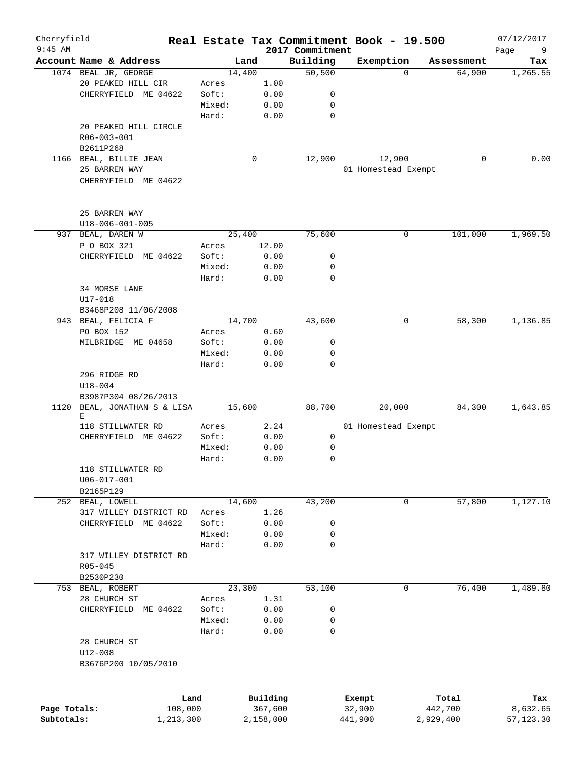Cherryfield 9:45 AM

# Real Estate Tax Commitment Book - 19.500

2017 Commitment

07/12/2017

| Account | Name & Address | Land | | Building | Exemption | Assessment | Tax |
|---|---|---|---|---|---|---|---|
| 1074 | BEAL JR, GEORGE | 14,400 | | 50,500 | 0 | 64,900 | 1,265.55 |
| | 20 PEAKED HILL CIR | Acres | 1.00 | | | | |
| | CHERRYFIELD ME 04622 | Soft: | 0.00 | 0 | | | |
| | | Mixed: | 0.00 | 0 | | | |
| | | Hard: | 0.00 | 0 | | | |
| | 20 PEAKED HILL CIRCLE | | | | | | |
| | R06-003-001 | | | | | | |
| | B2611P268 | | | | | | |
| 1166 | BEAL, BILLIE JEAN | 0 | | 12,900 | 12,900 | 0 | 0.00 |
| | 25 BARREN WAY | | | | 01 Homestead Exempt | | |
| | CHERRYFIELD ME 04622 | | | | | | |
| | 25 BARREN WAY | | | | | | |
| | U18-006-001-005 | | | | | | |
| 937 | BEAL, DAREN W | 25,400 | | 75,600 | 0 | 101,000 | 1,969.50 |
| | P O BOX 321 | Acres | 12.00 | | | | |
| | CHERRYFIELD ME 04622 | Soft: | 0.00 | 0 | | | |
| | | Mixed: | 0.00 | 0 | | | |
| | | Hard: | 0.00 | 0 | | | |
| | 34 MORSE LANE | | | | | | |
| | U17-018 | | | | | | |
| | B3468P208 11/06/2008 | | | | | | |
| 943 | BEAL, FELICIA F | 14,700 | | 43,600 | 0 | 58,300 | 1,136.85 |
| | PO BOX 152 | Acres | 0.60 | | | | |
| | MILBRIDGE ME 04658 | Soft: | 0.00 | 0 | | | |
| | | Mixed: | 0.00 | 0 | | | |
| | | Hard: | 0.00 | 0 | | | |
| | 296 RIDGE RD | | | | | | |
| | U18-004 | | | | | | |
| | B3987P304 08/26/2013 | | | | | | |
| 1120 | BEAL, JONATHAN S & LISA E | 15,600 | | 88,700 | 20,000 | 84,300 | 1,643.85 |
| | 118 STILLWATER RD | Acres | 2.24 | | 01 Homestead Exempt | | |
| | CHERRYFIELD ME 04622 | Soft: | 0.00 | 0 | | | |
| | | Mixed: | 0.00 | 0 | | | |
| | | Hard: | 0.00 | 0 | | | |
| | 118 STILLWATER RD | | | | | | |
| | U06-017-001 | | | | | | |
| | B2165P129 | | | | | | |
| 252 | BEAL, LOWELL | 14,600 | | 43,200 | 0 | 57,800 | 1,127.10 |
| | 317 WILLEY DISTRICT RD | Acres | 1.26 | | | | |
| | CHERRYFIELD ME 04622 | Soft: | 0.00 | 0 | | | |
| | | Mixed: | 0.00 | 0 | | | |
| | | Hard: | 0.00 | 0 | | | |
| | 317 WILLEY DISTRICT RD | | | | | | |
| | R05-045 | | | | | | |
| | B2530P230 | | | | | | |
| 753 | BEAL, ROBERT | 23,300 | | 53,100 | 0 | 76,400 | 1,489.80 |
| | 28 CHURCH ST | Acres | 1.31 | | | | |
| | CHERRYFIELD ME 04622 | Soft: | 0.00 | 0 | | | |
| | | Mixed: | 0.00 | 0 | | | |
| | | Hard: | 0.00 | 0 | | | |
| | 28 CHURCH ST | | | | | | |
| | U12-008 | | | | | | |
| | B3676P200 10/05/2010 | | | | | | |

| | Land | Building | Exempt | Total | Tax |
|---|---|---|---|---|---|
| Page Totals: | 108,000 | 367,600 | 32,900 | 442,700 | 8,632.65 |
| Subtotals: | 1,213,300 | 2,158,000 | 441,900 | 2,929,400 | 57,123.30 |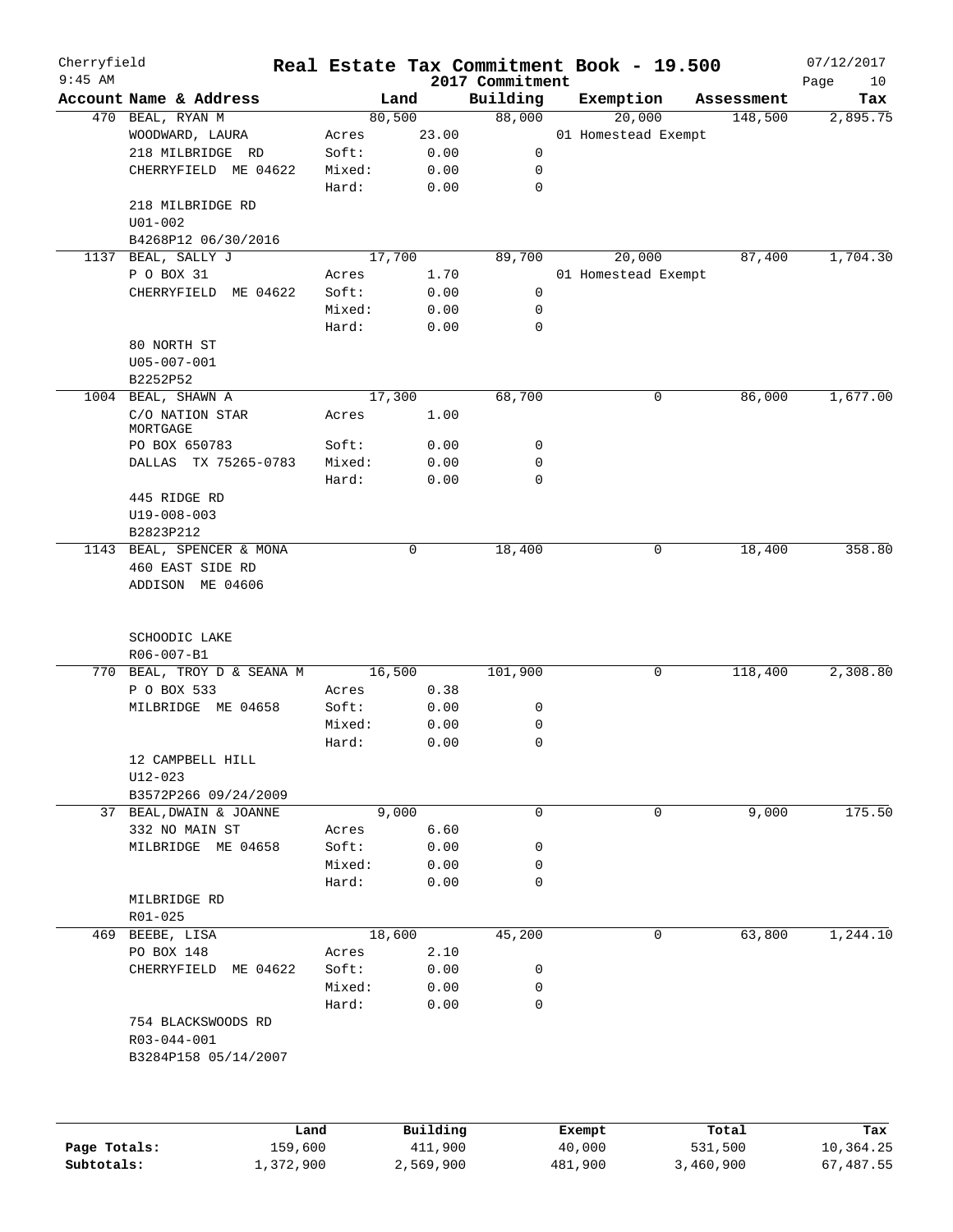# Cherryfield — Real Estate Tax Commitment Book - 19.500

9:45 AM — 2017 Commitment — 07/12/2017

| Account | Name & Address | | Land | Building | Exemption | Assessment | Tax |
|---|---|---|---|---|---|---|---|
| 470 | BEAL, RYAN M | | 80,500 | 88,000 | 20,000 | 148,500 | 2,895.75 |
| | WOODWARD, LAURA | Acres | 23.00 | | 01 Homestead Exempt | | |
| | 218 MILBRIDGE RD | Soft: | 0.00 | 0 | | | |
| | CHERRYFIELD ME 04622 | Mixed: | 0.00 | 0 | | | |
| | | Hard: | 0.00 | 0 | | | |
| | 218 MILBRIDGE RD | | | | | | |
| | U01-002 | | | | | | |
| | B4268P12 06/30/2016 | | | | | | |
| 1137 | BEAL, SALLY J | | 17,700 | 89,700 | 20,000 | 87,400 | 1,704.30 |
| | P O BOX 31 | Acres | 1.70 | | 01 Homestead Exempt | | |
| | CHERRYFIELD ME 04622 | Soft: | 0.00 | 0 | | | |
| | | Mixed: | 0.00 | 0 | | | |
| | | Hard: | 0.00 | 0 | | | |
| | 80 NORTH ST | | | | | | |
| | U05-007-001 | | | | | | |
| | B2252P52 | | | | | | |
| 1004 | BEAL, SHAWN A | | 17,300 | 68,700 | 0 | 86,000 | 1,677.00 |
| | C/O NATION STAR MORTGAGE | Acres | 1.00 | | | | |
| | PO BOX 650783 | Soft: | 0.00 | 0 | | | |
| | DALLAS TX 75265-0783 | Mixed: | 0.00 | 0 | | | |
| | | Hard: | 0.00 | 0 | | | |
| | 445 RIDGE RD | | | | | | |
| | U19-008-003 | | | | | | |
| | B2823P212 | | | | | | |
| 1143 | BEAL, SPENCER & MONA | | 0 | 18,400 | 0 | 18,400 | 358.80 |
| | 460 EAST SIDE RD | | | | | | |
| | ADDISON ME 04606 | | | | | | |
| | SCHOODIC LAKE | | | | | | |
| | R06-007-B1 | | | | | | |
| 770 | BEAL, TROY D & SEANA M | | 16,500 | 101,900 | 0 | 118,400 | 2,308.80 |
| | P O BOX 533 | Acres | 0.38 | | | | |
| | MILBRIDGE ME 04658 | Soft: | 0.00 | 0 | | | |
| | | Mixed: | 0.00 | 0 | | | |
| | | Hard: | 0.00 | 0 | | | |
| | 12 CAMPBELL HILL | | | | | | |
| | U12-023 | | | | | | |
| | B3572P266 09/24/2009 | | | | | | |
| 37 | BEAL, DWAIN & JOANNE | | 9,000 | 0 | 0 | 9,000 | 175.50 |
| | 332 NO MAIN ST | Acres | 6.60 | | | | |
| | MILBRIDGE ME 04658 | Soft: | 0.00 | 0 | | | |
| | | Mixed: | 0.00 | 0 | | | |
| | | Hard: | 0.00 | 0 | | | |
| | MILBRIDGE RD | | | | | | |
| | R01-025 | | | | | | |
| 469 | BEEBE, LISA | | 18,600 | 45,200 | 0 | 63,800 | 1,244.10 |
| | PO BOX 148 | Acres | 2.10 | | | | |
| | CHERRYFIELD ME 04622 | Soft: | 0.00 | 0 | | | |
| | | Mixed: | 0.00 | 0 | | | |
| | | Hard: | 0.00 | 0 | | | |
| | 754 BLACKSWOODS RD | | | | | | |
| | R03-044-001 | | | | | | |
| | B3284P158 05/14/2007 | | | | | | |

| | Land | Building | Exempt | Total | Tax |
|---|---|---|---|---|---|
| Page Totals: | 159,600 | 411,900 | 40,000 | 531,500 | 10,364.25 |
| Subtotals: | 1,372,900 | 2,569,900 | 481,900 | 3,460,900 | 67,487.55 |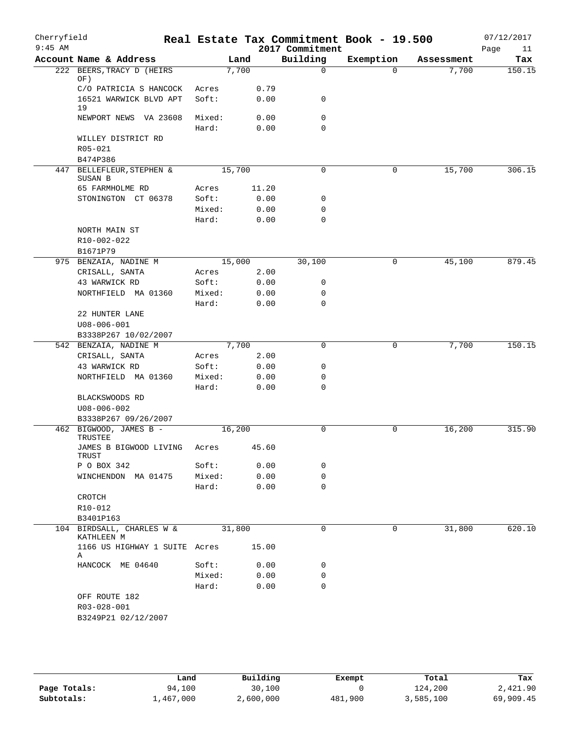# Cherryfield — Real Estate Tax Commitment Book - 19.500 — 2017 Commitment

9:45 AM — 07/12/2017

| Account | Name & Address | | Land | Building | Exemption | Assessment | Tax |
|---|---|---|---|---|---|---|---|
| 222 | BEERS, TRACY D (HEIRS OF) | | 7,700 | 0 | 0 | 7,700 | 150.15 |
| | C/O PATRICIA S HANCOCK | Acres | 0.79 | | | | |
| | 16521 WARWICK BLVD APT 19 | Soft: | 0.00 | 0 | | | |
| | NEWPORT NEWS VA 23608 | Mixed: | 0.00 | 0 | | | |
| | | Hard: | 0.00 | 0 | | | |
| | WILLEY DISTRICT RD | | | | | | |
| | R05-021 | | | | | | |
| | B474P386 | | | | | | |
| 447 | BELLEFLEUR, STEPHEN & SUSAN B | | 15,700 | 0 | 0 | 15,700 | 306.15 |
| | 65 FARMHOLME RD | Acres | 11.20 | | | | |
| | STONINGTON CT 06378 | Soft: | 0.00 | 0 | | | |
| | | Mixed: | 0.00 | 0 | | | |
| | | Hard: | 0.00 | 0 | | | |
| | NORTH MAIN ST | | | | | | |
| | R10-002-022 | | | | | | |
| | B1671P79 | | | | | | |
| 975 | BENZAIA, NADINE M | | 15,000 | 30,100 | 0 | 45,100 | 879.45 |
| | CRISALL, SANTA | Acres | 2.00 | | | | |
| | 43 WARWICK RD | Soft: | 0.00 | 0 | | | |
| | NORTHFIELD MA 01360 | Mixed: | 0.00 | 0 | | | |
| | | Hard: | 0.00 | 0 | | | |
| | 22 HUNTER LANE | | | | | | |
| | U08-006-001 | | | | | | |
| | B3338P267 10/02/2007 | | | | | | |
| 542 | BENZAIA, NADINE M | | 7,700 | 0 | 0 | 7,700 | 150.15 |
| | CRISALL, SANTA | Acres | 2.00 | | | | |
| | 43 WARWICK RD | Soft: | 0.00 | 0 | | | |
| | NORTHFIELD MA 01360 | Mixed: | 0.00 | 0 | | | |
| | | Hard: | 0.00 | 0 | | | |
| | BLACKSWOODS RD | | | | | | |
| | U08-006-002 | | | | | | |
| | B3338P267 09/26/2007 | | | | | | |
| 462 | BIGWOOD, JAMES B - TRUSTEE | | 16,200 | 0 | 0 | 16,200 | 315.90 |
| | JAMES B BIGWOOD LIVING TRUST | Acres | 45.60 | | | | |
| | P O BOX 342 | Soft: | 0.00 | 0 | | | |
| | WINCHENDON MA 01475 | Mixed: | 0.00 | 0 | | | |
| | | Hard: | 0.00 | 0 | | | |
| | CROTCH | | | | | | |
| | R10-012 | | | | | | |
| | B3401P163 | | | | | | |
| 104 | BIRDSALL, CHARLES W & KATHLEEN M | | 31,800 | 0 | 0 | 31,800 | 620.10 |
| | 1166 US HIGHWAY 1 SUITE A | Acres | 15.00 | | | | |
| | HANCOCK ME 04640 | Soft: | 0.00 | 0 | | | |
| | | Mixed: | 0.00 | 0 | | | |
| | | Hard: | 0.00 | 0 | | | |
| | OFF ROUTE 182 | | | | | | |
| | R03-028-001 | | | | | | |
| | B3249P21 02/12/2007 | | | | | | |

| | Land | Building | Exempt | Total | Tax |
|---|---|---|---|---|---|
| Page Totals: | 94,100 | 30,100 | 0 | 124,200 | 2,421.90 |
| Subtotals: | 1,467,000 | 2,600,000 | 481,900 | 3,585,100 | 69,909.45 |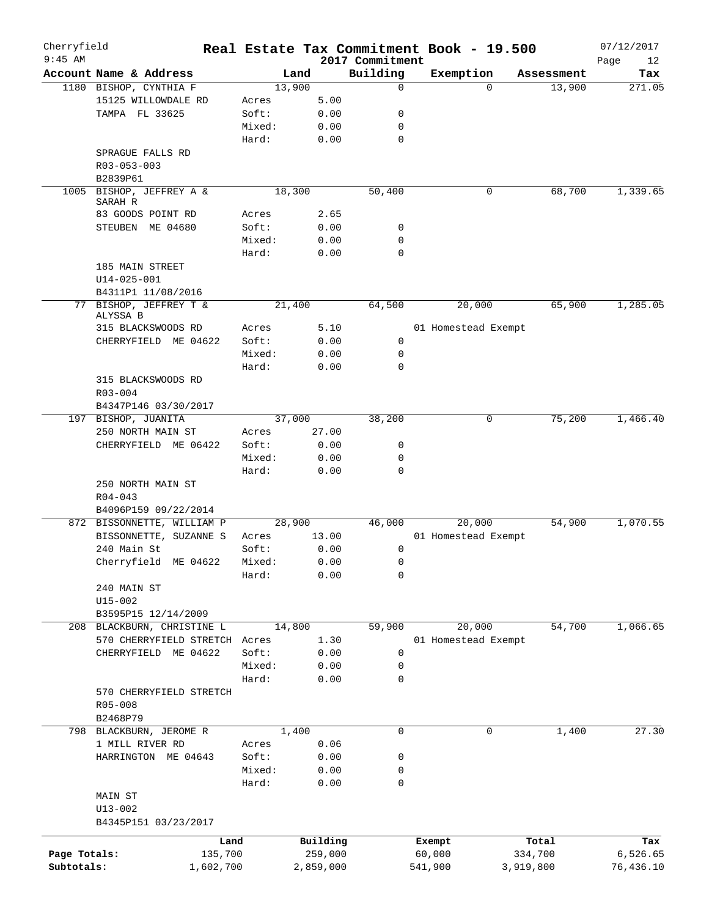Cherryfield 9:45 AM

# Real Estate Tax Commitment Book - 19.500

2017 Commitment

07/12/2017

| Account | Name & Address | | Land | Building | Exemption | Assessment | Tax |
|---|---|---|---|---|---|---|---|
| 1180 | BISHOP, CYNTHIA F | | 13,900 | 0 | 0 | 13,900 | 271.05 |
| | 15125 WILLOWDALE RD | Acres | 5.00 | | | | |
| | TAMPA FL 33625 | Soft: | 0.00 | 0 | | | |
| | | Mixed: | 0.00 | 0 | | | |
| | | Hard: | 0.00 | 0 | | | |
| | SPRAGUE FALLS RD | | | | | | |
| | R03-053-003 | | | | | | |
| | B2839P61 | | | | | | |
| 1005 | BISHOP, JEFFREY A & SARAH R | | 18,300 | 50,400 | 0 | 68,700 | 1,339.65 |
| | 83 GOODS POINT RD | Acres | 2.65 | | | | |
| | STEUBEN ME 04680 | Soft: | 0.00 | 0 | | | |
| | | Mixed: | 0.00 | 0 | | | |
| | | Hard: | 0.00 | 0 | | | |
| | 185 MAIN STREET | | | | | | |
| | U14-025-001 | | | | | | |
| | B4311P1 11/08/2016 | | | | | | |
| 77 | BISHOP, JEFFREY T & ALYSSA B | | 21,400 | 64,500 | 20,000 | 65,900 | 1,285.05 |
| | 315 BLACKSWOODS RD | Acres | 5.10 | | 01 Homestead Exempt | | |
| | CHERRYFIELD ME 04622 | Soft: | 0.00 | 0 | | | |
| | | Mixed: | 0.00 | 0 | | | |
| | | Hard: | 0.00 | 0 | | | |
| | 315 BLACKSWOODS RD | | | | | | |
| | R03-004 | | | | | | |
| | B4347P146 03/30/2017 | | | | | | |
| 197 | BISHOP, JUANITA | | 37,000 | 38,200 | 0 | 75,200 | 1,466.40 |
| | 250 NORTH MAIN ST | Acres | 27.00 | | | | |
| | CHERRYFIELD ME 06422 | Soft: | 0.00 | 0 | | | |
| | | Mixed: | 0.00 | 0 | | | |
| | | Hard: | 0.00 | 0 | | | |
| | 250 NORTH MAIN ST | | | | | | |
| | R04-043 | | | | | | |
| | B4096P159 09/22/2014 | | | | | | |
| 872 | BISSONNETTE, WILLIAM P | | 28,900 | 46,000 | 20,000 | 54,900 | 1,070.55 |
| | BISSONNETTE, SUZANNE S | Acres | 13.00 | | 01 Homestead Exempt | | |
| | 240 Main St | Soft: | 0.00 | 0 | | | |
| | Cherryfield ME 04622 | Mixed: | 0.00 | 0 | | | |
| | | Hard: | 0.00 | 0 | | | |
| | 240 MAIN ST | | | | | | |
| | U15-002 | | | | | | |
| | B3595P15 12/14/2009 | | | | | | |
| 208 | BLACKBURN, CHRISTINE L | | 14,800 | 59,900 | 20,000 | 54,700 | 1,066.65 |
| | 570 CHERRYFIELD STRETCH | Acres | 1.30 | | 01 Homestead Exempt | | |
| | CHERRYFIELD ME 04622 | Soft: | 0.00 | 0 | | | |
| | | Mixed: | 0.00 | 0 | | | |
| | | Hard: | 0.00 | 0 | | | |
| | 570 CHERRYFIELD STRETCH | | | | | | |
| | R05-008 | | | | | | |
| | B2468P79 | | | | | | |
| 798 | BLACKBURN, JEROME R | | 1,400 | 0 | 0 | 1,400 | 27.30 |
| | 1 MILL RIVER RD | Acres | 0.06 | | | | |
| | HARRINGTON ME 04643 | Soft: | 0.00 | 0 | | | |
| | | Mixed: | 0.00 | 0 | | | |
| | | Hard: | 0.00 | 0 | | | |
| | MAIN ST | | | | | | |
| | U13-002 | | | | | | |
| | B4345P151 03/23/2017 | | | | | | |

| | Land | Building | Exempt | Total | Tax |
|---|---|---|---|---|---|
| Page Totals: | 135,700 | 259,000 | 60,000 | 334,700 | 6,526.65 |
| Subtotals: | 1,602,700 | 2,859,000 | 541,900 | 3,919,800 | 76,436.10 |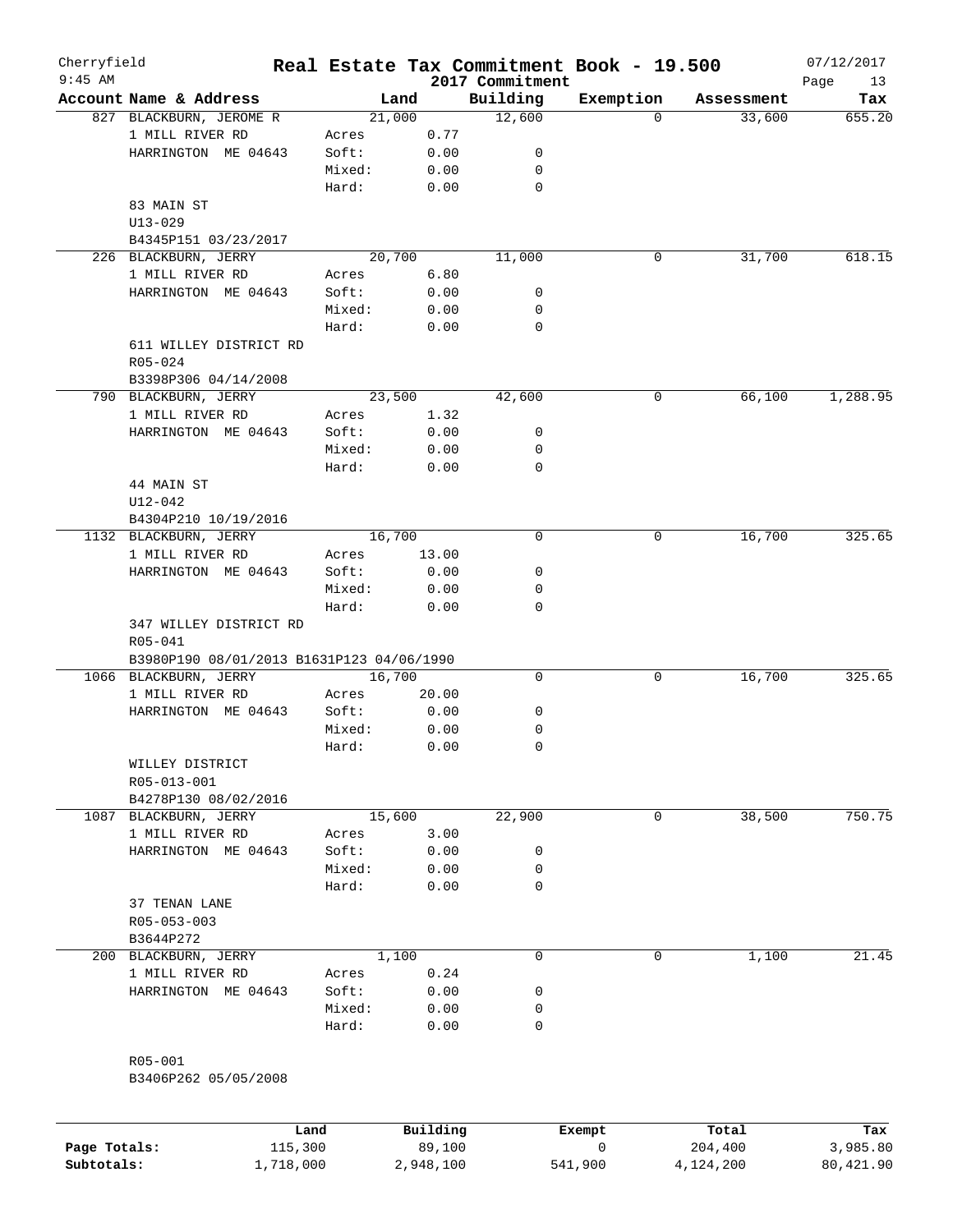Cherryfield — Real Estate Tax Commitment Book - 19.500 — 2017 Commitment — 07/12/2017 9:45 AM

| Account Name & Address | | Land | Building | Exemption | Assessment | Tax |
|---|---|---|---|---|---|---|
| 827 BLACKBURN, JEROME R | | 21,000 | 12,600 | 0 | 33,600 | 655.20 |
| 1 MILL RIVER RD | Acres | 0.77 | | | | |
| HARRINGTON ME 04643 | Soft: | 0.00 | 0 | | | |
| | Mixed: | 0.00 | 0 | | | |
| | Hard: | 0.00 | 0 | | | |
| 83 MAIN ST | | | | | | |
| U13-029 | | | | | | |
| B4345P151 03/23/2017 | | | | | | |
| 226 BLACKBURN, JERRY | | 20,700 | 11,000 | 0 | 31,700 | 618.15 |
| 1 MILL RIVER RD | Acres | 6.80 | | | | |
| HARRINGTON ME 04643 | Soft: | 0.00 | 0 | | | |
| | Mixed: | 0.00 | 0 | | | |
| | Hard: | 0.00 | 0 | | | |
| 611 WILLEY DISTRICT RD | | | | | | |
| R05-024 | | | | | | |
| B3398P306 04/14/2008 | | | | | | |
| 790 BLACKBURN, JERRY | | 23,500 | 42,600 | 0 | 66,100 | 1,288.95 |
| 1 MILL RIVER RD | Acres | 1.32 | | | | |
| HARRINGTON ME 04643 | Soft: | 0.00 | 0 | | | |
| | Mixed: | 0.00 | 0 | | | |
| | Hard: | 0.00 | 0 | | | |
| 44 MAIN ST | | | | | | |
| U12-042 | | | | | | |
| B4304P210 10/19/2016 | | | | | | |
| 1132 BLACKBURN, JERRY | | 16,700 | 0 | 0 | 16,700 | 325.65 |
| 1 MILL RIVER RD | Acres | 13.00 | | | | |
| HARRINGTON ME 04643 | Soft: | 0.00 | 0 | | | |
| | Mixed: | 0.00 | 0 | | | |
| | Hard: | 0.00 | 0 | | | |
| 347 WILLEY DISTRICT RD | | | | | | |
| R05-041 | | | | | | |
| B3980P190 08/01/2013 B1631P123 04/06/1990 | | | | | | |
| 1066 BLACKBURN, JERRY | | 16,700 | 0 | 0 | 16,700 | 325.65 |
| 1 MILL RIVER RD | Acres | 20.00 | | | | |
| HARRINGTON ME 04643 | Soft: | 0.00 | 0 | | | |
| | Mixed: | 0.00 | 0 | | | |
| | Hard: | 0.00 | 0 | | | |
| WILLEY DISTRICT | | | | | | |
| R05-013-001 | | | | | | |
| B4278P130 08/02/2016 | | | | | | |
| 1087 BLACKBURN, JERRY | | 15,600 | 22,900 | 0 | 38,500 | 750.75 |
| 1 MILL RIVER RD | Acres | 3.00 | | | | |
| HARRINGTON ME 04643 | Soft: | 0.00 | 0 | | | |
| | Mixed: | 0.00 | 0 | | | |
| | Hard: | 0.00 | 0 | | | |
| 37 TENAN LANE | | | | | | |
| R05-053-003 | | | | | | |
| B3644P272 | | | | | | |
| 200 BLACKBURN, JERRY | | 1,100 | 0 | 0 | 1,100 | 21.45 |
| 1 MILL RIVER RD | Acres | 0.24 | | | | |
| HARRINGTON ME 04643 | Soft: | 0.00 | 0 | | | |
| | Mixed: | 0.00 | 0 | | | |
| | Hard: | 0.00 | 0 | | | |
| R05-001 | | | | | | |
| B3406P262 05/05/2008 | | | | | | |

| | Land | Building | Exempt | Total | Tax |
|---|---|---|---|---|---|
| Page Totals: | 115,300 | 89,100 | 0 | 204,400 | 3,985.80 |
| Subtotals: | 1,718,000 | 2,948,100 | 541,900 | 4,124,200 | 80,421.90 |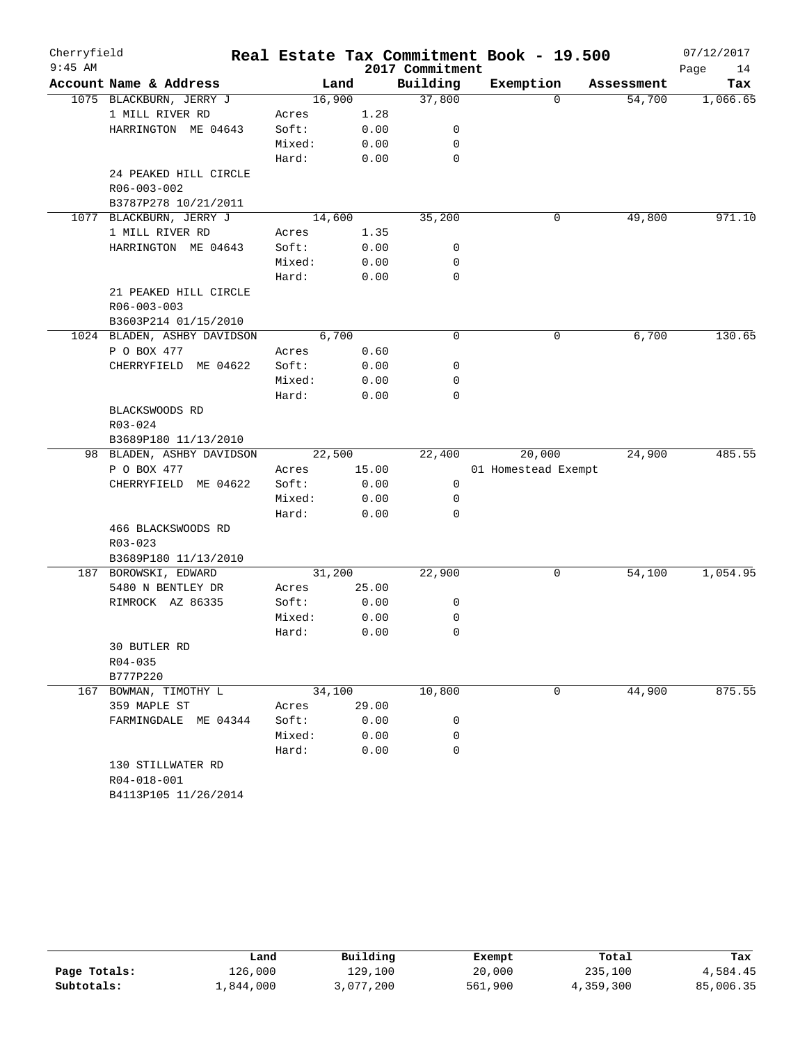# Cherryfield — Real Estate Tax Commitment Book - 19.500

2017 Commitment — 9:45 AM — 07/12/2017

| Account | Name & Address | Land | | Building | Exemption | Assessment | Tax |
|---|---|---|---|---|---|---|---|
| 1075 | BLACKBURN, JERRY J | 16,900 | | 37,800 | 0 | 54,700 | 1,066.65 |
| | 1 MILL RIVER RD | Acres | 1.28 | | | | |
| | HARRINGTON ME 04643 | Soft: | 0.00 | 0 | | | |
| | | Mixed: | 0.00 | 0 | | | |
| | | Hard: | 0.00 | 0 | | | |
| | 24 PEAKED HILL CIRCLE | | | | | | |
| | R06-003-002 | | | | | | |
| | B3787P278 10/21/2011 | | | | | | |
| 1077 | BLACKBURN, JERRY J | 14,600 | | 35,200 | 0 | 49,800 | 971.10 |
| | 1 MILL RIVER RD | Acres | 1.35 | | | | |
| | HARRINGTON ME 04643 | Soft: | 0.00 | 0 | | | |
| | | Mixed: | 0.00 | 0 | | | |
| | | Hard: | 0.00 | 0 | | | |
| | 21 PEAKED HILL CIRCLE | | | | | | |
| | R06-003-003 | | | | | | |
| | B3603P214 01/15/2010 | | | | | | |
| 1024 | BLADEN, ASHBY DAVIDSON | 6,700 | | 0 | 0 | 6,700 | 130.65 |
| | P O BOX 477 | Acres | 0.60 | | | | |
| | CHERRYFIELD ME 04622 | Soft: | 0.00 | 0 | | | |
| | | Mixed: | 0.00 | 0 | | | |
| | | Hard: | 0.00 | 0 | | | |
| | BLACKSWOODS RD | | | | | | |
| | R03-024 | | | | | | |
| | B3689P180 11/13/2010 | | | | | | |
| 98 | BLADEN, ASHBY DAVIDSON | 22,500 | | 22,400 | 20,000 | 24,900 | 485.55 |
| | P O BOX 477 | Acres | 15.00 | | 01 Homestead Exempt | | |
| | CHERRYFIELD ME 04622 | Soft: | 0.00 | 0 | | | |
| | | Mixed: | 0.00 | 0 | | | |
| | | Hard: | 0.00 | 0 | | | |
| | 466 BLACKSWOODS RD | | | | | | |
| | R03-023 | | | | | | |
| | B3689P180 11/13/2010 | | | | | | |
| 187 | BOROWSKI, EDWARD | 31,200 | | 22,900 | 0 | 54,100 | 1,054.95 |
| | 5480 N BENTLEY DR | Acres | 25.00 | | | | |
| | RIMROCK AZ 86335 | Soft: | 0.00 | 0 | | | |
| | | Mixed: | 0.00 | 0 | | | |
| | | Hard: | 0.00 | 0 | | | |
| | 30 BUTLER RD | | | | | | |
| | R04-035 | | | | | | |
| | B777P220 | | | | | | |
| 167 | BOWMAN, TIMOTHY L | 34,100 | | 10,800 | 0 | 44,900 | 875.55 |
| | 359 MAPLE ST | Acres | 29.00 | | | | |
| | FARMINGDALE ME 04344 | Soft: | 0.00 | 0 | | | |
| | | Mixed: | 0.00 | 0 | | | |
| | | Hard: | 0.00 | 0 | | | |
| | 130 STILLWATER RD | | | | | | |
| | R04-018-001 | | | | | | |
| | B4113P105 11/26/2014 | | | | | | |

| | Land | Building | Exempt | Total | Tax |
|---|---|---|---|---|---|
| Page Totals: | 126,000 | 129,100 | 20,000 | 235,100 | 4,584.45 |
| Subtotals: | 1,844,000 | 3,077,200 | 561,900 | 4,359,300 | 85,006.35 |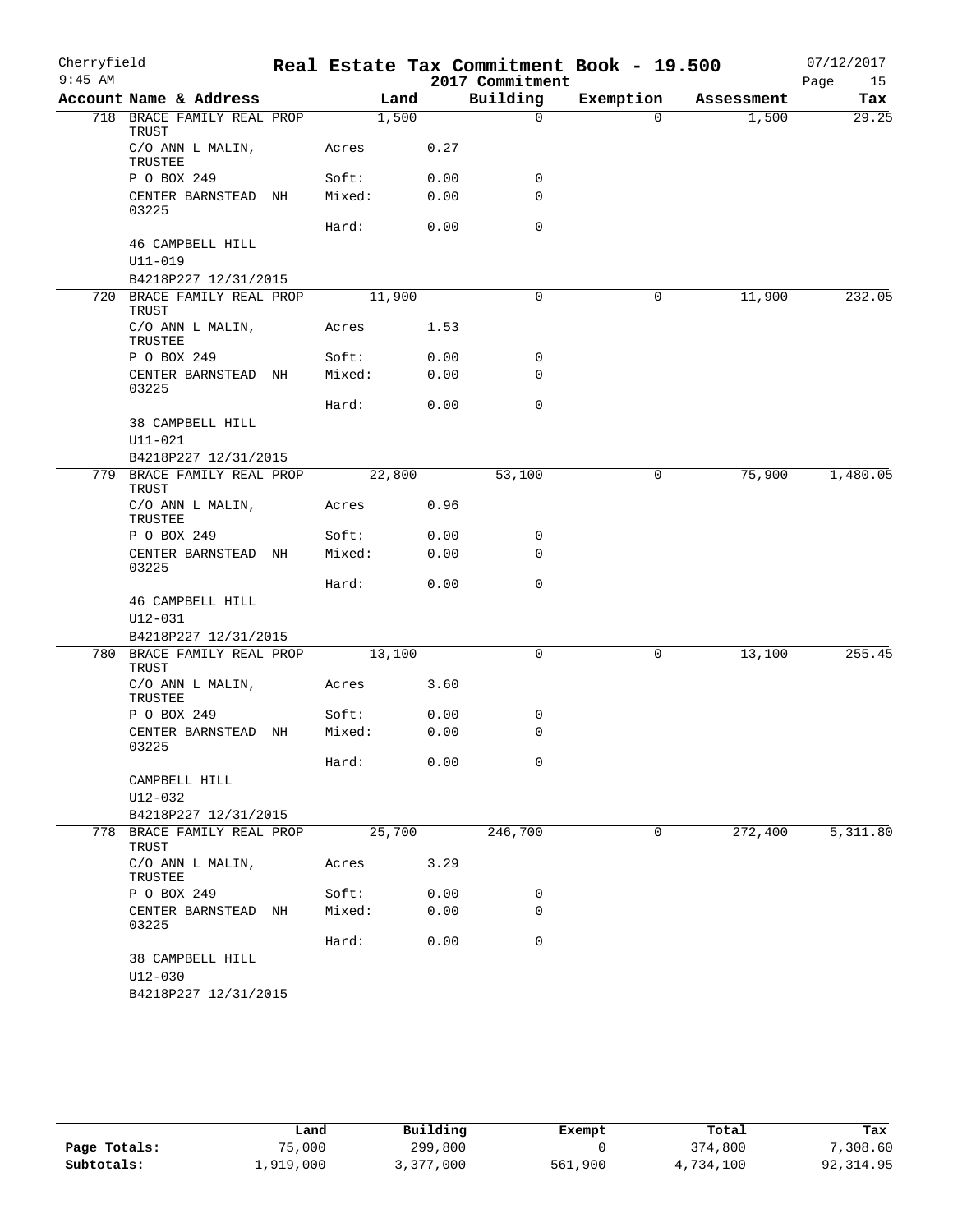# Real Estate Tax Commitment Book - 19.500

Cherryfield — 2017 Commitment — 07/12/2017 — 9:45 AM

| Account Name & Address | Land | | Building | Exemption | Assessment | Tax |
|---|---|---|---|---|---|---|
| 718 BRACE FAMILY REAL PROP TRUST | 1,500 | | 0 | 0 | 1,500 | 29.25 |
| C/O ANN L MALIN, TRUSTEE | Acres | 0.27 | | | | |
| P O BOX 249 | Soft: | 0.00 | 0 | | | |
| CENTER BARNSTEAD NH 03225 | Mixed: | 0.00 | 0 | | | |
| | Hard: | 0.00 | 0 | | | |
| 46 CAMPBELL HILL | | | | | | |
| U11-019 | | | | | | |
| B4218P227 12/31/2015 | | | | | | |
| 720 BRACE FAMILY REAL PROP TRUST | 11,900 | | 0 | 0 | 11,900 | 232.05 |
| C/O ANN L MALIN, TRUSTEE | Acres | 1.53 | | | | |
| P O BOX 249 | Soft: | 0.00 | 0 | | | |
| CENTER BARNSTEAD NH 03225 | Mixed: | 0.00 | 0 | | | |
| | Hard: | 0.00 | 0 | | | |
| 38 CAMPBELL HILL | | | | | | |
| U11-021 | | | | | | |
| B4218P227 12/31/2015 | | | | | | |
| 779 BRACE FAMILY REAL PROP TRUST | 22,800 | | 53,100 | 0 | 75,900 | 1,480.05 |
| C/O ANN L MALIN, TRUSTEE | Acres | 0.96 | | | | |
| P O BOX 249 | Soft: | 0.00 | 0 | | | |
| CENTER BARNSTEAD NH 03225 | Mixed: | 0.00 | 0 | | | |
| | Hard: | 0.00 | 0 | | | |
| 46 CAMPBELL HILL | | | | | | |
| U12-031 | | | | | | |
| B4218P227 12/31/2015 | | | | | | |
| 780 BRACE FAMILY REAL PROP TRUST | 13,100 | | 0 | 0 | 13,100 | 255.45 |
| C/O ANN L MALIN, TRUSTEE | Acres | 3.60 | | | | |
| P O BOX 249 | Soft: | 0.00 | 0 | | | |
| CENTER BARNSTEAD NH 03225 | Mixed: | 0.00 | 0 | | | |
| | Hard: | 0.00 | 0 | | | |
| CAMPBELL HILL | | | | | | |
| U12-032 | | | | | | |
| B4218P227 12/31/2015 | | | | | | |
| 778 BRACE FAMILY REAL PROP TRUST | 25,700 | | 246,700 | 0 | 272,400 | 5,311.80 |
| C/O ANN L MALIN, TRUSTEE | Acres | 3.29 | | | | |
| P O BOX 249 | Soft: | 0.00 | 0 | | | |
| CENTER BARNSTEAD NH 03225 | Mixed: | 0.00 | 0 | | | |
| | Hard: | 0.00 | 0 | | | |
| 38 CAMPBELL HILL | | | | | | |
| U12-030 | | | | | | |
| B4218P227 12/31/2015 | | | | | | |

| | Land | Building | Exempt | Total | Tax |
|---|---|---|---|---|---|
| Page Totals: | 75,000 | 299,800 | 0 | 374,800 | 7,308.60 |
| Subtotals: | 1,919,000 | 3,377,000 | 561,900 | 4,734,100 | 92,314.95 |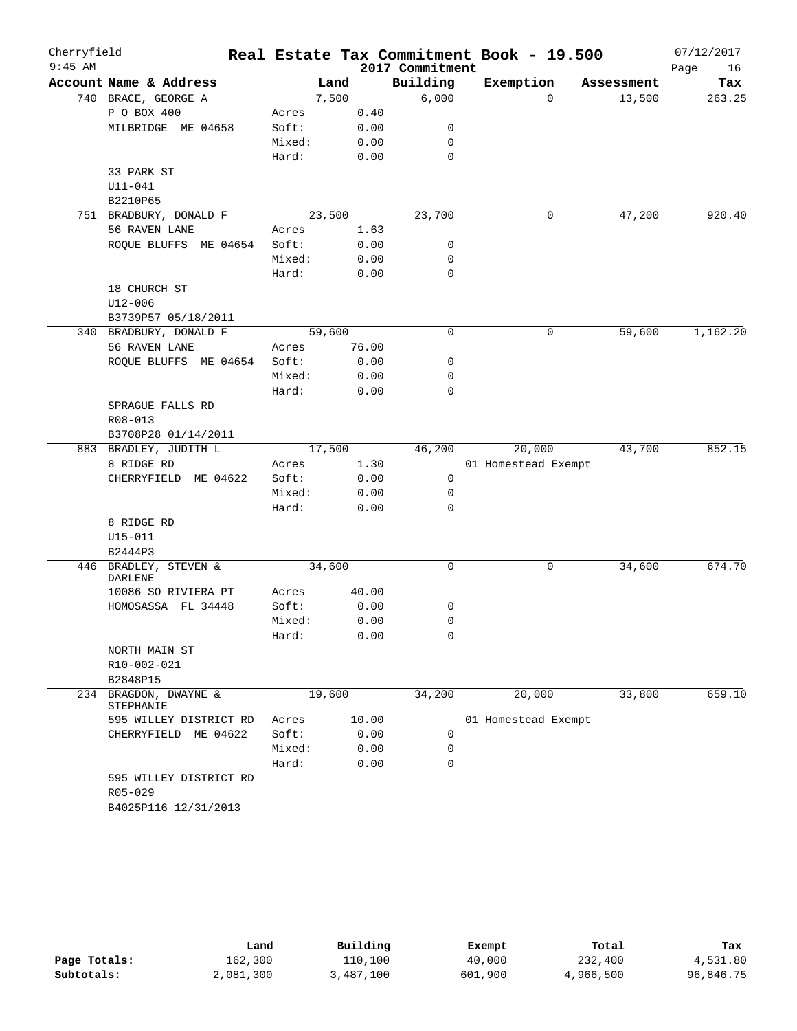# Real Estate Tax Commitment Book - 19.500

Cherryfield
9:45 AM

2017 Commitment

07/12/2017

| Account Name & Address | | Land | Building | Exemption | Assessment | Tax |
|---|---|---|---|---|---|---|
| 740 BRACE, GEORGE A | | 7,500 | 6,000 | 0 | 13,500 | 263.25 |
| P O BOX 400 | Acres | 0.40 | | | | |
| MILBRIDGE ME 04658 | Soft: | 0.00 | 0 | | | |
| | Mixed: | 0.00 | 0 | | | |
| | Hard: | 0.00 | 0 | | | |
| 33 PARK ST | | | | | | |
| U11-041 | | | | | | |
| B2210P65 | | | | | | |
| 751 BRADBURY, DONALD F | | 23,500 | 23,700 | 0 | 47,200 | 920.40 |
| 56 RAVEN LANE | Acres | 1.63 | | | | |
| ROQUE BLUFFS ME 04654 | Soft: | 0.00 | 0 | | | |
| | Mixed: | 0.00 | 0 | | | |
| | Hard: | 0.00 | 0 | | | |
| 18 CHURCH ST | | | | | | |
| U12-006 | | | | | | |
| B3739P57 05/18/2011 | | | | | | |
| 340 BRADBURY, DONALD F | | 59,600 | 0 | 0 | 59,600 | 1,162.20 |
| 56 RAVEN LANE | Acres | 76.00 | | | | |
| ROQUE BLUFFS ME 04654 | Soft: | 0.00 | 0 | | | |
| | Mixed: | 0.00 | 0 | | | |
| | Hard: | 0.00 | 0 | | | |
| SPRAGUE FALLS RD | | | | | | |
| R08-013 | | | | | | |
| B3708P28 01/14/2011 | | | | | | |
| 883 BRADLEY, JUDITH L | | 17,500 | 46,200 | 20,000 | 43,700 | 852.15 |
| 8 RIDGE RD | Acres | 1.30 | | 01 Homestead Exempt | | |
| CHERRYFIELD ME 04622 | Soft: | 0.00 | 0 | | | |
| | Mixed: | 0.00 | 0 | | | |
| | Hard: | 0.00 | 0 | | | |
| 8 RIDGE RD | | | | | | |
| U15-011 | | | | | | |
| B2444P3 | | | | | | |
| 446 BRADLEY, STEVEN & DARLENE | | 34,600 | 0 | 0 | 34,600 | 674.70 |
| 10086 SO RIVIERA PT | Acres | 40.00 | | | | |
| HOMOSASSA FL 34448 | Soft: | 0.00 | 0 | | | |
| | Mixed: | 0.00 | 0 | | | |
| | Hard: | 0.00 | 0 | | | |
| NORTH MAIN ST | | | | | | |
| R10-002-021 | | | | | | |
| B2848P15 | | | | | | |
| 234 BRAGDON, DWAYNE & STEPHANIE | | 19,600 | 34,200 | 20,000 | 33,800 | 659.10 |
| 595 WILLEY DISTRICT RD | Acres | 10.00 | | 01 Homestead Exempt | | |
| CHERRYFIELD ME 04622 | Soft: | 0.00 | 0 | | | |
| | Mixed: | 0.00 | 0 | | | |
| | Hard: | 0.00 | 0 | | | |
| 595 WILLEY DISTRICT RD | | | | | | |
| R05-029 | | | | | | |
| B4025P116 12/31/2013 | | | | | | |

| | Land | Building | Exempt | Total | Tax |
|---|---|---|---|---|---|
| Page Totals: | 162,300 | 110,100 | 40,000 | 232,400 | 4,531.80 |
| Subtotals: | 2,081,300 | 3,487,100 | 601,900 | 4,966,500 | 96,846.75 |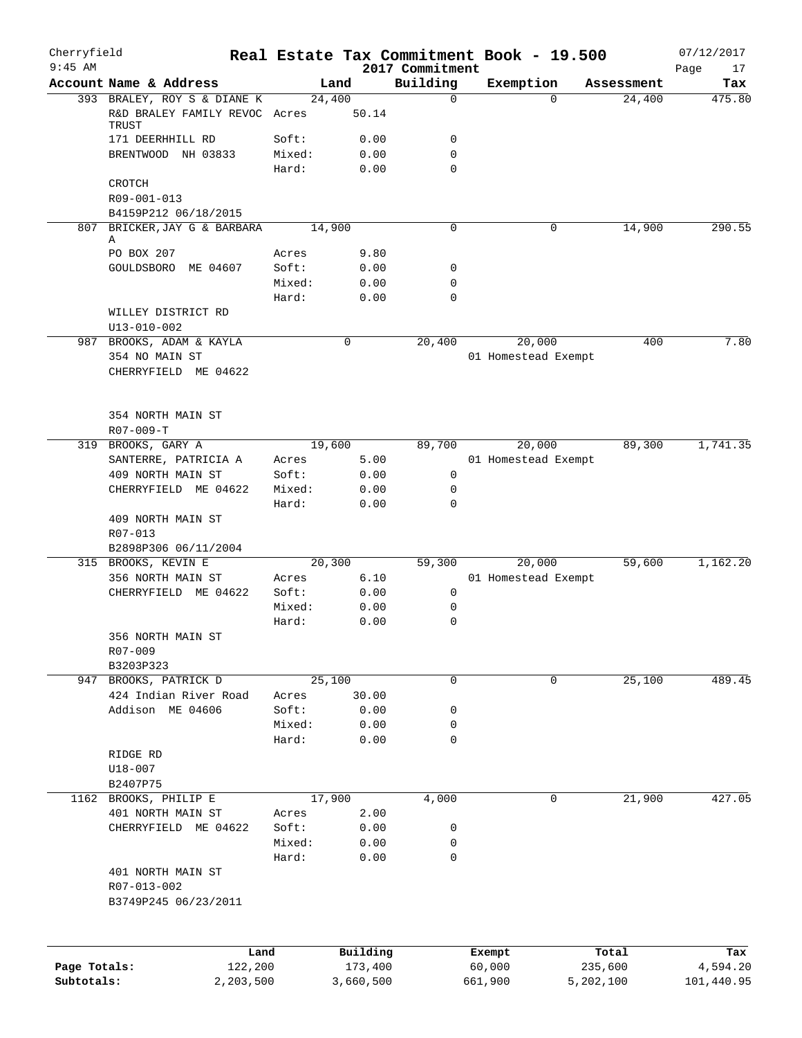# Cherryfield — Real Estate Tax Commitment Book - 19.500

2017 Commitment

| Account | Name & Address | Land | | Building | Exemption | Assessment | Tax |
|---|---|---|---|---|---|---|---|
| 393 | BRALEY, ROY S & DIANE K | 24,400 | | 0 | 0 | 24,400 | 475.80 |
| | R&D BRALEY FAMILY REVOC TRUST | Acres | 50.14 | | | | |
| | 171 DEERHHILL RD | Soft: | 0.00 | 0 | | | |
| | BRENTWOOD NH 03833 | Mixed: | 0.00 | 0 | | | |
| | | Hard: | 0.00 | 0 | | | |
| | CROTCH | | | | | | |
| | R09-001-013 | | | | | | |
| | B4159P212 06/18/2015 | | | | | | |
| 807 | BRICKER, JAY G & BARBARA A | 14,900 | | 0 | 0 | 14,900 | 290.55 |
| | PO BOX 207 | Acres | 9.80 | | | | |
| | GOULDSBORO ME 04607 | Soft: | 0.00 | 0 | | | |
| | | Mixed: | 0.00 | 0 | | | |
| | | Hard: | 0.00 | 0 | | | |
| | WILLEY DISTRICT RD | | | | | | |
| | U13-010-002 | | | | | | |
| 987 | BROOKS, ADAM & KAYLA | 0 | | 20,400 | 20,000 | 400 | 7.80 |
| | 354 NO MAIN ST | | | | 01 Homestead Exempt | | |
| | CHERRYFIELD ME 04622 | | | | | | |
| | 354 NORTH MAIN ST | | | | | | |
| | R07-009-T | | | | | | |
| 319 | BROOKS, GARY A | 19,600 | | 89,700 | 20,000 | 89,300 | 1,741.35 |
| | SANTERRE, PATRICIA A | Acres | 5.00 | | 01 Homestead Exempt | | |
| | 409 NORTH MAIN ST | Soft: | 0.00 | 0 | | | |
| | CHERRYFIELD ME 04622 | Mixed: | 0.00 | 0 | | | |
| | | Hard: | 0.00 | 0 | | | |
| | 409 NORTH MAIN ST | | | | | | |
| | R07-013 | | | | | | |
| | B2898P306 06/11/2004 | | | | | | |
| 315 | BROOKS, KEVIN E | 20,300 | | 59,300 | 20,000 | 59,600 | 1,162.20 |
| | 356 NORTH MAIN ST | Acres | 6.10 | | 01 Homestead Exempt | | |
| | CHERRYFIELD ME 04622 | Soft: | 0.00 | 0 | | | |
| | | Mixed: | 0.00 | 0 | | | |
| | | Hard: | 0.00 | 0 | | | |
| | 356 NORTH MAIN ST | | | | | | |
| | R07-009 | | | | | | |
| | B3203P323 | | | | | | |
| 947 | BROOKS, PATRICK D | 25,100 | | 0 | 0 | 25,100 | 489.45 |
| | 424 Indian River Road | Acres | 30.00 | | | | |
| | Addison ME 04606 | Soft: | 0.00 | 0 | | | |
| | | Mixed: | 0.00 | 0 | | | |
| | | Hard: | 0.00 | 0 | | | |
| | RIDGE RD | | | | | | |
| | U18-007 | | | | | | |
| | B2407P75 | | | | | | |
| 1162 | BROOKS, PHILIP E | 17,900 | | 4,000 | 0 | 21,900 | 427.05 |
| | 401 NORTH MAIN ST | Acres | 2.00 | | | | |
| | CHERRYFIELD ME 04622 | Soft: | 0.00 | 0 | | | |
| | | Mixed: | 0.00 | 0 | | | |
| | | Hard: | 0.00 | 0 | | | |
| | 401 NORTH MAIN ST | | | | | | |
| | R07-013-002 | | | | | | |
| | B3749P245 06/23/2011 | | | | | | |

| | Land | Building | Exempt | Total | Tax |
|---|---|---|---|---|---|
| Page Totals: | 122,200 | 173,400 | 60,000 | 235,600 | 4,594.20 |
| Subtotals: | 2,203,500 | 3,660,500 | 661,900 | 5,202,100 | 101,440.95 |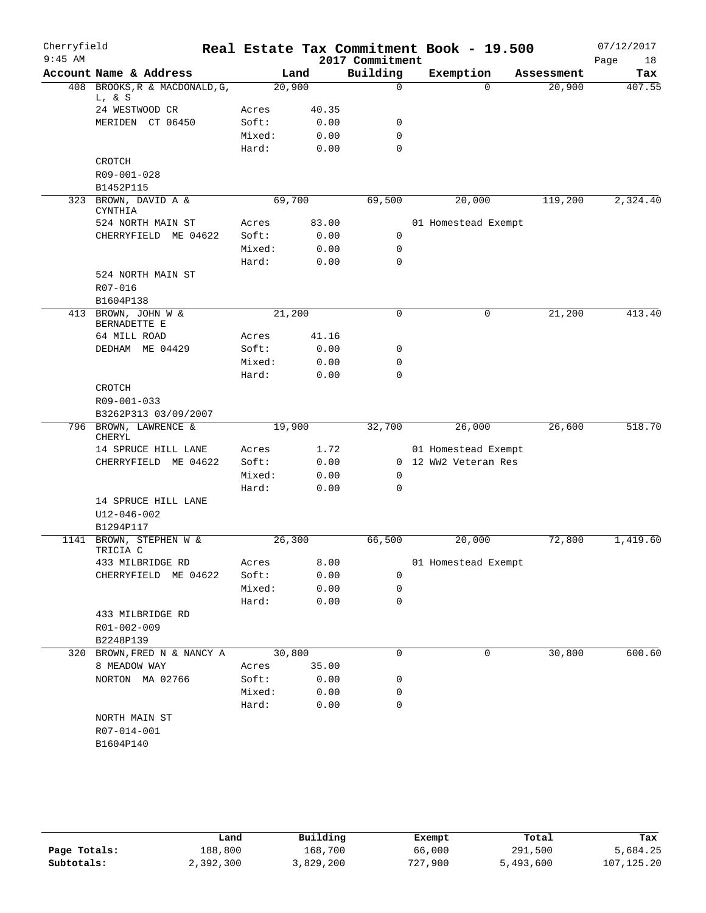# Cherryfield — Real Estate Tax Commitment Book - 19.500

9:45 AM — 2017 Commitment — 07/12/2017

| Account | Name & Address | | Land | Building | Exemption | Assessment | Tax |
|---|---|---|---|---|---|---|---|
| 408 | BROOKS,R & MACDONALD,G, L, & S | | 20,900 | 0 | 0 | 20,900 | 407.55 |
| | 24 WESTWOOD CR | Acres | 40.35 | | | | |
| | MERIDEN CT 06450 | Soft: | 0.00 | 0 | | | |
| | | Mixed: | 0.00 | 0 | | | |
| | | Hard: | 0.00 | 0 | | | |
| | CROTCH | | | | | | |
| | R09-001-028 | | | | | | |
| | B1452P115 | | | | | | |
| 323 | BROWN, DAVID A & CYNTHIA | | 69,700 | 69,500 | 20,000 | 119,200 | 2,324.40 |
| | 524 NORTH MAIN ST | Acres | 83.00 | | 01 Homestead Exempt | | |
| | CHERRYFIELD ME 04622 | Soft: | 0.00 | 0 | | | |
| | | Mixed: | 0.00 | 0 | | | |
| | | Hard: | 0.00 | 0 | | | |
| | 524 NORTH MAIN ST | | | | | | |
| | R07-016 | | | | | | |
| | B1604P138 | | | | | | |
| 413 | BROWN, JOHN W & BERNADETTE E | | 21,200 | 0 | 0 | 21,200 | 413.40 |
| | 64 MILL ROAD | Acres | 41.16 | | | | |
| | DEDHAM ME 04429 | Soft: | 0.00 | 0 | | | |
| | | Mixed: | 0.00 | 0 | | | |
| | | Hard: | 0.00 | 0 | | | |
| | CROTCH | | | | | | |
| | R09-001-033 | | | | | | |
| | B3262P313 03/09/2007 | | | | | | |
| 796 | BROWN, LAWRENCE & CHERYL | | 19,900 | 32,700 | 26,000 | 26,600 | 518.70 |
| | 14 SPRUCE HILL LANE | Acres | 1.72 | | 01 Homestead Exempt | | |
| | CHERRYFIELD ME 04622 | Soft: | 0.00 | 0 | 12 WW2 Veteran Res | | |
| | | Mixed: | 0.00 | 0 | | | |
| | | Hard: | 0.00 | 0 | | | |
| | 14 SPRUCE HILL LANE | | | | | | |
| | U12-046-002 | | | | | | |
| | B1294P117 | | | | | | |
| 1141 | BROWN, STEPHEN W & TRICIA C | | 26,300 | 66,500 | 20,000 | 72,800 | 1,419.60 |
| | 433 MILBRIDGE RD | Acres | 8.00 | | 01 Homestead Exempt | | |
| | CHERRYFIELD ME 04622 | Soft: | 0.00 | 0 | | | |
| | | Mixed: | 0.00 | 0 | | | |
| | | Hard: | 0.00 | 0 | | | |
| | 433 MILBRIDGE RD | | | | | | |
| | R01-002-009 | | | | | | |
| | B2248P139 | | | | | | |
| 320 | BROWN,FRED N & NANCY A | | 30,800 | 0 | 0 | 30,800 | 600.60 |
| | 8 MEADOW WAY | Acres | 35.00 | | | | |
| | NORTON MA 02766 | Soft: | 0.00 | 0 | | | |
| | | Mixed: | 0.00 | 0 | | | |
| | | Hard: | 0.00 | 0 | | | |
| | NORTH MAIN ST | | | | | | |
| | R07-014-001 | | | | | | |
| | B1604P140 | | | | | | |

| | Land | Building | Exempt | Total | Tax |
|---|---|---|---|---|---|
| Page Totals: | 188,800 | 168,700 | 66,000 | 291,500 | 5,684.25 |
| Subtotals: | 2,392,300 | 3,829,200 | 727,900 | 5,493,600 | 107,125.20 |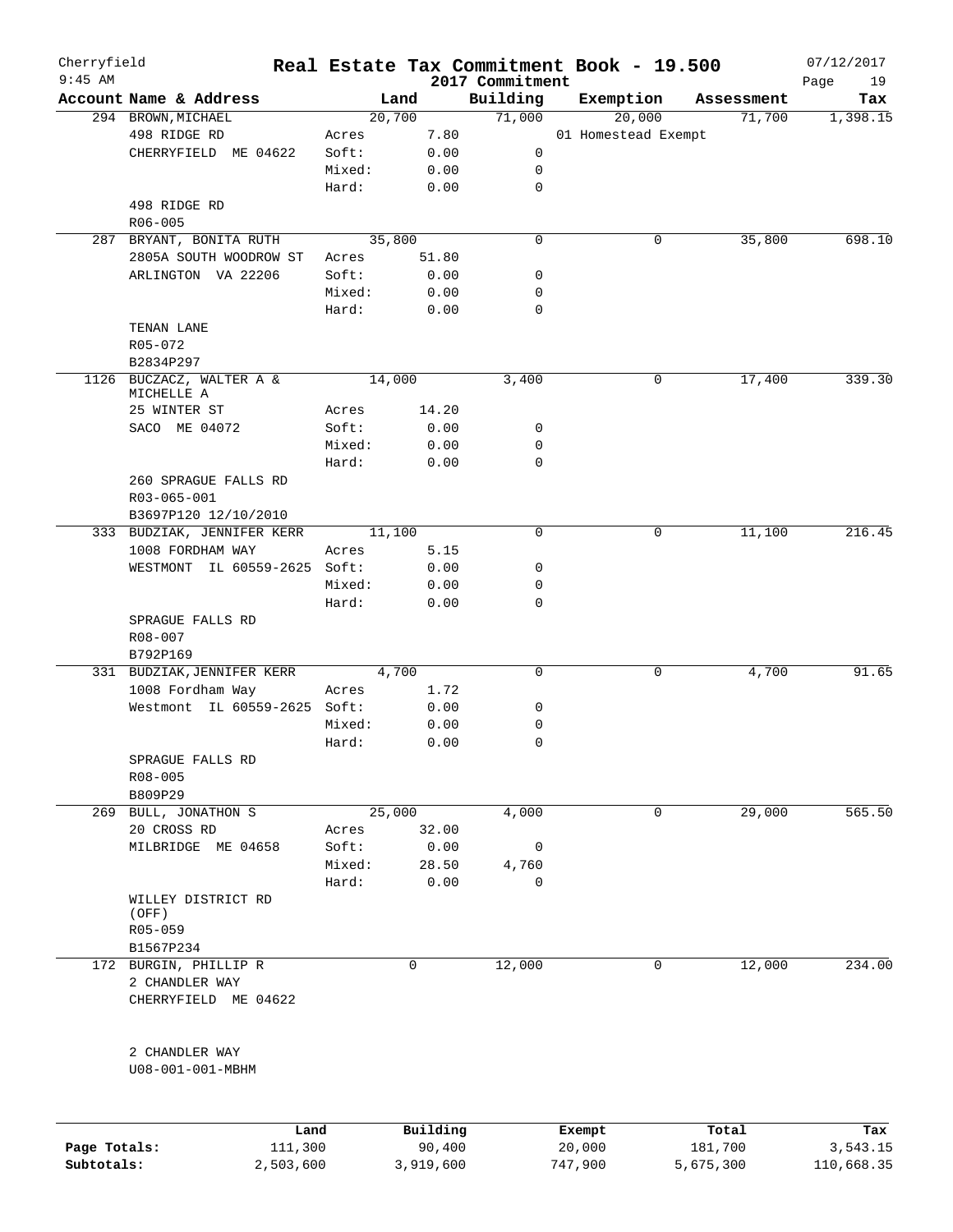Cherryfield 9:45 AM

# Real Estate Tax Commitment Book - 19.500
## 2017 Commitment

07/12/2017

| Account Name & Address | | Land | Building | Exemption | Assessment | Tax |
|---|---|---|---|---|---|---|
| 294 BROWN, MICHAEL | | 20,700 | 71,000 | 20,000 | 71,700 | 1,398.15 |
| 498 RIDGE RD | Acres | 7.80 | | 01 Homestead Exempt | | |
| CHERRYFIELD ME 04622 | Soft: | 0.00 | 0 | | | |
| | Mixed: | 0.00 | 0 | | | |
| | Hard: | 0.00 | 0 | | | |
| 498 RIDGE RD | | | | | | |
| R06-005 | | | | | | |
| 287 BRYANT, BONITA RUTH | | 35,800 | 0 | 0 | 35,800 | 698.10 |
| 2805A SOUTH WOODROW ST | Acres | 51.80 | | | | |
| ARLINGTON VA 22206 | Soft: | 0.00 | 0 | | | |
| | Mixed: | 0.00 | 0 | | | |
| | Hard: | 0.00 | 0 | | | |
| TENAN LANE | | | | | | |
| R05-072 | | | | | | |
| B2834P297 | | | | | | |
| 1126 BUCZACZ, WALTER A & MICHELLE A | | 14,000 | 3,400 | 0 | 17,400 | 339.30 |
| 25 WINTER ST | Acres | 14.20 | | | | |
| SACO ME 04072 | Soft: | 0.00 | 0 | | | |
| | Mixed: | 0.00 | 0 | | | |
| | Hard: | 0.00 | 0 | | | |
| 260 SPRAGUE FALLS RD | | | | | | |
| R03-065-001 | | | | | | |
| B3697P120 12/10/2010 | | | | | | |
| 333 BUDZIAK, JENNIFER KERR | | 11,100 | 0 | 0 | 11,100 | 216.45 |
| 1008 FORDHAM WAY | Acres | 5.15 | | | | |
| WESTMONT IL 60559-2625 | Soft: | 0.00 | 0 | | | |
| | Mixed: | 0.00 | 0 | | | |
| | Hard: | 0.00 | 0 | | | |
| SPRAGUE FALLS RD | | | | | | |
| R08-007 | | | | | | |
| B792P169 | | | | | | |
| 331 BUDZIAK, JENNIFER KERR | | 4,700 | 0 | 0 | 4,700 | 91.65 |
| 1008 Fordham Way | Acres | 1.72 | | | | |
| Westmont IL 60559-2625 | Soft: | 0.00 | 0 | | | |
| | Mixed: | 0.00 | 0 | | | |
| | Hard: | 0.00 | 0 | | | |
| SPRAGUE FALLS RD | | | | | | |
| R08-005 | | | | | | |
| B809P29 | | | | | | |
| 269 BULL, JONATHON S | | 25,000 | 4,000 | 0 | 29,000 | 565.50 |
| 20 CROSS RD | Acres | 32.00 | | | | |
| MILBRIDGE ME 04658 | Soft: | 0.00 | 0 | | | |
| | Mixed: | 28.50 | 4,760 | | | |
| | Hard: | 0.00 | 0 | | | |
| WILLEY DISTRICT RD (OFF) | | | | | | |
| R05-059 | | | | | | |
| B1567P234 | | | | | | |
| 172 BURGIN, PHILLIP R | | 0 | 12,000 | 0 | 12,000 | 234.00 |
| 2 CHANDLER WAY | | | | | | |
| CHERRYFIELD ME 04622 | | | | | | |
| 2 CHANDLER WAY | | | | | | |
| U08-001-001-MBHM | | | | | | |

| | Land | Building | Exempt | Total | Tax |
|---|---|---|---|---|---|
| Page Totals: | 111,300 | 90,400 | 20,000 | 181,700 | 3,543.15 |
| Subtotals: | 2,503,600 | 3,919,600 | 747,900 | 5,675,300 | 110,668.35 |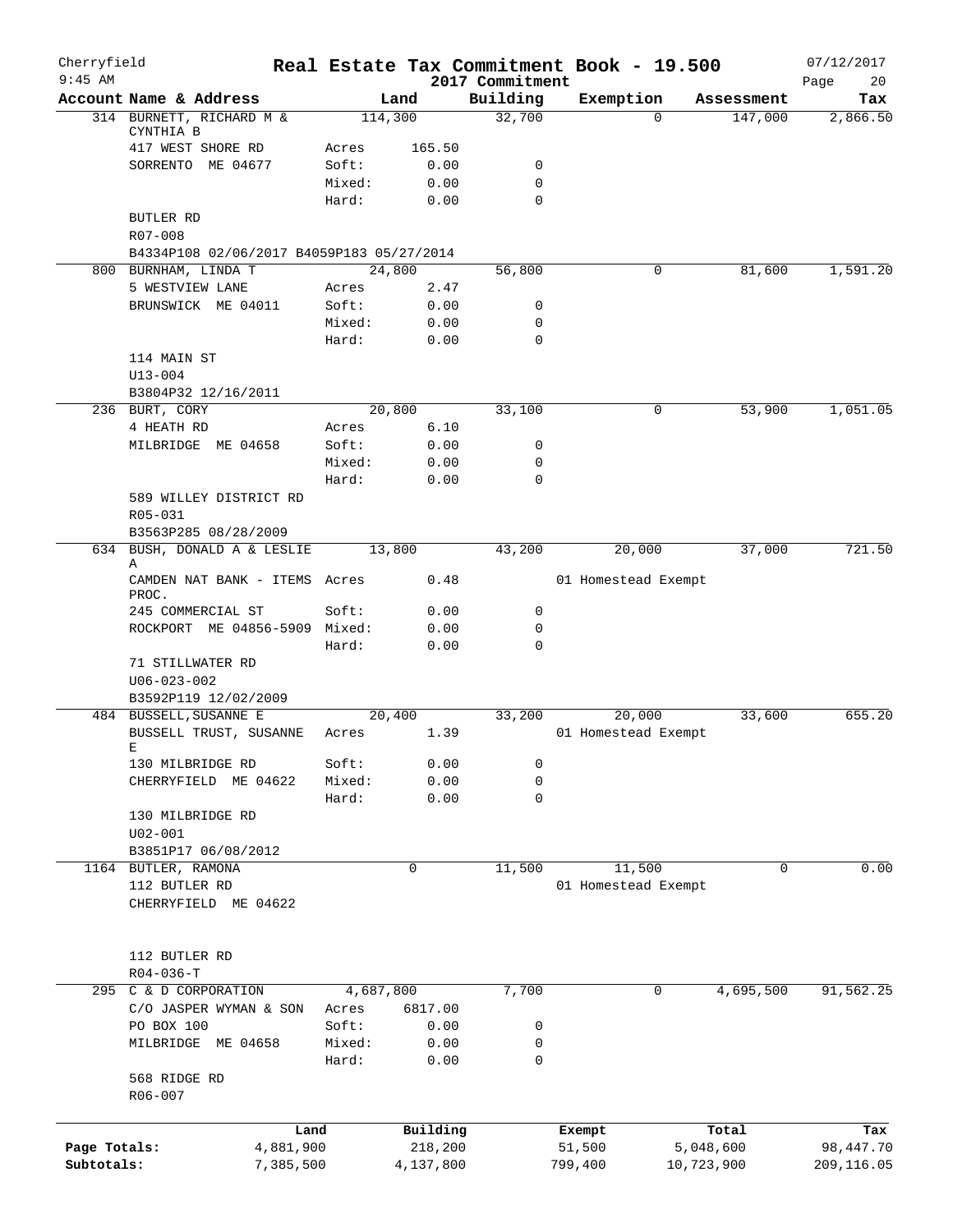# Real Estate Tax Commitment Book - 19.500

Cherryfield
9:45 AM

2017 Commitment

07/12/2017

| Account Name & Address | | Land | Building | Exemption | Assessment | Tax |
|---|---|---|---|---|---|---|
| 314 BURNETT, RICHARD M & CYNTHIA B | | 114,300 | 32,700 | 0 | 147,000 | 2,866.50 |
| 417 WEST SHORE RD | Acres | 165.50 | | | | |
| SORRENTO ME 04677 | Soft: | 0.00 | 0 | | | |
| | Mixed: | 0.00 | 0 | | | |
| | Hard: | 0.00 | 0 | | | |
| BUTLER RD | | | | | | |
| R07-008 | | | | | | |
| B4334P108 02/06/2017 B4059P183 05/27/2014 | | | | | | |
| 800 BURNHAM, LINDA T | | 24,800 | 56,800 | 0 | 81,600 | 1,591.20 |
| 5 WESTVIEW LANE | Acres | 2.47 | | | | |
| BRUNSWICK ME 04011 | Soft: | 0.00 | 0 | | | |
| | Mixed: | 0.00 | 0 | | | |
| | Hard: | 0.00 | 0 | | | |
| 114 MAIN ST | | | | | | |
| U13-004 | | | | | | |
| B3804P32 12/16/2011 | | | | | | |
| 236 BURT, CORY | | 20,800 | 33,100 | 0 | 53,900 | 1,051.05 |
| 4 HEATH RD | Acres | 6.10 | | | | |
| MILBRIDGE ME 04658 | Soft: | 0.00 | 0 | | | |
| | Mixed: | 0.00 | 0 | | | |
| | Hard: | 0.00 | 0 | | | |
| 589 WILLEY DISTRICT RD | | | | | | |
| R05-031 | | | | | | |
| B3563P285 08/28/2009 | | | | | | |
| 634 BUSH, DONALD A & LESLIE A | | 13,800 | 43,200 | 20,000 | 37,000 | 721.50 |
| CAMDEN NAT BANK - ITEMS PROC. | Acres | 0.48 | | 01 Homestead Exempt | | |
| 245 COMMERCIAL ST | Soft: | 0.00 | 0 | | | |
| ROCKPORT ME 04856-5909 | Mixed: | 0.00 | 0 | | | |
| | Hard: | 0.00 | 0 | | | |
| 71 STILLWATER RD | | | | | | |
| U06-023-002 | | | | | | |
| B3592P119 12/02/2009 | | | | | | |
| 484 BUSSELL, SUSANNE E | | 20,400 | 33,200 | 20,000 | 33,600 | 655.20 |
| BUSSELL TRUST, SUSANNE E | Acres | 1.39 | | 01 Homestead Exempt | | |
| 130 MILBRIDGE RD | Soft: | 0.00 | 0 | | | |
| CHERRYFIELD ME 04622 | Mixed: | 0.00 | 0 | | | |
| | Hard: | 0.00 | 0 | | | |
| 130 MILBRIDGE RD | | | | | | |
| U02-001 | | | | | | |
| B3851P17 06/08/2012 | | | | | | |
| 1164 BUTLER, RAMONA | | 0 | 11,500 | 11,500 | 0 | 0.00 |
| 112 BUTLER RD | | | | 01 Homestead Exempt | | |
| CHERRYFIELD ME 04622 | | | | | | |
| 112 BUTLER RD | | | | | | |
| R04-036-T | | | | | | |
| 295 C & D CORPORATION | | 4,687,800 | 7,700 | 0 | 4,695,500 | 91,562.25 |
| C/O JASPER WYMAN & SON | Acres | 6817.00 | | | | |
| PO BOX 100 | Soft: | 0.00 | 0 | | | |
| MILBRIDGE ME 04658 | Mixed: | 0.00 | 0 | | | |
| | Hard: | 0.00 | 0 | | | |
| 568 RIDGE RD | | | | | | |
| R06-007 | | | | | | |

| | Land | Building | Exempt | Total | Tax |
|---|---|---|---|---|---|
| Page Totals: | 4,881,900 | 218,200 | 51,500 | 5,048,600 | 98,447.70 |
| Subtotals: | 7,385,500 | 4,137,800 | 799,400 | 10,723,900 | 209,116.05 |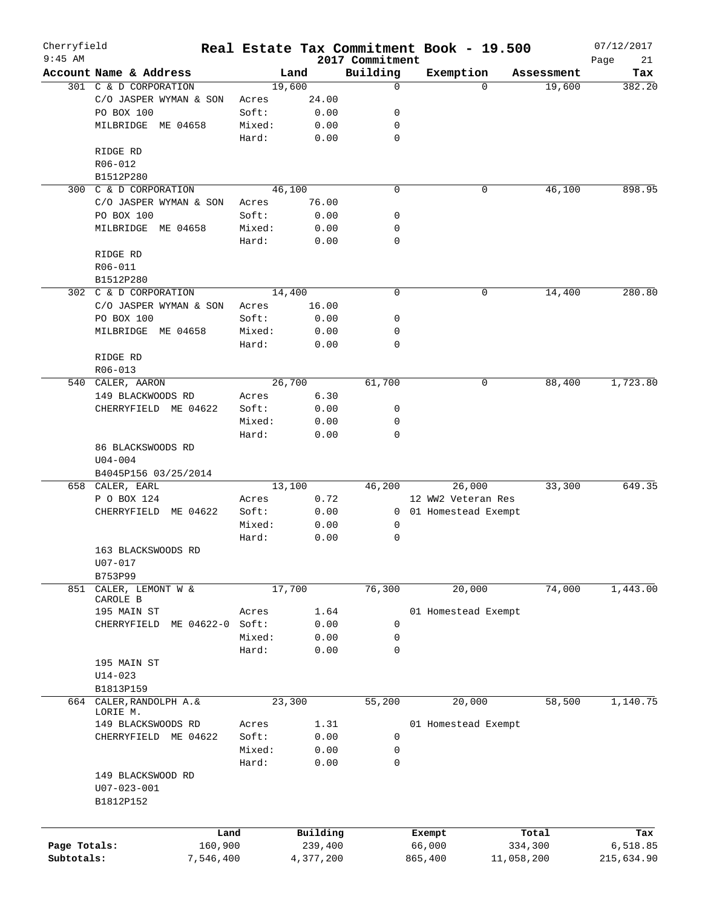# Cherryfield — Real Estate Tax Commitment Book - 19.500

2017 Commitment

9:45 AM — 07/12/2017

| Account | Name & Address | Land | | Building | Exemption | Assessment | Tax |
|---|---|---|---|---|---|---|---|
| 301 | C & D CORPORATION | 19,600 | | 0 | 0 | 19,600 | 382.20 |
| | C/O JASPER WYMAN & SON | Acres | 24.00 | | | | |
| | PO BOX 100 | Soft: | 0.00 | 0 | | | |
| | MILBRIDGE ME 04658 | Mixed: | 0.00 | 0 | | | |
| | | Hard: | 0.00 | 0 | | | |
| | RIDGE RD | | | | | | |
| | R06-012 | | | | | | |
| | B1512P280 | | | | | | |
| 300 | C & D CORPORATION | 46,100 | | 0 | 0 | 46,100 | 898.95 |
| | C/O JASPER WYMAN & SON | Acres | 76.00 | | | | |
| | PO BOX 100 | Soft: | 0.00 | 0 | | | |
| | MILBRIDGE ME 04658 | Mixed: | 0.00 | 0 | | | |
| | | Hard: | 0.00 | 0 | | | |
| | RIDGE RD | | | | | | |
| | R06-011 | | | | | | |
| | B1512P280 | | | | | | |
| 302 | C & D CORPORATION | 14,400 | | 0 | 0 | 14,400 | 280.80 |
| | C/O JASPER WYMAN & SON | Acres | 16.00 | | | | |
| | PO BOX 100 | Soft: | 0.00 | 0 | | | |
| | MILBRIDGE ME 04658 | Mixed: | 0.00 | 0 | | | |
| | | Hard: | 0.00 | 0 | | | |
| | RIDGE RD | | | | | | |
| | R06-013 | | | | | | |
| 540 | CALER, AARON | 26,700 | | 61,700 | 0 | 88,400 | 1,723.80 |
| | 149 BLACKWOODS RD | Acres | 6.30 | | | | |
| | CHERRYFIELD ME 04622 | Soft: | 0.00 | 0 | | | |
| | | Mixed: | 0.00 | 0 | | | |
| | | Hard: | 0.00 | 0 | | | |
| | 86 BLACKSWOODS RD | | | | | | |
| | U04-004 | | | | | | |
| | B4045P156 03/25/2014 | | | | | | |
| 658 | CALER, EARL | 13,100 | | 46,200 | 26,000 | 33,300 | 649.35 |
| | P O BOX 124 | Acres | 0.72 | | 12 WW2 Veteran Res | | |
| | CHERRYFIELD ME 04622 | Soft: | 0.00 | 0 | 01 Homestead Exempt | | |
| | | Mixed: | 0.00 | 0 | | | |
| | | Hard: | 0.00 | 0 | | | |
| | 163 BLACKSWOODS RD | | | | | | |
| | U07-017 | | | | | | |
| | B753P99 | | | | | | |
| 851 | CALER, LEMONT W & CAROLE B | 17,700 | | 76,300 | 20,000 | 74,000 | 1,443.00 |
| | 195 MAIN ST | Acres | 1.64 | | 01 Homestead Exempt | | |
| | CHERRYFIELD ME 04622-0 | Soft: | 0.00 | 0 | | | |
| | | Mixed: | 0.00 | 0 | | | |
| | | Hard: | 0.00 | 0 | | | |
| | 195 MAIN ST | | | | | | |
| | U14-023 | | | | | | |
| | B1813P159 | | | | | | |
| 664 | CALER, RANDOLPH A.& LORIE M. | 23,300 | | 55,200 | 20,000 | 58,500 | 1,140.75 |
| | 149 BLACKSWOODS RD | Acres | 1.31 | | 01 Homestead Exempt | | |
| | CHERRYFIELD ME 04622 | Soft: | 0.00 | 0 | | | |
| | | Mixed: | 0.00 | 0 | | | |
| | | Hard: | 0.00 | 0 | | | |
| | 149 BLACKSWOOD RD | | | | | | |
| | U07-023-001 | | | | | | |
| | B1812P152 | | | | | | |

| | Land | Building | Exempt | Total | Tax |
|---|---|---|---|---|---|
| Page Totals: | 160,900 | 239,400 | 66,000 | 334,300 | 6,518.85 |
| Subtotals: | 7,546,400 | 4,377,200 | 865,400 | 11,058,200 | 215,634.90 |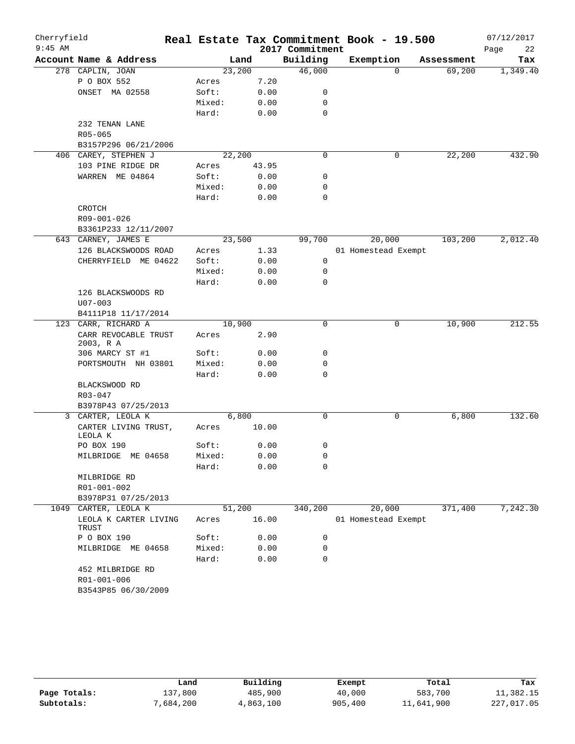Cherryfield 9:45 AM

# Real Estate Tax Commitment Book - 19.500
## 2017 Commitment

07/12/2017 Page 22

| Account Name & Address | | Land | Building | Exemption | Assessment | Tax |
|---|---|---|---|---|---|---|
| 278 CAPLIN, JOAN | | 23,200 | 46,000 | 0 | 69,200 | 1,349.40 |
| P O BOX 552 | Acres | 7.20 | | | | |
| ONSET MA 02558 | Soft: | 0.00 | 0 | | | |
| | Mixed: | 0.00 | 0 | | | |
| | Hard: | 0.00 | 0 | | | |
| 232 TENAN LANE | | | | | | |
| R05-065 | | | | | | |
| B3157P296 06/21/2006 | | | | | | |
| 406 CAREY, STEPHEN J | | 22,200 | 0 | 0 | 22,200 | 432.90 |
| 103 PINE RIDGE DR | Acres | 43.95 | | | | |
| WARREN ME 04864 | Soft: | 0.00 | 0 | | | |
| | Mixed: | 0.00 | 0 | | | |
| | Hard: | 0.00 | 0 | | | |
| CROTCH | | | | | | |
| R09-001-026 | | | | | | |
| B3361P233 12/11/2007 | | | | | | |
| 643 CARNEY, JAMES E | | 23,500 | 99,700 | 20,000 | 103,200 | 2,012.40 |
| 126 BLACKSWOODS ROAD | Acres | 1.33 | | 01 Homestead Exempt | | |
| CHERRYFIELD ME 04622 | Soft: | 0.00 | 0 | | | |
| | Mixed: | 0.00 | 0 | | | |
| | Hard: | 0.00 | 0 | | | |
| 126 BLACKSWOODS RD | | | | | | |
| U07-003 | | | | | | |
| B4111P18 11/17/2014 | | | | | | |
| 123 CARR, RICHARD A | | 10,900 | 0 | 0 | 10,900 | 212.55 |
| CARR REVOCABLE TRUST 2003, R A | Acres | 2.90 | | | | |
| 306 MARCY ST #1 | Soft: | 0.00 | 0 | | | |
| PORTSMOUTH NH 03801 | Mixed: | 0.00 | 0 | | | |
| | Hard: | 0.00 | 0 | | | |
| BLACKSWOOD RD | | | | | | |
| R03-047 | | | | | | |
| B3978P43 07/25/2013 | | | | | | |
| 3 CARTER, LEOLA K | | 6,800 | 0 | 0 | 6,800 | 132.60 |
| CARTER LIVING TRUST, LEOLA K | Acres | 10.00 | | | | |
| PO BOX 190 | Soft: | 0.00 | 0 | | | |
| MILBRIDGE ME 04658 | Mixed: | 0.00 | 0 | | | |
| | Hard: | 0.00 | 0 | | | |
| MILBRIDGE RD | | | | | | |
| R01-001-002 | | | | | | |
| B3978P31 07/25/2013 | | | | | | |
| 1049 CARTER, LEOLA K | | 51,200 | 340,200 | 20,000 | 371,400 | 7,242.30 |
| LEOLA K CARTER LIVING TRUST | Acres | 16.00 | | 01 Homestead Exempt | | |
| P O BOX 190 | Soft: | 0.00 | 0 | | | |
| MILBRIDGE ME 04658 | Mixed: | 0.00 | 0 | | | |
| | Hard: | 0.00 | 0 | | | |
| 452 MILBRIDGE RD | | | | | | |
| R01-001-006 | | | | | | |
| B3543P85 06/30/2009 | | | | | | |

| | Land | Building | Exempt | Total | Tax |
|---|---|---|---|---|---|
| **Page Totals:** | 137,800 | 485,900 | 40,000 | 583,700 | 11,382.15 |
| **Subtotals:** | 7,684,200 | 4,863,100 | 905,400 | 11,641,900 | 227,017.05 |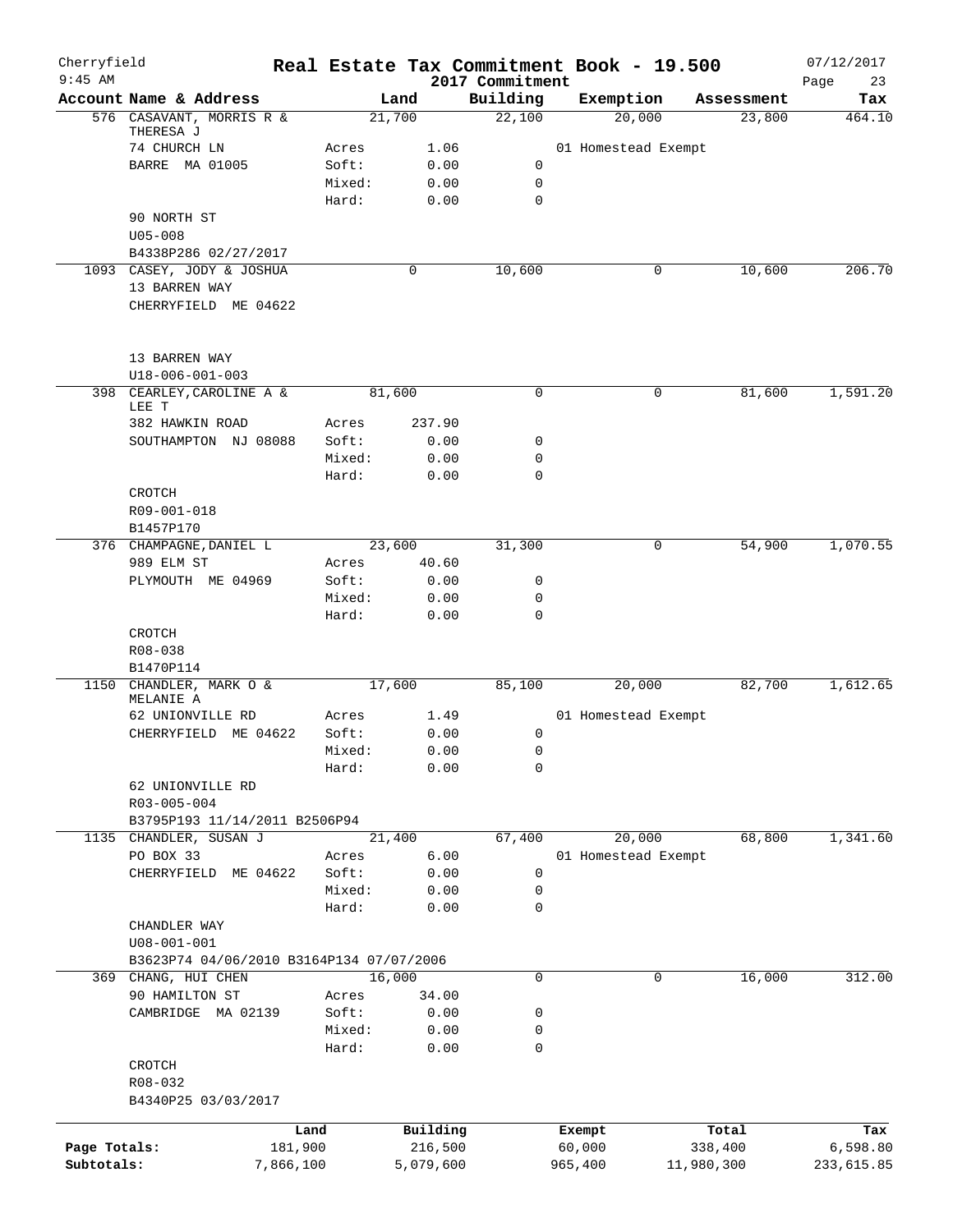# Cherryfield — Real Estate Tax Commitment Book - 19.500

9:45 AM — 2017 Commitment — 07/12/2017

| Account | Name & Address | | Land | Building | Exemption | Assessment | Tax |
|---|---|---|---|---|---|---|---|
| 576 | CASAVANT, MORRIS R & THERESA J | | 21,700 | 22,100 | 20,000 | 23,800 | 464.10 |
| | 74 CHURCH LN | Acres | 1.06 | | 01 Homestead Exempt | | |
| | BARRE MA 01005 | Soft: | 0.00 | 0 | | | |
| | | Mixed: | 0.00 | 0 | | | |
| | | Hard: | 0.00 | 0 | | | |
| | 90 NORTH ST | | | | | | |
| | U05-008 | | | | | | |
| | B4338P286 02/27/2017 | | | | | | |
| 1093 | CASEY, JODY & JOSHUA | | 0 | 10,600 | 0 | 10,600 | 206.70 |
| | 13 BARREN WAY | | | | | | |
| | CHERRYFIELD ME 04622 | | | | | | |
| | 13 BARREN WAY | | | | | | |
| | U18-006-001-003 | | | | | | |
| 398 | CEARLEY,CAROLINE A & LEE T | | 81,600 | 0 | 0 | 81,600 | 1,591.20 |
| | 382 HAWKIN ROAD | Acres | 237.90 | | | | |
| | SOUTHAMPTON NJ 08088 | Soft: | 0.00 | 0 | | | |
| | | Mixed: | 0.00 | 0 | | | |
| | | Hard: | 0.00 | 0 | | | |
| | CROTCH | | | | | | |
| | R09-001-018 | | | | | | |
| | B1457P170 | | | | | | |
| 376 | CHAMPAGNE,DANIEL L | | 23,600 | 31,300 | 0 | 54,900 | 1,070.55 |
| | 989 ELM ST | Acres | 40.60 | | | | |
| | PLYMOUTH ME 04969 | Soft: | 0.00 | 0 | | | |
| | | Mixed: | 0.00 | 0 | | | |
| | | Hard: | 0.00 | 0 | | | |
| | CROTCH | | | | | | |
| | R08-038 | | | | | | |
| | B1470P114 | | | | | | |
| 1150 | CHANDLER, MARK O & MELANIE A | | 17,600 | 85,100 | 20,000 | 82,700 | 1,612.65 |
| | 62 UNIONVILLE RD | Acres | 1.49 | | 01 Homestead Exempt | | |
| | CHERRYFIELD ME 04622 | Soft: | 0.00 | 0 | | | |
| | | Mixed: | 0.00 | 0 | | | |
| | | Hard: | 0.00 | 0 | | | |
| | 62 UNIONVILLE RD | | | | | | |
| | R03-005-004 | | | | | | |
| | B3795P193 11/14/2011 B2506P94 | | | | | | |
| 1135 | CHANDLER, SUSAN J | | 21,400 | 67,400 | 20,000 | 68,800 | 1,341.60 |
| | PO BOX 33 | Acres | 6.00 | | 01 Homestead Exempt | | |
| | CHERRYFIELD ME 04622 | Soft: | 0.00 | 0 | | | |
| | | Mixed: | 0.00 | 0 | | | |
| | | Hard: | 0.00 | 0 | | | |
| | CHANDLER WAY | | | | | | |
| | U08-001-001 | | | | | | |
| | B3623P74 04/06/2010 B3164P134 07/07/2006 | | | | | | |
| 369 | CHANG, HUI CHEN | | 16,000 | 0 | 0 | 16,000 | 312.00 |
| | 90 HAMILTON ST | Acres | 34.00 | | | | |
| | CAMBRIDGE MA 02139 | Soft: | 0.00 | 0 | | | |
| | | Mixed: | 0.00 | 0 | | | |
| | | Hard: | 0.00 | 0 | | | |
| | CROTCH | | | | | | |
| | R08-032 | | | | | | |
| | B4340P25 03/03/2017 | | | | | | |

| | Land | Building | Exempt | Total | Tax |
|---|---|---|---|---|---|
| Page Totals: | 181,900 | 216,500 | 60,000 | 338,400 | 6,598.80 |
| Subtotals: | 7,866,100 | 5,079,600 | 965,400 | 11,980,300 | 233,615.85 |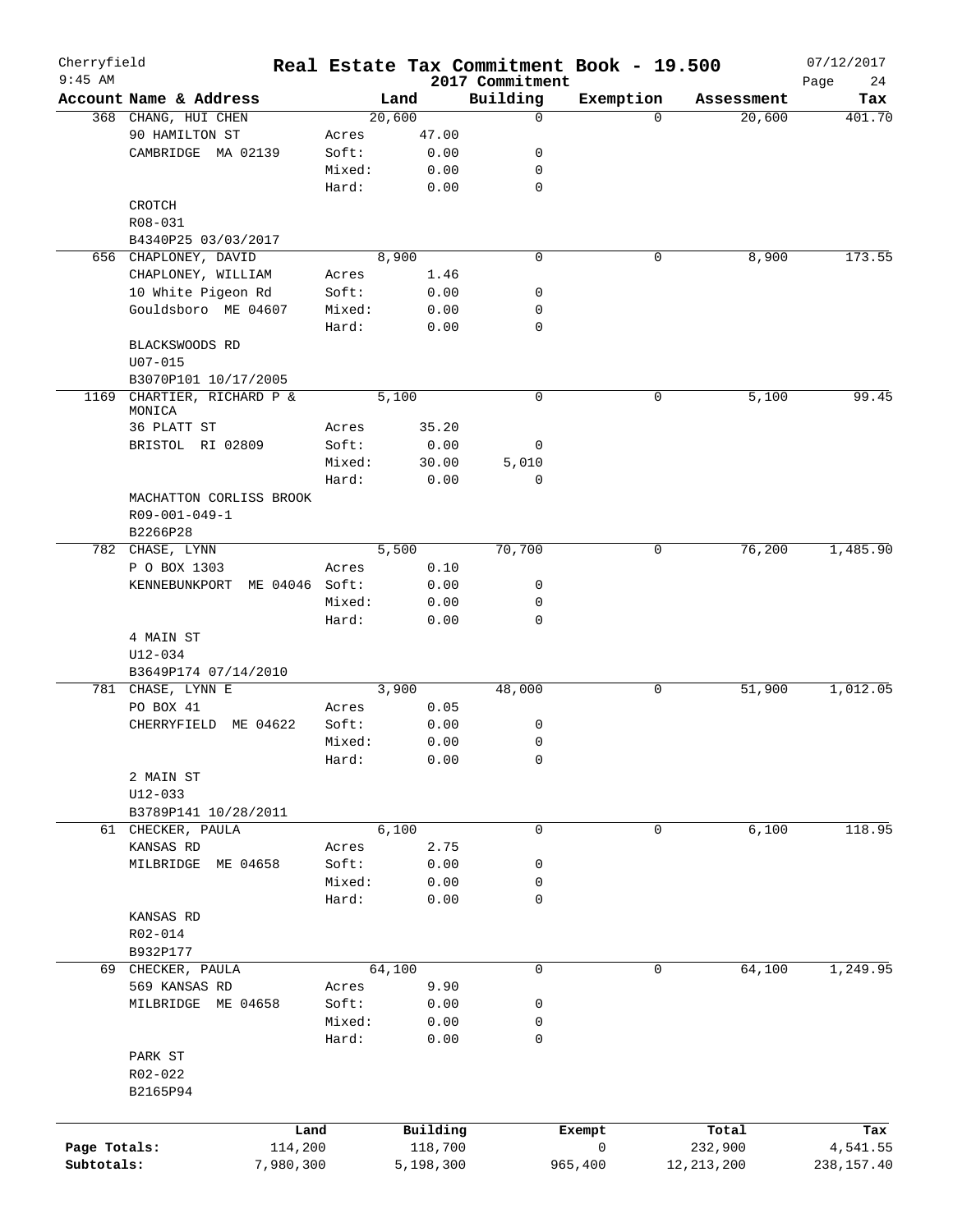Cherryfield 9:45 AM

# Real Estate Tax Commitment Book - 19.500
## 2017 Commitment

07/12/2017

| Account Name & Address | | Land | Building | Exemption | Assessment | Tax |
|---|---|---|---|---|---|---|
| 368 CHANG, HUI CHEN | | 20,600 | 0 | 0 | 20,600 | 401.70 |
| 90 HAMILTON ST | Acres | 47.00 | | | | |
| CAMBRIDGE MA 02139 | Soft: | 0.00 | 0 | | | |
| | Mixed: | 0.00 | 0 | | | |
| | Hard: | 0.00 | 0 | | | |
| CROTCH | | | | | | |
| R08-031 | | | | | | |
| B4340P25 03/03/2017 | | | | | | |
| 656 CHAPLONEY, DAVID | | 8,900 | 0 | 0 | 8,900 | 173.55 |
| CHAPLONEY, WILLIAM | Acres | 1.46 | | | | |
| 10 White Pigeon Rd | Soft: | 0.00 | 0 | | | |
| Gouldsboro ME 04607 | Mixed: | 0.00 | 0 | | | |
| | Hard: | 0.00 | 0 | | | |
| BLACKSWOODS RD | | | | | | |
| U07-015 | | | | | | |
| B3070P101 10/17/2005 | | | | | | |
| 1169 CHARTIER, RICHARD P & MONICA | | 5,100 | 0 | 0 | 5,100 | 99.45 |
| 36 PLATT ST | Acres | 35.20 | | | | |
| BRISTOL RI 02809 | Soft: | 0.00 | 0 | | | |
| | Mixed: | 30.00 | 5,010 | | | |
| | Hard: | 0.00 | 0 | | | |
| MACHATTON CORLISS BROOK | | | | | | |
| R09-001-049-1 | | | | | | |
| B2266P28 | | | | | | |
| 782 CHASE, LYNN | | 5,500 | 70,700 | 0 | 76,200 | 1,485.90 |
| P O BOX 1303 | Acres | 0.10 | | | | |
| KENNEBUNKPORT ME 04046 | Soft: | 0.00 | 0 | | | |
| | Mixed: | 0.00 | 0 | | | |
| | Hard: | 0.00 | 0 | | | |
| 4 MAIN ST | | | | | | |
| U12-034 | | | | | | |
| B3649P174 07/14/2010 | | | | | | |
| 781 CHASE, LYNN E | | 3,900 | 48,000 | 0 | 51,900 | 1,012.05 |
| PO BOX 41 | Acres | 0.05 | | | | |
| CHERRYFIELD ME 04622 | Soft: | 0.00 | 0 | | | |
| | Mixed: | 0.00 | 0 | | | |
| | Hard: | 0.00 | 0 | | | |
| 2 MAIN ST | | | | | | |
| U12-033 | | | | | | |
| B3789P141 10/28/2011 | | | | | | |
| 61 CHECKER, PAULA | | 6,100 | 0 | 0 | 6,100 | 118.95 |
| KANSAS RD | Acres | 2.75 | | | | |
| MILBRIDGE ME 04658 | Soft: | 0.00 | 0 | | | |
| | Mixed: | 0.00 | 0 | | | |
| | Hard: | 0.00 | 0 | | | |
| KANSAS RD | | | | | | |
| R02-014 | | | | | | |
| B932P177 | | | | | | |
| 69 CHECKER, PAULA | | 64,100 | 0 | 0 | 64,100 | 1,249.95 |
| 569 KANSAS RD | Acres | 9.90 | | | | |
| MILBRIDGE ME 04658 | Soft: | 0.00 | 0 | | | |
| | Mixed: | 0.00 | 0 | | | |
| | Hard: | 0.00 | 0 | | | |
| PARK ST | | | | | | |
| R02-022 | | | | | | |
| B2165P94 | | | | | | |

| | Land | Building | Exempt | Total | Tax |
|---|---|---|---|---|---|
| Page Totals: | 114,200 | 118,700 | 0 | 232,900 | 4,541.55 |
| Subtotals: | 7,980,300 | 5,198,300 | 965,400 | 12,213,200 | 238,157.40 |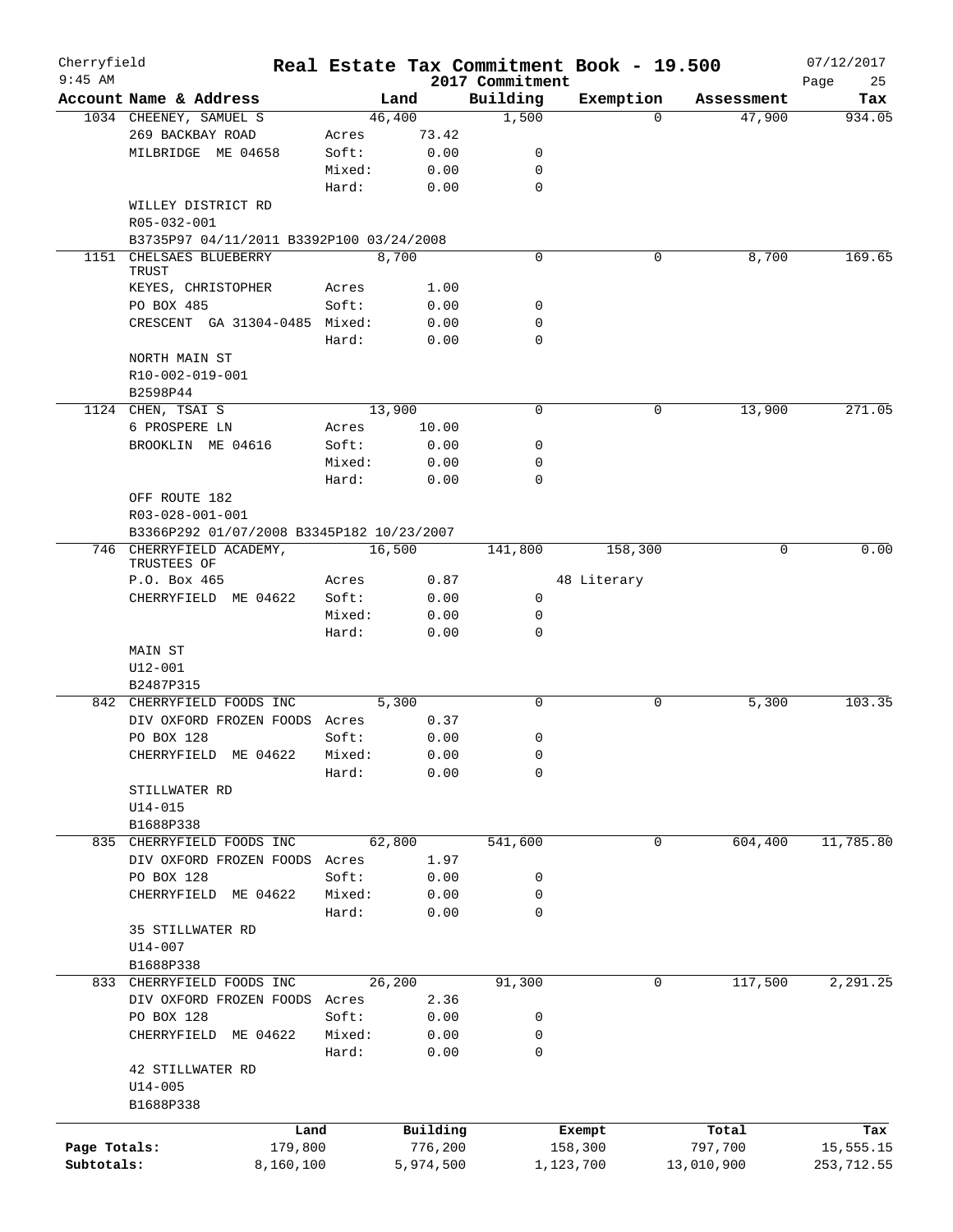# Cherryfield — Real Estate Tax Commitment Book - 19.500 — 2017 Commitment

9:45 AM — 07/12/2017

| Account Name & Address | | Land | Building | Exemption | Assessment | Tax |
|---|---|---|---|---|---|---|
| 1034 CHEENEY, SAMUEL S | | 46,400 | 1,500 | 0 | 47,900 | 934.05 |
| 269 BACKBAY ROAD | Acres | 73.42 | | | | |
| MILBRIDGE ME 04658 | Soft: | 0.00 | 0 | | | |
| | Mixed: | 0.00 | 0 | | | |
| | Hard: | 0.00 | 0 | | | |
| WILLEY DISTRICT RD | | | | | | |
| R05-032-001 | | | | | | |
| B3735P97 04/11/2011 B3392P100 03/24/2008 | | | | | | |
| 1151 CHELSAES BLUEBERRY TRUST | | 8,700 | 0 | 0 | 8,700 | 169.65 |
| KEYES, CHRISTOPHER | Acres | 1.00 | | | | |
| PO BOX 485 | Soft: | 0.00 | 0 | | | |
| CRESCENT GA 31304-0485 | Mixed: | 0.00 | 0 | | | |
| | Hard: | 0.00 | 0 | | | |
| NORTH MAIN ST | | | | | | |
| R10-002-019-001 | | | | | | |
| B2598P44 | | | | | | |
| 1124 CHEN, TSAI S | | 13,900 | 0 | 0 | 13,900 | 271.05 |
| 6 PROSPERE LN | Acres | 10.00 | | | | |
| BROOKLIN ME 04616 | Soft: | 0.00 | 0 | | | |
| | Mixed: | 0.00 | 0 | | | |
| | Hard: | 0.00 | 0 | | | |
| OFF ROUTE 182 | | | | | | |
| R03-028-001-001 | | | | | | |
| B3366P292 01/07/2008 B3345P182 10/23/2007 | | | | | | |
| 746 CHERRYFIELD ACADEMY, TRUSTEES OF | | 16,500 | 141,800 | 158,300 | 0 | 0.00 |
| P.O. Box 465 | Acres | 0.87 | | 48 Literary | | |
| CHERRYFIELD ME 04622 | Soft: | 0.00 | 0 | | | |
| | Mixed: | 0.00 | 0 | | | |
| | Hard: | 0.00 | 0 | | | |
| MAIN ST | | | | | | |
| U12-001 | | | | | | |
| B2487P315 | | | | | | |
| 842 CHERRYFIELD FOODS INC | | 5,300 | 0 | 0 | 5,300 | 103.35 |
| DIV OXFORD FROZEN FOODS | Acres | 0.37 | | | | |
| PO BOX 128 | Soft: | 0.00 | 0 | | | |
| CHERRYFIELD ME 04622 | Mixed: | 0.00 | 0 | | | |
| | Hard: | 0.00 | 0 | | | |
| STILLWATER RD | | | | | | |
| U14-015 | | | | | | |
| B1688P338 | | | | | | |
| 835 CHERRYFIELD FOODS INC | | 62,800 | 541,600 | 0 | 604,400 | 11,785.80 |
| DIV OXFORD FROZEN FOODS | Acres | 1.97 | | | | |
| PO BOX 128 | Soft: | 0.00 | 0 | | | |
| CHERRYFIELD ME 04622 | Mixed: | 0.00 | 0 | | | |
| | Hard: | 0.00 | 0 | | | |
| 35 STILLWATER RD | | | | | | |
| U14-007 | | | | | | |
| B1688P338 | | | | | | |
| 833 CHERRYFIELD FOODS INC | | 26,200 | 91,300 | 0 | 117,500 | 2,291.25 |
| DIV OXFORD FROZEN FOODS | Acres | 2.36 | | | | |
| PO BOX 128 | Soft: | 0.00 | 0 | | | |
| CHERRYFIELD ME 04622 | Mixed: | 0.00 | 0 | | | |
| | Hard: | 0.00 | 0 | | | |
| 42 STILLWATER RD | | | | | | |
| U14-005 | | | | | | |
| B1688P338 | | | | | | |

| | Land | Building | Exempt | Total | Tax |
|---|---|---|---|---|---|
| Page Totals: | 179,800 | 776,200 | 158,300 | 797,700 | 15,555.15 |
| Subtotals: | 8,160,100 | 5,974,500 | 1,123,700 | 13,010,900 | 253,712.55 |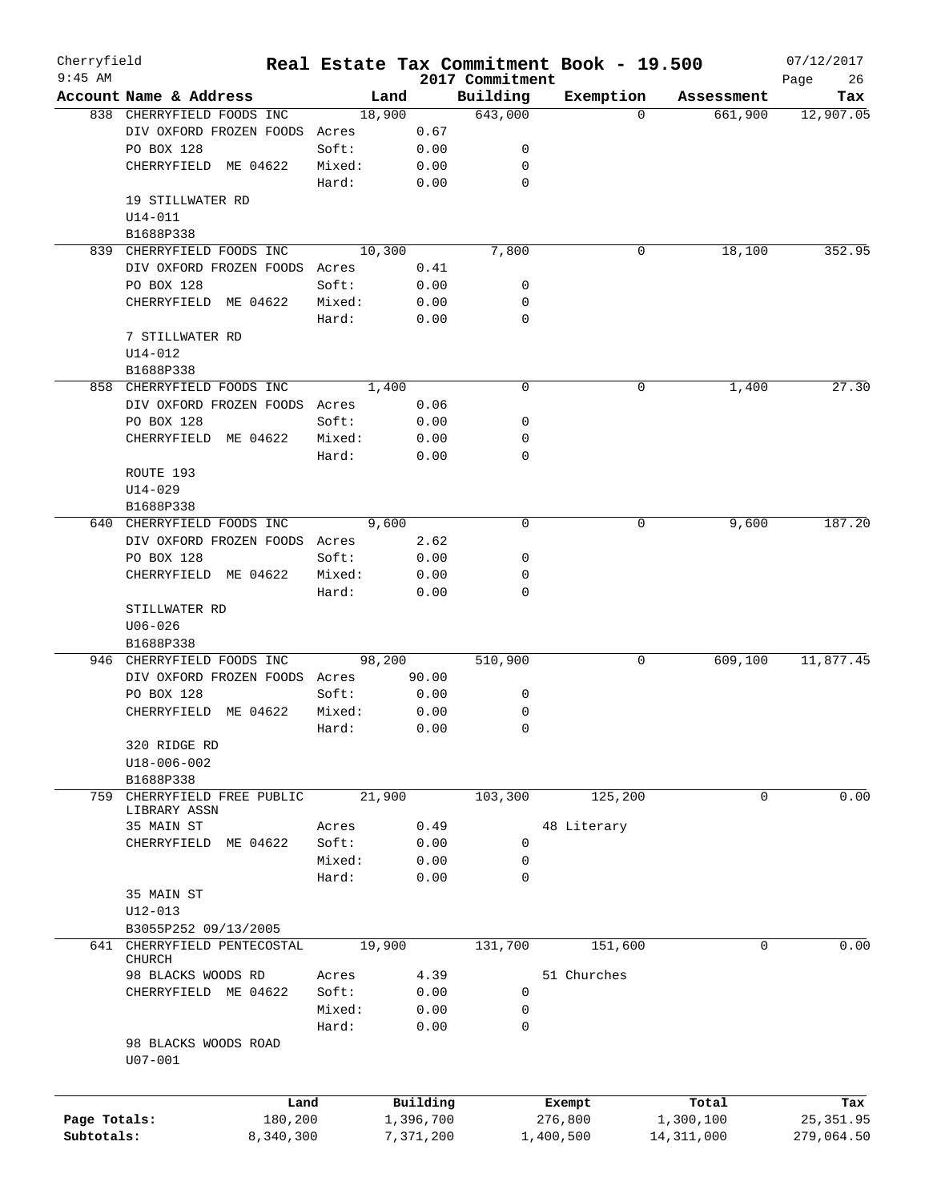Cherryfield 9:45 AM

# Real Estate Tax Commitment Book - 19.500

2017 Commitment

07/12/2017

| Account Name & Address | Land | | Building | Exemption | Assessment | Tax |
|---|---|---|---|---|---|---|
| 838 CHERRYFIELD FOODS INC | 18,900 | | 643,000 | 0 | 661,900 | 12,907.05 |
| DIV OXFORD FROZEN FOODS | Acres | 0.67 | | | | |
| PO BOX 128 | Soft: | 0.00 | 0 | | | |
| CHERRYFIELD ME 04622 | Mixed: | 0.00 | 0 | | | |
| | Hard: | 0.00 | 0 | | | |
| 19 STILLWATER RD | | | | | | |
| U14-011 | | | | | | |
| B1688P338 | | | | | | |
| 839 CHERRYFIELD FOODS INC | 10,300 | | 7,800 | 0 | 18,100 | 352.95 |
| DIV OXFORD FROZEN FOODS | Acres | 0.41 | | | | |
| PO BOX 128 | Soft: | 0.00 | 0 | | | |
| CHERRYFIELD ME 04622 | Mixed: | 0.00 | 0 | | | |
| | Hard: | 0.00 | 0 | | | |
| 7 STILLWATER RD | | | | | | |
| U14-012 | | | | | | |
| B1688P338 | | | | | | |
| 858 CHERRYFIELD FOODS INC | 1,400 | | 0 | 0 | 1,400 | 27.30 |
| DIV OXFORD FROZEN FOODS | Acres | 0.06 | | | | |
| PO BOX 128 | Soft: | 0.00 | 0 | | | |
| CHERRYFIELD ME 04622 | Mixed: | 0.00 | 0 | | | |
| | Hard: | 0.00 | 0 | | | |
| ROUTE 193 | | | | | | |
| U14-029 | | | | | | |
| B1688P338 | | | | | | |
| 640 CHERRYFIELD FOODS INC | 9,600 | | 0 | 0 | 9,600 | 187.20 |
| DIV OXFORD FROZEN FOODS | Acres | 2.62 | | | | |
| PO BOX 128 | Soft: | 0.00 | 0 | | | |
| CHERRYFIELD ME 04622 | Mixed: | 0.00 | 0 | | | |
| | Hard: | 0.00 | 0 | | | |
| STILLWATER RD | | | | | | |
| U06-026 | | | | | | |
| B1688P338 | | | | | | |
| 946 CHERRYFIELD FOODS INC | 98,200 | | 510,900 | 0 | 609,100 | 11,877.45 |
| DIV OXFORD FROZEN FOODS | Acres | 90.00 | | | | |
| PO BOX 128 | Soft: | 0.00 | 0 | | | |
| CHERRYFIELD ME 04622 | Mixed: | 0.00 | 0 | | | |
| | Hard: | 0.00 | 0 | | | |
| 320 RIDGE RD | | | | | | |
| U18-006-002 | | | | | | |
| B1688P338 | | | | | | |
| 759 CHERRYFIELD FREE PUBLIC LIBRARY ASSN | 21,900 | | 103,300 | 125,200 | 0 | 0.00 |
| 35 MAIN ST | Acres | 0.49 | | 48 Literary | | |
| CHERRYFIELD ME 04622 | Soft: | 0.00 | 0 | | | |
| | Mixed: | 0.00 | 0 | | | |
| | Hard: | 0.00 | 0 | | | |
| 35 MAIN ST | | | | | | |
| U12-013 | | | | | | |
| B3055P252 09/13/2005 | | | | | | |
| 641 CHERRYFIELD PENTECOSTAL CHURCH | 19,900 | | 131,700 | 151,600 | 0 | 0.00 |
| 98 BLACKS WOODS RD | Acres | 4.39 | | 51 Churches | | |
| CHERRYFIELD ME 04622 | Soft: | 0.00 | 0 | | | |
| | Mixed: | 0.00 | 0 | | | |
| | Hard: | 0.00 | 0 | | | |
| 98 BLACKS WOODS ROAD | | | | | | |
| U07-001 | | | | | | |

| | Land | Building | Exempt | Total | Tax |
|---|---|---|---|---|---|
| Page Totals: | 180,200 | 1,396,700 | 276,800 | 1,300,100 | 25,351.95 |
| Subtotals: | 8,340,300 | 7,371,200 | 1,400,500 | 14,311,000 | 279,064.50 |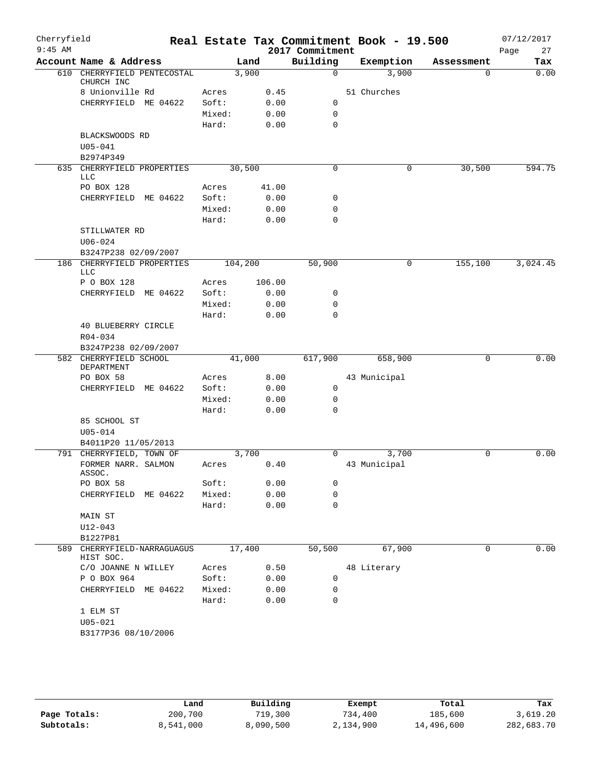Cherryfield

9:45 AM

# Real Estate Tax Commitment Book - 19.500

2017 Commitment

07/12/2017

| Account Name & Address | Land | | Building | Exemption | Assessment | Tax |
|---|---|---|---|---|---|---|
| 610 CHERRYFIELD PENTECOSTAL CHURCH INC | 3,900 | | 0 | 3,900 | 0 | 0.00 |
| 8 Unionville Rd | Acres | 0.45 | | 51 Churches | | |
| CHERRYFIELD ME 04622 | Soft: | 0.00 | 0 | | | |
| | Mixed: | 0.00 | 0 | | | |
| | Hard: | 0.00 | 0 | | | |
| BLACKSWOODS RD | | | | | | |
| U05-041 | | | | | | |
| B2974P349 | | | | | | |
| 635 CHERRYFIELD PROPERTIES LLC | 30,500 | | 0 | 0 | 30,500 | 594.75 |
| PO BOX 128 | Acres | 41.00 | | | | |
| CHERRYFIELD ME 04622 | Soft: | 0.00 | 0 | | | |
| | Mixed: | 0.00 | 0 | | | |
| | Hard: | 0.00 | 0 | | | |
| STILLWATER RD | | | | | | |
| U06-024 | | | | | | |
| B3247P238 02/09/2007 | | | | | | |
| 186 CHERRYFIELD PROPERTIES LLC | 104,200 | | 50,900 | 0 | 155,100 | 3,024.45 |
| P O BOX 128 | Acres | 106.00 | | | | |
| CHERRYFIELD ME 04622 | Soft: | 0.00 | 0 | | | |
| | Mixed: | 0.00 | 0 | | | |
| | Hard: | 0.00 | 0 | | | |
| 40 BLUEBERRY CIRCLE | | | | | | |
| R04-034 | | | | | | |
| B3247P238 02/09/2007 | | | | | | |
| 582 CHERRYFIELD SCHOOL DEPARTMENT | 41,000 | | 617,900 | 658,900 | 0 | 0.00 |
| PO BOX 58 | Acres | 8.00 | | 43 Municipal | | |
| CHERRYFIELD ME 04622 | Soft: | 0.00 | 0 | | | |
| | Mixed: | 0.00 | 0 | | | |
| | Hard: | 0.00 | 0 | | | |
| 85 SCHOOL ST | | | | | | |
| U05-014 | | | | | | |
| B4011P20 11/05/2013 | | | | | | |
| 791 CHERRYFIELD, TOWN OF | 3,700 | | 0 | 3,700 | 0 | 0.00 |
| FORMER NARR. SALMON ASSOC. | Acres | 0.40 | | 43 Municipal | | |
| PO BOX 58 | Soft: | 0.00 | 0 | | | |
| CHERRYFIELD ME 04622 | Mixed: | 0.00 | 0 | | | |
| | Hard: | 0.00 | 0 | | | |
| MAIN ST | | | | | | |
| U12-043 | | | | | | |
| B1227P81 | | | | | | |
| 589 CHERRYFIELD-NARRAGUAGUS HIST SOC. | 17,400 | | 50,500 | 67,900 | 0 | 0.00 |
| C/O JOANNE N WILLEY | Acres | 0.50 | | 48 Literary | | |
| P O BOX 964 | Soft: | 0.00 | 0 | | | |
| CHERRYFIELD ME 04622 | Mixed: | 0.00 | 0 | | | |
| | Hard: | 0.00 | 0 | | | |
| 1 ELM ST | | | | | | |
| U05-021 | | | | | | |
| B3177P36 08/10/2006 | | | | | | |

| | Land | Building | Exempt | Total | Tax |
|---|---|---|---|---|---|
| Page Totals: | 200,700 | 719,300 | 734,400 | 185,600 | 3,619.20 |
| Subtotals: | 8,541,000 | 8,090,500 | 2,134,900 | 14,496,600 | 282,683.70 |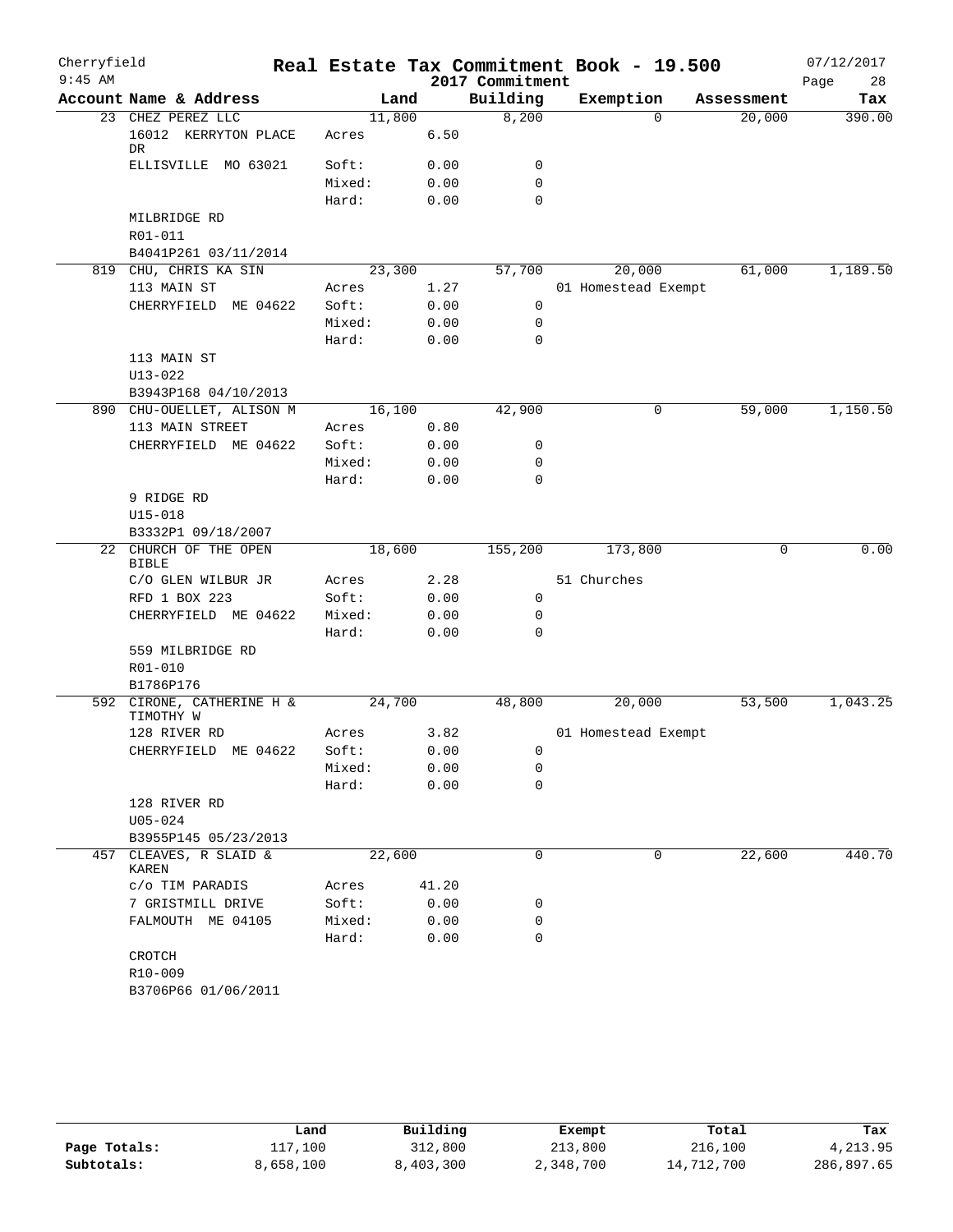# Cherryfield — Real Estate Tax Commitment Book - 19.500

9:45 AM — 2017 Commitment — 07/12/2017

| Account | Name & Address | | Land | Building | Exemption | Assessment | Tax |
|---|---|---|---|---|---|---|---|
| 23 | CHEZ PEREZ LLC | | 11,800 | 8,200 | 0 | 20,000 | 390.00 |
| | 16012 KERRYTON PLACE DR | Acres | 6.50 | | | | |
| | ELLISVILLE MO 63021 | Soft: | 0.00 | 0 | | | |
| | | Mixed: | 0.00 | 0 | | | |
| | | Hard: | 0.00 | 0 | | | |
| | MILBRIDGE RD | | | | | | |
| | R01-011 | | | | | | |
| | B4041P261 03/11/2014 | | | | | | |
| 819 | CHU, CHRIS KA SIN | | 23,300 | 57,700 | 20,000 | 61,000 | 1,189.50 |
| | 113 MAIN ST | Acres | 1.27 | | 01 Homestead Exempt | | |
| | CHERRYFIELD ME 04622 | Soft: | 0.00 | 0 | | | |
| | | Mixed: | 0.00 | 0 | | | |
| | | Hard: | 0.00 | 0 | | | |
| | 113 MAIN ST | | | | | | |
| | U13-022 | | | | | | |
| | B3943P168 04/10/2013 | | | | | | |
| 890 | CHU-OUELLET, ALISON M | | 16,100 | 42,900 | 0 | 59,000 | 1,150.50 |
| | 113 MAIN STREET | Acres | 0.80 | | | | |
| | CHERRYFIELD ME 04622 | Soft: | 0.00 | 0 | | | |
| | | Mixed: | 0.00 | 0 | | | |
| | | Hard: | 0.00 | 0 | | | |
| | 9 RIDGE RD | | | | | | |
| | U15-018 | | | | | | |
| | B3332P1 09/18/2007 | | | | | | |
| 22 | CHURCH OF THE OPEN BIBLE | | 18,600 | 155,200 | 173,800 | 0 | 0.00 |
| | C/O GLEN WILBUR JR | Acres | 2.28 | | 51 Churches | | |
| | RFD 1 BOX 223 | Soft: | 0.00 | 0 | | | |
| | CHERRYFIELD ME 04622 | Mixed: | 0.00 | 0 | | | |
| | | Hard: | 0.00 | 0 | | | |
| | 559 MILBRIDGE RD | | | | | | |
| | R01-010 | | | | | | |
| | B1786P176 | | | | | | |
| 592 | CIRONE, CATHERINE H & TIMOTHY W | | 24,700 | 48,800 | 20,000 | 53,500 | 1,043.25 |
| | 128 RIVER RD | Acres | 3.82 | | 01 Homestead Exempt | | |
| | CHERRYFIELD ME 04622 | Soft: | 0.00 | 0 | | | |
| | | Mixed: | 0.00 | 0 | | | |
| | | Hard: | 0.00 | 0 | | | |
| | 128 RIVER RD | | | | | | |
| | U05-024 | | | | | | |
| | B3955P145 05/23/2013 | | | | | | |
| 457 | CLEAVES, R SLAID & KAREN | | 22,600 | 0 | 0 | 22,600 | 440.70 |
| | c/o TIM PARADIS | Acres | 41.20 | | | | |
| | 7 GRISTMILL DRIVE | Soft: | 0.00 | 0 | | | |
| | FALMOUTH ME 04105 | Mixed: | 0.00 | 0 | | | |
| | | Hard: | 0.00 | 0 | | | |
| | CROTCH | | | | | | |
| | R10-009 | | | | | | |
| | B3706P66 01/06/2011 | | | | | | |

| | Land | Building | Exempt | Total | Tax |
|---|---|---|---|---|---|
| Page Totals: | 117,100 | 312,800 | 213,800 | 216,100 | 4,213.95 |
| Subtotals: | 8,658,100 | 8,403,300 | 2,348,700 | 14,712,700 | 286,897.65 |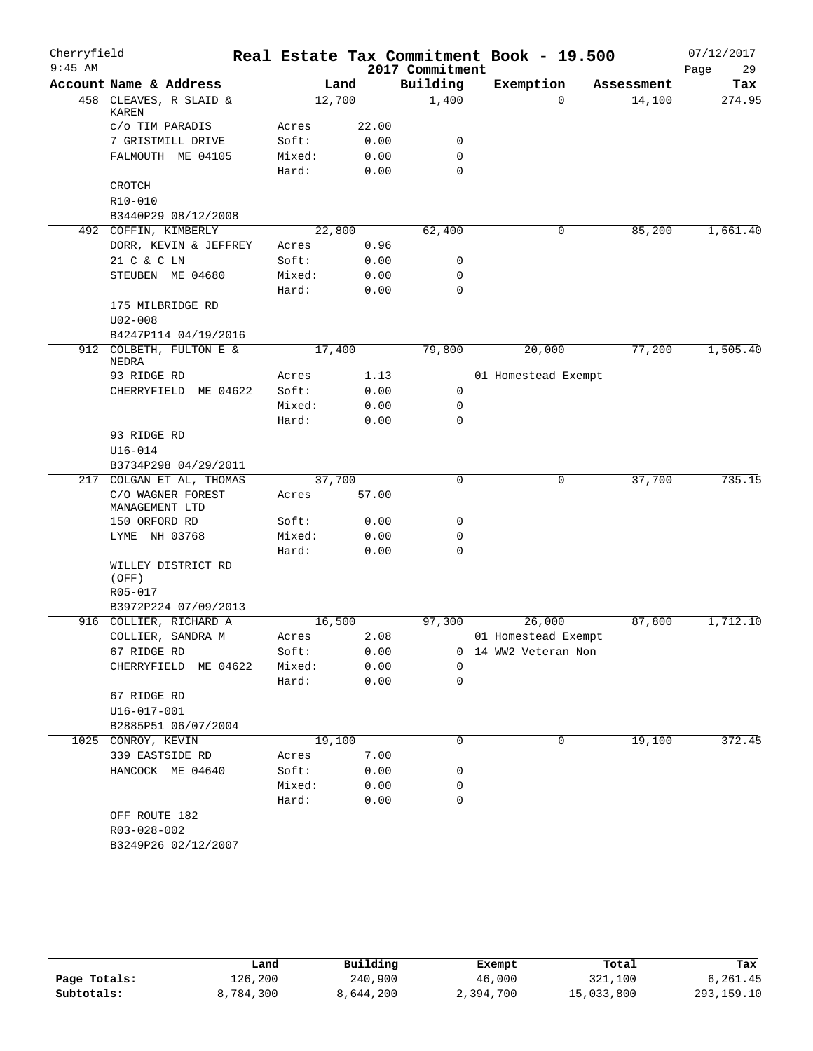# Real Estate Tax Commitment Book - 19.500

Cherryfield
9:45 AM

2017 Commitment

07/12/2017

| Account Name & Address | | Land | Building | Exemption | Assessment | Tax |
|---|---|---|---|---|---|---|
| 458 CLEAVES, R SLAID & KAREN | | 12,700 | 1,400 | 0 | 14,100 | 274.95 |
| c/o TIM PARADIS | Acres | 22.00 | | | | |
| 7 GRISTMILL DRIVE | Soft: | 0.00 | 0 | | | |
| FALMOUTH ME 04105 | Mixed: | 0.00 | 0 | | | |
| | Hard: | 0.00 | 0 | | | |
| CROTCH | | | | | | |
| R10-010 | | | | | | |
| B3440P29 08/12/2008 | | | | | | |
| 492 COFFIN, KIMBERLY | | 22,800 | 62,400 | 0 | 85,200 | 1,661.40 |
| DORR, KEVIN & JEFFREY | Acres | 0.96 | | | | |
| 21 C & C LN | Soft: | 0.00 | 0 | | | |
| STEUBEN ME 04680 | Mixed: | 0.00 | 0 | | | |
| | Hard: | 0.00 | 0 | | | |
| 175 MILBRIDGE RD | | | | | | |
| U02-008 | | | | | | |
| B4247P114 04/19/2016 | | | | | | |
| 912 COLBETH, FULTON E & NEDRA | | 17,400 | 79,800 | 20,000 | 77,200 | 1,505.40 |
| 93 RIDGE RD | Acres | 1.13 | | 01 Homestead Exempt | | |
| CHERRYFIELD ME 04622 | Soft: | 0.00 | 0 | | | |
| | Mixed: | 0.00 | 0 | | | |
| | Hard: | 0.00 | 0 | | | |
| 93 RIDGE RD | | | | | | |
| U16-014 | | | | | | |
| B3734P298 04/29/2011 | | | | | | |
| 217 COLGAN ET AL, THOMAS | | 37,700 | 0 | 0 | 37,700 | 735.15 |
| C/O WAGNER FOREST MANAGEMENT LTD | Acres | 57.00 | | | | |
| 150 ORFORD RD | Soft: | 0.00 | 0 | | | |
| LYME NH 03768 | Mixed: | 0.00 | 0 | | | |
| | Hard: | 0.00 | 0 | | | |
| WILLEY DISTRICT RD (OFF) | | | | | | |
| R05-017 | | | | | | |
| B3972P224 07/09/2013 | | | | | | |
| 916 COLLIER, RICHARD A | | 16,500 | 97,300 | 26,000 | 87,800 | 1,712.10 |
| COLLIER, SANDRA M | Acres | 2.08 | | 01 Homestead Exempt | | |
| 67 RIDGE RD | Soft: | 0.00 | 0 | 14 WW2 Veteran Non | | |
| CHERRYFIELD ME 04622 | Mixed: | 0.00 | 0 | | | |
| | Hard: | 0.00 | 0 | | | |
| 67 RIDGE RD | | | | | | |
| U16-017-001 | | | | | | |
| B2885P51 06/07/2004 | | | | | | |
| 1025 CONROY, KEVIN | | 19,100 | 0 | 0 | 19,100 | 372.45 |
| 339 EASTSIDE RD | Acres | 7.00 | | | | |
| HANCOCK ME 04640 | Soft: | 0.00 | 0 | | | |
| | Mixed: | 0.00 | 0 | | | |
| | Hard: | 0.00 | 0 | | | |
| OFF ROUTE 182 | | | | | | |
| R03-028-002 | | | | | | |
| B3249P26 02/12/2007 | | | | | | |

| | Land | Building | Exempt | Total | Tax |
|---|---|---|---|---|---|
| Page Totals: | 126,200 | 240,900 | 46,000 | 321,100 | 6,261.45 |
| Subtotals: | 8,784,300 | 8,644,200 | 2,394,700 | 15,033,800 | 293,159.10 |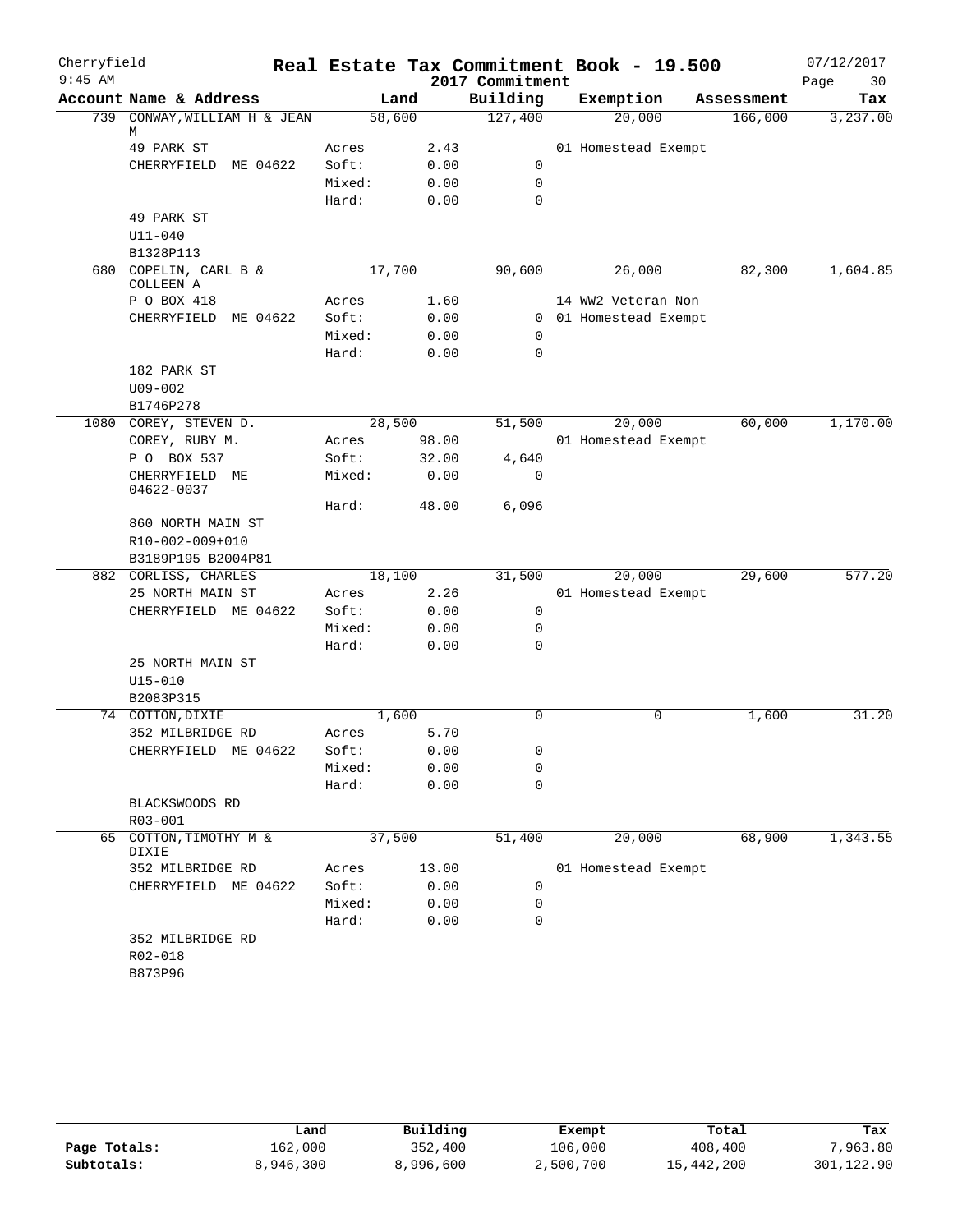# Cherryfield — Real Estate Tax Commitment Book - 19.500

9:45 AM — 2017 Commitment — 07/12/2017

| Account Name & Address | | Land | Building | Exemption | Assessment | Tax |
|---|---|---|---|---|---|---|
| 739 CONWAY,WILLIAM H & JEAN M | | 58,600 | 127,400 | 20,000 | 166,000 | 3,237.00 |
| 49 PARK ST | Acres | 2.43 | | 01 Homestead Exempt | | |
| CHERRYFIELD ME 04622 | Soft: | 0.00 | 0 | | | |
| | Mixed: | 0.00 | 0 | | | |
| | Hard: | 0.00 | 0 | | | |
| 49 PARK ST | | | | | | |
| U11-040 | | | | | | |
| B1328P113 | | | | | | |
| 680 COPELIN, CARL B & COLLEEN A | | 17,700 | 90,600 | 26,000 | 82,300 | 1,604.85 |
| P O BOX 418 | Acres | 1.60 | | 14 WW2 Veteran Non | | |
| CHERRYFIELD ME 04622 | Soft: | 0.00 | 0 | 01 Homestead Exempt | | |
| | Mixed: | 0.00 | 0 | | | |
| | Hard: | 0.00 | 0 | | | |
| 182 PARK ST | | | | | | |
| U09-002 | | | | | | |
| B1746P278 | | | | | | |
| 1080 COREY, STEVEN D. | | 28,500 | 51,500 | 20,000 | 60,000 | 1,170.00 |
| COREY, RUBY M. | Acres | 98.00 | | 01 Homestead Exempt | | |
| P O BOX 537 | Soft: | 32.00 | 4,640 | | | |
| CHERRYFIELD ME 04622-0037 | Mixed: | 0.00 | 0 | | | |
| | Hard: | 48.00 | 6,096 | | | |
| 860 NORTH MAIN ST | | | | | | |
| R10-002-009+010 | | | | | | |
| B3189P195 B2004P81 | | | | | | |
| 882 CORLISS, CHARLES | | 18,100 | 31,500 | 20,000 | 29,600 | 577.20 |
| 25 NORTH MAIN ST | Acres | 2.26 | | 01 Homestead Exempt | | |
| CHERRYFIELD ME 04622 | Soft: | 0.00 | 0 | | | |
| | Mixed: | 0.00 | 0 | | | |
| | Hard: | 0.00 | 0 | | | |
| 25 NORTH MAIN ST | | | | | | |
| U15-010 | | | | | | |
| B2083P315 | | | | | | |
| 74 COTTON,DIXIE | | 1,600 | 0 | 0 | 1,600 | 31.20 |
| 352 MILBRIDGE RD | Acres | 5.70 | | | | |
| CHERRYFIELD ME 04622 | Soft: | 0.00 | 0 | | | |
| | Mixed: | 0.00 | 0 | | | |
| | Hard: | 0.00 | 0 | | | |
| BLACKSWOODS RD | | | | | | |
| R03-001 | | | | | | |
| 65 COTTON,TIMOTHY M & DIXIE | | 37,500 | 51,400 | 20,000 | 68,900 | 1,343.55 |
| 352 MILBRIDGE RD | Acres | 13.00 | | 01 Homestead Exempt | | |
| CHERRYFIELD ME 04622 | Soft: | 0.00 | 0 | | | |
| | Mixed: | 0.00 | 0 | | | |
| | Hard: | 0.00 | 0 | | | |
| 352 MILBRIDGE RD | | | | | | |
| R02-018 | | | | | | |
| B873P96 | | | | | | |

| | Land | Building | Exempt | Total | Tax |
|---|---|---|---|---|---|
| Page Totals: | 162,000 | 352,400 | 106,000 | 408,400 | 7,963.80 |
| Subtotals: | 8,946,300 | 8,996,600 | 2,500,700 | 15,442,200 | 301,122.90 |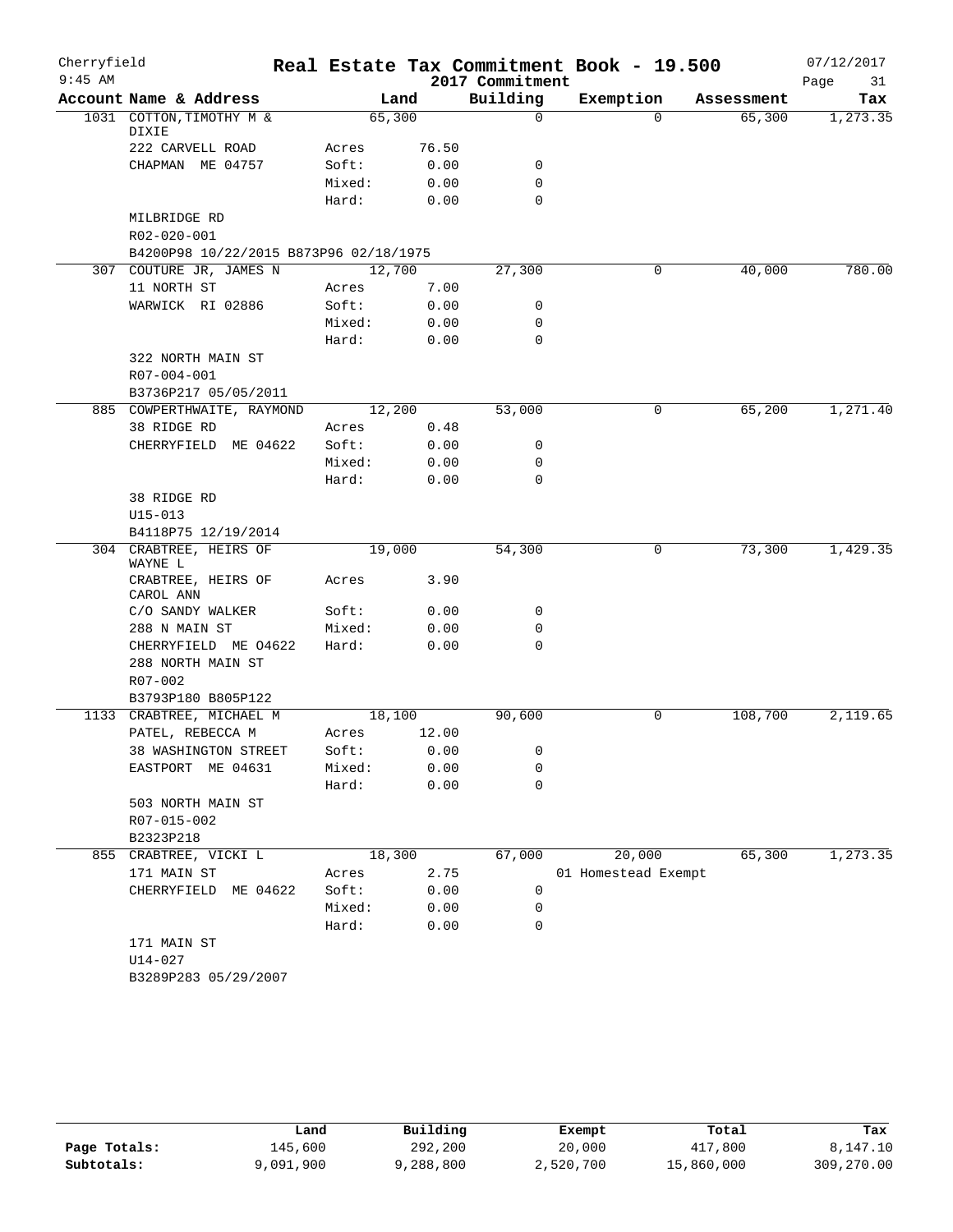Cherryfield 9:45 AM

# Real Estate Tax Commitment Book - 19.500

2017 Commitment

07/12/2017

| Account Name & Address | Land | | Building | Exemption | Assessment | Tax |
|---|---|---|---|---|---|---|
| 1031 COTTON,TIMOTHY M & DIXIE | 65,300 | | 0 | 0 | 65,300 | 1,273.35 |
| 222 CARVELL ROAD | Acres | 76.50 | | | | |
| CHAPMAN ME 04757 | Soft: | 0.00 | 0 | | | |
| | Mixed: | 0.00 | 0 | | | |
| | Hard: | 0.00 | 0 | | | |
| MILBRIDGE RD | | | | | | |
| R02-020-001 | | | | | | |
| B4200P98 10/22/2015 B873P96 02/18/1975 | | | | | | |
| 307 COUTURE JR, JAMES N | 12,700 | | 27,300 | 0 | 40,000 | 780.00 |
| 11 NORTH ST | Acres | 7.00 | | | | |
| WARWICK RI 02886 | Soft: | 0.00 | 0 | | | |
| | Mixed: | 0.00 | 0 | | | |
| | Hard: | 0.00 | 0 | | | |
| 322 NORTH MAIN ST | | | | | | |
| R07-004-001 | | | | | | |
| B3736P217 05/05/2011 | | | | | | |
| 885 COWPERTHWAITE, RAYMOND | 12,200 | | 53,000 | 0 | 65,200 | 1,271.40 |
| 38 RIDGE RD | Acres | 0.48 | | | | |
| CHERRYFIELD ME 04622 | Soft: | 0.00 | 0 | | | |
| | Mixed: | 0.00 | 0 | | | |
| | Hard: | 0.00 | 0 | | | |
| 38 RIDGE RD | | | | | | |
| U15-013 | | | | | | |
| B4118P75 12/19/2014 | | | | | | |
| 304 CRABTREE, HEIRS OF WAYNE L | 19,000 | | 54,300 | 0 | 73,300 | 1,429.35 |
| CRABTREE, HEIRS OF CAROL ANN | Acres | 3.90 | | | | |
| C/O SANDY WALKER | Soft: | 0.00 | 0 | | | |
| 288 N MAIN ST | Mixed: | 0.00 | 0 | | | |
| CHERRYFIELD ME O4622 | Hard: | 0.00 | 0 | | | |
| 288 NORTH MAIN ST | | | | | | |
| R07-002 | | | | | | |
| B3793P180 B805P122 | | | | | | |
| 1133 CRABTREE, MICHAEL M | 18,100 | | 90,600 | 0 | 108,700 | 2,119.65 |
| PATEL, REBECCA M | Acres | 12.00 | | | | |
| 38 WASHINGTON STREET | Soft: | 0.00 | 0 | | | |
| EASTPORT ME 04631 | Mixed: | 0.00 | 0 | | | |
| | Hard: | 0.00 | 0 | | | |
| 503 NORTH MAIN ST | | | | | | |
| R07-015-002 | | | | | | |
| B2323P218 | | | | | | |
| 855 CRABTREE, VICKI L | 18,300 | | 67,000 | 20,000 | 65,300 | 1,273.35 |
| 171 MAIN ST | Acres | 2.75 | | 01 Homestead Exempt | | |
| CHERRYFIELD ME 04622 | Soft: | 0.00 | 0 | | | |
| | Mixed: | 0.00 | 0 | | | |
| | Hard: | 0.00 | 0 | | | |
| 171 MAIN ST | | | | | | |
| U14-027 | | | | | | |
| B3289P283 05/29/2007 | | | | | | |

| | Land | Building | Exempt | Total | Tax |
|---|---|---|---|---|---|
| Page Totals: | 145,600 | 292,200 | 20,000 | 417,800 | 8,147.10 |
| Subtotals: | 9,091,900 | 9,288,800 | 2,520,700 | 15,860,000 | 309,270.00 |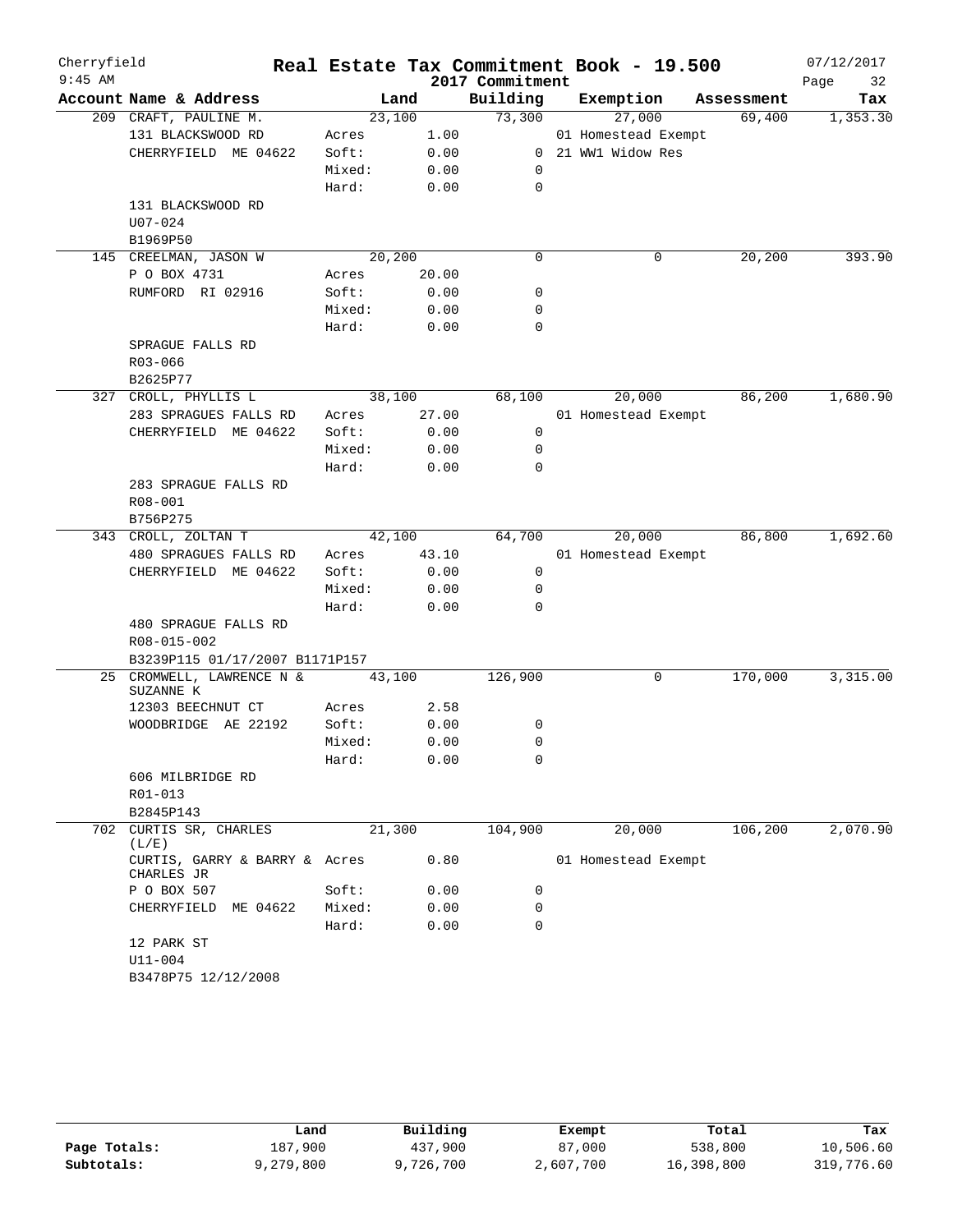# Real Estate Tax Commitment Book - 19.500

Cherryfield
9:45 AM

2017 Commitment

07/12/2017

| Account Name & Address | | Land | Building | Exemption | Assessment | Tax |
|---|---|---|---|---|---|---|
| 209 CRAFT, PAULINE M. | | 23,100 | 73,300 | 27,000 | 69,400 | 1,353.30 |
| 131 BLACKSWOOD RD | Acres | 1.00 | | 01 Homestead Exempt | | |
| CHERRYFIELD ME 04622 | Soft: | 0.00 | 0 | 21 WW1 Widow Res | | |
| | Mixed: | 0.00 | 0 | | | |
| | Hard: | 0.00 | 0 | | | |
| 131 BLACKSWOOD RD | | | | | | |
| U07-024 | | | | | | |
| B1969P50 | | | | | | |
| 145 CREELMAN, JASON W | | 20,200 | 0 | 0 | 20,200 | 393.90 |
| P O BOX 4731 | Acres | 20.00 | | | | |
| RUMFORD RI 02916 | Soft: | 0.00 | 0 | | | |
| | Mixed: | 0.00 | 0 | | | |
| | Hard: | 0.00 | 0 | | | |
| SPRAGUE FALLS RD | | | | | | |
| R03-066 | | | | | | |
| B2625P77 | | | | | | |
| 327 CROLL, PHYLLIS L | | 38,100 | 68,100 | 20,000 | 86,200 | 1,680.90 |
| 283 SPRAGUES FALLS RD | Acres | 27.00 | | 01 Homestead Exempt | | |
| CHERRYFIELD ME 04622 | Soft: | 0.00 | 0 | | | |
| | Mixed: | 0.00 | 0 | | | |
| | Hard: | 0.00 | 0 | | | |
| 283 SPRAGUE FALLS RD | | | | | | |
| R08-001 | | | | | | |
| B756P275 | | | | | | |
| 343 CROLL, ZOLTAN T | | 42,100 | 64,700 | 20,000 | 86,800 | 1,692.60 |
| 480 SPRAGUES FALLS RD | Acres | 43.10 | | 01 Homestead Exempt | | |
| CHERRYFIELD ME 04622 | Soft: | 0.00 | 0 | | | |
| | Mixed: | 0.00 | 0 | | | |
| | Hard: | 0.00 | 0 | | | |
| 480 SPRAGUE FALLS RD | | | | | | |
| R08-015-002 | | | | | | |
| B3239P115 01/17/2007 B1171P157 | | | | | | |
| 25 CROMWELL, LAWRENCE N & SUZANNE K | | 43,100 | 126,900 | 0 | 170,000 | 3,315.00 |
| 12303 BEECHNUT CT | Acres | 2.58 | | | | |
| WOODBRIDGE AE 22192 | Soft: | 0.00 | 0 | | | |
| | Mixed: | 0.00 | 0 | | | |
| | Hard: | 0.00 | 0 | | | |
| 606 MILBRIDGE RD | | | | | | |
| R01-013 | | | | | | |
| B2845P143 | | | | | | |
| 702 CURTIS SR, CHARLES (L/E) | | 21,300 | 104,900 | 20,000 | 106,200 | 2,070.90 |
| CURTIS, GARRY & BARRY & CHARLES JR | Acres | 0.80 | | 01 Homestead Exempt | | |
| P O BOX 507 | Soft: | 0.00 | 0 | | | |
| CHERRYFIELD ME 04622 | Mixed: | 0.00 | 0 | | | |
| | Hard: | 0.00 | 0 | | | |
| 12 PARK ST | | | | | | |
| U11-004 | | | | | | |
| B3478P75 12/12/2008 | | | | | | |

| | Land | Building | Exempt | Total | Tax |
|---|---|---|---|---|---|
| Page Totals: | 187,900 | 437,900 | 87,000 | 538,800 | 10,506.60 |
| Subtotals: | 9,279,800 | 9,726,700 | 2,607,700 | 16,398,800 | 319,776.60 |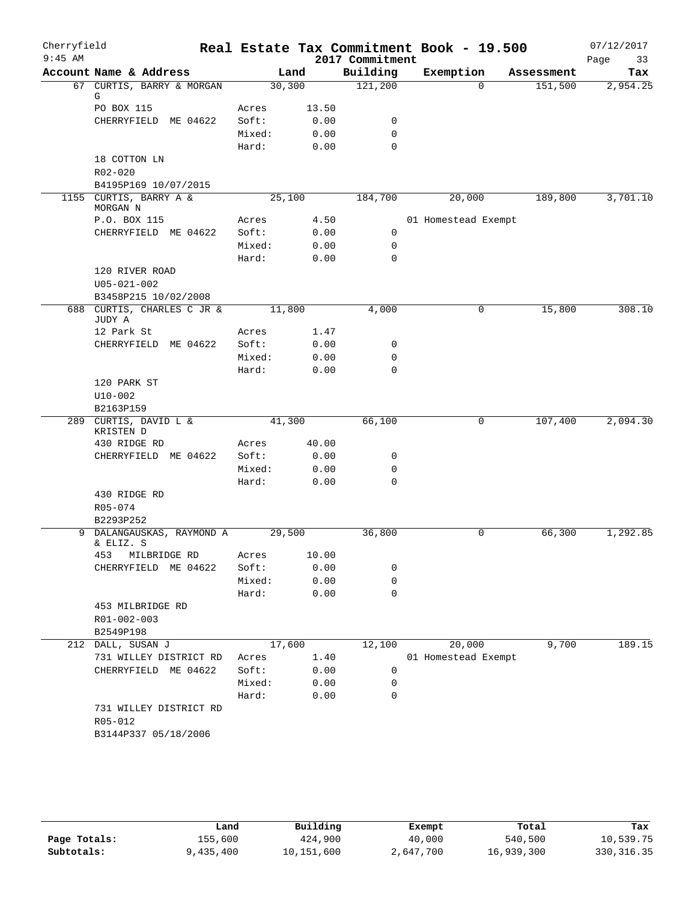Cherryfield | Real Estate Tax Commitment Book - 19.500 | 07/12/2017
9:45 AM | 2017 Commitment

| Account | Name & Address | | Land | Building | Exemption | Assessment | Tax |
|---|---|---|---|---|---|---|---|
| 67 | CURTIS, BARRY & MORGAN G | | 30,300 | 121,200 | 0 | 151,500 | 2,954.25 |
| | PO BOX 115 | Acres | 13.50 | | | | |
| | CHERRYFIELD ME 04622 | Soft: | 0.00 | 0 | | | |
| | | Mixed: | 0.00 | 0 | | | |
| | | Hard: | 0.00 | 0 | | | |
| | 18 COTTON LN | | | | | | |
| | R02-020 | | | | | | |
| | B4195P169 10/07/2015 | | | | | | |
| 1155 | CURTIS, BARRY A & MORGAN N | | 25,100 | 184,700 | 20,000 | 189,800 | 3,701.10 |
| | P.O. BOX 115 | Acres | 4.50 | | 01 Homestead Exempt | | |
| | CHERRYFIELD ME 04622 | Soft: | 0.00 | 0 | | | |
| | | Mixed: | 0.00 | 0 | | | |
| | | Hard: | 0.00 | 0 | | | |
| | 120 RIVER ROAD | | | | | | |
| | U05-021-002 | | | | | | |
| | B3458P215 10/02/2008 | | | | | | |
| 688 | CURTIS, CHARLES C JR & JUDY A | | 11,800 | 4,000 | 0 | 15,800 | 308.10 |
| | 12 Park St | Acres | 1.47 | | | | |
| | CHERRYFIELD ME 04622 | Soft: | 0.00 | 0 | | | |
| | | Mixed: | 0.00 | 0 | | | |
| | | Hard: | 0.00 | 0 | | | |
| | 120 PARK ST | | | | | | |
| | U10-002 | | | | | | |
| | B2163P159 | | | | | | |
| 289 | CURTIS, DAVID L & KRISTEN D | | 41,300 | 66,100 | 0 | 107,400 | 2,094.30 |
| | 430 RIDGE RD | Acres | 40.00 | | | | |
| | CHERRYFIELD ME 04622 | Soft: | 0.00 | 0 | | | |
| | | Mixed: | 0.00 | 0 | | | |
| | | Hard: | 0.00 | 0 | | | |
| | 430 RIDGE RD | | | | | | |
| | R05-074 | | | | | | |
| | B2293P252 | | | | | | |
| 9 | DALANGAUSKAS, RAYMOND A & ELIZ. S | | 29,500 | 36,800 | 0 | 66,300 | 1,292.85 |
| | 453 MILBRIDGE RD | Acres | 10.00 | | | | |
| | CHERRYFIELD ME 04622 | Soft: | 0.00 | 0 | | | |
| | | Mixed: | 0.00 | 0 | | | |
| | | Hard: | 0.00 | 0 | | | |
| | 453 MILBRIDGE RD | | | | | | |
| | R01-002-003 | | | | | | |
| | B2549P198 | | | | | | |
| 212 | DALL, SUSAN J | | 17,600 | 12,100 | 20,000 | 9,700 | 189.15 |
| | 731 WILLEY DISTRICT RD | Acres | 1.40 | | 01 Homestead Exempt | | |
| | CHERRYFIELD ME 04622 | Soft: | 0.00 | 0 | | | |
| | | Mixed: | 0.00 | 0 | | | |
| | | Hard: | 0.00 | 0 | | | |
| | 731 WILLEY DISTRICT RD | | | | | | |
| | R05-012 | | | | | | |
| | B3144P337 05/18/2006 | | | | | | |

| | Land | Building | Exempt | Total | Tax |
|---|---|---|---|---|---|
| Page Totals: | 155,600 | 424,900 | 40,000 | 540,500 | 10,539.75 |
| Subtotals: | 9,435,400 | 10,151,600 | 2,647,700 | 16,939,300 | 330,316.35 |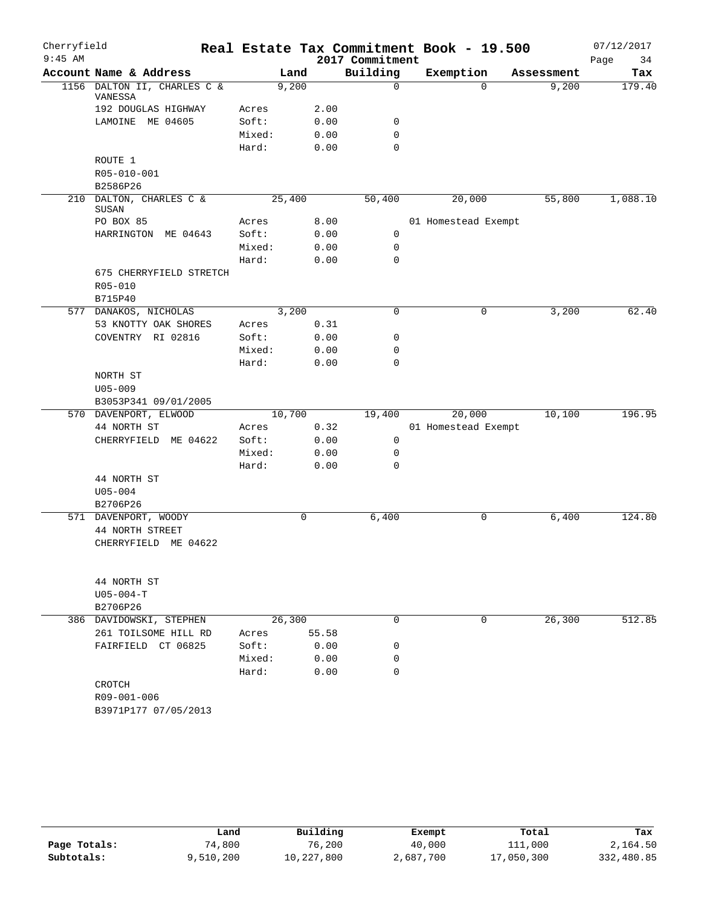# Real Estate Tax Commitment Book - 19.500

Cherryfield
9:45 AM
2017 Commitment
07/12/2017

| Account Name & Address | | Land | Building | Exemption | Assessment | Tax |
|---|---|---|---|---|---|---|
| 1156 DALTON II, CHARLES C & VANESSA | | 9,200 | 0 | 0 | 9,200 | 179.40 |
| 192 DOUGLAS HIGHWAY | Acres | 2.00 | | | | |
| LAMOINE ME 04605 | Soft: | 0.00 | 0 | | | |
| | Mixed: | 0.00 | 0 | | | |
| | Hard: | 0.00 | 0 | | | |
| ROUTE 1 | | | | | | |
| R05-010-001 | | | | | | |
| B2586P26 | | | | | | |
| 210 DALTON, CHARLES C & SUSAN | | 25,400 | 50,400 | 20,000 | 55,800 | 1,088.10 |
| PO BOX 85 | Acres | 8.00 | | 01 Homestead Exempt | | |
| HARRINGTON ME 04643 | Soft: | 0.00 | 0 | | | |
| | Mixed: | 0.00 | 0 | | | |
| | Hard: | 0.00 | 0 | | | |
| 675 CHERRYFIELD STRETCH | | | | | | |
| R05-010 | | | | | | |
| B715P40 | | | | | | |
| 577 DANAKOS, NICHOLAS | | 3,200 | 0 | 0 | 3,200 | 62.40 |
| 53 KNOTTY OAK SHORES | Acres | 0.31 | | | | |
| COVENTRY RI 02816 | Soft: | 0.00 | 0 | | | |
| | Mixed: | 0.00 | 0 | | | |
| | Hard: | 0.00 | 0 | | | |
| NORTH ST | | | | | | |
| U05-009 | | | | | | |
| B3053P341 09/01/2005 | | | | | | |
| 570 DAVENPORT, ELWOOD | | 10,700 | 19,400 | 20,000 | 10,100 | 196.95 |
| 44 NORTH ST | Acres | 0.32 | | 01 Homestead Exempt | | |
| CHERRYFIELD ME 04622 | Soft: | 0.00 | 0 | | | |
| | Mixed: | 0.00 | 0 | | | |
| | Hard: | 0.00 | 0 | | | |
| 44 NORTH ST | | | | | | |
| U05-004 | | | | | | |
| B2706P26 | | | | | | |
| 571 DAVENPORT, WOODY | | 0 | 6,400 | 0 | 6,400 | 124.80 |
| 44 NORTH STREET | | | | | | |
| CHERRYFIELD ME 04622 | | | | | | |
| 44 NORTH ST | | | | | | |
| U05-004-T | | | | | | |
| B2706P26 | | | | | | |
| 386 DAVIDOWSKI, STEPHEN | | 26,300 | 0 | 0 | 26,300 | 512.85 |
| 261 TOILSOME HILL RD | Acres | 55.58 | | | | |
| FAIRFIELD CT 06825 | Soft: | 0.00 | 0 | | | |
| | Mixed: | 0.00 | 0 | | | |
| | Hard: | 0.00 | 0 | | | |
| CROTCH | | | | | | |
| R09-001-006 | | | | | | |
| B3971P177 07/05/2013 | | | | | | |

| | Land | Building | Exempt | Total | Tax |
|---|---|---|---|---|---|
| Page Totals: | 74,800 | 76,200 | 40,000 | 111,000 | 2,164.50 |
| Subtotals: | 9,510,200 | 10,227,800 | 2,687,700 | 17,050,300 | 332,480.85 |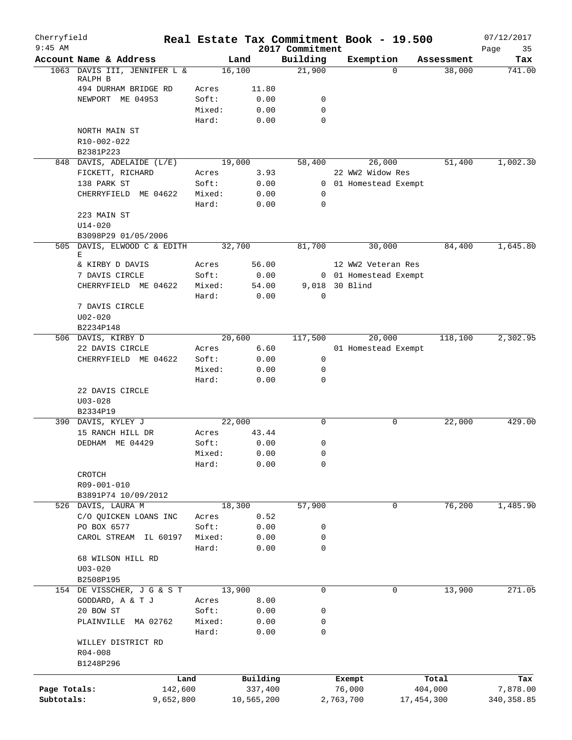# Cherryfield — Real Estate Tax Commitment Book - 19.500

2017 Commitment — 07/12/2017 — 9:45 AM

| Account | Name & Address | | Land | Building | Exemption | Assessment | Tax |
|---|---|---|---|---|---|---|---|
| 1063 | DAVIS III, JENNIFER L & RALPH B | | 16,100 | 21,900 | 0 | 38,000 | 741.00 |
| | 494 DURHAM BRIDGE RD | Acres | 11.80 | | | | |
| | NEWPORT ME 04953 | Soft: | 0.00 | 0 | | | |
| | | Mixed: | 0.00 | 0 | | | |
| | | Hard: | 0.00 | 0 | | | |
| | NORTH MAIN ST | | | | | | |
| | R10-002-022 | | | | | | |
| | B2381P223 | | | | | | |
| 848 | DAVIS, ADELAIDE (L/E) | | 19,000 | 58,400 | 26,000 | 51,400 | 1,002.30 |
| | FICKETT, RICHARD | Acres | 3.93 | | 22 WW2 Widow Res | | |
| | 138 PARK ST | Soft: | 0.00 | 0 | 01 Homestead Exempt | | |
| | CHERRYFIELD ME 04622 | Mixed: | 0.00 | 0 | | | |
| | | Hard: | 0.00 | 0 | | | |
| | 223 MAIN ST | | | | | | |
| | U14-020 | | | | | | |
| | B3098P29 01/05/2006 | | | | | | |
| 505 | DAVIS, ELWOOD C & EDITH E | | 32,700 | 81,700 | 30,000 | 84,400 | 1,645.80 |
| | & KIRBY D DAVIS | Acres | 56.00 | | 12 WW2 Veteran Res | | |
| | 7 DAVIS CIRCLE | Soft: | 0.00 | 0 | 01 Homestead Exempt | | |
| | CHERRYFIELD ME 04622 | Mixed: | 54.00 | 9,018 | 30 Blind | | |
| | | Hard: | 0.00 | 0 | | | |
| | 7 DAVIS CIRCLE | | | | | | |
| | U02-020 | | | | | | |
| | B2234P148 | | | | | | |
| 506 | DAVIS, KIRBY D | | 20,600 | 117,500 | 20,000 | 118,100 | 2,302.95 |
| | 22 DAVIS CIRCLE | Acres | 6.60 | | 01 Homestead Exempt | | |
| | CHERRYFIELD ME 04622 | Soft: | 0.00 | 0 | | | |
| | | Mixed: | 0.00 | 0 | | | |
| | | Hard: | 0.00 | 0 | | | |
| | 22 DAVIS CIRCLE | | | | | | |
| | U03-028 | | | | | | |
| | B2334P19 | | | | | | |
| 390 | DAVIS, KYLEY J | | 22,000 | 0 | 0 | 22,000 | 429.00 |
| | 15 RANCH HILL DR | Acres | 43.44 | | | | |
| | DEDHAM ME 04429 | Soft: | 0.00 | 0 | | | |
| | | Mixed: | 0.00 | 0 | | | |
| | | Hard: | 0.00 | 0 | | | |
| | CROTCH | | | | | | |
| | R09-001-010 | | | | | | |
| | B3891P74 10/09/2012 | | | | | | |
| 526 | DAVIS, LAURA M | | 18,300 | 57,900 | 0 | 76,200 | 1,485.90 |
| | C/O QUICKEN LOANS INC | Acres | 0.52 | | | | |
| | PO BOX 6577 | Soft: | 0.00 | 0 | | | |
| | CAROL STREAM IL 60197 | Mixed: | 0.00 | 0 | | | |
| | | Hard: | 0.00 | 0 | | | |
| | 68 WILSON HILL RD | | | | | | |
| | U03-020 | | | | | | |
| | B2508P195 | | | | | | |
| 154 | DE VISSCHER, J G & S T | | 13,900 | 0 | 0 | 13,900 | 271.05 |
| | GODDARD, A & T J | Acres | 8.00 | | | | |
| | 20 BOW ST | Soft: | 0.00 | 0 | | | |
| | PLAINVILLE MA 02762 | Mixed: | 0.00 | 0 | | | |
| | | Hard: | 0.00 | 0 | | | |
| | WILLEY DISTRICT RD | | | | | | |
| | R04-008 | | | | | | |
| | B1248P296 | | | | | | |

| | Land | Building | Exempt | Total | Tax |
|---|---|---|---|---|---|
| Page Totals: | 142,600 | 337,400 | 76,000 | 404,000 | 7,878.00 |
| Subtotals: | 9,652,800 | 10,565,200 | 2,763,700 | 17,454,300 | 340,358.85 |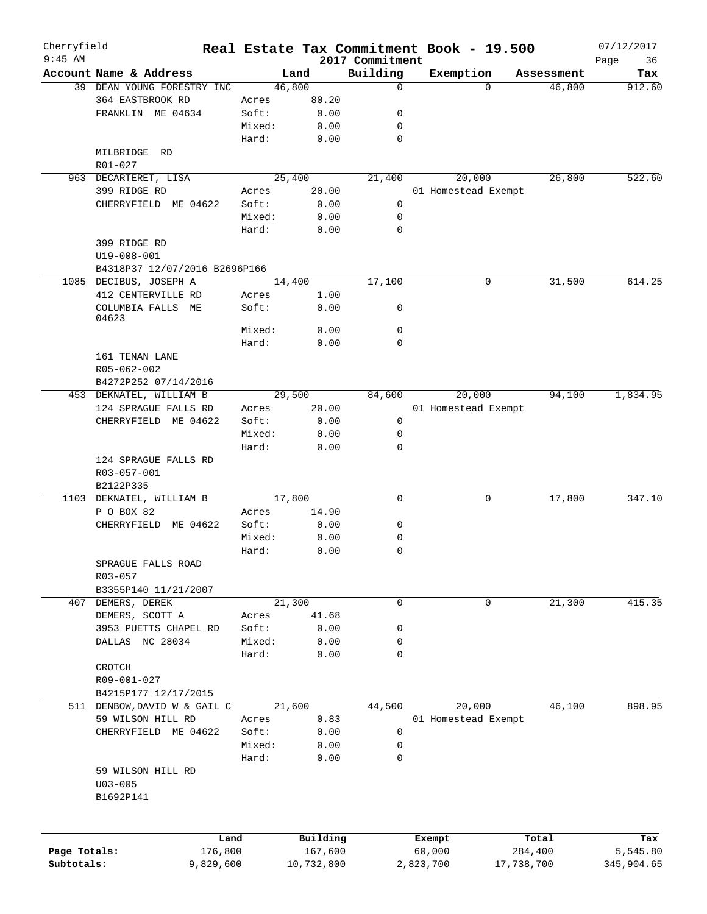# Real Estate Tax Commitment Book - 19.500

Cherryfield
9:45 AM

2017 Commitment

07/12/2017

| Account Name & Address | Land | | Building | Exemption | Assessment | Tax |
|---|---|---|---|---|---|---|
| 39 DEAN YOUNG FORESTRY INC | 46,800 | | 0 | 0 | 46,800 | 912.60 |
| 364 EASTBROOK RD | Acres | 80.20 | | | | |
| FRANKLIN ME 04634 | Soft: | 0.00 | 0 | | | |
| | Mixed: | 0.00 | 0 | | | |
| | Hard: | 0.00 | 0 | | | |
| MILBRIDGE RD | | | | | | |
| R01-027 | | | | | | |
| 963 DECARTERET, LISA | 25,400 | | 21,400 | 20,000 | 26,800 | 522.60 |
| 399 RIDGE RD | Acres | 20.00 | | 01 Homestead Exempt | | |
| CHERRYFIELD ME 04622 | Soft: | 0.00 | 0 | | | |
| | Mixed: | 0.00 | 0 | | | |
| | Hard: | 0.00 | 0 | | | |
| 399 RIDGE RD | | | | | | |
| U19-008-001 | | | | | | |
| B4318P37 12/07/2016 B2696P166 | | | | | | |
| 1085 DECIBUS, JOSEPH A | 14,400 | | 17,100 | 0 | 31,500 | 614.25 |
| 412 CENTERVILLE RD | Acres | 1.00 | | | | |
| COLUMBIA FALLS ME 04623 | Soft: | 0.00 | 0 | | | |
| | Mixed: | 0.00 | 0 | | | |
| | Hard: | 0.00 | 0 | | | |
| 161 TENAN LANE | | | | | | |
| R05-062-002 | | | | | | |
| B4272P252 07/14/2016 | | | | | | |
| 453 DEKNATEL, WILLIAM B | 29,500 | | 84,600 | 20,000 | 94,100 | 1,834.95 |
| 124 SPRAGUE FALLS RD | Acres | 20.00 | | 01 Homestead Exempt | | |
| CHERRYFIELD ME 04622 | Soft: | 0.00 | 0 | | | |
| | Mixed: | 0.00 | 0 | | | |
| | Hard: | 0.00 | 0 | | | |
| 124 SPRAGUE FALLS RD | | | | | | |
| R03-057-001 | | | | | | |
| B2122P335 | | | | | | |
| 1103 DEKNATEL, WILLIAM B | 17,800 | | 0 | 0 | 17,800 | 347.10 |
| P O BOX 82 | Acres | 14.90 | | | | |
| CHERRYFIELD ME 04622 | Soft: | 0.00 | 0 | | | |
| | Mixed: | 0.00 | 0 | | | |
| | Hard: | 0.00 | 0 | | | |
| SPRAGUE FALLS ROAD | | | | | | |
| R03-057 | | | | | | |
| B3355P140 11/21/2007 | | | | | | |
| 407 DEMERS, DEREK | 21,300 | | 0 | 0 | 21,300 | 415.35 |
| DEMERS, SCOTT A | Acres | 41.68 | | | | |
| 3953 PUETTS CHAPEL RD | Soft: | 0.00 | 0 | | | |
| DALLAS NC 28034 | Mixed: | 0.00 | 0 | | | |
| | Hard: | 0.00 | 0 | | | |
| CROTCH | | | | | | |
| R09-001-027 | | | | | | |
| B4215P177 12/17/2015 | | | | | | |
| 511 DENBOW, DAVID W & GAIL C | 21,600 | | 44,500 | 20,000 | 46,100 | 898.95 |
| 59 WILSON HILL RD | Acres | 0.83 | | 01 Homestead Exempt | | |
| CHERRYFIELD ME 04622 | Soft: | 0.00 | 0 | | | |
| | Mixed: | 0.00 | 0 | | | |
| | Hard: | 0.00 | 0 | | | |
| 59 WILSON HILL RD | | | | | | |
| U03-005 | | | | | | |
| B1692P141 | | | | | | |

| | Land | Building | Exempt | Total | Tax |
|---|---|---|---|---|---|
| Page Totals: | 176,800 | 167,600 | 60,000 | 284,400 | 5,545.80 |
| Subtotals: | 9,829,600 | 10,732,800 | 2,823,700 | 17,738,700 | 345,904.65 |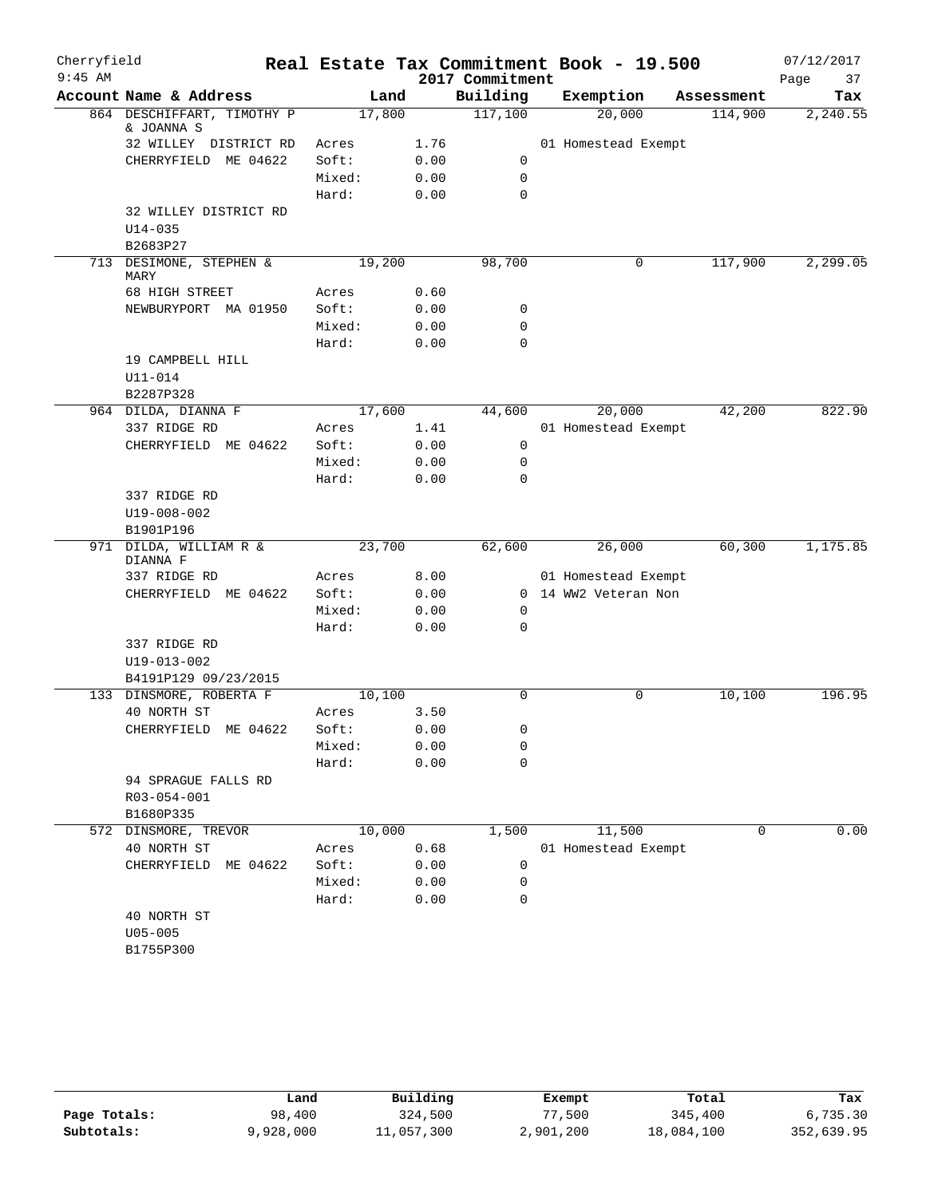Cherryfield 9:45 AM

# Real Estate Tax Commitment Book - 19.500

2017 Commitment

07/12/2017

| Account Name & Address | | Land | Building | Exemption | Assessment | Tax |
|---|---|---|---|---|---|---|
| 864 DESCHIFFART, TIMOTHY P & JOANNA S | | 17,800 | 117,100 | 20,000 | 114,900 | 2,240.55 |
| 32 WILLEY DISTRICT RD | Acres | 1.76 | | 01 Homestead Exempt | | |
| CHERRYFIELD ME 04622 | Soft: | 0.00 | 0 | | | |
| | Mixed: | 0.00 | 0 | | | |
| | Hard: | 0.00 | 0 | | | |
| 32 WILLEY DISTRICT RD | | | | | | |
| U14-035 | | | | | | |
| B2683P27 | | | | | | |
| 713 DESIMONE, STEPHEN & MARY | | 19,200 | 98,700 | 0 | 117,900 | 2,299.05 |
| 68 HIGH STREET | Acres | 0.60 | | | | |
| NEWBURYPORT MA 01950 | Soft: | 0.00 | 0 | | | |
| | Mixed: | 0.00 | 0 | | | |
| | Hard: | 0.00 | 0 | | | |
| 19 CAMPBELL HILL | | | | | | |
| U11-014 | | | | | | |
| B2287P328 | | | | | | |
| 964 DILDA, DIANNA F | | 17,600 | 44,600 | 20,000 | 42,200 | 822.90 |
| 337 RIDGE RD | Acres | 1.41 | | 01 Homestead Exempt | | |
| CHERRYFIELD ME 04622 | Soft: | 0.00 | 0 | | | |
| | Mixed: | 0.00 | 0 | | | |
| | Hard: | 0.00 | 0 | | | |
| 337 RIDGE RD | | | | | | |
| U19-008-002 | | | | | | |
| B1901P196 | | | | | | |
| 971 DILDA, WILLIAM R & DIANNA F | | 23,700 | 62,600 | 26,000 | 60,300 | 1,175.85 |
| 337 RIDGE RD | Acres | 8.00 | | 01 Homestead Exempt | | |
| CHERRYFIELD ME 04622 | Soft: | 0.00 | 0 | 14 WW2 Veteran Non | | |
| | Mixed: | 0.00 | 0 | | | |
| | Hard: | 0.00 | 0 | | | |
| 337 RIDGE RD | | | | | | |
| U19-013-002 | | | | | | |
| B4191P129 09/23/2015 | | | | | | |
| 133 DINSMORE, ROBERTA F | | 10,100 | 0 | 0 | 10,100 | 196.95 |
| 40 NORTH ST | Acres | 3.50 | | | | |
| CHERRYFIELD ME 04622 | Soft: | 0.00 | 0 | | | |
| | Mixed: | 0.00 | 0 | | | |
| | Hard: | 0.00 | 0 | | | |
| 94 SPRAGUE FALLS RD | | | | | | |
| R03-054-001 | | | | | | |
| B1680P335 | | | | | | |
| 572 DINSMORE, TREVOR | | 10,000 | 1,500 | 11,500 | 0 | 0.00 |
| 40 NORTH ST | Acres | 0.68 | | 01 Homestead Exempt | | |
| CHERRYFIELD ME 04622 | Soft: | 0.00 | 0 | | | |
| | Mixed: | 0.00 | 0 | | | |
| | Hard: | 0.00 | 0 | | | |
| 40 NORTH ST | | | | | | |
| U05-005 | | | | | | |
| B1755P300 | | | | | | |

| | Land | Building | Exempt | Total | Tax |
|---|---|---|---|---|---|
| Page Totals: | 98,400 | 324,500 | 77,500 | 345,400 | 6,735.30 |
| Subtotals: | 9,928,000 | 11,057,300 | 2,901,200 | 18,084,100 | 352,639.95 |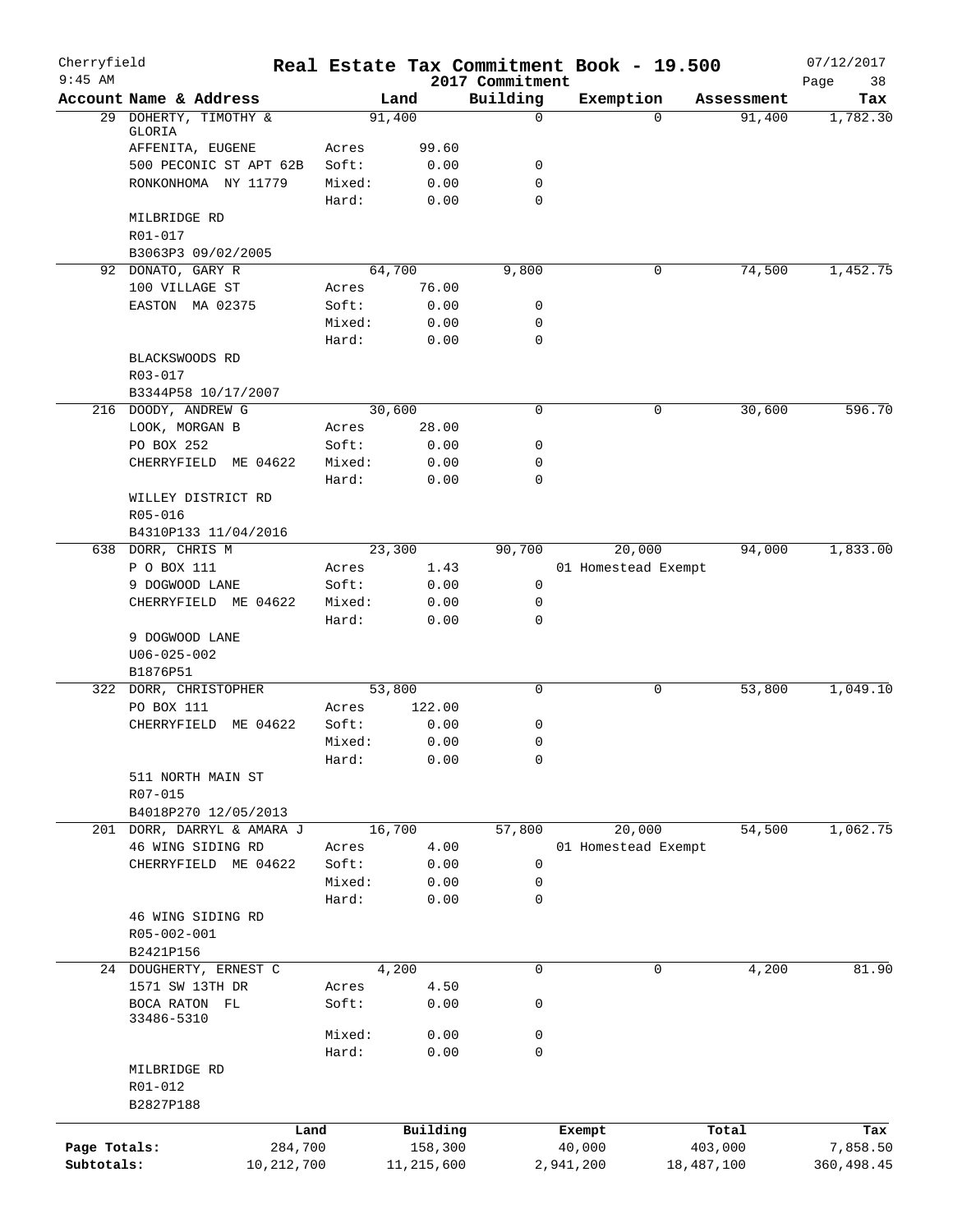# Cherryfield — Real Estate Tax Commitment Book - 19.500

9:45 AM — 2017 Commitment — 07/12/2017

| Account Name & Address | | Land | Building | Exemption | Assessment | Tax |
|---|---|---|---|---|---|---|
| 29 DOHERTY, TIMOTHY & GLORIA | | 91,400 | 0 | 0 | 91,400 | 1,782.30 |
| AFFENITA, EUGENE | Acres | 99.60 | | | | |
| 500 PECONIC ST APT 62B | Soft: | 0.00 | 0 | | | |
| RONKONHOMA NY 11779 | Mixed: | 0.00 | 0 | | | |
| | Hard: | 0.00 | 0 | | | |
| MILBRIDGE RD | | | | | | |
| R01-017 | | | | | | |
| B3063P3 09/02/2005 | | | | | | |
| 92 DONATO, GARY R | | 64,700 | 9,800 | 0 | 74,500 | 1,452.75 |
| 100 VILLAGE ST | Acres | 76.00 | | | | |
| EASTON MA 02375 | Soft: | 0.00 | 0 | | | |
| | Mixed: | 0.00 | 0 | | | |
| | Hard: | 0.00 | 0 | | | |
| BLACKSWOODS RD | | | | | | |
| R03-017 | | | | | | |
| B3344P58 10/17/2007 | | | | | | |
| 216 DOODY, ANDREW G | | 30,600 | 0 | 0 | 30,600 | 596.70 |
| LOOK, MORGAN B | Acres | 28.00 | | | | |
| PO BOX 252 | Soft: | 0.00 | 0 | | | |
| CHERRYFIELD ME 04622 | Mixed: | 0.00 | 0 | | | |
| | Hard: | 0.00 | 0 | | | |
| WILLEY DISTRICT RD | | | | | | |
| R05-016 | | | | | | |
| B4310P133 11/04/2016 | | | | | | |
| 638 DORR, CHRIS M | | 23,300 | 90,700 | 20,000 | 94,000 | 1,833.00 |
| P O BOX 111 | Acres | 1.43 | | 01 Homestead Exempt | | |
| 9 DOGWOOD LANE | Soft: | 0.00 | 0 | | | |
| CHERRYFIELD ME 04622 | Mixed: | 0.00 | 0 | | | |
| | Hard: | 0.00 | 0 | | | |
| 9 DOGWOOD LANE | | | | | | |
| U06-025-002 | | | | | | |
| B1876P51 | | | | | | |
| 322 DORR, CHRISTOPHER | | 53,800 | 0 | 0 | 53,800 | 1,049.10 |
| PO BOX 111 | Acres | 122.00 | | | | |
| CHERRYFIELD ME 04622 | Soft: | 0.00 | 0 | | | |
| | Mixed: | 0.00 | 0 | | | |
| | Hard: | 0.00 | 0 | | | |
| 511 NORTH MAIN ST | | | | | | |
| R07-015 | | | | | | |
| B4018P270 12/05/2013 | | | | | | |
| 201 DORR, DARRYL & AMARA J | | 16,700 | 57,800 | 20,000 | 54,500 | 1,062.75 |
| 46 WING SIDING RD | Acres | 4.00 | | 01 Homestead Exempt | | |
| CHERRYFIELD ME 04622 | Soft: | 0.00 | 0 | | | |
| | Mixed: | 0.00 | 0 | | | |
| | Hard: | 0.00 | 0 | | | |
| 46 WING SIDING RD | | | | | | |
| R05-002-001 | | | | | | |
| B2421P156 | | | | | | |
| 24 DOUGHERTY, ERNEST C | | 4,200 | 0 | 0 | 4,200 | 81.90 |
| 1571 SW 13TH DR | Acres | 4.50 | | | | |
| BOCA RATON FL 33486-5310 | Soft: | 0.00 | 0 | | | |
| | Mixed: | 0.00 | 0 | | | |
| | Hard: | 0.00 | 0 | | | |
| MILBRIDGE RD | | | | | | |
| R01-012 | | | | | | |
| B2827P188 | | | | | | |

| | Land | Building | Exempt | Total | Tax |
|---|---|---|---|---|---|
| Page Totals: | 284,700 | 158,300 | 40,000 | 403,000 | 7,858.50 |
| Subtotals: | 10,212,700 | 11,215,600 | 2,941,200 | 18,487,100 | 360,498.45 |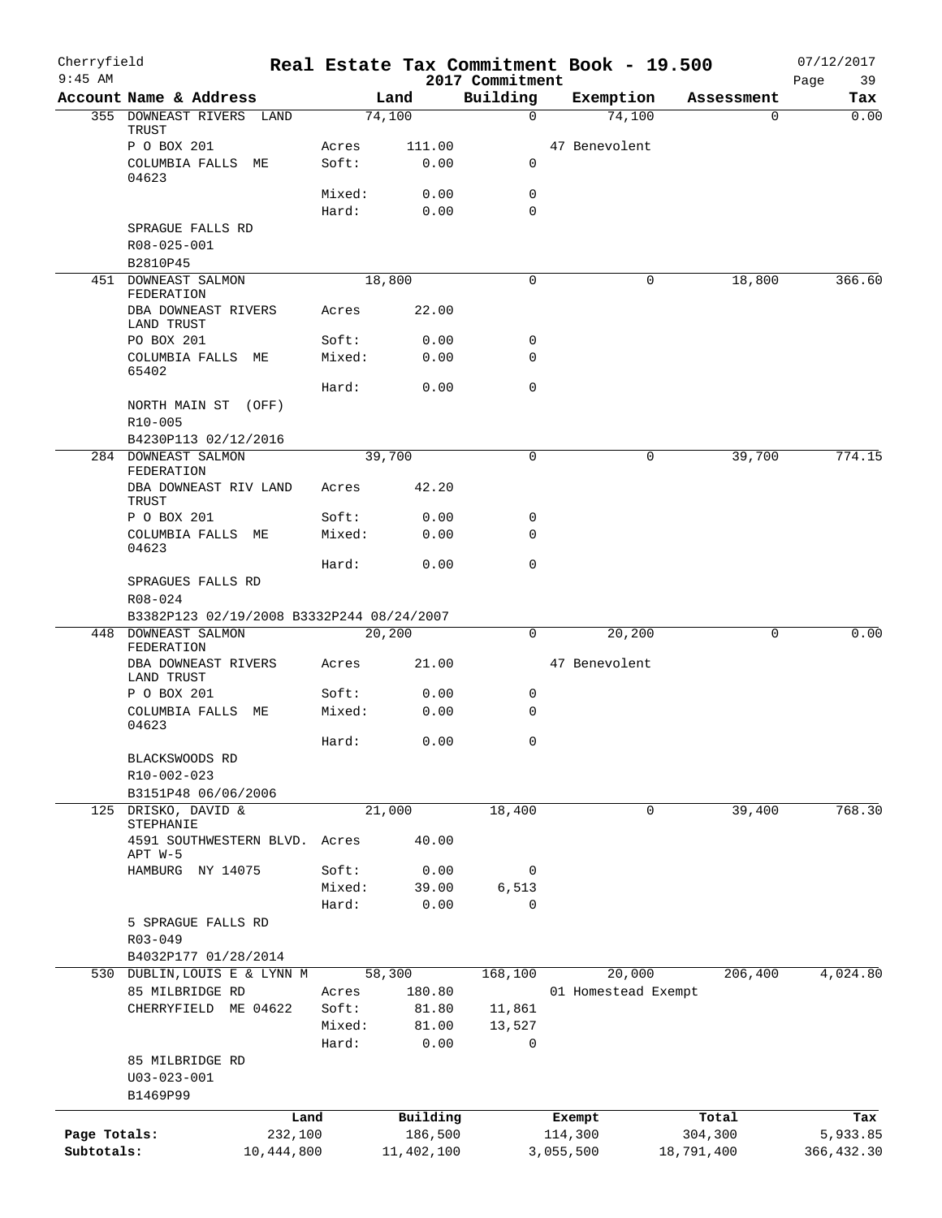Cherryfield 9:45 AM

# Real Estate Tax Commitment Book - 19.500

2017 Commitment — 07/12/2017

| Account Name & Address | | Land | Building | Exemption | Assessment | Tax |
|---|---|---|---|---|---|---|
| 355 DOWNEAST RIVERS LAND TRUST | | 74,100 | 0 | 74,100 | 0 | 0.00 |
| P O BOX 201 | Acres | 111.00 | | 47 Benevolent | | |
| COLUMBIA FALLS ME 04623 | Soft: | 0.00 | 0 | | | |
| | Mixed: | 0.00 | 0 | | | |
| | Hard: | 0.00 | 0 | | | |
| SPRAGUE FALLS RD | | | | | | |
| R08-025-001 | | | | | | |
| B2810P45 | | | | | | |
| 451 DOWNEAST SALMON FEDERATION | | 18,800 | 0 | 0 | 18,800 | 366.60 |
| DBA DOWNEAST RIVERS LAND TRUST | Acres | 22.00 | | | | |
| PO BOX 201 | Soft: | 0.00 | 0 | | | |
| COLUMBIA FALLS ME 65402 | Mixed: | 0.00 | 0 | | | |
| | Hard: | 0.00 | 0 | | | |
| NORTH MAIN ST (OFF) | | | | | | |
| R10-005 | | | | | | |
| B4230P113 02/12/2016 | | | | | | |
| 284 DOWNEAST SALMON FEDERATION | | 39,700 | 0 | 0 | 39,700 | 774.15 |
| DBA DOWNEAST RIV LAND TRUST | Acres | 42.20 | | | | |
| P O BOX 201 | Soft: | 0.00 | 0 | | | |
| COLUMBIA FALLS ME 04623 | Mixed: | 0.00 | 0 | | | |
| | Hard: | 0.00 | 0 | | | |
| SPRAGUES FALLS RD | | | | | | |
| R08-024 | | | | | | |
| B3382P123 02/19/2008 B3332P244 08/24/2007 | | | | | | |
| 448 DOWNEAST SALMON FEDERATION | | 20,200 | 0 | 20,200 | 0 | 0.00 |
| DBA DOWNEAST RIVERS LAND TRUST | Acres | 21.00 | | 47 Benevolent | | |
| P O BOX 201 | Soft: | 0.00 | 0 | | | |
| COLUMBIA FALLS ME 04623 | Mixed: | 0.00 | 0 | | | |
| | Hard: | 0.00 | 0 | | | |
| BLACKSWOODS RD | | | | | | |
| R10-002-023 | | | | | | |
| B3151P48 06/06/2006 | | | | | | |
| 125 DRISKO, DAVID & STEPHANIE | | 21,000 | 18,400 | 0 | 39,400 | 768.30 |
| 4591 SOUTHWESTERN BLVD. APT W-5 | Acres | 40.00 | | | | |
| HAMBURG NY 14075 | Soft: | 0.00 | 0 | | | |
| | Mixed: | 39.00 | 6,513 | | | |
| | Hard: | 0.00 | 0 | | | |
| 5 SPRAGUE FALLS RD | | | | | | |
| R03-049 | | | | | | |
| B4032P177 01/28/2014 | | | | | | |
| 530 DUBLIN,LOUIS E & LYNN M | | 58,300 | 168,100 | 20,000 | 206,400 | 4,024.80 |
| 85 MILBRIDGE RD | Acres | 180.80 | | 01 Homestead Exempt | | |
| CHERRYFIELD ME 04622 | Soft: | 81.80 | 11,861 | | | |
| | Mixed: | 81.00 | 13,527 | | | |
| | Hard: | 0.00 | 0 | | | |
| 85 MILBRIDGE RD | | | | | | |
| U03-023-001 | | | | | | |
| B1469P99 | | | | | | |

| | Land | Building | Exempt | Total | Tax |
|---|---|---|---|---|---|
| Page Totals: | 232,100 | 186,500 | 114,300 | 304,300 | 5,933.85 |
| Subtotals: | 10,444,800 | 11,402,100 | 3,055,500 | 18,791,400 | 366,432.30 |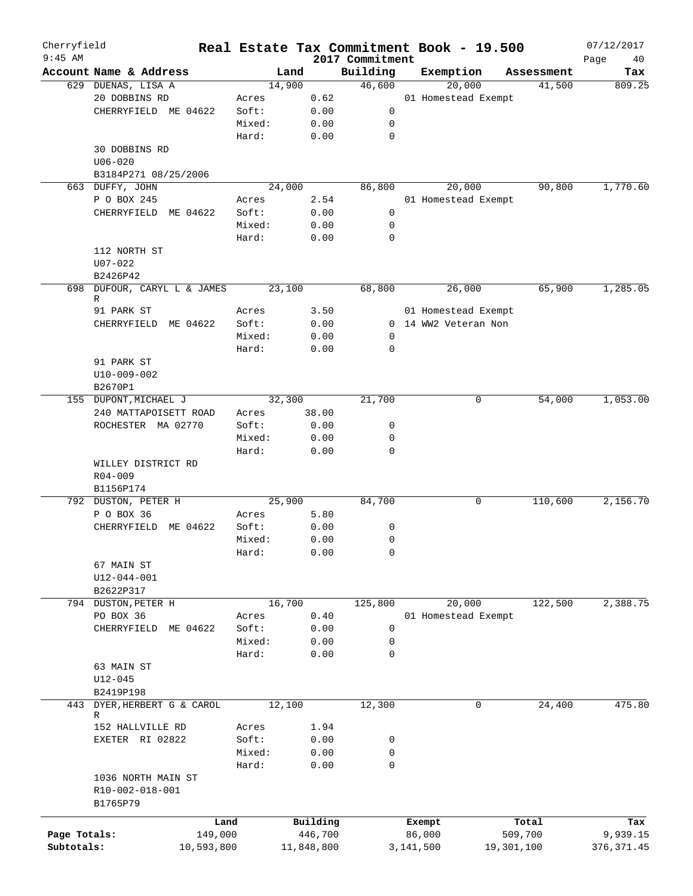Cherryfield 9:45 AM

# Real Estate Tax Commitment Book - 19.500

## 2017 Commitment

07/12/2017

| Account | Name & Address | Land | | Building | Exemption | Assessment | Tax |
|---|---|---|---|---|---|---|---|
| 629 | DUENAS, LISA A | 14,900 | | 46,600 | 20,000 | 41,500 | 809.25 |
| | 20 DOBBINS RD | Acres | 0.62 | | 01 Homestead Exempt | | |
| | CHERRYFIELD ME 04622 | Soft: | 0.00 | 0 | | | |
| | | Mixed: | 0.00 | 0 | | | |
| | | Hard: | 0.00 | 0 | | | |
| | 30 DOBBINS RD | | | | | | |
| | U06-020 | | | | | | |
| | B3184P271 08/25/2006 | | | | | | |
| 663 | DUFFY, JOHN | 24,000 | | 86,800 | 20,000 | 90,800 | 1,770.60 |
| | P O BOX 245 | Acres | 2.54 | | 01 Homestead Exempt | | |
| | CHERRYFIELD ME 04622 | Soft: | 0.00 | 0 | | | |
| | | Mixed: | 0.00 | 0 | | | |
| | | Hard: | 0.00 | 0 | | | |
| | 112 NORTH ST | | | | | | |
| | U07-022 | | | | | | |
| | B2426P42 | | | | | | |
| 698 | DUFOUR, CARYL L & JAMES R | 23,100 | | 68,800 | 26,000 | 65,900 | 1,285.05 |
| | 91 PARK ST | Acres | 3.50 | | 01 Homestead Exempt | | |
| | CHERRYFIELD ME 04622 | Soft: | 0.00 | 0 | 14 WW2 Veteran Non | | |
| | | Mixed: | 0.00 | 0 | | | |
| | | Hard: | 0.00 | 0 | | | |
| | 91 PARK ST | | | | | | |
| | U10-009-002 | | | | | | |
| | B2670P1 | | | | | | |
| 155 | DUPONT, MICHAEL J | 32,300 | | 21,700 | 0 | 54,000 | 1,053.00 |
| | 240 MATTAPOISETT ROAD | Acres | 38.00 | | | | |
| | ROCHESTER MA 02770 | Soft: | 0.00 | 0 | | | |
| | | Mixed: | 0.00 | 0 | | | |
| | | Hard: | 0.00 | 0 | | | |
| | WILLEY DISTRICT RD | | | | | | |
| | R04-009 | | | | | | |
| | B1156P174 | | | | | | |
| 792 | DUSTON, PETER H | 25,900 | | 84,700 | 0 | 110,600 | 2,156.70 |
| | P O BOX 36 | Acres | 5.80 | | | | |
| | CHERRYFIELD ME 04622 | Soft: | 0.00 | 0 | | | |
| | | Mixed: | 0.00 | 0 | | | |
| | | Hard: | 0.00 | 0 | | | |
| | 67 MAIN ST | | | | | | |
| | U12-044-001 | | | | | | |
| | B2622P317 | | | | | | |
| 794 | DUSTON, PETER H | 16,700 | | 125,800 | 20,000 | 122,500 | 2,388.75 |
| | PO BOX 36 | Acres | 0.40 | | 01 Homestead Exempt | | |
| | CHERRYFIELD ME 04622 | Soft: | 0.00 | 0 | | | |
| | | Mixed: | 0.00 | 0 | | | |
| | | Hard: | 0.00 | 0 | | | |
| | 63 MAIN ST | | | | | | |
| | U12-045 | | | | | | |
| | B2419P198 | | | | | | |
| 443 | DYER, HERBERT G & CAROL R | 12,100 | | 12,300 | 0 | 24,400 | 475.80 |
| | 152 HALLVILLE RD | Acres | 1.94 | | | | |
| | EXETER RI 02822 | Soft: | 0.00 | 0 | | | |
| | | Mixed: | 0.00 | 0 | | | |
| | | Hard: | 0.00 | 0 | | | |
| | 1036 NORTH MAIN ST | | | | | | |
| | R10-002-018-001 | | | | | | |
| | B1765P79 | | | | | | |

| | Land | Building | Exempt | Total | Tax |
|---|---|---|---|---|---|
| Page Totals: | 149,000 | 446,700 | 86,000 | 509,700 | 9,939.15 |
| Subtotals: | 10,593,800 | 11,848,800 | 3,141,500 | 19,301,100 | 376,371.45 |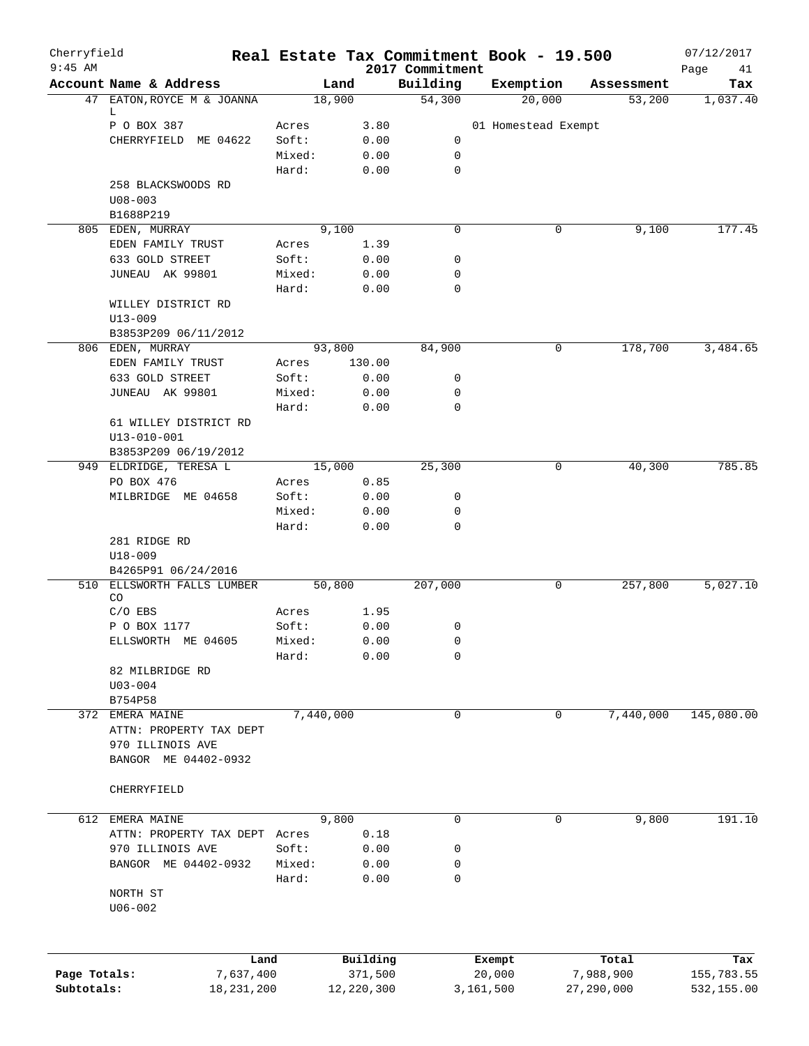Cherryfield 9:45 AM

# Real Estate Tax Commitment Book - 19.500

2017 Commitment

07/12/2017 Page 41

| Account Name & Address | | Land | Building | Exemption | Assessment | Tax |
|---|---|---|---|---|---|---|
| 47 EATON,ROYCE M & JOANNA L | | 18,900 | 54,300 | 20,000 | 53,200 | 1,037.40 |
| P O BOX 387 | Acres | 3.80 | | 01 Homestead Exempt | | |
| CHERRYFIELD ME 04622 | Soft: | 0.00 | 0 | | | |
| | Mixed: | 0.00 | 0 | | | |
| | Hard: | 0.00 | 0 | | | |
| 258 BLACKSWOODS RD | | | | | | |
| U08-003 | | | | | | |
| B1688P219 | | | | | | |
| 805 EDEN, MURRAY | | 9,100 | 0 | 0 | 9,100 | 177.45 |
| EDEN FAMILY TRUST | Acres | 1.39 | | | | |
| 633 GOLD STREET | Soft: | 0.00 | 0 | | | |
| JUNEAU AK 99801 | Mixed: | 0.00 | 0 | | | |
| | Hard: | 0.00 | 0 | | | |
| WILLEY DISTRICT RD | | | | | | |
| U13-009 | | | | | | |
| B3853P209 06/11/2012 | | | | | | |
| 806 EDEN, MURRAY | | 93,800 | 84,900 | 0 | 178,700 | 3,484.65 |
| EDEN FAMILY TRUST | Acres | 130.00 | | | | |
| 633 GOLD STREET | Soft: | 0.00 | 0 | | | |
| JUNEAU AK 99801 | Mixed: | 0.00 | 0 | | | |
| | Hard: | 0.00 | 0 | | | |
| 61 WILLEY DISTRICT RD | | | | | | |
| U13-010-001 | | | | | | |
| B3853P209 06/19/2012 | | | | | | |
| 949 ELDRIDGE, TERESA L | | 15,000 | 25,300 | 0 | 40,300 | 785.85 |
| PO BOX 476 | Acres | 0.85 | | | | |
| MILBRIDGE ME 04658 | Soft: | 0.00 | 0 | | | |
| | Mixed: | 0.00 | 0 | | | |
| | Hard: | 0.00 | 0 | | | |
| 281 RIDGE RD | | | | | | |
| U18-009 | | | | | | |
| B4265P91 06/24/2016 | | | | | | |
| 510 ELLSWORTH FALLS LUMBER CO | | 50,800 | 207,000 | 0 | 257,800 | 5,027.10 |
| C/O EBS | Acres | 1.95 | | | | |
| P O BOX 1177 | Soft: | 0.00 | 0 | | | |
| ELLSWORTH ME 04605 | Mixed: | 0.00 | 0 | | | |
| | Hard: | 0.00 | 0 | | | |
| 82 MILBRIDGE RD | | | | | | |
| U03-004 | | | | | | |
| B754P58 | | | | | | |
| 372 EMERA MAINE | | 7,440,000 | 0 | 0 | 7,440,000 | 145,080.00 |
| ATTN: PROPERTY TAX DEPT | | | | | | |
| 970 ILLINOIS AVE | | | | | | |
| BANGOR ME 04402-0932 | | | | | | |
| CHERRYFIELD | | | | | | |
| 612 EMERA MAINE | | 9,800 | 0 | 0 | 9,800 | 191.10 |
| ATTN: PROPERTY TAX DEPT | Acres | 0.18 | | | | |
| 970 ILLINOIS AVE | Soft: | 0.00 | 0 | | | |
| BANGOR ME 04402-0932 | Mixed: | 0.00 | 0 | | | |
| | Hard: | 0.00 | 0 | | | |
| NORTH ST | | | | | | |
| U06-002 | | | | | | |

| | Land | Building | Exempt | Total | Tax |
|---|---|---|---|---|---|
| Page Totals: | 7,637,400 | 371,500 | 20,000 | 7,988,900 | 155,783.55 |
| Subtotals: | 18,231,200 | 12,220,300 | 3,161,500 | 27,290,000 | 532,155.00 |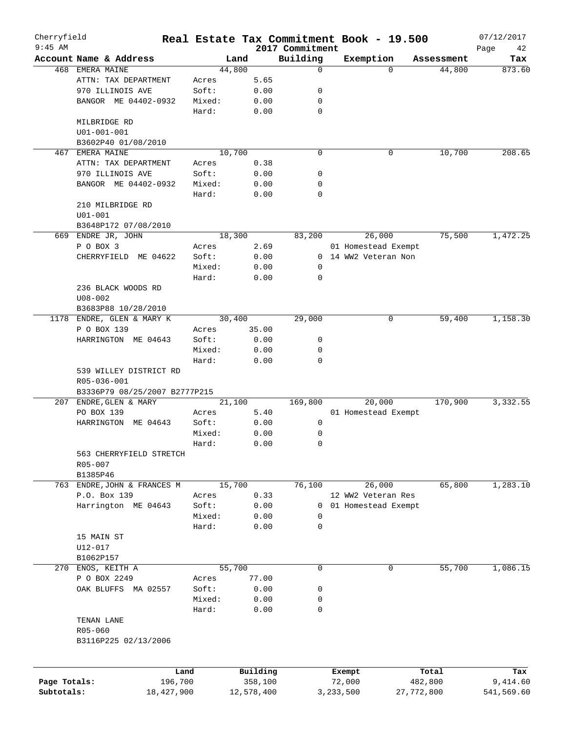# Cherryfield — Real Estate Tax Commitment Book - 19.500 — 2017 Commitment

9:45 AM — 07/12/2017

| Account | Name & Address | Land | | Building | Exemption | Assessment | Tax |
|---|---|---|---|---|---|---|---|
| 468 | EMERA MAINE | 44,800 | | 0 | 0 | 44,800 | 873.60 |
| | ATTN: TAX DEPARTMENT | Acres | 5.65 | | | | |
| | 970 ILLINOIS AVE | Soft: | 0.00 | 0 | | | |
| | BANGOR ME 04402-0932 | Mixed: | 0.00 | 0 | | | |
| | | Hard: | 0.00 | 0 | | | |
| | MILBRIDGE RD | | | | | | |
| | U01-001-001 | | | | | | |
| | B3602P40 01/08/2010 | | | | | | |
| 467 | EMERA MAINE | 10,700 | | 0 | 0 | 10,700 | 208.65 |
| | ATTN: TAX DEPARTMENT | Acres | 0.38 | | | | |
| | 970 ILLINOIS AVE | Soft: | 0.00 | 0 | | | |
| | BANGOR ME 04402-0932 | Mixed: | 0.00 | 0 | | | |
| | | Hard: | 0.00 | 0 | | | |
| | 210 MILBRIDGE RD | | | | | | |
| | U01-001 | | | | | | |
| | B3648P172 07/08/2010 | | | | | | |
| 669 | ENDRE JR, JOHN | 18,300 | | 83,200 | 26,000 | 75,500 | 1,472.25 |
| | P O BOX 3 | Acres | 2.69 | | 01 Homestead Exempt | | |
| | CHERRYFIELD ME 04622 | Soft: | 0.00 | 0 | 14 WW2 Veteran Non | | |
| | | Mixed: | 0.00 | 0 | | | |
| | | Hard: | 0.00 | 0 | | | |
| | 236 BLACK WOODS RD | | | | | | |
| | U08-002 | | | | | | |
| | B3683P88 10/28/2010 | | | | | | |
| 1178 | ENDRE, GLEN & MARY K | 30,400 | | 29,000 | 0 | 59,400 | 1,158.30 |
| | P O BOX 139 | Acres | 35.00 | | | | |
| | HARRINGTON ME 04643 | Soft: | 0.00 | 0 | | | |
| | | Mixed: | 0.00 | 0 | | | |
| | | Hard: | 0.00 | 0 | | | |
| | 539 WILLEY DISTRICT RD | | | | | | |
| | R05-036-001 | | | | | | |
| | B3336P79 08/25/2007 B2777P215 | | | | | | |
| 207 | ENDRE, GLEN & MARY | 21,100 | | 169,800 | 20,000 | 170,900 | 3,332.55 |
| | PO BOX 139 | Acres | 5.40 | | 01 Homestead Exempt | | |
| | HARRINGTON ME 04643 | Soft: | 0.00 | 0 | | | |
| | | Mixed: | 0.00 | 0 | | | |
| | | Hard: | 0.00 | 0 | | | |
| | 563 CHERRYFIELD STRETCH | | | | | | |
| | R05-007 | | | | | | |
| | B1385P46 | | | | | | |
| 763 | ENDRE, JOHN & FRANCES M | 15,700 | | 76,100 | 26,000 | 65,800 | 1,283.10 |
| | P.O. Box 139 | Acres | 0.33 | | 12 WW2 Veteran Res | | |
| | Harrington ME 04643 | Soft: | 0.00 | 0 | 01 Homestead Exempt | | |
| | | Mixed: | 0.00 | 0 | | | |
| | | Hard: | 0.00 | 0 | | | |
| | 15 MAIN ST | | | | | | |
| | U12-017 | | | | | | |
| | B1062P157 | | | | | | |
| 270 | ENOS, KEITH A | 55,700 | | 0 | 0 | 55,700 | 1,086.15 |
| | P O BOX 2249 | Acres | 77.00 | | | | |
| | OAK BLUFFS MA 02557 | Soft: | 0.00 | 0 | | | |
| | | Mixed: | 0.00 | 0 | | | |
| | | Hard: | 0.00 | 0 | | | |
| | TENAN LANE | | | | | | |
| | R05-060 | | | | | | |
| | B3116P225 02/13/2006 | | | | | | |

| | Land | Building | Exempt | Total | Tax |
|---|---|---|---|---|---|
| Page Totals: | 196,700 | 358,100 | 72,000 | 482,800 | 9,414.60 |
| Subtotals: | 18,427,900 | 12,578,400 | 3,233,500 | 27,772,800 | 541,569.60 |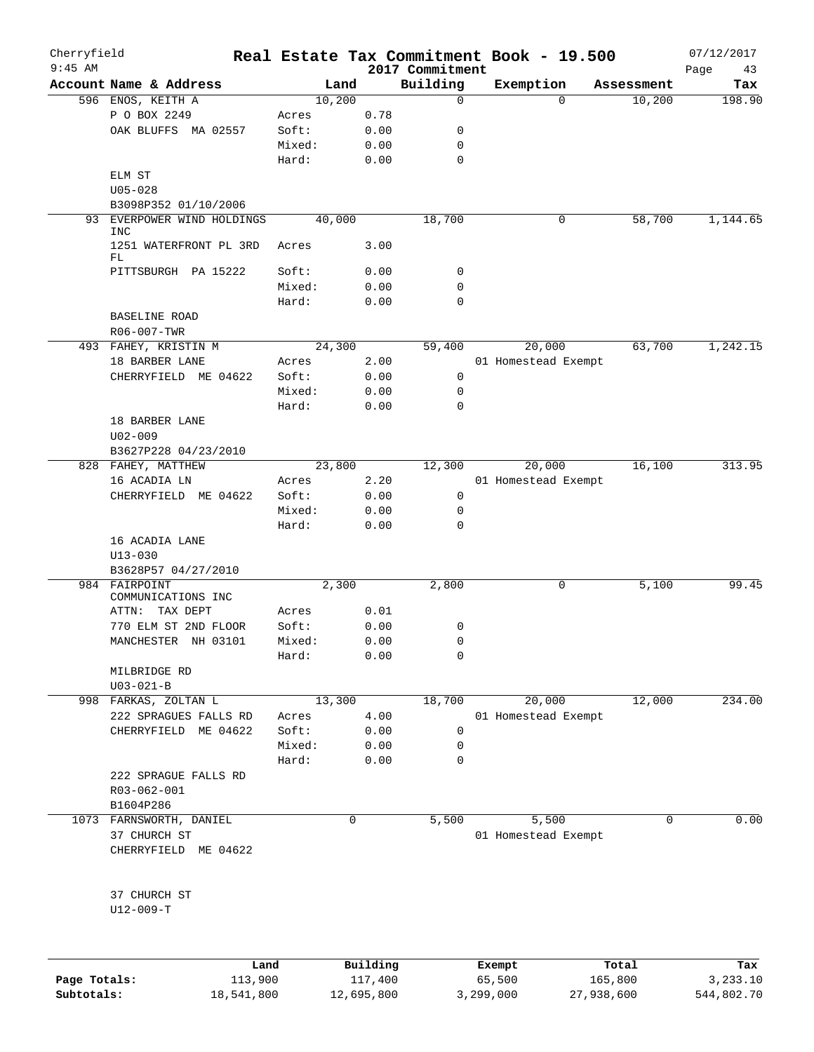Cherryfield | Real Estate Tax Commitment Book - 19.500 | 07/12/2017
9:45 AM | 2017 Commitment | Page 43

| Account Name & Address | | Land | Building | Exemption | Assessment | Tax |
|---|---|---|---|---|---|---|
| 596 ENOS, KEITH A | | 10,200 | 0 | 0 | 10,200 | 198.90 |
| P O BOX 2249 | Acres | 0.78 | | | | |
| OAK BLUFFS MA 02557 | Soft: | 0.00 | 0 | | | |
| | Mixed: | 0.00 | 0 | | | |
| | Hard: | 0.00 | 0 | | | |
| ELM ST | | | | | | |
| U05-028 | | | | | | |
| B3098P352 01/10/2006 | | | | | | |
| 93 EVERPOWER WIND HOLDINGS INC | | 40,000 | 18,700 | 0 | 58,700 | 1,144.65 |
| 1251 WATERFRONT PL 3RD FL | Acres | 3.00 | | | | |
| PITTSBURGH PA 15222 | Soft: | 0.00 | 0 | | | |
| | Mixed: | 0.00 | 0 | | | |
| | Hard: | 0.00 | 0 | | | |
| BASELINE ROAD | | | | | | |
| R06-007-TWR | | | | | | |
| 493 FAHEY, KRISTIN M | | 24,300 | 59,400 | 20,000 | 63,700 | 1,242.15 |
| 18 BARBER LANE | Acres | 2.00 | | 01 Homestead Exempt | | |
| CHERRYFIELD ME 04622 | Soft: | 0.00 | 0 | | | |
| | Mixed: | 0.00 | 0 | | | |
| | Hard: | 0.00 | 0 | | | |
| 18 BARBER LANE | | | | | | |
| U02-009 | | | | | | |
| B3627P228 04/23/2010 | | | | | | |
| 828 FAHEY, MATTHEW | | 23,800 | 12,300 | 20,000 | 16,100 | 313.95 |
| 16 ACADIA LN | Acres | 2.20 | | 01 Homestead Exempt | | |
| CHERRYFIELD ME 04622 | Soft: | 0.00 | 0 | | | |
| | Mixed: | 0.00 | 0 | | | |
| | Hard: | 0.00 | 0 | | | |
| 16 ACADIA LANE | | | | | | |
| U13-030 | | | | | | |
| B3628P57 04/27/2010 | | | | | | |
| 984 FAIRPOINT COMMUNICATIONS INC | | 2,300 | 2,800 | 0 | 5,100 | 99.45 |
| ATTN: TAX DEPT | Acres | 0.01 | | | | |
| 770 ELM ST 2ND FLOOR | Soft: | 0.00 | 0 | | | |
| MANCHESTER NH 03101 | Mixed: | 0.00 | 0 | | | |
| | Hard: | 0.00 | 0 | | | |
| MILBRIDGE RD | | | | | | |
| U03-021-B | | | | | | |
| 998 FARKAS, ZOLTAN L | | 13,300 | 18,700 | 20,000 | 12,000 | 234.00 |
| 222 SPRAGUES FALLS RD | Acres | 4.00 | | 01 Homestead Exempt | | |
| CHERRYFIELD ME 04622 | Soft: | 0.00 | 0 | | | |
| | Mixed: | 0.00 | 0 | | | |
| | Hard: | 0.00 | 0 | | | |
| 222 SPRAGUE FALLS RD | | | | | | |
| R03-062-001 | | | | | | |
| B1604P286 | | | | | | |
| 1073 FARNSWORTH, DANIEL | | 0 | 5,500 | 5,500 | 0 | 0.00 |
| 37 CHURCH ST | | | | 01 Homestead Exempt | | |
| CHERRYFIELD ME 04622 | | | | | | |
| 37 CHURCH ST | | | | | | |
| U12-009-T | | | | | | |

| | Land | Building | Exempt | Total | Tax |
|---|---|---|---|---|---|
| Page Totals: | 113,900 | 117,400 | 65,500 | 165,800 | 3,233.10 |
| Subtotals: | 18,541,800 | 12,695,800 | 3,299,000 | 27,938,600 | 544,802.70 |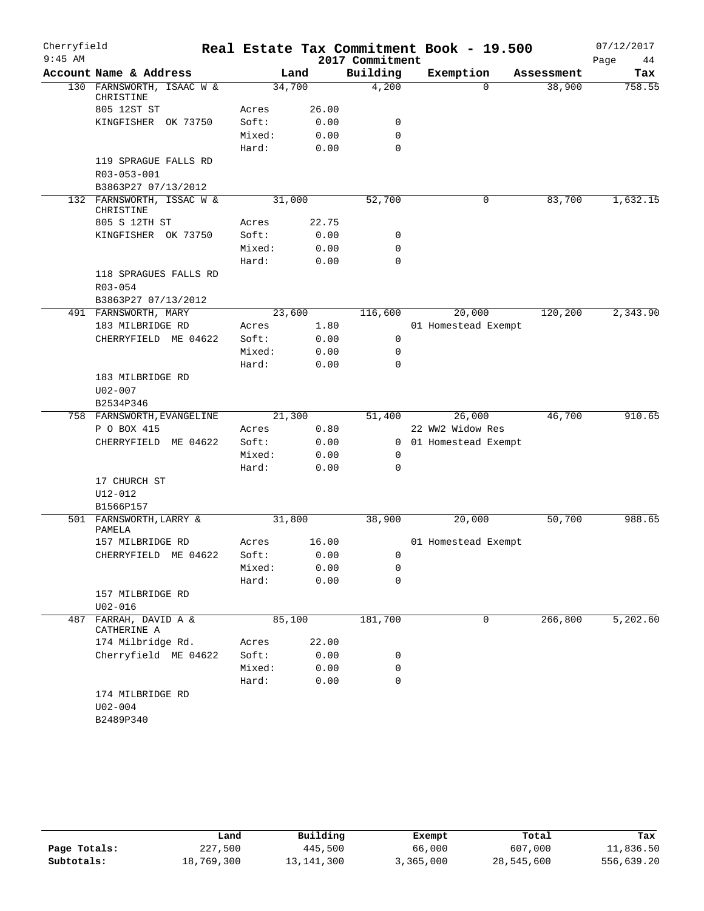Cherryfield — Real Estate Tax Commitment Book - 19.500 — 07/12/2017
9:45 AM — 2017 Commitment

| Account Name & Address | | Land | Building | Exemption | Assessment | Tax |
|---|---|---|---|---|---|---|
| 130 FARNSWORTH, ISAAC W & CHRISTINE | | 34,700 | 4,200 | 0 | 38,900 | 758.55 |
| 805 12ST ST | Acres | 26.00 | | | | |
| KINGFISHER OK 73750 | Soft: | 0.00 | 0 | | | |
| | Mixed: | 0.00 | 0 | | | |
| | Hard: | 0.00 | 0 | | | |
| 119 SPRAGUE FALLS RD | | | | | | |
| R03-053-001 | | | | | | |
| B3863P27 07/13/2012 | | | | | | |
| 132 FARNSWORTH, ISSAC W & CHRISTINE | | 31,000 | 52,700 | 0 | 83,700 | 1,632.15 |
| 805 S 12TH ST | Acres | 22.75 | | | | |
| KINGFISHER OK 73750 | Soft: | 0.00 | 0 | | | |
| | Mixed: | 0.00 | 0 | | | |
| | Hard: | 0.00 | 0 | | | |
| 118 SPRAGUES FALLS RD | | | | | | |
| R03-054 | | | | | | |
| B3863P27 07/13/2012 | | | | | | |
| 491 FARNSWORTH, MARY | | 23,600 | 116,600 | 20,000 | 120,200 | 2,343.90 |
| 183 MILBRIDGE RD | Acres | 1.80 | | 01 Homestead Exempt | | |
| CHERRYFIELD ME 04622 | Soft: | 0.00 | 0 | | | |
| | Mixed: | 0.00 | 0 | | | |
| | Hard: | 0.00 | 0 | | | |
| 183 MILBRIDGE RD | | | | | | |
| U02-007 | | | | | | |
| B2534P346 | | | | | | |
| 758 FARNSWORTH,EVANGELINE | | 21,300 | 51,400 | 26,000 | 46,700 | 910.65 |
| P O BOX 415 | Acres | 0.80 | | 22 WW2 Widow Res | | |
| CHERRYFIELD ME 04622 | Soft: | 0.00 | 0 | 01 Homestead Exempt | | |
| | Mixed: | 0.00 | 0 | | | |
| | Hard: | 0.00 | 0 | | | |
| 17 CHURCH ST | | | | | | |
| U12-012 | | | | | | |
| B1566P157 | | | | | | |
| 501 FARNSWORTH,LARRY & PAMELA | | 31,800 | 38,900 | 20,000 | 50,700 | 988.65 |
| 157 MILBRIDGE RD | Acres | 16.00 | | 01 Homestead Exempt | | |
| CHERRYFIELD ME 04622 | Soft: | 0.00 | 0 | | | |
| | Mixed: | 0.00 | 0 | | | |
| | Hard: | 0.00 | 0 | | | |
| 157 MILBRIDGE RD | | | | | | |
| U02-016 | | | | | | |
| 487 FARRAH, DAVID A & CATHERINE A | | 85,100 | 181,700 | 0 | 266,800 | 5,202.60 |
| 174 Milbridge Rd. | Acres | 22.00 | | | | |
| Cherryfield ME 04622 | Soft: | 0.00 | 0 | | | |
| | Mixed: | 0.00 | 0 | | | |
| | Hard: | 0.00 | 0 | | | |
| 174 MILBRIDGE RD | | | | | | |
| U02-004 | | | | | | |
| B2489P340 | | | | | | |

| | Land | Building | Exempt | Total | Tax |
|---|---|---|---|---|---|
| Page Totals: | 227,500 | 445,500 | 66,000 | 607,000 | 11,836.50 |
| Subtotals: | 18,769,300 | 13,141,300 | 3,365,000 | 28,545,600 | 556,639.20 |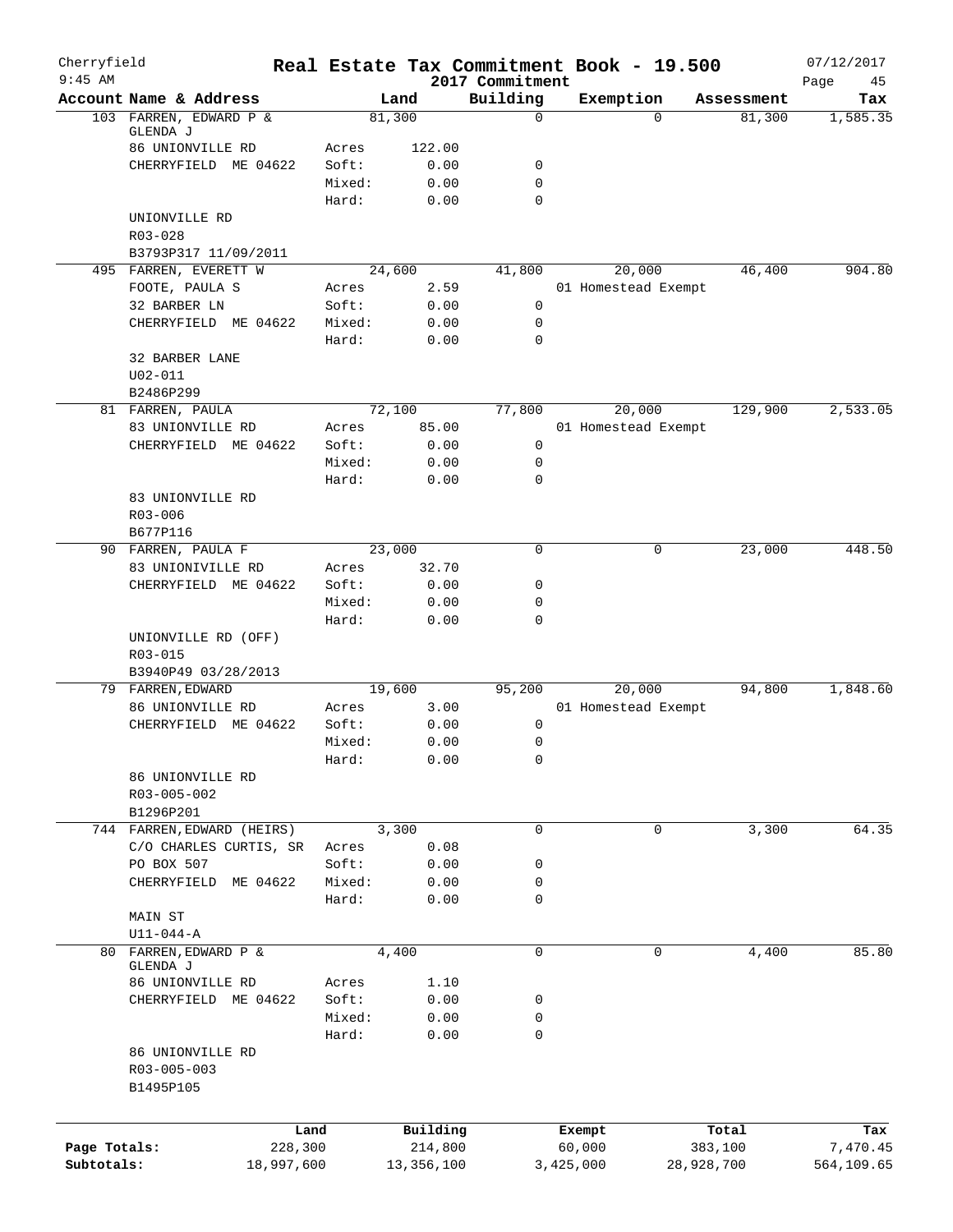Cherryfield — Real Estate Tax Commitment Book - 19.500 — 2017 Commitment — 07/12/2017 9:45 AM

| Account Name & Address | | Land | Building | Exemption | Assessment | Tax |
|---|---|---|---|---|---|---|
| 103 FARREN, EDWARD P & GLENDA J | | 81,300 | 0 | 0 | 81,300 | 1,585.35 |
| 86 UNIONVILLE RD | Acres | 122.00 | | | | |
| CHERRYFIELD ME 04622 | Soft: | 0.00 | 0 | | | |
| | Mixed: | 0.00 | 0 | | | |
| | Hard: | 0.00 | 0 | | | |
| UNIONVILLE RD | | | | | | |
| R03-028 | | | | | | |
| B3793P317 11/09/2011 | | | | | | |
| 495 FARREN, EVERETT W | | 24,600 | 41,800 | 20,000 | 46,400 | 904.80 |
| FOOTE, PAULA S | Acres | 2.59 | | 01 Homestead Exempt | | |
| 32 BARBER LN | Soft: | 0.00 | 0 | | | |
| CHERRYFIELD ME 04622 | Mixed: | 0.00 | 0 | | | |
| | Hard: | 0.00 | 0 | | | |
| 32 BARBER LANE | | | | | | |
| U02-011 | | | | | | |
| B2486P299 | | | | | | |
| 81 FARREN, PAULA | | 72,100 | 77,800 | 20,000 | 129,900 | 2,533.05 |
| 83 UNIONVILLE RD | Acres | 85.00 | | 01 Homestead Exempt | | |
| CHERRYFIELD ME 04622 | Soft: | 0.00 | 0 | | | |
| | Mixed: | 0.00 | 0 | | | |
| | Hard: | 0.00 | 0 | | | |
| 83 UNIONVILLE RD | | | | | | |
| R03-006 | | | | | | |
| B677P116 | | | | | | |
| 90 FARREN, PAULA F | | 23,000 | 0 | 0 | 23,000 | 448.50 |
| 83 UNIONIVILLE RD | Acres | 32.70 | | | | |
| CHERRYFIELD ME 04622 | Soft: | 0.00 | 0 | | | |
| | Mixed: | 0.00 | 0 | | | |
| | Hard: | 0.00 | 0 | | | |
| UNIONVILLE RD (OFF) | | | | | | |
| R03-015 | | | | | | |
| B3940P49 03/28/2013 | | | | | | |
| 79 FARREN,EDWARD | | 19,600 | 95,200 | 20,000 | 94,800 | 1,848.60 |
| 86 UNIONVILLE RD | Acres | 3.00 | | 01 Homestead Exempt | | |
| CHERRYFIELD ME 04622 | Soft: | 0.00 | 0 | | | |
| | Mixed: | 0.00 | 0 | | | |
| | Hard: | 0.00 | 0 | | | |
| 86 UNIONVILLE RD | | | | | | |
| R03-005-002 | | | | | | |
| B1296P201 | | | | | | |
| 744 FARREN,EDWARD (HEIRS) | | 3,300 | 0 | 0 | 3,300 | 64.35 |
| C/O CHARLES CURTIS, SR | Acres | 0.08 | | | | |
| PO BOX 507 | Soft: | 0.00 | 0 | | | |
| CHERRYFIELD ME 04622 | Mixed: | 0.00 | 0 | | | |
| | Hard: | 0.00 | 0 | | | |
| MAIN ST | | | | | | |
| U11-044-A | | | | | | |
| 80 FARREN,EDWARD P & GLENDA J | | 4,400 | 0 | 0 | 4,400 | 85.80 |
| 86 UNIONVILLE RD | Acres | 1.10 | | | | |
| CHERRYFIELD ME 04622 | Soft: | 0.00 | 0 | | | |
| | Mixed: | 0.00 | 0 | | | |
| | Hard: | 0.00 | 0 | | | |
| 86 UNIONVILLE RD | | | | | | |
| R03-005-003 | | | | | | |
| B1495P105 | | | | | | |

| | Land | Building | Exempt | Total | Tax |
|---|---|---|---|---|---|
| Page Totals: | 228,300 | 214,800 | 60,000 | 383,100 | 7,470.45 |
| Subtotals: | 18,997,600 | 13,356,100 | 3,425,000 | 28,928,700 | 564,109.65 |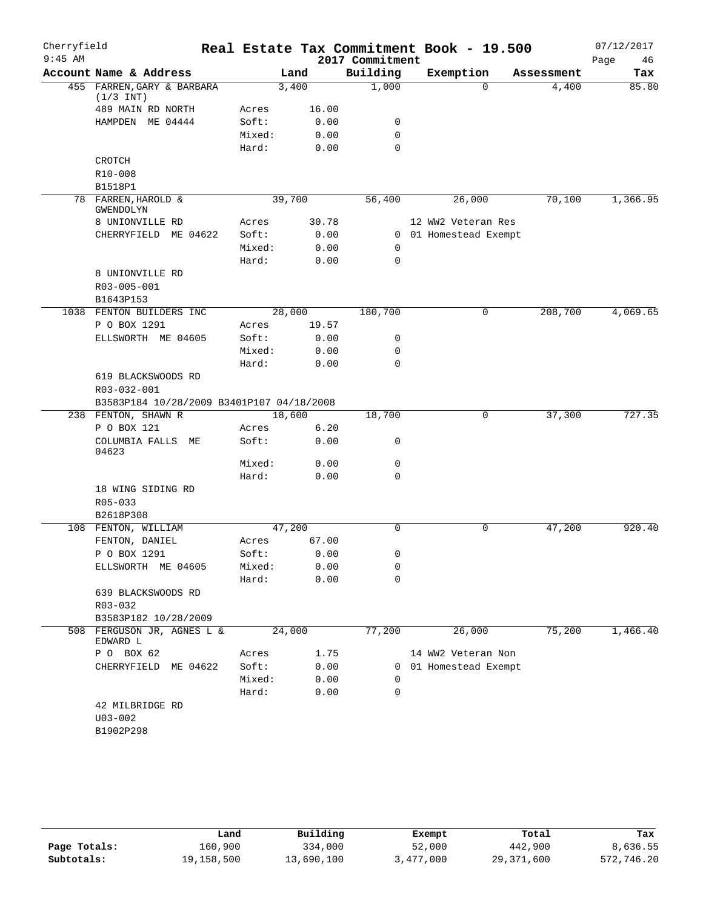# Real Estate Tax Commitment Book - 19.500

Cherryfield
9:45 AM

2017 Commitment

07/12/2017

| Account Name & Address | | Land | Building | Exemption | Assessment | Tax |
|---|---|---|---|---|---|---|
| 455 FARREN, GARY & BARBARA (1/3 INT) | | 3,400 | 1,000 | 0 | 4,400 | 85.80 |
| 489 MAIN RD NORTH | Acres | 16.00 | | | | |
| HAMPDEN ME 04444 | Soft: | 0.00 | 0 | | | |
| | Mixed: | 0.00 | 0 | | | |
| | Hard: | 0.00 | 0 | | | |
| CROTCH | | | | | | |
| R10-008 | | | | | | |
| B1518P1 | | | | | | |
| 78 FARREN, HAROLD & GWENDOLYN | | 39,700 | 56,400 | 26,000 | 70,100 | 1,366.95 |
| 8 UNIONVILLE RD | Acres | 30.78 | | 12 WW2 Veteran Res | | |
| CHERRYFIELD ME 04622 | Soft: | 0.00 | 0 | 01 Homestead Exempt | | |
| | Mixed: | 0.00 | 0 | | | |
| | Hard: | 0.00 | 0 | | | |
| 8 UNIONVILLE RD | | | | | | |
| R03-005-001 | | | | | | |
| B1643P153 | | | | | | |
| 1038 FENTON BUILDERS INC | | 28,000 | 180,700 | 0 | 208,700 | 4,069.65 |
| P O BOX 1291 | Acres | 19.57 | | | | |
| ELLSWORTH ME 04605 | Soft: | 0.00 | 0 | | | |
| | Mixed: | 0.00 | 0 | | | |
| | Hard: | 0.00 | 0 | | | |
| 619 BLACKSWOODS RD | | | | | | |
| R03-032-001 | | | | | | |
| B3583P184 10/28/2009 B3401P107 04/18/2008 | | | | | | |
| 238 FENTON, SHAWN R | | 18,600 | 18,700 | 0 | 37,300 | 727.35 |
| P O BOX 121 | Acres | 6.20 | | | | |
| COLUMBIA FALLS ME 04623 | Soft: | 0.00 | 0 | | | |
| | Mixed: | 0.00 | 0 | | | |
| | Hard: | 0.00 | 0 | | | |
| 18 WING SIDING RD | | | | | | |
| R05-033 | | | | | | |
| B2618P308 | | | | | | |
| 108 FENTON, WILLIAM | | 47,200 | 0 | 0 | 47,200 | 920.40 |
| FENTON, DANIEL | Acres | 67.00 | | | | |
| P O BOX 1291 | Soft: | 0.00 | 0 | | | |
| ELLSWORTH ME 04605 | Mixed: | 0.00 | 0 | | | |
| | Hard: | 0.00 | 0 | | | |
| 639 BLACKSWOODS RD | | | | | | |
| R03-032 | | | | | | |
| B3583P182 10/28/2009 | | | | | | |
| 508 FERGUSON JR, AGNES L & EDWARD L | | 24,000 | 77,200 | 26,000 | 75,200 | 1,466.40 |
| P O BOX 62 | Acres | 1.75 | | 14 WW2 Veteran Non | | |
| CHERRYFIELD ME 04622 | Soft: | 0.00 | 0 | 01 Homestead Exempt | | |
| | Mixed: | 0.00 | 0 | | | |
| | Hard: | 0.00 | 0 | | | |
| 42 MILBRIDGE RD | | | | | | |
| U03-002 | | | | | | |
| B1902P298 | | | | | | |

| | Land | Building | Exempt | Total | Tax |
|---|---|---|---|---|---|
| Page Totals: | 160,900 | 334,000 | 52,000 | 442,900 | 8,636.55 |
| Subtotals: | 19,158,500 | 13,690,100 | 3,477,000 | 29,371,600 | 572,746.20 |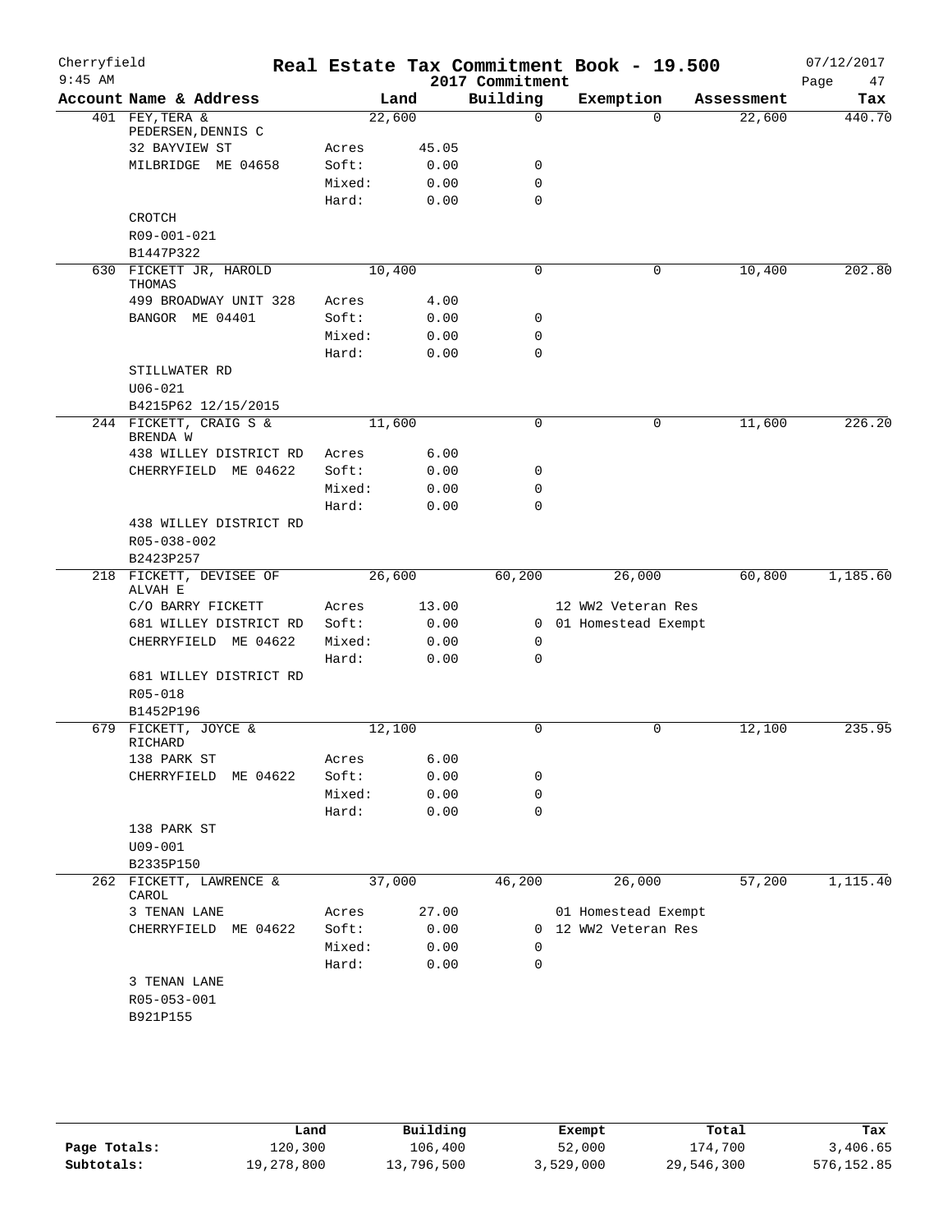Cherryfield
9:45 AM

# Real Estate Tax Commitment Book - 19.500

2017 Commitment

07/12/2017

| Account Name & Address | | Land | Building | Exemption | Assessment | Tax |
|---|---|---|---|---|---|---|
| 401 FEY, TERA & PEDERSEN, DENNIS C | | 22,600 | 0 | 0 | 22,600 | 440.70 |
| 32 BAYVIEW ST | Acres | 45.05 | | | | |
| MILBRIDGE ME 04658 | Soft: | 0.00 | 0 | | | |
| | Mixed: | 0.00 | 0 | | | |
| | Hard: | 0.00 | 0 | | | |
| CROTCH | | | | | | |
| R09-001-021 | | | | | | |
| B1447P322 | | | | | | |
| 630 FICKETT JR, HAROLD THOMAS | | 10,400 | 0 | 0 | 10,400 | 202.80 |
| 499 BROADWAY UNIT 328 | Acres | 4.00 | | | | |
| BANGOR ME 04401 | Soft: | 0.00 | 0 | | | |
| | Mixed: | 0.00 | 0 | | | |
| | Hard: | 0.00 | 0 | | | |
| STILLWATER RD | | | | | | |
| U06-021 | | | | | | |
| B4215P62 12/15/2015 | | | | | | |
| 244 FICKETT, CRAIG S & BRENDA W | | 11,600 | 0 | 0 | 11,600 | 226.20 |
| 438 WILLEY DISTRICT RD | Acres | 6.00 | | | | |
| CHERRYFIELD ME 04622 | Soft: | 0.00 | 0 | | | |
| | Mixed: | 0.00 | 0 | | | |
| | Hard: | 0.00 | 0 | | | |
| 438 WILLEY DISTRICT RD | | | | | | |
| R05-038-002 | | | | | | |
| B2423P257 | | | | | | |
| 218 FICKETT, DEVISEE OF ALVAH E | | 26,600 | 60,200 | 26,000 | 60,800 | 1,185.60 |
| C/O BARRY FICKETT | Acres | 13.00 | | 12 WW2 Veteran Res | | |
| 681 WILLEY DISTRICT RD | Soft: | 0.00 | 0 | 01 Homestead Exempt | | |
| CHERRYFIELD ME 04622 | Mixed: | 0.00 | 0 | | | |
| | Hard: | 0.00 | 0 | | | |
| 681 WILLEY DISTRICT RD | | | | | | |
| R05-018 | | | | | | |
| B1452P196 | | | | | | |
| 679 FICKETT, JOYCE & RICHARD | | 12,100 | 0 | 0 | 12,100 | 235.95 |
| 138 PARK ST | Acres | 6.00 | | | | |
| CHERRYFIELD ME 04622 | Soft: | 0.00 | 0 | | | |
| | Mixed: | 0.00 | 0 | | | |
| | Hard: | 0.00 | 0 | | | |
| 138 PARK ST | | | | | | |
| U09-001 | | | | | | |
| B2335P150 | | | | | | |
| 262 FICKETT, LAWRENCE & CAROL | | 37,000 | 46,200 | 26,000 | 57,200 | 1,115.40 |
| 3 TENAN LANE | Acres | 27.00 | | 01 Homestead Exempt | | |
| CHERRYFIELD ME 04622 | Soft: | 0.00 | 0 | 12 WW2 Veteran Res | | |
| | Mixed: | 0.00 | 0 | | | |
| | Hard: | 0.00 | 0 | | | |
| 3 TENAN LANE | | | | | | |
| R05-053-001 | | | | | | |
| B921P155 | | | | | | |

| | Land | Building | Exempt | Total | Tax |
|---|---|---|---|---|---|
| Page Totals: | 120,300 | 106,400 | 52,000 | 174,700 | 3,406.65 |
| Subtotals: | 19,278,800 | 13,796,500 | 3,529,000 | 29,546,300 | 576,152.85 |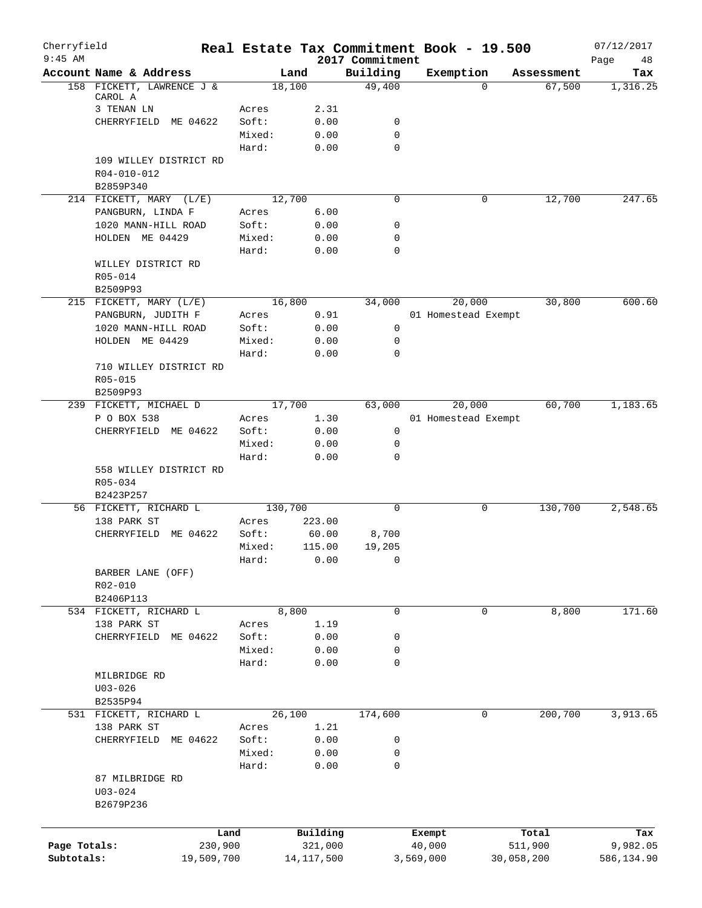Cherryfield 9:45 AM

# Real Estate Tax Commitment Book - 19.500

2017 Commitment

07/12/2017

| Account Name & Address | | Land | Building | Exemption | Assessment | Tax |
|---|---|---|---|---|---|---|
| 158 FICKETT, LAWRENCE J & CAROL A | | 18,100 | 49,400 | 0 | 67,500 | 1,316.25 |
| 3 TENAN LN | Acres | 2.31 | | | | |
| CHERRYFIELD ME 04622 | Soft: | 0.00 | 0 | | | |
| | Mixed: | 0.00 | 0 | | | |
| | Hard: | 0.00 | 0 | | | |
| 109 WILLEY DISTRICT RD | | | | | | |
| R04-010-012 | | | | | | |
| B2859P340 | | | | | | |
| 214 FICKETT, MARY (L/E) | | 12,700 | 0 | 0 | 12,700 | 247.65 |
| PANGBURN, LINDA F | Acres | 6.00 | | | | |
| 1020 MANN-HILL ROAD | Soft: | 0.00 | 0 | | | |
| HOLDEN ME 04429 | Mixed: | 0.00 | 0 | | | |
| | Hard: | 0.00 | 0 | | | |
| WILLEY DISTRICT RD | | | | | | |
| R05-014 | | | | | | |
| B2509P93 | | | | | | |
| 215 FICKETT, MARY (L/E) | | 16,800 | 34,000 | 20,000 | 30,800 | 600.60 |
| PANGBURN, JUDITH F | Acres | 0.91 | | 01 Homestead Exempt | | |
| 1020 MANN-HILL ROAD | Soft: | 0.00 | 0 | | | |
| HOLDEN ME 04429 | Mixed: | 0.00 | 0 | | | |
| | Hard: | 0.00 | 0 | | | |
| 710 WILLEY DISTRICT RD | | | | | | |
| R05-015 | | | | | | |
| B2509P93 | | | | | | |
| 239 FICKETT, MICHAEL D | | 17,700 | 63,000 | 20,000 | 60,700 | 1,183.65 |
| P O BOX 538 | Acres | 1.30 | | 01 Homestead Exempt | | |
| CHERRYFIELD ME 04622 | Soft: | 0.00 | 0 | | | |
| | Mixed: | 0.00 | 0 | | | |
| | Hard: | 0.00 | 0 | | | |
| 558 WILLEY DISTRICT RD | | | | | | |
| R05-034 | | | | | | |
| B2423P257 | | | | | | |
| 56 FICKETT, RICHARD L | | 130,700 | 0 | 0 | 130,700 | 2,548.65 |
| 138 PARK ST | Acres | 223.00 | | | | |
| CHERRYFIELD ME 04622 | Soft: | 60.00 | 8,700 | | | |
| | Mixed: | 115.00 | 19,205 | | | |
| | Hard: | 0.00 | 0 | | | |
| BARBER LANE (OFF) | | | | | | |
| R02-010 | | | | | | |
| B2406P113 | | | | | | |
| 534 FICKETT, RICHARD L | | 8,800 | 0 | 0 | 8,800 | 171.60 |
| 138 PARK ST | Acres | 1.19 | | | | |
| CHERRYFIELD ME 04622 | Soft: | 0.00 | 0 | | | |
| | Mixed: | 0.00 | 0 | | | |
| | Hard: | 0.00 | 0 | | | |
| MILBRIDGE RD | | | | | | |
| U03-026 | | | | | | |
| B2535P94 | | | | | | |
| 531 FICKETT, RICHARD L | | 26,100 | 174,600 | 0 | 200,700 | 3,913.65 |
| 138 PARK ST | Acres | 1.21 | | | | |
| CHERRYFIELD ME 04622 | Soft: | 0.00 | 0 | | | |
| | Mixed: | 0.00 | 0 | | | |
| | Hard: | 0.00 | 0 | | | |
| 87 MILBRIDGE RD | | | | | | |
| U03-024 | | | | | | |
| B2679P236 | | | | | | |

| | Land | Building | Exempt | Total | Tax |
|---|---|---|---|---|---|
| Page Totals: | 230,900 | 321,000 | 40,000 | 511,900 | 9,982.05 |
| Subtotals: | 19,509,700 | 14,117,500 | 3,569,000 | 30,058,200 | 586,134.90 |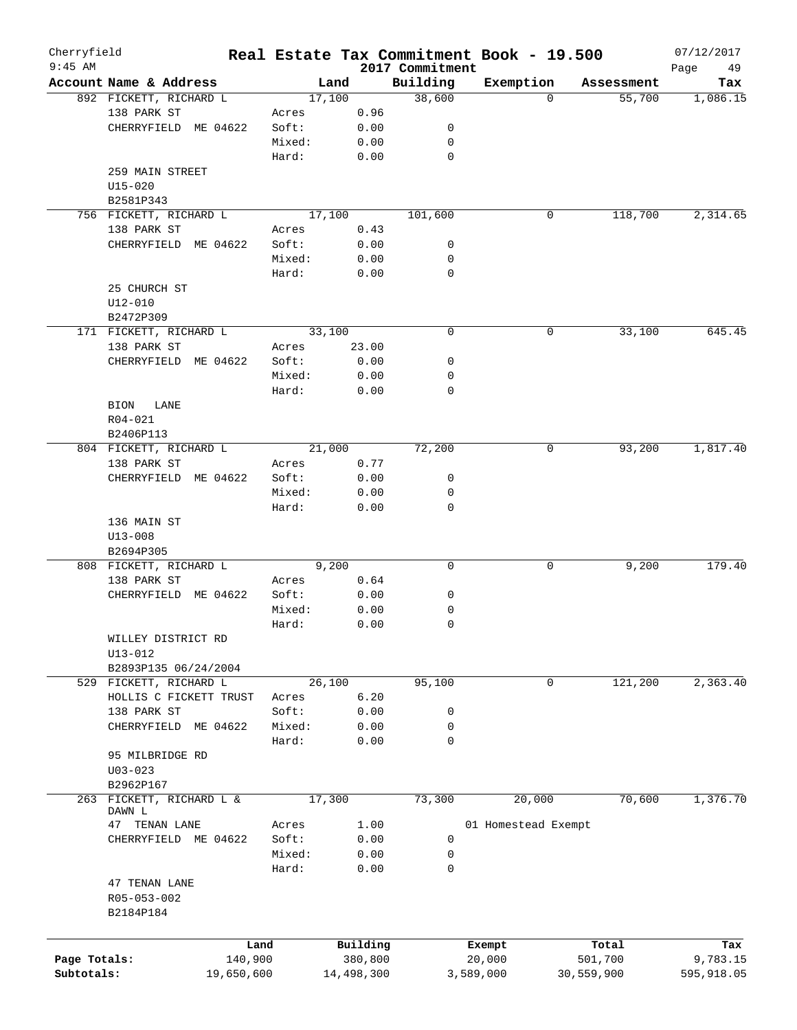Cherryfield  
9:45 AM

# Real Estate Tax Commitment Book - 19.500

2017 Commitment

07/12/2017

| Account Name & Address | | Land | Building | Exemption | Assessment | Tax |
|---|---|---|---|---|---|---|
| 892 FICKETT, RICHARD L | | 17,100 | 38,600 | 0 | 55,700 | 1,086.15 |
| 138 PARK ST | Acres | 0.96 | | | | |
| CHERRYFIELD ME 04622 | Soft: | 0.00 | 0 | | | |
| | Mixed: | 0.00 | 0 | | | |
| | Hard: | 0.00 | 0 | | | |
| 259 MAIN STREET | | | | | | |
| U15-020 | | | | | | |
| B2581P343 | | | | | | |
| 756 FICKETT, RICHARD L | | 17,100 | 101,600 | 0 | 118,700 | 2,314.65 |
| 138 PARK ST | Acres | 0.43 | | | | |
| CHERRYFIELD ME 04622 | Soft: | 0.00 | 0 | | | |
| | Mixed: | 0.00 | 0 | | | |
| | Hard: | 0.00 | 0 | | | |
| 25 CHURCH ST | | | | | | |
| U12-010 | | | | | | |
| B2472P309 | | | | | | |
| 171 FICKETT, RICHARD L | | 33,100 | 0 | 0 | 33,100 | 645.45 |
| 138 PARK ST | Acres | 23.00 | | | | |
| CHERRYFIELD ME 04622 | Soft: | 0.00 | 0 | | | |
| | Mixed: | 0.00 | 0 | | | |
| | Hard: | 0.00 | 0 | | | |
| BION LANE | | | | | | |
| R04-021 | | | | | | |
| B2406P113 | | | | | | |
| 804 FICKETT, RICHARD L | | 21,000 | 72,200 | 0 | 93,200 | 1,817.40 |
| 138 PARK ST | Acres | 0.77 | | | | |
| CHERRYFIELD ME 04622 | Soft: | 0.00 | 0 | | | |
| | Mixed: | 0.00 | 0 | | | |
| | Hard: | 0.00 | 0 | | | |
| 136 MAIN ST | | | | | | |
| U13-008 | | | | | | |
| B2694P305 | | | | | | |
| 808 FICKETT, RICHARD L | | 9,200 | 0 | 0 | 9,200 | 179.40 |
| 138 PARK ST | Acres | 0.64 | | | | |
| CHERRYFIELD ME 04622 | Soft: | 0.00 | 0 | | | |
| | Mixed: | 0.00 | 0 | | | |
| | Hard: | 0.00 | 0 | | | |
| WILLEY DISTRICT RD | | | | | | |
| U13-012 | | | | | | |
| B2893P135 06/24/2004 | | | | | | |
| 529 FICKETT, RICHARD L | | 26,100 | 95,100 | 0 | 121,200 | 2,363.40 |
| HOLLIS C FICKETT TRUST | Acres | 6.20 | | | | |
| 138 PARK ST | Soft: | 0.00 | 0 | | | |
| CHERRYFIELD ME 04622 | Mixed: | 0.00 | 0 | | | |
| | Hard: | 0.00 | 0 | | | |
| 95 MILBRIDGE RD | | | | | | |
| U03-023 | | | | | | |
| B2962P167 | | | | | | |
| 263 FICKETT, RICHARD L & DAWN L | | 17,300 | 73,300 | 20,000 | 70,600 | 1,376.70 |
| 47 TENAN LANE | Acres | 1.00 | | 01 Homestead Exempt | | |
| CHERRYFIELD ME 04622 | Soft: | 0.00 | 0 | | | |
| | Mixed: | 0.00 | 0 | | | |
| | Hard: | 0.00 | 0 | | | |
| 47 TENAN LANE | | | | | | |
| R05-053-002 | | | | | | |
| B2184P184 | | | | | | |

| | Land | Building | Exempt | Total | Tax |
|---|---|---|---|---|---|
| Page Totals: | 140,900 | 380,800 | 20,000 | 501,700 | 9,783.15 |
| Subtotals: | 19,650,600 | 14,498,300 | 3,589,000 | 30,559,900 | 595,918.05 |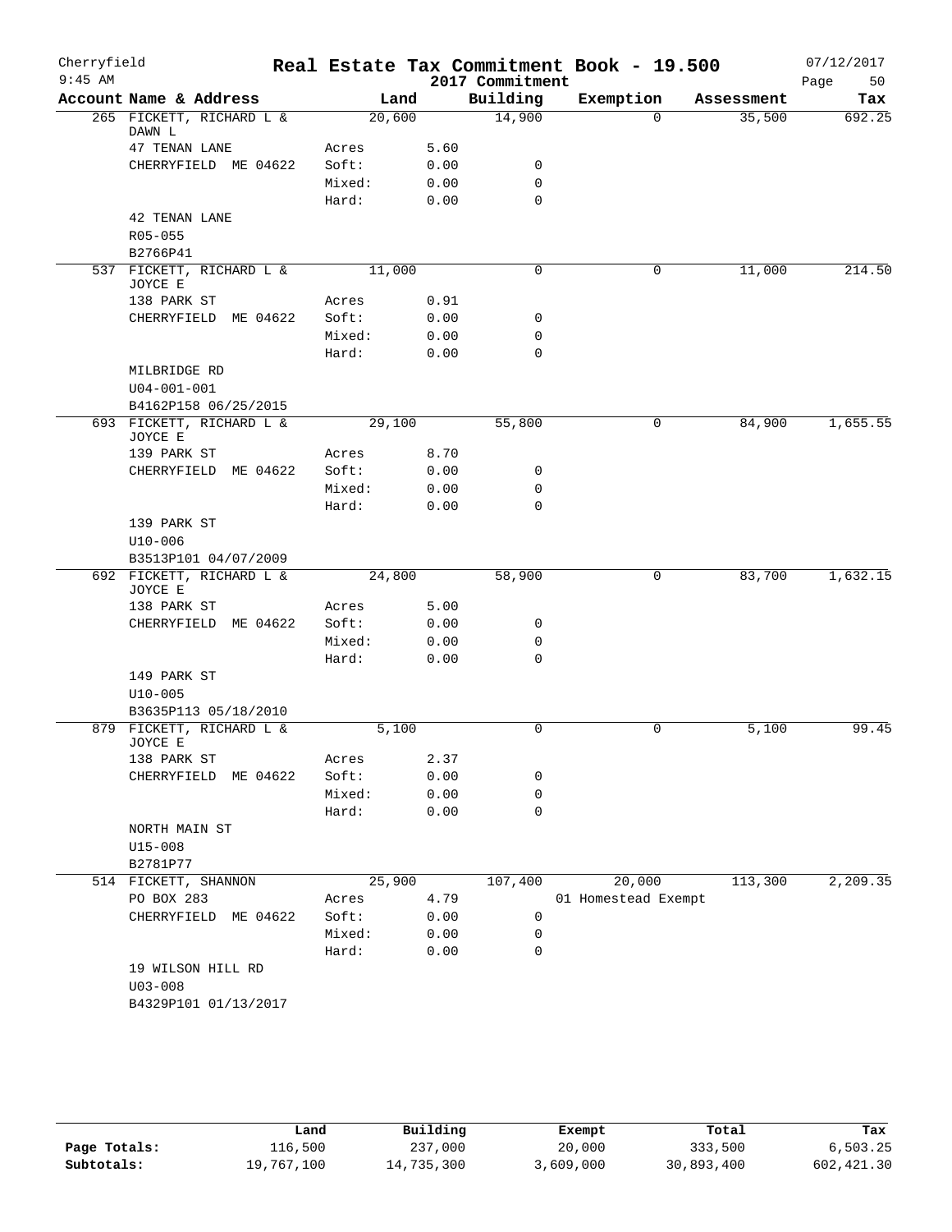# Real Estate Tax Commitment Book - 19.500

Cherryfield
9:45 AM

2017 Commitment

07/12/2017

| Account Name & Address | Land | | Building | Exemption | Assessment | Tax |
|---|---|---|---|---|---|---|
| 265 FICKETT, RICHARD L & DAWN L | 20,600 | | 14,900 | 0 | 35,500 | 692.25 |
| 47 TENAN LANE | Acres | 5.60 | | | | |
| CHERRYFIELD ME 04622 | Soft: | 0.00 | 0 | | | |
| | Mixed: | 0.00 | 0 | | | |
| | Hard: | 0.00 | 0 | | | |
| 42 TENAN LANE | | | | | | |
| R05-055 | | | | | | |
| B2766P41 | | | | | | |
| 537 FICKETT, RICHARD L & JOYCE E | 11,000 | | 0 | 0 | 11,000 | 214.50 |
| 138 PARK ST | Acres | 0.91 | | | | |
| CHERRYFIELD ME 04622 | Soft: | 0.00 | 0 | | | |
| | Mixed: | 0.00 | 0 | | | |
| | Hard: | 0.00 | 0 | | | |
| MILBRIDGE RD | | | | | | |
| U04-001-001 | | | | | | |
| B4162P158 06/25/2015 | | | | | | |
| 693 FICKETT, RICHARD L & JOYCE E | 29,100 | | 55,800 | 0 | 84,900 | 1,655.55 |
| 139 PARK ST | Acres | 8.70 | | | | |
| CHERRYFIELD ME 04622 | Soft: | 0.00 | 0 | | | |
| | Mixed: | 0.00 | 0 | | | |
| | Hard: | 0.00 | 0 | | | |
| 139 PARK ST | | | | | | |
| U10-006 | | | | | | |
| B3513P101 04/07/2009 | | | | | | |
| 692 FICKETT, RICHARD L & JOYCE E | 24,800 | | 58,900 | 0 | 83,700 | 1,632.15 |
| 138 PARK ST | Acres | 5.00 | | | | |
| CHERRYFIELD ME 04622 | Soft: | 0.00 | 0 | | | |
| | Mixed: | 0.00 | 0 | | | |
| | Hard: | 0.00 | 0 | | | |
| 149 PARK ST | | | | | | |
| U10-005 | | | | | | |
| B3635P113 05/18/2010 | | | | | | |
| 879 FICKETT, RICHARD L & JOYCE E | 5,100 | | 0 | 0 | 5,100 | 99.45 |
| 138 PARK ST | Acres | 2.37 | | | | |
| CHERRYFIELD ME 04622 | Soft: | 0.00 | 0 | | | |
| | Mixed: | 0.00 | 0 | | | |
| | Hard: | 0.00 | 0 | | | |
| NORTH MAIN ST | | | | | | |
| U15-008 | | | | | | |
| B2781P77 | | | | | | |
| 514 FICKETT, SHANNON | 25,900 | | 107,400 | 20,000 | 113,300 | 2,209.35 |
| PO BOX 283 | Acres | 4.79 | | 01 Homestead Exempt | | |
| CHERRYFIELD ME 04622 | Soft: | 0.00 | 0 | | | |
| | Mixed: | 0.00 | 0 | | | |
| | Hard: | 0.00 | 0 | | | |
| 19 WILSON HILL RD | | | | | | |
| U03-008 | | | | | | |
| B4329P101 01/13/2017 | | | | | | |

| | Land | Building | Exempt | Total | Tax |
|---|---|---|---|---|---|
| Page Totals: | 116,500 | 237,000 | 20,000 | 333,500 | 6,503.25 |
| Subtotals: | 19,767,100 | 14,735,300 | 3,609,000 | 30,893,400 | 602,421.30 |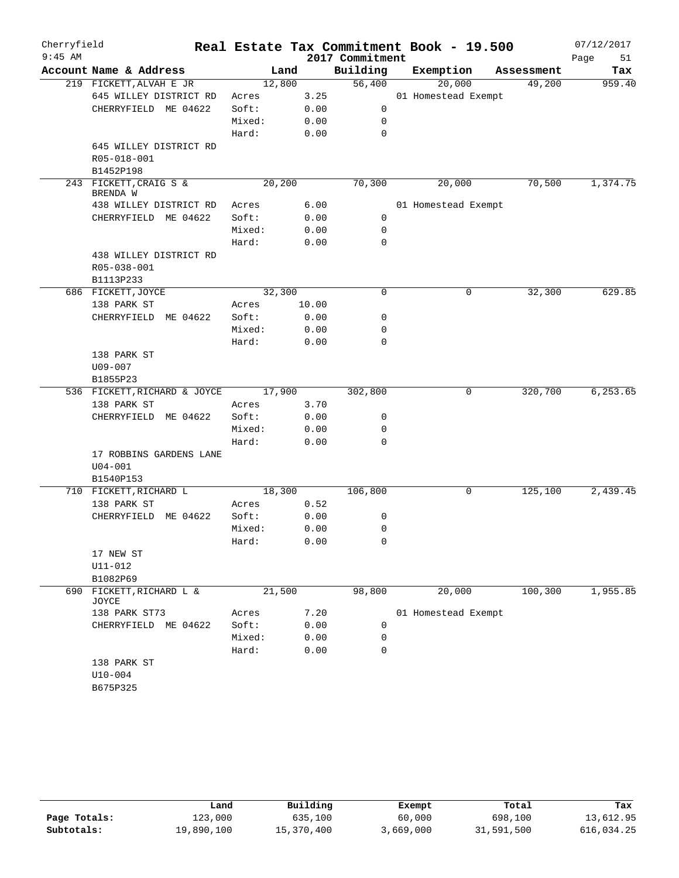# Real Estate Tax Commitment Book - 19.500

Cherryfield
9:45 AM

2017 Commitment

07/12/2017

| Account Name & Address | Land | | Building | Exemption | Assessment | Tax |
|---|---|---|---|---|---|---|
| 219 FICKETT, ALVAH E JR | 12,800 | | 56,400 | 20,000 | 49,200 | 959.40 |
| 645 WILLEY DISTRICT RD | Acres | 3.25 | | 01 Homestead Exempt | | |
| CHERRYFIELD ME 04622 | Soft: | 0.00 | 0 | | | |
| | Mixed: | 0.00 | 0 | | | |
| | Hard: | 0.00 | 0 | | | |
| 645 WILLEY DISTRICT RD | | | | | | |
| R05-018-001 | | | | | | |
| B1452P198 | | | | | | |
| 243 FICKETT, CRAIG S & BRENDA W | 20,200 | | 70,300 | 20,000 | 70,500 | 1,374.75 |
| 438 WILLEY DISTRICT RD | Acres | 6.00 | | 01 Homestead Exempt | | |
| CHERRYFIELD ME 04622 | Soft: | 0.00 | 0 | | | |
| | Mixed: | 0.00 | 0 | | | |
| | Hard: | 0.00 | 0 | | | |
| 438 WILLEY DISTRICT RD | | | | | | |
| R05-038-001 | | | | | | |
| B1113P233 | | | | | | |
| 686 FICKETT, JOYCE | 32,300 | | 0 | 0 | 32,300 | 629.85 |
| 138 PARK ST | Acres | 10.00 | | | | |
| CHERRYFIELD ME 04622 | Soft: | 0.00 | 0 | | | |
| | Mixed: | 0.00 | 0 | | | |
| | Hard: | 0.00 | 0 | | | |
| 138 PARK ST | | | | | | |
| U09-007 | | | | | | |
| B1855P23 | | | | | | |
| 536 FICKETT, RICHARD & JOYCE | 17,900 | | 302,800 | 0 | 320,700 | 6,253.65 |
| 138 PARK ST | Acres | 3.70 | | | | |
| CHERRYFIELD ME 04622 | Soft: | 0.00 | 0 | | | |
| | Mixed: | 0.00 | 0 | | | |
| | Hard: | 0.00 | 0 | | | |
| 17 ROBBINS GARDENS LANE | | | | | | |
| U04-001 | | | | | | |
| B1540P153 | | | | | | |
| 710 FICKETT, RICHARD L | 18,300 | | 106,800 | 0 | 125,100 | 2,439.45 |
| 138 PARK ST | Acres | 0.52 | | | | |
| CHERRYFIELD ME 04622 | Soft: | 0.00 | 0 | | | |
| | Mixed: | 0.00 | 0 | | | |
| | Hard: | 0.00 | 0 | | | |
| 17 NEW ST | | | | | | |
| U11-012 | | | | | | |
| B1082P69 | | | | | | |
| 690 FICKETT, RICHARD L & JOYCE | 21,500 | | 98,800 | 20,000 | 100,300 | 1,955.85 |
| 138 PARK ST73 | Acres | 7.20 | | 01 Homestead Exempt | | |
| CHERRYFIELD ME 04622 | Soft: | 0.00 | 0 | | | |
| | Mixed: | 0.00 | 0 | | | |
| | Hard: | 0.00 | 0 | | | |
| 138 PARK ST | | | | | | |
| U10-004 | | | | | | |
| B675P325 | | | | | | |

| | Land | Building | Exempt | Total | Tax |
|---|---|---|---|---|---|
| Page Totals: | 123,000 | 635,100 | 60,000 | 698,100 | 13,612.95 |
| Subtotals: | 19,890,100 | 15,370,400 | 3,669,000 | 31,591,500 | 616,034.25 |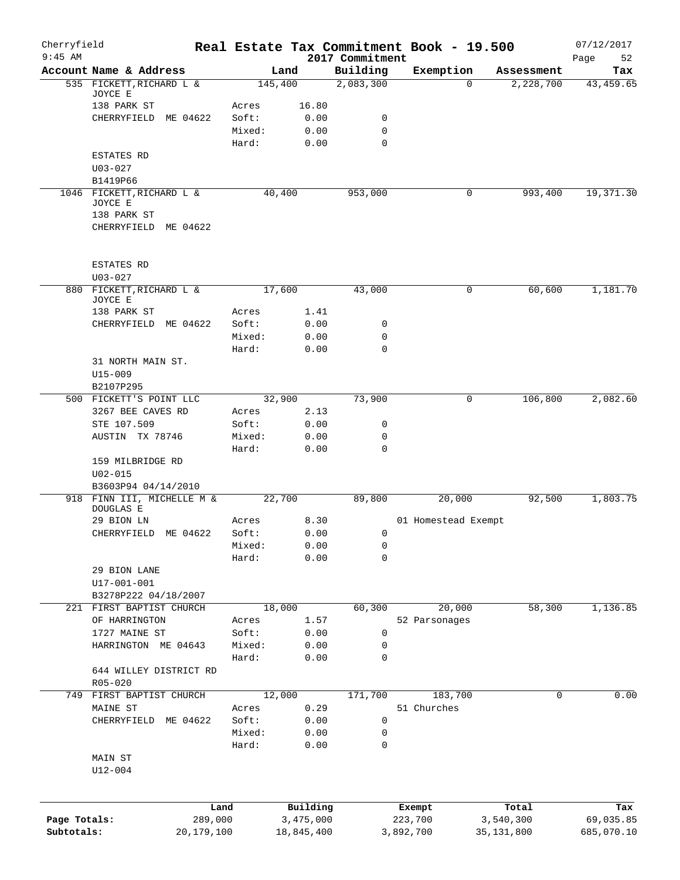Cherryfield 9:45 AM

# Real Estate Tax Commitment Book - 19.500

## 2017 Commitment

07/12/2017

| Account Name & Address | | Land | | Building | Exemption | Assessment | Tax |
|---|---|---|---|---|---|---|---|
| 535 FICKETT,RICHARD L & JOYCE E | | 145,400 | | 2,083,300 | 0 | 2,228,700 | 43,459.65 |
| 138 PARK ST | Acres | | 16.80 | | | | |
| CHERRYFIELD ME 04622 | Soft: | | 0.00 | 0 | | | |
| | Mixed: | | 0.00 | 0 | | | |
| | Hard: | | 0.00 | 0 | | | |
| ESTATES RD | | | | | | | |
| U03-027 | | | | | | | |
| B1419P66 | | | | | | | |
| 1046 FICKETT,RICHARD L & JOYCE E | | 40,400 | | 953,000 | 0 | 993,400 | 19,371.30 |
| 138 PARK ST | | | | | | | |
| CHERRYFIELD ME 04622 | | | | | | | |
| ESTATES RD | | | | | | | |
| U03-027 | | | | | | | |
| 880 FICKETT,RICHARD L & JOYCE E | | 17,600 | | 43,000 | 0 | 60,600 | 1,181.70 |
| 138 PARK ST | Acres | | 1.41 | | | | |
| CHERRYFIELD ME 04622 | Soft: | | 0.00 | 0 | | | |
| | Mixed: | | 0.00 | 0 | | | |
| | Hard: | | 0.00 | 0 | | | |
| 31 NORTH MAIN ST. | | | | | | | |
| U15-009 | | | | | | | |
| B2107P295 | | | | | | | |
| 500 FICKETT'S POINT LLC | | 32,900 | | 73,900 | 0 | 106,800 | 2,082.60 |
| 3267 BEE CAVES RD | Acres | | 2.13 | | | | |
| STE 107.509 | Soft: | | 0.00 | 0 | | | |
| AUSTIN TX 78746 | Mixed: | | 0.00 | 0 | | | |
| | Hard: | | 0.00 | 0 | | | |
| 159 MILBRIDGE RD | | | | | | | |
| U02-015 | | | | | | | |
| B3603P94 04/14/2010 | | | | | | | |
| 918 FINN III, MICHELLE M & DOUGLAS E | | 22,700 | | 89,800 | 20,000 | 92,500 | 1,803.75 |
| 29 BION LN | Acres | | 8.30 | | 01 Homestead Exempt | | |
| CHERRYFIELD ME 04622 | Soft: | | 0.00 | 0 | | | |
| | Mixed: | | 0.00 | 0 | | | |
| | Hard: | | 0.00 | 0 | | | |
| 29 BION LANE | | | | | | | |
| U17-001-001 | | | | | | | |
| B3278P222 04/18/2007 | | | | | | | |
| 221 FIRST BAPTIST CHURCH | | 18,000 | | 60,300 | 20,000 | 58,300 | 1,136.85 |
| OF HARRINGTON | Acres | | 1.57 | | 52 Parsonages | | |
| 1727 MAINE ST | Soft: | | 0.00 | 0 | | | |
| HARRINGTON ME 04643 | Mixed: | | 0.00 | 0 | | | |
| | Hard: | | 0.00 | 0 | | | |
| 644 WILLEY DISTRICT RD | | | | | | | |
| R05-020 | | | | | | | |
| 749 FIRST BAPTIST CHURCH | | 12,000 | | 171,700 | 183,700 | 0 | 0.00 |
| MAINE ST | Acres | | 0.29 | | 51 Churches | | |
| CHERRYFIELD ME 04622 | Soft: | | 0.00 | 0 | | | |
| | Mixed: | | 0.00 | 0 | | | |
| | Hard: | | 0.00 | 0 | | | |
| MAIN ST | | | | | | | |
| U12-004 | | | | | | | |

| | Land | Building | Exempt | Total | Tax |
|---|---|---|---|---|---|
| Page Totals: | 289,000 | 3,475,000 | 223,700 | 3,540,300 | 69,035.85 |
| Subtotals: | 20,179,100 | 18,845,400 | 3,892,700 | 35,131,800 | 685,070.10 |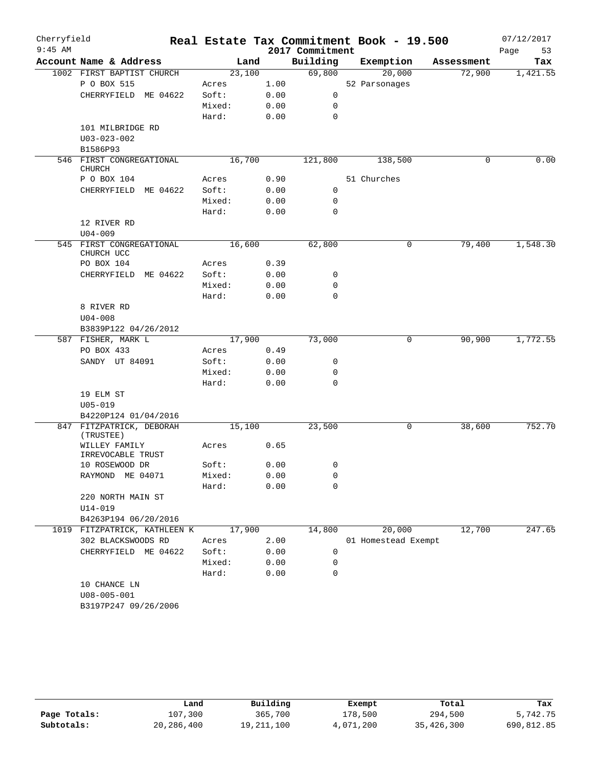# Real Estate Tax Commitment Book - 19.500

Cherryfield
9:45 AM

2017 Commitment

07/12/2017

| Account Name & Address | Land | | Building | Exemption | Assessment | Tax |
|---|---|---|---|---|---|---|
| 1002 FIRST BAPTIST CHURCH | 23,100 | | 69,800 | 20,000 | 72,900 | 1,421.55 |
| P O BOX 515 | Acres | 1.00 | | 52 Parsonages | | |
| CHERRYFIELD ME 04622 | Soft: | 0.00 | 0 | | | |
| | Mixed: | 0.00 | 0 | | | |
| | Hard: | 0.00 | 0 | | | |
| 101 MILBRIDGE RD | | | | | | |
| U03-023-002 | | | | | | |
| B1586P93 | | | | | | |
| 546 FIRST CONGREGATIONAL CHURCH | 16,700 | | 121,800 | 138,500 | 0 | 0.00 |
| P O BOX 104 | Acres | 0.90 | | 51 Churches | | |
| CHERRYFIELD ME 04622 | Soft: | 0.00 | 0 | | | |
| | Mixed: | 0.00 | 0 | | | |
| | Hard: | 0.00 | 0 | | | |
| 12 RIVER RD | | | | | | |
| U04-009 | | | | | | |
| 545 FIRST CONGREGATIONAL CHURCH UCC | 16,600 | | 62,800 | 0 | 79,400 | 1,548.30 |
| PO BOX 104 | Acres | 0.39 | | | | |
| CHERRYFIELD ME 04622 | Soft: | 0.00 | 0 | | | |
| | Mixed: | 0.00 | 0 | | | |
| | Hard: | 0.00 | 0 | | | |
| 8 RIVER RD | | | | | | |
| U04-008 | | | | | | |
| B3839P122 04/26/2012 | | | | | | |
| 587 FISHER, MARK L | 17,900 | | 73,000 | 0 | 90,900 | 1,772.55 |
| PO BOX 433 | Acres | 0.49 | | | | |
| SANDY UT 84091 | Soft: | 0.00 | 0 | | | |
| | Mixed: | 0.00 | 0 | | | |
| | Hard: | 0.00 | 0 | | | |
| 19 ELM ST | | | | | | |
| U05-019 | | | | | | |
| B4220P124 01/04/2016 | | | | | | |
| 847 FITZPATRICK, DEBORAH (TRUSTEE) | 15,100 | | 23,500 | 0 | 38,600 | 752.70 |
| WILLEY FAMILY IRREVOCABLE TRUST | Acres | 0.65 | | | | |
| 10 ROSEWOOD DR | Soft: | 0.00 | 0 | | | |
| RAYMOND ME 04071 | Mixed: | 0.00 | 0 | | | |
| | Hard: | 0.00 | 0 | | | |
| 220 NORTH MAIN ST | | | | | | |
| U14-019 | | | | | | |
| B4263P194 06/20/2016 | | | | | | |
| 1019 FITZPATRICK, KATHLEEN K | 17,900 | | 14,800 | 20,000 | 12,700 | 247.65 |
| 302 BLACKSWOODS RD | Acres | 2.00 | | 01 Homestead Exempt | | |
| CHERRYFIELD ME 04622 | Soft: | 0.00 | 0 | | | |
| | Mixed: | 0.00 | 0 | | | |
| | Hard: | 0.00 | 0 | | | |
| 10 CHANCE LN | | | | | | |
| U08-005-001 | | | | | | |
| B3197P247 09/26/2006 | | | | | | |

| | Land | Building | Exempt | Total | Tax |
|---|---|---|---|---|---|
| Page Totals: | 107,300 | 365,700 | 178,500 | 294,500 | 5,742.75 |
| Subtotals: | 20,286,400 | 19,211,100 | 4,071,200 | 35,426,300 | 690,812.85 |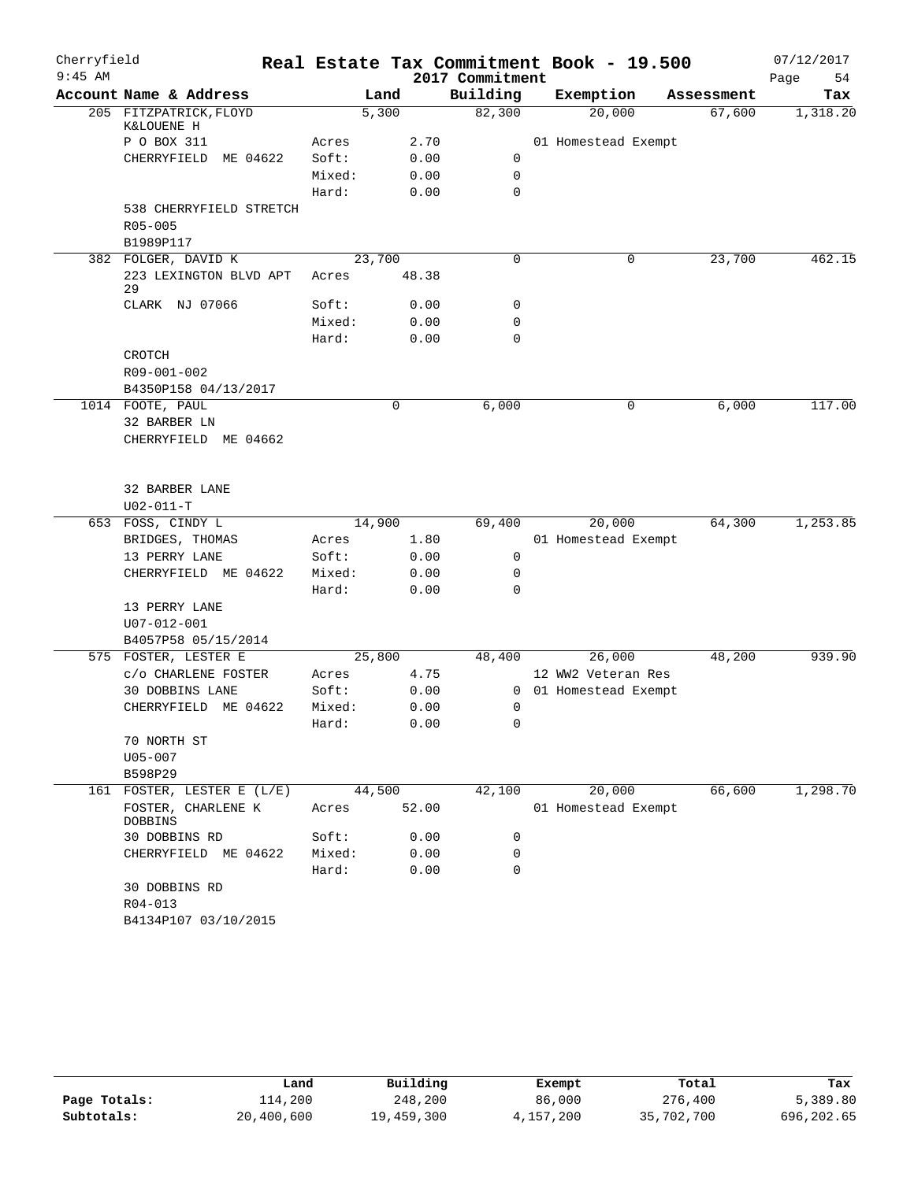# Real Estate Tax Commitment Book - 19.500

Cherryfield
9:45 AM
2017 Commitment
07/12/2017

| Account Name & Address | | Land | Building | Exemption | Assessment | Tax |
|---|---|---|---|---|---|---|
| 205 FITZPATRICK,FLOYD K&LOUENE H | | 5,300 | 82,300 | 20,000 | 67,600 | 1,318.20 |
| P O BOX 311 | Acres | 2.70 | | 01 Homestead Exempt | | |
| CHERRYFIELD ME 04622 | Soft: | 0.00 | 0 | | | |
| | Mixed: | 0.00 | 0 | | | |
| | Hard: | 0.00 | 0 | | | |
| 538 CHERRYFIELD STRETCH | | | | | | |
| R05-005 | | | | | | |
| B1989P117 | | | | | | |
| 382 FOLGER, DAVID K | | 23,700 | 0 | 0 | 23,700 | 462.15 |
| 223 LEXINGTON BLVD APT 29 | Acres | 48.38 | | | | |
| CLARK NJ 07066 | Soft: | 0.00 | 0 | | | |
| | Mixed: | 0.00 | 0 | | | |
| | Hard: | 0.00 | 0 | | | |
| CROTCH | | | | | | |
| R09-001-002 | | | | | | |
| B4350P158 04/13/2017 | | | | | | |
| 1014 FOOTE, PAUL | | 0 | 6,000 | 0 | 6,000 | 117.00 |
| 32 BARBER LN | | | | | | |
| CHERRYFIELD ME 04662 | | | | | | |
| 32 BARBER LANE | | | | | | |
| U02-011-T | | | | | | |
| 653 FOSS, CINDY L | | 14,900 | 69,400 | 20,000 | 64,300 | 1,253.85 |
| BRIDGES, THOMAS | Acres | 1.80 | | 01 Homestead Exempt | | |
| 13 PERRY LANE | Soft: | 0.00 | 0 | | | |
| CHERRYFIELD ME 04622 | Mixed: | 0.00 | 0 | | | |
| | Hard: | 0.00 | 0 | | | |
| 13 PERRY LANE | | | | | | |
| U07-012-001 | | | | | | |
| B4057P58 05/15/2014 | | | | | | |
| 575 FOSTER, LESTER E | | 25,800 | 48,400 | 26,000 | 48,200 | 939.90 |
| c/o CHARLENE FOSTER | Acres | 4.75 | | 12 WW2 Veteran Res | | |
| 30 DOBBINS LANE | Soft: | 0.00 | 0 | 01 Homestead Exempt | | |
| CHERRYFIELD ME 04622 | Mixed: | 0.00 | 0 | | | |
| | Hard: | 0.00 | 0 | | | |
| 70 NORTH ST | | | | | | |
| U05-007 | | | | | | |
| B598P29 | | | | | | |
| 161 FOSTER, LESTER E (L/E) | | 44,500 | 42,100 | 20,000 | 66,600 | 1,298.70 |
| FOSTER, CHARLENE K DOBBINS | Acres | 52.00 | | 01 Homestead Exempt | | |
| 30 DOBBINS RD | Soft: | 0.00 | 0 | | | |
| CHERRYFIELD ME 04622 | Mixed: | 0.00 | 0 | | | |
| | Hard: | 0.00 | 0 | | | |
| 30 DOBBINS RD | | | | | | |
| R04-013 | | | | | | |
| B4134P107 03/10/2015 | | | | | | |

| | Land | Building | Exempt | Total | Tax |
|---|---|---|---|---|---|
| Page Totals: | 114,200 | 248,200 | 86,000 | 276,400 | 5,389.80 |
| Subtotals: | 20,400,600 | 19,459,300 | 4,157,200 | 35,702,700 | 696,202.65 |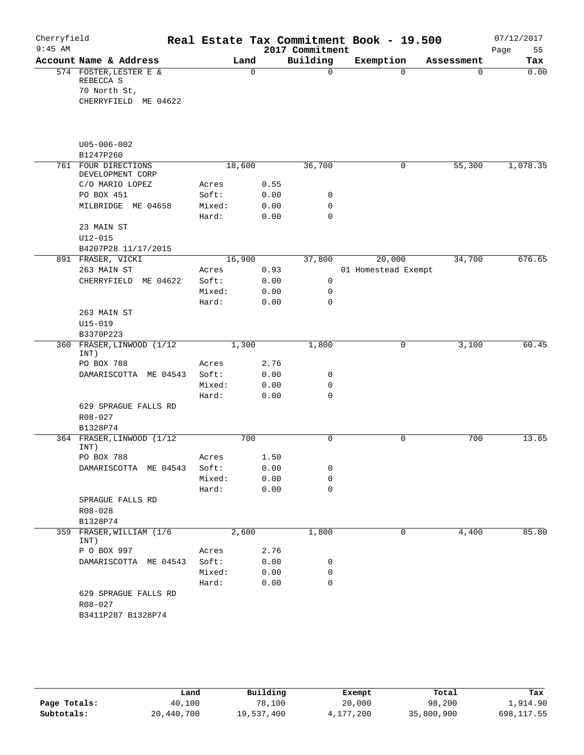# Real Estate Tax Commitment Book - 19.500

Cherryfield
9:45 AM

2017 Commitment

07/12/2017

| Account Name & Address | | Land | Building | Exemption | Assessment | Tax |
|---|---|---|---|---|---|---|
| 574 FOSTER, LESTER E & REBECCA S | | 0 | 0 | 0 | 0 | 0.00 |
| 70 North St, | | | | | | |
| CHERRYFIELD ME 04622 | | | | | | |
| U05-006-002 | | | | | | |
| B1247P260 | | | | | | |
| 761 FOUR DIRECTIONS DEVELOPMENT CORP | | 18,600 | 36,700 | 0 | 55,300 | 1,078.35 |
| C/O MARIO LOPEZ | Acres | 0.55 | | | | |
| PO BOX 451 | Soft: | 0.00 | 0 | | | |
| MILBRIDGE ME 04658 | Mixed: | 0.00 | 0 | | | |
| | Hard: | 0.00 | 0 | | | |
| 23 MAIN ST | | | | | | |
| U12-015 | | | | | | |
| B4207P28 11/17/2015 | | | | | | |
| 891 FRASER, VICKI | | 16,900 | 37,800 | 20,000 | 34,700 | 676.65 |
| 263 MAIN ST | Acres | 0.93 | | 01 Homestead Exempt | | |
| CHERRYFIELD ME 04622 | Soft: | 0.00 | 0 | | | |
| | Mixed: | 0.00 | 0 | | | |
| | Hard: | 0.00 | 0 | | | |
| 263 MAIN ST | | | | | | |
| U15-019 | | | | | | |
| B3370P223 | | | | | | |
| 360 FRASER, LINWOOD (1/12 INT) | | 1,300 | 1,800 | 0 | 3,100 | 60.45 |
| PO BOX 788 | Acres | 2.76 | | | | |
| DAMARISCOTTA ME 04543 | Soft: | 0.00 | 0 | | | |
| | Mixed: | 0.00 | 0 | | | |
| | Hard: | 0.00 | 0 | | | |
| 629 SPRAGUE FALLS RD | | | | | | |
| R08-027 | | | | | | |
| B1328P74 | | | | | | |
| 364 FRASER, LINWOOD (1/12 INT) | | 700 | 0 | 0 | 700 | 13.65 |
| PO BOX 788 | Acres | 1.50 | | | | |
| DAMARISCOTTA ME 04543 | Soft: | 0.00 | 0 | | | |
| | Mixed: | 0.00 | 0 | | | |
| | Hard: | 0.00 | 0 | | | |
| SPRAGUE FALLS RD | | | | | | |
| R08-028 | | | | | | |
| B1328P74 | | | | | | |
| 359 FRASER, WILLIAM (1/6 INT) | | 2,600 | 1,800 | 0 | 4,400 | 85.80 |
| P O BOX 997 | Acres | 2.76 | | | | |
| DAMARISCOTTA ME 04543 | Soft: | 0.00 | 0 | | | |
| | Mixed: | 0.00 | 0 | | | |
| | Hard: | 0.00 | 0 | | | |
| 629 SPRAGUE FALLS RD | | | | | | |
| R08-027 | | | | | | |
| B3411P287 B1328P74 | | | | | | |

| | Land | Building | Exempt | Total | Tax |
|---|---|---|---|---|---|
| Page Totals: | 40,100 | 78,100 | 20,000 | 98,200 | 1,914.90 |
| Subtotals: | 20,440,700 | 19,537,400 | 4,177,200 | 35,800,900 | 698,117.55 |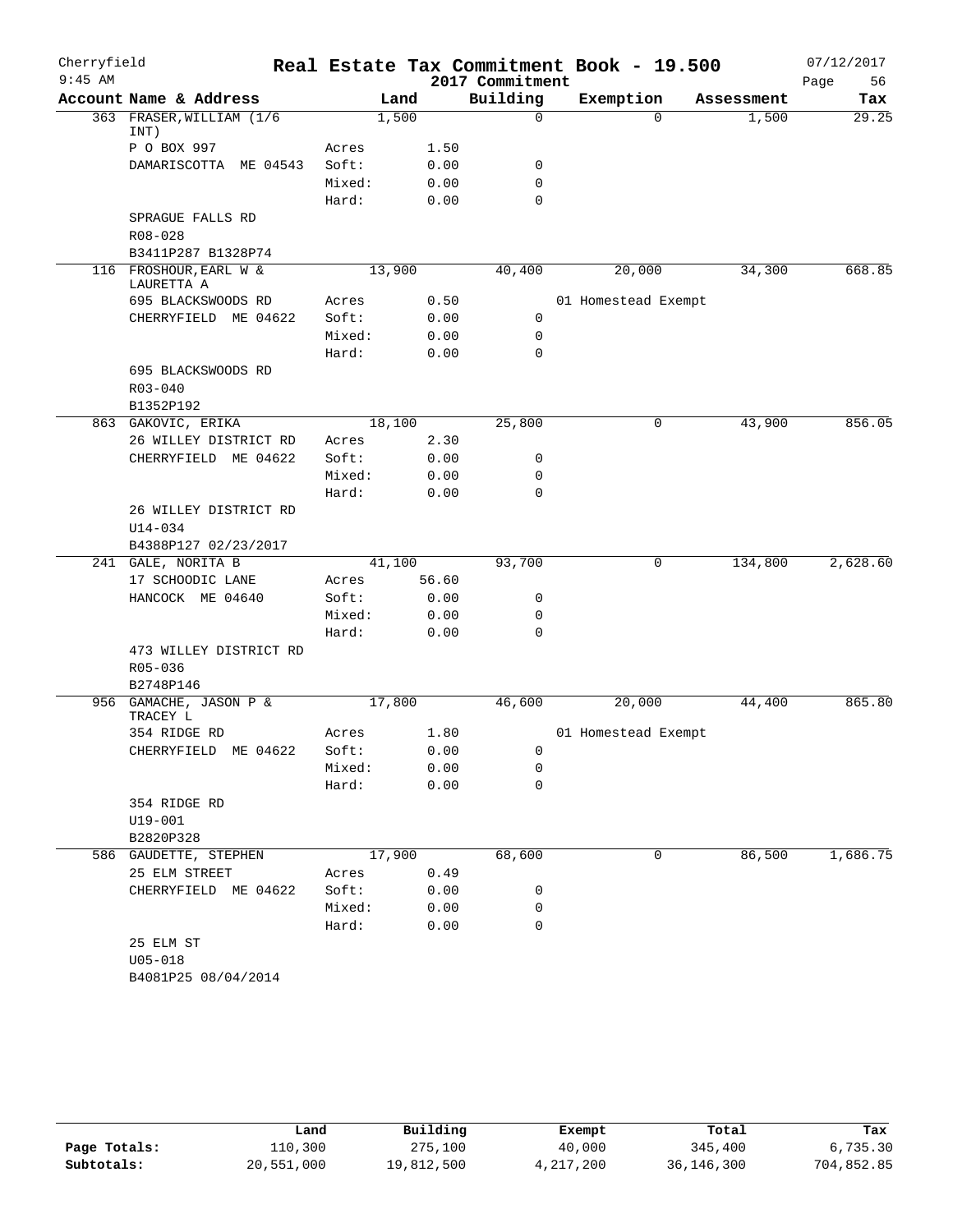# Real Estate Tax Commitment Book - 19.500

Cherryfield
9:45 AM
2017 Commitment
07/12/2017

| Account Name & Address | | Land | Building | Exemption | Assessment | Tax |
|---|---|---|---|---|---|---|
| 363 FRASER, WILLIAM (1/6 INT) | | 1,500 | 0 | 0 | 1,500 | 29.25 |
| P O BOX 997 | Acres | 1.50 | | | | |
| DAMARISCOTTA ME 04543 | Soft: | 0.00 | 0 | | | |
| | Mixed: | 0.00 | 0 | | | |
| | Hard: | 0.00 | 0 | | | |
| SPRAGUE FALLS RD | | | | | | |
| R08-028 | | | | | | |
| B3411P287 B1328P74 | | | | | | |
| 116 FROSHOUR, EARL W & LAURETTA A | | 13,900 | 40,400 | 20,000 | 34,300 | 668.85 |
| 695 BLACKSWOODS RD | Acres | 0.50 | | 01 Homestead Exempt | | |
| CHERRYFIELD ME 04622 | Soft: | 0.00 | 0 | | | |
| | Mixed: | 0.00 | 0 | | | |
| | Hard: | 0.00 | 0 | | | |
| 695 BLACKSWOODS RD | | | | | | |
| R03-040 | | | | | | |
| B1352P192 | | | | | | |
| 863 GAKOVIC, ERIKA | | 18,100 | 25,800 | 0 | 43,900 | 856.05 |
| 26 WILLEY DISTRICT RD | Acres | 2.30 | | | | |
| CHERRYFIELD ME 04622 | Soft: | 0.00 | 0 | | | |
| | Mixed: | 0.00 | 0 | | | |
| | Hard: | 0.00 | 0 | | | |
| 26 WILLEY DISTRICT RD | | | | | | |
| U14-034 | | | | | | |
| B4388P127 02/23/2017 | | | | | | |
| 241 GALE, NORITA B | | 41,100 | 93,700 | 0 | 134,800 | 2,628.60 |
| 17 SCHOODIC LANE | Acres | 56.60 | | | | |
| HANCOCK ME 04640 | Soft: | 0.00 | 0 | | | |
| | Mixed: | 0.00 | 0 | | | |
| | Hard: | 0.00 | 0 | | | |
| 473 WILLEY DISTRICT RD | | | | | | |
| R05-036 | | | | | | |
| B2748P146 | | | | | | |
| 956 GAMACHE, JASON P & TRACEY L | | 17,800 | 46,600 | 20,000 | 44,400 | 865.80 |
| 354 RIDGE RD | Acres | 1.80 | | 01 Homestead Exempt | | |
| CHERRYFIELD ME 04622 | Soft: | 0.00 | 0 | | | |
| | Mixed: | 0.00 | 0 | | | |
| | Hard: | 0.00 | 0 | | | |
| 354 RIDGE RD | | | | | | |
| U19-001 | | | | | | |
| B2820P328 | | | | | | |
| 586 GAUDETTE, STEPHEN | | 17,900 | 68,600 | 0 | 86,500 | 1,686.75 |
| 25 ELM STREET | Acres | 0.49 | | | | |
| CHERRYFIELD ME 04622 | Soft: | 0.00 | 0 | | | |
| | Mixed: | 0.00 | 0 | | | |
| | Hard: | 0.00 | 0 | | | |
| 25 ELM ST | | | | | | |
| U05-018 | | | | | | |
| B4081P25 08/04/2014 | | | | | | |

| | Land | Building | Exempt | Total | Tax |
|---|---|---|---|---|---|
| Page Totals: | 110,300 | 275,100 | 40,000 | 345,400 | 6,735.30 |
| Subtotals: | 20,551,000 | 19,812,500 | 4,217,200 | 36,146,300 | 704,852.85 |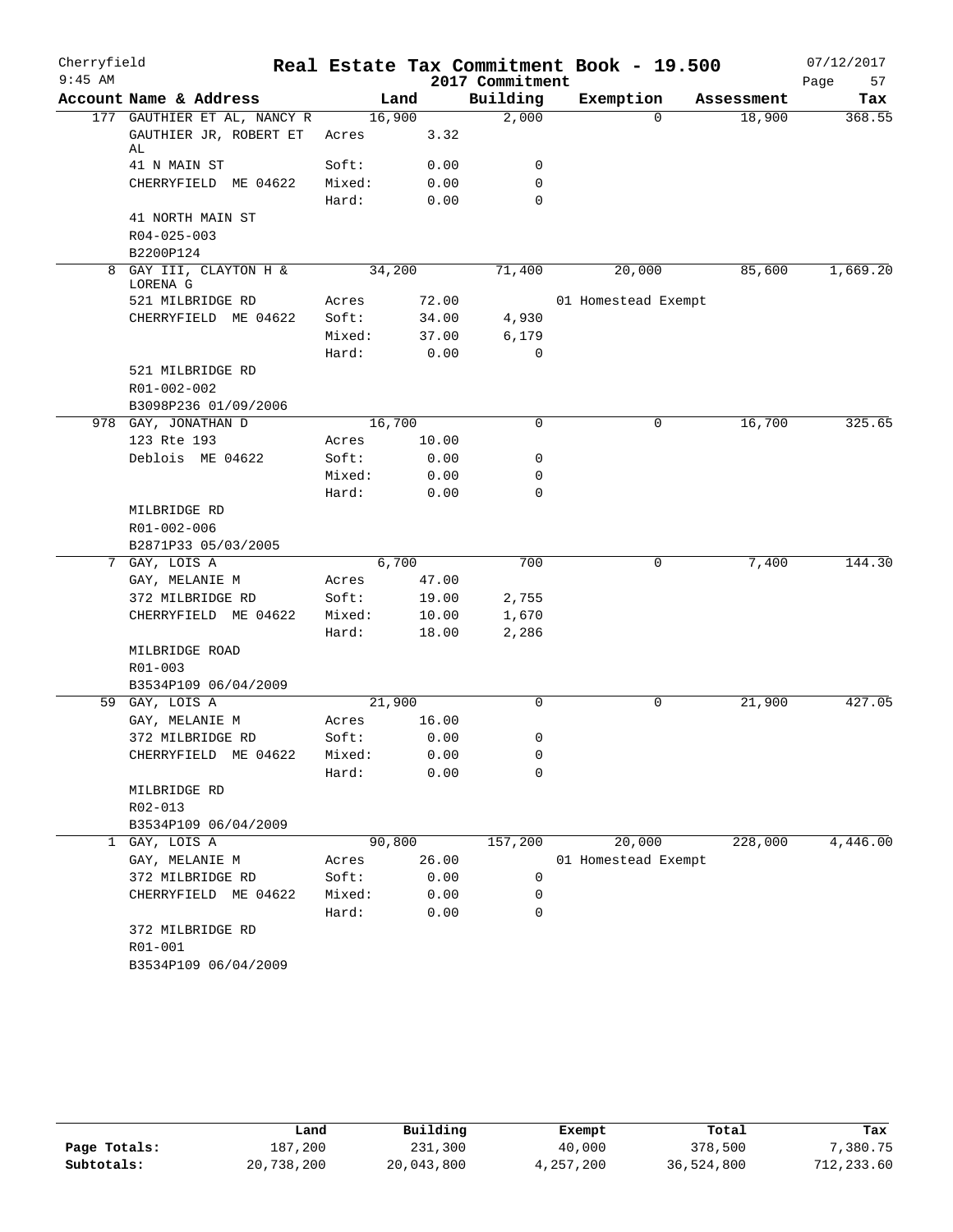# Real Estate Tax Commitment Book - 19.500

Cherryfield
9:45 AM

2017 Commitment

07/12/2017

| Account Name & Address | Land | | Building | Exemption | Assessment | Tax |
|---|---|---|---|---|---|---|
| 177 GAUTHIER ET AL, NANCY R | 16,900 | | 2,000 | 0 | 18,900 | 368.55 |
| GAUTHIER JR, ROBERT ET AL | Acres | 3.32 | | | | |
| 41 N MAIN ST | Soft: | 0.00 | 0 | | | |
| CHERRYFIELD ME 04622 | Mixed: | 0.00 | 0 | | | |
| | Hard: | 0.00 | 0 | | | |
| 41 NORTH MAIN ST | | | | | | |
| R04-025-003 | | | | | | |
| B2200P124 | | | | | | |
| 8 GAY III, CLAYTON H & LORENA G | 34,200 | | 71,400 | 20,000 | 85,600 | 1,669.20 |
| 521 MILBRIDGE RD | Acres | 72.00 | | 01 Homestead Exempt | | |
| CHERRYFIELD ME 04622 | Soft: | 34.00 | 4,930 | | | |
| | Mixed: | 37.00 | 6,179 | | | |
| | Hard: | 0.00 | 0 | | | |
| 521 MILBRIDGE RD | | | | | | |
| R01-002-002 | | | | | | |
| B3098P236 01/09/2006 | | | | | | |
| 978 GAY, JONATHAN D | 16,700 | | 0 | 0 | 16,700 | 325.65 |
| 123 Rte 193 | Acres | 10.00 | | | | |
| Deblois ME 04622 | Soft: | 0.00 | 0 | | | |
| | Mixed: | 0.00 | 0 | | | |
| | Hard: | 0.00 | 0 | | | |
| MILBRIDGE RD | | | | | | |
| R01-002-006 | | | | | | |
| B2871P33 05/03/2005 | | | | | | |
| 7 GAY, LOIS A | 6,700 | | 700 | 0 | 7,400 | 144.30 |
| GAY, MELANIE M | Acres | 47.00 | | | | |
| 372 MILBRIDGE RD | Soft: | 19.00 | 2,755 | | | |
| CHERRYFIELD ME 04622 | Mixed: | 10.00 | 1,670 | | | |
| | Hard: | 18.00 | 2,286 | | | |
| MILBRIDGE ROAD | | | | | | |
| R01-003 | | | | | | |
| B3534P109 06/04/2009 | | | | | | |
| 59 GAY, LOIS A | 21,900 | | 0 | 0 | 21,900 | 427.05 |
| GAY, MELANIE M | Acres | 16.00 | | | | |
| 372 MILBRIDGE RD | Soft: | 0.00 | 0 | | | |
| CHERRYFIELD ME 04622 | Mixed: | 0.00 | 0 | | | |
| | Hard: | 0.00 | 0 | | | |
| MILBRIDGE RD | | | | | | |
| R02-013 | | | | | | |
| B3534P109 06/04/2009 | | | | | | |
| 1 GAY, LOIS A | 90,800 | | 157,200 | 20,000 | 228,000 | 4,446.00 |
| GAY, MELANIE M | Acres | 26.00 | | 01 Homestead Exempt | | |
| 372 MILBRIDGE RD | Soft: | 0.00 | 0 | | | |
| CHERRYFIELD ME 04622 | Mixed: | 0.00 | 0 | | | |
| | Hard: | 0.00 | 0 | | | |
| 372 MILBRIDGE RD | | | | | | |
| R01-001 | | | | | | |
| B3534P109 06/04/2009 | | | | | | |

| | Land | Building | Exempt | Total | Tax |
|---|---|---|---|---|---|
| Page Totals: | 187,200 | 231,300 | 40,000 | 378,500 | 7,380.75 |
| Subtotals: | 20,738,200 | 20,043,800 | 4,257,200 | 36,524,800 | 712,233.60 |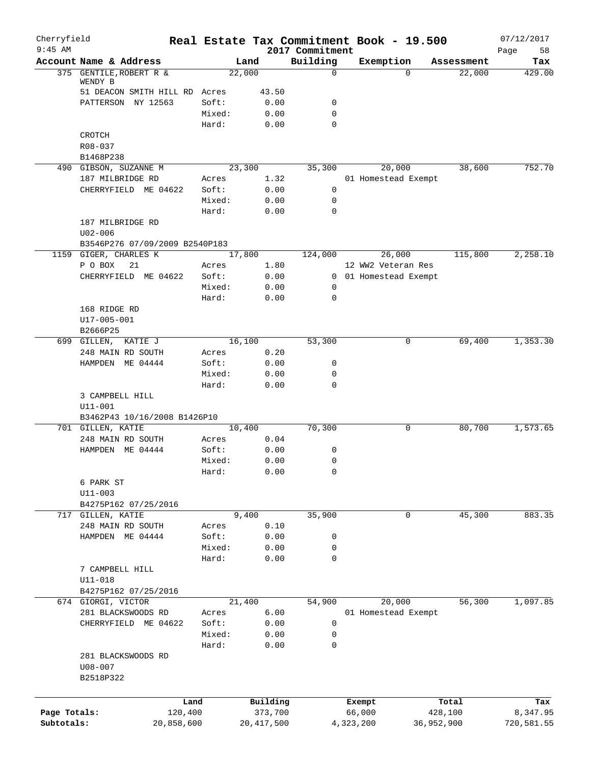Cherryfield 9:45 AM

# Real Estate Tax Commitment Book - 19.500

2017 Commitment

07/12/2017

| Account Name & Address | | Land | Building | Exemption | Assessment | Tax |
|---|---|---|---|---|---|---|
| 375 GENTILE,ROBERT R & WENDY B | | 22,000 | 0 | 0 | 22,000 | 429.00 |
| 51 DEACON SMITH HILL RD | Acres | 43.50 | | | | |
| PATTERSON NY 12563 | Soft: | 0.00 | 0 | | | |
| | Mixed: | 0.00 | 0 | | | |
| | Hard: | 0.00 | 0 | | | |
| CROTCH | | | | | | |
| R08-037 | | | | | | |
| B1468P238 | | | | | | |
| 490 GIBSON, SUZANNE M | | 23,300 | 35,300 | 20,000 | 38,600 | 752.70 |
| 187 MILBRIDGE RD | Acres | 1.32 | | 01 Homestead Exempt | | |
| CHERRYFIELD ME 04622 | Soft: | 0.00 | 0 | | | |
| | Mixed: | 0.00 | 0 | | | |
| | Hard: | 0.00 | 0 | | | |
| 187 MILBRIDGE RD | | | | | | |
| U02-006 | | | | | | |
| B3546P276 07/09/2009 B2540P183 | | | | | | |
| 1159 GIGER, CHARLES K | | 17,800 | 124,000 | 26,000 | 115,800 | 2,258.10 |
| P O BOX 21 | Acres | 1.80 | | 12 WW2 Veteran Res | | |
| CHERRYFIELD ME 04622 | Soft: | 0.00 | 0 | 01 Homestead Exempt | | |
| | Mixed: | 0.00 | 0 | | | |
| | Hard: | 0.00 | 0 | | | |
| 168 RIDGE RD | | | | | | |
| U17-005-001 | | | | | | |
| B2666P25 | | | | | | |
| 699 GILLEN, KATIE J | | 16,100 | 53,300 | 0 | 69,400 | 1,353.30 |
| 248 MAIN RD SOUTH | Acres | 0.20 | | | | |
| HAMPDEN ME 04444 | Soft: | 0.00 | 0 | | | |
| | Mixed: | 0.00 | 0 | | | |
| | Hard: | 0.00 | 0 | | | |
| 3 CAMPBELL HILL | | | | | | |
| U11-001 | | | | | | |
| B3462P43 10/16/2008 B1426P10 | | | | | | |
| 701 GILLEN, KATIE | | 10,400 | 70,300 | 0 | 80,700 | 1,573.65 |
| 248 MAIN RD SOUTH | Acres | 0.04 | | | | |
| HAMPDEN ME 04444 | Soft: | 0.00 | 0 | | | |
| | Mixed: | 0.00 | 0 | | | |
| | Hard: | 0.00 | 0 | | | |
| 6 PARK ST | | | | | | |
| U11-003 | | | | | | |
| B4275P162 07/25/2016 | | | | | | |
| 717 GILLEN, KATIE | | 9,400 | 35,900 | 0 | 45,300 | 883.35 |
| 248 MAIN RD SOUTH | Acres | 0.10 | | | | |
| HAMPDEN ME 04444 | Soft: | 0.00 | 0 | | | |
| | Mixed: | 0.00 | 0 | | | |
| | Hard: | 0.00 | 0 | | | |
| 7 CAMPBELL HILL | | | | | | |
| U11-018 | | | | | | |
| B4275P162 07/25/2016 | | | | | | |
| 674 GIORGI, VICTOR | | 21,400 | 54,900 | 20,000 | 56,300 | 1,097.85 |
| 281 BLACKSWOODS RD | Acres | 6.00 | | 01 Homestead Exempt | | |
| CHERRYFIELD ME 04622 | Soft: | 0.00 | 0 | | | |
| | Mixed: | 0.00 | 0 | | | |
| | Hard: | 0.00 | 0 | | | |
| 281 BLACKSWOODS RD | | | | | | |
| U08-007 | | | | | | |
| B2518P322 | | | | | | |

| | Land | Building | Exempt | Total | Tax |
|---|---|---|---|---|---|
| Page Totals: | 120,400 | 373,700 | 66,000 | 428,100 | 8,347.95 |
| Subtotals: | 20,858,600 | 20,417,500 | 4,323,200 | 36,952,900 | 720,581.55 |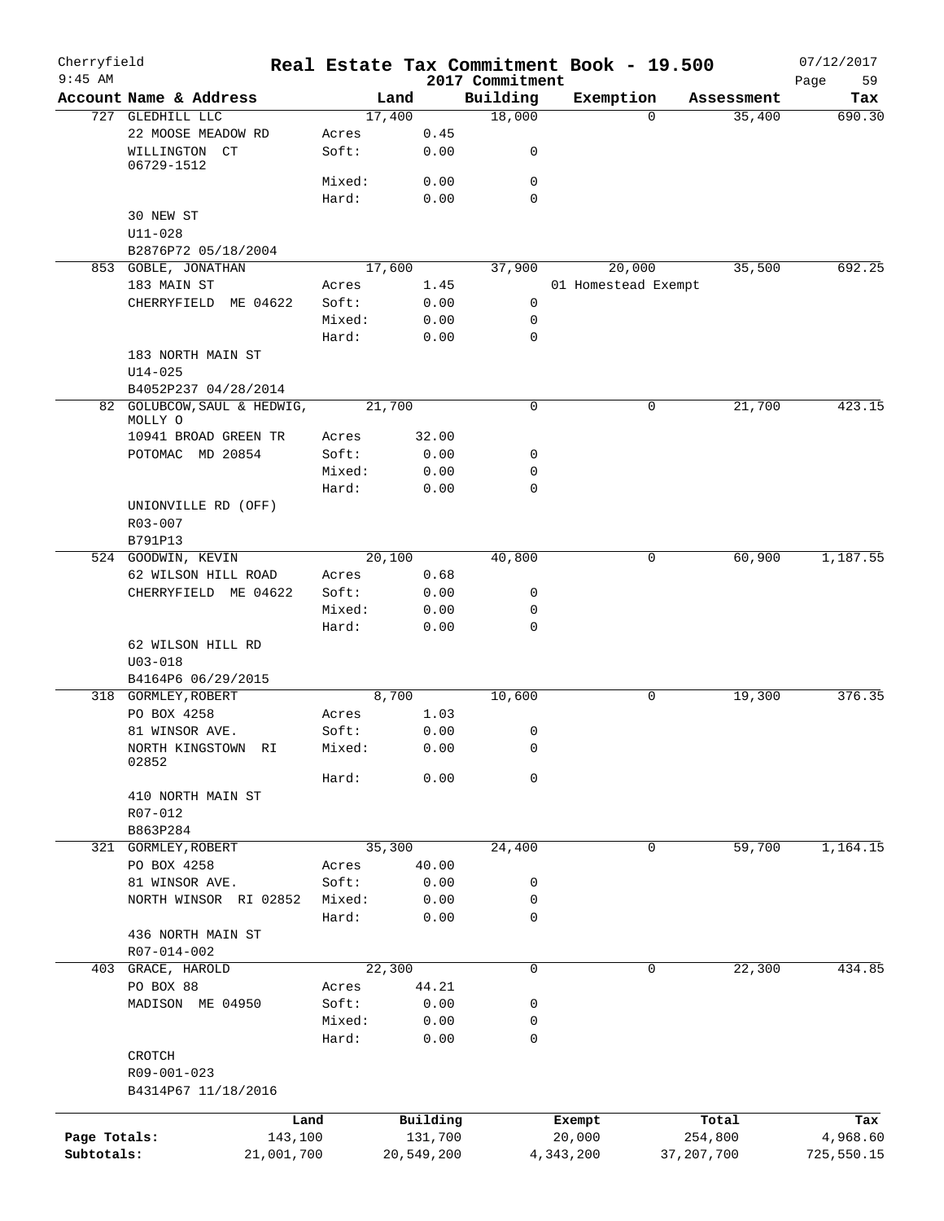Cherryfield 9:45 AM

# Real Estate Tax Commitment Book - 19.500

2017 Commitment — 07/12/2017

| Account Name & Address | | Land | Building | Exemption | Assessment | Tax |
|---|---|---|---|---|---|---|
| 727 GLEDHILL LLC | | 17,400 | 18,000 | 0 | 35,400 | 690.30 |
| 22 MOOSE MEADOW RD | Acres | 0.45 | | | | |
| WILLINGTON CT 06729-1512 | Soft: | 0.00 | 0 | | | |
| | Mixed: | 0.00 | 0 | | | |
| | Hard: | 0.00 | 0 | | | |
| 30 NEW ST | | | | | | |
| U11-028 | | | | | | |
| B2876P72 05/18/2004 | | | | | | |
| 853 GOBLE, JONATHAN | | 17,600 | 37,900 | 20,000 | 35,500 | 692.25 |
| 183 MAIN ST | Acres | 1.45 | | 01 Homestead Exempt | | |
| CHERRYFIELD ME 04622 | Soft: | 0.00 | 0 | | | |
| | Mixed: | 0.00 | 0 | | | |
| | Hard: | 0.00 | 0 | | | |
| 183 NORTH MAIN ST | | | | | | |
| U14-025 | | | | | | |
| B4052P237 04/28/2014 | | | | | | |
| 82 GOLUBCOW, SAUL & HEDWIG, MOLLY O | | 21,700 | 0 | 0 | 21,700 | 423.15 |
| 10941 BROAD GREEN TR | Acres | 32.00 | | | | |
| POTOMAC MD 20854 | Soft: | 0.00 | 0 | | | |
| | Mixed: | 0.00 | 0 | | | |
| | Hard: | 0.00 | 0 | | | |
| UNIONVILLE RD (OFF) | | | | | | |
| R03-007 | | | | | | |
| B791P13 | | | | | | |
| 524 GOODWIN, KEVIN | | 20,100 | 40,800 | 0 | 60,900 | 1,187.55 |
| 62 WILSON HILL ROAD | Acres | 0.68 | | | | |
| CHERRYFIELD ME 04622 | Soft: | 0.00 | 0 | | | |
| | Mixed: | 0.00 | 0 | | | |
| | Hard: | 0.00 | 0 | | | |
| 62 WILSON HILL RD | | | | | | |
| U03-018 | | | | | | |
| B4164P6 06/29/2015 | | | | | | |
| 318 GORMLEY, ROBERT | | 8,700 | 10,600 | 0 | 19,300 | 376.35 |
| PO BOX 4258 | Acres | 1.03 | | | | |
| 81 WINSOR AVE. | Soft: | 0.00 | 0 | | | |
| NORTH KINGSTOWN RI 02852 | Mixed: | 0.00 | 0 | | | |
| | Hard: | 0.00 | 0 | | | |
| 410 NORTH MAIN ST | | | | | | |
| R07-012 | | | | | | |
| B863P284 | | | | | | |
| 321 GORMLEY, ROBERT | | 35,300 | 24,400 | 0 | 59,700 | 1,164.15 |
| PO BOX 4258 | Acres | 40.00 | | | | |
| 81 WINSOR AVE. | Soft: | 0.00 | 0 | | | |
| NORTH WINSOR RI 02852 | Mixed: | 0.00 | 0 | | | |
| | Hard: | 0.00 | 0 | | | |
| 436 NORTH MAIN ST | | | | | | |
| R07-014-002 | | | | | | |
| 403 GRACE, HAROLD | | 22,300 | 0 | 0 | 22,300 | 434.85 |
| PO BOX 88 | Acres | 44.21 | | | | |
| MADISON ME 04950 | Soft: | 0.00 | 0 | | | |
| | Mixed: | 0.00 | 0 | | | |
| | Hard: | 0.00 | 0 | | | |
| CROTCH | | | | | | |
| R09-001-023 | | | | | | |
| B4314P67 11/18/2016 | | | | | | |

| | Land | Building | Exempt | Total | Tax |
|---|---|---|---|---|---|
| Page Totals: | 143,100 | 131,700 | 20,000 | 254,800 | 4,968.60 |
| Subtotals: | 21,001,700 | 20,549,200 | 4,343,200 | 37,207,700 | 725,550.15 |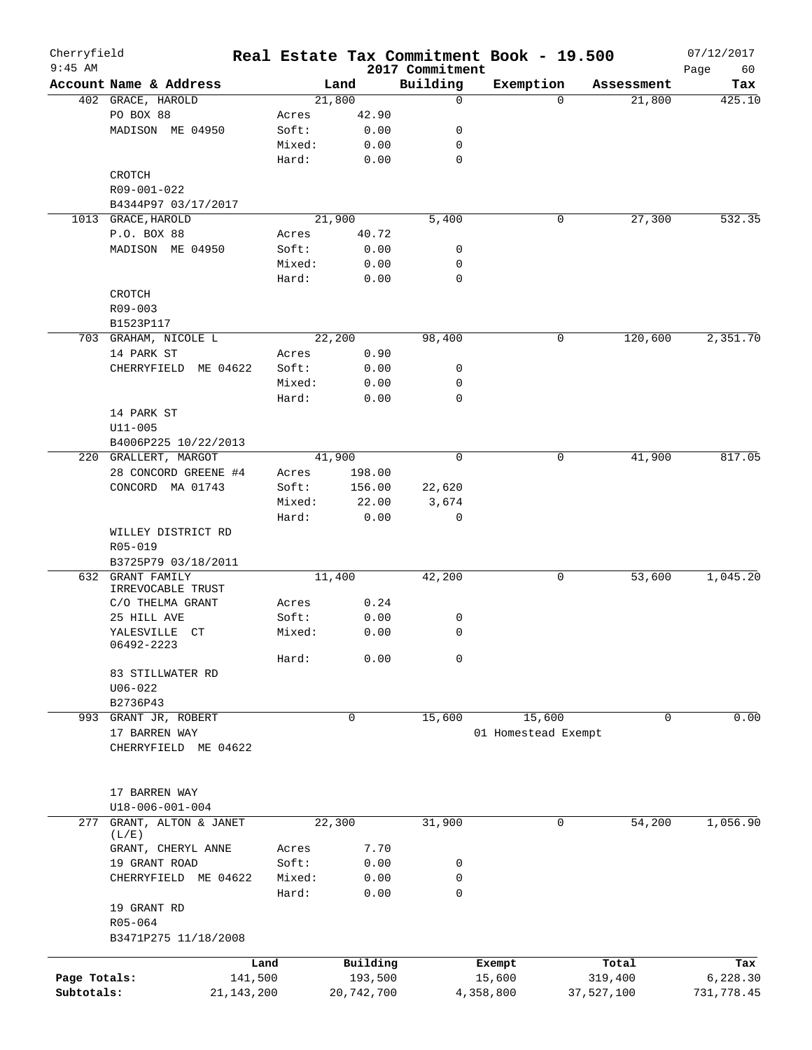Cherryfield 9:45 AM

# Real Estate Tax Commitment Book - 19.500

2017 Commitment

07/12/2017

| Account Name & Address | | Land | Building | Exemption | Assessment | Tax |
|---|---|---|---|---|---|---|
| 402 GRACE, HAROLD | | 21,800 | 0 | 0 | 21,800 | 425.10 |
| PO BOX 88 | Acres | 42.90 | | | | |
| MADISON ME 04950 | Soft: | 0.00 | 0 | | | |
| | Mixed: | 0.00 | 0 | | | |
| | Hard: | 0.00 | 0 | | | |
| CROTCH | | | | | | |
| R09-001-022 | | | | | | |
| B4344P97 03/17/2017 | | | | | | |
| 1013 GRACE, HAROLD | | 21,900 | 5,400 | 0 | 27,300 | 532.35 |
| P.O. BOX 88 | Acres | 40.72 | | | | |
| MADISON ME 04950 | Soft: | 0.00 | 0 | | | |
| | Mixed: | 0.00 | 0 | | | |
| | Hard: | 0.00 | 0 | | | |
| CROTCH | | | | | | |
| R09-003 | | | | | | |
| B1523P117 | | | | | | |
| 703 GRAHAM, NICOLE L | | 22,200 | 98,400 | 0 | 120,600 | 2,351.70 |
| 14 PARK ST | Acres | 0.90 | | | | |
| CHERRYFIELD ME 04622 | Soft: | 0.00 | 0 | | | |
| | Mixed: | 0.00 | 0 | | | |
| | Hard: | 0.00 | 0 | | | |
| 14 PARK ST | | | | | | |
| U11-005 | | | | | | |
| B4006P225 10/22/2013 | | | | | | |
| 220 GRALLERT, MARGOT | | 41,900 | 0 | 0 | 41,900 | 817.05 |
| 28 CONCORD GREENE #4 | Acres | 198.00 | | | | |
| CONCORD MA 01743 | Soft: | 156.00 | 22,620 | | | |
| | Mixed: | 22.00 | 3,674 | | | |
| | Hard: | 0.00 | 0 | | | |
| WILLEY DISTRICT RD | | | | | | |
| R05-019 | | | | | | |
| B3725P79 03/18/2011 | | | | | | |
| 632 GRANT FAMILY IRREVOCABLE TRUST | | 11,400 | 42,200 | 0 | 53,600 | 1,045.20 |
| C/O THELMA GRANT | Acres | 0.24 | | | | |
| 25 HILL AVE | Soft: | 0.00 | 0 | | | |
| YALESVILLE CT 06492-2223 | Mixed: | 0.00 | 0 | | | |
| | Hard: | 0.00 | 0 | | | |
| 83 STILLWATER RD | | | | | | |
| U06-022 | | | | | | |
| B2736P43 | | | | | | |
| 993 GRANT JR, ROBERT | | 0 | 15,600 | 15,600 | 0 | 0.00 |
| 17 BARREN WAY | | | | 01 Homestead Exempt | | |
| CHERRYFIELD ME 04622 | | | | | | |
| 17 BARREN WAY | | | | | | |
| U18-006-001-004 | | | | | | |
| 277 GRANT, ALTON & JANET (L/E) | | 22,300 | 31,900 | 0 | 54,200 | 1,056.90 |
| GRANT, CHERYL ANNE | Acres | 7.70 | | | | |
| 19 GRANT ROAD | Soft: | 0.00 | 0 | | | |
| CHERRYFIELD ME 04622 | Mixed: | 0.00 | 0 | | | |
| | Hard: | 0.00 | 0 | | | |
| 19 GRANT RD | | | | | | |
| R05-064 | | | | | | |
| B3471P275 11/18/2008 | | | | | | |

| | Land | Building | Exempt | Total | Tax |
|---|---|---|---|---|---|
| Page Totals: | 141,500 | 193,500 | 15,600 | 319,400 | 6,228.30 |
| Subtotals: | 21,143,200 | 20,742,700 | 4,358,800 | 37,527,100 | 731,778.45 |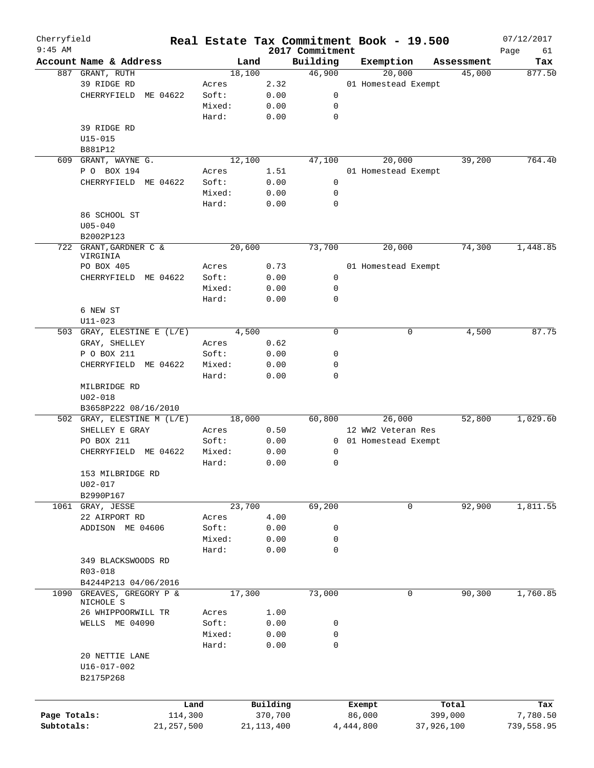Cherryfield 9:45 AM

# Real Estate Tax Commitment Book - 19.500

2017 Commitment

07/12/2017

| Account Name & Address | | Land | Building | Exemption | Assessment | Tax |
|---|---|---|---|---|---|---|
| 887 GRANT, RUTH | | 18,100 | 46,900 | 20,000 | 45,000 | 877.50 |
| 39 RIDGE RD | Acres | 2.32 | | 01 Homestead Exempt | | |
| CHERRYFIELD ME 04622 | Soft: | 0.00 | 0 | | | |
| | Mixed: | 0.00 | 0 | | | |
| | Hard: | 0.00 | 0 | | | |
| 39 RIDGE RD | | | | | | |
| U15-015 | | | | | | |
| B881P12 | | | | | | |
| 609 GRANT, WAYNE G. | | 12,100 | 47,100 | 20,000 | 39,200 | 764.40 |
| P O BOX 194 | Acres | 1.51 | | 01 Homestead Exempt | | |
| CHERRYFIELD ME 04622 | Soft: | 0.00 | 0 | | | |
| | Mixed: | 0.00 | 0 | | | |
| | Hard: | 0.00 | 0 | | | |
| 86 SCHOOL ST | | | | | | |
| U05-040 | | | | | | |
| B2002P123 | | | | | | |
| 722 GRANT, GARDNER C & VIRGINIA | | 20,600 | 73,700 | 20,000 | 74,300 | 1,448.85 |
| PO BOX 405 | Acres | 0.73 | | 01 Homestead Exempt | | |
| CHERRYFIELD ME 04622 | Soft: | 0.00 | 0 | | | |
| | Mixed: | 0.00 | 0 | | | |
| | Hard: | 0.00 | 0 | | | |
| 6 NEW ST | | | | | | |
| U11-023 | | | | | | |
| 503 GRAY, ELESTINE E (L/E) | | 4,500 | 0 | 0 | 4,500 | 87.75 |
| GRAY, SHELLEY | Acres | 0.62 | | | | |
| P O BOX 211 | Soft: | 0.00 | 0 | | | |
| CHERRYFIELD ME 04622 | Mixed: | 0.00 | 0 | | | |
| | Hard: | 0.00 | 0 | | | |
| MILBRIDGE RD | | | | | | |
| U02-018 | | | | | | |
| B3658P222 08/16/2010 | | | | | | |
| 502 GRAY, ELESTINE M (L/E) | | 18,000 | 60,800 | 26,000 | 52,800 | 1,029.60 |
| SHELLEY E GRAY | Acres | 0.50 | | 12 WW2 Veteran Res | | |
| PO BOX 211 | Soft: | 0.00 | 0 | 01 Homestead Exempt | | |
| CHERRYFIELD ME 04622 | Mixed: | 0.00 | 0 | | | |
| | Hard: | 0.00 | 0 | | | |
| 153 MILBRIDGE RD | | | | | | |
| U02-017 | | | | | | |
| B2990P167 | | | | | | |
| 1061 GRAY, JESSE | | 23,700 | 69,200 | 0 | 92,900 | 1,811.55 |
| 22 AIRPORT RD | Acres | 4.00 | | | | |
| ADDISON ME 04606 | Soft: | 0.00 | 0 | | | |
| | Mixed: | 0.00 | 0 | | | |
| | Hard: | 0.00 | 0 | | | |
| 349 BLACKSWOODS RD | | | | | | |
| R03-018 | | | | | | |
| B4244P213 04/06/2016 | | | | | | |
| 1090 GREAVES, GREGORY P & NICHOLE S | | 17,300 | 73,000 | 0 | 90,300 | 1,760.85 |
| 26 WHIPPOORWILL TR | Acres | 1.00 | | | | |
| WELLS ME 04090 | Soft: | 0.00 | 0 | | | |
| | Mixed: | 0.00 | 0 | | | |
| | Hard: | 0.00 | 0 | | | |
| 20 NETTIE LANE | | | | | | |
| U16-017-002 | | | | | | |
| B2175P268 | | | | | | |

| | Land | Building | Exempt | Total | Tax |
|---|---|---|---|---|---|
| Page Totals: | 114,300 | 370,700 | 86,000 | 399,000 | 7,780.50 |
| Subtotals: | 21,257,500 | 21,113,400 | 4,444,800 | 37,926,100 | 739,558.95 |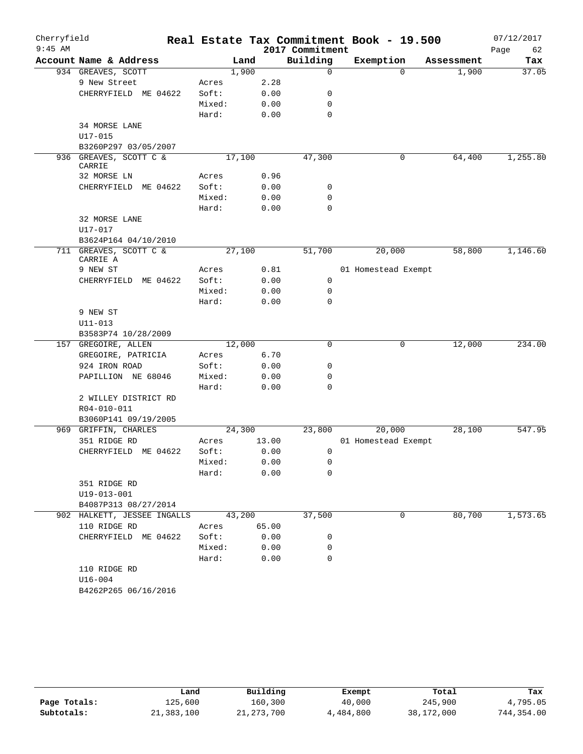# Real Estate Tax Commitment Book - 19.500

Cherryfield 9:45 AM — 2017 Commitment — 07/12/2017

| Account Name & Address | | Land | Building | Exemption | Assessment | Tax |
|---|---|---|---|---|---|---|
| 934 GREAVES, SCOTT | | 1,900 | 0 | 0 | 1,900 | 37.05 |
| 9 New Street | Acres | 2.28 | | | | |
| CHERRYFIELD ME 04622 | Soft: | 0.00 | 0 | | | |
| | Mixed: | 0.00 | 0 | | | |
| | Hard: | 0.00 | 0 | | | |
| 34 MORSE LANE | | | | | | |
| U17-015 | | | | | | |
| B3260P297 03/05/2007 | | | | | | |
| 936 GREAVES, SCOTT C & CARRIE | | 17,100 | 47,300 | 0 | 64,400 | 1,255.80 |
| 32 MORSE LN | Acres | 0.96 | | | | |
| CHERRYFIELD ME 04622 | Soft: | 0.00 | 0 | | | |
| | Mixed: | 0.00 | 0 | | | |
| | Hard: | 0.00 | 0 | | | |
| 32 MORSE LANE | | | | | | |
| U17-017 | | | | | | |
| B3624P164 04/10/2010 | | | | | | |
| 711 GREAVES, SCOTT C & CARRIE A | | 27,100 | 51,700 | 20,000 | 58,800 | 1,146.60 |
| 9 NEW ST | Acres | 0.81 | | 01 Homestead Exempt | | |
| CHERRYFIELD ME 04622 | Soft: | 0.00 | 0 | | | |
| | Mixed: | 0.00 | 0 | | | |
| | Hard: | 0.00 | 0 | | | |
| 9 NEW ST | | | | | | |
| U11-013 | | | | | | |
| B3583P74 10/28/2009 | | | | | | |
| 157 GREGOIRE, ALLEN | | 12,000 | 0 | 0 | 12,000 | 234.00 |
| GREGOIRE, PATRICIA | Acres | 6.70 | | | | |
| 924 IRON ROAD | Soft: | 0.00 | 0 | | | |
| PAPILLION NE 68046 | Mixed: | 0.00 | 0 | | | |
| | Hard: | 0.00 | 0 | | | |
| 2 WILLEY DISTRICT RD | | | | | | |
| R04-010-011 | | | | | | |
| B3060P141 09/19/2005 | | | | | | |
| 969 GRIFFIN, CHARLES | | 24,300 | 23,800 | 20,000 | 28,100 | 547.95 |
| 351 RIDGE RD | Acres | 13.00 | | 01 Homestead Exempt | | |
| CHERRYFIELD ME 04622 | Soft: | 0.00 | 0 | | | |
| | Mixed: | 0.00 | 0 | | | |
| | Hard: | 0.00 | 0 | | | |
| 351 RIDGE RD | | | | | | |
| U19-013-001 | | | | | | |
| B4087P313 08/27/2014 | | | | | | |
| 902 HALKETT, JESSEE INGALLS | | 43,200 | 37,500 | 0 | 80,700 | 1,573.65 |
| 110 RIDGE RD | Acres | 65.00 | | | | |
| CHERRYFIELD ME 04622 | Soft: | 0.00 | 0 | | | |
| | Mixed: | 0.00 | 0 | | | |
| | Hard: | 0.00 | 0 | | | |
| 110 RIDGE RD | | | | | | |
| U16-004 | | | | | | |
| B4262P265 06/16/2016 | | | | | | |

| | Land | Building | Exempt | Total | Tax |
|---|---|---|---|---|---|
| Page Totals: | 125,600 | 160,300 | 40,000 | 245,900 | 4,795.05 |
| Subtotals: | 21,383,100 | 21,273,700 | 4,484,800 | 38,172,000 | 744,354.00 |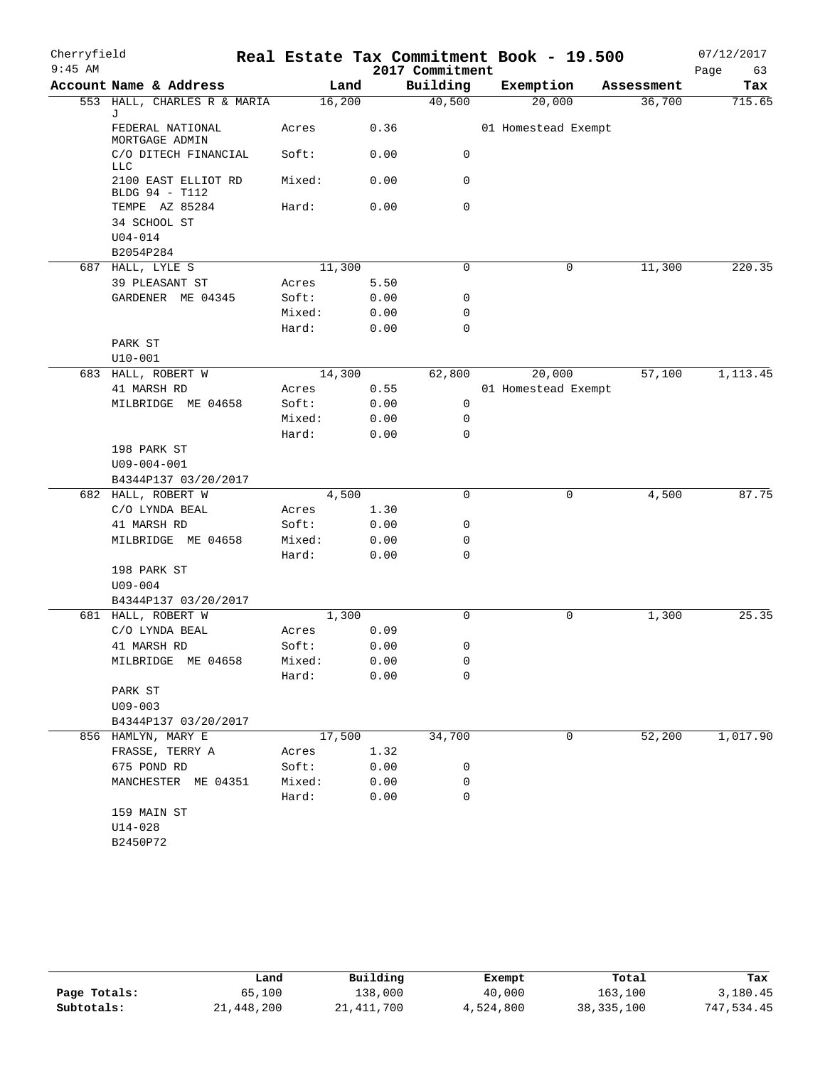# Real Estate Tax Commitment Book - 19.500

Cherryfield 9:45 AM — 2017 Commitment — 07/12/2017

| Account Name & Address | Land | | Building | Exemption | Assessment | Tax |
|---|---|---|---|---|---|---|
| 553 HALL, CHARLES R & MARIA J | 16,200 | | 40,500 | 20,000 | 36,700 | 715.65 |
| FEDERAL NATIONAL MORTGAGE ADMIN | Acres | 0.36 | | 01 Homestead Exempt | | |
| C/O DITECH FINANCIAL LLC | Soft: | 0.00 | 0 | | | |
| 2100 EAST ELLIOT RD BLDG 94 - T112 | Mixed: | 0.00 | 0 | | | |
| TEMPE AZ 85284 | Hard: | 0.00 | 0 | | | |
| 34 SCHOOL ST | | | | | | |
| U04-014 | | | | | | |
| B2054P284 | | | | | | |
| 687 HALL, LYLE S | 11,300 | | 0 | 0 | 11,300 | 220.35 |
| 39 PLEASANT ST | Acres | 5.50 | | | | |
| GARDENER ME 04345 | Soft: | 0.00 | 0 | | | |
| | Mixed: | 0.00 | 0 | | | |
| | Hard: | 0.00 | 0 | | | |
| PARK ST | | | | | | |
| U10-001 | | | | | | |
| 683 HALL, ROBERT W | 14,300 | | 62,800 | 20,000 | 57,100 | 1,113.45 |
| 41 MARSH RD | Acres | 0.55 | | 01 Homestead Exempt | | |
| MILBRIDGE ME 04658 | Soft: | 0.00 | 0 | | | |
| | Mixed: | 0.00 | 0 | | | |
| | Hard: | 0.00 | 0 | | | |
| 198 PARK ST | | | | | | |
| U09-004-001 | | | | | | |
| B4344P137 03/20/2017 | | | | | | |
| 682 HALL, ROBERT W | 4,500 | | 0 | 0 | 4,500 | 87.75 |
| C/O LYNDA BEAL | Acres | 1.30 | | | | |
| 41 MARSH RD | Soft: | 0.00 | 0 | | | |
| MILBRIDGE ME 04658 | Mixed: | 0.00 | 0 | | | |
| | Hard: | 0.00 | 0 | | | |
| 198 PARK ST | | | | | | |
| U09-004 | | | | | | |
| B4344P137 03/20/2017 | | | | | | |
| 681 HALL, ROBERT W | 1,300 | | 0 | 0 | 1,300 | 25.35 |
| C/O LYNDA BEAL | Acres | 0.09 | | | | |
| 41 MARSH RD | Soft: | 0.00 | 0 | | | |
| MILBRIDGE ME 04658 | Mixed: | 0.00 | 0 | | | |
| | Hard: | 0.00 | 0 | | | |
| PARK ST | | | | | | |
| U09-003 | | | | | | |
| B4344P137 03/20/2017 | | | | | | |
| 856 HAMLYN, MARY E | 17,500 | | 34,700 | 0 | 52,200 | 1,017.90 |
| FRASSE, TERRY A | Acres | 1.32 | | | | |
| 675 POND RD | Soft: | 0.00 | 0 | | | |
| MANCHESTER ME 04351 | Mixed: | 0.00 | 0 | | | |
| | Hard: | 0.00 | 0 | | | |
| 159 MAIN ST | | | | | | |
| U14-028 | | | | | | |
| B2450P72 | | | | | | |

| | Land | Building | Exempt | Total | Tax |
|---|---|---|---|---|---|
| Page Totals: | 65,100 | 138,000 | 40,000 | 163,100 | 3,180.45 |
| Subtotals: | 21,448,200 | 21,411,700 | 4,524,800 | 38,335,100 | 747,534.45 |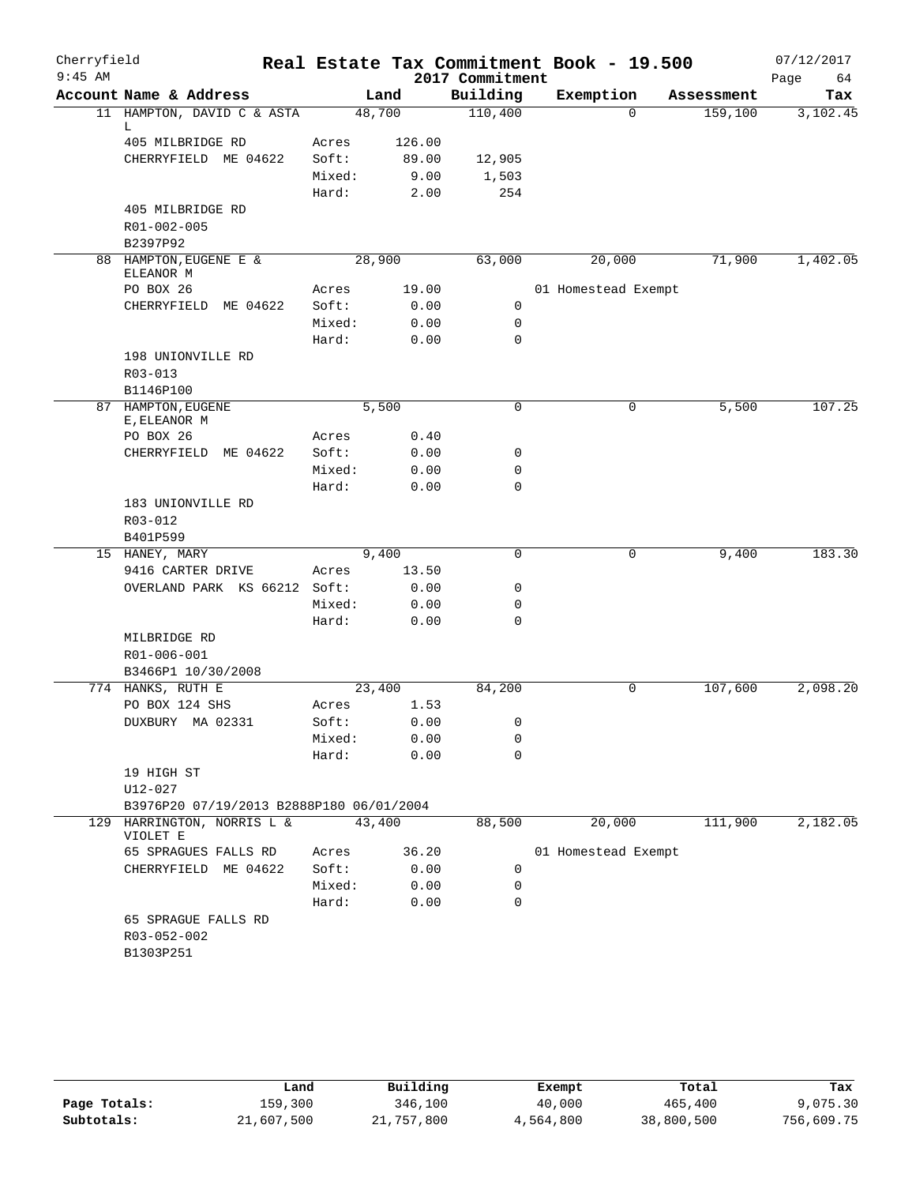Cherryfield 9:45 AM

# Real Estate Tax Commitment Book - 19.500

2017 Commitment

07/12/2017

| Account | Name & Address | | Land | Building | Exemption | Assessment | Tax |
|---|---|---|---|---|---|---|---|
| 11 | HAMPTON, DAVID C & ASTA L | | 48,700 | 110,400 | 0 | 159,100 | 3,102.45 |
| | 405 MILBRIDGE RD | Acres | 126.00 | | | | |
| | CHERRYFIELD ME 04622 | Soft: | 89.00 | 12,905 | | | |
| | | Mixed: | 9.00 | 1,503 | | | |
| | | Hard: | 2.00 | 254 | | | |
| | 405 MILBRIDGE RD | | | | | | |
| | R01-002-005 | | | | | | |
| | B2397P92 | | | | | | |
| 88 | HAMPTON, EUGENE E & ELEANOR M | | 28,900 | 63,000 | 20,000 | 71,900 | 1,402.05 |
| | PO BOX 26 | Acres | 19.00 | | 01 Homestead Exempt | | |
| | CHERRYFIELD ME 04622 | Soft: | 0.00 | 0 | | | |
| | | Mixed: | 0.00 | 0 | | | |
| | | Hard: | 0.00 | 0 | | | |
| | 198 UNIONVILLE RD | | | | | | |
| | R03-013 | | | | | | |
| | B1146P100 | | | | | | |
| 87 | HAMPTON, EUGENE E, ELEANOR M | | 5,500 | 0 | 0 | 5,500 | 107.25 |
| | PO BOX 26 | Acres | 0.40 | | | | |
| | CHERRYFIELD ME 04622 | Soft: | 0.00 | 0 | | | |
| | | Mixed: | 0.00 | 0 | | | |
| | | Hard: | 0.00 | 0 | | | |
| | 183 UNIONVILLE RD | | | | | | |
| | R03-012 | | | | | | |
| | B401P599 | | | | | | |
| 15 | HANEY, MARY | | 9,400 | 0 | 0 | 9,400 | 183.30 |
| | 9416 CARTER DRIVE | Acres | 13.50 | | | | |
| | OVERLAND PARK KS 66212 | Soft: | 0.00 | 0 | | | |
| | | Mixed: | 0.00 | 0 | | | |
| | | Hard: | 0.00 | 0 | | | |
| | MILBRIDGE RD | | | | | | |
| | R01-006-001 | | | | | | |
| | B3466P1 10/30/2008 | | | | | | |
| 774 | HANKS, RUTH E | | 23,400 | 84,200 | 0 | 107,600 | 2,098.20 |
| | PO BOX 124 SHS | Acres | 1.53 | | | | |
| | DUXBURY MA 02331 | Soft: | 0.00 | 0 | | | |
| | | Mixed: | 0.00 | 0 | | | |
| | | Hard: | 0.00 | 0 | | | |
| | 19 HIGH ST | | | | | | |
| | U12-027 | | | | | | |
| | B3976P20 07/19/2013 B2888P180 06/01/2004 | | | | | | |
| 129 | HARRINGTON, NORRIS L & VIOLET E | | 43,400 | 88,500 | 20,000 | 111,900 | 2,182.05 |
| | 65 SPRAGUES FALLS RD | Acres | 36.20 | | 01 Homestead Exempt | | |
| | CHERRYFIELD ME 04622 | Soft: | 0.00 | 0 | | | |
| | | Mixed: | 0.00 | 0 | | | |
| | | Hard: | 0.00 | 0 | | | |
| | 65 SPRAGUE FALLS RD | | | | | | |
| | R03-052-002 | | | | | | |
| | B1303P251 | | | | | | |

| | Land | Building | Exempt | Total | Tax |
|---|---|---|---|---|---|
| Page Totals: | 159,300 | 346,100 | 40,000 | 465,400 | 9,075.30 |
| Subtotals: | 21,607,500 | 21,757,800 | 4,564,800 | 38,800,500 | 756,609.75 |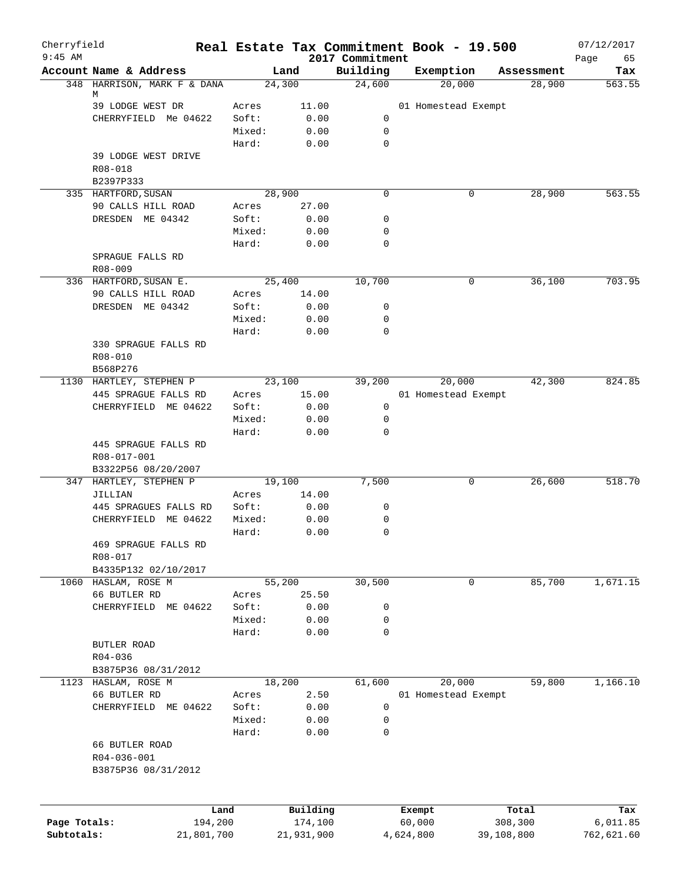Cherryfield 9:45 AM

# Real Estate Tax Commitment Book - 19.500

## 2017 Commitment

07/12/2017

| Account Name & Address | | Land | Building | Exemption | Assessment | Tax |
|---|---|---|---|---|---|---|
| 348 HARRISON, MARK F & DANA M | | 24,300 | 24,600 | 20,000 | 28,900 | 563.55 |
| 39 LODGE WEST DR | Acres | 11.00 | | 01 Homestead Exempt | | |
| CHERRYFIELD Me 04622 | Soft: | 0.00 | 0 | | | |
| | Mixed: | 0.00 | 0 | | | |
| | Hard: | 0.00 | 0 | | | |
| 39 LODGE WEST DRIVE | | | | | | |
| R08-018 | | | | | | |
| B2397P333 | | | | | | |
| 335 HARTFORD, SUSAN | | 28,900 | 0 | 0 | 28,900 | 563.55 |
| 90 CALLS HILL ROAD | Acres | 27.00 | | | | |
| DRESDEN ME 04342 | Soft: | 0.00 | 0 | | | |
| | Mixed: | 0.00 | 0 | | | |
| | Hard: | 0.00 | 0 | | | |
| SPRAGUE FALLS RD | | | | | | |
| R08-009 | | | | | | |
| 336 HARTFORD, SUSAN E. | | 25,400 | 10,700 | 0 | 36,100 | 703.95 |
| 90 CALLS HILL ROAD | Acres | 14.00 | | | | |
| DRESDEN ME 04342 | Soft: | 0.00 | 0 | | | |
| | Mixed: | 0.00 | 0 | | | |
| | Hard: | 0.00 | 0 | | | |
| 330 SPRAGUE FALLS RD | | | | | | |
| R08-010 | | | | | | |
| B568P276 | | | | | | |
| 1130 HARTLEY, STEPHEN P | | 23,100 | 39,200 | 20,000 | 42,300 | 824.85 |
| 445 SPRAGUE FALLS RD | Acres | 15.00 | | 01 Homestead Exempt | | |
| CHERRYFIELD ME 04622 | Soft: | 0.00 | 0 | | | |
| | Mixed: | 0.00 | 0 | | | |
| | Hard: | 0.00 | 0 | | | |
| 445 SPRAGUE FALLS RD | | | | | | |
| R08-017-001 | | | | | | |
| B3322P56 08/20/2007 | | | | | | |
| 347 HARTLEY, STEPHEN P | | 19,100 | 7,500 | 0 | 26,600 | 518.70 |
| JILLIAN | Acres | 14.00 | | | | |
| 445 SPRAGUES FALLS RD | Soft: | 0.00 | 0 | | | |
| CHERRYFIELD ME 04622 | Mixed: | 0.00 | 0 | | | |
| | Hard: | 0.00 | 0 | | | |
| 469 SPRAGUE FALLS RD | | | | | | |
| R08-017 | | | | | | |
| B4335P132 02/10/2017 | | | | | | |
| 1060 HASLAM, ROSE M | | 55,200 | 30,500 | 0 | 85,700 | 1,671.15 |
| 66 BUTLER RD | Acres | 25.50 | | | | |
| CHERRYFIELD ME 04622 | Soft: | 0.00 | 0 | | | |
| | Mixed: | 0.00 | 0 | | | |
| | Hard: | 0.00 | 0 | | | |
| BUTLER ROAD | | | | | | |
| R04-036 | | | | | | |
| B3875P36 08/31/2012 | | | | | | |
| 1123 HASLAM, ROSE M | | 18,200 | 61,600 | 20,000 | 59,800 | 1,166.10 |
| 66 BUTLER RD | Acres | 2.50 | | 01 Homestead Exempt | | |
| CHERRYFIELD ME 04622 | Soft: | 0.00 | 0 | | | |
| | Mixed: | 0.00 | 0 | | | |
| | Hard: | 0.00 | 0 | | | |
| 66 BUTLER ROAD | | | | | | |
| R04-036-001 | | | | | | |
| B3875P36 08/31/2012 | | | | | | |

| | Land | Building | Exempt | Total | Tax |
|---|---|---|---|---|---|
| Page Totals: | 194,200 | 174,100 | 60,000 | 308,300 | 6,011.85 |
| Subtotals: | 21,801,700 | 21,931,900 | 4,624,800 | 39,108,800 | 762,621.60 |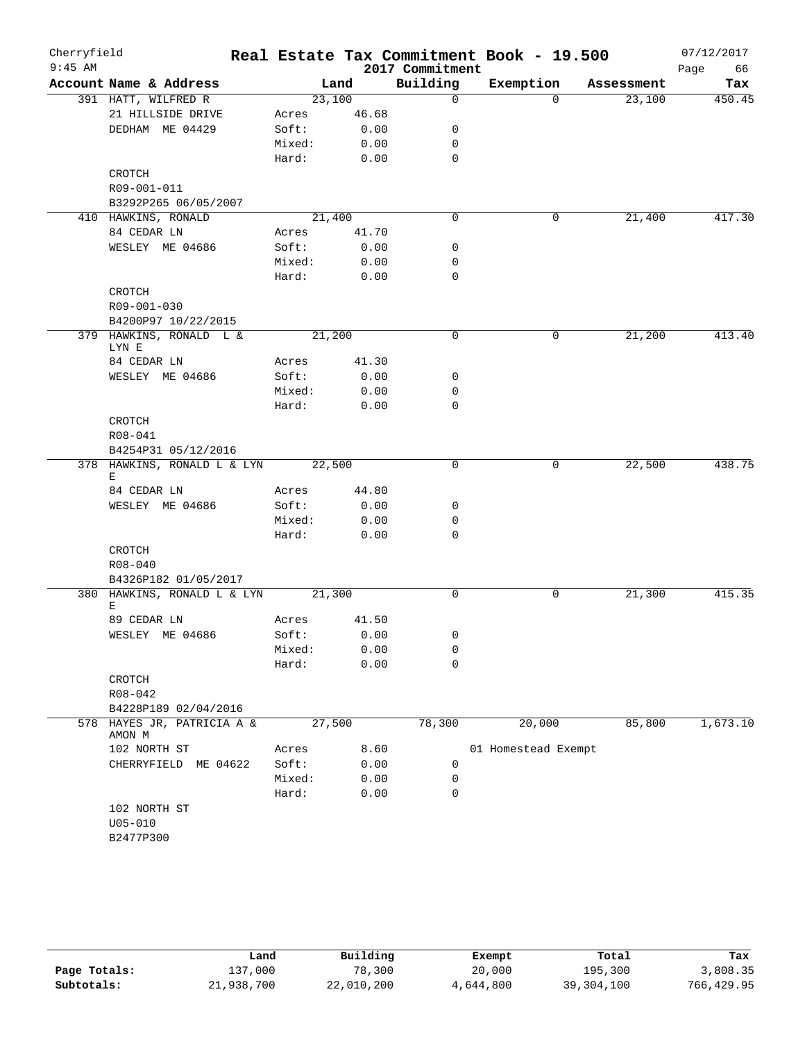# Cherryfield — Real Estate Tax Commitment Book - 19.500

2017 Commitment

| Account Name & Address | | Land | Building | Exemption | Assessment | Tax |
|---|---|---|---|---|---|---|
| 391 HATT, WILFRED R | | 23,100 | 0 | 0 | 23,100 | 450.45 |
| 21 HILLSIDE DRIVE | Acres | 46.68 | | | | |
| DEDHAM ME 04429 | Soft: | 0.00 | 0 | | | |
| | Mixed: | 0.00 | 0 | | | |
| | Hard: | 0.00 | 0 | | | |
| CROTCH | | | | | | |
| R09-001-011 | | | | | | |
| B3292P265 06/05/2007 | | | | | | |
| 410 HAWKINS, RONALD | | 21,400 | 0 | 0 | 21,400 | 417.30 |
| 84 CEDAR LN | Acres | 41.70 | | | | |
| WESLEY ME 04686 | Soft: | 0.00 | 0 | | | |
| | Mixed: | 0.00 | 0 | | | |
| | Hard: | 0.00 | 0 | | | |
| CROTCH | | | | | | |
| R09-001-030 | | | | | | |
| B4200P97 10/22/2015 | | | | | | |
| 379 HAWKINS, RONALD L & LYN E | | 21,200 | 0 | 0 | 21,200 | 413.40 |
| 84 CEDAR LN | Acres | 41.30 | | | | |
| WESLEY ME 04686 | Soft: | 0.00 | 0 | | | |
| | Mixed: | 0.00 | 0 | | | |
| | Hard: | 0.00 | 0 | | | |
| CROTCH | | | | | | |
| R08-041 | | | | | | |
| B4254P31 05/12/2016 | | | | | | |
| 378 HAWKINS, RONALD L & LYN E | | 22,500 | 0 | 0 | 22,500 | 438.75 |
| 84 CEDAR LN | Acres | 44.80 | | | | |
| WESLEY ME 04686 | Soft: | 0.00 | 0 | | | |
| | Mixed: | 0.00 | 0 | | | |
| | Hard: | 0.00 | 0 | | | |
| CROTCH | | | | | | |
| R08-040 | | | | | | |
| B4326P182 01/05/2017 | | | | | | |
| 380 HAWKINS, RONALD L & LYN E | | 21,300 | 0 | 0 | 21,300 | 415.35 |
| 89 CEDAR LN | Acres | 41.50 | | | | |
| WESLEY ME 04686 | Soft: | 0.00 | 0 | | | |
| | Mixed: | 0.00 | 0 | | | |
| | Hard: | 0.00 | 0 | | | |
| CROTCH | | | | | | |
| R08-042 | | | | | | |
| B4228P189 02/04/2016 | | | | | | |
| 578 HAYES JR, PATRICIA A & AMON M | | 27,500 | 78,300 | 20,000 | 85,800 | 1,673.10 |
| 102 NORTH ST | Acres | 8.60 | | 01 Homestead Exempt | | |
| CHERRYFIELD ME 04622 | Soft: | 0.00 | 0 | | | |
| | Mixed: | 0.00 | 0 | | | |
| | Hard: | 0.00 | 0 | | | |
| 102 NORTH ST | | | | | | |
| U05-010 | | | | | | |
| B2477P300 | | | | | | |

| | Land | Building | Exempt | Total | Tax |
|---|---|---|---|---|---|
| Page Totals: | 137,000 | 78,300 | 20,000 | 195,300 | 3,808.35 |
| Subtotals: | 21,938,700 | 22,010,200 | 4,644,800 | 39,304,100 | 766,429.95 |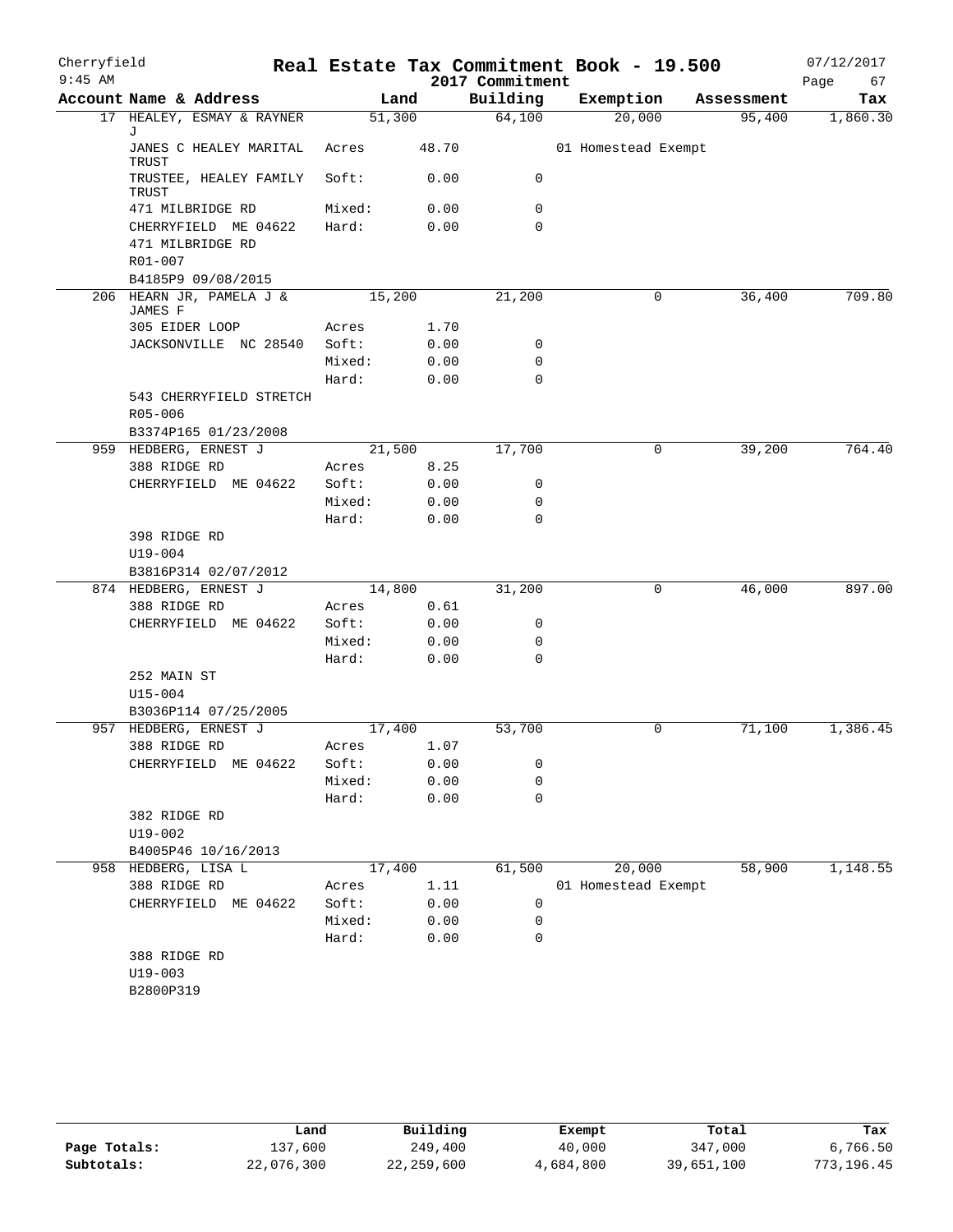# Real Estate Tax Commitment Book - 19.500

Cherryfield
9:45 AM
2017 Commitment
07/12/2017

| Account Name & Address | Land | | Building | Exemption | Assessment | Tax |
|---|---|---|---|---|---|---|
| 17 HEALEY, ESMAY & RAYNER J | 51,300 | | 64,100 | 20,000 | 95,400 | 1,860.30 |
| JANES C HEALEY MARITAL TRUST | Acres | 48.70 | | 01 Homestead Exempt | | |
| TRUSTEE, HEALEY FAMILY TRUST | Soft: | 0.00 | 0 | | | |
| 471 MILBRIDGE RD | Mixed: | 0.00 | 0 | | | |
| CHERRYFIELD ME 04622 | Hard: | 0.00 | 0 | | | |
| 471 MILBRIDGE RD | | | | | | |
| R01-007 | | | | | | |
| B4185P9 09/08/2015 | | | | | | |
| 206 HEARN JR, PAMELA J & JAMES F | 15,200 | | 21,200 | 0 | 36,400 | 709.80 |
| 305 EIDER LOOP | Acres | 1.70 | | | | |
| JACKSONVILLE NC 28540 | Soft: | 0.00 | 0 | | | |
| | Mixed: | 0.00 | 0 | | | |
| | Hard: | 0.00 | 0 | | | |
| 543 CHERRYFIELD STRETCH | | | | | | |
| R05-006 | | | | | | |
| B3374P165 01/23/2008 | | | | | | |
| 959 HEDBERG, ERNEST J | 21,500 | | 17,700 | 0 | 39,200 | 764.40 |
| 388 RIDGE RD | Acres | 8.25 | | | | |
| CHERRYFIELD ME 04622 | Soft: | 0.00 | 0 | | | |
| | Mixed: | 0.00 | 0 | | | |
| | Hard: | 0.00 | 0 | | | |
| 398 RIDGE RD | | | | | | |
| U19-004 | | | | | | |
| B3816P314 02/07/2012 | | | | | | |
| 874 HEDBERG, ERNEST J | 14,800 | | 31,200 | 0 | 46,000 | 897.00 |
| 388 RIDGE RD | Acres | 0.61 | | | | |
| CHERRYFIELD ME 04622 | Soft: | 0.00 | 0 | | | |
| | Mixed: | 0.00 | 0 | | | |
| | Hard: | 0.00 | 0 | | | |
| 252 MAIN ST | | | | | | |
| U15-004 | | | | | | |
| B3036P114 07/25/2005 | | | | | | |
| 957 HEDBERG, ERNEST J | 17,400 | | 53,700 | 0 | 71,100 | 1,386.45 |
| 388 RIDGE RD | Acres | 1.07 | | | | |
| CHERRYFIELD ME 04622 | Soft: | 0.00 | 0 | | | |
| | Mixed: | 0.00 | 0 | | | |
| | Hard: | 0.00 | 0 | | | |
| 382 RIDGE RD | | | | | | |
| U19-002 | | | | | | |
| B4005P46 10/16/2013 | | | | | | |
| 958 HEDBERG, LISA L | 17,400 | | 61,500 | 20,000 | 58,900 | 1,148.55 |
| 388 RIDGE RD | Acres | 1.11 | | 01 Homestead Exempt | | |
| CHERRYFIELD ME 04622 | Soft: | 0.00 | 0 | | | |
| | Mixed: | 0.00 | 0 | | | |
| | Hard: | 0.00 | 0 | | | |
| 388 RIDGE RD | | | | | | |
| U19-003 | | | | | | |
| B2800P319 | | | | | | |

| | Land | Building | Exempt | Total | Tax |
|---|---|---|---|---|---|
| Page Totals: | 137,600 | 249,400 | 40,000 | 347,000 | 6,766.50 |
| Subtotals: | 22,076,300 | 22,259,600 | 4,684,800 | 39,651,100 | 773,196.45 |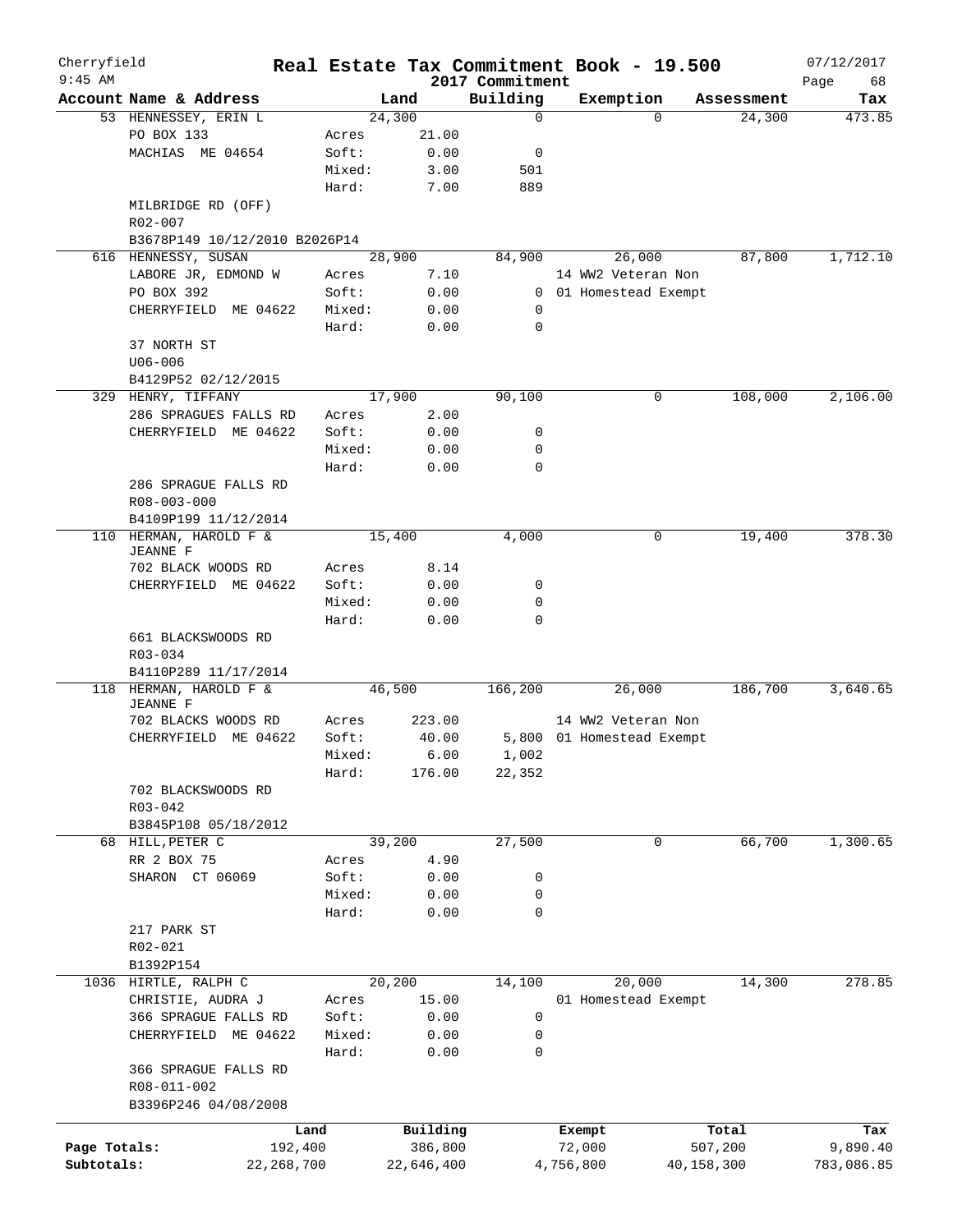# Real Estate Tax Commitment Book - 19.500

Cherryfield
9:45 AM

2017 Commitment

07/12/2017

| Account | Name & Address | Land | | Building | Exemption | Assessment | Tax |
|---|---|---|---|---|---|---|---|
| 53 | HENNESSEY, ERIN L | 24,300 | | 0 | 0 | 24,300 | 473.85 |
| | PO BOX 133 | Acres | 21.00 | | | | |
| | MACHIAS ME 04654 | Soft: | 0.00 | 0 | | | |
| | | Mixed: | 3.00 | 501 | | | |
| | | Hard: | 7.00 | 889 | | | |
| | MILBRIDGE RD (OFF) | | | | | | |
| | R02-007 | | | | | | |
| | B3678P149 10/12/2010 B2026P14 | | | | | | |
| 616 | HENNESSY, SUSAN | 28,900 | | 84,900 | 26,000 | 87,800 | 1,712.10 |
| | LABORE JR, EDMOND W | Acres | 7.10 | | 14 WW2 Veteran Non | | |
| | PO BOX 392 | Soft: | 0.00 | 0 | 01 Homestead Exempt | | |
| | CHERRYFIELD ME 04622 | Mixed: | 0.00 | 0 | | | |
| | | Hard: | 0.00 | 0 | | | |
| | 37 NORTH ST | | | | | | |
| | U06-006 | | | | | | |
| | B4129P52 02/12/2015 | | | | | | |
| 329 | HENRY, TIFFANY | 17,900 | | 90,100 | 0 | 108,000 | 2,106.00 |
| | 286 SPRAGUES FALLS RD | Acres | 2.00 | | | | |
| | CHERRYFIELD ME 04622 | Soft: | 0.00 | 0 | | | |
| | | Mixed: | 0.00 | 0 | | | |
| | | Hard: | 0.00 | 0 | | | |
| | 286 SPRAGUE FALLS RD | | | | | | |
| | R08-003-000 | | | | | | |
| | B4109P199 11/12/2014 | | | | | | |
| 110 | HERMAN, HAROLD F & JEANNE F | 15,400 | | 4,000 | 0 | 19,400 | 378.30 |
| | 702 BLACK WOODS RD | Acres | 8.14 | | | | |
| | CHERRYFIELD ME 04622 | Soft: | 0.00 | 0 | | | |
| | | Mixed: | 0.00 | 0 | | | |
| | | Hard: | 0.00 | 0 | | | |
| | 661 BLACKSWOODS RD | | | | | | |
| | R03-034 | | | | | | |
| | B4110P289 11/17/2014 | | | | | | |
| 118 | HERMAN, HAROLD F & JEANNE F | 46,500 | | 166,200 | 26,000 | 186,700 | 3,640.65 |
| | 702 BLACKS WOODS RD | Acres | 223.00 | | 14 WW2 Veteran Non | | |
| | CHERRYFIELD ME 04622 | Soft: | 40.00 | 5,800 | 01 Homestead Exempt | | |
| | | Mixed: | 6.00 | 1,002 | | | |
| | | Hard: | 176.00 | 22,352 | | | |
| | 702 BLACKSWOODS RD | | | | | | |
| | R03-042 | | | | | | |
| | B3845P108 05/18/2012 | | | | | | |
| 68 | HILL,PETER C | 39,200 | | 27,500 | 0 | 66,700 | 1,300.65 |
| | RR 2 BOX 75 | Acres | 4.90 | | | | |
| | SHARON CT 06069 | Soft: | 0.00 | 0 | | | |
| | | Mixed: | 0.00 | 0 | | | |
| | | Hard: | 0.00 | 0 | | | |
| | 217 PARK ST | | | | | | |
| | R02-021 | | | | | | |
| | B1392P154 | | | | | | |
| 1036 | HIRTLE, RALPH C | 20,200 | | 14,100 | 20,000 | 14,300 | 278.85 |
| | CHRISTIE, AUDRA J | Acres | 15.00 | | 01 Homestead Exempt | | |
| | 366 SPRAGUE FALLS RD | Soft: | 0.00 | 0 | | | |
| | CHERRYFIELD ME 04622 | Mixed: | 0.00 | 0 | | | |
| | | Hard: | 0.00 | 0 | | | |
| | 366 SPRAGUE FALLS RD | | | | | | |
| | R08-011-002 | | | | | | |
| | B3396P246 04/08/2008 | | | | | | |

| | Land | Building | Exempt | Total | Tax |
|---|---|---|---|---|---|
| Page Totals: | 192,400 | 386,800 | 72,000 | 507,200 | 9,890.40 |
| Subtotals: | 22,268,700 | 22,646,400 | 4,756,800 | 40,158,300 | 783,086.85 |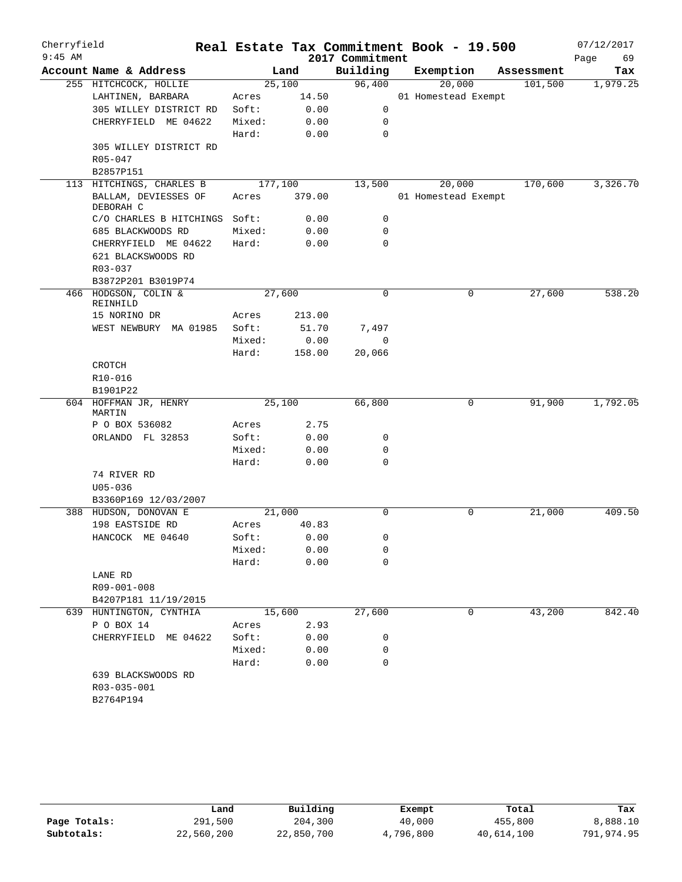# Cherryfield Real Estate Tax Commitment Book - 19.500

9:45 AM — 2017 Commitment — 07/12/2017

| Account Name & Address | Land | | Building | Exemption | Assessment | Tax |
|---|---|---|---|---|---|---|
| 255 HITCHCOCK, HOLLIE | 25,100 | | 96,400 | 20,000 | 101,500 | 1,979.25 |
| LAHTINEN, BARBARA | Acres | 14.50 | | 01 Homestead Exempt | | |
| 305 WILLEY DISTRICT RD | Soft: | 0.00 | 0 | | | |
| CHERRYFIELD ME 04622 | Mixed: | 0.00 | 0 | | | |
| | Hard: | 0.00 | 0 | | | |
| 305 WILLEY DISTRICT RD | | | | | | |
| R05-047 | | | | | | |
| B2857P151 | | | | | | |
| 113 HITCHINGS, CHARLES B | 177,100 | | 13,500 | 20,000 | 170,600 | 3,326.70 |
| BALLAM, DEVIESSES OF DEBORAH C | Acres | 379.00 | | 01 Homestead Exempt | | |
| C/O CHARLES B HITCHINGS | Soft: | 0.00 | 0 | | | |
| 685 BLACKWOODS RD | Mixed: | 0.00 | 0 | | | |
| CHERRYFIELD ME 04622 | Hard: | 0.00 | 0 | | | |
| 621 BLACKSWOODS RD | | | | | | |
| R03-037 | | | | | | |
| B3872P201 B3019P74 | | | | | | |
| 466 HODGSON, COLIN & REINHILD | 27,600 | | 0 | 0 | 27,600 | 538.20 |
| 15 NORINO DR | Acres | 213.00 | | | | |
| WEST NEWBURY MA 01985 | Soft: | 51.70 | 7,497 | | | |
| | Mixed: | 0.00 | 0 | | | |
| | Hard: | 158.00 | 20,066 | | | |
| CROTCH | | | | | | |
| R10-016 | | | | | | |
| B1901P22 | | | | | | |
| 604 HOFFMAN JR, HENRY MARTIN | 25,100 | | 66,800 | 0 | 91,900 | 1,792.05 |
| P O BOX 536082 | Acres | 2.75 | | | | |
| ORLANDO FL 32853 | Soft: | 0.00 | 0 | | | |
| | Mixed: | 0.00 | 0 | | | |
| | Hard: | 0.00 | 0 | | | |
| 74 RIVER RD | | | | | | |
| U05-036 | | | | | | |
| B3360P169 12/03/2007 | | | | | | |
| 388 HUDSON, DONOVAN E | 21,000 | | 0 | 0 | 21,000 | 409.50 |
| 198 EASTSIDE RD | Acres | 40.83 | | | | |
| HANCOCK ME 04640 | Soft: | 0.00 | 0 | | | |
| | Mixed: | 0.00 | 0 | | | |
| | Hard: | 0.00 | 0 | | | |
| LANE RD | | | | | | |
| R09-001-008 | | | | | | |
| B4207P181 11/19/2015 | | | | | | |
| 639 HUNTINGTON, CYNTHIA | 15,600 | | 27,600 | 0 | 43,200 | 842.40 |
| P O BOX 14 | Acres | 2.93 | | | | |
| CHERRYFIELD ME 04622 | Soft: | 0.00 | 0 | | | |
| | Mixed: | 0.00 | 0 | | | |
| | Hard: | 0.00 | 0 | | | |
| 639 BLACKSWOODS RD | | | | | | |
| R03-035-001 | | | | | | |
| B2764P194 | | | | | | |

| | Land | Building | Exempt | Total | Tax |
|---|---|---|---|---|---|
| Page Totals: | 291,500 | 204,300 | 40,000 | 455,800 | 8,888.10 |
| Subtotals: | 22,560,200 | 22,850,700 | 4,796,800 | 40,614,100 | 791,974.95 |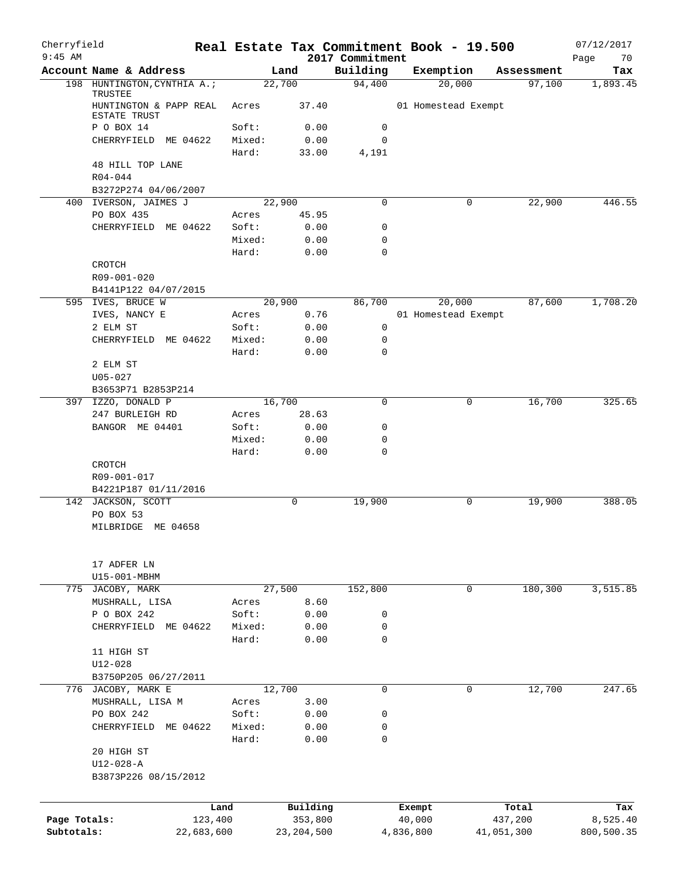Cherryfield
9:45 AM

# Real Estate Tax Commitment Book - 19.500

2017 Commitment

07/12/2017

| Account Name & Address | Land | | Building | Exemption | Assessment | Tax |
|---|---|---|---|---|---|---|
| 198 HUNTINGTON,CYNTHIA A.; TRUSTEE | 22,700 | | 94,400 | 20,000 | 97,100 | 1,893.45 |
| HUNTINGTON & PAPP REAL ESTATE TRUST | Acres | 37.40 | | 01 Homestead Exempt | | |
| P O BOX 14 | Soft: | 0.00 | 0 | | | |
| CHERRYFIELD ME 04622 | Mixed: | 0.00 | 0 | | | |
| | Hard: | 33.00 | 4,191 | | | |
| 48 HILL TOP LANE | | | | | | |
| R04-044 | | | | | | |
| B3272P274 04/06/2007 | | | | | | |
| 400 IVERSON, JAIMES J | 22,900 | | 0 | 0 | 22,900 | 446.55 |
| PO BOX 435 | Acres | 45.95 | | | | |
| CHERRYFIELD ME 04622 | Soft: | 0.00 | 0 | | | |
| | Mixed: | 0.00 | 0 | | | |
| | Hard: | 0.00 | 0 | | | |
| CROTCH | | | | | | |
| R09-001-020 | | | | | | |
| B4141P122 04/07/2015 | | | | | | |
| 595 IVES, BRUCE W | 20,900 | | 86,700 | 20,000 | 87,600 | 1,708.20 |
| IVES, NANCY E | Acres | 0.76 | | 01 Homestead Exempt | | |
| 2 ELM ST | Soft: | 0.00 | 0 | | | |
| CHERRYFIELD ME 04622 | Mixed: | 0.00 | 0 | | | |
| | Hard: | 0.00 | 0 | | | |
| 2 ELM ST | | | | | | |
| U05-027 | | | | | | |
| B3653P71 B2853P214 | | | | | | |
| 397 IZZO, DONALD P | 16,700 | | 0 | 0 | 16,700 | 325.65 |
| 247 BURLEIGH RD | Acres | 28.63 | | | | |
| BANGOR ME 04401 | Soft: | 0.00 | 0 | | | |
| | Mixed: | 0.00 | 0 | | | |
| | Hard: | 0.00 | 0 | | | |
| CROTCH | | | | | | |
| R09-001-017 | | | | | | |
| B4221P187 01/11/2016 | | | | | | |
| 142 JACKSON, SCOTT | 0 | | 19,900 | 0 | 19,900 | 388.05 |
| PO BOX 53 | | | | | | |
| MILBRIDGE ME 04658 | | | | | | |
| 17 ADFER LN | | | | | | |
| U15-001-MBHM | | | | | | |
| 775 JACOBY, MARK | 27,500 | | 152,800 | 0 | 180,300 | 3,515.85 |
| MUSHRALL, LISA | Acres | 8.60 | | | | |
| P O BOX 242 | Soft: | 0.00 | 0 | | | |
| CHERRYFIELD ME 04622 | Mixed: | 0.00 | 0 | | | |
| | Hard: | 0.00 | 0 | | | |
| 11 HIGH ST | | | | | | |
| U12-028 | | | | | | |
| B3750P205 06/27/2011 | | | | | | |
| 776 JACOBY, MARK E | 12,700 | | 0 | 0 | 12,700 | 247.65 |
| MUSHRALL, LISA M | Acres | 3.00 | | | | |
| PO BOX 242 | Soft: | 0.00 | 0 | | | |
| CHERRYFIELD ME 04622 | Mixed: | 0.00 | 0 | | | |
| | Hard: | 0.00 | 0 | | | |
| 20 HIGH ST | | | | | | |
| U12-028-A | | | | | | |
| B3873P226 08/15/2012 | | | | | | |

| | Land | Building | Exempt | Total | Tax |
|---|---|---|---|---|---|
| Page Totals: | 123,400 | 353,800 | 40,000 | 437,200 | 8,525.40 |
| Subtotals: | 22,683,600 | 23,204,500 | 4,836,800 | 41,051,300 | 800,500.35 |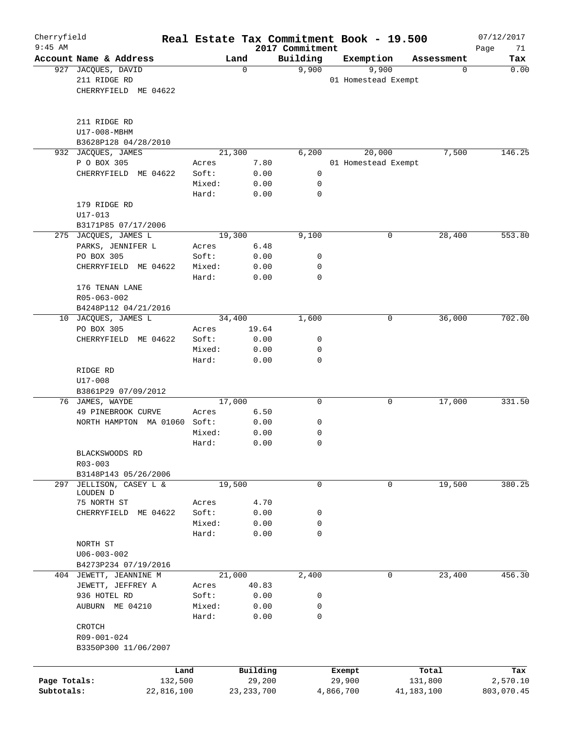# Real Estate Tax Commitment Book - 19.500

Cherryfield
9:45 AM

2017 Commitment

07/12/2017

| Account | Name & Address | Land | | Building | Exemption | Assessment | Tax |
|---|---|---|---|---|---|---|---|
| 927 | JACQUES, DAVID | 0 | | 9,900 | 9,900 | 0 | 0.00 |
| | 211 RIDGE RD | | | | 01 Homestead Exempt | | |
| | CHERRYFIELD ME 04622 | | | | | | |
| | 211 RIDGE RD | | | | | | |
| | U17-008-MBHM | | | | | | |
| | B3628P128 04/28/2010 | | | | | | |
| 932 | JACQUES, JAMES | 21,300 | | 6,200 | 20,000 | 7,500 | 146.25 |
| | P O BOX 305 | Acres | 7.80 | | 01 Homestead Exempt | | |
| | CHERRYFIELD ME 04622 | Soft: | 0.00 | 0 | | | |
| | | Mixed: | 0.00 | 0 | | | |
| | | Hard: | 0.00 | 0 | | | |
| | 179 RIDGE RD | | | | | | |
| | U17-013 | | | | | | |
| | B3171P85 07/17/2006 | | | | | | |
| 275 | JACQUES, JAMES L | 19,300 | | 9,100 | 0 | 28,400 | 553.80 |
| | PARKS, JENNIFER L | Acres | 6.48 | | | | |
| | PO BOX 305 | Soft: | 0.00 | 0 | | | |
| | CHERRYFIELD ME 04622 | Mixed: | 0.00 | 0 | | | |
| | | Hard: | 0.00 | 0 | | | |
| | 176 TENAN LANE | | | | | | |
| | R05-063-002 | | | | | | |
| | B4248P112 04/21/2016 | | | | | | |
| 10 | JACQUES, JAMES L | 34,400 | | 1,600 | 0 | 36,000 | 702.00 |
| | PO BOX 305 | Acres | 19.64 | | | | |
| | CHERRYFIELD ME 04622 | Soft: | 0.00 | 0 | | | |
| | | Mixed: | 0.00 | 0 | | | |
| | | Hard: | 0.00 | 0 | | | |
| | RIDGE RD | | | | | | |
| | U17-008 | | | | | | |
| | B3861P29 07/09/2012 | | | | | | |
| 76 | JAMES, WAYDE | 17,000 | | 0 | 0 | 17,000 | 331.50 |
| | 49 PINEBROOK CURVE | Acres | 6.50 | | | | |
| | NORTH HAMPTON MA 01060 | Soft: | 0.00 | 0 | | | |
| | | Mixed: | 0.00 | 0 | | | |
| | | Hard: | 0.00 | 0 | | | |
| | BLACKSWOODS RD | | | | | | |
| | R03-003 | | | | | | |
| | B3148P143 05/26/2006 | | | | | | |
| 297 | JELLISON, CASEY L & LOUDEN D | 19,500 | | 0 | 0 | 19,500 | 380.25 |
| | 75 NORTH ST | Acres | 4.70 | | | | |
| | CHERRYFIELD ME 04622 | Soft: | 0.00 | 0 | | | |
| | | Mixed: | 0.00 | 0 | | | |
| | | Hard: | 0.00 | 0 | | | |
| | NORTH ST | | | | | | |
| | U06-003-002 | | | | | | |
| | B4273P234 07/19/2016 | | | | | | |
| 404 | JEWETT, JEANNINE M | 21,000 | | 2,400 | 0 | 23,400 | 456.30 |
| | JEWETT, JEFFREY A | Acres | 40.83 | | | | |
| | 936 HOTEL RD | Soft: | 0.00 | 0 | | | |
| | AUBURN ME 04210 | Mixed: | 0.00 | 0 | | | |
| | | Hard: | 0.00 | 0 | | | |
| | CROTCH | | | | | | |
| | R09-001-024 | | | | | | |
| | B3350P300 11/06/2007 | | | | | | |

| | Land | Building | Exempt | Total | Tax |
|---|---|---|---|---|---|
| Page Totals: | 132,500 | 29,200 | 29,900 | 131,800 | 2,570.10 |
| Subtotals: | 22,816,100 | 23,233,700 | 4,866,700 | 41,183,100 | 803,070.45 |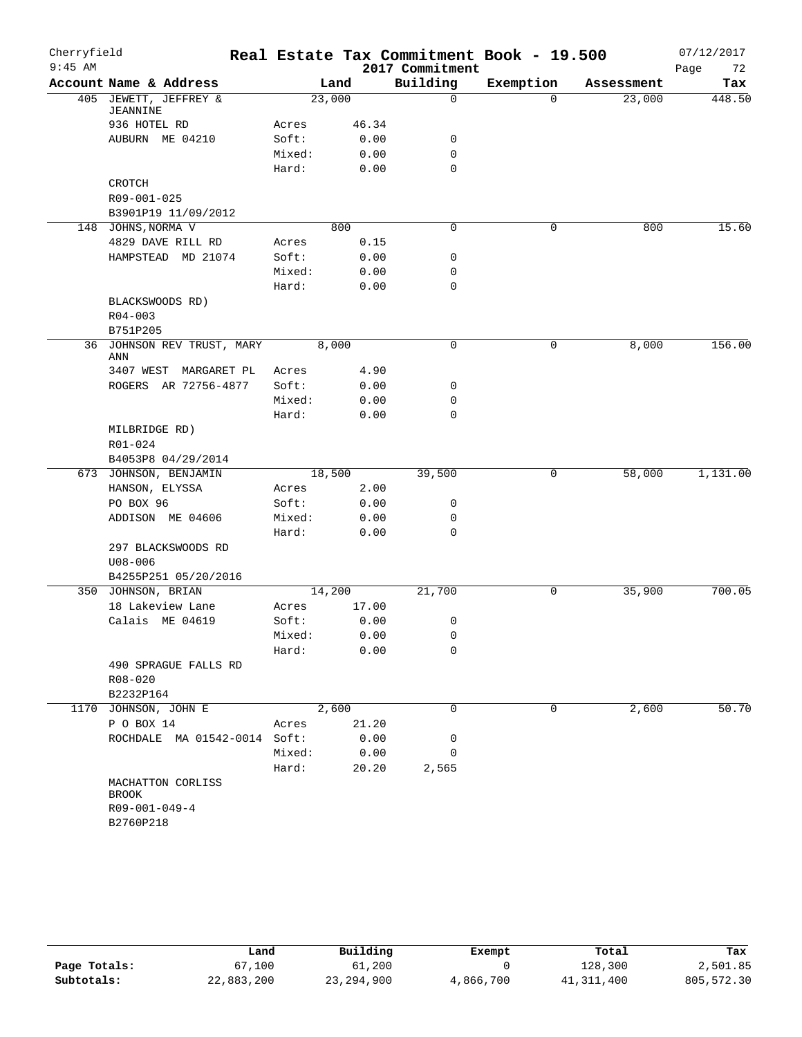# Real Estate Tax Commitment Book - 19.500

Cherryfield
9:45 AM

2017 Commitment

07/12/2017

| Account | Name & Address | | Land | Building | Exemption | Assessment | Tax |
|---|---|---|---|---|---|---|---|
| 405 | JEWETT, JEFFREY & JEANNINE | | 23,000 | 0 | 0 | 23,000 | 448.50 |
| | 936 HOTEL RD | Acres | 46.34 | | | | |
| | AUBURN ME 04210 | Soft: | 0.00 | 0 | | | |
| | | Mixed: | 0.00 | 0 | | | |
| | | Hard: | 0.00 | 0 | | | |
| | CROTCH | | | | | | |
| | R09-001-025 | | | | | | |
| | B3901P19 11/09/2012 | | | | | | |
| 148 | JOHNS, NORMA V | | 800 | 0 | 0 | 800 | 15.60 |
| | 4829 DAVE RILL RD | Acres | 0.15 | | | | |
| | HAMPSTEAD MD 21074 | Soft: | 0.00 | 0 | | | |
| | | Mixed: | 0.00 | 0 | | | |
| | | Hard: | 0.00 | 0 | | | |
| | BLACKSWOODS RD) | | | | | | |
| | R04-003 | | | | | | |
| | B751P205 | | | | | | |
| 36 | JOHNSON REV TRUST, MARY ANN | | 8,000 | 0 | 0 | 8,000 | 156.00 |
| | 3407 WEST MARGARET PL | Acres | 4.90 | | | | |
| | ROGERS AR 72756-4877 | Soft: | 0.00 | 0 | | | |
| | | Mixed: | 0.00 | 0 | | | |
| | | Hard: | 0.00 | 0 | | | |
| | MILBRIDGE RD) | | | | | | |
| | R01-024 | | | | | | |
| | B4053P8 04/29/2014 | | | | | | |
| 673 | JOHNSON, BENJAMIN | | 18,500 | 39,500 | 0 | 58,000 | 1,131.00 |
| | HANSON, ELYSSA | Acres | 2.00 | | | | |
| | PO BOX 96 | Soft: | 0.00 | 0 | | | |
| | ADDISON ME 04606 | Mixed: | 0.00 | 0 | | | |
| | | Hard: | 0.00 | 0 | | | |
| | 297 BLACKSWOODS RD | | | | | | |
| | U08-006 | | | | | | |
| | B4255P251 05/20/2016 | | | | | | |
| 350 | JOHNSON, BRIAN | | 14,200 | 21,700 | 0 | 35,900 | 700.05 |
| | 18 Lakeview Lane | Acres | 17.00 | | | | |
| | Calais ME 04619 | Soft: | 0.00 | 0 | | | |
| | | Mixed: | 0.00 | 0 | | | |
| | | Hard: | 0.00 | 0 | | | |
| | 490 SPRAGUE FALLS RD | | | | | | |
| | R08-020 | | | | | | |
| | B2232P164 | | | | | | |
| 1170 | JOHNSON, JOHN E | | 2,600 | 0 | 0 | 2,600 | 50.70 |
| | P O BOX 14 | Acres | 21.20 | | | | |
| | ROCHDALE MA 01542-0014 | Soft: | 0.00 | 0 | | | |
| | | Mixed: | 0.00 | 0 | | | |
| | | Hard: | 20.20 | 2,565 | | | |
| | MACHATTON CORLISS BROOK | | | | | | |
| | R09-001-049-4 | | | | | | |
| | B2760P218 | | | | | | |

| | Land | Building | Exempt | Total | Tax |
|---|---|---|---|---|---|
| Page Totals: | 67,100 | 61,200 | 0 | 128,300 | 2,501.85 |
| Subtotals: | 22,883,200 | 23,294,900 | 4,866,700 | 41,311,400 | 805,572.30 |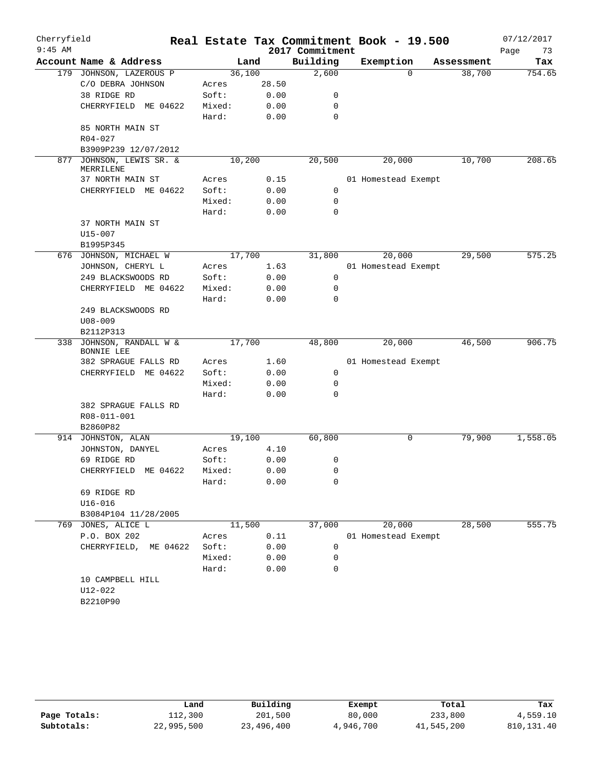# Real Estate Tax Commitment Book - 19.500

Cherryfield
9:45 AM

2017 Commitment

07/12/2017

| Account Name & Address | Land | | Building | Exemption | Assessment | Tax |
|---|---|---|---|---|---|---|
| 179 JOHNSON, LAZEROUS P | 36,100 | | 2,600 | 0 | 38,700 | 754.65 |
| C/O DEBRA JOHNSON | Acres | 28.50 | | | | |
| 38 RIDGE RD | Soft: | 0.00 | 0 | | | |
| CHERRYFIELD ME 04622 | Mixed: | 0.00 | 0 | | | |
| | Hard: | 0.00 | 0 | | | |
| 85 NORTH MAIN ST | | | | | | |
| R04-027 | | | | | | |
| B3909P239 12/07/2012 | | | | | | |
| 877 JOHNSON, LEWIS SR. & MERRILENE | 10,200 | | 20,500 | 20,000 | 10,700 | 208.65 |
| 37 NORTH MAIN ST | Acres | 0.15 | | 01 Homestead Exempt | | |
| CHERRYFIELD ME 04622 | Soft: | 0.00 | 0 | | | |
| | Mixed: | 0.00 | 0 | | | |
| | Hard: | 0.00 | 0 | | | |
| 37 NORTH MAIN ST | | | | | | |
| U15-007 | | | | | | |
| B1995P345 | | | | | | |
| 676 JOHNSON, MICHAEL W | 17,700 | | 31,800 | 20,000 | 29,500 | 575.25 |
| JOHNSON, CHERYL L | Acres | 1.63 | | 01 Homestead Exempt | | |
| 249 BLACKSWOODS RD | Soft: | 0.00 | 0 | | | |
| CHERRYFIELD ME 04622 | Mixed: | 0.00 | 0 | | | |
| | Hard: | 0.00 | 0 | | | |
| 249 BLACKSWOODS RD | | | | | | |
| U08-009 | | | | | | |
| B2112P313 | | | | | | |
| 338 JOHNSON, RANDALL W & BONNIE LEE | 17,700 | | 48,800 | 20,000 | 46,500 | 906.75 |
| 382 SPRAGUE FALLS RD | Acres | 1.60 | | 01 Homestead Exempt | | |
| CHERRYFIELD ME 04622 | Soft: | 0.00 | 0 | | | |
| | Mixed: | 0.00 | 0 | | | |
| | Hard: | 0.00 | 0 | | | |
| 382 SPRAGUE FALLS RD | | | | | | |
| R08-011-001 | | | | | | |
| B2860P82 | | | | | | |
| 914 JOHNSTON, ALAN | 19,100 | | 60,800 | 0 | 79,900 | 1,558.05 |
| JOHNSTON, DANYEL | Acres | 4.10 | | | | |
| 69 RIDGE RD | Soft: | 0.00 | 0 | | | |
| CHERRYFIELD ME 04622 | Mixed: | 0.00 | 0 | | | |
| | Hard: | 0.00 | 0 | | | |
| 69 RIDGE RD | | | | | | |
| U16-016 | | | | | | |
| B3084P104 11/28/2005 | | | | | | |
| 769 JONES, ALICE L | 11,500 | | 37,000 | 20,000 | 28,500 | 555.75 |
| P.O. BOX 202 | Acres | 0.11 | | 01 Homestead Exempt | | |
| CHERRYFIELD, ME 04622 | Soft: | 0.00 | 0 | | | |
| | Mixed: | 0.00 | 0 | | | |
| | Hard: | 0.00 | 0 | | | |
| 10 CAMPBELL HILL | | | | | | |
| U12-022 | | | | | | |
| B2210P90 | | | | | | |

| | Land | Building | Exempt | Total | Tax |
|---|---|---|---|---|---|
| Page Totals: | 112,300 | 201,500 | 80,000 | 233,800 | 4,559.10 |
| Subtotals: | 22,995,500 | 23,496,400 | 4,946,700 | 41,545,200 | 810,131.40 |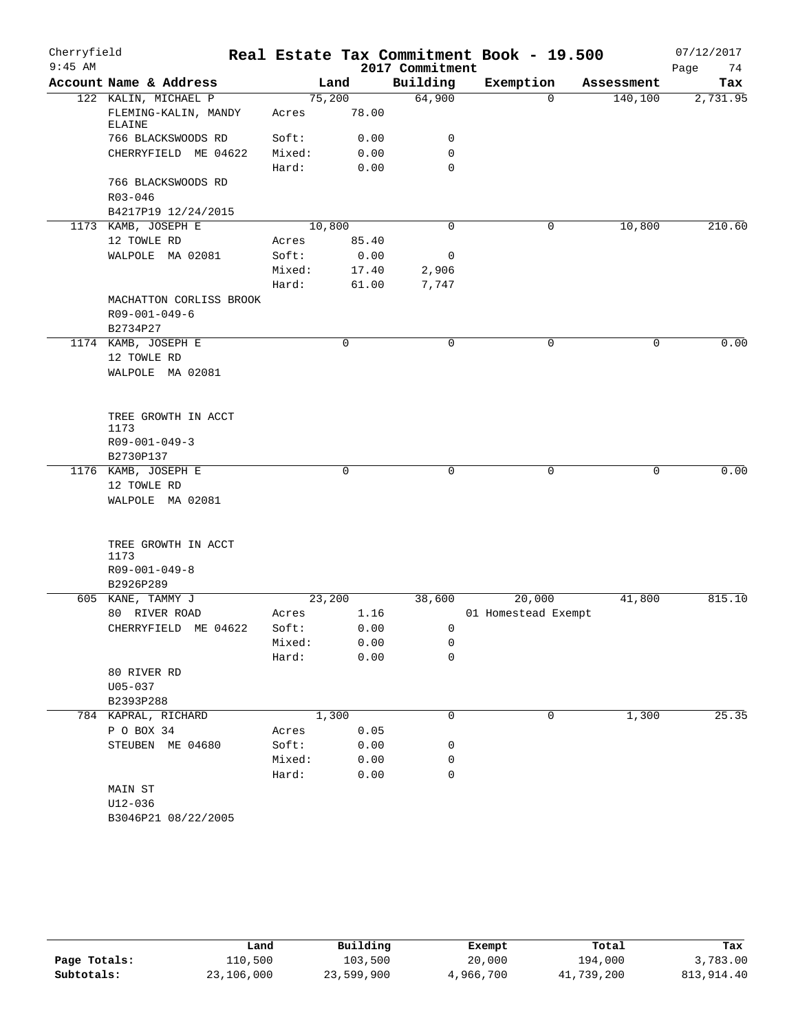Cherryfield 9:45 AM

# Real Estate Tax Commitment Book - 19.500

2017 Commitment

07/12/2017

| Account Name & Address | Land | | Building | Exemption | Assessment | Tax |
|---|---|---|---|---|---|---|
| 122 KALIN, MICHAEL P | 75,200 | | 64,900 | 0 | 140,100 | 2,731.95 |
| FLEMING-KALIN, MANDY ELAINE | Acres | 78.00 | | | | |
| 766 BLACKSWOODS RD | Soft: | 0.00 | 0 | | | |
| CHERRYFIELD ME 04622 | Mixed: | 0.00 | 0 | | | |
| | Hard: | 0.00 | 0 | | | |
| 766 BLACKSWOODS RD | | | | | | |
| R03-046 | | | | | | |
| B4217P19 12/24/2015 | | | | | | |
| 1173 KAMB, JOSEPH E | 10,800 | | 0 | 0 | 10,800 | 210.60 |
| 12 TOWLE RD | Acres | 85.40 | | | | |
| WALPOLE MA 02081 | Soft: | 0.00 | 0 | | | |
| | Mixed: | 17.40 | 2,906 | | | |
| | Hard: | 61.00 | 7,747 | | | |
| MACHATTON CORLISS BROOK | | | | | | |
| R09-001-049-6 | | | | | | |
| B2734P27 | | | | | | |
| 1174 KAMB, JOSEPH E | 0 | | 0 | 0 | 0 | 0.00 |
| 12 TOWLE RD | | | | | | |
| WALPOLE MA 02081 | | | | | | |
| TREE GROWTH IN ACCT 1173 | | | | | | |
| R09-001-049-3 | | | | | | |
| B2730P137 | | | | | | |
| 1176 KAMB, JOSEPH E | 0 | | 0 | 0 | 0 | 0.00 |
| 12 TOWLE RD | | | | | | |
| WALPOLE MA 02081 | | | | | | |
| TREE GROWTH IN ACCT 1173 | | | | | | |
| R09-001-049-8 | | | | | | |
| B2926P289 | | | | | | |
| 605 KANE, TAMMY J | 23,200 | | 38,600 | 20,000 | 41,800 | 815.10 |
| 80 RIVER ROAD | Acres | 1.16 | | 01 Homestead Exempt | | |
| CHERRYFIELD ME 04622 | Soft: | 0.00 | 0 | | | |
| | Mixed: | 0.00 | 0 | | | |
| | Hard: | 0.00 | 0 | | | |
| 80 RIVER RD | | | | | | |
| U05-037 | | | | | | |
| B2393P288 | | | | | | |
| 784 KAPRAL, RICHARD | 1,300 | | 0 | 0 | 1,300 | 25.35 |
| P O BOX 34 | Acres | 0.05 | | | | |
| STEUBEN ME 04680 | Soft: | 0.00 | 0 | | | |
| | Mixed: | 0.00 | 0 | | | |
| | Hard: | 0.00 | 0 | | | |
| MAIN ST | | | | | | |
| U12-036 | | | | | | |
| B3046P21 08/22/2005 | | | | | | |

| | Land | Building | Exempt | Total | Tax |
|---|---|---|---|---|---|
| Page Totals: | 110,500 | 103,500 | 20,000 | 194,000 | 3,783.00 |
| Subtotals: | 23,106,000 | 23,599,900 | 4,966,700 | 41,739,200 | 813,914.40 |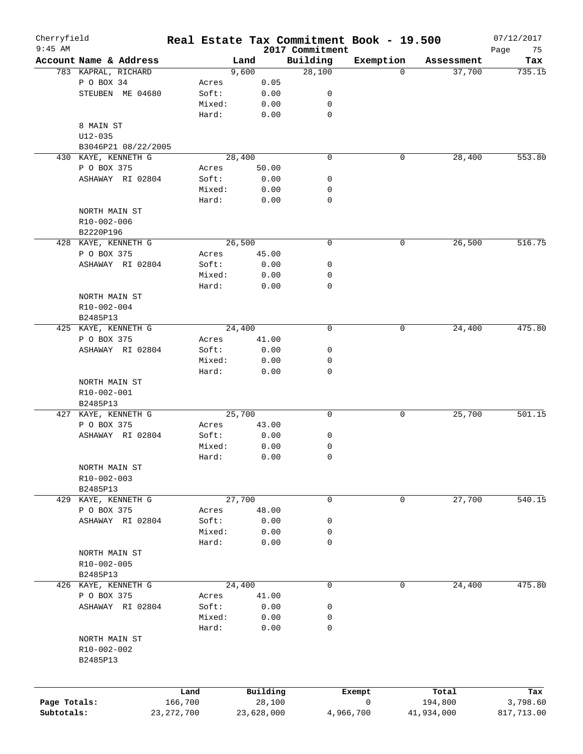# Cherryfield Real Estate Tax Commitment Book - 19.500

9:45 AM — 2017 Commitment — 07/12/2017

| Account Name & Address | | Land | Building | Exemption | Assessment | Tax |
|---|---|---|---|---|---|---|
| 783 KAPRAL, RICHARD | | 9,600 | 28,100 | 0 | 37,700 | 735.15 |
| P O BOX 34 | Acres | 0.05 | | | | |
| STEUBEN ME 04680 | Soft: | 0.00 | 0 | | | |
| | Mixed: | 0.00 | 0 | | | |
| | Hard: | 0.00 | 0 | | | |
| 8 MAIN ST | | | | | | |
| U12-035 | | | | | | |
| B3046P21 08/22/2005 | | | | | | |
| 430 KAYE, KENNETH G | | 28,400 | 0 | 0 | 28,400 | 553.80 |
| P O BOX 375 | Acres | 50.00 | | | | |
| ASHAWAY RI 02804 | Soft: | 0.00 | 0 | | | |
| | Mixed: | 0.00 | 0 | | | |
| | Hard: | 0.00 | 0 | | | |
| NORTH MAIN ST | | | | | | |
| R10-002-006 | | | | | | |
| B2220P196 | | | | | | |
| 428 KAYE, KENNETH G | | 26,500 | 0 | 0 | 26,500 | 516.75 |
| P O BOX 375 | Acres | 45.00 | | | | |
| ASHAWAY RI 02804 | Soft: | 0.00 | 0 | | | |
| | Mixed: | 0.00 | 0 | | | |
| | Hard: | 0.00 | 0 | | | |
| NORTH MAIN ST | | | | | | |
| R10-002-004 | | | | | | |
| B2485P13 | | | | | | |
| 425 KAYE, KENNETH G | | 24,400 | 0 | 0 | 24,400 | 475.80 |
| P O BOX 375 | Acres | 41.00 | | | | |
| ASHAWAY RI 02804 | Soft: | 0.00 | 0 | | | |
| | Mixed: | 0.00 | 0 | | | |
| | Hard: | 0.00 | 0 | | | |
| NORTH MAIN ST | | | | | | |
| R10-002-001 | | | | | | |
| B2485P13 | | | | | | |
| 427 KAYE, KENNETH G | | 25,700 | 0 | 0 | 25,700 | 501.15 |
| P O BOX 375 | Acres | 43.00 | | | | |
| ASHAWAY RI 02804 | Soft: | 0.00 | 0 | | | |
| | Mixed: | 0.00 | 0 | | | |
| | Hard: | 0.00 | 0 | | | |
| NORTH MAIN ST | | | | | | |
| R10-002-003 | | | | | | |
| B2485P13 | | | | | | |
| 429 KAYE, KENNETH G | | 27,700 | 0 | 0 | 27,700 | 540.15 |
| P O BOX 375 | Acres | 48.00 | | | | |
| ASHAWAY RI 02804 | Soft: | 0.00 | 0 | | | |
| | Mixed: | 0.00 | 0 | | | |
| | Hard: | 0.00 | 0 | | | |
| NORTH MAIN ST | | | | | | |
| R10-002-005 | | | | | | |
| B2485P13 | | | | | | |
| 426 KAYE, KENNETH G | | 24,400 | 0 | 0 | 24,400 | 475.80 |
| P O BOX 375 | Acres | 41.00 | | | | |
| ASHAWAY RI 02804 | Soft: | 0.00 | 0 | | | |
| | Mixed: | 0.00 | 0 | | | |
| | Hard: | 0.00 | 0 | | | |
| NORTH MAIN ST | | | | | | |
| R10-002-002 | | | | | | |
| B2485P13 | | | | | | |

| | Land | Building | Exempt | Total | Tax |
|---|---|---|---|---|---|
| Page Totals: | 166,700 | 28,100 | 0 | 194,800 | 3,798.60 |
| Subtotals: | 23,272,700 | 23,628,000 | 4,966,700 | 41,934,000 | 817,713.00 |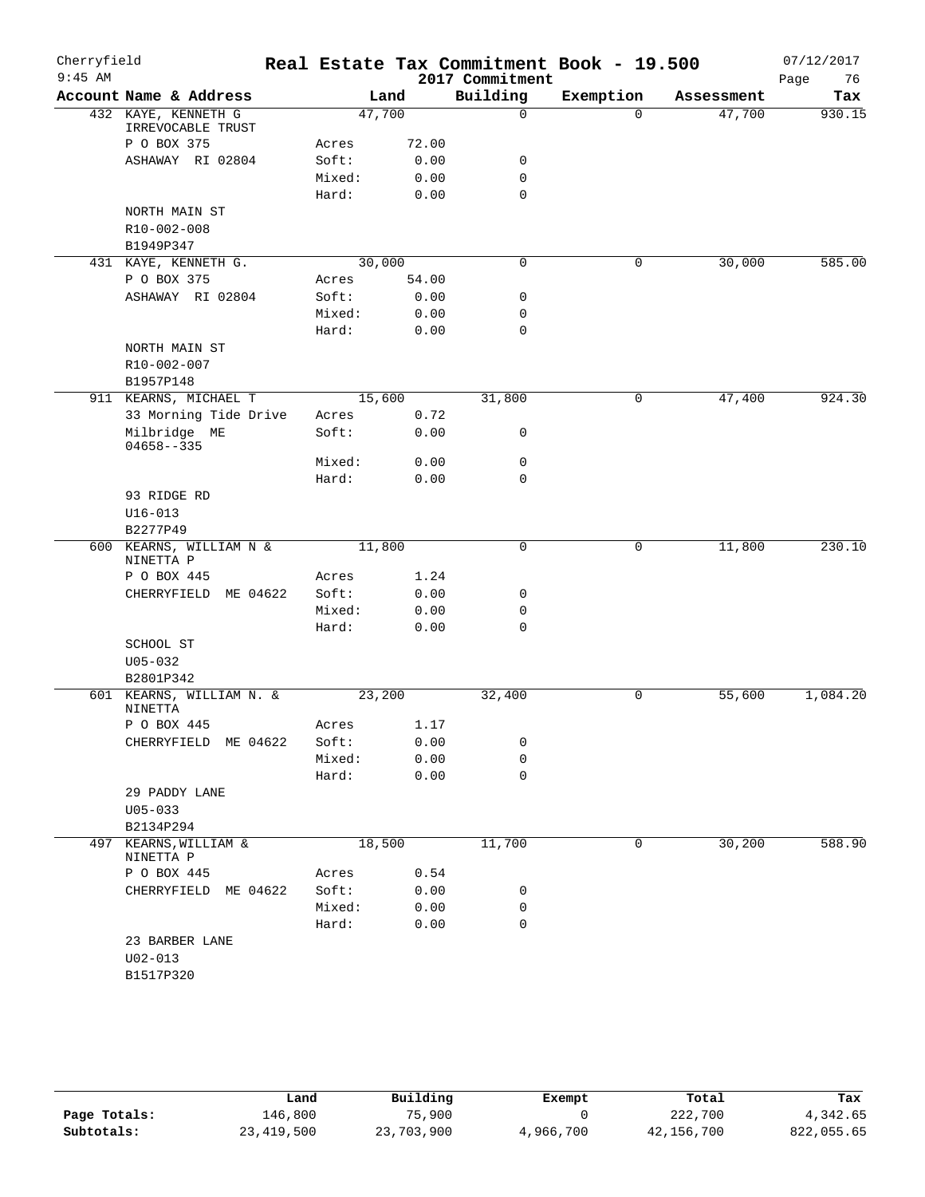# Cherryfield — Real Estate Tax Commitment Book - 19.500

9:45 AM — 2017 Commitment — 07/12/2017

| Account Name & Address | Land | | Building | Exemption | Assessment | Tax |
|---|---|---|---|---|---|---|
| 432 KAYE, KENNETH G IRREVOCABLE TRUST | 47,700 | | 0 | 0 | 47,700 | 930.15 |
| P O BOX 375 | Acres | 72.00 | | | | |
| ASHAWAY RI 02804 | Soft: | 0.00 | 0 | | | |
| | Mixed: | 0.00 | 0 | | | |
| | Hard: | 0.00 | 0 | | | |
| NORTH MAIN ST | | | | | | |
| R10-002-008 | | | | | | |
| B1949P347 | | | | | | |
| 431 KAYE, KENNETH G. | 30,000 | | 0 | 0 | 30,000 | 585.00 |
| P O BOX 375 | Acres | 54.00 | | | | |
| ASHAWAY RI 02804 | Soft: | 0.00 | 0 | | | |
| | Mixed: | 0.00 | 0 | | | |
| | Hard: | 0.00 | 0 | | | |
| NORTH MAIN ST | | | | | | |
| R10-002-007 | | | | | | |
| B1957P148 | | | | | | |
| 911 KEARNS, MICHAEL T | 15,600 | | 31,800 | 0 | 47,400 | 924.30 |
| 33 Morning Tide Drive | Acres | 0.72 | | | | |
| Milbridge ME 04658--335 | Soft: | 0.00 | 0 | | | |
| | Mixed: | 0.00 | 0 | | | |
| | Hard: | 0.00 | 0 | | | |
| 93 RIDGE RD | | | | | | |
| U16-013 | | | | | | |
| B2277P49 | | | | | | |
| 600 KEARNS, WILLIAM N & NINETTA P | 11,800 | | 0 | 0 | 11,800 | 230.10 |
| P O BOX 445 | Acres | 1.24 | | | | |
| CHERRYFIELD ME 04622 | Soft: | 0.00 | 0 | | | |
| | Mixed: | 0.00 | 0 | | | |
| | Hard: | 0.00 | 0 | | | |
| SCHOOL ST | | | | | | |
| U05-032 | | | | | | |
| B2801P342 | | | | | | |
| 601 KEARNS, WILLIAM N. & NINETTA | 23,200 | | 32,400 | 0 | 55,600 | 1,084.20 |
| P O BOX 445 | Acres | 1.17 | | | | |
| CHERRYFIELD ME 04622 | Soft: | 0.00 | 0 | | | |
| | Mixed: | 0.00 | 0 | | | |
| | Hard: | 0.00 | 0 | | | |
| 29 PADDY LANE | | | | | | |
| U05-033 | | | | | | |
| B2134P294 | | | | | | |
| 497 KEARNS,WILLIAM & NINETTA P | 18,500 | | 11,700 | 0 | 30,200 | 588.90 |
| P O BOX 445 | Acres | 0.54 | | | | |
| CHERRYFIELD ME 04622 | Soft: | 0.00 | 0 | | | |
| | Mixed: | 0.00 | 0 | | | |
| | Hard: | 0.00 | 0 | | | |
| 23 BARBER LANE | | | | | | |
| U02-013 | | | | | | |
| B1517P320 | | | | | | |

| | Land | Building | Exempt | Total | Tax |
|---|---|---|---|---|---|
| Page Totals: | 146,800 | 75,900 | 0 | 222,700 | 4,342.65 |
| Subtotals: | 23,419,500 | 23,703,900 | 4,966,700 | 42,156,700 | 822,055.65 |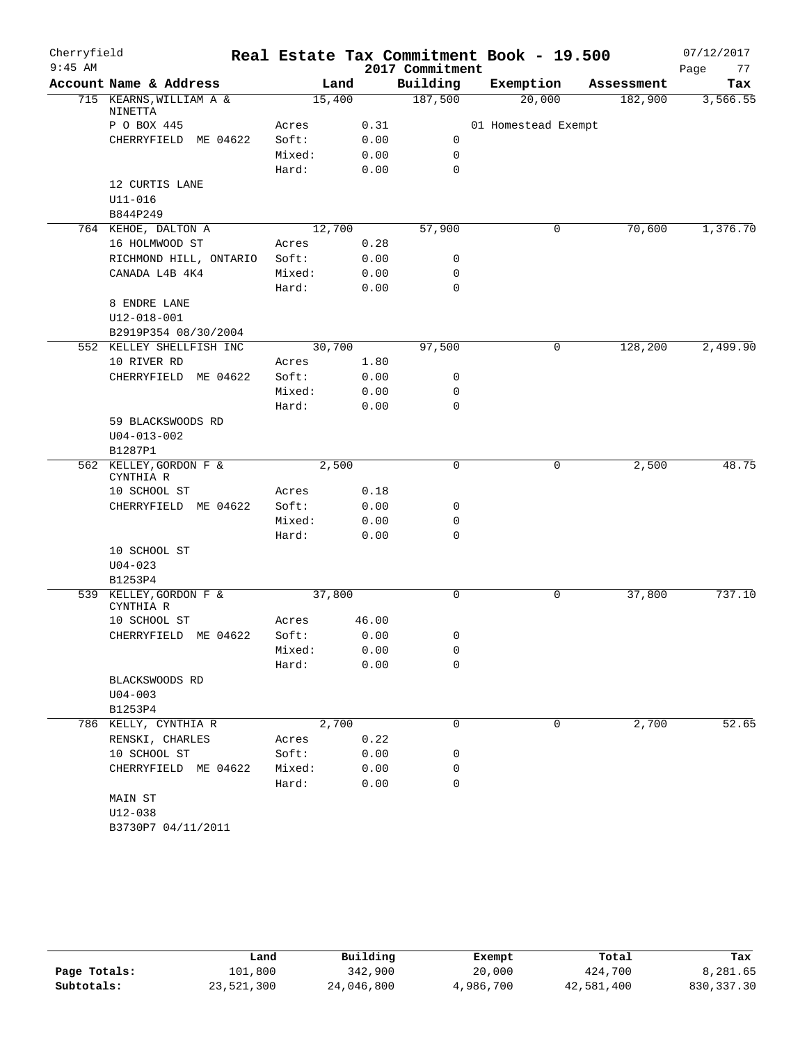# Cherryfield — Real Estate Tax Commitment Book - 19.500

2017 Commitment — 07/12/2017 9:45 AM

| Account Name & Address | Land | | Building | Exemption | Assessment | Tax |
|---|---|---|---|---|---|---|
| 715 KEARNS, WILLIAM A & NINETTA | 15,400 | | 187,500 | 20,000 | 182,900 | 3,566.55 |
| P O BOX 445 | Acres | 0.31 | | 01 Homestead Exempt | | |
| CHERRYFIELD ME 04622 | Soft: | 0.00 | 0 | | | |
| | Mixed: | 0.00 | 0 | | | |
| | Hard: | 0.00 | 0 | | | |
| 12 CURTIS LANE | | | | | | |
| U11-016 | | | | | | |
| B844P249 | | | | | | |
| 764 KEHOE, DALTON A | 12,700 | | 57,900 | 0 | 70,600 | 1,376.70 |
| 16 HOLMWOOD ST | Acres | 0.28 | | | | |
| RICHMOND HILL, ONTARIO | Soft: | 0.00 | 0 | | | |
| CANADA L4B 4K4 | Mixed: | 0.00 | 0 | | | |
| | Hard: | 0.00 | 0 | | | |
| 8 ENDRE LANE | | | | | | |
| U12-018-001 | | | | | | |
| B2919P354 08/30/2004 | | | | | | |
| 552 KELLEY SHELLFISH INC | 30,700 | | 97,500 | 0 | 128,200 | 2,499.90 |
| 10 RIVER RD | Acres | 1.80 | | | | |
| CHERRYFIELD ME 04622 | Soft: | 0.00 | 0 | | | |
| | Mixed: | 0.00 | 0 | | | |
| | Hard: | 0.00 | 0 | | | |
| 59 BLACKSWOODS RD | | | | | | |
| U04-013-002 | | | | | | |
| B1287P1 | | | | | | |
| 562 KELLEY, GORDON F & CYNTHIA R | 2,500 | | 0 | 0 | 2,500 | 48.75 |
| 10 SCHOOL ST | Acres | 0.18 | | | | |
| CHERRYFIELD ME 04622 | Soft: | 0.00 | 0 | | | |
| | Mixed: | 0.00 | 0 | | | |
| | Hard: | 0.00 | 0 | | | |
| 10 SCHOOL ST | | | | | | |
| U04-023 | | | | | | |
| B1253P4 | | | | | | |
| 539 KELLEY, GORDON F & CYNTHIA R | 37,800 | | 0 | 0 | 37,800 | 737.10 |
| 10 SCHOOL ST | Acres | 46.00 | | | | |
| CHERRYFIELD ME 04622 | Soft: | 0.00 | 0 | | | |
| | Mixed: | 0.00 | 0 | | | |
| | Hard: | 0.00 | 0 | | | |
| BLACKSWOODS RD | | | | | | |
| U04-003 | | | | | | |
| B1253P4 | | | | | | |
| 786 KELLY, CYNTHIA R | 2,700 | | 0 | 0 | 2,700 | 52.65 |
| RENSKI, CHARLES | Acres | 0.22 | | | | |
| 10 SCHOOL ST | Soft: | 0.00 | 0 | | | |
| CHERRYFIELD ME 04622 | Mixed: | 0.00 | 0 | | | |
| | Hard: | 0.00 | 0 | | | |
| MAIN ST | | | | | | |
| U12-038 | | | | | | |
| B3730P7 04/11/2011 | | | | | | |

| | Land | Building | Exempt | Total | Tax |
|---|---|---|---|---|---|
| Page Totals: | 101,800 | 342,900 | 20,000 | 424,700 | 8,281.65 |
| Subtotals: | 23,521,300 | 24,046,800 | 4,986,700 | 42,581,400 | 830,337.30 |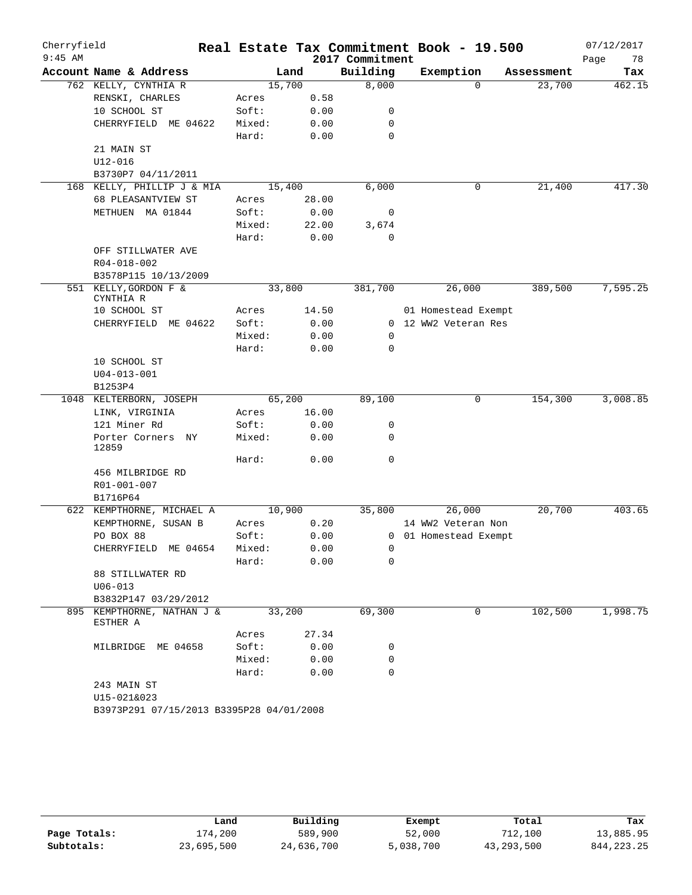# Cherryfield — Real Estate Tax Commitment Book - 19.500

2017 Commitment — 07/12/2017 — 9:45 AM

| Account Name & Address | | Land | Building | Exemption | Assessment | Tax |
|---|---|---|---|---|---|---|
| 762 KELLY, CYNTHIA R | | 15,700 | 8,000 | 0 | 23,700 | 462.15 |
| RENSKI, CHARLES | Acres | 0.58 | | | | |
| 10 SCHOOL ST | Soft: | 0.00 | 0 | | | |
| CHERRYFIELD ME 04622 | Mixed: | 0.00 | 0 | | | |
| | Hard: | 0.00 | 0 | | | |
| 21 MAIN ST | | | | | | |
| U12-016 | | | | | | |
| B3730P7 04/11/2011 | | | | | | |
| 168 KELLY, PHILLIP J & MIA | | 15,400 | 6,000 | 0 | 21,400 | 417.30 |
| 68 PLEASANTVIEW ST | Acres | 28.00 | | | | |
| METHUEN MA 01844 | Soft: | 0.00 | 0 | | | |
| | Mixed: | 22.00 | 3,674 | | | |
| | Hard: | 0.00 | 0 | | | |
| OFF STILLWATER AVE | | | | | | |
| R04-018-002 | | | | | | |
| B3578P115 10/13/2009 | | | | | | |
| 551 KELLY,GORDON F & CYNTHIA R | | 33,800 | 381,700 | 26,000 | 389,500 | 7,595.25 |
| 10 SCHOOL ST | Acres | 14.50 | | 01 Homestead Exempt | | |
| CHERRYFIELD ME 04622 | Soft: | 0.00 | 0 | 12 WW2 Veteran Res | | |
| | Mixed: | 0.00 | 0 | | | |
| | Hard: | 0.00 | 0 | | | |
| 10 SCHOOL ST | | | | | | |
| U04-013-001 | | | | | | |
| B1253P4 | | | | | | |
| 1048 KELTERBORN, JOSEPH | | 65,200 | 89,100 | 0 | 154,300 | 3,008.85 |
| LINK, VIRGINIA | Acres | 16.00 | | | | |
| 121 Miner Rd | Soft: | 0.00 | 0 | | | |
| Porter Corners NY 12859 | Mixed: | 0.00 | 0 | | | |
| | Hard: | 0.00 | 0 | | | |
| 456 MILBRIDGE RD | | | | | | |
| R01-001-007 | | | | | | |
| B1716P64 | | | | | | |
| 622 KEMPTHORNE, MICHAEL A | | 10,900 | 35,800 | 26,000 | 20,700 | 403.65 |
| KEMPTHORNE, SUSAN B | Acres | 0.20 | | 14 WW2 Veteran Non | | |
| PO BOX 88 | Soft: | 0.00 | 0 | 01 Homestead Exempt | | |
| CHERRYFIELD ME 04654 | Mixed: | 0.00 | 0 | | | |
| | Hard: | 0.00 | 0 | | | |
| 88 STILLWATER RD | | | | | | |
| U06-013 | | | | | | |
| B3832P147 03/29/2012 | | | | | | |
| 895 KEMPTHORNE, NATHAN J & ESTHER A | | 33,200 | 69,300 | 0 | 102,500 | 1,998.75 |
| | Acres | 27.34 | | | | |
| MILBRIDGE ME 04658 | Soft: | 0.00 | 0 | | | |
| | Mixed: | 0.00 | 0 | | | |
| | Hard: | 0.00 | 0 | | | |
| 243 MAIN ST | | | | | | |
| U15-021&023 | | | | | | |
| B3973P291 07/15/2013 B3395P28 04/01/2008 | | | | | | |

| | Land | Building | Exempt | Total | Tax |
|---|---|---|---|---|---|
| Page Totals: | 174,200 | 589,900 | 52,000 | 712,100 | 13,885.95 |
| Subtotals: | 23,695,500 | 24,636,700 | 5,038,700 | 43,293,500 | 844,223.25 |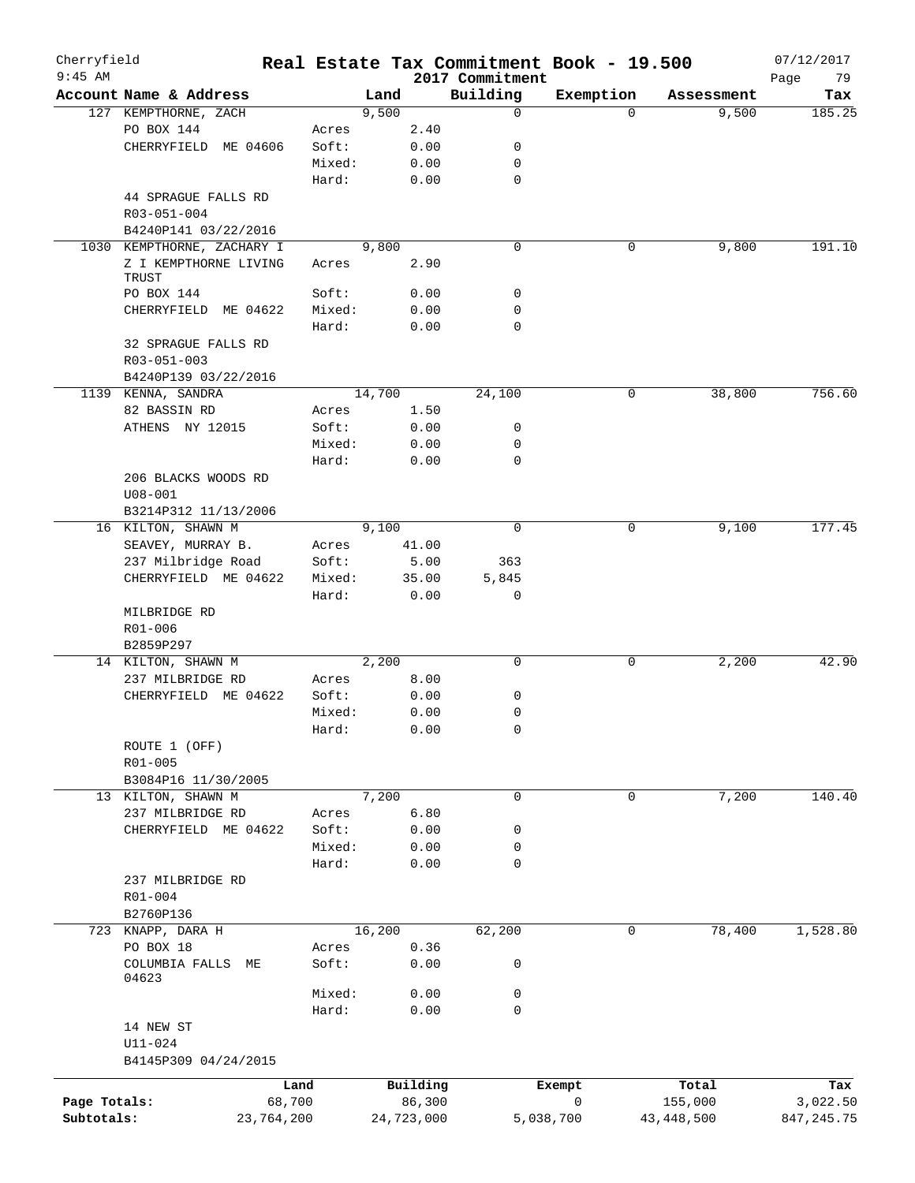Cherryfield 9:45 AM

# Real Estate Tax Commitment Book - 19.500

2017 Commitment

07/12/2017

| Account Name & Address | | Land | Building | Exemption | Assessment | Tax |
|---|---|---|---|---|---|---|
| 127 KEMPTHORNE, ZACH | | 9,500 | 0 | 0 | 9,500 | 185.25 |
| PO BOX 144 | Acres | 2.40 | | | | |
| CHERRYFIELD ME 04606 | Soft: | 0.00 | 0 | | | |
| | Mixed: | 0.00 | 0 | | | |
| | Hard: | 0.00 | 0 | | | |
| 44 SPRAGUE FALLS RD | | | | | | |
| R03-051-004 | | | | | | |
| B4240P141 03/22/2016 | | | | | | |
| 1030 KEMPTHORNE, ZACHARY I | | 9,800 | 0 | 0 | 9,800 | 191.10 |
| Z I KEMPTHORNE LIVING TRUST | Acres | 2.90 | | | | |
| PO BOX 144 | Soft: | 0.00 | 0 | | | |
| CHERRYFIELD ME 04622 | Mixed: | 0.00 | 0 | | | |
| | Hard: | 0.00 | 0 | | | |
| 32 SPRAGUE FALLS RD | | | | | | |
| R03-051-003 | | | | | | |
| B4240P139 03/22/2016 | | | | | | |
| 1139 KENNA, SANDRA | | 14,700 | 24,100 | 0 | 38,800 | 756.60 |
| 82 BASSIN RD | Acres | 1.50 | | | | |
| ATHENS NY 12015 | Soft: | 0.00 | 0 | | | |
| | Mixed: | 0.00 | 0 | | | |
| | Hard: | 0.00 | 0 | | | |
| 206 BLACKS WOODS RD | | | | | | |
| U08-001 | | | | | | |
| B3214P312 11/13/2006 | | | | | | |
| 16 KILTON, SHAWN M | | 9,100 | 0 | 0 | 9,100 | 177.45 |
| SEAVEY, MURRAY B. | Acres | 41.00 | | | | |
| 237 Milbridge Road | Soft: | 5.00 | 363 | | | |
| CHERRYFIELD ME 04622 | Mixed: | 35.00 | 5,845 | | | |
| | Hard: | 0.00 | 0 | | | |
| MILBRIDGE RD | | | | | | |
| R01-006 | | | | | | |
| B2859P297 | | | | | | |
| 14 KILTON, SHAWN M | | 2,200 | 0 | 0 | 2,200 | 42.90 |
| 237 MILBRIDGE RD | Acres | 8.00 | | | | |
| CHERRYFIELD ME 04622 | Soft: | 0.00 | 0 | | | |
| | Mixed: | 0.00 | 0 | | | |
| | Hard: | 0.00 | 0 | | | |
| ROUTE 1 (OFF) | | | | | | |
| R01-005 | | | | | | |
| B3084P16 11/30/2005 | | | | | | |
| 13 KILTON, SHAWN M | | 7,200 | 0 | 0 | 7,200 | 140.40 |
| 237 MILBRIDGE RD | Acres | 6.80 | | | | |
| CHERRYFIELD ME 04622 | Soft: | 0.00 | 0 | | | |
| | Mixed: | 0.00 | 0 | | | |
| | Hard: | 0.00 | 0 | | | |
| 237 MILBRIDGE RD | | | | | | |
| R01-004 | | | | | | |
| B2760P136 | | | | | | |
| 723 KNAPP, DARA H | | 16,200 | 62,200 | 0 | 78,400 | 1,528.80 |
| PO BOX 18 | Acres | 0.36 | | | | |
| COLUMBIA FALLS ME 04623 | Soft: | 0.00 | 0 | | | |
| | Mixed: | 0.00 | 0 | | | |
| | Hard: | 0.00 | 0 | | | |
| 14 NEW ST | | | | | | |
| U11-024 | | | | | | |
| B4145P309 04/24/2015 | | | | | | |

| | Land | Building | Exempt | Total | Tax |
|---|---|---|---|---|---|
| Page Totals: | 68,700 | 86,300 | 0 | 155,000 | 3,022.50 |
| Subtotals: | 23,764,200 | 24,723,000 | 5,038,700 | 43,448,500 | 847,245.75 |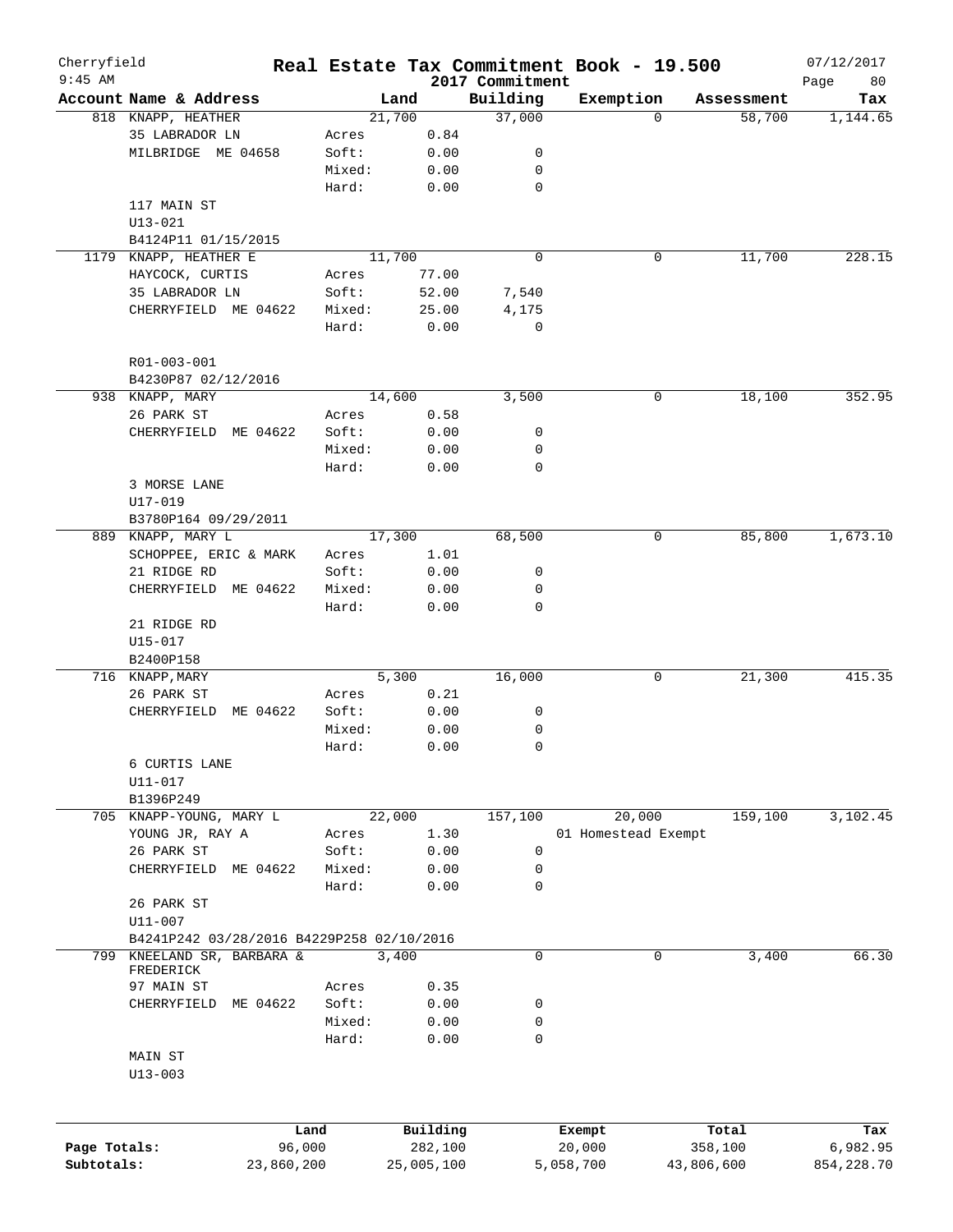# Real Estate Tax Commitment Book - 19.500

Cherryfield
9:45 AM

2017 Commitment

07/12/2017

| Account Name & Address | | Land | Building | Exemption | Assessment | Tax |
|---|---|---|---|---|---|---|
| 818 KNAPP, HEATHER | | 21,700 | 37,000 | 0 | 58,700 | 1,144.65 |
| 35 LABRADOR LN | Acres | 0.84 | | | | |
| MILBRIDGE ME 04658 | Soft: | 0.00 | 0 | | | |
| | Mixed: | 0.00 | 0 | | | |
| | Hard: | 0.00 | 0 | | | |
| 117 MAIN ST | | | | | | |
| U13-021 | | | | | | |
| B4124P11 01/15/2015 | | | | | | |
| 1179 KNAPP, HEATHER E | | 11,700 | 0 | 0 | 11,700 | 228.15 |
| HAYCOCK, CURTIS | Acres | 77.00 | | | | |
| 35 LABRADOR LN | Soft: | 52.00 | 7,540 | | | |
| CHERRYFIELD ME 04622 | Mixed: | 25.00 | 4,175 | | | |
| | Hard: | 0.00 | 0 | | | |
| R01-003-001 | | | | | | |
| B4230P87 02/12/2016 | | | | | | |
| 938 KNAPP, MARY | | 14,600 | 3,500 | 0 | 18,100 | 352.95 |
| 26 PARK ST | Acres | 0.58 | | | | |
| CHERRYFIELD ME 04622 | Soft: | 0.00 | 0 | | | |
| | Mixed: | 0.00 | 0 | | | |
| | Hard: | 0.00 | 0 | | | |
| 3 MORSE LANE | | | | | | |
| U17-019 | | | | | | |
| B3780P164 09/29/2011 | | | | | | |
| 889 KNAPP, MARY L | | 17,300 | 68,500 | 0 | 85,800 | 1,673.10 |
| SCHOPPEE, ERIC & MARK | Acres | 1.01 | | | | |
| 21 RIDGE RD | Soft: | 0.00 | 0 | | | |
| CHERRYFIELD ME 04622 | Mixed: | 0.00 | 0 | | | |
| | Hard: | 0.00 | 0 | | | |
| 21 RIDGE RD | | | | | | |
| U15-017 | | | | | | |
| B2400P158 | | | | | | |
| 716 KNAPP,MARY | | 5,300 | 16,000 | 0 | 21,300 | 415.35 |
| 26 PARK ST | Acres | 0.21 | | | | |
| CHERRYFIELD ME 04622 | Soft: | 0.00 | 0 | | | |
| | Mixed: | 0.00 | 0 | | | |
| | Hard: | 0.00 | 0 | | | |
| 6 CURTIS LANE | | | | | | |
| U11-017 | | | | | | |
| B1396P249 | | | | | | |
| 705 KNAPP-YOUNG, MARY L | | 22,000 | 157,100 | 20,000 | 159,100 | 3,102.45 |
| YOUNG JR, RAY A | Acres | 1.30 | | 01 Homestead Exempt | | |
| 26 PARK ST | Soft: | 0.00 | 0 | | | |
| CHERRYFIELD ME 04622 | Mixed: | 0.00 | 0 | | | |
| | Hard: | 0.00 | 0 | | | |
| 26 PARK ST | | | | | | |
| U11-007 | | | | | | |
| B4241P242 03/28/2016 B4229P258 02/10/2016 | | | | | | |
| 799 KNEELAND SR, BARBARA & FREDERICK | | 3,400 | 0 | 0 | 3,400 | 66.30 |
| 97 MAIN ST | Acres | 0.35 | | | | |
| CHERRYFIELD ME 04622 | Soft: | 0.00 | 0 | | | |
| | Mixed: | 0.00 | 0 | | | |
| | Hard: | 0.00 | 0 | | | |
| MAIN ST | | | | | | |
| U13-003 | | | | | | |

| | Land | Building | Exempt | Total | Tax |
|---|---|---|---|---|---|
| Page Totals: | 96,000 | 282,100 | 20,000 | 358,100 | 6,982.95 |
| Subtotals: | 23,860,200 | 25,005,100 | 5,058,700 | 43,806,600 | 854,228.70 |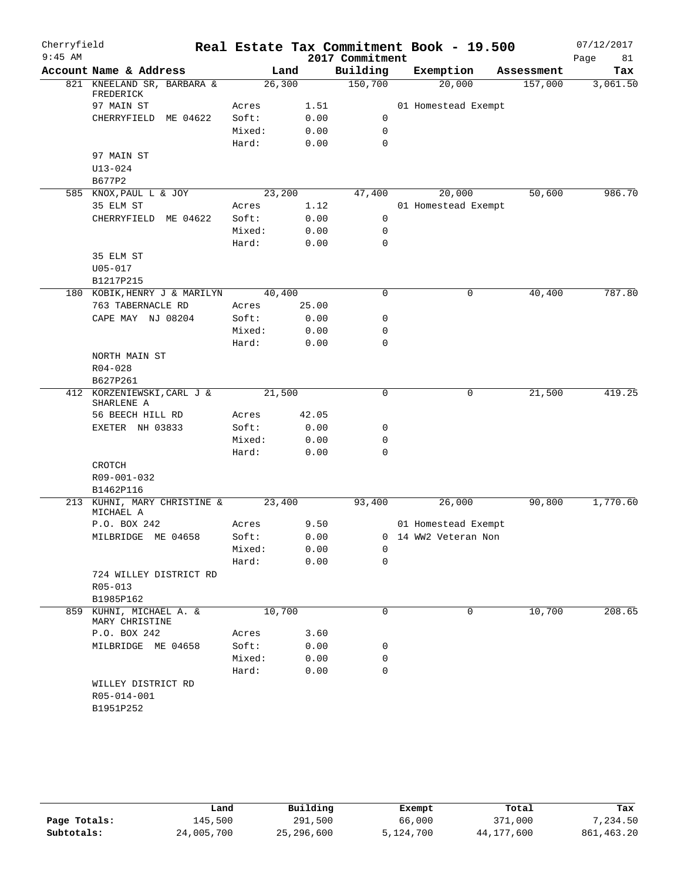Cherryfield

9:45 AM

# Real Estate Tax Commitment Book - 19.500

2017 Commitment

07/12/2017

| Account Name & Address | Land | | Building | Exemption | Assessment | Tax |
|---|---|---|---|---|---|---|
| 821 KNEELAND SR, BARBARA & FREDERICK | 26,300 | | 150,700 | 20,000 | 157,000 | 3,061.50 |
| 97 MAIN ST | Acres | 1.51 | | 01 Homestead Exempt | | |
| CHERRYFIELD ME 04622 | Soft: | 0.00 | 0 | | | |
| | Mixed: | 0.00 | 0 | | | |
| | Hard: | 0.00 | 0 | | | |
| 97 MAIN ST | | | | | | |
| U13-024 | | | | | | |
| B677P2 | | | | | | |
| 585 KNOX,PAUL L & JOY | 23,200 | | 47,400 | 20,000 | 50,600 | 986.70 |
| 35 ELM ST | Acres | 1.12 | | 01 Homestead Exempt | | |
| CHERRYFIELD ME 04622 | Soft: | 0.00 | 0 | | | |
| | Mixed: | 0.00 | 0 | | | |
| | Hard: | 0.00 | 0 | | | |
| 35 ELM ST | | | | | | |
| U05-017 | | | | | | |
| B1217P215 | | | | | | |
| 180 KOBIK,HENRY J & MARILYN | 40,400 | | 0 | 0 | 40,400 | 787.80 |
| 763 TABERNACLE RD | Acres | 25.00 | | | | |
| CAPE MAY NJ 08204 | Soft: | 0.00 | 0 | | | |
| | Mixed: | 0.00 | 0 | | | |
| | Hard: | 0.00 | 0 | | | |
| NORTH MAIN ST | | | | | | |
| R04-028 | | | | | | |
| B627P261 | | | | | | |
| 412 KORZENIEWSKI,CARL J & SHARLENE A | 21,500 | | 0 | 0 | 21,500 | 419.25 |
| 56 BEECH HILL RD | Acres | 42.05 | | | | |
| EXETER NH 03833 | Soft: | 0.00 | 0 | | | |
| | Mixed: | 0.00 | 0 | | | |
| | Hard: | 0.00 | 0 | | | |
| CROTCH | | | | | | |
| R09-001-032 | | | | | | |
| B1462P116 | | | | | | |
| 213 KUHNI, MARY CHRISTINE & MICHAEL A | 23,400 | | 93,400 | 26,000 | 90,800 | 1,770.60 |
| P.O. BOX 242 | Acres | 9.50 | | 01 Homestead Exempt | | |
| MILBRIDGE ME 04658 | Soft: | 0.00 | 0 | 14 WW2 Veteran Non | | |
| | Mixed: | 0.00 | 0 | | | |
| | Hard: | 0.00 | 0 | | | |
| 724 WILLEY DISTRICT RD | | | | | | |
| R05-013 | | | | | | |
| B1985P162 | | | | | | |
| 859 KUHNI, MICHAEL A. & MARY CHRISTINE | 10,700 | | 0 | 0 | 10,700 | 208.65 |
| P.O. BOX 242 | Acres | 3.60 | | | | |
| MILBRIDGE ME 04658 | Soft: | 0.00 | 0 | | | |
| | Mixed: | 0.00 | 0 | | | |
| | Hard: | 0.00 | 0 | | | |
| WILLEY DISTRICT RD | | | | | | |
| R05-014-001 | | | | | | |
| B1951P252 | | | | | | |

| | Land | Building | Exempt | Total | Tax |
|---|---|---|---|---|---|
| Page Totals: | 145,500 | 291,500 | 66,000 | 371,000 | 7,234.50 |
| Subtotals: | 24,005,700 | 25,296,600 | 5,124,700 | 44,177,600 | 861,463.20 |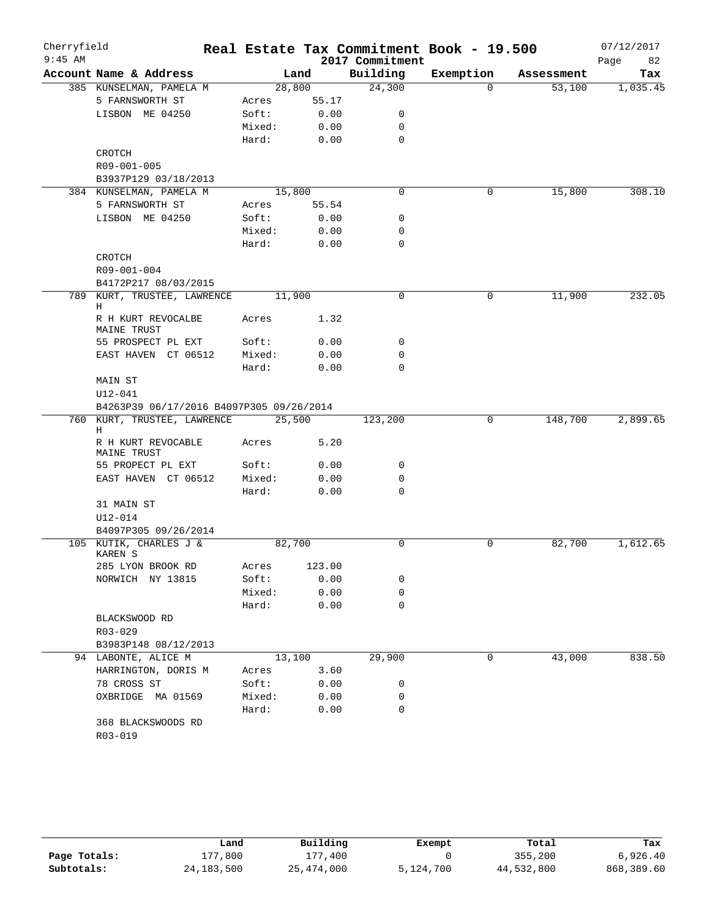# Cherryfield — Real Estate Tax Commitment Book - 19.500

9:45 AM — 2017 Commitment — 07/12/2017

| Account Name & Address | | Land | Building | Exemption | Assessment | Tax |
|---|---|---|---|---|---|---|
| 385 KUNSELMAN, PAMELA M | | 28,800 | 24,300 | 0 | 53,100 | 1,035.45 |
| 5 FARNSWORTH ST | Acres | 55.17 | | | | |
| LISBON ME 04250 | Soft: | 0.00 | 0 | | | |
| | Mixed: | 0.00 | 0 | | | |
| | Hard: | 0.00 | 0 | | | |
| CROTCH | | | | | | |
| R09-001-005 | | | | | | |
| B3937P129 03/18/2013 | | | | | | |
| 384 KUNSELMAN, PAMELA M | | 15,800 | 0 | 0 | 15,800 | 308.10 |
| 5 FARNSWORTH ST | Acres | 55.54 | | | | |
| LISBON ME 04250 | Soft: | 0.00 | 0 | | | |
| | Mixed: | 0.00 | 0 | | | |
| | Hard: | 0.00 | 0 | | | |
| CROTCH | | | | | | |
| R09-001-004 | | | | | | |
| B4172P217 08/03/2015 | | | | | | |
| 789 KURT, TRUSTEE, LAWRENCE H | | 11,900 | 0 | 0 | 11,900 | 232.05 |
| R H KURT REVOCALBE MAINE TRUST | Acres | 1.32 | | | | |
| 55 PROSPECT PL EXT | Soft: | 0.00 | 0 | | | |
| EAST HAVEN CT 06512 | Mixed: | 0.00 | 0 | | | |
| | Hard: | 0.00 | 0 | | | |
| MAIN ST | | | | | | |
| U12-041 | | | | | | |
| B4263P39 06/17/2016 B4097P305 09/26/2014 | | | | | | |
| 760 KURT, TRUSTEE, LAWRENCE H | | 25,500 | 123,200 | 0 | 148,700 | 2,899.65 |
| R H KURT REVOCABLE MAINE TRUST | Acres | 5.20 | | | | |
| 55 PROPECT PL EXT | Soft: | 0.00 | 0 | | | |
| EAST HAVEN CT 06512 | Mixed: | 0.00 | 0 | | | |
| | Hard: | 0.00 | 0 | | | |
| 31 MAIN ST | | | | | | |
| U12-014 | | | | | | |
| B4097P305 09/26/2014 | | | | | | |
| 105 KUTIK, CHARLES J & KAREN S | | 82,700 | 0 | 0 | 82,700 | 1,612.65 |
| 285 LYON BROOK RD | Acres | 123.00 | | | | |
| NORWICH NY 13815 | Soft: | 0.00 | 0 | | | |
| | Mixed: | 0.00 | 0 | | | |
| | Hard: | 0.00 | 0 | | | |
| BLACKSWOOD RD | | | | | | |
| R03-029 | | | | | | |
| B3983P148 08/12/2013 | | | | | | |
| 94 LABONTE, ALICE M | | 13,100 | 29,900 | 0 | 43,000 | 838.50 |
| HARRINGTON, DORIS M | Acres | 3.60 | | | | |
| 78 CROSS ST | Soft: | 0.00 | 0 | | | |
| OXBRIDGE MA 01569 | Mixed: | 0.00 | 0 | | | |
| | Hard: | 0.00 | 0 | | | |
| 368 BLACKSWOODS RD | | | | | | |
| R03-019 | | | | | | |

| | Land | Building | Exempt | Total | Tax |
|---|---|---|---|---|---|
| Page Totals: | 177,800 | 177,400 | 0 | 355,200 | 6,926.40 |
| Subtotals: | 24,183,500 | 25,474,000 | 5,124,700 | 44,532,800 | 868,389.60 |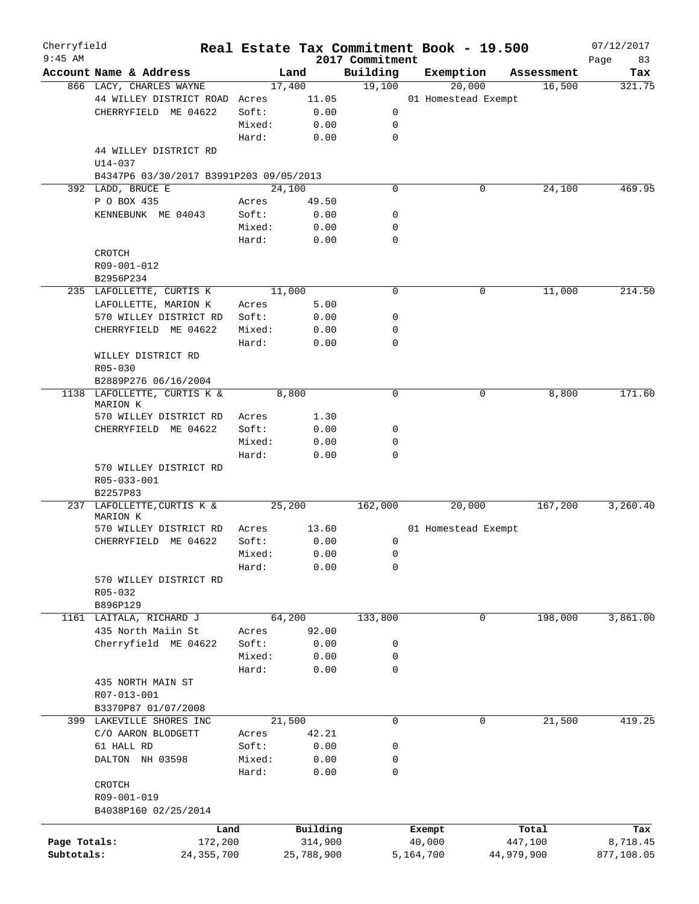Cherryfield 9:45 AM

# Real Estate Tax Commitment Book - 19.500

2017 Commitment

07/12/2017

| Account Name & Address | | Land | Building | Exemption | Assessment | Tax |
|---|---|---|---|---|---|---|
| 866 LACY, CHARLES WAYNE | | 17,400 | 19,100 | 20,000 | 16,500 | 321.75 |
| 44 WILLEY DISTRICT ROAD | Acres | 11.05 | | 01 Homestead Exempt | | |
| CHERRYFIELD ME 04622 | Soft: | 0.00 | 0 | | | |
| | Mixed: | 0.00 | 0 | | | |
| | Hard: | 0.00 | 0 | | | |
| 44 WILLEY DISTRICT RD | | | | | | |
| U14-037 | | | | | | |
| B4347P6 03/30/2017 B3991P203 09/05/2013 | | | | | | |
| 392 LADD, BRUCE E | | 24,100 | 0 | 0 | 24,100 | 469.95 |
| P O BOX 435 | Acres | 49.50 | | | | |
| KENNEBUNK ME 04043 | Soft: | 0.00 | 0 | | | |
| | Mixed: | 0.00 | 0 | | | |
| | Hard: | 0.00 | 0 | | | |
| CROTCH | | | | | | |
| R09-001-012 | | | | | | |
| B2956P234 | | | | | | |
| 235 LAFOLLETTE, CURTIS K | | 11,000 | 0 | 0 | 11,000 | 214.50 |
| LAFOLLETTE, MARION K | Acres | 5.00 | | | | |
| 570 WILLEY DISTRICT RD | Soft: | 0.00 | 0 | | | |
| CHERRYFIELD ME 04622 | Mixed: | 0.00 | 0 | | | |
| | Hard: | 0.00 | 0 | | | |
| WILLEY DISTRICT RD | | | | | | |
| R05-030 | | | | | | |
| B2889P276 06/16/2004 | | | | | | |
| 1138 LAFOLLETTE, CURTIS K & MARION K | | 8,800 | 0 | 0 | 8,800 | 171.60 |
| 570 WILLEY DISTRICT RD | Acres | 1.30 | | | | |
| CHERRYFIELD ME 04622 | Soft: | 0.00 | 0 | | | |
| | Mixed: | 0.00 | 0 | | | |
| | Hard: | 0.00 | 0 | | | |
| 570 WILLEY DISTRICT RD | | | | | | |
| R05-033-001 | | | | | | |
| B2257P83 | | | | | | |
| 237 LAFOLLETTE,CURTIS K & MARION K | | 25,200 | 162,000 | 20,000 | 167,200 | 3,260.40 |
| 570 WILLEY DISTRICT RD | Acres | 13.60 | | 01 Homestead Exempt | | |
| CHERRYFIELD ME 04622 | Soft: | 0.00 | 0 | | | |
| | Mixed: | 0.00 | 0 | | | |
| | Hard: | 0.00 | 0 | | | |
| 570 WILLEY DISTRICT RD | | | | | | |
| R05-032 | | | | | | |
| B896P129 | | | | | | |
| 1161 LAITALA, RICHARD J | | 64,200 | 133,800 | 0 | 198,000 | 3,861.00 |
| 435 North Maiin St | Acres | 92.00 | | | | |
| Cherryfield ME 04622 | Soft: | 0.00 | 0 | | | |
| | Mixed: | 0.00 | 0 | | | |
| | Hard: | 0.00 | 0 | | | |
| 435 NORTH MAIN ST | | | | | | |
| R07-013-001 | | | | | | |
| B3370P87 01/07/2008 | | | | | | |
| 399 LAKEVILLE SHORES INC | | 21,500 | 0 | 0 | 21,500 | 419.25 |
| C/O AARON BLODGETT | Acres | 42.21 | | | | |
| 61 HALL RD | Soft: | 0.00 | 0 | | | |
| DALTON NH 03598 | Mixed: | 0.00 | 0 | | | |
| | Hard: | 0.00 | 0 | | | |
| CROTCH | | | | | | |
| R09-001-019 | | | | | | |
| B4038P160 02/25/2014 | | | | | | |

| | Land | Building | Exempt | Total | Tax |
|---|---|---|---|---|---|
| Page Totals: | 172,200 | 314,900 | 40,000 | 447,100 | 8,718.45 |
| Subtotals: | 24,355,700 | 25,788,900 | 5,164,700 | 44,979,900 | 877,108.05 |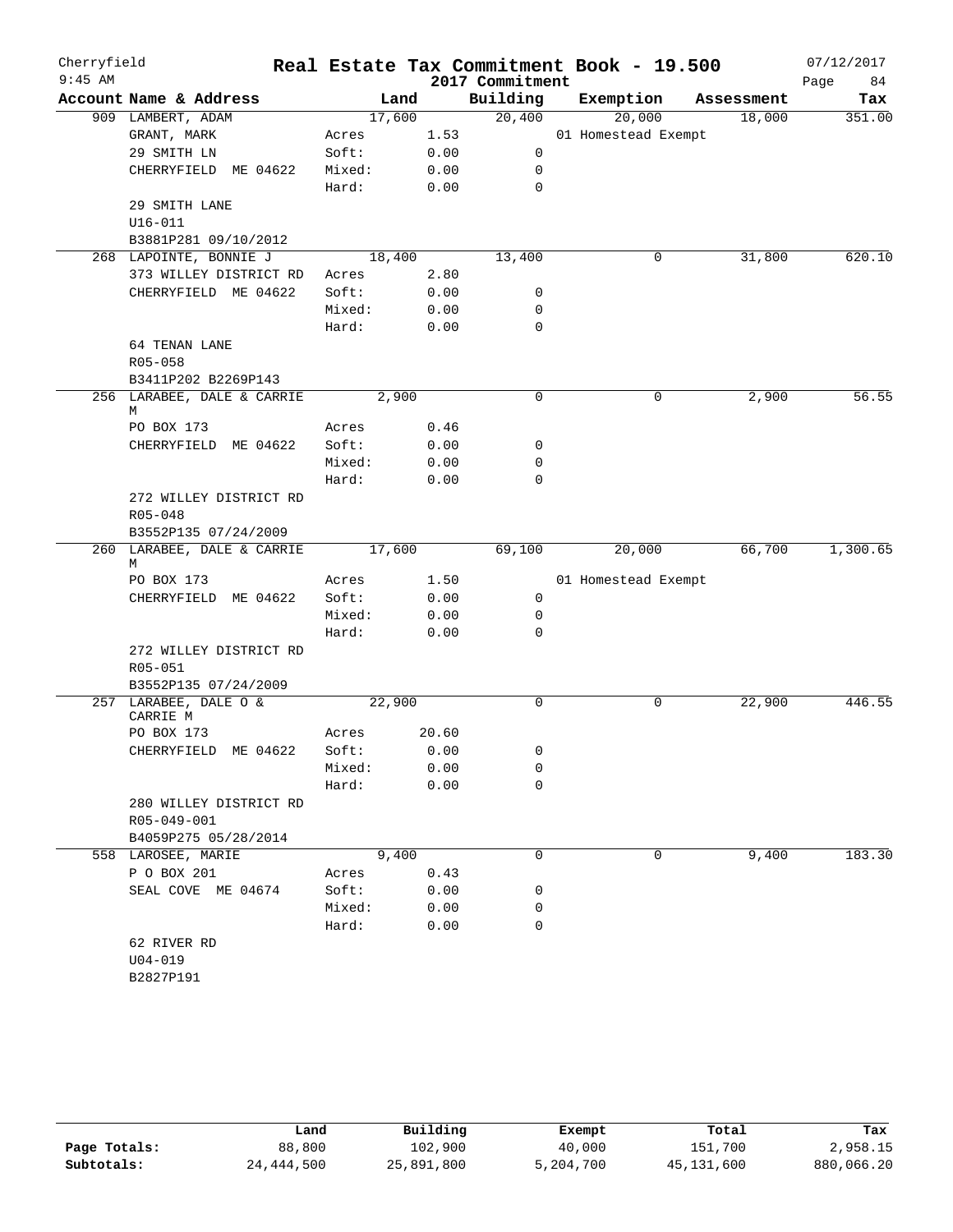Cherryfield 9:45 AM

# Real Estate Tax Commitment Book - 19.500

2017 Commitment

07/12/2017

| Account Name & Address | Land | | Building | Exemption | Assessment | Tax |
|---|---|---|---|---|---|---|
| 909 LAMBERT, ADAM | 17,600 | | 20,400 | 20,000 | 18,000 | 351.00 |
| GRANT, MARK | Acres | 1.53 | | 01 Homestead Exempt | | |
| 29 SMITH LN | Soft: | 0.00 | 0 | | | |
| CHERRYFIELD ME 04622 | Mixed: | 0.00 | 0 | | | |
| | Hard: | 0.00 | 0 | | | |
| 29 SMITH LANE | | | | | | |
| U16-011 | | | | | | |
| B3881P281 09/10/2012 | | | | | | |
| 268 LAPOINTE, BONNIE J | 18,400 | | 13,400 | 0 | 31,800 | 620.10 |
| 373 WILLEY DISTRICT RD | Acres | 2.80 | | | | |
| CHERRYFIELD ME 04622 | Soft: | 0.00 | 0 | | | |
| | Mixed: | 0.00 | 0 | | | |
| | Hard: | 0.00 | 0 | | | |
| 64 TENAN LANE | | | | | | |
| R05-058 | | | | | | |
| B3411P202 B2269P143 | | | | | | |
| 256 LARABEE, DALE & CARRIE M | 2,900 | | 0 | 0 | 2,900 | 56.55 |
| PO BOX 173 | Acres | 0.46 | | | | |
| CHERRYFIELD ME 04622 | Soft: | 0.00 | 0 | | | |
| | Mixed: | 0.00 | 0 | | | |
| | Hard: | 0.00 | 0 | | | |
| 272 WILLEY DISTRICT RD | | | | | | |
| R05-048 | | | | | | |
| B3552P135 07/24/2009 | | | | | | |
| 260 LARABEE, DALE & CARRIE M | 17,600 | | 69,100 | 20,000 | 66,700 | 1,300.65 |
| PO BOX 173 | Acres | 1.50 | | 01 Homestead Exempt | | |
| CHERRYFIELD ME 04622 | Soft: | 0.00 | 0 | | | |
| | Mixed: | 0.00 | 0 | | | |
| | Hard: | 0.00 | 0 | | | |
| 272 WILLEY DISTRICT RD | | | | | | |
| R05-051 | | | | | | |
| B3552P135 07/24/2009 | | | | | | |
| 257 LARABEE, DALE O & CARRIE M | 22,900 | | 0 | 0 | 22,900 | 446.55 |
| PO BOX 173 | Acres | 20.60 | | | | |
| CHERRYFIELD ME 04622 | Soft: | 0.00 | 0 | | | |
| | Mixed: | 0.00 | 0 | | | |
| | Hard: | 0.00 | 0 | | | |
| 280 WILLEY DISTRICT RD | | | | | | |
| R05-049-001 | | | | | | |
| B4059P275 05/28/2014 | | | | | | |
| 558 LAROSEE, MARIE | 9,400 | | 0 | 0 | 9,400 | 183.30 |
| P O BOX 201 | Acres | 0.43 | | | | |
| SEAL COVE ME 04674 | Soft: | 0.00 | 0 | | | |
| | Mixed: | 0.00 | 0 | | | |
| | Hard: | 0.00 | 0 | | | |
| 62 RIVER RD | | | | | | |
| U04-019 | | | | | | |
| B2827P191 | | | | | | |

| | Land | Building | Exempt | Total | Tax |
|---|---|---|---|---|---|
| Page Totals: | 88,800 | 102,900 | 40,000 | 151,700 | 2,958.15 |
| Subtotals: | 24,444,500 | 25,891,800 | 5,204,700 | 45,131,600 | 880,066.20 |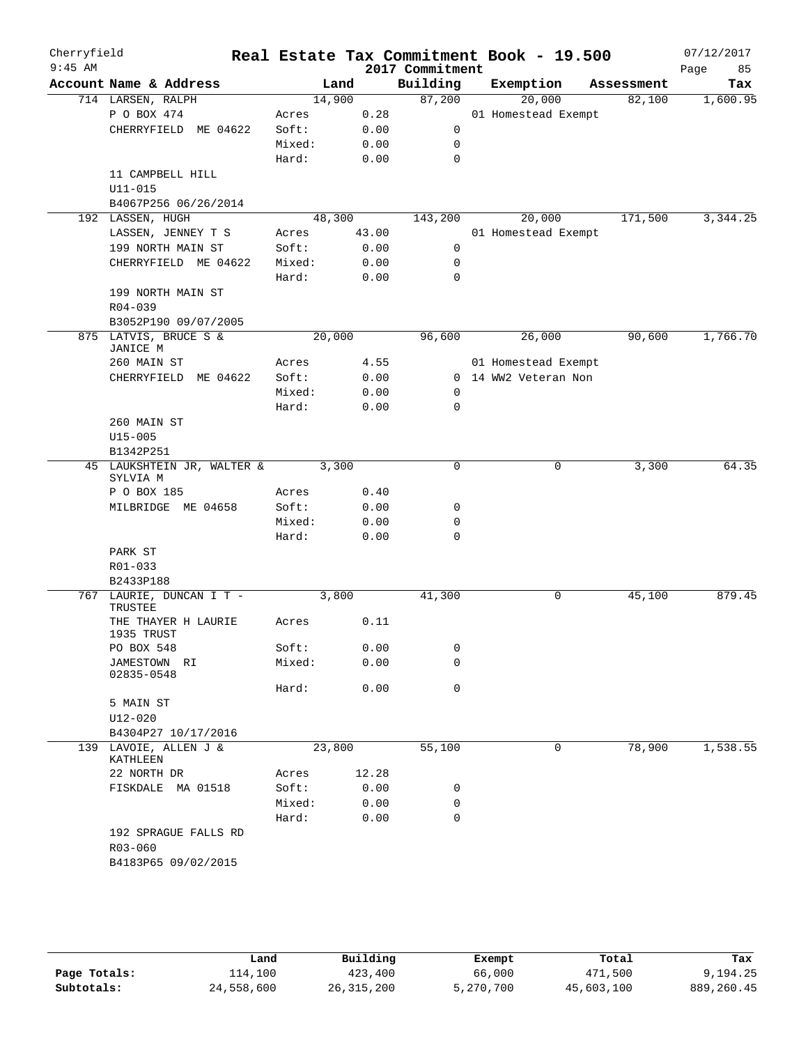# Real Estate Tax Commitment Book - 19.500

Cherryfield
9:45 AM

2017 Commitment

07/12/2017

| Account Name & Address | Land | | Building | Exemption | Assessment | Tax |
|---|---|---|---|---|---|---|
| 714 LARSEN, RALPH | 14,900 | | 87,200 | 20,000 | 82,100 | 1,600.95 |
| P O BOX 474 | Acres | 0.28 | | 01 Homestead Exempt | | |
| CHERRYFIELD ME 04622 | Soft: | 0.00 | 0 | | | |
| | Mixed: | 0.00 | 0 | | | |
| | Hard: | 0.00 | 0 | | | |
| 11 CAMPBELL HILL | | | | | | |
| U11-015 | | | | | | |
| B4067P256 06/26/2014 | | | | | | |
| 192 LASSEN, HUGH | 48,300 | | 143,200 | 20,000 | 171,500 | 3,344.25 |
| LASSEN, JENNEY T S | Acres | 43.00 | | 01 Homestead Exempt | | |
| 199 NORTH MAIN ST | Soft: | 0.00 | 0 | | | |
| CHERRYFIELD ME 04622 | Mixed: | 0.00 | 0 | | | |
| | Hard: | 0.00 | 0 | | | |
| 199 NORTH MAIN ST | | | | | | |
| R04-039 | | | | | | |
| B3052P190 09/07/2005 | | | | | | |
| 875 LATVIS, BRUCE S & JANICE M | 20,000 | | 96,600 | 26,000 | 90,600 | 1,766.70 |
| 260 MAIN ST | Acres | 4.55 | | 01 Homestead Exempt | | |
| CHERRYFIELD ME 04622 | Soft: | 0.00 | 0 | 14 WW2 Veteran Non | | |
| | Mixed: | 0.00 | 0 | | | |
| | Hard: | 0.00 | 0 | | | |
| 260 MAIN ST | | | | | | |
| U15-005 | | | | | | |
| B1342P251 | | | | | | |
| 45 LAUKSHTEIN JR, WALTER & SYLVIA M | 3,300 | | 0 | 0 | 3,300 | 64.35 |
| P O BOX 185 | Acres | 0.40 | | | | |
| MILBRIDGE ME 04658 | Soft: | 0.00 | 0 | | | |
| | Mixed: | 0.00 | 0 | | | |
| | Hard: | 0.00 | 0 | | | |
| PARK ST | | | | | | |
| R01-033 | | | | | | |
| B2433P188 | | | | | | |
| 767 LAURIE, DUNCAN I T - TRUSTEE | 3,800 | | 41,300 | 0 | 45,100 | 879.45 |
| THE THAYER H LAURIE 1935 TRUST | Acres | 0.11 | | | | |
| PO BOX 548 | Soft: | 0.00 | 0 | | | |
| JAMESTOWN RI 02835-0548 | Mixed: | 0.00 | 0 | | | |
| | Hard: | 0.00 | 0 | | | |
| 5 MAIN ST | | | | | | |
| U12-020 | | | | | | |
| B4304P27 10/17/2016 | | | | | | |
| 139 LAVOIE, ALLEN J & KATHLEEN | 23,800 | | 55,100 | 0 | 78,900 | 1,538.55 |
| 22 NORTH DR | Acres | 12.28 | | | | |
| FISKDALE MA 01518 | Soft: | 0.00 | 0 | | | |
| | Mixed: | 0.00 | 0 | | | |
| | Hard: | 0.00 | 0 | | | |
| 192 SPRAGUE FALLS RD | | | | | | |
| R03-060 | | | | | | |
| B4183P65 09/02/2015 | | | | | | |

| | Land | Building | Exempt | Total | Tax |
|---|---|---|---|---|---|
| Page Totals: | 114,100 | 423,400 | 66,000 | 471,500 | 9,194.25 |
| Subtotals: | 24,558,600 | 26,315,200 | 5,270,700 | 45,603,100 | 889,260.45 |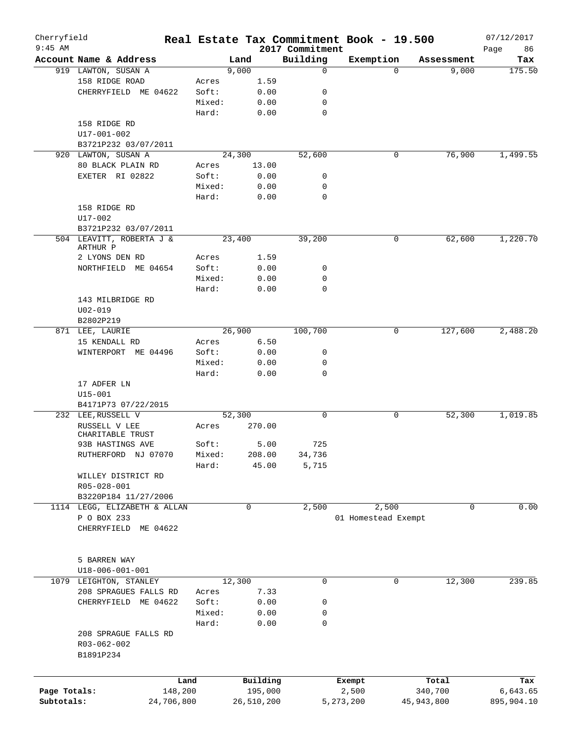# Real Estate Tax Commitment Book - 19.500

Cherryfield
9:45 AM

2017 Commitment

07/12/2017

| Account Name & Address | | Land | Building | Exemption | Assessment | Tax |
|---|---|---|---|---|---|---|
| 919 LAWTON, SUSAN A | | 9,000 | 0 | 0 | 9,000 | 175.50 |
| 158 RIDGE ROAD | Acres | 1.59 | | | | |
| CHERRYFIELD ME 04622 | Soft: | 0.00 | 0 | | | |
| | Mixed: | 0.00 | 0 | | | |
| | Hard: | 0.00 | 0 | | | |
| 158 RIDGE RD | | | | | | |
| U17-001-002 | | | | | | |
| B3721P232 03/07/2011 | | | | | | |
| 920 LAWTON, SUSAN A | | 24,300 | 52,600 | 0 | 76,900 | 1,499.55 |
| 80 BLACK PLAIN RD | Acres | 13.00 | | | | |
| EXETER RI 02822 | Soft: | 0.00 | 0 | | | |
| | Mixed: | 0.00 | 0 | | | |
| | Hard: | 0.00 | 0 | | | |
| 158 RIDGE RD | | | | | | |
| U17-002 | | | | | | |
| B3721P232 03/07/2011 | | | | | | |
| 504 LEAVITT, ROBERTA J & ARTHUR P | | 23,400 | 39,200 | 0 | 62,600 | 1,220.70 |
| 2 LYONS DEN RD | Acres | 1.59 | | | | |
| NORTHFIELD ME 04654 | Soft: | 0.00 | 0 | | | |
| | Mixed: | 0.00 | 0 | | | |
| | Hard: | 0.00 | 0 | | | |
| 143 MILBRIDGE RD | | | | | | |
| U02-019 | | | | | | |
| B2802P219 | | | | | | |
| 871 LEE, LAURIE | | 26,900 | 100,700 | 0 | 127,600 | 2,488.20 |
| 15 KENDALL RD | Acres | 6.50 | | | | |
| WINTERPORT ME 04496 | Soft: | 0.00 | 0 | | | |
| | Mixed: | 0.00 | 0 | | | |
| | Hard: | 0.00 | 0 | | | |
| 17 ADFER LN | | | | | | |
| U15-001 | | | | | | |
| B4171P73 07/22/2015 | | | | | | |
| 232 LEE, RUSSELL V | | 52,300 | 0 | 0 | 52,300 | 1,019.85 |
| RUSSELL V LEE CHARITABLE TRUST | Acres | 270.00 | | | | |
| 93B HASTINGS AVE | Soft: | 5.00 | 725 | | | |
| RUTHERFORD NJ 07070 | Mixed: | 208.00 | 34,736 | | | |
| | Hard: | 45.00 | 5,715 | | | |
| WILLEY DISTRICT RD | | | | | | |
| R05-028-001 | | | | | | |
| B3220P184 11/27/2006 | | | | | | |
| 1114 LEGG, ELIZABETH & ALLAN | | 0 | 2,500 | 2,500 | 0 | 0.00 |
| P O BOX 233 | | | | 01 Homestead Exempt | | |
| CHERRYFIELD ME 04622 | | | | | | |
| 5 BARREN WAY | | | | | | |
| U18-006-001-001 | | | | | | |
| 1079 LEIGHTON, STANLEY | | 12,300 | 0 | 0 | 12,300 | 239.85 |
| 208 SPRAGUES FALLS RD | Acres | 7.33 | | | | |
| CHERRYFIELD ME 04622 | Soft: | 0.00 | 0 | | | |
| | Mixed: | 0.00 | 0 | | | |
| | Hard: | 0.00 | 0 | | | |
| 208 SPRAGUE FALLS RD | | | | | | |
| R03-062-002 | | | | | | |
| B1891P234 | | | | | | |

| | Land | Building | Exempt | Total | Tax |
|---|---|---|---|---|---|
| Page Totals: | 148,200 | 195,000 | 2,500 | 340,700 | 6,643.65 |
| Subtotals: | 24,706,800 | 26,510,200 | 5,273,200 | 45,943,800 | 895,904.10 |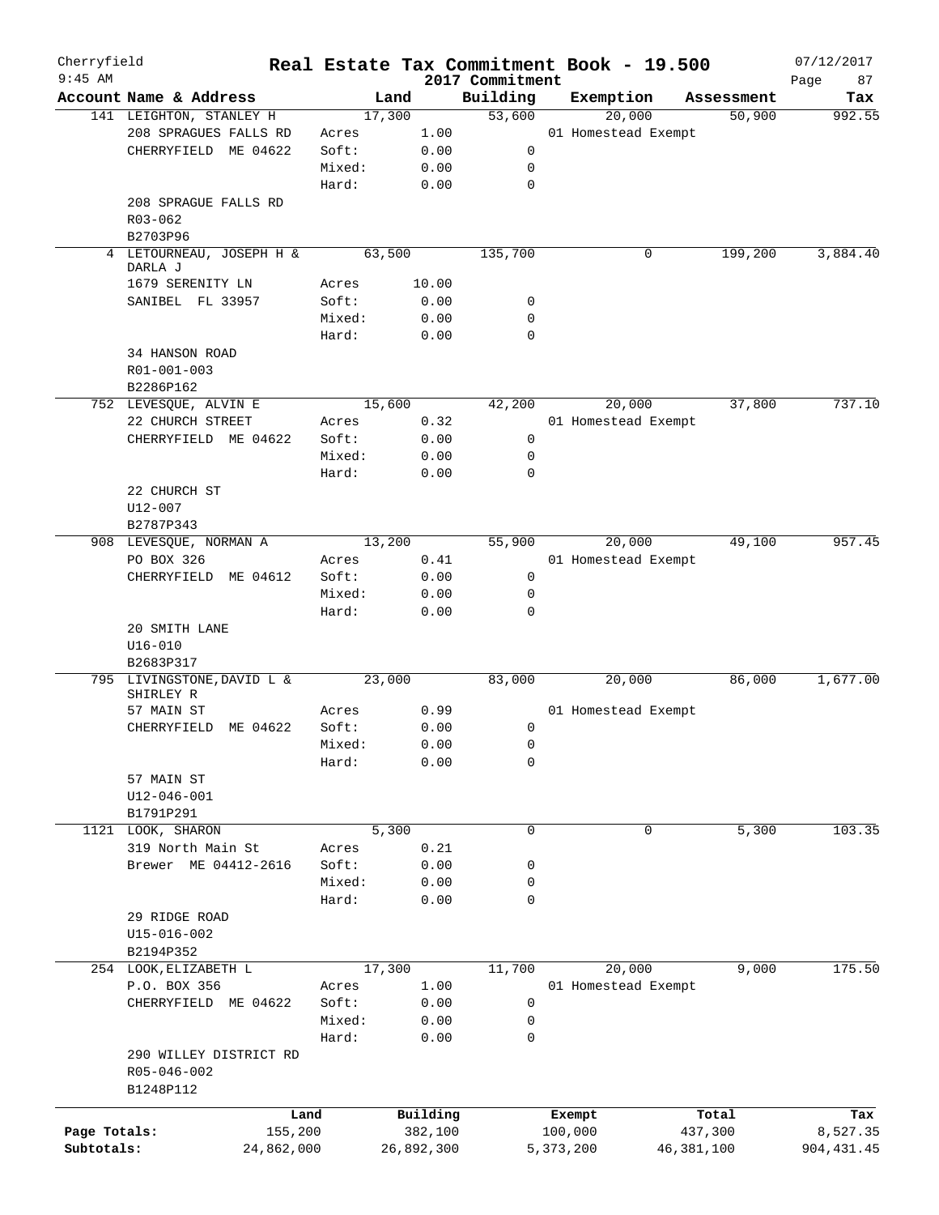Cherryfield

9:45 AM

# Real Estate Tax Commitment Book - 19.500

2017 Commitment

07/12/2017

| Account | Name & Address | Land | | Building | Exemption | Assessment | Tax |
|---|---|---|---|---|---|---|---|
| 141 | LEIGHTON, STANLEY H | | 17,300 | 53,600 | 20,000 | 50,900 | 992.55 |
| | 208 SPRAGUES FALLS RD | Acres | 1.00 | | 01 Homestead Exempt | | |
| | CHERRYFIELD ME 04622 | Soft: | 0.00 | 0 | | | |
| | | Mixed: | 0.00 | 0 | | | |
| | | Hard: | 0.00 | 0 | | | |
| | 208 SPRAGUE FALLS RD | | | | | | |
| | R03-062 | | | | | | |
| | B2703P96 | | | | | | |
| 4 | LETOURNEAU, JOSEPH H & DARLA J | | 63,500 | 135,700 | 0 | 199,200 | 3,884.40 |
| | 1679 SERENITY LN | Acres | 10.00 | | | | |
| | SANIBEL FL 33957 | Soft: | 0.00 | 0 | | | |
| | | Mixed: | 0.00 | 0 | | | |
| | | Hard: | 0.00 | 0 | | | |
| | 34 HANSON ROAD | | | | | | |
| | R01-001-003 | | | | | | |
| | B2286P162 | | | | | | |
| 752 | LEVESQUE, ALVIN E | | 15,600 | 42,200 | 20,000 | 37,800 | 737.10 |
| | 22 CHURCH STREET | Acres | 0.32 | | 01 Homestead Exempt | | |
| | CHERRYFIELD ME 04622 | Soft: | 0.00 | 0 | | | |
| | | Mixed: | 0.00 | 0 | | | |
| | | Hard: | 0.00 | 0 | | | |
| | 22 CHURCH ST | | | | | | |
| | U12-007 | | | | | | |
| | B2787P343 | | | | | | |
| 908 | LEVESQUE, NORMAN A | | 13,200 | 55,900 | 20,000 | 49,100 | 957.45 |
| | PO BOX 326 | Acres | 0.41 | | 01 Homestead Exempt | | |
| | CHERRYFIELD ME 04612 | Soft: | 0.00 | 0 | | | |
| | | Mixed: | 0.00 | 0 | | | |
| | | Hard: | 0.00 | 0 | | | |
| | 20 SMITH LANE | | | | | | |
| | U16-010 | | | | | | |
| | B2683P317 | | | | | | |
| 795 | LIVINGSTONE,DAVID L & SHIRLEY R | | 23,000 | 83,000 | 20,000 | 86,000 | 1,677.00 |
| | 57 MAIN ST | Acres | 0.99 | | 01 Homestead Exempt | | |
| | CHERRYFIELD ME 04622 | Soft: | 0.00 | 0 | | | |
| | | Mixed: | 0.00 | 0 | | | |
| | | Hard: | 0.00 | 0 | | | |
| | 57 MAIN ST | | | | | | |
| | U12-046-001 | | | | | | |
| | B1791P291 | | | | | | |
| 1121 | LOOK, SHARON | | 5,300 | 0 | 0 | 5,300 | 103.35 |
| | 319 North Main St | Acres | 0.21 | | | | |
| | Brewer ME 04412-2616 | Soft: | 0.00 | 0 | | | |
| | | Mixed: | 0.00 | 0 | | | |
| | | Hard: | 0.00 | 0 | | | |
| | 29 RIDGE ROAD | | | | | | |
| | U15-016-002 | | | | | | |
| | B2194P352 | | | | | | |
| 254 | LOOK,ELIZABETH L | | 17,300 | 11,700 | 20,000 | 9,000 | 175.50 |
| | P.O. BOX 356 | Acres | 1.00 | | 01 Homestead Exempt | | |
| | CHERRYFIELD ME 04622 | Soft: | 0.00 | 0 | | | |
| | | Mixed: | 0.00 | 0 | | | |
| | | Hard: | 0.00 | 0 | | | |
| | 290 WILLEY DISTRICT RD | | | | | | |
| | R05-046-002 | | | | | | |
| | B1248P112 | | | | | | |

| | Land | Building | Exempt | Total | Tax |
|---|---|---|---|---|---|
| Page Totals: | 155,200 | 382,100 | 100,000 | 437,300 | 8,527.35 |
| Subtotals: | 24,862,000 | 26,892,300 | 5,373,200 | 46,381,100 | 904,431.45 |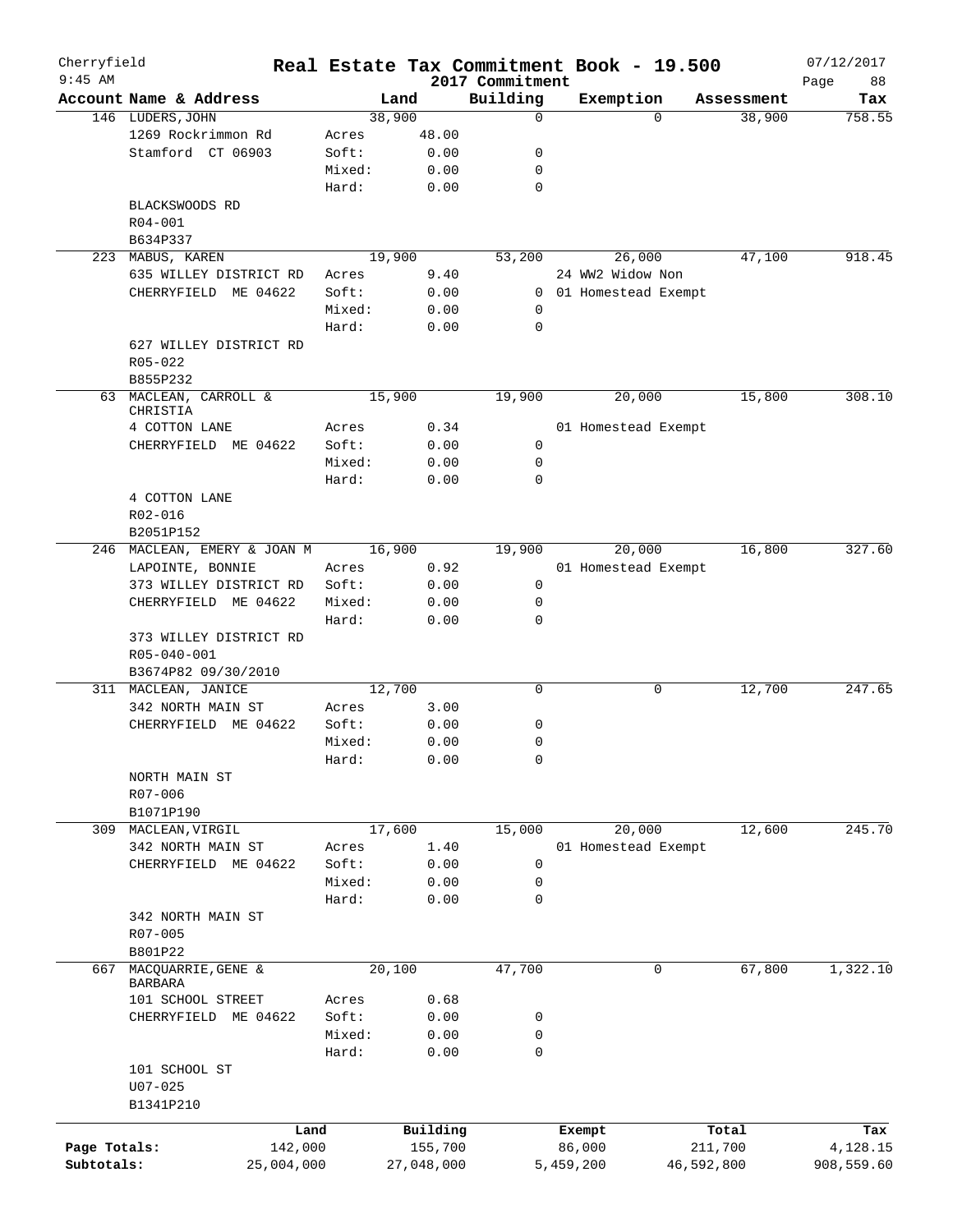# Real Estate Tax Commitment Book - 19.500

Cherryfield
9:45 AM

2017 Commitment

07/12/2017

| Account | Name & Address | | Land | Building | Exemption | Assessment | Tax |
|---|---|---|---|---|---|---|---|
| 146 | LUDERS, JOHN | | 38,900 | 0 | 0 | 38,900 | 758.55 |
| | 1269 Rockrimmon Rd | Acres | 48.00 | | | | |
| | Stamford CT 06903 | Soft: | 0.00 | 0 | | | |
| | | Mixed: | 0.00 | 0 | | | |
| | | Hard: | 0.00 | 0 | | | |
| | BLACKSWOODS RD | | | | | | |
| | R04-001 | | | | | | |
| | B634P337 | | | | | | |
| 223 | MABUS, KAREN | | 19,900 | 53,200 | 26,000 | 47,100 | 918.45 |
| | 635 WILLEY DISTRICT RD | Acres | 9.40 | | 24 WW2 Widow Non | | |
| | CHERRYFIELD ME 04622 | Soft: | 0.00 | 0 | 01 Homestead Exempt | | |
| | | Mixed: | 0.00 | 0 | | | |
| | | Hard: | 0.00 | 0 | | | |
| | 627 WILLEY DISTRICT RD | | | | | | |
| | R05-022 | | | | | | |
| | B855P232 | | | | | | |
| 63 | MACLEAN, CARROLL & CHRISTIA | | 15,900 | 19,900 | 20,000 | 15,800 | 308.10 |
| | 4 COTTON LANE | Acres | 0.34 | | 01 Homestead Exempt | | |
| | CHERRYFIELD ME 04622 | Soft: | 0.00 | 0 | | | |
| | | Mixed: | 0.00 | 0 | | | |
| | | Hard: | 0.00 | 0 | | | |
| | 4 COTTON LANE | | | | | | |
| | R02-016 | | | | | | |
| | B2051P152 | | | | | | |
| 246 | MACLEAN, EMERY & JOAN M | | 16,900 | 19,900 | 20,000 | 16,800 | 327.60 |
| | LAPOINTE, BONNIE | Acres | 0.92 | | 01 Homestead Exempt | | |
| | 373 WILLEY DISTRICT RD | Soft: | 0.00 | 0 | | | |
| | CHERRYFIELD ME 04622 | Mixed: | 0.00 | 0 | | | |
| | | Hard: | 0.00 | 0 | | | |
| | 373 WILLEY DISTRICT RD | | | | | | |
| | R05-040-001 | | | | | | |
| | B3674P82 09/30/2010 | | | | | | |
| 311 | MACLEAN, JANICE | | 12,700 | 0 | 0 | 12,700 | 247.65 |
| | 342 NORTH MAIN ST | Acres | 3.00 | | | | |
| | CHERRYFIELD ME 04622 | Soft: | 0.00 | 0 | | | |
| | | Mixed: | 0.00 | 0 | | | |
| | | Hard: | 0.00 | 0 | | | |
| | NORTH MAIN ST | | | | | | |
| | R07-006 | | | | | | |
| | B1071P190 | | | | | | |
| 309 | MACLEAN, VIRGIL | | 17,600 | 15,000 | 20,000 | 12,600 | 245.70 |
| | 342 NORTH MAIN ST | Acres | 1.40 | | 01 Homestead Exempt | | |
| | CHERRYFIELD ME 04622 | Soft: | 0.00 | 0 | | | |
| | | Mixed: | 0.00 | 0 | | | |
| | | Hard: | 0.00 | 0 | | | |
| | 342 NORTH MAIN ST | | | | | | |
| | R07-005 | | | | | | |
| | B801P22 | | | | | | |
| 667 | MACQUARRIE, GENE & BARBARA | | 20,100 | 47,700 | 0 | 67,800 | 1,322.10 |
| | 101 SCHOOL STREET | Acres | 0.68 | | | | |
| | CHERRYFIELD ME 04622 | Soft: | 0.00 | 0 | | | |
| | | Mixed: | 0.00 | 0 | | | |
| | | Hard: | 0.00 | 0 | | | |
| | 101 SCHOOL ST | | | | | | |
| | U07-025 | | | | | | |
| | B1341P210 | | | | | | |

| | Land | Building | Exempt | Total | Tax |
|---|---|---|---|---|---|
| Page Totals: | 142,000 | 155,700 | 86,000 | 211,700 | 4,128.15 |
| Subtotals: | 25,004,000 | 27,048,000 | 5,459,200 | 46,592,800 | 908,559.60 |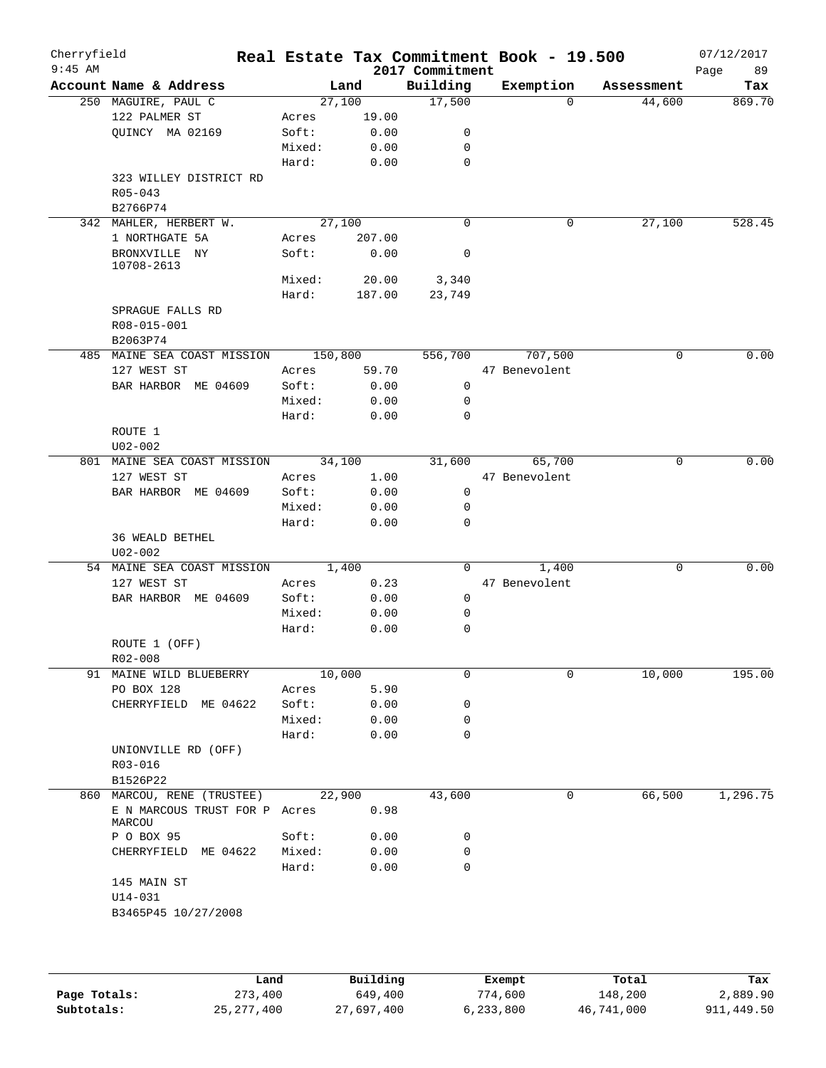Cherryfield 9:45 AM

# Real Estate Tax Commitment Book - 19.500

2017 Commitment

07/12/2017

| Account Name & Address | Land | | Building | Exemption | Assessment | Tax |
|---|---|---|---|---|---|---|
| 250 MAGUIRE, PAUL C | 27,100 | | 17,500 | 0 | 44,600 | 869.70 |
| 122 PALMER ST | Acres | 19.00 | | | | |
| QUINCY MA 02169 | Soft: | 0.00 | 0 | | | |
| | Mixed: | 0.00 | 0 | | | |
| | Hard: | 0.00 | 0 | | | |
| 323 WILLEY DISTRICT RD | | | | | | |
| R05-043 | | | | | | |
| B2766P74 | | | | | | |
| 342 MAHLER, HERBERT W. | 27,100 | | 0 | 0 | 27,100 | 528.45 |
| 1 NORTHGATE 5A | Acres | 207.00 | | | | |
| BRONXVILLE NY 10708-2613 | Soft: | 0.00 | 0 | | | |
| | Mixed: | 20.00 | 3,340 | | | |
| | Hard: | 187.00 | 23,749 | | | |
| SPRAGUE FALLS RD | | | | | | |
| R08-015-001 | | | | | | |
| B2063P74 | | | | | | |
| 485 MAINE SEA COAST MISSION | 150,800 | | 556,700 | 707,500 | 0 | 0.00 |
| 127 WEST ST | Acres | 59.70 | | 47 Benevolent | | |
| BAR HARBOR ME 04609 | Soft: | 0.00 | 0 | | | |
| | Mixed: | 0.00 | 0 | | | |
| | Hard: | 0.00 | 0 | | | |
| ROUTE 1 | | | | | | |
| U02-002 | | | | | | |
| 801 MAINE SEA COAST MISSION | 34,100 | | 31,600 | 65,700 | 0 | 0.00 |
| 127 WEST ST | Acres | 1.00 | | 47 Benevolent | | |
| BAR HARBOR ME 04609 | Soft: | 0.00 | 0 | | | |
| | Mixed: | 0.00 | 0 | | | |
| | Hard: | 0.00 | 0 | | | |
| 36 WEALD BETHEL | | | | | | |
| U02-002 | | | | | | |
| 54 MAINE SEA COAST MISSION | 1,400 | | 0 | 1,400 | 0 | 0.00 |
| 127 WEST ST | Acres | 0.23 | | 47 Benevolent | | |
| BAR HARBOR ME 04609 | Soft: | 0.00 | 0 | | | |
| | Mixed: | 0.00 | 0 | | | |
| | Hard: | 0.00 | 0 | | | |
| ROUTE 1 (OFF) | | | | | | |
| R02-008 | | | | | | |
| 91 MAINE WILD BLUEBERRY | 10,000 | | 0 | 0 | 10,000 | 195.00 |
| PO BOX 128 | Acres | 5.90 | | | | |
| CHERRYFIELD ME 04622 | Soft: | 0.00 | 0 | | | |
| | Mixed: | 0.00 | 0 | | | |
| | Hard: | 0.00 | 0 | | | |
| UNIONVILLE RD (OFF) | | | | | | |
| R03-016 | | | | | | |
| B1526P22 | | | | | | |
| 860 MARCOU, RENE (TRUSTEE) | 22,900 | | 43,600 | 0 | 66,500 | 1,296.75 |
| E N MARCOUS TRUST FOR P MARCOU | Acres | 0.98 | | | | |
| P O BOX 95 | Soft: | 0.00 | 0 | | | |
| CHERRYFIELD ME 04622 | Mixed: | 0.00 | 0 | | | |
| | Hard: | 0.00 | 0 | | | |
| 145 MAIN ST | | | | | | |
| U14-031 | | | | | | |
| B3465P45 10/27/2008 | | | | | | |

| | Land | Building | Exempt | Total | Tax |
|---|---|---|---|---|---|
| Page Totals: | 273,400 | 649,400 | 774,600 | 148,200 | 2,889.90 |
| Subtotals: | 25,277,400 | 27,697,400 | 6,233,800 | 46,741,000 | 911,449.50 |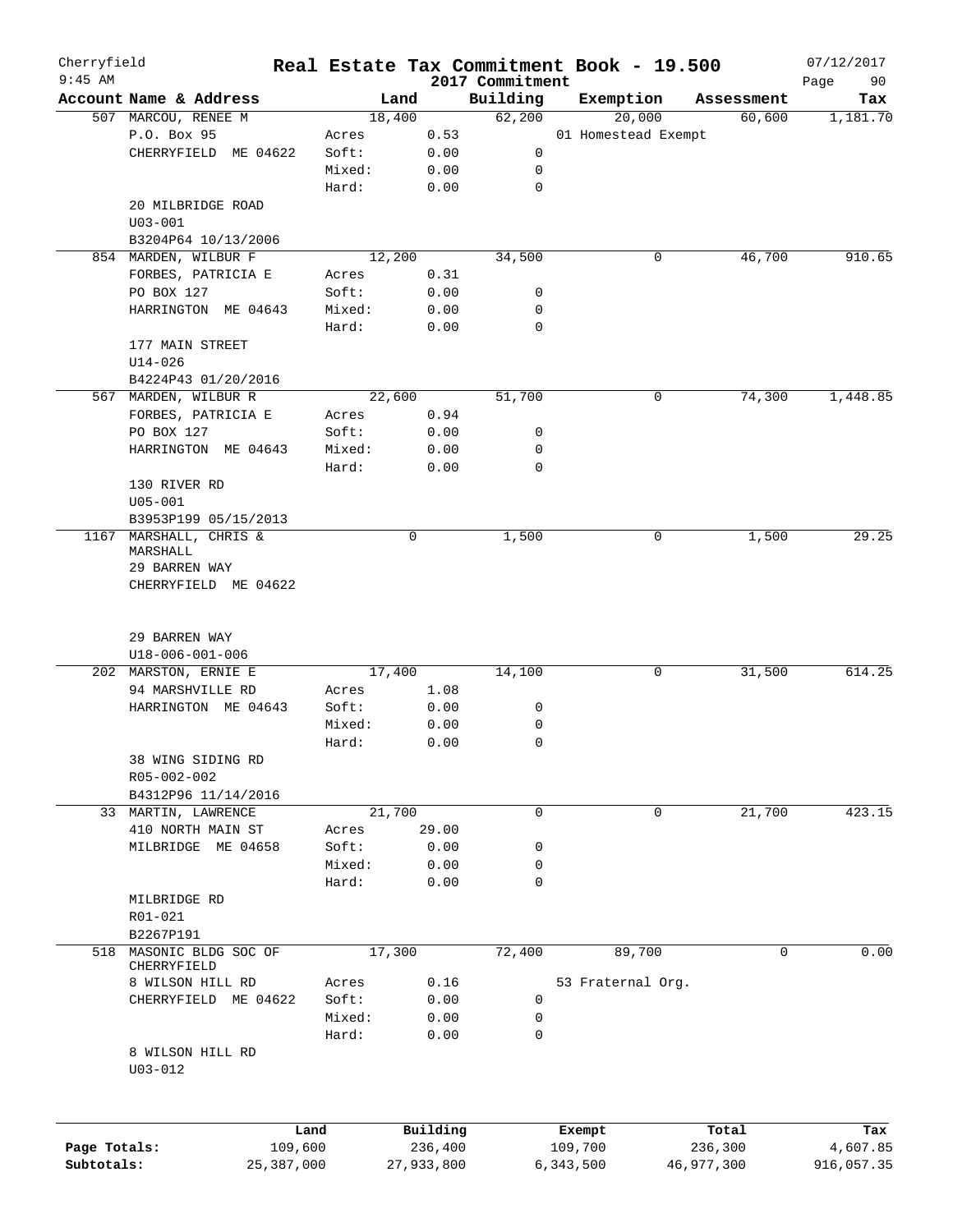# Real Estate Tax Commitment Book - 19.500

Cherryfield
9:45 AM
2017 Commitment
07/12/2017

| Account Name & Address | Land | | Building | Exemption | Assessment | Tax |
|---|---|---|---|---|---|---|
| 507 MARCOU, RENEE M | 18,400 | | 62,200 | 20,000 | 60,600 | 1,181.70 |
| P.O. Box 95 | Acres | 0.53 | | 01 Homestead Exempt | | |
| CHERRYFIELD ME 04622 | Soft: | 0.00 | 0 | | | |
| | Mixed: | 0.00 | 0 | | | |
| | Hard: | 0.00 | 0 | | | |
| 20 MILBRIDGE ROAD | | | | | | |
| U03-001 | | | | | | |
| B3204P64 10/13/2006 | | | | | | |
| 854 MARDEN, WILBUR F | 12,200 | | 34,500 | 0 | 46,700 | 910.65 |
| FORBES, PATRICIA E | Acres | 0.31 | | | | |
| PO BOX 127 | Soft: | 0.00 | 0 | | | |
| HARRINGTON ME 04643 | Mixed: | 0.00 | 0 | | | |
| | Hard: | 0.00 | 0 | | | |
| 177 MAIN STREET | | | | | | |
| U14-026 | | | | | | |
| B4224P43 01/20/2016 | | | | | | |
| 567 MARDEN, WILBUR R | 22,600 | | 51,700 | 0 | 74,300 | 1,448.85 |
| FORBES, PATRICIA E | Acres | 0.94 | | | | |
| PO BOX 127 | Soft: | 0.00 | 0 | | | |
| HARRINGTON ME 04643 | Mixed: | 0.00 | 0 | | | |
| | Hard: | 0.00 | 0 | | | |
| 130 RIVER RD | | | | | | |
| U05-001 | | | | | | |
| B3953P199 05/15/2013 | | | | | | |
| 1167 MARSHALL, CHRIS & MARSHALL | 0 | | 1,500 | 0 | 1,500 | 29.25 |
| 29 BARREN WAY | | | | | | |
| CHERRYFIELD ME 04622 | | | | | | |
| 29 BARREN WAY | | | | | | |
| U18-006-001-006 | | | | | | |
| 202 MARSTON, ERNIE E | 17,400 | | 14,100 | 0 | 31,500 | 614.25 |
| 94 MARSHVILLE RD | Acres | 1.08 | | | | |
| HARRINGTON ME 04643 | Soft: | 0.00 | 0 | | | |
| | Mixed: | 0.00 | 0 | | | |
| | Hard: | 0.00 | 0 | | | |
| 38 WING SIDING RD | | | | | | |
| R05-002-002 | | | | | | |
| B4312P96 11/14/2016 | | | | | | |
| 33 MARTIN, LAWRENCE | 21,700 | | 0 | 0 | 21,700 | 423.15 |
| 410 NORTH MAIN ST | Acres | 29.00 | | | | |
| MILBRIDGE ME 04658 | Soft: | 0.00 | 0 | | | |
| | Mixed: | 0.00 | 0 | | | |
| | Hard: | 0.00 | 0 | | | |
| MILBRIDGE RD | | | | | | |
| R01-021 | | | | | | |
| B2267P191 | | | | | | |
| 518 MASONIC BLDG SOC OF CHERRYFIELD | 17,300 | | 72,400 | 89,700 | 0 | 0.00 |
| 8 WILSON HILL RD | Acres | 0.16 | | 53 Fraternal Org. | | |
| CHERRYFIELD ME 04622 | Soft: | 0.00 | 0 | | | |
| | Mixed: | 0.00 | 0 | | | |
| | Hard: | 0.00 | 0 | | | |
| 8 WILSON HILL RD | | | | | | |
| U03-012 | | | | | | |

| | Land | Building | Exempt | Total | Tax |
|---|---|---|---|---|---|
| Page Totals: | 109,600 | 236,400 | 109,700 | 236,300 | 4,607.85 |
| Subtotals: | 25,387,000 | 27,933,800 | 6,343,500 | 46,977,300 | 916,057.35 |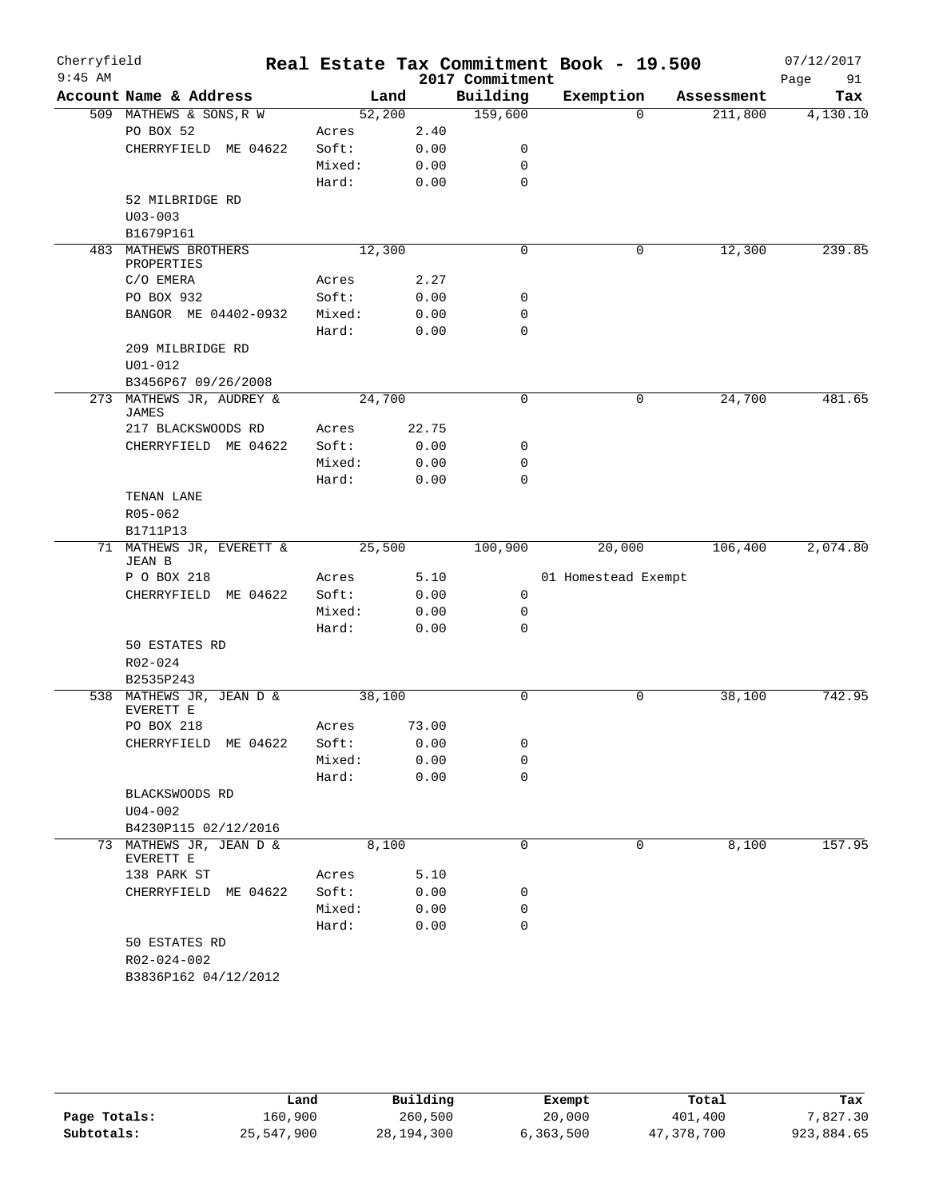# Cherryfield — Real Estate Tax Commitment Book - 19.500 — 2017 Commitment

9:45 AM — 07/12/2017

| Account Name & Address | Land | | Building | Exemption | Assessment | Tax |
|---|---|---|---|---|---|---|
| 509 MATHEWS & SONS,R W | 52,200 | | 159,600 | 0 | 211,800 | 4,130.10 |
| PO BOX 52 | Acres | 2.40 | | | | |
| CHERRYFIELD ME 04622 | Soft: | 0.00 | 0 | | | |
| | Mixed: | 0.00 | 0 | | | |
| | Hard: | 0.00 | 0 | | | |
| 52 MILBRIDGE RD | | | | | | |
| U03-003 | | | | | | |
| B1679P161 | | | | | | |
| 483 MATHEWS BROTHERS PROPERTIES | 12,300 | | 0 | 0 | 12,300 | 239.85 |
| C/O EMERA | Acres | 2.27 | | | | |
| PO BOX 932 | Soft: | 0.00 | 0 | | | |
| BANGOR ME 04402-0932 | Mixed: | 0.00 | 0 | | | |
| | Hard: | 0.00 | 0 | | | |
| 209 MILBRIDGE RD | | | | | | |
| U01-012 | | | | | | |
| B3456P67 09/26/2008 | | | | | | |
| 273 MATHEWS JR, AUDREY & JAMES | 24,700 | | 0 | 0 | 24,700 | 481.65 |
| 217 BLACKSWOODS RD | Acres | 22.75 | | | | |
| CHERRYFIELD ME 04622 | Soft: | 0.00 | 0 | | | |
| | Mixed: | 0.00 | 0 | | | |
| | Hard: | 0.00 | 0 | | | |
| TENAN LANE | | | | | | |
| R05-062 | | | | | | |
| B1711P13 | | | | | | |
| 71 MATHEWS JR, EVERETT & JEAN B | 25,500 | | 100,900 | 20,000 | 106,400 | 2,074.80 |
| P O BOX 218 | Acres | 5.10 | | 01 Homestead Exempt | | |
| CHERRYFIELD ME 04622 | Soft: | 0.00 | 0 | | | |
| | Mixed: | 0.00 | 0 | | | |
| | Hard: | 0.00 | 0 | | | |
| 50 ESTATES RD | | | | | | |
| R02-024 | | | | | | |
| B2535P243 | | | | | | |
| 538 MATHEWS JR, JEAN D & EVERETT E | 38,100 | | 0 | 0 | 38,100 | 742.95 |
| PO BOX 218 | Acres | 73.00 | | | | |
| CHERRYFIELD ME 04622 | Soft: | 0.00 | 0 | | | |
| | Mixed: | 0.00 | 0 | | | |
| | Hard: | 0.00 | 0 | | | |
| BLACKSWOODS RD | | | | | | |
| U04-002 | | | | | | |
| B4230P115 02/12/2016 | | | | | | |
| 73 MATHEWS JR, JEAN D & EVERETT E | 8,100 | | 0 | 0 | 8,100 | 157.95 |
| 138 PARK ST | Acres | 5.10 | | | | |
| CHERRYFIELD ME 04622 | Soft: | 0.00 | 0 | | | |
| | Mixed: | 0.00 | 0 | | | |
| | Hard: | 0.00 | 0 | | | |
| 50 ESTATES RD | | | | | | |
| R02-024-002 | | | | | | |
| B3836P162 04/12/2012 | | | | | | |

| | Land | Building | Exempt | Total | Tax |
|---|---|---|---|---|---|
| Page Totals: | 160,900 | 260,500 | 20,000 | 401,400 | 7,827.30 |
| Subtotals: | 25,547,900 | 28,194,300 | 6,363,500 | 47,378,700 | 923,884.65 |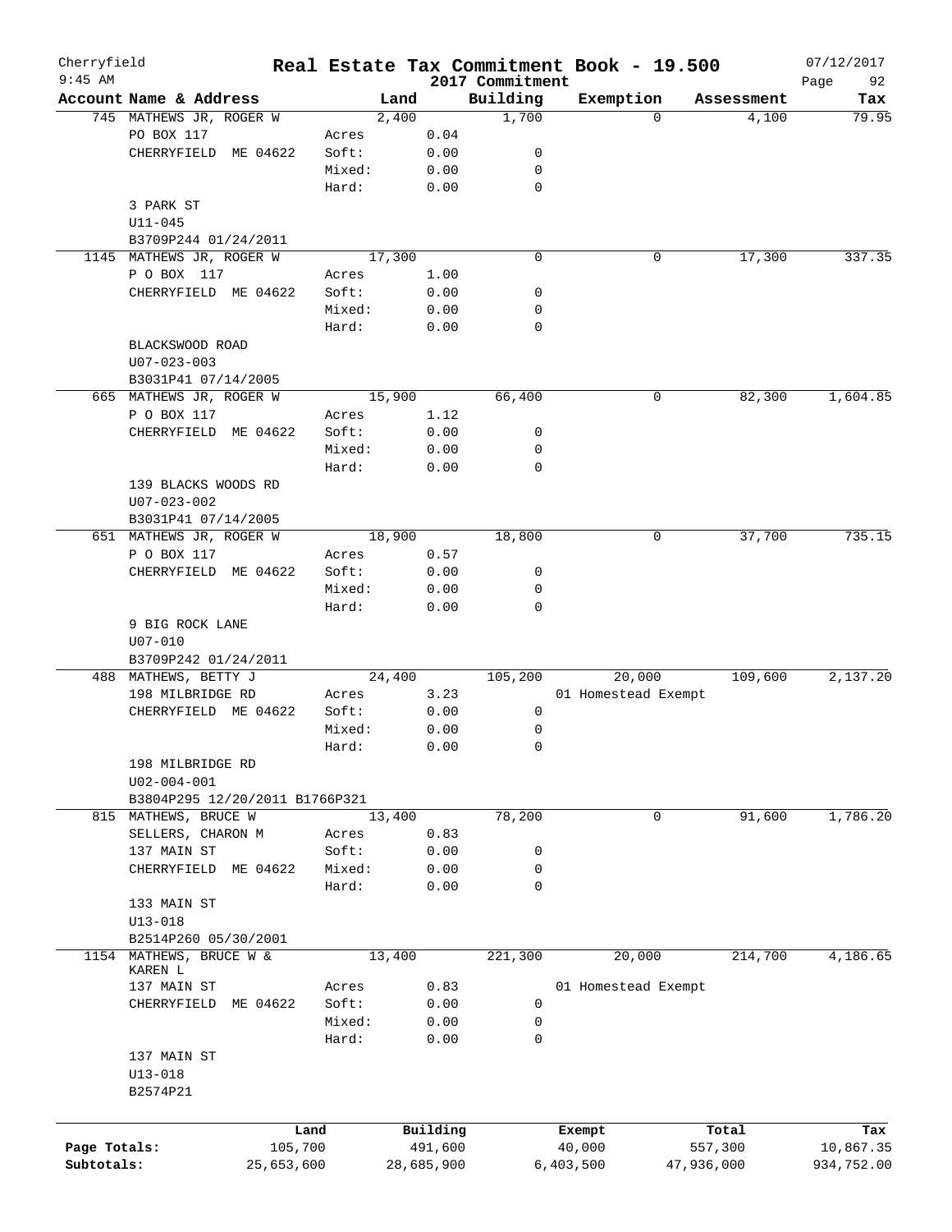# Cherryfield — Real Estate Tax Commitment Book - 19.500

9:45 AM — 2017 Commitment — 07/12/2017

| Account Name & Address | Land | | Building | Exemption | Assessment | Tax |
|---|---|---|---|---|---|---|
| 745 MATHEWS JR, ROGER W | 2,400 | | 1,700 | 0 | 4,100 | 79.95 |
| PO BOX 117 | Acres | 0.04 | | | | |
| CHERRYFIELD ME 04622 | Soft: | 0.00 | 0 | | | |
| | Mixed: | 0.00 | 0 | | | |
| | Hard: | 0.00 | 0 | | | |
| 3 PARK ST | | | | | | |
| U11-045 | | | | | | |
| B3709P244 01/24/2011 | | | | | | |
| 1145 MATHEWS JR, ROGER W | 17,300 | | 0 | 0 | 17,300 | 337.35 |
| P O BOX 117 | Acres | 1.00 | | | | |
| CHERRYFIELD ME 04622 | Soft: | 0.00 | 0 | | | |
| | Mixed: | 0.00 | 0 | | | |
| | Hard: | 0.00 | 0 | | | |
| BLACKSWOOD ROAD | | | | | | |
| U07-023-003 | | | | | | |
| B3031P41 07/14/2005 | | | | | | |
| 665 MATHEWS JR, ROGER W | 15,900 | | 66,400 | 0 | 82,300 | 1,604.85 |
| P O BOX 117 | Acres | 1.12 | | | | |
| CHERRYFIELD ME 04622 | Soft: | 0.00 | 0 | | | |
| | Mixed: | 0.00 | 0 | | | |
| | Hard: | 0.00 | 0 | | | |
| 139 BLACKS WOODS RD | | | | | | |
| U07-023-002 | | | | | | |
| B3031P41 07/14/2005 | | | | | | |
| 651 MATHEWS JR, ROGER W | 18,900 | | 18,800 | 0 | 37,700 | 735.15 |
| P O BOX 117 | Acres | 0.57 | | | | |
| CHERRYFIELD ME 04622 | Soft: | 0.00 | 0 | | | |
| | Mixed: | 0.00 | 0 | | | |
| | Hard: | 0.00 | 0 | | | |
| 9 BIG ROCK LANE | | | | | | |
| U07-010 | | | | | | |
| B3709P242 01/24/2011 | | | | | | |
| 488 MATHEWS, BETTY J | 24,400 | | 105,200 | 20,000 | 109,600 | 2,137.20 |
| 198 MILBRIDGE RD | Acres | 3.23 | | 01 Homestead Exempt | | |
| CHERRYFIELD ME 04622 | Soft: | 0.00 | 0 | | | |
| | Mixed: | 0.00 | 0 | | | |
| | Hard: | 0.00 | 0 | | | |
| 198 MILBRIDGE RD | | | | | | |
| U02-004-001 | | | | | | |
| B3804P295 12/20/2011 B1766P321 | | | | | | |
| 815 MATHEWS, BRUCE W | 13,400 | | 78,200 | 0 | 91,600 | 1,786.20 |
| SELLERS, CHARON M | Acres | 0.83 | | | | |
| 137 MAIN ST | Soft: | 0.00 | 0 | | | |
| CHERRYFIELD ME 04622 | Mixed: | 0.00 | 0 | | | |
| | Hard: | 0.00 | 0 | | | |
| 133 MAIN ST | | | | | | |
| U13-018 | | | | | | |
| B2514P260 05/30/2001 | | | | | | |
| 1154 MATHEWS, BRUCE W & KAREN L | 13,400 | | 221,300 | 20,000 | 214,700 | 4,186.65 |
| 137 MAIN ST | Acres | 0.83 | | 01 Homestead Exempt | | |
| CHERRYFIELD ME 04622 | Soft: | 0.00 | 0 | | | |
| | Mixed: | 0.00 | 0 | | | |
| | Hard: | 0.00 | 0 | | | |
| 137 MAIN ST | | | | | | |
| U13-018 | | | | | | |
| B2574P21 | | | | | | |

| | Land | Building | Exempt | Total | Tax |
|---|---|---|---|---|---|
| Page Totals: | 105,700 | 491,600 | 40,000 | 557,300 | 10,867.35 |
| Subtotals: | 25,653,600 | 28,685,900 | 6,403,500 | 47,936,000 | 934,752.00 |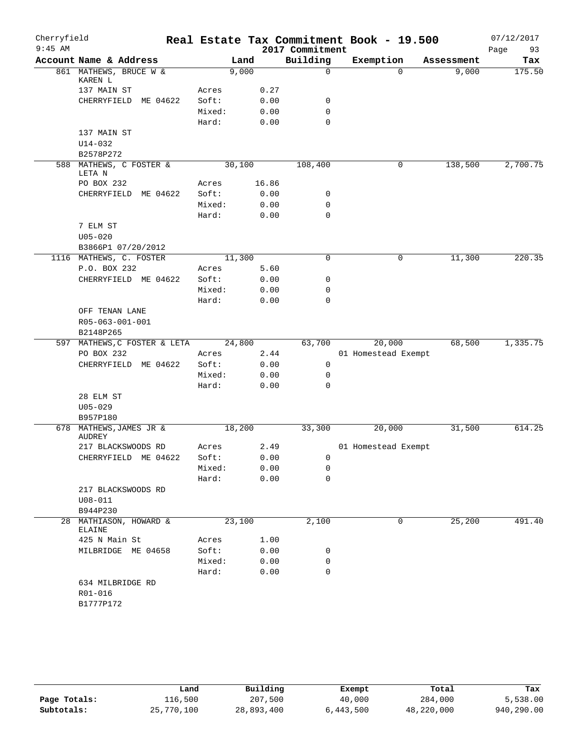Cherryfield 9:45 AM

# Real Estate Tax Commitment Book - 19.500

2017 Commitment

07/12/2017

| Account Name & Address | | Land | Building | Exemption | Assessment | Tax |
|---|---|---|---|---|---|---|
| 861 MATHEWS, BRUCE W & KAREN L | | 9,000 | 0 | 0 | 9,000 | 175.50 |
| 137 MAIN ST | Acres | 0.27 | | | | |
| CHERRYFIELD ME 04622 | Soft: | 0.00 | 0 | | | |
| | Mixed: | 0.00 | 0 | | | |
| | Hard: | 0.00 | 0 | | | |
| 137 MAIN ST | | | | | | |
| U14-032 | | | | | | |
| B2578P272 | | | | | | |
| 588 MATHEWS, C FOSTER & LETA N | | 30,100 | 108,400 | 0 | 138,500 | 2,700.75 |
| PO BOX 232 | Acres | 16.86 | | | | |
| CHERRYFIELD ME 04622 | Soft: | 0.00 | 0 | | | |
| | Mixed: | 0.00 | 0 | | | |
| | Hard: | 0.00 | 0 | | | |
| 7 ELM ST | | | | | | |
| U05-020 | | | | | | |
| B3866P1 07/20/2012 | | | | | | |
| 1116 MATHEWS, C. FOSTER | | 11,300 | 0 | 0 | 11,300 | 220.35 |
| P.O. BOX 232 | Acres | 5.60 | | | | |
| CHERRYFIELD ME 04622 | Soft: | 0.00 | 0 | | | |
| | Mixed: | 0.00 | 0 | | | |
| | Hard: | 0.00 | 0 | | | |
| OFF TENAN LANE | | | | | | |
| R05-063-001-001 | | | | | | |
| B2148P265 | | | | | | |
| 597 MATHEWS,C FOSTER & LETA | | 24,800 | 63,700 | 20,000 | 68,500 | 1,335.75 |
| PO BOX 232 | Acres | 2.44 | | 01 Homestead Exempt | | |
| CHERRYFIELD ME 04622 | Soft: | 0.00 | 0 | | | |
| | Mixed: | 0.00 | 0 | | | |
| | Hard: | 0.00 | 0 | | | |
| 28 ELM ST | | | | | | |
| U05-029 | | | | | | |
| B957P180 | | | | | | |
| 678 MATHEWS,JAMES JR & AUDREY | | 18,200 | 33,300 | 20,000 | 31,500 | 614.25 |
| 217 BLACKSWOODS RD | Acres | 2.49 | | 01 Homestead Exempt | | |
| CHERRYFIELD ME 04622 | Soft: | 0.00 | 0 | | | |
| | Mixed: | 0.00 | 0 | | | |
| | Hard: | 0.00 | 0 | | | |
| 217 BLACKSWOODS RD | | | | | | |
| U08-011 | | | | | | |
| B944P230 | | | | | | |
| 28 MATHIASON, HOWARD & ELAINE | | 23,100 | 2,100 | 0 | 25,200 | 491.40 |
| 425 N Main St | Acres | 1.00 | | | | |
| MILBRIDGE ME 04658 | Soft: | 0.00 | 0 | | | |
| | Mixed: | 0.00 | 0 | | | |
| | Hard: | 0.00 | 0 | | | |
| 634 MILBRIDGE RD | | | | | | |
| R01-016 | | | | | | |
| B1777P172 | | | | | | |

| | Land | Building | Exempt | Total | Tax |
|---|---|---|---|---|---|
| Page Totals: | 116,500 | 207,500 | 40,000 | 284,000 | 5,538.00 |
| Subtotals: | 25,770,100 | 28,893,400 | 6,443,500 | 48,220,000 | 940,290.00 |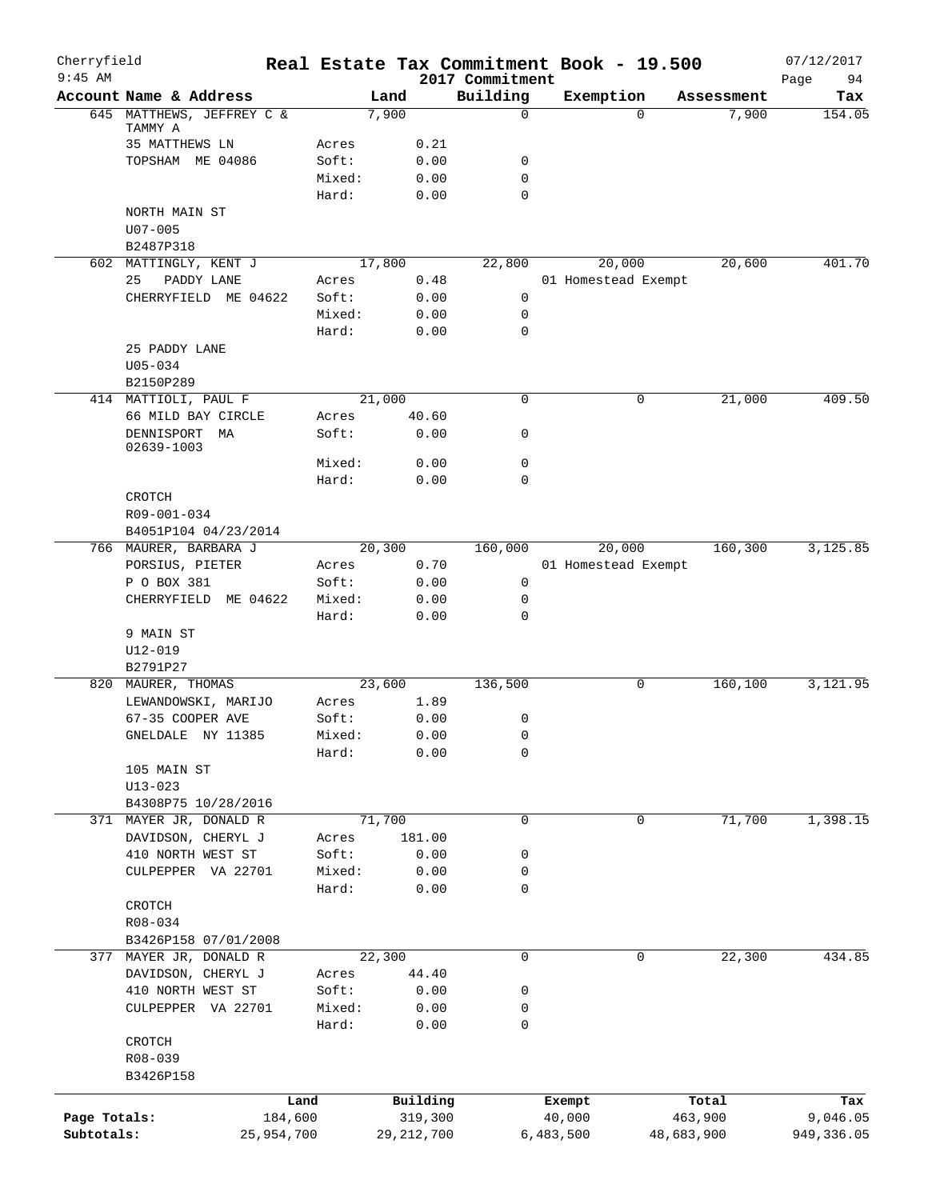# Real Estate Tax Commitment Book - 19.500

Cherryfield
9:45 AM

2017 Commitment

07/12/2017

| Account Name & Address | | Land | Building | Exemption | Assessment | Tax |
|---|---|---|---|---|---|---|
| 645 MATTHEWS, JEFFREY C & TAMMY A | | 7,900 | 0 | 0 | 7,900 | 154.05 |
| 35 MATTHEWS LN | Acres | 0.21 | | | | |
| TOPSHAM ME 04086 | Soft: | 0.00 | 0 | | | |
| | Mixed: | 0.00 | 0 | | | |
| | Hard: | 0.00 | 0 | | | |
| NORTH MAIN ST | | | | | | |
| U07-005 | | | | | | |
| B2487P318 | | | | | | |
| 602 MATTINGLY, KENT J | | 17,800 | 22,800 | 20,000 | 20,600 | 401.70 |
| 25 PADDY LANE | Acres | 0.48 | | 01 Homestead Exempt | | |
| CHERRYFIELD ME 04622 | Soft: | 0.00 | 0 | | | |
| | Mixed: | 0.00 | 0 | | | |
| | Hard: | 0.00 | 0 | | | |
| 25 PADDY LANE | | | | | | |
| U05-034 | | | | | | |
| B2150P289 | | | | | | |
| 414 MATTIOLI, PAUL F | | 21,000 | 0 | 0 | 21,000 | 409.50 |
| 66 MILD BAY CIRCLE | Acres | 40.60 | | | | |
| DENNISPORT MA 02639-1003 | Soft: | 0.00 | 0 | | | |
| | Mixed: | 0.00 | 0 | | | |
| | Hard: | 0.00 | 0 | | | |
| CROTCH | | | | | | |
| R09-001-034 | | | | | | |
| B4051P104 04/23/2014 | | | | | | |
| 766 MAURER, BARBARA J | | 20,300 | 160,000 | 20,000 | 160,300 | 3,125.85 |
| PORSIUS, PIETER | Acres | 0.70 | | 01 Homestead Exempt | | |
| P O BOX 381 | Soft: | 0.00 | 0 | | | |
| CHERRYFIELD ME 04622 | Mixed: | 0.00 | 0 | | | |
| | Hard: | 0.00 | 0 | | | |
| 9 MAIN ST | | | | | | |
| U12-019 | | | | | | |
| B2791P27 | | | | | | |
| 820 MAURER, THOMAS | | 23,600 | 136,500 | 0 | 160,100 | 3,121.95 |
| LEWANDOWSKI, MARIJO | Acres | 1.89 | | | | |
| 67-35 COOPER AVE | Soft: | 0.00 | 0 | | | |
| GNELDALE NY 11385 | Mixed: | 0.00 | 0 | | | |
| | Hard: | 0.00 | 0 | | | |
| 105 MAIN ST | | | | | | |
| U13-023 | | | | | | |
| B4308P75 10/28/2016 | | | | | | |
| 371 MAYER JR, DONALD R | | 71,700 | 0 | 0 | 71,700 | 1,398.15 |
| DAVIDSON, CHERYL J | Acres | 181.00 | | | | |
| 410 NORTH WEST ST | Soft: | 0.00 | 0 | | | |
| CULPEPPER VA 22701 | Mixed: | 0.00 | 0 | | | |
| | Hard: | 0.00 | 0 | | | |
| CROTCH | | | | | | |
| R08-034 | | | | | | |
| B3426P158 07/01/2008 | | | | | | |
| 377 MAYER JR, DONALD R | | 22,300 | 0 | 0 | 22,300 | 434.85 |
| DAVIDSON, CHERYL J | Acres | 44.40 | | | | |
| 410 NORTH WEST ST | Soft: | 0.00 | 0 | | | |
| CULPEPPER VA 22701 | Mixed: | 0.00 | 0 | | | |
| | Hard: | 0.00 | 0 | | | |
| CROTCH | | | | | | |
| R08-039 | | | | | | |
| B3426P158 | | | | | | |

| | Land | Building | Exempt | Total | Tax |
|---|---|---|---|---|---|
| Page Totals: | 184,600 | 319,300 | 40,000 | 463,900 | 9,046.05 |
| Subtotals: | 25,954,700 | 29,212,700 | 6,483,500 | 48,683,900 | 949,336.05 |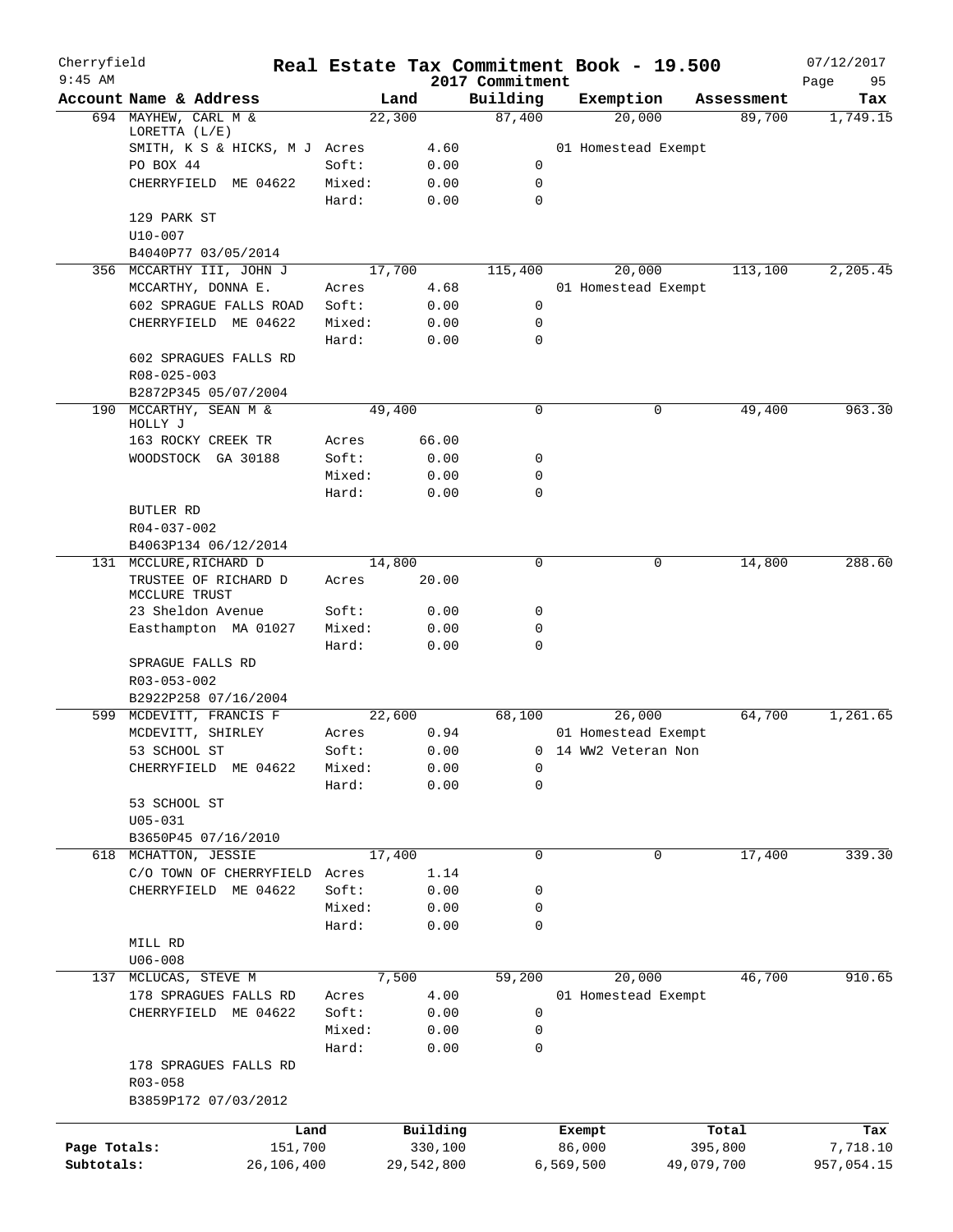Cherryfield 9:45 AM

# Real Estate Tax Commitment Book - 19.500

2017 Commitment

07/12/2017

| Account Name & Address | | Land | Building | Exemption | Assessment | Tax |
|---|---|---|---|---|---|---|
| 694 MAYHEW, CARL M & LORETTA (L/E) | | 22,300 | 87,400 | 20,000 | 89,700 | 1,749.15 |
| SMITH, K S & HICKS, M J | Acres | 4.60 | | 01 Homestead Exempt | | |
| PO BOX 44 | Soft: | 0.00 | 0 | | | |
| CHERRYFIELD ME 04622 | Mixed: | 0.00 | 0 | | | |
| | Hard: | 0.00 | 0 | | | |
| 129 PARK ST | | | | | | |
| U10-007 | | | | | | |
| B4040P77 03/05/2014 | | | | | | |
| 356 MCCARTHY III, JOHN J | | 17,700 | 115,400 | 20,000 | 113,100 | 2,205.45 |
| MCCARTHY, DONNA E. | Acres | 4.68 | | 01 Homestead Exempt | | |
| 602 SPRAGUE FALLS ROAD | Soft: | 0.00 | 0 | | | |
| CHERRYFIELD ME 04622 | Mixed: | 0.00 | 0 | | | |
| | Hard: | 0.00 | 0 | | | |
| 602 SPRAGUES FALLS RD | | | | | | |
| R08-025-003 | | | | | | |
| B2872P345 05/07/2004 | | | | | | |
| 190 MCCARTHY, SEAN M & HOLLY J | | 49,400 | 0 | 0 | 49,400 | 963.30 |
| 163 ROCKY CREEK TR | Acres | 66.00 | | | | |
| WOODSTOCK GA 30188 | Soft: | 0.00 | 0 | | | |
| | Mixed: | 0.00 | 0 | | | |
| | Hard: | 0.00 | 0 | | | |
| BUTLER RD | | | | | | |
| R04-037-002 | | | | | | |
| B4063P134 06/12/2014 | | | | | | |
| 131 MCCLURE,RICHARD D | | 14,800 | 0 | 0 | 14,800 | 288.60 |
| TRUSTEE OF RICHARD D MCCLURE TRUST | Acres | 20.00 | | | | |
| 23 Sheldon Avenue | Soft: | 0.00 | 0 | | | |
| Easthampton MA 01027 | Mixed: | 0.00 | 0 | | | |
| | Hard: | 0.00 | 0 | | | |
| SPRAGUE FALLS RD | | | | | | |
| R03-053-002 | | | | | | |
| B2922P258 07/16/2004 | | | | | | |
| 599 MCDEVITT, FRANCIS F | | 22,600 | 68,100 | 26,000 | 64,700 | 1,261.65 |
| MCDEVITT, SHIRLEY | Acres | 0.94 | | 01 Homestead Exempt | | |
| 53 SCHOOL ST | Soft: | 0.00 | 0 | 14 WW2 Veteran Non | | |
| CHERRYFIELD ME 04622 | Mixed: | 0.00 | 0 | | | |
| | Hard: | 0.00 | 0 | | | |
| 53 SCHOOL ST | | | | | | |
| U05-031 | | | | | | |
| B3650P45 07/16/2010 | | | | | | |
| 618 MCHATTON, JESSIE | | 17,400 | 0 | 0 | 17,400 | 339.30 |
| C/O TOWN OF CHERRYFIELD | Acres | 1.14 | | | | |
| CHERRYFIELD ME 04622 | Soft: | 0.00 | 0 | | | |
| | Mixed: | 0.00 | 0 | | | |
| | Hard: | 0.00 | 0 | | | |
| MILL RD | | | | | | |
| U06-008 | | | | | | |
| 137 MCLUCAS, STEVE M | | 7,500 | 59,200 | 20,000 | 46,700 | 910.65 |
| 178 SPRAGUES FALLS RD | Acres | 4.00 | | 01 Homestead Exempt | | |
| CHERRYFIELD ME 04622 | Soft: | 0.00 | 0 | | | |
| | Mixed: | 0.00 | 0 | | | |
| | Hard: | 0.00 | 0 | | | |
| 178 SPRAGUES FALLS RD | | | | | | |
| R03-058 | | | | | | |
| B3859P172 07/03/2012 | | | | | | |

| | Land | Building | Exempt | Total | Tax |
|---|---|---|---|---|---|
| Page Totals: | 151,700 | 330,100 | 86,000 | 395,800 | 7,718.10 |
| Subtotals: | 26,106,400 | 29,542,800 | 6,569,500 | 49,079,700 | 957,054.15 |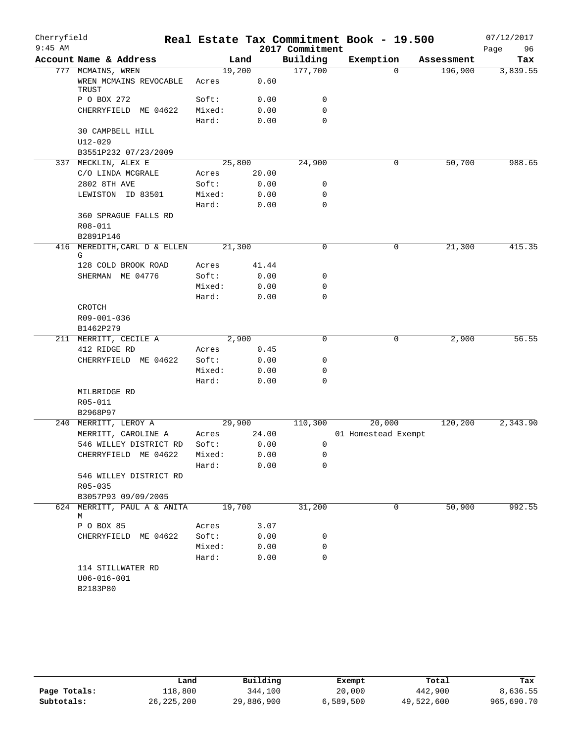# Cherryfield — Real Estate Tax Commitment Book - 19.500

9:45 AM — 2017 Commitment — 07/12/2017

| Account Name & Address | | Land | Building | Exemption | Assessment | Tax |
|---|---|---|---|---|---|---|
| 777 MCMAINS, WREN | | 19,200 | 177,700 | 0 | 196,900 | 3,839.55 |
| WREN MCMAINS REVOCABLE TRUST | Acres | 0.60 | | | | |
| P O BOX 272 | Soft: | 0.00 | 0 | | | |
| CHERRYFIELD ME 04622 | Mixed: | 0.00 | 0 | | | |
| | Hard: | 0.00 | 0 | | | |
| 30 CAMPBELL HILL | | | | | | |
| U12-029 | | | | | | |
| B3551P232 07/23/2009 | | | | | | |
| 337 MECKLIN, ALEX E | | 25,800 | 24,900 | 0 | 50,700 | 988.65 |
| C/O LINDA MCGRALE | Acres | 20.00 | | | | |
| 2802 8TH AVE | Soft: | 0.00 | 0 | | | |
| LEWISTON ID 83501 | Mixed: | 0.00 | 0 | | | |
| | Hard: | 0.00 | 0 | | | |
| 360 SPRAGUE FALLS RD | | | | | | |
| R08-011 | | | | | | |
| B2891P146 | | | | | | |
| 416 MEREDITH,CARL D & ELLEN G | | 21,300 | 0 | 0 | 21,300 | 415.35 |
| 128 COLD BROOK ROAD | Acres | 41.44 | | | | |
| SHERMAN ME 04776 | Soft: | 0.00 | 0 | | | |
| | Mixed: | 0.00 | 0 | | | |
| | Hard: | 0.00 | 0 | | | |
| CROTCH | | | | | | |
| R09-001-036 | | | | | | |
| B1462P279 | | | | | | |
| 211 MERRITT, CECILE A | | 2,900 | 0 | 0 | 2,900 | 56.55 |
| 412 RIDGE RD | Acres | 0.45 | | | | |
| CHERRYFIELD ME 04622 | Soft: | 0.00 | 0 | | | |
| | Mixed: | 0.00 | 0 | | | |
| | Hard: | 0.00 | 0 | | | |
| MILBRIDGE RD | | | | | | |
| R05-011 | | | | | | |
| B2968P97 | | | | | | |
| 240 MERRITT, LEROY A | | 29,900 | 110,300 | 20,000 | 120,200 | 2,343.90 |
| MERRITT, CAROLINE A | Acres | 24.00 | | 01 Homestead Exempt | | |
| 546 WILLEY DISTRICT RD | Soft: | 0.00 | 0 | | | |
| CHERRYFIELD ME 04622 | Mixed: | 0.00 | 0 | | | |
| | Hard: | 0.00 | 0 | | | |
| 546 WILLEY DISTRICT RD | | | | | | |
| R05-035 | | | | | | |
| B3057P93 09/09/2005 | | | | | | |
| 624 MERRITT, PAUL A & ANITA M | | 19,700 | 31,200 | 0 | 50,900 | 992.55 |
| P O BOX 85 | Acres | 3.07 | | | | |
| CHERRYFIELD ME 04622 | Soft: | 0.00 | 0 | | | |
| | Mixed: | 0.00 | 0 | | | |
| | Hard: | 0.00 | 0 | | | |
| 114 STILLWATER RD | | | | | | |
| U06-016-001 | | | | | | |
| B2183P80 | | | | | | |

| | Land | Building | Exempt | Total | Tax |
|---|---|---|---|---|---|
| Page Totals: | 118,800 | 344,100 | 20,000 | 442,900 | 8,636.55 |
| Subtotals: | 26,225,200 | 29,886,900 | 6,589,500 | 49,522,600 | 965,690.70 |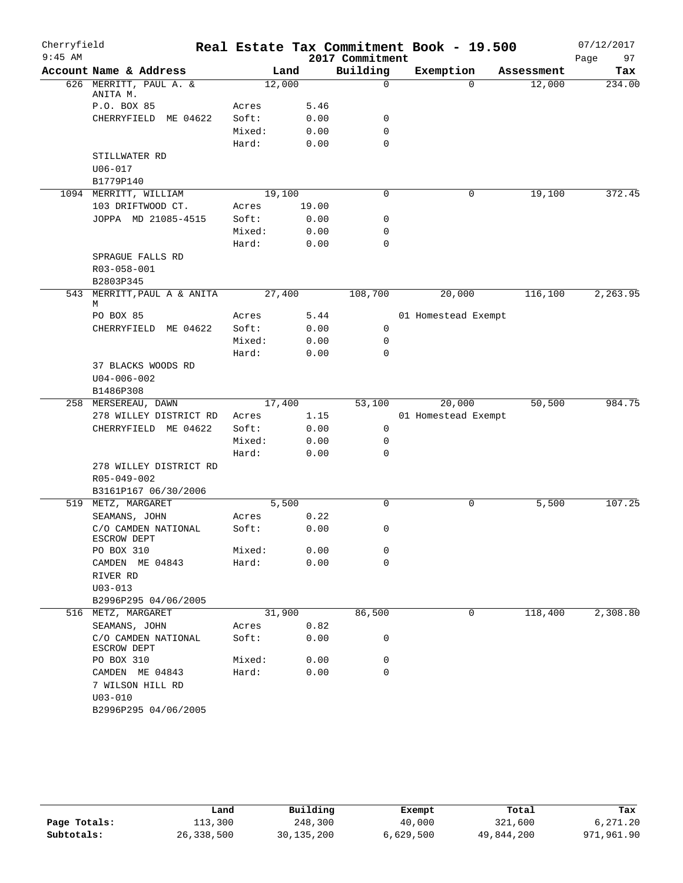# Cherryfield — Real Estate Tax Commitment Book - 19.500 — 2017 Commitment

9:45 AM — 07/12/2017

| Account Name & Address | | Land | Building | Exemption | Assessment | Tax |
|---|---|---|---|---|---|---|
| 626 MERRITT, PAUL A. & ANITA M. | | 12,000 | 0 | 0 | 12,000 | 234.00 |
| P.O. BOX 85 | Acres | 5.46 | | | | |
| CHERRYFIELD ME 04622 | Soft: | 0.00 | 0 | | | |
| | Mixed: | 0.00 | 0 | | | |
| | Hard: | 0.00 | 0 | | | |
| STILLWATER RD | | | | | | |
| U06-017 | | | | | | |
| B1779P140 | | | | | | |
| 1094 MERRITT, WILLIAM | | 19,100 | 0 | 0 | 19,100 | 372.45 |
| 103 DRIFTWOOD CT. | Acres | 19.00 | | | | |
| JOPPA MD 21085-4515 | Soft: | 0.00 | 0 | | | |
| | Mixed: | 0.00 | 0 | | | |
| | Hard: | 0.00 | 0 | | | |
| SPRAGUE FALLS RD | | | | | | |
| R03-058-001 | | | | | | |
| B2803P345 | | | | | | |
| 543 MERRITT, PAUL A & ANITA M | | 27,400 | 108,700 | 20,000 | 116,100 | 2,263.95 |
| PO BOX 85 | Acres | 5.44 | | 01 Homestead Exempt | | |
| CHERRYFIELD ME 04622 | Soft: | 0.00 | 0 | | | |
| | Mixed: | 0.00 | 0 | | | |
| | Hard: | 0.00 | 0 | | | |
| 37 BLACKS WOODS RD | | | | | | |
| U04-006-002 | | | | | | |
| B1486P308 | | | | | | |
| 258 MERSEREAU, DAWN | | 17,400 | 53,100 | 20,000 | 50,500 | 984.75 |
| 278 WILLEY DISTRICT RD | Acres | 1.15 | | 01 Homestead Exempt | | |
| CHERRYFIELD ME 04622 | Soft: | 0.00 | 0 | | | |
| | Mixed: | 0.00 | 0 | | | |
| | Hard: | 0.00 | 0 | | | |
| 278 WILLEY DISTRICT RD | | | | | | |
| R05-049-002 | | | | | | |
| B3161P167 06/30/2006 | | | | | | |
| 519 METZ, MARGARET | | 5,500 | 0 | 0 | 5,500 | 107.25 |
| SEAMANS, JOHN | Acres | 0.22 | | | | |
| C/O CAMDEN NATIONAL ESCROW DEPT | Soft: | 0.00 | 0 | | | |
| PO BOX 310 | Mixed: | 0.00 | 0 | | | |
| CAMDEN ME 04843 | Hard: | 0.00 | 0 | | | |
| RIVER RD | | | | | | |
| U03-013 | | | | | | |
| B2996P295 04/06/2005 | | | | | | |
| 516 METZ, MARGARET | | 31,900 | 86,500 | 0 | 118,400 | 2,308.80 |
| SEAMANS, JOHN | Acres | 0.82 | | | | |
| C/O CAMDEN NATIONAL ESCROW DEPT | Soft: | 0.00 | 0 | | | |
| PO BOX 310 | Mixed: | 0.00 | 0 | | | |
| CAMDEN ME 04843 | Hard: | 0.00 | 0 | | | |
| 7 WILSON HILL RD | | | | | | |
| U03-010 | | | | | | |
| B2996P295 04/06/2005 | | | | | | |

| | Land | Building | Exempt | Total | Tax |
|---|---|---|---|---|---|
| Page Totals: | 113,300 | 248,300 | 40,000 | 321,600 | 6,271.20 |
| Subtotals: | 26,338,500 | 30,135,200 | 6,629,500 | 49,844,200 | 971,961.90 |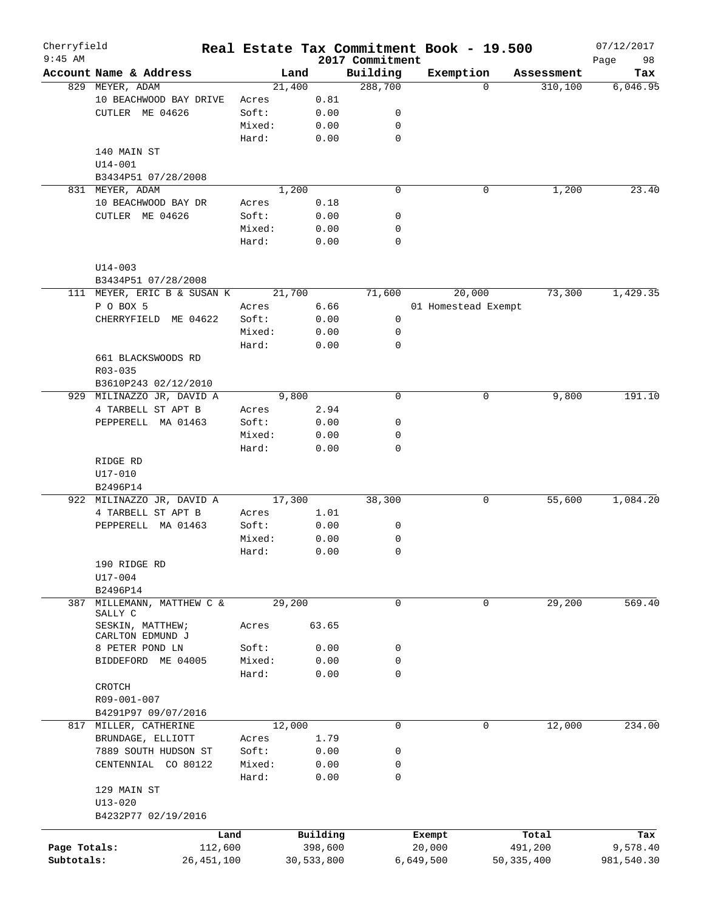Cherryfield  
9:45 AM

# Real Estate Tax Commitment Book - 19.500

2017 Commitment

07/12/2017  
Page 98

| Account Name & Address | | Land | Building | Exemption | Assessment | Tax |
|---|---|---|---|---|---|---|
| 829 MEYER, ADAM | | 21,400 | 288,700 | 0 | 310,100 | 6,046.95 |
| 10 BEACHWOOD BAY DRIVE | Acres | 0.81 | | | | |
| CUTLER ME 04626 | Soft: | 0.00 | 0 | | | |
| | Mixed: | 0.00 | 0 | | | |
| | Hard: | 0.00 | 0 | | | |
| 140 MAIN ST | | | | | | |
| U14-001 | | | | | | |
| B3434P51 07/28/2008 | | | | | | |
| 831 MEYER, ADAM | | 1,200 | 0 | 0 | 1,200 | 23.40 |
| 10 BEACHWOOD BAY DR | Acres | 0.18 | | | | |
| CUTLER ME 04626 | Soft: | 0.00 | 0 | | | |
| | Mixed: | 0.00 | 0 | | | |
| | Hard: | 0.00 | 0 | | | |
| U14-003 | | | | | | |
| B3434P51 07/28/2008 | | | | | | |
| 111 MEYER, ERIC B & SUSAN K | | 21,700 | 71,600 | 20,000 | 73,300 | 1,429.35 |
| P O BOX 5 | Acres | 6.66 | | 01 Homestead Exempt | | |
| CHERRYFIELD ME 04622 | Soft: | 0.00 | 0 | | | |
| | Mixed: | 0.00 | 0 | | | |
| | Hard: | 0.00 | 0 | | | |
| 661 BLACKSWOODS RD | | | | | | |
| R03-035 | | | | | | |
| B3610P243 02/12/2010 | | | | | | |
| 929 MILINAZZO JR, DAVID A | | 9,800 | 0 | 0 | 9,800 | 191.10 |
| 4 TARBELL ST APT B | Acres | 2.94 | | | | |
| PEPPERELL MA 01463 | Soft: | 0.00 | 0 | | | |
| | Mixed: | 0.00 | 0 | | | |
| | Hard: | 0.00 | 0 | | | |
| RIDGE RD | | | | | | |
| U17-010 | | | | | | |
| B2496P14 | | | | | | |
| 922 MILINAZZO JR, DAVID A | | 17,300 | 38,300 | 0 | 55,600 | 1,084.20 |
| 4 TARBELL ST APT B | Acres | 1.01 | | | | |
| PEPPERELL MA 01463 | Soft: | 0.00 | 0 | | | |
| | Mixed: | 0.00 | 0 | | | |
| | Hard: | 0.00 | 0 | | | |
| 190 RIDGE RD | | | | | | |
| U17-004 | | | | | | |
| B2496P14 | | | | | | |
| 387 MILLEMANN, MATTHEW C & SALLY C | | 29,200 | 0 | 0 | 29,200 | 569.40 |
| SESKIN, MATTHEW; CARLTON EDMUND J | Acres | 63.65 | | | | |
| 8 PETER POND LN | Soft: | 0.00 | 0 | | | |
| BIDDEFORD ME 04005 | Mixed: | 0.00 | 0 | | | |
| | Hard: | 0.00 | 0 | | | |
| CROTCH | | | | | | |
| R09-001-007 | | | | | | |
| B4291P97 09/07/2016 | | | | | | |
| 817 MILLER, CATHERINE | | 12,000 | 0 | 0 | 12,000 | 234.00 |
| BRUNDAGE, ELLIOTT | Acres | 1.79 | | | | |
| 7889 SOUTH HUDSON ST | Soft: | 0.00 | 0 | | | |
| CENTENNIAL CO 80122 | Mixed: | 0.00 | 0 | | | |
| | Hard: | 0.00 | 0 | | | |
| 129 MAIN ST | | | | | | |
| U13-020 | | | | | | |
| B4232P77 02/19/2016 | | | | | | |

| | Land | Building | Exempt | Total | Tax |
|---|---|---|---|---|---|
| Page Totals: | 112,600 | 398,600 | 20,000 | 491,200 | 9,578.40 |
| Subtotals: | 26,451,100 | 30,533,800 | 6,649,500 | 50,335,400 | 981,540.30 |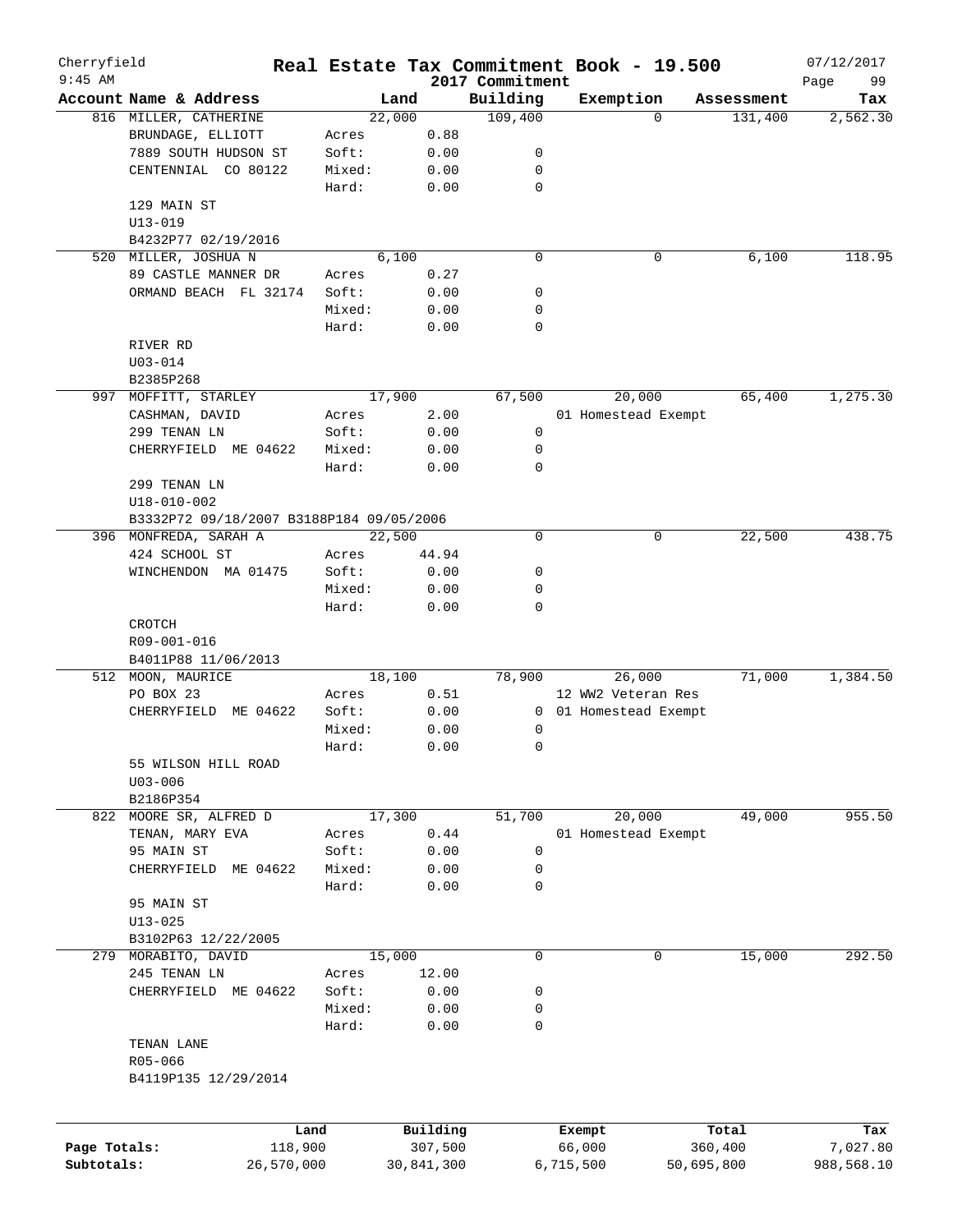# Real Estate Tax Commitment Book - 19.500

Cherryfield
9:45 AM

2017 Commitment

07/12/2017

| Account Name & Address | | Land | Building | Exemption | Assessment | Tax |
|---|---|---|---|---|---|---|
| 816 MILLER, CATHERINE | | 22,000 | 109,400 | 0 | 131,400 | 2,562.30 |
| BRUNDAGE, ELLIOTT | Acres | 0.88 | | | | |
| 7889 SOUTH HUDSON ST | Soft: | 0.00 | 0 | | | |
| CENTENNIAL CO 80122 | Mixed: | 0.00 | 0 | | | |
| | Hard: | 0.00 | 0 | | | |
| 129 MAIN ST | | | | | | |
| U13-019 | | | | | | |
| B4232P77 02/19/2016 | | | | | | |
| 520 MILLER, JOSHUA N | | 6,100 | 0 | 0 | 6,100 | 118.95 |
| 89 CASTLE MANNER DR | Acres | 0.27 | | | | |
| ORMAND BEACH FL 32174 | Soft: | 0.00 | 0 | | | |
| | Mixed: | 0.00 | 0 | | | |
| | Hard: | 0.00 | 0 | | | |
| RIVER RD | | | | | | |
| U03-014 | | | | | | |
| B2385P268 | | | | | | |
| 997 MOFFITT, STARLEY | | 17,900 | 67,500 | 20,000 | 65,400 | 1,275.30 |
| CASHMAN, DAVID | Acres | 2.00 | | 01 Homestead Exempt | | |
| 299 TENAN LN | Soft: | 0.00 | 0 | | | |
| CHERRYFIELD ME 04622 | Mixed: | 0.00 | 0 | | | |
| | Hard: | 0.00 | 0 | | | |
| 299 TENAN LN | | | | | | |
| U18-010-002 | | | | | | |
| B3332P72 09/18/2007 B3188P184 09/05/2006 | | | | | | |
| 396 MONFREDA, SARAH A | | 22,500 | 0 | 0 | 22,500 | 438.75 |
| 424 SCHOOL ST | Acres | 44.94 | | | | |
| WINCHENDON MA 01475 | Soft: | 0.00 | 0 | | | |
| | Mixed: | 0.00 | 0 | | | |
| | Hard: | 0.00 | 0 | | | |
| CROTCH | | | | | | |
| R09-001-016 | | | | | | |
| B4011P88 11/06/2013 | | | | | | |
| 512 MOON, MAURICE | | 18,100 | 78,900 | 26,000 | 71,000 | 1,384.50 |
| PO BOX 23 | Acres | 0.51 | | 12 WW2 Veteran Res | | |
| CHERRYFIELD ME 04622 | Soft: | 0.00 | 0 | 01 Homestead Exempt | | |
| | Mixed: | 0.00 | 0 | | | |
| | Hard: | 0.00 | 0 | | | |
| 55 WILSON HILL ROAD | | | | | | |
| U03-006 | | | | | | |
| B2186P354 | | | | | | |
| 822 MOORE SR, ALFRED D | | 17,300 | 51,700 | 20,000 | 49,000 | 955.50 |
| TENAN, MARY EVA | Acres | 0.44 | | 01 Homestead Exempt | | |
| 95 MAIN ST | Soft: | 0.00 | 0 | | | |
| CHERRYFIELD ME 04622 | Mixed: | 0.00 | 0 | | | |
| | Hard: | 0.00 | 0 | | | |
| 95 MAIN ST | | | | | | |
| U13-025 | | | | | | |
| B3102P63 12/22/2005 | | | | | | |
| 279 MORABITO, DAVID | | 15,000 | 0 | 0 | 15,000 | 292.50 |
| 245 TENAN LN | Acres | 12.00 | | | | |
| CHERRYFIELD ME 04622 | Soft: | 0.00 | 0 | | | |
| | Mixed: | 0.00 | 0 | | | |
| | Hard: | 0.00 | 0 | | | |
| TENAN LANE | | | | | | |
| R05-066 | | | | | | |
| B4119P135 12/29/2014 | | | | | | |

| | Land | Building | Exempt | Total | Tax |
|---|---|---|---|---|---|
| Page Totals: | 118,900 | 307,500 | 66,000 | 360,400 | 7,027.80 |
| Subtotals: | 26,570,000 | 30,841,300 | 6,715,500 | 50,695,800 | 988,568.10 |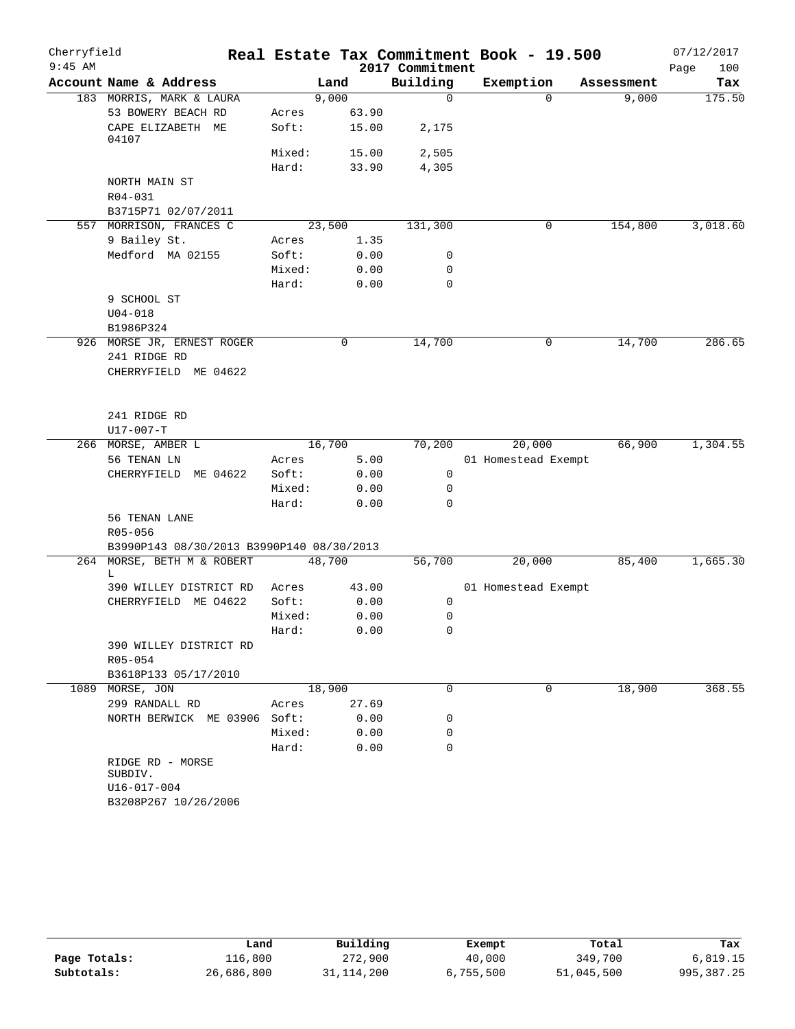# Real Estate Tax Commitment Book - 19.500

Cherryfield
9:45 AM

2017 Commitment

07/12/2017

| Account Name & Address | | Land | Building | Exemption | Assessment | Tax |
|---|---|---|---|---|---|---|
| 183 MORRIS, MARK & LAURA | | 9,000 | 0 | 0 | 9,000 | 175.50 |
| 53 BOWERY BEACH RD | Acres | 63.90 | | | | |
| CAPE ELIZABETH ME 04107 | Soft: | 15.00 | 2,175 | | | |
| | Mixed: | 15.00 | 2,505 | | | |
| | Hard: | 33.90 | 4,305 | | | |
| NORTH MAIN ST | | | | | | |
| R04-031 | | | | | | |
| B3715P71 02/07/2011 | | | | | | |
| 557 MORRISON, FRANCES C | | 23,500 | 131,300 | 0 | 154,800 | 3,018.60 |
| 9 Bailey St. | Acres | 1.35 | | | | |
| Medford MA 02155 | Soft: | 0.00 | 0 | | | |
| | Mixed: | 0.00 | 0 | | | |
| | Hard: | 0.00 | 0 | | | |
| 9 SCHOOL ST | | | | | | |
| U04-018 | | | | | | |
| B1986P324 | | | | | | |
| 926 MORSE JR, ERNEST ROGER | | 0 | 14,700 | 0 | 14,700 | 286.65 |
| 241 RIDGE RD | | | | | | |
| CHERRYFIELD ME 04622 | | | | | | |
| 241 RIDGE RD | | | | | | |
| U17-007-T | | | | | | |
| 266 MORSE, AMBER L | | 16,700 | 70,200 | 20,000 | 66,900 | 1,304.55 |
| 56 TENAN LN | Acres | 5.00 | | 01 Homestead Exempt | | |
| CHERRYFIELD ME 04622 | Soft: | 0.00 | 0 | | | |
| | Mixed: | 0.00 | 0 | | | |
| | Hard: | 0.00 | 0 | | | |
| 56 TENAN LANE | | | | | | |
| R05-056 | | | | | | |
| B3990P143 08/30/2013 B3990P140 08/30/2013 | | | | | | |
| 264 MORSE, BETH M & ROBERT L | | 48,700 | 56,700 | 20,000 | 85,400 | 1,665.30 |
| 390 WILLEY DISTRICT RD | Acres | 43.00 | | 01 Homestead Exempt | | |
| CHERRYFIELD ME 04622 | Soft: | 0.00 | 0 | | | |
| | Mixed: | 0.00 | 0 | | | |
| | Hard: | 0.00 | 0 | | | |
| 390 WILLEY DISTRICT RD | | | | | | |
| R05-054 | | | | | | |
| B3618P133 05/17/2010 | | | | | | |
| 1089 MORSE, JON | | 18,900 | 0 | 0 | 18,900 | 368.55 |
| 299 RANDALL RD | Acres | 27.69 | | | | |
| NORTH BERWICK ME 03906 | Soft: | 0.00 | 0 | | | |
| | Mixed: | 0.00 | 0 | | | |
| | Hard: | 0.00 | 0 | | | |
| RIDGE RD - MORSE SUBDIV. | | | | | | |
| U16-017-004 | | | | | | |
| B3208P267 10/26/2006 | | | | | | |

| | Land | Building | Exempt | Total | Tax |
|---|---|---|---|---|---|
| Page Totals: | 116,800 | 272,900 | 40,000 | 349,700 | 6,819.15 |
| Subtotals: | 26,686,800 | 31,114,200 | 6,755,500 | 51,045,500 | 995,387.25 |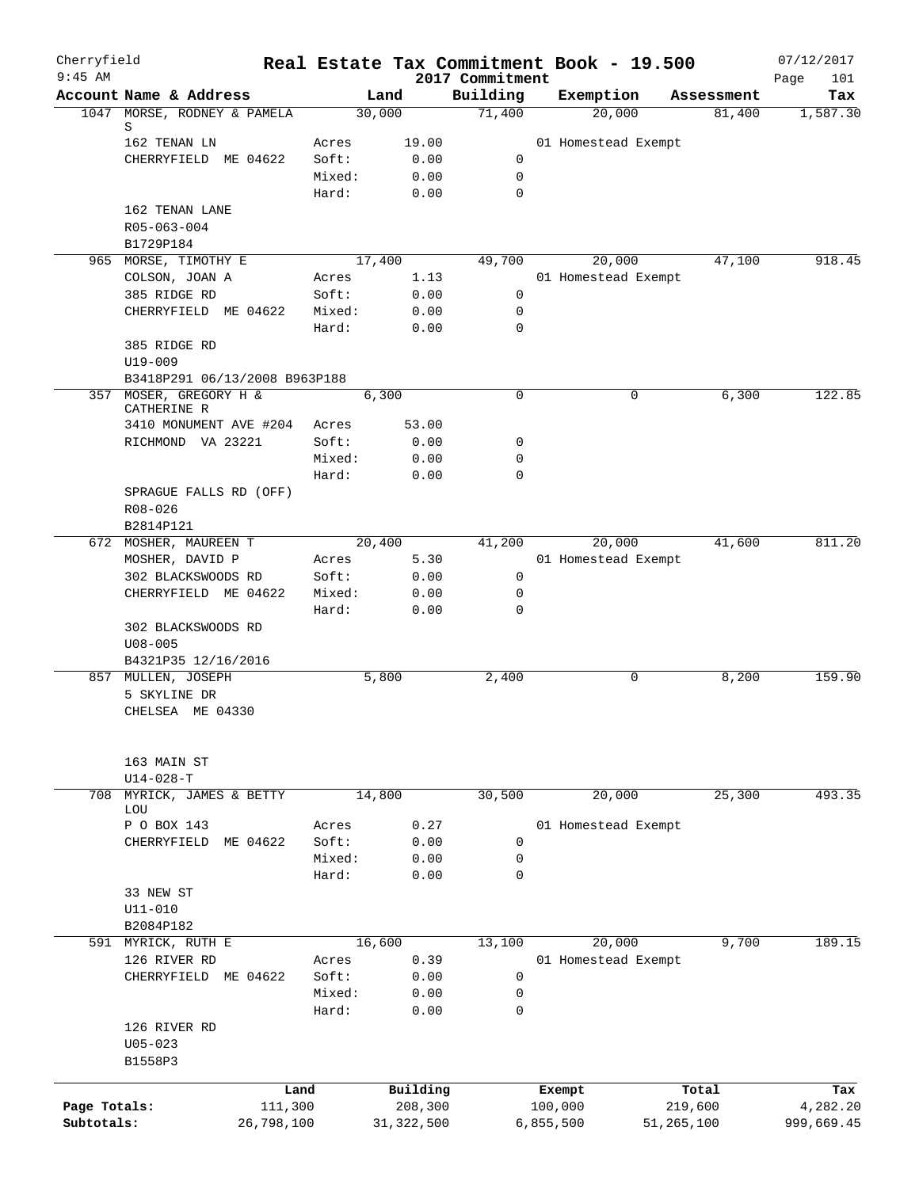Cherryfield 9:45 AM

# Real Estate Tax Commitment Book - 19.500

2017 Commitment

07/12/2017

| Account Name & Address | | Land | Building | Exemption | Assessment | Tax |
|---|---|---|---|---|---|---|
| 1047 MORSE, RODNEY & PAMELA S | | 30,000 | 71,400 | 20,000 | 81,400 | 1,587.30 |
| 162 TENAN LN | Acres | 19.00 | | 01 Homestead Exempt | | |
| CHERRYFIELD ME 04622 | Soft: | 0.00 | 0 | | | |
| | Mixed: | 0.00 | 0 | | | |
| | Hard: | 0.00 | 0 | | | |
| 162 TENAN LANE | | | | | | |
| R05-063-004 | | | | | | |
| B1729P184 | | | | | | |
| 965 MORSE, TIMOTHY E | | 17,400 | 49,700 | 20,000 | 47,100 | 918.45 |
| COLSON, JOAN A | Acres | 1.13 | | 01 Homestead Exempt | | |
| 385 RIDGE RD | Soft: | 0.00 | 0 | | | |
| CHERRYFIELD ME 04622 | Mixed: | 0.00 | 0 | | | |
| | Hard: | 0.00 | 0 | | | |
| 385 RIDGE RD | | | | | | |
| U19-009 | | | | | | |
| B3418P291 06/13/2008 B963P188 | | | | | | |
| 357 MOSER, GREGORY H & CATHERINE R | | 6,300 | 0 | 0 | 6,300 | 122.85 |
| 3410 MONUMENT AVE #204 | Acres | 53.00 | | | | |
| RICHMOND VA 23221 | Soft: | 0.00 | 0 | | | |
| | Mixed: | 0.00 | 0 | | | |
| | Hard: | 0.00 | 0 | | | |
| SPRAGUE FALLS RD (OFF) | | | | | | |
| R08-026 | | | | | | |
| B2814P121 | | | | | | |
| 672 MOSHER, MAUREEN T | | 20,400 | 41,200 | 20,000 | 41,600 | 811.20 |
| MOSHER, DAVID P | Acres | 5.30 | | 01 Homestead Exempt | | |
| 302 BLACKSWOODS RD | Soft: | 0.00 | 0 | | | |
| CHERRYFIELD ME 04622 | Mixed: | 0.00 | 0 | | | |
| | Hard: | 0.00 | 0 | | | |
| 302 BLACKSWOODS RD | | | | | | |
| U08-005 | | | | | | |
| B4321P35 12/16/2016 | | | | | | |
| 857 MULLEN, JOSEPH | | 5,800 | 2,400 | 0 | 8,200 | 159.90 |
| 5 SKYLINE DR | | | | | | |
| CHELSEA ME 04330 | | | | | | |
| 163 MAIN ST | | | | | | |
| U14-028-T | | | | | | |
| 708 MYRICK, JAMES & BETTY LOU | | 14,800 | 30,500 | 20,000 | 25,300 | 493.35 |
| P O BOX 143 | Acres | 0.27 | | 01 Homestead Exempt | | |
| CHERRYFIELD ME 04622 | Soft: | 0.00 | 0 | | | |
| | Mixed: | 0.00 | 0 | | | |
| | Hard: | 0.00 | 0 | | | |
| 33 NEW ST | | | | | | |
| U11-010 | | | | | | |
| B2084P182 | | | | | | |
| 591 MYRICK, RUTH E | | 16,600 | 13,100 | 20,000 | 9,700 | 189.15 |
| 126 RIVER RD | Acres | 0.39 | | 01 Homestead Exempt | | |
| CHERRYFIELD ME 04622 | Soft: | 0.00 | 0 | | | |
| | Mixed: | 0.00 | 0 | | | |
| | Hard: | 0.00 | 0 | | | |
| 126 RIVER RD | | | | | | |
| U05-023 | | | | | | |
| B1558P3 | | | | | | |

| | Land | Building | Exempt | Total | Tax |
|---|---|---|---|---|---|
| Page Totals: | 111,300 | 208,300 | 100,000 | 219,600 | 4,282.20 |
| Subtotals: | 26,798,100 | 31,322,500 | 6,855,500 | 51,265,100 | 999,669.45 |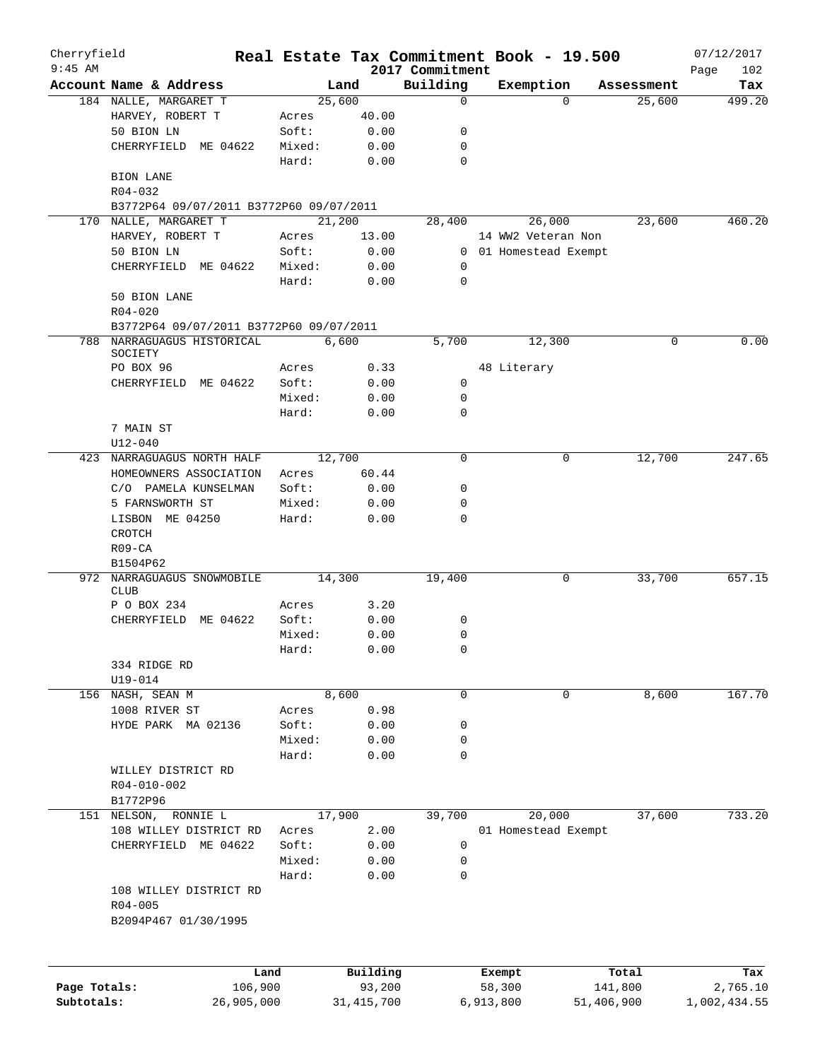# Cherryfield — Real Estate Tax Commitment Book - 19.500

9:45 AM — 2017 Commitment — 07/12/2017

| Account Name & Address | | Land | Building | Exemption | Assessment | Tax |
|---|---|---|---|---|---|---|
| 184 NALLE, MARGARET T | | 25,600 | 0 | 0 | 25,600 | 499.20 |
| HARVEY, ROBERT T | Acres | 40.00 | | | | |
| 50 BION LN | Soft: | 0.00 | 0 | | | |
| CHERRYFIELD ME 04622 | Mixed: | 0.00 | 0 | | | |
| | Hard: | 0.00 | 0 | | | |
| BION LANE | | | | | | |
| R04-032 | | | | | | |
| B3772P64 09/07/2011 B3772P60 09/07/2011 | | | | | | |
| 170 NALLE, MARGARET T | | 21,200 | 28,400 | 26,000 | 23,600 | 460.20 |
| HARVEY, ROBERT T | Acres | 13.00 | | 14 WW2 Veteran Non | | |
| 50 BION LN | Soft: | 0.00 | 0 | 01 Homestead Exempt | | |
| CHERRYFIELD ME 04622 | Mixed: | 0.00 | 0 | | | |
| | Hard: | 0.00 | 0 | | | |
| 50 BION LANE | | | | | | |
| R04-020 | | | | | | |
| B3772P64 09/07/2011 B3772P60 09/07/2011 | | | | | | |
| 788 NARRAGUAGUS HISTORICAL SOCIETY | | 6,600 | 5,700 | 12,300 | 0 | 0.00 |
| PO BOX 96 | Acres | 0.33 | | 48 Literary | | |
| CHERRYFIELD ME 04622 | Soft: | 0.00 | 0 | | | |
| | Mixed: | 0.00 | 0 | | | |
| | Hard: | 0.00 | 0 | | | |
| 7 MAIN ST | | | | | | |
| U12-040 | | | | | | |
| 423 NARRAGUAGUS NORTH HALF | | 12,700 | 0 | 0 | 12,700 | 247.65 |
| HOMEOWNERS ASSOCIATION | Acres | 60.44 | | | | |
| C/O PAMELA KUNSELMAN | Soft: | 0.00 | 0 | | | |
| 5 FARNSWORTH ST | Mixed: | 0.00 | 0 | | | |
| LISBON ME 04250 | Hard: | 0.00 | 0 | | | |
| CROTCH | | | | | | |
| R09-CA | | | | | | |
| B1504P62 | | | | | | |
| 972 NARRAGUAGUS SNOWMOBILE CLUB | | 14,300 | 19,400 | 0 | 33,700 | 657.15 |
| P O BOX 234 | Acres | 3.20 | | | | |
| CHERRYFIELD ME 04622 | Soft: | 0.00 | 0 | | | |
| | Mixed: | 0.00 | 0 | | | |
| | Hard: | 0.00 | 0 | | | |
| 334 RIDGE RD | | | | | | |
| U19-014 | | | | | | |
| 156 NASH, SEAN M | | 8,600 | 0 | 0 | 8,600 | 167.70 |
| 1008 RIVER ST | Acres | 0.98 | | | | |
| HYDE PARK MA 02136 | Soft: | 0.00 | 0 | | | |
| | Mixed: | 0.00 | 0 | | | |
| | Hard: | 0.00 | 0 | | | |
| WILLEY DISTRICT RD | | | | | | |
| R04-010-002 | | | | | | |
| B1772P96 | | | | | | |
| 151 NELSON, RONNIE L | | 17,900 | 39,700 | 20,000 | 37,600 | 733.20 |
| 108 WILLEY DISTRICT RD | Acres | 2.00 | | 01 Homestead Exempt | | |
| CHERRYFIELD ME 04622 | Soft: | 0.00 | 0 | | | |
| | Mixed: | 0.00 | 0 | | | |
| | Hard: | 0.00 | 0 | | | |
| 108 WILLEY DISTRICT RD | | | | | | |
| R04-005 | | | | | | |
| B2094P467 01/30/1995 | | | | | | |

| | Land | Building | Exempt | Total | Tax |
|---|---|---|---|---|---|
| Page Totals: | 106,900 | 93,200 | 58,300 | 141,800 | 2,765.10 |
| Subtotals: | 26,905,000 | 31,415,700 | 6,913,800 | 51,406,900 | 1,002,434.55 |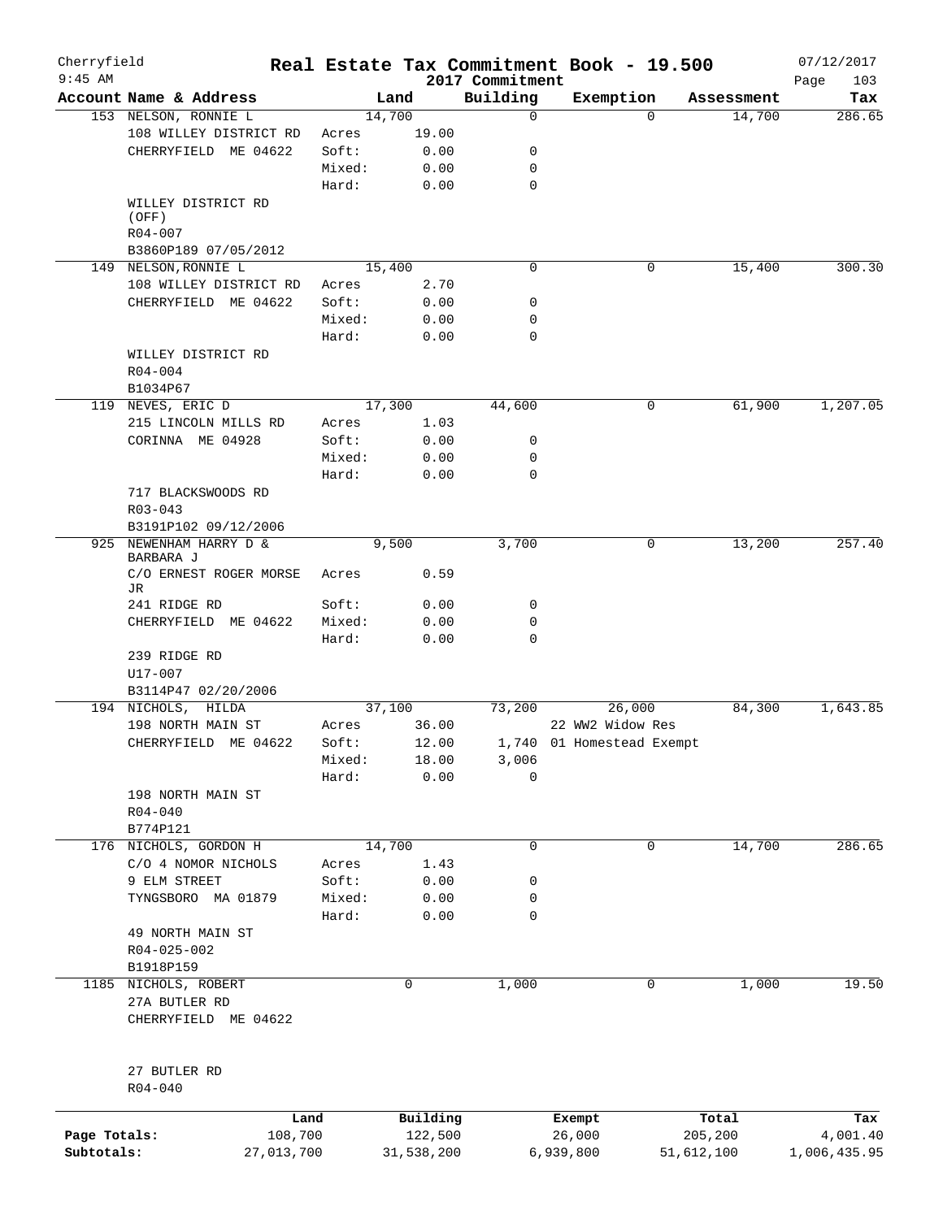Cherryfield 9:45 AM

# Real Estate Tax Commitment Book - 19.500

2017 Commitment

07/12/2017

| Account Name & Address | Land | | Building | Exemption | Assessment | Tax |
|---|---|---|---|---|---|---|
| 153 NELSON, RONNIE L | 14,700 | | 0 | 0 | 14,700 | 286.65 |
| 108 WILLEY DISTRICT RD | Acres | 19.00 | | | | |
| CHERRYFIELD ME 04622 | Soft: | 0.00 | 0 | | | |
| | Mixed: | 0.00 | 0 | | | |
| | Hard: | 0.00 | 0 | | | |
| WILLEY DISTRICT RD (OFF) | | | | | | |
| R04-007 | | | | | | |
| B3860P189 07/05/2012 | | | | | | |
| 149 NELSON,RONNIE L | 15,400 | | 0 | 0 | 15,400 | 300.30 |
| 108 WILLEY DISTRICT RD | Acres | 2.70 | | | | |
| CHERRYFIELD ME 04622 | Soft: | 0.00 | 0 | | | |
| | Mixed: | 0.00 | 0 | | | |
| | Hard: | 0.00 | 0 | | | |
| WILLEY DISTRICT RD | | | | | | |
| R04-004 | | | | | | |
| B1034P67 | | | | | | |
| 119 NEVES, ERIC D | 17,300 | | 44,600 | 0 | 61,900 | 1,207.05 |
| 215 LINCOLN MILLS RD | Acres | 1.03 | | | | |
| CORINNA ME 04928 | Soft: | 0.00 | 0 | | | |
| | Mixed: | 0.00 | 0 | | | |
| | Hard: | 0.00 | 0 | | | |
| 717 BLACKSWOODS RD | | | | | | |
| R03-043 | | | | | | |
| B3191P102 09/12/2006 | | | | | | |
| 925 NEWENHAM HARRY D & BARBARA J | 9,500 | | 3,700 | 0 | 13,200 | 257.40 |
| C/O ERNEST ROGER MORSE JR | Acres | 0.59 | | | | |
| 241 RIDGE RD | Soft: | 0.00 | 0 | | | |
| CHERRYFIELD ME 04622 | Mixed: | 0.00 | 0 | | | |
| | Hard: | 0.00 | 0 | | | |
| 239 RIDGE RD | | | | | | |
| U17-007 | | | | | | |
| B3114P47 02/20/2006 | | | | | | |
| 194 NICHOLS, HILDA | 37,100 | | 73,200 | 26,000 | 84,300 | 1,643.85 |
| 198 NORTH MAIN ST | Acres | 36.00 | | 22 WW2 Widow Res | | |
| CHERRYFIELD ME 04622 | Soft: | 12.00 | 1,740 | 01 Homestead Exempt | | |
| | Mixed: | 18.00 | 3,006 | | | |
| | Hard: | 0.00 | 0 | | | |
| 198 NORTH MAIN ST | | | | | | |
| R04-040 | | | | | | |
| B774P121 | | | | | | |
| 176 NICHOLS, GORDON H | 14,700 | | 0 | 0 | 14,700 | 286.65 |
| C/O 4 NOMOR NICHOLS | Acres | 1.43 | | | | |
| 9 ELM STREET | Soft: | 0.00 | 0 | | | |
| TYNGSBORO MA 01879 | Mixed: | 0.00 | 0 | | | |
| | Hard: | 0.00 | 0 | | | |
| 49 NORTH MAIN ST | | | | | | |
| R04-025-002 | | | | | | |
| B1918P159 | | | | | | |
| 1185 NICHOLS, ROBERT | 0 | | 1,000 | 0 | 1,000 | 19.50 |
| 27A BUTLER RD | | | | | | |
| CHERRYFIELD ME 04622 | | | | | | |
| 27 BUTLER RD | | | | | | |
| R04-040 | | | | | | |

| | Land | Building | Exempt | Total | Tax |
|---|---|---|---|---|---|
| Page Totals: | 108,700 | 122,500 | 26,000 | 205,200 | 4,001.40 |
| Subtotals: | 27,013,700 | 31,538,200 | 6,939,800 | 51,612,100 | 1,006,435.95 |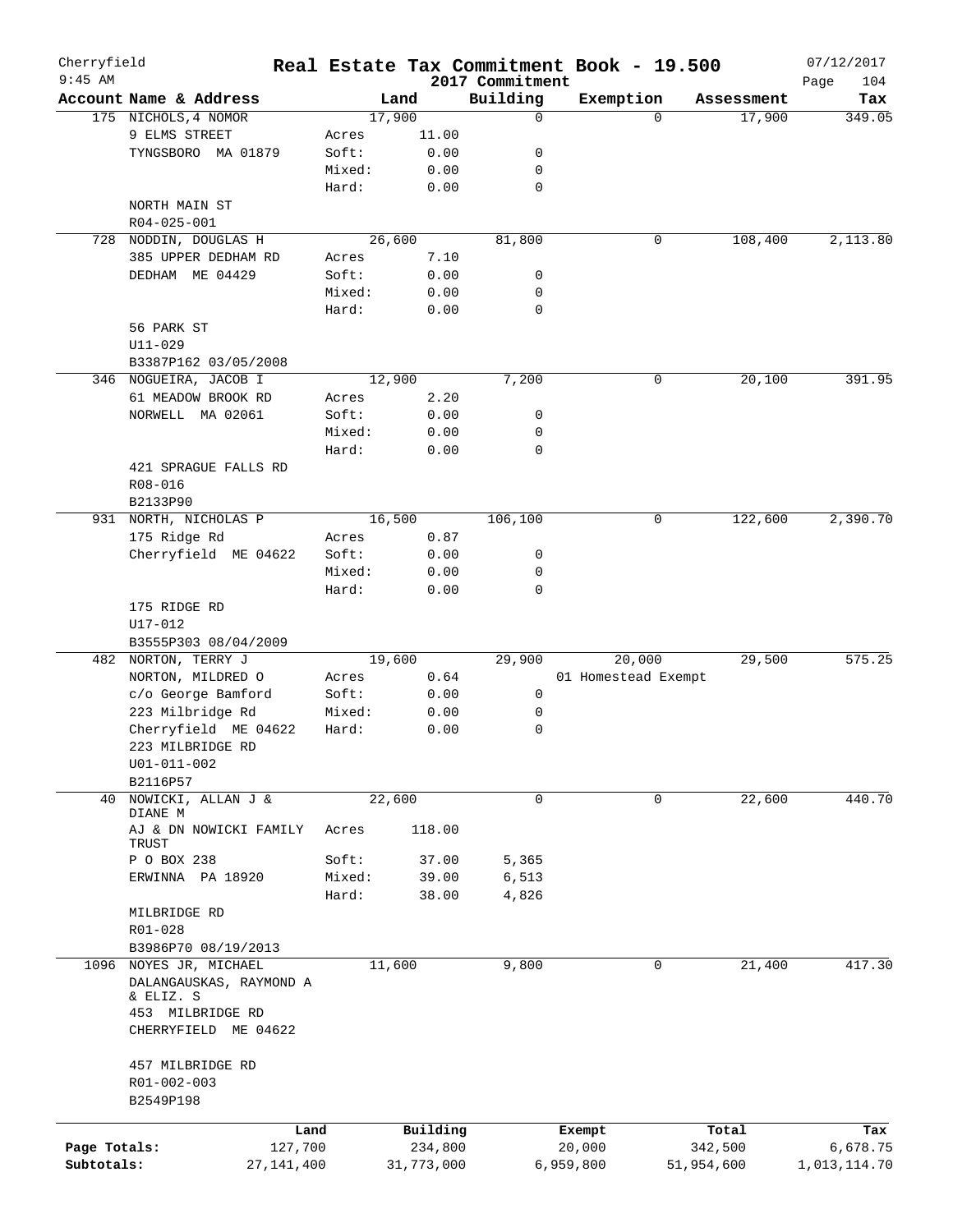# Real Estate Tax Commitment Book - 19.500

Cherryfield 9:45 AM — 2017 Commitment — 07/12/2017

| Account Name & Address | | Land | Building | Exemption | Assessment | Tax |
|---|---|---|---|---|---|---|
| 175 NICHOLS,4 NOMOR | | 17,900 | 0 | 0 | 17,900 | 349.05 |
| 9 ELMS STREET | Acres | 11.00 | | | | |
| TYNGSBORO MA 01879 | Soft: | 0.00 | 0 | | | |
| | Mixed: | 0.00 | 0 | | | |
| | Hard: | 0.00 | 0 | | | |
| NORTH MAIN ST | | | | | | |
| R04-025-001 | | | | | | |
| 728 NODDIN, DOUGLAS H | | 26,600 | 81,800 | 0 | 108,400 | 2,113.80 |
| 385 UPPER DEDHAM RD | Acres | 7.10 | | | | |
| DEDHAM ME 04429 | Soft: | 0.00 | 0 | | | |
| | Mixed: | 0.00 | 0 | | | |
| | Hard: | 0.00 | 0 | | | |
| 56 PARK ST | | | | | | |
| U11-029 | | | | | | |
| B3387P162 03/05/2008 | | | | | | |
| 346 NOGUEIRA, JACOB I | | 12,900 | 7,200 | 0 | 20,100 | 391.95 |
| 61 MEADOW BROOK RD | Acres | 2.20 | | | | |
| NORWELL MA 02061 | Soft: | 0.00 | 0 | | | |
| | Mixed: | 0.00 | 0 | | | |
| | Hard: | 0.00 | 0 | | | |
| 421 SPRAGUE FALLS RD | | | | | | |
| R08-016 | | | | | | |
| B2133P90 | | | | | | |
| 931 NORTH, NICHOLAS P | | 16,500 | 106,100 | 0 | 122,600 | 2,390.70 |
| 175 Ridge Rd | Acres | 0.87 | | | | |
| Cherryfield ME 04622 | Soft: | 0.00 | 0 | | | |
| | Mixed: | 0.00 | 0 | | | |
| | Hard: | 0.00 | 0 | | | |
| 175 RIDGE RD | | | | | | |
| U17-012 | | | | | | |
| B3555P303 08/04/2009 | | | | | | |
| 482 NORTON, TERRY J | | 19,600 | 29,900 | 20,000 | 29,500 | 575.25 |
| NORTON, MILDRED O | Acres | 0.64 | | 01 Homestead Exempt | | |
| c/o George Bamford | Soft: | 0.00 | 0 | | | |
| 223 Milbridge Rd | Mixed: | 0.00 | 0 | | | |
| Cherryfield ME 04622 | Hard: | 0.00 | 0 | | | |
| 223 MILBRIDGE RD | | | | | | |
| U01-011-002 | | | | | | |
| B2116P57 | | | | | | |
| 40 NOWICKI, ALLAN J & DIANE M | | 22,600 | 0 | 0 | 22,600 | 440.70 |
| AJ & DN NOWICKI FAMILY TRUST | Acres | 118.00 | | | | |
| P O BOX 238 | Soft: | 37.00 | 5,365 | | | |
| ERWINNA PA 18920 | Mixed: | 39.00 | 6,513 | | | |
| | Hard: | 38.00 | 4,826 | | | |
| MILBRIDGE RD | | | | | | |
| R01-028 | | | | | | |
| B3986P70 08/19/2013 | | | | | | |
| 1096 NOYES JR, MICHAEL | | 11,600 | 9,800 | 0 | 21,400 | 417.30 |
| DALANGAUSKAS, RAYMOND A & ELIZ. S | | | | | | |
| 453 MILBRIDGE RD | | | | | | |
| CHERRYFIELD ME 04622 | | | | | | |
| 457 MILBRIDGE RD | | | | | | |
| R01-002-003 | | | | | | |
| B2549P198 | | | | | | |

| | Land | Building | Exempt | Total | Tax |
|---|---|---|---|---|---|
| Page Totals: | 127,700 | 234,800 | 20,000 | 342,500 | 6,678.75 |
| Subtotals: | 27,141,400 | 31,773,000 | 6,959,800 | 51,954,600 | 1,013,114.70 |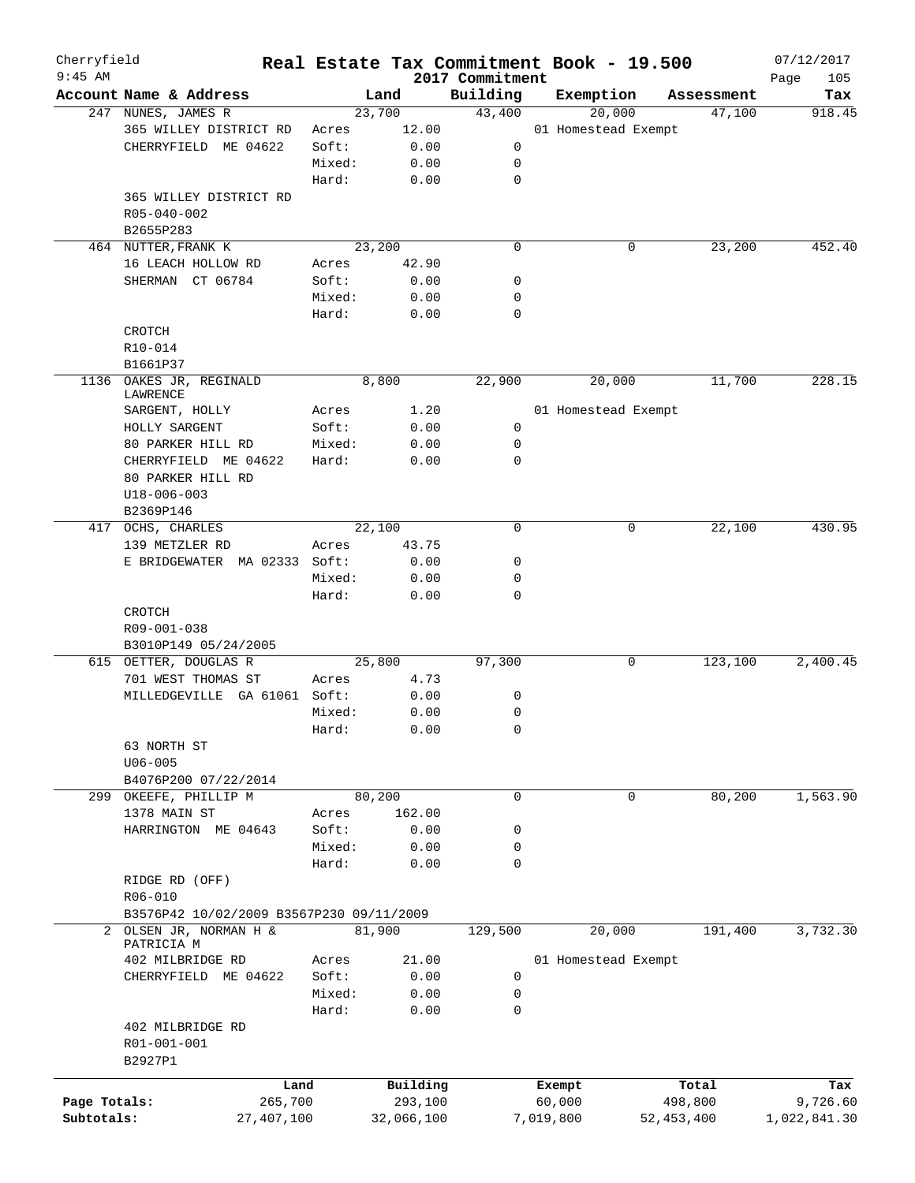Cherryfield — 9:45 AM

# Real Estate Tax Commitment Book - 19.500

## 2017 Commitment

07/12/2017

| Account | Name & Address | | Land | Building | Exemption | Assessment | Tax |
|---|---|---|---|---|---|---|---|
| 247 | NUNES, JAMES R | | 23,700 | 43,400 | 20,000 | 47,100 | 918.45 |
| | 365 WILLEY DISTRICT RD | Acres | 12.00 | | 01 Homestead Exempt | | |
| | CHERRYFIELD ME 04622 | Soft: | 0.00 | 0 | | | |
| | | Mixed: | 0.00 | 0 | | | |
| | | Hard: | 0.00 | 0 | | | |
| | 365 WILLEY DISTRICT RD | | | | | | |
| | R05-040-002 | | | | | | |
| | B2655P283 | | | | | | |
| 464 | NUTTER, FRANK K | | 23,200 | 0 | 0 | 23,200 | 452.40 |
| | 16 LEACH HOLLOW RD | Acres | 42.90 | | | | |
| | SHERMAN CT 06784 | Soft: | 0.00 | 0 | | | |
| | | Mixed: | 0.00 | 0 | | | |
| | | Hard: | 0.00 | 0 | | | |
| | CROTCH | | | | | | |
| | R10-014 | | | | | | |
| | B1661P37 | | | | | | |
| 1136 | OAKES JR, REGINALD LAWRENCE | | 8,800 | 22,900 | 20,000 | 11,700 | 228.15 |
| | SARGENT, HOLLY | Acres | 1.20 | | 01 Homestead Exempt | | |
| | HOLLY SARGENT | Soft: | 0.00 | 0 | | | |
| | 80 PARKER HILL RD | Mixed: | 0.00 | 0 | | | |
| | CHERRYFIELD ME 04622 | Hard: | 0.00 | 0 | | | |
| | 80 PARKER HILL RD | | | | | | |
| | U18-006-003 | | | | | | |
| | B2369P146 | | | | | | |
| 417 | OCHS, CHARLES | | 22,100 | 0 | 0 | 22,100 | 430.95 |
| | 139 METZLER RD | Acres | 43.75 | | | | |
| | E BRIDGEWATER MA 02333 | Soft: | 0.00 | 0 | | | |
| | | Mixed: | 0.00 | 0 | | | |
| | | Hard: | 0.00 | 0 | | | |
| | CROTCH | | | | | | |
| | R09-001-038 | | | | | | |
| | B3010P149 05/24/2005 | | | | | | |
| 615 | OETTER, DOUGLAS R | | 25,800 | 97,300 | 0 | 123,100 | 2,400.45 |
| | 701 WEST THOMAS ST | Acres | 4.73 | | | | |
| | MILLEDGEVILLE GA 61061 | Soft: | 0.00 | 0 | | | |
| | | Mixed: | 0.00 | 0 | | | |
| | | Hard: | 0.00 | 0 | | | |
| | 63 NORTH ST | | | | | | |
| | U06-005 | | | | | | |
| | B4076P200 07/22/2014 | | | | | | |
| 299 | OKEEFE, PHILLIP M | | 80,200 | 0 | 0 | 80,200 | 1,563.90 |
| | 1378 MAIN ST | Acres | 162.00 | | | | |
| | HARRINGTON ME 04643 | Soft: | 0.00 | 0 | | | |
| | | Mixed: | 0.00 | 0 | | | |
| | | Hard: | 0.00 | 0 | | | |
| | RIDGE RD (OFF) | | | | | | |
| | R06-010 | | | | | | |
| | B3576P42 10/02/2009 B3567P230 09/11/2009 | | | | | | |
| 2 | OLSEN JR, NORMAN H & PATRICIA M | | 81,900 | 129,500 | 20,000 | 191,400 | 3,732.30 |
| | 402 MILBRIDGE RD | Acres | 21.00 | | 01 Homestead Exempt | | |
| | CHERRYFIELD ME 04622 | Soft: | 0.00 | 0 | | | |
| | | Mixed: | 0.00 | 0 | | | |
| | | Hard: | 0.00 | 0 | | | |
| | 402 MILBRIDGE RD | | | | | | |
| | R01-001-001 | | | | | | |
| | B2927P1 | | | | | | |

| | Land | Building | Exempt | Total | Tax |
|---|---|---|---|---|---|
| Page Totals: | 265,700 | 293,100 | 60,000 | 498,800 | 9,726.60 |
| Subtotals: | 27,407,100 | 32,066,100 | 7,019,800 | 52,453,400 | 1,022,841.30 |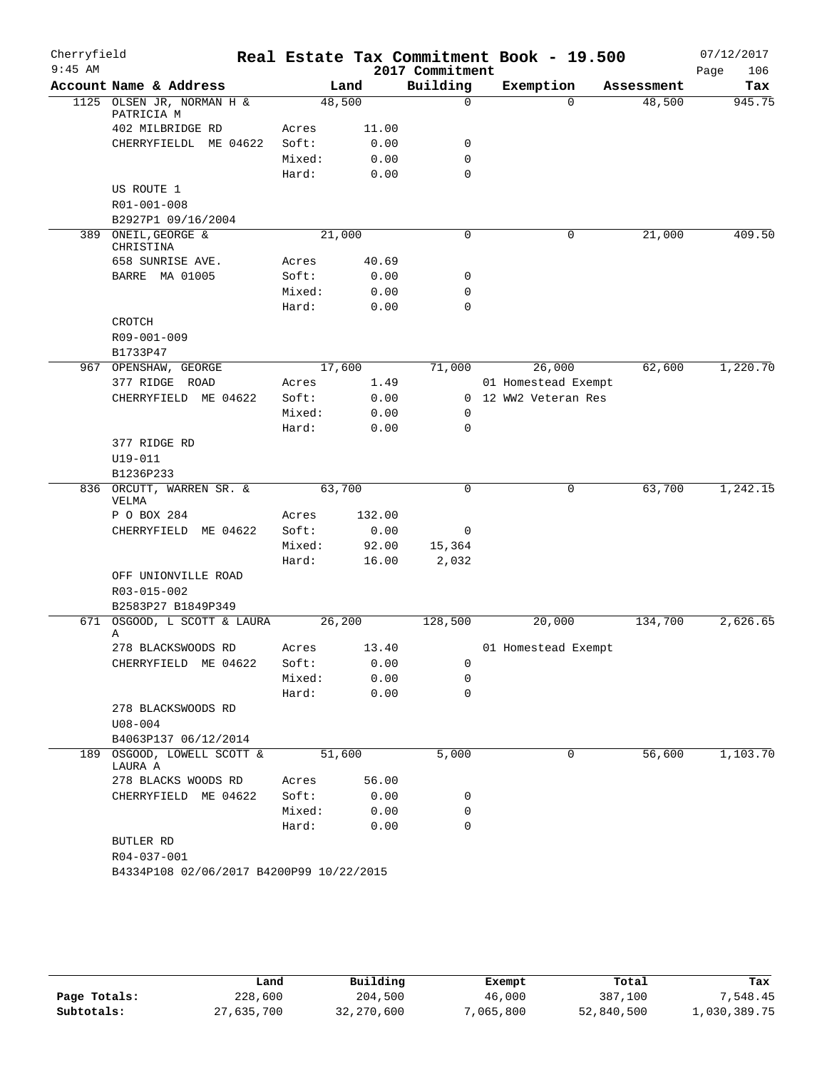# Real Estate Tax Commitment Book - 19.500

Cherryfield
9:45 AM

2017 Commitment

07/12/2017

| Account Name & Address | | Land | Building | Exemption | Assessment | Tax |
|---|---|---|---|---|---|---|
| 1125 OLSEN JR, NORMAN H & PATRICIA M | | 48,500 | 0 | 0 | 48,500 | 945.75 |
| 402 MILBRIDGE RD | Acres | 11.00 | | | | |
| CHERRYFIELDL ME 04622 | Soft: | 0.00 | 0 | | | |
| | Mixed: | 0.00 | 0 | | | |
| | Hard: | 0.00 | 0 | | | |
| US ROUTE 1 | | | | | | |
| R01-001-008 | | | | | | |
| B2927P1 09/16/2004 | | | | | | |
| 389 ONEIL,GEORGE & CHRISTINA | | 21,000 | 0 | 0 | 21,000 | 409.50 |
| 658 SUNRISE AVE. | Acres | 40.69 | | | | |
| BARRE MA 01005 | Soft: | 0.00 | 0 | | | |
| | Mixed: | 0.00 | 0 | | | |
| | Hard: | 0.00 | 0 | | | |
| CROTCH | | | | | | |
| R09-001-009 | | | | | | |
| B1733P47 | | | | | | |
| 967 OPENSHAW, GEORGE | | 17,600 | 71,000 | 26,000 | 62,600 | 1,220.70 |
| 377 RIDGE ROAD | Acres | 1.49 | | 01 Homestead Exempt | | |
| CHERRYFIELD ME 04622 | Soft: | 0.00 | 0 | 12 WW2 Veteran Res | | |
| | Mixed: | 0.00 | 0 | | | |
| | Hard: | 0.00 | 0 | | | |
| 377 RIDGE RD | | | | | | |
| U19-011 | | | | | | |
| B1236P233 | | | | | | |
| 836 ORCUTT, WARREN SR. & VELMA | | 63,700 | 0 | 0 | 63,700 | 1,242.15 |
| P O BOX 284 | Acres | 132.00 | | | | |
| CHERRYFIELD ME 04622 | Soft: | 0.00 | 0 | | | |
| | Mixed: | 92.00 | 15,364 | | | |
| | Hard: | 16.00 | 2,032 | | | |
| OFF UNIONVILLE ROAD | | | | | | |
| R03-015-002 | | | | | | |
| B2583P27 B1849P349 | | | | | | |
| 671 OSGOOD, L SCOTT & LAURA A | | 26,200 | 128,500 | 20,000 | 134,700 | 2,626.65 |
| 278 BLACKSWOODS RD | Acres | 13.40 | | 01 Homestead Exempt | | |
| CHERRYFIELD ME 04622 | Soft: | 0.00 | 0 | | | |
| | Mixed: | 0.00 | 0 | | | |
| | Hard: | 0.00 | 0 | | | |
| 278 BLACKSWOODS RD | | | | | | |
| U08-004 | | | | | | |
| B4063P137 06/12/2014 | | | | | | |
| 189 OSGOOD, LOWELL SCOTT & LAURA A | | 51,600 | 5,000 | 0 | 56,600 | 1,103.70 |
| 278 BLACKS WOODS RD | Acres | 56.00 | | | | |
| CHERRYFIELD ME 04622 | Soft: | 0.00 | 0 | | | |
| | Mixed: | 0.00 | 0 | | | |
| | Hard: | 0.00 | 0 | | | |
| BUTLER RD | | | | | | |
| R04-037-001 | | | | | | |
| B4334P108 02/06/2017 B4200P99 10/22/2015 | | | | | | |

| | Land | Building | Exempt | Total | Tax |
|---|---|---|---|---|---|
| Page Totals: | 228,600 | 204,500 | 46,000 | 387,100 | 7,548.45 |
| Subtotals: | 27,635,700 | 32,270,600 | 7,065,800 | 52,840,500 | 1,030,389.75 |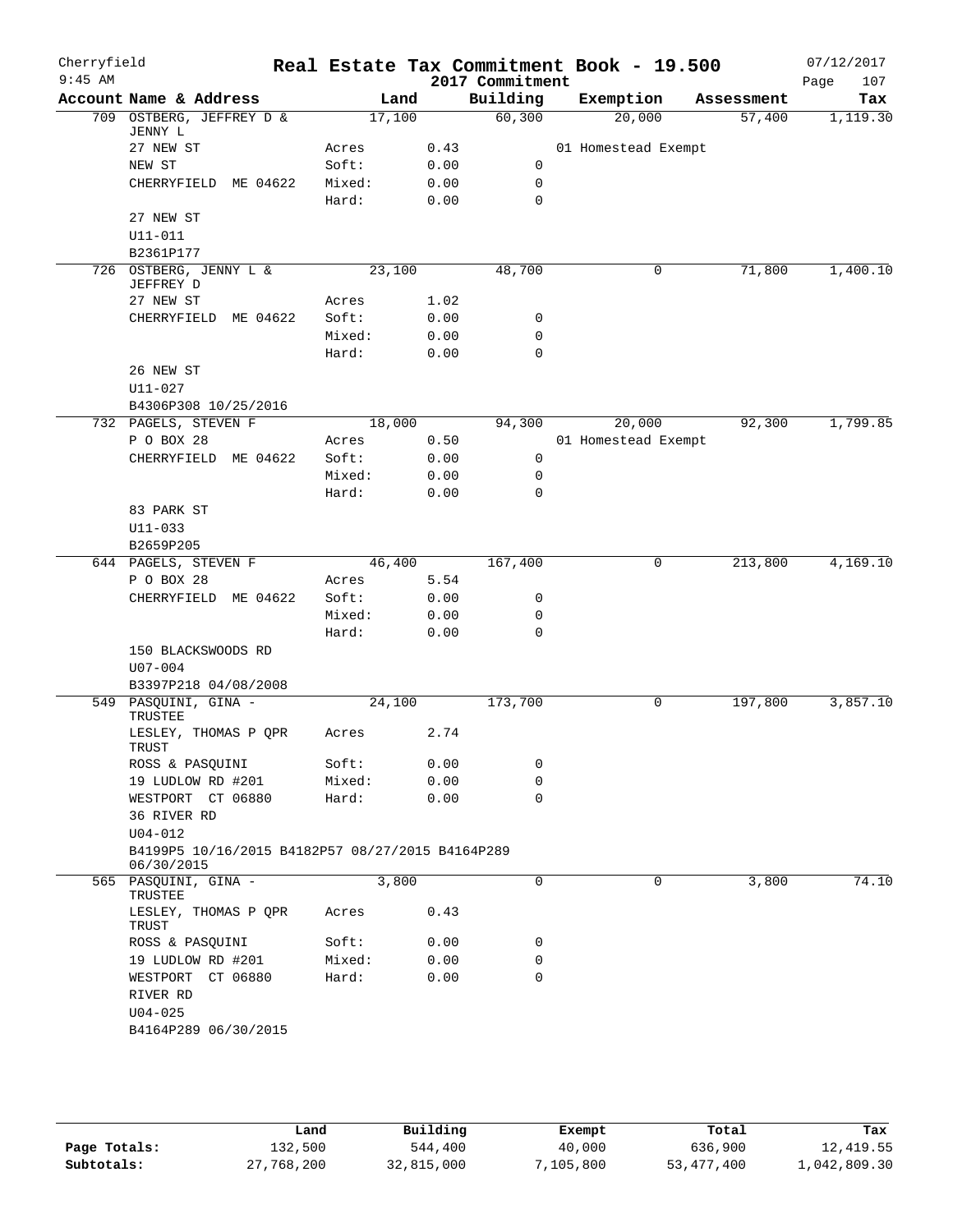# Real Estate Tax Commitment Book - 19.500

Cherryfield
9:45 AM
2017 Commitment
07/12/2017

| Account Name & Address | Land | | Building | Exemption | Assessment | Tax |
|---|---|---|---|---|---|---|
| 709 OSTBERG, JEFFREY D & JENNY L | 17,100 | | 60,300 | 20,000 | 57,400 | 1,119.30 |
| 27 NEW ST | Acres | 0.43 | | 01 Homestead Exempt | | |
| NEW ST | Soft: | 0.00 | 0 | | | |
| CHERRYFIELD ME 04622 | Mixed: | 0.00 | 0 | | | |
| | Hard: | 0.00 | 0 | | | |
| 27 NEW ST | | | | | | |
| U11-011 | | | | | | |
| B2361P177 | | | | | | |
| 726 OSTBERG, JENNY L & JEFFREY D | 23,100 | | 48,700 | 0 | 71,800 | 1,400.10 |
| 27 NEW ST | Acres | 1.02 | | | | |
| CHERRYFIELD ME 04622 | Soft: | 0.00 | 0 | | | |
| | Mixed: | 0.00 | 0 | | | |
| | Hard: | 0.00 | 0 | | | |
| 26 NEW ST | | | | | | |
| U11-027 | | | | | | |
| B4306P308 10/25/2016 | | | | | | |
| 732 PAGELS, STEVEN F | 18,000 | | 94,300 | 20,000 | 92,300 | 1,799.85 |
| P O BOX 28 | Acres | 0.50 | | 01 Homestead Exempt | | |
| CHERRYFIELD ME 04622 | Soft: | 0.00 | 0 | | | |
| | Mixed: | 0.00 | 0 | | | |
| | Hard: | 0.00 | 0 | | | |
| 83 PARK ST | | | | | | |
| U11-033 | | | | | | |
| B2659P205 | | | | | | |
| 644 PAGELS, STEVEN F | 46,400 | | 167,400 | 0 | 213,800 | 4,169.10 |
| P O BOX 28 | Acres | 5.54 | | | | |
| CHERRYFIELD ME 04622 | Soft: | 0.00 | 0 | | | |
| | Mixed: | 0.00 | 0 | | | |
| | Hard: | 0.00 | 0 | | | |
| 150 BLACKSWOODS RD | | | | | | |
| U07-004 | | | | | | |
| B3397P218 04/08/2008 | | | | | | |
| 549 PASQUINI, GINA - TRUSTEE | 24,100 | | 173,700 | 0 | 197,800 | 3,857.10 |
| LESLEY, THOMAS P QPR TRUST | Acres | 2.74 | | | | |
| ROSS & PASQUINI | Soft: | 0.00 | 0 | | | |
| 19 LUDLOW RD #201 | Mixed: | 0.00 | 0 | | | |
| WESTPORT CT 06880 | Hard: | 0.00 | 0 | | | |
| 36 RIVER RD | | | | | | |
| U04-012 | | | | | | |
| B4199P5 10/16/2015 B4182P57 08/27/2015 B4164P289 06/30/2015 | | | | | | |
| 565 PASQUINI, GINA - TRUSTEE | 3,800 | | 0 | 0 | 3,800 | 74.10 |
| LESLEY, THOMAS P QPR TRUST | Acres | 0.43 | | | | |
| ROSS & PASQUINI | Soft: | 0.00 | 0 | | | |
| 19 LUDLOW RD #201 | Mixed: | 0.00 | 0 | | | |
| WESTPORT CT 06880 | Hard: | 0.00 | 0 | | | |
| RIVER RD | | | | | | |
| U04-025 | | | | | | |
| B4164P289 06/30/2015 | | | | | | |

| | Land | Building | Exempt | Total | Tax |
|---|---|---|---|---|---|
| Page Totals: | 132,500 | 544,400 | 40,000 | 636,900 | 12,419.55 |
| Subtotals: | 27,768,200 | 32,815,000 | 7,105,800 | 53,477,400 | 1,042,809.30 |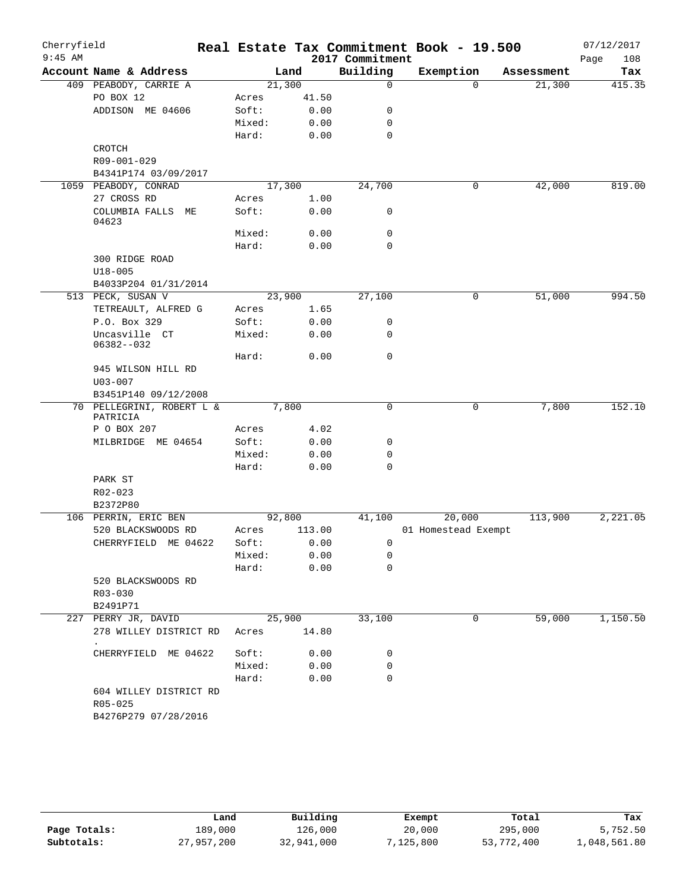Cherryfield 9:45 AM

# Real Estate Tax Commitment Book - 19.500

2017 Commitment

07/12/2017

| Account Name & Address | Land | | Building | Exemption | Assessment | Tax |
|---|---|---|---|---|---|---|
| 409 PEABODY, CARRIE A | 21,300 | | 0 | 0 | 21,300 | 415.35 |
| PO BOX 12 | Acres | 41.50 | | | | |
| ADDISON ME 04606 | Soft: | 0.00 | 0 | | | |
| | Mixed: | 0.00 | 0 | | | |
| | Hard: | 0.00 | 0 | | | |
| CROTCH | | | | | | |
| R09-001-029 | | | | | | |
| B4341P174 03/09/2017 | | | | | | |
| 1059 PEABODY, CONRAD | 17,300 | | 24,700 | 0 | 42,000 | 819.00 |
| 27 CROSS RD | Acres | 1.00 | | | | |
| COLUMBIA FALLS ME 04623 | Soft: | 0.00 | 0 | | | |
| | Mixed: | 0.00 | 0 | | | |
| | Hard: | 0.00 | 0 | | | |
| 300 RIDGE ROAD | | | | | | |
| U18-005 | | | | | | |
| B4033P204 01/31/2014 | | | | | | |
| 513 PECK, SUSAN V | 23,900 | | 27,100 | 0 | 51,000 | 994.50 |
| TETREAULT, ALFRED G | Acres | 1.65 | | | | |
| P.O. Box 329 | Soft: | 0.00 | 0 | | | |
| Uncasville CT 06382--032 | Mixed: | 0.00 | 0 | | | |
| | Hard: | 0.00 | 0 | | | |
| 945 WILSON HILL RD | | | | | | |
| U03-007 | | | | | | |
| B3451P140 09/12/2008 | | | | | | |
| 70 PELLEGRINI, ROBERT L & PATRICIA | 7,800 | | 0 | 0 | 7,800 | 152.10 |
| P O BOX 207 | Acres | 4.02 | | | | |
| MILBRIDGE ME 04654 | Soft: | 0.00 | 0 | | | |
| | Mixed: | 0.00 | 0 | | | |
| | Hard: | 0.00 | 0 | | | |
| PARK ST | | | | | | |
| R02-023 | | | | | | |
| B2372P80 | | | | | | |
| 106 PERRIN, ERIC BEN | 92,800 | | 41,100 | 20,000 | 113,900 | 2,221.05 |
| 520 BLACKSWOODS RD | Acres | 113.00 | | 01 Homestead Exempt | | |
| CHERRYFIELD ME 04622 | Soft: | 0.00 | 0 | | | |
| | Mixed: | 0.00 | 0 | | | |
| | Hard: | 0.00 | 0 | | | |
| 520 BLACKSWOODS RD | | | | | | |
| R03-030 | | | | | | |
| B2491P71 | | | | | | |
| 227 PERRY JR, DAVID | 25,900 | | 33,100 | 0 | 59,000 | 1,150.50 |
| 278 WILLEY DISTRICT RD . | Acres | 14.80 | | | | |
| CHERRYFIELD ME 04622 | Soft: | 0.00 | 0 | | | |
| | Mixed: | 0.00 | 0 | | | |
| | Hard: | 0.00 | 0 | | | |
| 604 WILLEY DISTRICT RD | | | | | | |
| R05-025 | | | | | | |
| B4276P279 07/28/2016 | | | | | | |

| | Land | Building | Exempt | Total | Tax |
|---|---|---|---|---|---|
| Page Totals: | 189,000 | 126,000 | 20,000 | 295,000 | 5,752.50 |
| Subtotals: | 27,957,200 | 32,941,000 | 7,125,800 | 53,772,400 | 1,048,561.80 |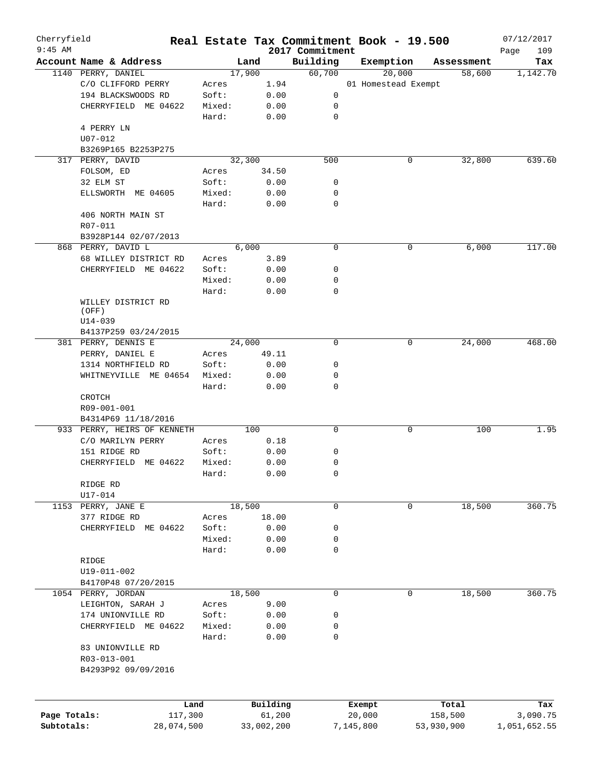Cherryfield 9:45 AM

# Real Estate Tax Commitment Book - 19.500

2017 Commitment

07/12/2017

| Account Name & Address | | Land | Building | Exemption | Assessment | Tax |
|---|---|---|---|---|---|---|
| 1140 PERRY, DANIEL | | 17,900 | 60,700 | 20,000 | 58,600 | 1,142.70 |
| C/O CLIFFORD PERRY | Acres | 1.94 | | 01 Homestead Exempt | | |
| 194 BLACKSWOODS RD | Soft: | 0.00 | 0 | | | |
| CHERRYFIELD ME 04622 | Mixed: | 0.00 | 0 | | | |
| | Hard: | 0.00 | 0 | | | |
| 4 PERRY LN | | | | | | |
| U07-012 | | | | | | |
| B3269P165 B2253P275 | | | | | | |
| 317 PERRY, DAVID | | 32,300 | 500 | 0 | 32,800 | 639.60 |
| FOLSOM, ED | Acres | 34.50 | | | | |
| 32 ELM ST | Soft: | 0.00 | 0 | | | |
| ELLSWORTH ME 04605 | Mixed: | 0.00 | 0 | | | |
| | Hard: | 0.00 | 0 | | | |
| 406 NORTH MAIN ST | | | | | | |
| R07-011 | | | | | | |
| B3928P144 02/07/2013 | | | | | | |
| 868 PERRY, DAVID L | | 6,000 | 0 | 0 | 6,000 | 117.00 |
| 68 WILLEY DISTRICT RD | Acres | 3.89 | | | | |
| CHERRYFIELD ME 04622 | Soft: | 0.00 | 0 | | | |
| | Mixed: | 0.00 | 0 | | | |
| | Hard: | 0.00 | 0 | | | |
| WILLEY DISTRICT RD (OFF) | | | | | | |
| U14-039 | | | | | | |
| B4137P259 03/24/2015 | | | | | | |
| 381 PERRY, DENNIS E | | 24,000 | 0 | 0 | 24,000 | 468.00 |
| PERRY, DANIEL E | Acres | 49.11 | | | | |
| 1314 NORTHFIELD RD | Soft: | 0.00 | 0 | | | |
| WHITNEYVILLE ME 04654 | Mixed: | 0.00 | 0 | | | |
| | Hard: | 0.00 | 0 | | | |
| CROTCH | | | | | | |
| R09-001-001 | | | | | | |
| B4314P69 11/18/2016 | | | | | | |
| 933 PERRY, HEIRS OF KENNETH | | 100 | 0 | 0 | 100 | 1.95 |
| C/O MARILYN PERRY | Acres | 0.18 | | | | |
| 151 RIDGE RD | Soft: | 0.00 | 0 | | | |
| CHERRYFIELD ME 04622 | Mixed: | 0.00 | 0 | | | |
| | Hard: | 0.00 | 0 | | | |
| RIDGE RD | | | | | | |
| U17-014 | | | | | | |
| 1153 PERRY, JANE E | | 18,500 | 0 | 0 | 18,500 | 360.75 |
| 377 RIDGE RD | Acres | 18.00 | | | | |
| CHERRYFIELD ME 04622 | Soft: | 0.00 | 0 | | | |
| | Mixed: | 0.00 | 0 | | | |
| | Hard: | 0.00 | 0 | | | |
| RIDGE | | | | | | |
| U19-011-002 | | | | | | |
| B4170P48 07/20/2015 | | | | | | |
| 1054 PERRY, JORDAN | | 18,500 | 0 | 0 | 18,500 | 360.75 |
| LEIGHTON, SARAH J | Acres | 9.00 | | | | |
| 174 UNIONVILLE RD | Soft: | 0.00 | 0 | | | |
| CHERRYFIELD ME 04622 | Mixed: | 0.00 | 0 | | | |
| | Hard: | 0.00 | 0 | | | |
| 83 UNIONVILLE RD | | | | | | |
| R03-013-001 | | | | | | |
| B4293P92 09/09/2016 | | | | | | |

| | Land | Building | Exempt | Total | Tax |
|---|---|---|---|---|---|
| Page Totals: | 117,300 | 61,200 | 20,000 | 158,500 | 3,090.75 |
| Subtotals: | 28,074,500 | 33,002,200 | 7,145,800 | 53,930,900 | 1,051,652.55 |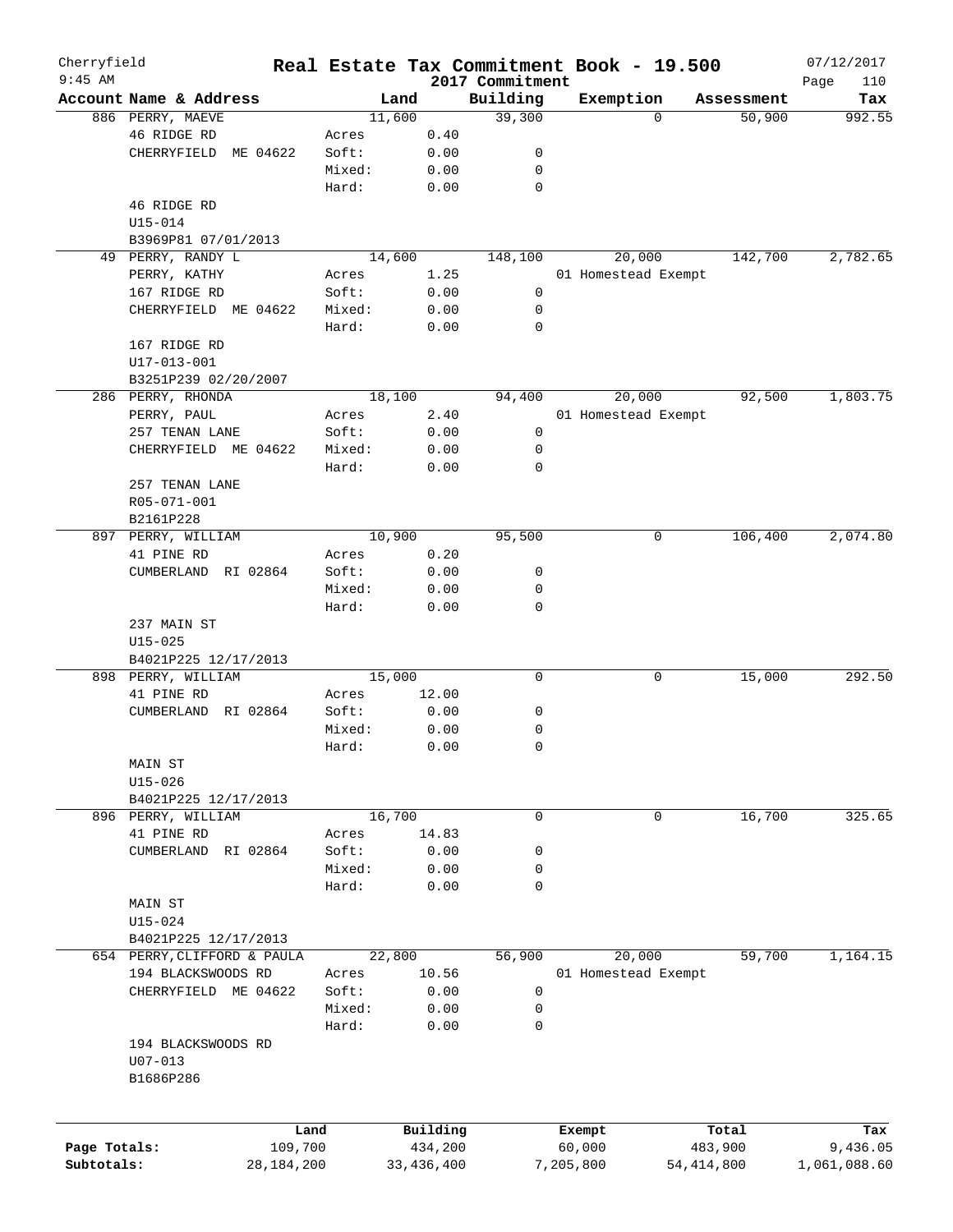Cherryfield
9:45 AM

# Real Estate Tax Commitment Book - 19.500

07/12/2017

2017 Commitment

| Account Name & Address | | Land | Building | Exemption | Assessment | Tax |
|---|---|---|---|---|---|---|
| 886 PERRY, MAEVE | | 11,600 | 39,300 | 0 | 50,900 | 992.55 |
| 46 RIDGE RD | Acres | 0.40 | | | | |
| CHERRYFIELD ME 04622 | Soft: | 0.00 | 0 | | | |
| | Mixed: | 0.00 | 0 | | | |
| | Hard: | 0.00 | 0 | | | |
| 46 RIDGE RD | | | | | | |
| U15-014 | | | | | | |
| B3969P81 07/01/2013 | | | | | | |
| 49 PERRY, RANDY L | | 14,600 | 148,100 | 20,000 | 142,700 | 2,782.65 |
| PERRY, KATHY | Acres | 1.25 | | 01 Homestead Exempt | | |
| 167 RIDGE RD | Soft: | 0.00 | 0 | | | |
| CHERRYFIELD ME 04622 | Mixed: | 0.00 | 0 | | | |
| | Hard: | 0.00 | 0 | | | |
| 167 RIDGE RD | | | | | | |
| U17-013-001 | | | | | | |
| B3251P239 02/20/2007 | | | | | | |
| 286 PERRY, RHONDA | | 18,100 | 94,400 | 20,000 | 92,500 | 1,803.75 |
| PERRY, PAUL | Acres | 2.40 | | 01 Homestead Exempt | | |
| 257 TENAN LANE | Soft: | 0.00 | 0 | | | |
| CHERRYFIELD ME 04622 | Mixed: | 0.00 | 0 | | | |
| | Hard: | 0.00 | 0 | | | |
| 257 TENAN LANE | | | | | | |
| R05-071-001 | | | | | | |
| B2161P228 | | | | | | |
| 897 PERRY, WILLIAM | | 10,900 | 95,500 | 0 | 106,400 | 2,074.80 |
| 41 PINE RD | Acres | 0.20 | | | | |
| CUMBERLAND RI 02864 | Soft: | 0.00 | 0 | | | |
| | Mixed: | 0.00 | 0 | | | |
| | Hard: | 0.00 | 0 | | | |
| 237 MAIN ST | | | | | | |
| U15-025 | | | | | | |
| B4021P225 12/17/2013 | | | | | | |
| 898 PERRY, WILLIAM | | 15,000 | 0 | 0 | 15,000 | 292.50 |
| 41 PINE RD | Acres | 12.00 | | | | |
| CUMBERLAND RI 02864 | Soft: | 0.00 | 0 | | | |
| | Mixed: | 0.00 | 0 | | | |
| | Hard: | 0.00 | 0 | | | |
| MAIN ST | | | | | | |
| U15-026 | | | | | | |
| B4021P225 12/17/2013 | | | | | | |
| 896 PERRY, WILLIAM | | 16,700 | 0 | 0 | 16,700 | 325.65 |
| 41 PINE RD | Acres | 14.83 | | | | |
| CUMBERLAND RI 02864 | Soft: | 0.00 | 0 | | | |
| | Mixed: | 0.00 | 0 | | | |
| | Hard: | 0.00 | 0 | | | |
| MAIN ST | | | | | | |
| U15-024 | | | | | | |
| B4021P225 12/17/2013 | | | | | | |
| 654 PERRY, CLIFFORD & PAULA | | 22,800 | 56,900 | 20,000 | 59,700 | 1,164.15 |
| 194 BLACKSWOODS RD | Acres | 10.56 | | 01 Homestead Exempt | | |
| CHERRYFIELD ME 04622 | Soft: | 0.00 | 0 | | | |
| | Mixed: | 0.00 | 0 | | | |
| | Hard: | 0.00 | 0 | | | |
| 194 BLACKSWOODS RD | | | | | | |
| U07-013 | | | | | | |
| B1686P286 | | | | | | |

| | Land | Building | Exempt | Total | Tax |
|---|---|---|---|---|---|
| Page Totals: | 109,700 | 434,200 | 60,000 | 483,900 | 9,436.05 |
| Subtotals: | 28,184,200 | 33,436,400 | 7,205,800 | 54,414,800 | 1,061,088.60 |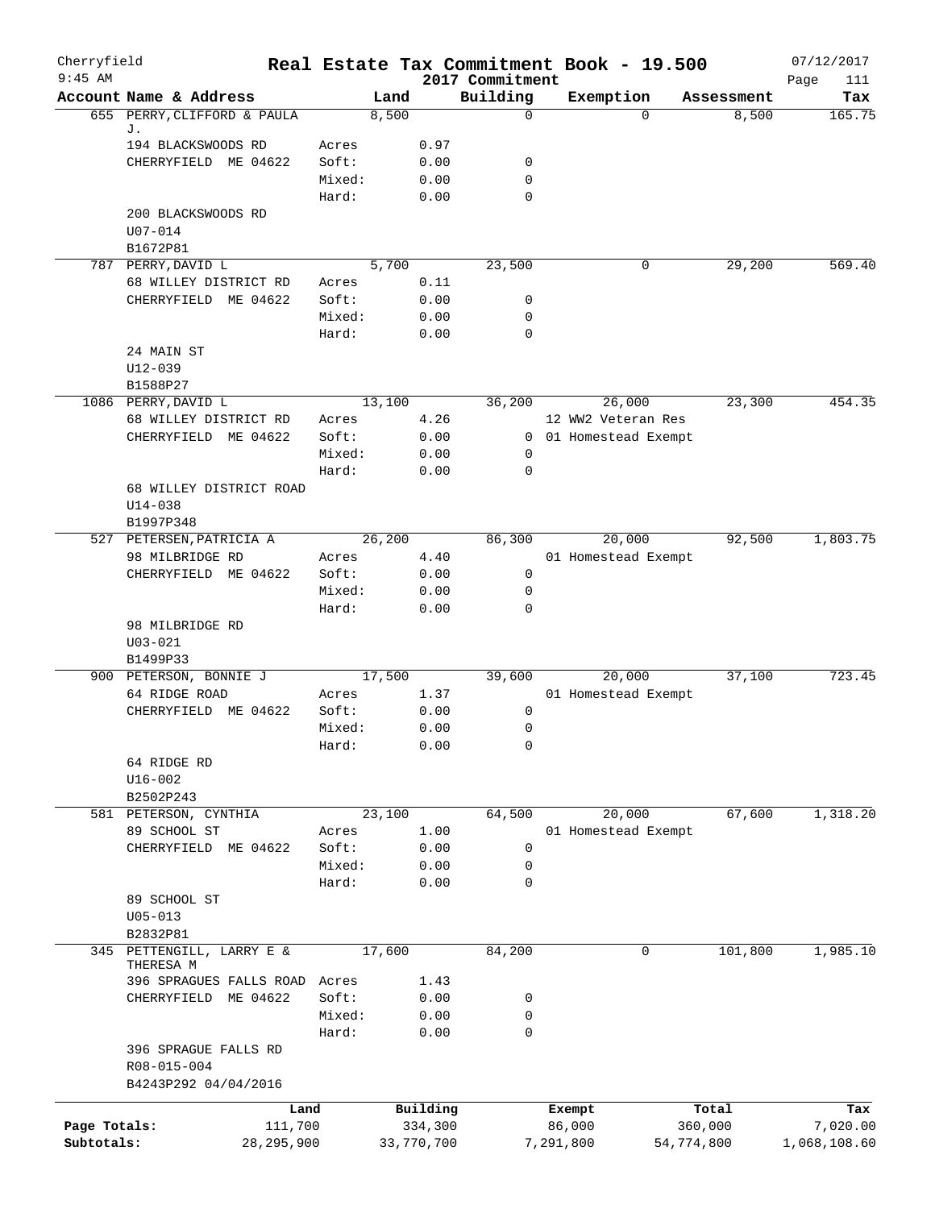Cherryfield
9:45 AM

# Real Estate Tax Commitment Book - 19.500
## 2017 Commitment

07/12/2017
Page 111

| Account | Name & Address | | Land | Building | Exemption | Assessment | Tax |
|---|---|---|---|---|---|---|---|
| 655 | PERRY, CLIFFORD & PAULA J. | | 8,500 | 0 | 0 | 8,500 | 165.75 |
| | 194 BLACKSWOODS RD | Acres | 0.97 | | | | |
| | CHERRYFIELD ME 04622 | Soft: | 0.00 | 0 | | | |
| | | Mixed: | 0.00 | 0 | | | |
| | | Hard: | 0.00 | 0 | | | |
| | 200 BLACKSWOODS RD | | | | | | |
| | U07-014 | | | | | | |
| | B1672P81 | | | | | | |
| 787 | PERRY, DAVID L | | 5,700 | 23,500 | 0 | 29,200 | 569.40 |
| | 68 WILLEY DISTRICT RD | Acres | 0.11 | | | | |
| | CHERRYFIELD ME 04622 | Soft: | 0.00 | 0 | | | |
| | | Mixed: | 0.00 | 0 | | | |
| | | Hard: | 0.00 | 0 | | | |
| | 24 MAIN ST | | | | | | |
| | U12-039 | | | | | | |
| | B1588P27 | | | | | | |
| 1086 | PERRY, DAVID L | | 13,100 | 36,200 | 26,000 | 23,300 | 454.35 |
| | 68 WILLEY DISTRICT RD | Acres | 4.26 | | 12 WW2 Veteran Res | | |
| | CHERRYFIELD ME 04622 | Soft: | 0.00 | 0 | 01 Homestead Exempt | | |
| | | Mixed: | 0.00 | 0 | | | |
| | | Hard: | 0.00 | 0 | | | |
| | 68 WILLEY DISTRICT ROAD | | | | | | |
| | U14-038 | | | | | | |
| | B1997P348 | | | | | | |
| 527 | PETERSEN, PATRICIA A | | 26,200 | 86,300 | 20,000 | 92,500 | 1,803.75 |
| | 98 MILBRIDGE RD | Acres | 4.40 | | 01 Homestead Exempt | | |
| | CHERRYFIELD ME 04622 | Soft: | 0.00 | 0 | | | |
| | | Mixed: | 0.00 | 0 | | | |
| | | Hard: | 0.00 | 0 | | | |
| | 98 MILBRIDGE RD | | | | | | |
| | U03-021 | | | | | | |
| | B1499P33 | | | | | | |
| 900 | PETERSON, BONNIE J | | 17,500 | 39,600 | 20,000 | 37,100 | 723.45 |
| | 64 RIDGE ROAD | Acres | 1.37 | | 01 Homestead Exempt | | |
| | CHERRYFIELD ME 04622 | Soft: | 0.00 | 0 | | | |
| | | Mixed: | 0.00 | 0 | | | |
| | | Hard: | 0.00 | 0 | | | |
| | 64 RIDGE RD | | | | | | |
| | U16-002 | | | | | | |
| | B2502P243 | | | | | | |
| 581 | PETERSON, CYNTHIA | | 23,100 | 64,500 | 20,000 | 67,600 | 1,318.20 |
| | 89 SCHOOL ST | Acres | 1.00 | | 01 Homestead Exempt | | |
| | CHERRYFIELD ME 04622 | Soft: | 0.00 | 0 | | | |
| | | Mixed: | 0.00 | 0 | | | |
| | | Hard: | 0.00 | 0 | | | |
| | 89 SCHOOL ST | | | | | | |
| | U05-013 | | | | | | |
| | B2832P81 | | | | | | |
| 345 | PETTENGILL, LARRY E & THERESA M | | 17,600 | 84,200 | 0 | 101,800 | 1,985.10 |
| | 396 SPRAGUES FALLS ROAD | Acres | 1.43 | | | | |
| | CHERRYFIELD ME 04622 | Soft: | 0.00 | 0 | | | |
| | | Mixed: | 0.00 | 0 | | | |
| | | Hard: | 0.00 | 0 | | | |
| | 396 SPRAGUE FALLS RD | | | | | | |
| | R08-015-004 | | | | | | |
| | B4243P292 04/04/2016 | | | | | | |

| | Land | Building | Exempt | Total | Tax |
|---|---|---|---|---|---|
| Page Totals: | 111,700 | 334,300 | 86,000 | 360,000 | 7,020.00 |
| Subtotals: | 28,295,900 | 33,770,700 | 7,291,800 | 54,774,800 | 1,068,108.60 |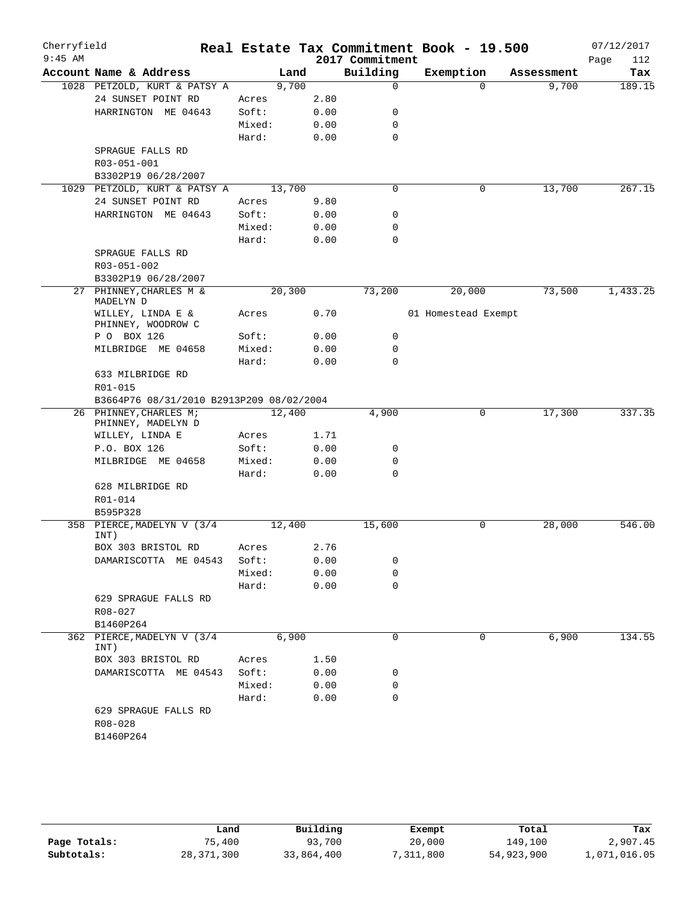Cherryfield

9:45 AM

# Real Estate Tax Commitment Book - 19.500

2017 Commitment

07/12/2017

| Account | Name & Address | | Land | Building | Exemption | Assessment | Tax |
|---|---|---|---|---|---|---|---|
| 1028 | PETZOLD, KURT & PATSY A | | 9,700 | 0 | 0 | 9,700 | 189.15 |
| | 24 SUNSET POINT RD | Acres | 2.80 | | | | |
| | HARRINGTON ME 04643 | Soft: | 0.00 | 0 | | | |
| | | Mixed: | 0.00 | 0 | | | |
| | | Hard: | 0.00 | 0 | | | |
| | SPRAGUE FALLS RD | | | | | | |
| | R03-051-001 | | | | | | |
| | B3302P19 06/28/2007 | | | | | | |
| 1029 | PETZOLD, KURT & PATSY A | | 13,700 | 0 | 0 | 13,700 | 267.15 |
| | 24 SUNSET POINT RD | Acres | 9.80 | | | | |
| | HARRINGTON ME 04643 | Soft: | 0.00 | 0 | | | |
| | | Mixed: | 0.00 | 0 | | | |
| | | Hard: | 0.00 | 0 | | | |
| | SPRAGUE FALLS RD | | | | | | |
| | R03-051-002 | | | | | | |
| | B3302P19 06/28/2007 | | | | | | |
| 27 | PHINNEY, CHARLES M & MADELYN D | | 20,300 | 73,200 | 20,000 | 73,500 | 1,433.25 |
| | WILLEY, LINDA E & PHINNEY, WOODROW C | Acres | 0.70 | | 01 Homestead Exempt | | |
| | P O BOX 126 | Soft: | 0.00 | 0 | | | |
| | MILBRIDGE ME 04658 | Mixed: | 0.00 | 0 | | | |
| | | Hard: | 0.00 | 0 | | | |
| | 633 MILBRIDGE RD | | | | | | |
| | R01-015 | | | | | | |
| | B3664P76 08/31/2010 B2913P209 08/02/2004 | | | | | | |
| 26 | PHINNEY, CHARLES M; PHINNEY, MADELYN D | | 12,400 | 4,900 | 0 | 17,300 | 337.35 |
| | WILLEY, LINDA E | Acres | 1.71 | | | | |
| | P.O. BOX 126 | Soft: | 0.00 | 0 | | | |
| | MILBRIDGE ME 04658 | Mixed: | 0.00 | 0 | | | |
| | | Hard: | 0.00 | 0 | | | |
| | 628 MILBRIDGE RD | | | | | | |
| | R01-014 | | | | | | |
| | B595P328 | | | | | | |
| 358 | PIERCE, MADELYN V (3/4 INT) | | 12,400 | 15,600 | 0 | 28,000 | 546.00 |
| | BOX 303 BRISTOL RD | Acres | 2.76 | | | | |
| | DAMARISCOTTA ME 04543 | Soft: | 0.00 | 0 | | | |
| | | Mixed: | 0.00 | 0 | | | |
| | | Hard: | 0.00 | 0 | | | |
| | 629 SPRAGUE FALLS RD | | | | | | |
| | R08-027 | | | | | | |
| | B1460P264 | | | | | | |
| 362 | PIERCE, MADELYN V (3/4 INT) | | 6,900 | 0 | 0 | 6,900 | 134.55 |
| | BOX 303 BRISTOL RD | Acres | 1.50 | | | | |
| | DAMARISCOTTA ME 04543 | Soft: | 0.00 | 0 | | | |
| | | Mixed: | 0.00 | 0 | | | |
| | | Hard: | 0.00 | 0 | | | |
| | 629 SPRAGUE FALLS RD | | | | | | |
| | R08-028 | | | | | | |
| | B1460P264 | | | | | | |

| | Land | Building | Exempt | Total | Tax |
|---|---|---|---|---|---|
| Page Totals: | 75,400 | 93,700 | 20,000 | 149,100 | 2,907.45 |
| Subtotals: | 28,371,300 | 33,864,400 | 7,311,800 | 54,923,900 | 1,071,016.05 |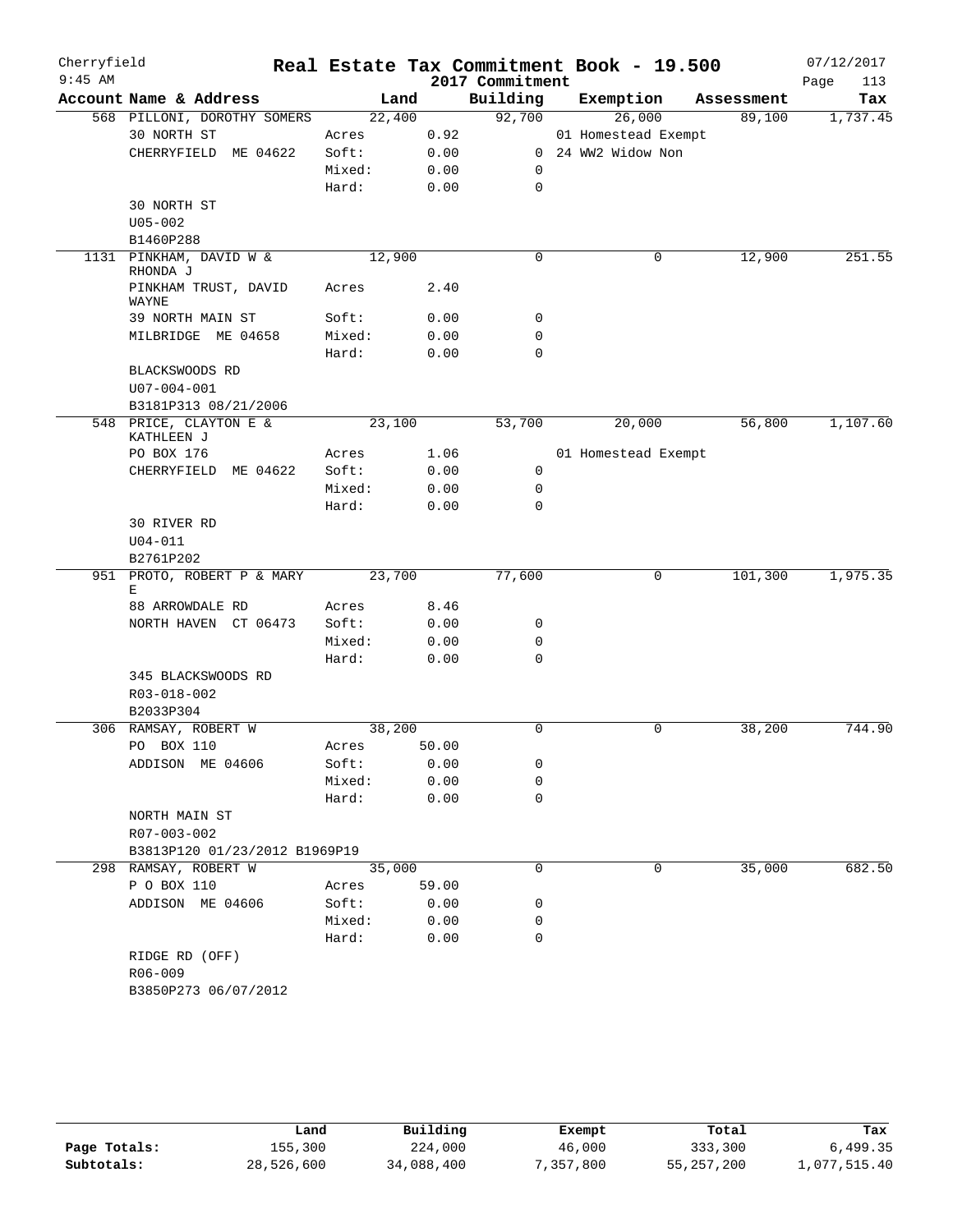Cherryfield

9:45 AM

# Real Estate Tax Commitment Book - 19.500

## 2017 Commitment

07/12/2017

| Account Name & Address | | Land | Building | Exemption | Assessment | Tax |
|---|---|---|---|---|---|---|
| 568 PILLONI, DOROTHY SOMERS | | 22,400 | 92,700 | 26,000 | 89,100 | 1,737.45 |
| 30 NORTH ST | Acres | 0.92 | | 01 Homestead Exempt | | |
| CHERRYFIELD ME 04622 | Soft: | 0.00 | 0 | 24 WW2 Widow Non | | |
| | Mixed: | 0.00 | 0 | | | |
| | Hard: | 0.00 | 0 | | | |
| 30 NORTH ST | | | | | | |
| U05-002 | | | | | | |
| B1460P288 | | | | | | |
| 1131 PINKHAM, DAVID W & RHONDA J | | 12,900 | 0 | 0 | 12,900 | 251.55 |
| PINKHAM TRUST, DAVID WAYNE | Acres | 2.40 | | | | |
| 39 NORTH MAIN ST | Soft: | 0.00 | 0 | | | |
| MILBRIDGE ME 04658 | Mixed: | 0.00 | 0 | | | |
| | Hard: | 0.00 | 0 | | | |
| BLACKSWOODS RD | | | | | | |
| U07-004-001 | | | | | | |
| B3181P313 08/21/2006 | | | | | | |
| 548 PRICE, CLAYTON E & KATHLEEN J | | 23,100 | 53,700 | 20,000 | 56,800 | 1,107.60 |
| PO BOX 176 | Acres | 1.06 | | 01 Homestead Exempt | | |
| CHERRYFIELD ME 04622 | Soft: | 0.00 | 0 | | | |
| | Mixed: | 0.00 | 0 | | | |
| | Hard: | 0.00 | 0 | | | |
| 30 RIVER RD | | | | | | |
| U04-011 | | | | | | |
| B2761P202 | | | | | | |
| 951 PROTO, ROBERT P & MARY E | | 23,700 | 77,600 | 0 | 101,300 | 1,975.35 |
| 88 ARROWDALE RD | Acres | 8.46 | | | | |
| NORTH HAVEN CT 06473 | Soft: | 0.00 | 0 | | | |
| | Mixed: | 0.00 | 0 | | | |
| | Hard: | 0.00 | 0 | | | |
| 345 BLACKSWOODS RD | | | | | | |
| R03-018-002 | | | | | | |
| B2033P304 | | | | | | |
| 306 RAMSAY, ROBERT W | | 38,200 | 0 | 0 | 38,200 | 744.90 |
| PO BOX 110 | Acres | 50.00 | | | | |
| ADDISON ME 04606 | Soft: | 0.00 | 0 | | | |
| | Mixed: | 0.00 | 0 | | | |
| | Hard: | 0.00 | 0 | | | |
| NORTH MAIN ST | | | | | | |
| R07-003-002 | | | | | | |
| B3813P120 01/23/2012 B1969P19 | | | | | | |
| 298 RAMSAY, ROBERT W | | 35,000 | 0 | 0 | 35,000 | 682.50 |
| P O BOX 110 | Acres | 59.00 | | | | |
| ADDISON ME 04606 | Soft: | 0.00 | 0 | | | |
| | Mixed: | 0.00 | 0 | | | |
| | Hard: | 0.00 | 0 | | | |
| RIDGE RD (OFF) | | | | | | |
| R06-009 | | | | | | |
| B3850P273 06/07/2012 | | | | | | |

| | Land | Building | Exempt | Total | Tax |
|---|---|---|---|---|---|
| Page Totals: | 155,300 | 224,000 | 46,000 | 333,300 | 6,499.35 |
| Subtotals: | 28,526,600 | 34,088,400 | 7,357,800 | 55,257,200 | 1,077,515.40 |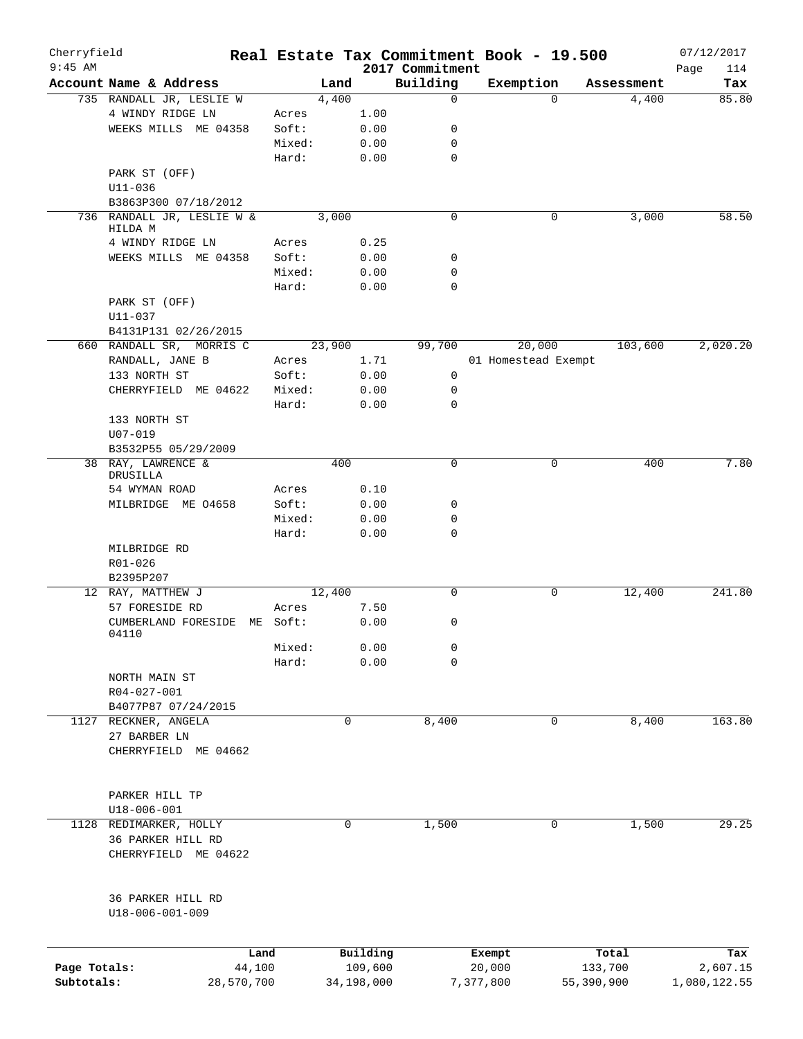Cherryfield
9:45 AM

# Real Estate Tax Commitment Book - 19.500

## 2017 Commitment

07/12/2017

| Account Name & Address | | Land | Building | Exemption | Assessment | Tax |
|---|---|---|---|---|---|---|
| 735 RANDALL JR, LESLIE W | | 4,400 | 0 | 0 | 4,400 | 85.80 |
| 4 WINDY RIDGE LN | Acres | 1.00 | | | | |
| WEEKS MILLS ME 04358 | Soft: | 0.00 | 0 | | | |
| | Mixed: | 0.00 | 0 | | | |
| | Hard: | 0.00 | 0 | | | |
| PARK ST (OFF) | | | | | | |
| U11-036 | | | | | | |
| B3863P300 07/18/2012 | | | | | | |
| 736 RANDALL JR, LESLIE W & HILDA M | | 3,000 | 0 | 0 | 3,000 | 58.50 |
| 4 WINDY RIDGE LN | Acres | 0.25 | | | | |
| WEEKS MILLS ME 04358 | Soft: | 0.00 | 0 | | | |
| | Mixed: | 0.00 | 0 | | | |
| | Hard: | 0.00 | 0 | | | |
| PARK ST (OFF) | | | | | | |
| U11-037 | | | | | | |
| B4131P131 02/26/2015 | | | | | | |
| 660 RANDALL SR, MORRIS C | | 23,900 | 99,700 | 20,000 | 103,600 | 2,020.20 |
| RANDALL, JANE B | Acres | 1.71 | | 01 Homestead Exempt | | |
| 133 NORTH ST | Soft: | 0.00 | 0 | | | |
| CHERRYFIELD ME 04622 | Mixed: | 0.00 | 0 | | | |
| | Hard: | 0.00 | 0 | | | |
| 133 NORTH ST | | | | | | |
| U07-019 | | | | | | |
| B3532P55 05/29/2009 | | | | | | |
| 38 RAY, LAWRENCE & DRUSILLA | | 400 | 0 | 0 | 400 | 7.80 |
| 54 WYMAN ROAD | Acres | 0.10 | | | | |
| MILBRIDGE ME O4658 | Soft: | 0.00 | 0 | | | |
| | Mixed: | 0.00 | 0 | | | |
| | Hard: | 0.00 | 0 | | | |
| MILBRIDGE RD | | | | | | |
| R01-026 | | | | | | |
| B2395P207 | | | | | | |
| 12 RAY, MATTHEW J | | 12,400 | 0 | 0 | 12,400 | 241.80 |
| 57 FORESIDE RD | Acres | 7.50 | | | | |
| CUMBERLAND FORESIDE ME 04110 | Soft: | 0.00 | 0 | | | |
| | Mixed: | 0.00 | 0 | | | |
| | Hard: | 0.00 | 0 | | | |
| NORTH MAIN ST | | | | | | |
| R04-027-001 | | | | | | |
| B4077P87 07/24/2015 | | | | | | |
| 1127 RECKNER, ANGELA | | 0 | 8,400 | 0 | 8,400 | 163.80 |
| 27 BARBER LN | | | | | | |
| CHERRYFIELD ME 04662 | | | | | | |
| PARKER HILL TP | | | | | | |
| U18-006-001 | | | | | | |
| 1128 REDIMARKER, HOLLY | | 0 | 1,500 | 0 | 1,500 | 29.25 |
| 36 PARKER HILL RD | | | | | | |
| CHERRYFIELD ME 04622 | | | | | | |
| 36 PARKER HILL RD | | | | | | |
| U18-006-001-009 | | | | | | |

| | Land | Building | Exempt | Total | Tax |
|---|---|---|---|---|---|
| Page Totals: | 44,100 | 109,600 | 20,000 | 133,700 | 2,607.15 |
| Subtotals: | 28,570,700 | 34,198,000 | 7,377,800 | 55,390,900 | 1,080,122.55 |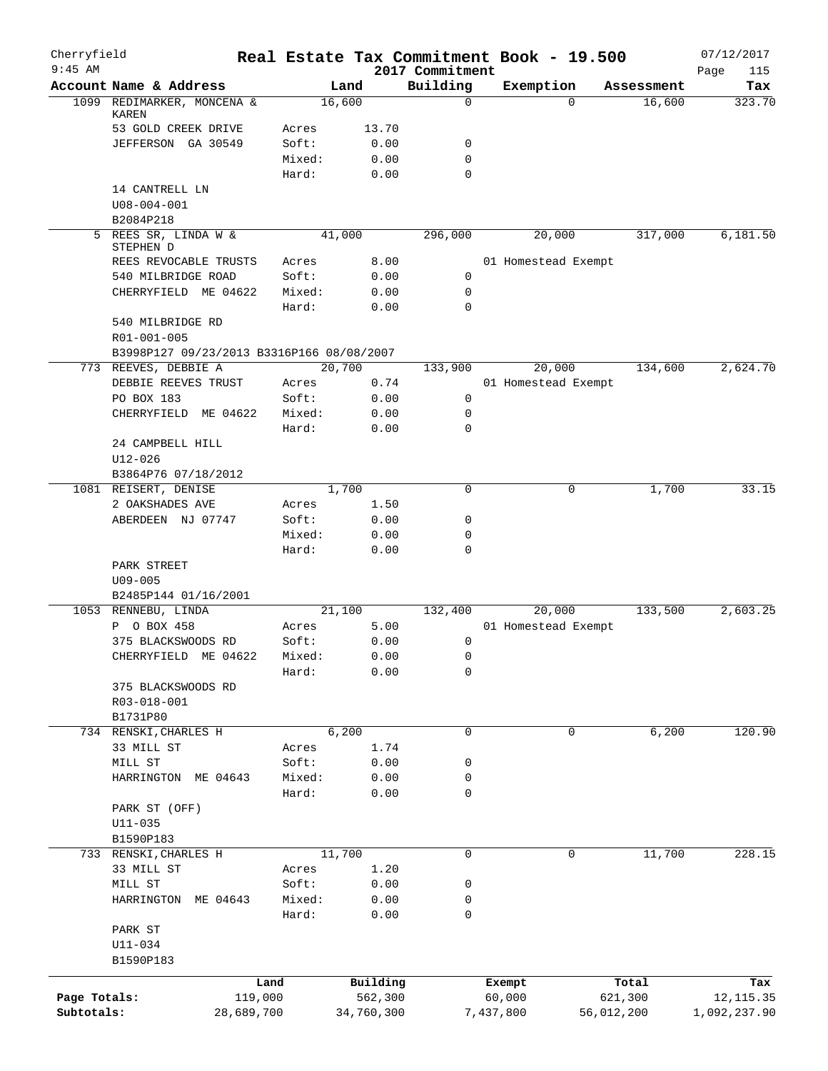Cherryfield 9:45 AM

# Real Estate Tax Commitment Book - 19.500

2017 Commitment

07/12/2017

| Account Name & Address | | Land | Building | Exemption | Assessment | Tax |
|---|---|---|---|---|---|---|
| 1099 REDIMARKER, MONCENA & KAREN | | 16,600 | 0 | 0 | 16,600 | 323.70 |
| 53 GOLD CREEK DRIVE | Acres | 13.70 | | | | |
| JEFFERSON GA 30549 | Soft: | 0.00 | 0 | | | |
| | Mixed: | 0.00 | 0 | | | |
| | Hard: | 0.00 | 0 | | | |
| 14 CANTRELL LN | | | | | | |
| U08-004-001 | | | | | | |
| B2084P218 | | | | | | |
| 5 REES SR, LINDA W & STEPHEN D | | 41,000 | 296,000 | 20,000 | 317,000 | 6,181.50 |
| REES REVOCABLE TRUSTS | Acres | 8.00 | | 01 Homestead Exempt | | |
| 540 MILBRIDGE ROAD | Soft: | 0.00 | 0 | | | |
| CHERRYFIELD ME 04622 | Mixed: | 0.00 | 0 | | | |
| | Hard: | 0.00 | 0 | | | |
| 540 MILBRIDGE RD | | | | | | |
| R01-001-005 | | | | | | |
| B3998P127 09/23/2013 B3316P166 08/08/2007 | | | | | | |
| 773 REEVES, DEBBIE A | | 20,700 | 133,900 | 20,000 | 134,600 | 2,624.70 |
| DEBBIE REEVES TRUST | Acres | 0.74 | | 01 Homestead Exempt | | |
| PO BOX 183 | Soft: | 0.00 | 0 | | | |
| CHERRYFIELD ME 04622 | Mixed: | 0.00 | 0 | | | |
| | Hard: | 0.00 | 0 | | | |
| 24 CAMPBELL HILL | | | | | | |
| U12-026 | | | | | | |
| B3864P76 07/18/2012 | | | | | | |
| 1081 REISERT, DENISE | | 1,700 | 0 | 0 | 1,700 | 33.15 |
| 2 OAKSHADES AVE | Acres | 1.50 | | | | |
| ABERDEEN NJ 07747 | Soft: | 0.00 | 0 | | | |
| | Mixed: | 0.00 | 0 | | | |
| | Hard: | 0.00 | 0 | | | |
| PARK STREET | | | | | | |
| U09-005 | | | | | | |
| B2485P144 01/16/2001 | | | | | | |
| 1053 RENNEBU, LINDA | | 21,100 | 132,400 | 20,000 | 133,500 | 2,603.25 |
| P O BOX 458 | Acres | 5.00 | | 01 Homestead Exempt | | |
| 375 BLACKSWOODS RD | Soft: | 0.00 | 0 | | | |
| CHERRYFIELD ME 04622 | Mixed: | 0.00 | 0 | | | |
| | Hard: | 0.00 | 0 | | | |
| 375 BLACKSWOODS RD | | | | | | |
| R03-018-001 | | | | | | |
| B1731P80 | | | | | | |
| 734 RENSKI, CHARLES H | | 6,200 | 0 | 0 | 6,200 | 120.90 |
| 33 MILL ST | Acres | 1.74 | | | | |
| MILL ST | Soft: | 0.00 | 0 | | | |
| HARRINGTON ME 04643 | Mixed: | 0.00 | 0 | | | |
| | Hard: | 0.00 | 0 | | | |
| PARK ST (OFF) | | | | | | |
| U11-035 | | | | | | |
| B1590P183 | | | | | | |
| 733 RENSKI, CHARLES H | | 11,700 | 0 | 0 | 11,700 | 228.15 |
| 33 MILL ST | Acres | 1.20 | | | | |
| MILL ST | Soft: | 0.00 | 0 | | | |
| HARRINGTON ME 04643 | Mixed: | 0.00 | 0 | | | |
| | Hard: | 0.00 | 0 | | | |
| PARK ST | | | | | | |
| U11-034 | | | | | | |
| B1590P183 | | | | | | |

| | Land | Building | Exempt | Total | Tax |
|---|---|---|---|---|---|
| Page Totals: | 119,000 | 562,300 | 60,000 | 621,300 | 12,115.35 |
| Subtotals: | 28,689,700 | 34,760,300 | 7,437,800 | 56,012,200 | 1,092,237.90 |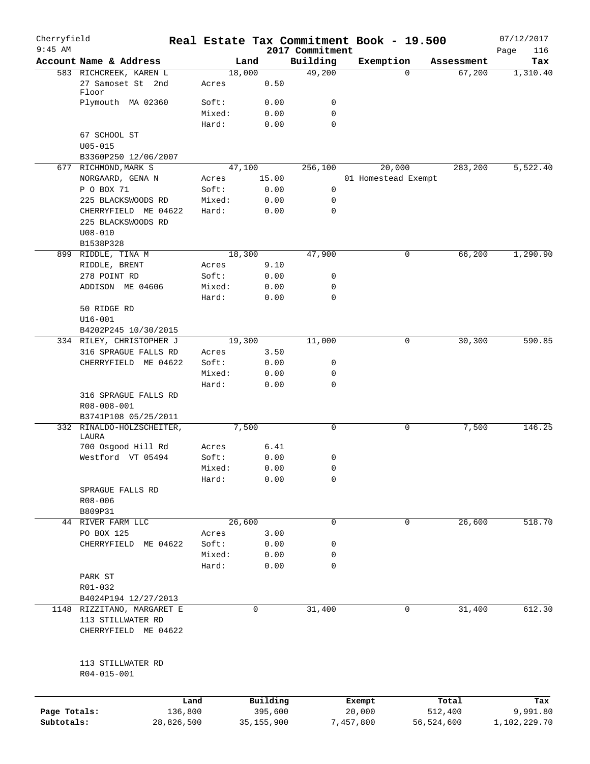Cherryfield 9:45 AM

# Real Estate Tax Commitment Book - 19.500

2017 Commitment

07/12/2017

| Account Name & Address | Land | | Building | Exemption | Assessment | Tax |
|---|---|---|---|---|---|---|
| 583 RICHCREEK, KAREN L | 18,000 | | 49,200 | 0 | 67,200 | 1,310.40 |
| 27 Samoset St 2nd Floor | Acres | 0.50 | | | | |
| Plymouth MA 02360 | Soft: | 0.00 | 0 | | | |
| | Mixed: | 0.00 | 0 | | | |
| | Hard: | 0.00 | 0 | | | |
| 67 SCHOOL ST | | | | | | |
| U05-015 | | | | | | |
| B3360P250 12/06/2007 | | | | | | |
| 677 RICHMOND,MARK S | 47,100 | | 256,100 | 20,000 | 283,200 | 5,522.40 |
| NORGAARD, GENA N | Acres | 15.00 | | 01 Homestead Exempt | | |
| P O BOX 71 | Soft: | 0.00 | 0 | | | |
| 225 BLACKSWOODS RD | Mixed: | 0.00 | 0 | | | |
| CHERRYFIELD ME 04622 | Hard: | 0.00 | 0 | | | |
| 225 BLACKSWOODS RD | | | | | | |
| U08-010 | | | | | | |
| B1538P328 | | | | | | |
| 899 RIDDLE, TINA M | 18,300 | | 47,900 | 0 | 66,200 | 1,290.90 |
| RIDDLE, BRENT | Acres | 9.10 | | | | |
| 278 POINT RD | Soft: | 0.00 | 0 | | | |
| ADDISON ME 04606 | Mixed: | 0.00 | 0 | | | |
| | Hard: | 0.00 | 0 | | | |
| 50 RIDGE RD | | | | | | |
| U16-001 | | | | | | |
| B4202P245 10/30/2015 | | | | | | |
| 334 RILEY, CHRISTOPHER J | 19,300 | | 11,000 | 0 | 30,300 | 590.85 |
| 316 SPRAGUE FALLS RD | Acres | 3.50 | | | | |
| CHERRYFIELD ME 04622 | Soft: | 0.00 | 0 | | | |
| | Mixed: | 0.00 | 0 | | | |
| | Hard: | 0.00 | 0 | | | |
| 316 SPRAGUE FALLS RD | | | | | | |
| R08-008-001 | | | | | | |
| B3741P108 05/25/2011 | | | | | | |
| 332 RINALDO-HOLZSCHEITER, LAURA | 7,500 | | 0 | 0 | 7,500 | 146.25 |
| 700 Osgood Hill Rd | Acres | 6.41 | | | | |
| Westford VT 05494 | Soft: | 0.00 | 0 | | | |
| | Mixed: | 0.00 | 0 | | | |
| | Hard: | 0.00 | 0 | | | |
| SPRAGUE FALLS RD | | | | | | |
| R08-006 | | | | | | |
| B809P31 | | | | | | |
| 44 RIVER FARM LLC | 26,600 | | 0 | 0 | 26,600 | 518.70 |
| PO BOX 125 | Acres | 3.00 | | | | |
| CHERRYFIELD ME 04622 | Soft: | 0.00 | 0 | | | |
| | Mixed: | 0.00 | 0 | | | |
| | Hard: | 0.00 | 0 | | | |
| PARK ST | | | | | | |
| R01-032 | | | | | | |
| B4024P194 12/27/2013 | | | | | | |
| 1148 RIZZITANO, MARGARET E | 0 | | 31,400 | 0 | 31,400 | 612.30 |
| 113 STILLWATER RD | | | | | | |
| CHERRYFIELD ME 04622 | | | | | | |
| 113 STILLWATER RD | | | | | | |
| R04-015-001 | | | | | | |

| | Land | Building | Exempt | Total | Tax |
|---|---|---|---|---|---|
| Page Totals: | 136,800 | 395,600 | 20,000 | 512,400 | 9,991.80 |
| Subtotals: | 28,826,500 | 35,155,900 | 7,457,800 | 56,524,600 | 1,102,229.70 |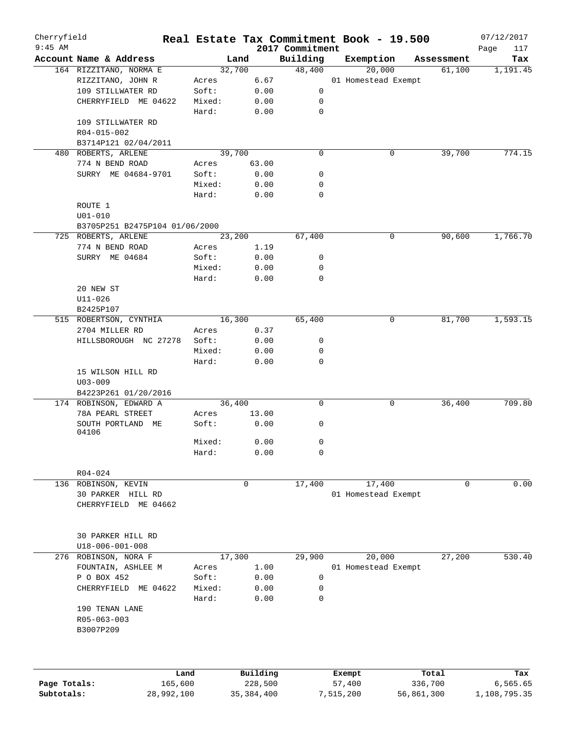Cherryfield

9:45 AM

# Real Estate Tax Commitment Book - 19.500

2017 Commitment

07/12/2017

| Account Name & Address | Land | | Building | Exemption | Assessment | Tax |
|---|---|---|---|---|---|---|
| 164 RIZZITANO, NORMA E | 32,700 | | 48,400 | 20,000 | 61,100 | 1,191.45 |
| RIZZITANO, JOHN R | Acres | 6.67 | | 01 Homestead Exempt | | |
| 109 STILLWATER RD | Soft: | 0.00 | 0 | | | |
| CHERRYFIELD ME 04622 | Mixed: | 0.00 | 0 | | | |
| | Hard: | 0.00 | 0 | | | |
| 109 STILLWATER RD | | | | | | |
| R04-015-002 | | | | | | |
| B3714P121 02/04/2011 | | | | | | |
| 480 ROBERTS, ARLENE | 39,700 | | 0 | 0 | 39,700 | 774.15 |
| 774 N BEND ROAD | Acres | 63.00 | | | | |
| SURRY ME 04684-9701 | Soft: | 0.00 | 0 | | | |
| | Mixed: | 0.00 | 0 | | | |
| | Hard: | 0.00 | 0 | | | |
| ROUTE 1 | | | | | | |
| U01-010 | | | | | | |
| B3705P251 B2475P104 01/06/2000 | | | | | | |
| 725 ROBERTS, ARLENE | 23,200 | | 67,400 | 0 | 90,600 | 1,766.70 |
| 774 N BEND ROAD | Acres | 1.19 | | | | |
| SURRY ME 04684 | Soft: | 0.00 | 0 | | | |
| | Mixed: | 0.00 | 0 | | | |
| | Hard: | 0.00 | 0 | | | |
| 20 NEW ST | | | | | | |
| U11-026 | | | | | | |
| B2425P107 | | | | | | |
| 515 ROBERTSON, CYNTHIA | 16,300 | | 65,400 | 0 | 81,700 | 1,593.15 |
| 2704 MILLER RD | Acres | 0.37 | | | | |
| HILLSBOROUGH NC 27278 | Soft: | 0.00 | 0 | | | |
| | Mixed: | 0.00 | 0 | | | |
| | Hard: | 0.00 | 0 | | | |
| 15 WILSON HILL RD | | | | | | |
| U03-009 | | | | | | |
| B4223P261 01/20/2016 | | | | | | |
| 174 ROBINSON, EDWARD A | 36,400 | | 0 | 0 | 36,400 | 709.80 |
| 78A PEARL STREET | Acres | 13.00 | | | | |
| SOUTH PORTLAND ME 04106 | Soft: | 0.00 | 0 | | | |
| | Mixed: | 0.00 | 0 | | | |
| | Hard: | 0.00 | 0 | | | |
| R04-024 | | | | | | |
| 136 ROBINSON, KEVIN | 0 | | 17,400 | 17,400 | 0 | 0.00 |
| 30 PARKER HILL RD | | | | 01 Homestead Exempt | | |
| CHERRYFIELD ME 04662 | | | | | | |
| 30 PARKER HILL RD | | | | | | |
| U18-006-001-008 | | | | | | |
| 276 ROBINSON, NORA F | 17,300 | | 29,900 | 20,000 | 27,200 | 530.40 |
| FOUNTAIN, ASHLEE M | Acres | 1.00 | | 01 Homestead Exempt | | |
| P O BOX 452 | Soft: | 0.00 | 0 | | | |
| CHERRYFIELD ME 04622 | Mixed: | 0.00 | 0 | | | |
| | Hard: | 0.00 | 0 | | | |
| 190 TENAN LANE | | | | | | |
| R05-063-003 | | | | | | |
| B3007P209 | | | | | | |

| | Land | Building | Exempt | Total | Tax |
|---|---|---|---|---|---|
| Page Totals: | 165,600 | 228,500 | 57,400 | 336,700 | 6,565.65 |
| Subtotals: | 28,992,100 | 35,384,400 | 7,515,200 | 56,861,300 | 1,108,795.35 |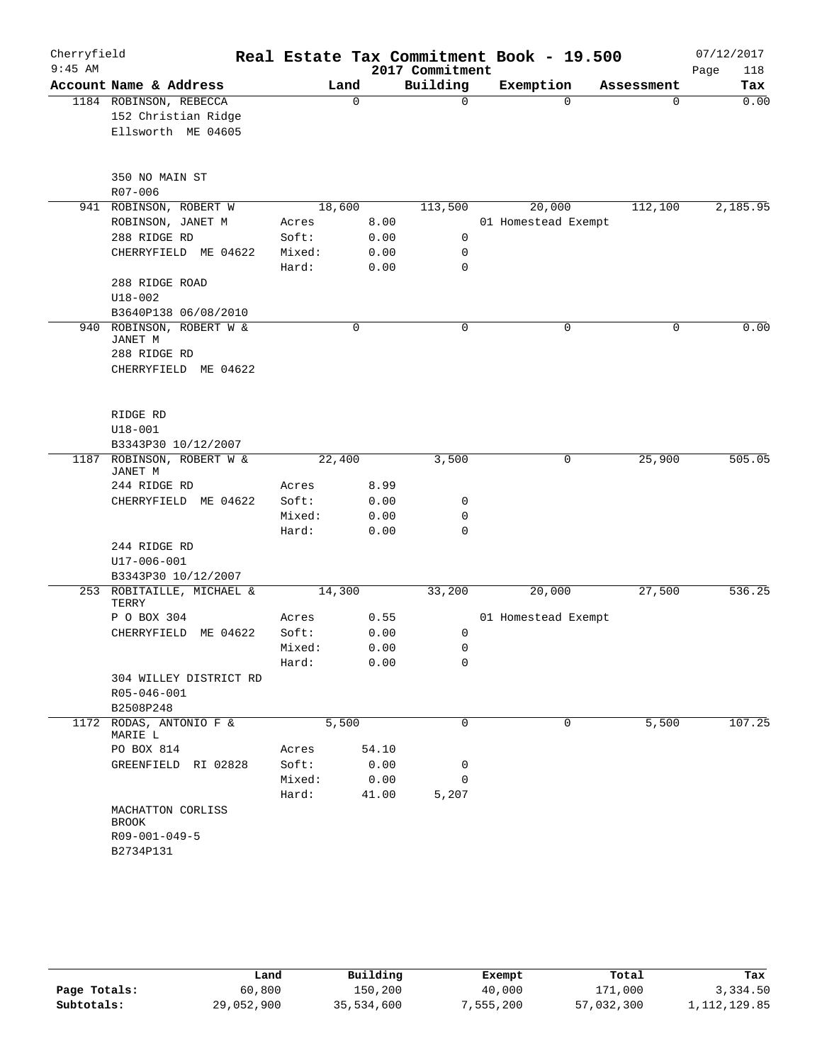# Real Estate Tax Commitment Book - 19.500

Cherryfield 9:45 AM — 2017 Commitment — 07/12/2017

| Account Name & Address | | Land | Building | Exemption | Assessment | Tax |
|---|---|---|---|---|---|---|
| 1184 ROBINSON, REBECCA | | 0 | 0 | 0 | 0 | 0.00 |
| 152 Christian Ridge | | | | | | |
| Ellsworth ME 04605 | | | | | | |
| 350 NO MAIN ST | | | | | | |
| R07-006 | | | | | | |
| 941 ROBINSON, ROBERT W | | 18,600 | 113,500 | 20,000 | 112,100 | 2,185.95 |
| ROBINSON, JANET M | Acres | 8.00 | | 01 Homestead Exempt | | |
| 288 RIDGE RD | Soft: | 0.00 | 0 | | | |
| CHERRYFIELD ME 04622 | Mixed: | 0.00 | 0 | | | |
| | Hard: | 0.00 | 0 | | | |
| 288 RIDGE ROAD | | | | | | |
| U18-002 | | | | | | |
| B3640P138 06/08/2010 | | | | | | |
| 940 ROBINSON, ROBERT W & JANET M | | 0 | 0 | 0 | 0 | 0.00 |
| 288 RIDGE RD | | | | | | |
| CHERRYFIELD ME 04622 | | | | | | |
| RIDGE RD | | | | | | |
| U18-001 | | | | | | |
| B3343P30 10/12/2007 | | | | | | |
| 1187 ROBINSON, ROBERT W & JANET M | | 22,400 | 3,500 | 0 | 25,900 | 505.05 |
| 244 RIDGE RD | Acres | 8.99 | | | | |
| CHERRYFIELD ME 04622 | Soft: | 0.00 | 0 | | | |
| | Mixed: | 0.00 | 0 | | | |
| | Hard: | 0.00 | 0 | | | |
| 244 RIDGE RD | | | | | | |
| U17-006-001 | | | | | | |
| B3343P30 10/12/2007 | | | | | | |
| 253 ROBITAILLE, MICHAEL & TERRY | | 14,300 | 33,200 | 20,000 | 27,500 | 536.25 |
| P O BOX 304 | Acres | 0.55 | | 01 Homestead Exempt | | |
| CHERRYFIELD ME 04622 | Soft: | 0.00 | 0 | | | |
| | Mixed: | 0.00 | 0 | | | |
| | Hard: | 0.00 | 0 | | | |
| 304 WILLEY DISTRICT RD | | | | | | |
| R05-046-001 | | | | | | |
| B2508P248 | | | | | | |
| 1172 RODAS, ANTONIO F & MARIE L | | 5,500 | 0 | 0 | 5,500 | 107.25 |
| PO BOX 814 | Acres | 54.10 | | | | |
| GREENFIELD RI 02828 | Soft: | 0.00 | 0 | | | |
| | Mixed: | 0.00 | 0 | | | |
| | Hard: | 41.00 | 5,207 | | | |
| MACHATTON CORLISS BROOK | | | | | | |
| R09-001-049-5 | | | | | | |
| B2734P131 | | | | | | |

| | Land | Building | Exempt | Total | Tax |
|---|---|---|---|---|---|
| Page Totals: | 60,800 | 150,200 | 40,000 | 171,000 | 3,334.50 |
| Subtotals: | 29,052,900 | 35,534,600 | 7,555,200 | 57,032,300 | 1,112,129.85 |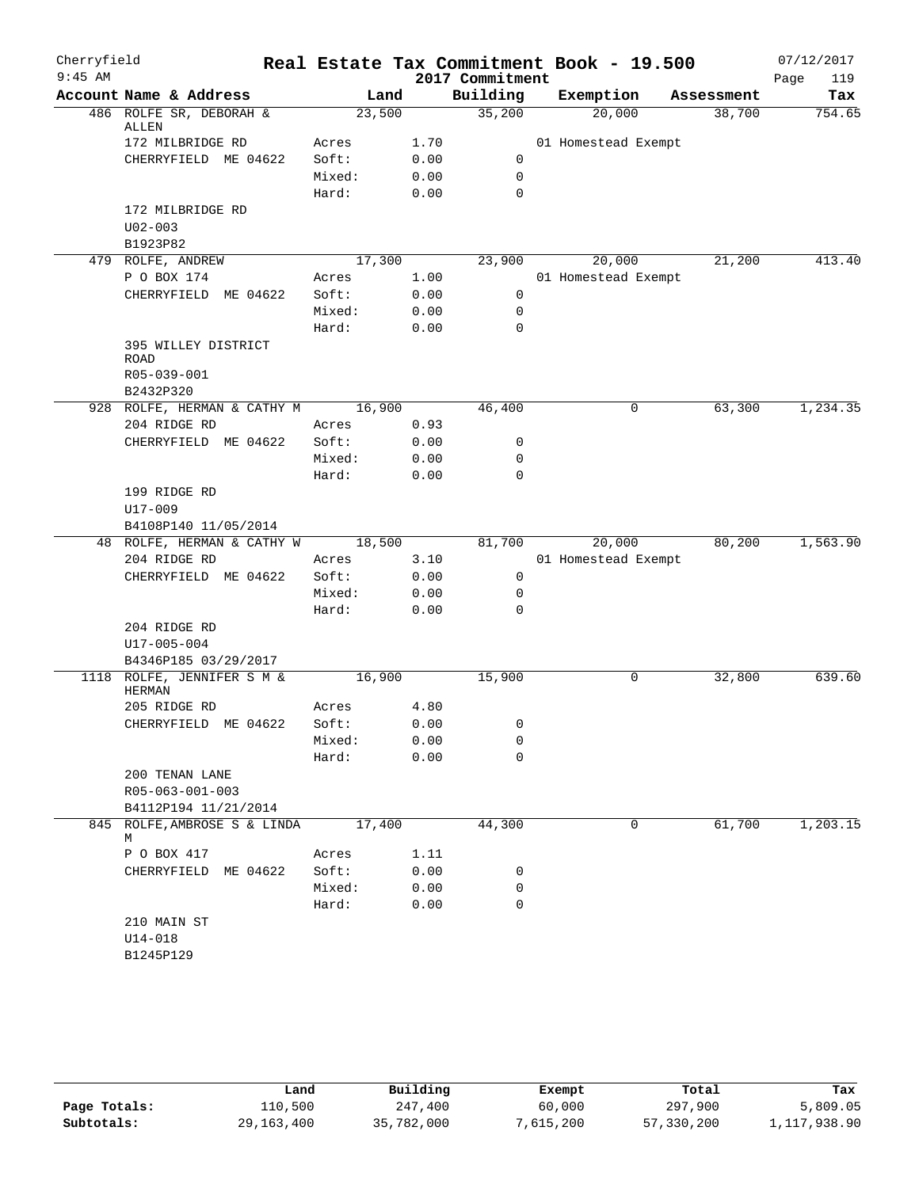# Real Estate Tax Commitment Book - 19.500

Cherryfield
9:45 AM

2017 Commitment

07/12/2017
Page 119

| Account Name & Address | | Land | Building | Exemption | Assessment | Tax |
|---|---|---|---|---|---|---|
| 486 ROLFE SR, DEBORAH & ALLEN | | 23,500 | 35,200 | 20,000 | 38,700 | 754.65 |
| 172 MILBRIDGE RD | Acres | 1.70 | | 01 Homestead Exempt | | |
| CHERRYFIELD ME 04622 | Soft: | 0.00 | 0 | | | |
| | Mixed: | 0.00 | 0 | | | |
| | Hard: | 0.00 | 0 | | | |
| 172 MILBRIDGE RD | | | | | | |
| U02-003 | | | | | | |
| B1923P82 | | | | | | |
| 479 ROLFE, ANDREW | | 17,300 | 23,900 | 20,000 | 21,200 | 413.40 |
| P O BOX 174 | Acres | 1.00 | | 01 Homestead Exempt | | |
| CHERRYFIELD ME 04622 | Soft: | 0.00 | 0 | | | |
| | Mixed: | 0.00 | 0 | | | |
| | Hard: | 0.00 | 0 | | | |
| 395 WILLEY DISTRICT ROAD | | | | | | |
| R05-039-001 | | | | | | |
| B2432P320 | | | | | | |
| 928 ROLFE, HERMAN & CATHY M | | 16,900 | 46,400 | 0 | 63,300 | 1,234.35 |
| 204 RIDGE RD | Acres | 0.93 | | | | |
| CHERRYFIELD ME 04622 | Soft: | 0.00 | 0 | | | |
| | Mixed: | 0.00 | 0 | | | |
| | Hard: | 0.00 | 0 | | | |
| 199 RIDGE RD | | | | | | |
| U17-009 | | | | | | |
| B4108P140 11/05/2014 | | | | | | |
| 48 ROLFE, HERMAN & CATHY W | | 18,500 | 81,700 | 20,000 | 80,200 | 1,563.90 |
| 204 RIDGE RD | Acres | 3.10 | | 01 Homestead Exempt | | |
| CHERRYFIELD ME 04622 | Soft: | 0.00 | 0 | | | |
| | Mixed: | 0.00 | 0 | | | |
| | Hard: | 0.00 | 0 | | | |
| 204 RIDGE RD | | | | | | |
| U17-005-004 | | | | | | |
| B4346P185 03/29/2017 | | | | | | |
| 1118 ROLFE, JENNIFER S M & HERMAN | | 16,900 | 15,900 | 0 | 32,800 | 639.60 |
| 205 RIDGE RD | Acres | 4.80 | | | | |
| CHERRYFIELD ME 04622 | Soft: | 0.00 | 0 | | | |
| | Mixed: | 0.00 | 0 | | | |
| | Hard: | 0.00 | 0 | | | |
| 200 TENAN LANE | | | | | | |
| R05-063-001-003 | | | | | | |
| B4112P194 11/21/2014 | | | | | | |
| 845 ROLFE, AMBROSE S & LINDA M | | 17,400 | 44,300 | 0 | 61,700 | 1,203.15 |
| P O BOX 417 | Acres | 1.11 | | | | |
| CHERRYFIELD ME 04622 | Soft: | 0.00 | 0 | | | |
| | Mixed: | 0.00 | 0 | | | |
| | Hard: | 0.00 | 0 | | | |
| 210 MAIN ST | | | | | | |
| U14-018 | | | | | | |
| B1245P129 | | | | | | |

| | Land | Building | Exempt | Total | Tax |
|---|---|---|---|---|---|
| Page Totals: | 110,500 | 247,400 | 60,000 | 297,900 | 5,809.05 |
| Subtotals: | 29,163,400 | 35,782,000 | 7,615,200 | 57,330,200 | 1,117,938.90 |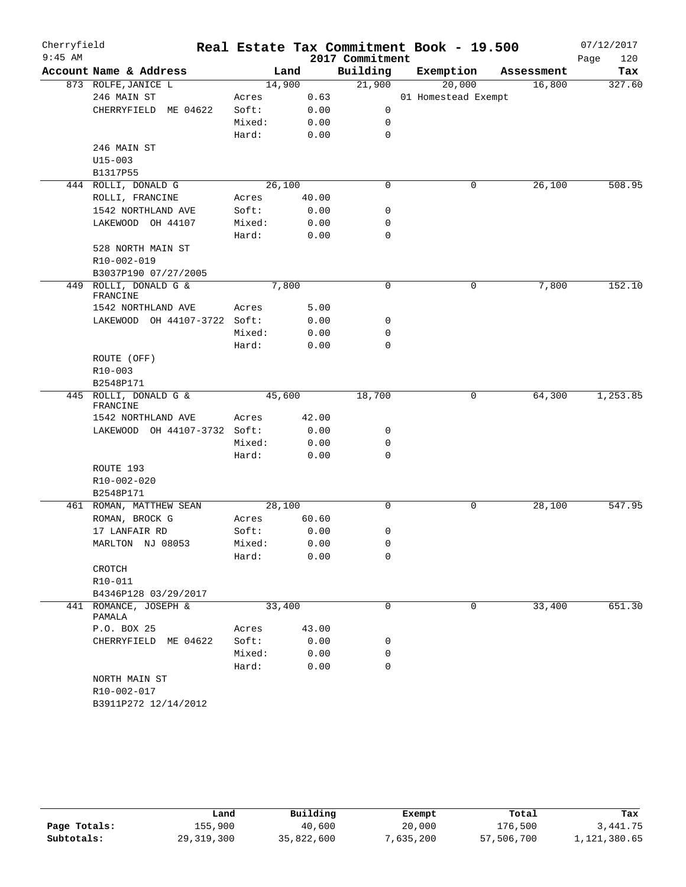# Real Estate Tax Commitment Book - 19.500

Cherryfield 9:45 AM — 2017 Commitment — 07/12/2017

| Account Name & Address | | Land | Building | Exemption | Assessment | Tax |
|---|---|---|---|---|---|---|
| 873 ROLFE,JANICE L | | 14,900 | 21,900 | 20,000 | 16,800 | 327.60 |
| 246 MAIN ST | Acres | 0.63 | | 01 Homestead Exempt | | |
| CHERRYFIELD ME 04622 | Soft: | 0.00 | 0 | | | |
| | Mixed: | 0.00 | 0 | | | |
| | Hard: | 0.00 | 0 | | | |
| 246 MAIN ST | | | | | | |
| U15-003 | | | | | | |
| B1317P55 | | | | | | |
| 444 ROLLI, DONALD G | | 26,100 | 0 | 0 | 26,100 | 508.95 |
| ROLLI, FRANCINE | Acres | 40.00 | | | | |
| 1542 NORTHLAND AVE | Soft: | 0.00 | 0 | | | |
| LAKEWOOD OH 44107 | Mixed: | 0.00 | 0 | | | |
| | Hard: | 0.00 | 0 | | | |
| 528 NORTH MAIN ST | | | | | | |
| R10-002-019 | | | | | | |
| B3037P190 07/27/2005 | | | | | | |
| 449 ROLLI, DONALD G & FRANCINE | | 7,800 | 0 | 0 | 7,800 | 152.10 |
| 1542 NORTHLAND AVE | Acres | 5.00 | | | | |
| LAKEWOOD OH 44107-3722 | Soft: | 0.00 | 0 | | | |
| | Mixed: | 0.00 | 0 | | | |
| | Hard: | 0.00 | 0 | | | |
| ROUTE (OFF) | | | | | | |
| R10-003 | | | | | | |
| B2548P171 | | | | | | |
| 445 ROLLI, DONALD G & FRANCINE | | 45,600 | 18,700 | 0 | 64,300 | 1,253.85 |
| 1542 NORTHLAND AVE | Acres | 42.00 | | | | |
| LAKEWOOD OH 44107-3732 | Soft: | 0.00 | 0 | | | |
| | Mixed: | 0.00 | 0 | | | |
| | Hard: | 0.00 | 0 | | | |
| ROUTE 193 | | | | | | |
| R10-002-020 | | | | | | |
| B2548P171 | | | | | | |
| 461 ROMAN, MATTHEW SEAN | | 28,100 | 0 | 0 | 28,100 | 547.95 |
| ROMAN, BROCK G | Acres | 60.60 | | | | |
| 17 LANFAIR RD | Soft: | 0.00 | 0 | | | |
| MARLTON NJ 08053 | Mixed: | 0.00 | 0 | | | |
| | Hard: | 0.00 | 0 | | | |
| CROTCH | | | | | | |
| R10-011 | | | | | | |
| B4346P128 03/29/2017 | | | | | | |
| 441 ROMANCE, JOSEPH & PAMALA | | 33,400 | 0 | 0 | 33,400 | 651.30 |
| P.O. BOX 25 | Acres | 43.00 | | | | |
| CHERRYFIELD ME 04622 | Soft: | 0.00 | 0 | | | |
| | Mixed: | 0.00 | 0 | | | |
| | Hard: | 0.00 | 0 | | | |
| NORTH MAIN ST | | | | | | |
| R10-002-017 | | | | | | |
| B3911P272 12/14/2012 | | | | | | |

| | Land | Building | Exempt | Total | Tax |
|---|---|---|---|---|---|
| **Page Totals:** | 155,900 | 40,600 | 20,000 | 176,500 | 3,441.75 |
| **Subtotals:** | 29,319,300 | 35,822,600 | 7,635,200 | 57,506,700 | 1,121,380.65 |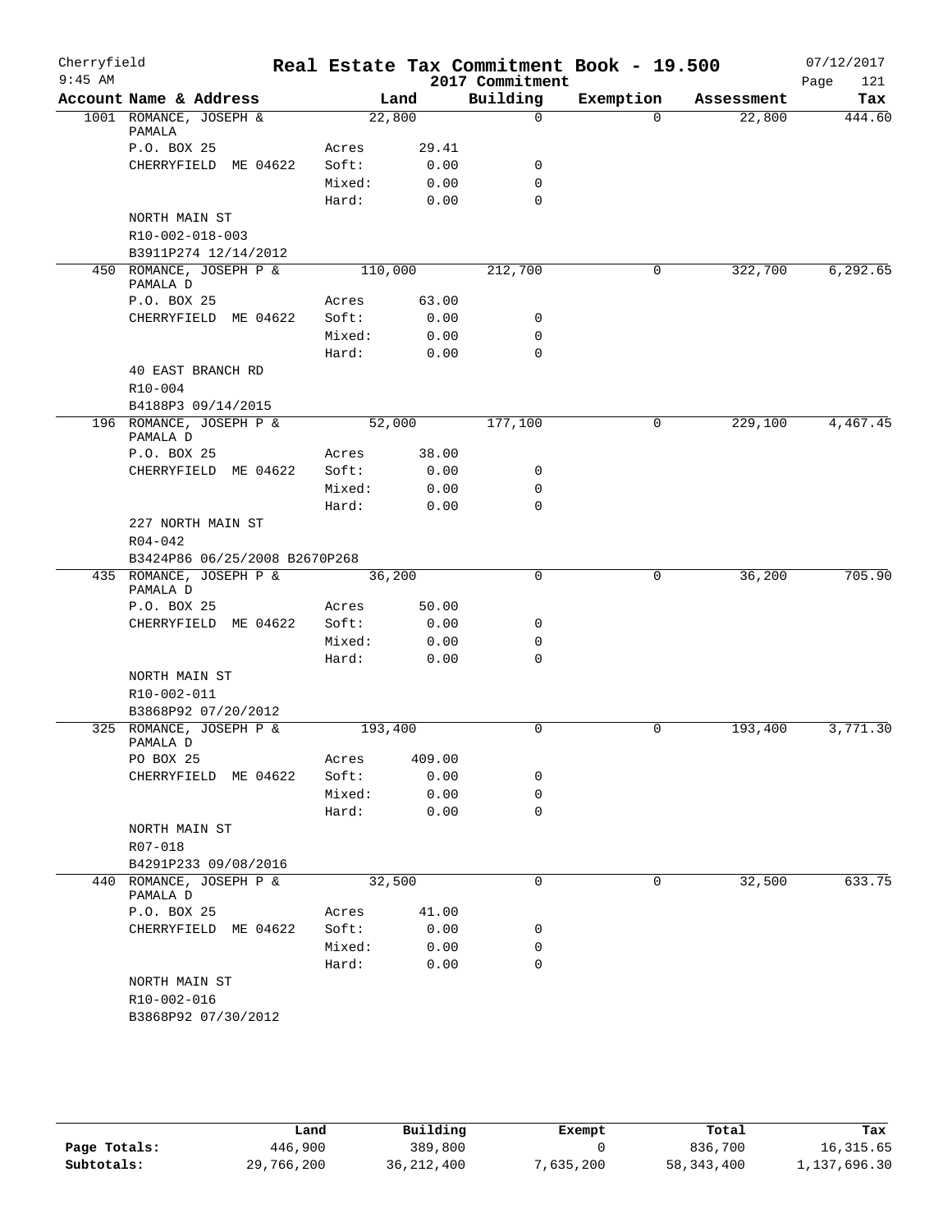Cherryfield 9:45 AM

# Real Estate Tax Commitment Book - 19.500

2017 Commitment

07/12/2017

| Account | Name & Address | | Land | Building | Exemption | Assessment | Tax |
|---|---|---|---|---|---|---|---|
| 1001 | ROMANCE, JOSEPH & PAMALA | | 22,800 | 0 | 0 | 22,800 | 444.60 |
| | P.O. BOX 25 | Acres | 29.41 | | | | |
| | CHERRYFIELD ME 04622 | Soft: | 0.00 | 0 | | | |
| | | Mixed: | 0.00 | 0 | | | |
| | | Hard: | 0.00 | 0 | | | |
| | NORTH MAIN ST | | | | | | |
| | R10-002-018-003 | | | | | | |
| | B3911P274 12/14/2012 | | | | | | |
| 450 | ROMANCE, JOSEPH P & PAMALA D | | 110,000 | 212,700 | 0 | 322,700 | 6,292.65 |
| | P.O. BOX 25 | Acres | 63.00 | | | | |
| | CHERRYFIELD ME 04622 | Soft: | 0.00 | 0 | | | |
| | | Mixed: | 0.00 | 0 | | | |
| | | Hard: | 0.00 | 0 | | | |
| | 40 EAST BRANCH RD | | | | | | |
| | R10-004 | | | | | | |
| | B4188P3 09/14/2015 | | | | | | |
| 196 | ROMANCE, JOSEPH P & PAMALA D | | 52,000 | 177,100 | 0 | 229,100 | 4,467.45 |
| | P.O. BOX 25 | Acres | 38.00 | | | | |
| | CHERRYFIELD ME 04622 | Soft: | 0.00 | 0 | | | |
| | | Mixed: | 0.00 | 0 | | | |
| | | Hard: | 0.00 | 0 | | | |
| | 227 NORTH MAIN ST | | | | | | |
| | R04-042 | | | | | | |
| | B3424P86 06/25/2008 B2670P268 | | | | | | |
| 435 | ROMANCE, JOSEPH P & PAMALA D | | 36,200 | 0 | 0 | 36,200 | 705.90 |
| | P.O. BOX 25 | Acres | 50.00 | | | | |
| | CHERRYFIELD ME 04622 | Soft: | 0.00 | 0 | | | |
| | | Mixed: | 0.00 | 0 | | | |
| | | Hard: | 0.00 | 0 | | | |
| | NORTH MAIN ST | | | | | | |
| | R10-002-011 | | | | | | |
| | B3868P92 07/20/2012 | | | | | | |
| 325 | ROMANCE, JOSEPH P & PAMALA D | | 193,400 | 0 | 0 | 193,400 | 3,771.30 |
| | PO BOX 25 | Acres | 409.00 | | | | |
| | CHERRYFIELD ME 04622 | Soft: | 0.00 | 0 | | | |
| | | Mixed: | 0.00 | 0 | | | |
| | | Hard: | 0.00 | 0 | | | |
| | NORTH MAIN ST | | | | | | |
| | R07-018 | | | | | | |
| | B4291P233 09/08/2016 | | | | | | |
| 440 | ROMANCE, JOSEPH P & PAMALA D | | 32,500 | 0 | 0 | 32,500 | 633.75 |
| | P.O. BOX 25 | Acres | 41.00 | | | | |
| | CHERRYFIELD ME 04622 | Soft: | 0.00 | 0 | | | |
| | | Mixed: | 0.00 | 0 | | | |
| | | Hard: | 0.00 | 0 | | | |
| | NORTH MAIN ST | | | | | | |
| | R10-002-016 | | | | | | |
| | B3868P92 07/30/2012 | | | | | | |

| | Land | Building | Exempt | Total | Tax |
|---|---|---|---|---|---|
| Page Totals: | 446,900 | 389,800 | 0 | 836,700 | 16,315.65 |
| Subtotals: | 29,766,200 | 36,212,400 | 7,635,200 | 58,343,400 | 1,137,696.30 |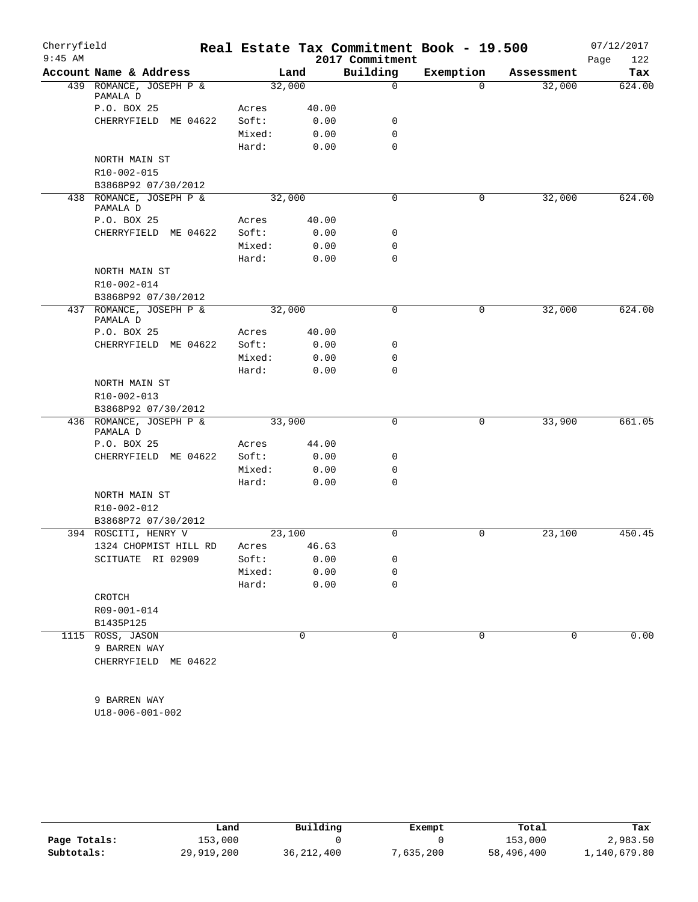# Real Estate Tax Commitment Book - 19.500

Cherryfield 9:45 AM — 2017 Commitment — 07/12/2017

| Account Name & Address | | Land | Building | Exemption | Assessment | Tax |
|---|---|---|---|---|---|---|
| 439 ROMANCE, JOSEPH P & PAMALA D | | 32,000 | 0 | 0 | 32,000 | 624.00 |
| P.O. BOX 25 | Acres | 40.00 | | | | |
| CHERRYFIELD ME 04622 | Soft: | 0.00 | 0 | | | |
| | Mixed: | 0.00 | 0 | | | |
| | Hard: | 0.00 | 0 | | | |
| NORTH MAIN ST | | | | | | |
| R10-002-015 | | | | | | |
| B3868P92 07/30/2012 | | | | | | |
| 438 ROMANCE, JOSEPH P & PAMALA D | | 32,000 | 0 | 0 | 32,000 | 624.00 |
| P.O. BOX 25 | Acres | 40.00 | | | | |
| CHERRYFIELD ME 04622 | Soft: | 0.00 | 0 | | | |
| | Mixed: | 0.00 | 0 | | | |
| | Hard: | 0.00 | 0 | | | |
| NORTH MAIN ST | | | | | | |
| R10-002-014 | | | | | | |
| B3868P92 07/30/2012 | | | | | | |
| 437 ROMANCE, JOSEPH P & PAMALA D | | 32,000 | 0 | 0 | 32,000 | 624.00 |
| P.O. BOX 25 | Acres | 40.00 | | | | |
| CHERRYFIELD ME 04622 | Soft: | 0.00 | 0 | | | |
| | Mixed: | 0.00 | 0 | | | |
| | Hard: | 0.00 | 0 | | | |
| NORTH MAIN ST | | | | | | |
| R10-002-013 | | | | | | |
| B3868P92 07/30/2012 | | | | | | |
| 436 ROMANCE, JOSEPH P & PAMALA D | | 33,900 | 0 | 0 | 33,900 | 661.05 |
| P.O. BOX 25 | Acres | 44.00 | | | | |
| CHERRYFIELD ME 04622 | Soft: | 0.00 | 0 | | | |
| | Mixed: | 0.00 | 0 | | | |
| | Hard: | 0.00 | 0 | | | |
| NORTH MAIN ST | | | | | | |
| R10-002-012 | | | | | | |
| B3868P72 07/30/2012 | | | | | | |
| 394 ROSCITI, HENRY V | | 23,100 | 0 | 0 | 23,100 | 450.45 |
| 1324 CHOPMIST HILL RD | Acres | 46.63 | | | | |
| SCITUATE RI 02909 | Soft: | 0.00 | 0 | | | |
| | Mixed: | 0.00 | 0 | | | |
| | Hard: | 0.00 | 0 | | | |
| CROTCH | | | | | | |
| R09-001-014 | | | | | | |
| B1435P125 | | | | | | |
| 1115 ROSS, JASON | | 0 | 0 | 0 | 0 | 0.00 |
| 9 BARREN WAY | | | | | | |
| CHERRYFIELD ME 04622 | | | | | | |
| 9 BARREN WAY | | | | | | |
| U18-006-001-002 | | | | | | |

| | Land | Building | Exempt | Total | Tax |
|---|---|---|---|---|---|
| Page Totals: | 153,000 | 0 | 0 | 153,000 | 2,983.50 |
| Subtotals: | 29,919,200 | 36,212,400 | 7,635,200 | 58,496,400 | 1,140,679.80 |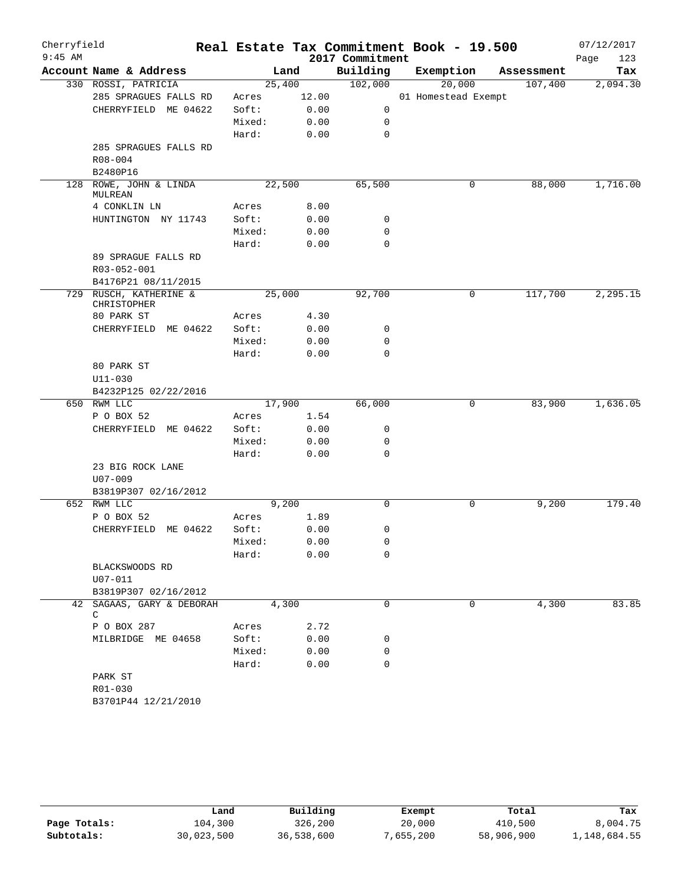# Cherryfield — Real Estate Tax Commitment Book - 19.500

9:45 AM — 2017 Commitment — 07/12/2017

| Account Name & Address | | Land | Building | Exemption | Assessment | Tax |
|---|---|---|---|---|---|---|
| 330 ROSSI, PATRICIA | | 25,400 | 102,000 | 20,000 | 107,400 | 2,094.30 |
| 285 SPRAGUES FALLS RD | Acres | 12.00 | | 01 Homestead Exempt | | |
| CHERRYFIELD ME 04622 | Soft: | 0.00 | 0 | | | |
| | Mixed: | 0.00 | 0 | | | |
| | Hard: | 0.00 | 0 | | | |
| 285 SPRAGUES FALLS RD | | | | | | |
| R08-004 | | | | | | |
| B2480P16 | | | | | | |
| 128 ROWE, JOHN & LINDA MULREAN | | 22,500 | 65,500 | 0 | 88,000 | 1,716.00 |
| 4 CONKLIN LN | Acres | 8.00 | | | | |
| HUNTINGTON NY 11743 | Soft: | 0.00 | 0 | | | |
| | Mixed: | 0.00 | 0 | | | |
| | Hard: | 0.00 | 0 | | | |
| 89 SPRAGUE FALLS RD | | | | | | |
| R03-052-001 | | | | | | |
| B4176P21 08/11/2015 | | | | | | |
| 729 RUSCH, KATHERINE & CHRISTOPHER | | 25,000 | 92,700 | 0 | 117,700 | 2,295.15 |
| 80 PARK ST | Acres | 4.30 | | | | |
| CHERRYFIELD ME 04622 | Soft: | 0.00 | 0 | | | |
| | Mixed: | 0.00 | 0 | | | |
| | Hard: | 0.00 | 0 | | | |
| 80 PARK ST | | | | | | |
| U11-030 | | | | | | |
| B4232P125 02/22/2016 | | | | | | |
| 650 RWM LLC | | 17,900 | 66,000 | 0 | 83,900 | 1,636.05 |
| P O BOX 52 | Acres | 1.54 | | | | |
| CHERRYFIELD ME 04622 | Soft: | 0.00 | 0 | | | |
| | Mixed: | 0.00 | 0 | | | |
| | Hard: | 0.00 | 0 | | | |
| 23 BIG ROCK LANE | | | | | | |
| U07-009 | | | | | | |
| B3819P307 02/16/2012 | | | | | | |
| 652 RWM LLC | | 9,200 | 0 | 0 | 9,200 | 179.40 |
| P O BOX 52 | Acres | 1.89 | | | | |
| CHERRYFIELD ME 04622 | Soft: | 0.00 | 0 | | | |
| | Mixed: | 0.00 | 0 | | | |
| | Hard: | 0.00 | 0 | | | |
| BLACKSWOODS RD | | | | | | |
| U07-011 | | | | | | |
| B3819P307 02/16/2012 | | | | | | |
| 42 SAGAAS, GARY & DEBORAH C | | 4,300 | 0 | 0 | 4,300 | 83.85 |
| P O BOX 287 | Acres | 2.72 | | | | |
| MILBRIDGE ME 04658 | Soft: | 0.00 | 0 | | | |
| | Mixed: | 0.00 | 0 | | | |
| | Hard: | 0.00 | 0 | | | |
| PARK ST | | | | | | |
| R01-030 | | | | | | |
| B3701P44 12/21/2010 | | | | | | |

| | Land | Building | Exempt | Total | Tax |
|---|---|---|---|---|---|
| Page Totals: | 104,300 | 326,200 | 20,000 | 410,500 | 8,004.75 |
| Subtotals: | 30,023,500 | 36,538,600 | 7,655,200 | 58,906,900 | 1,148,684.55 |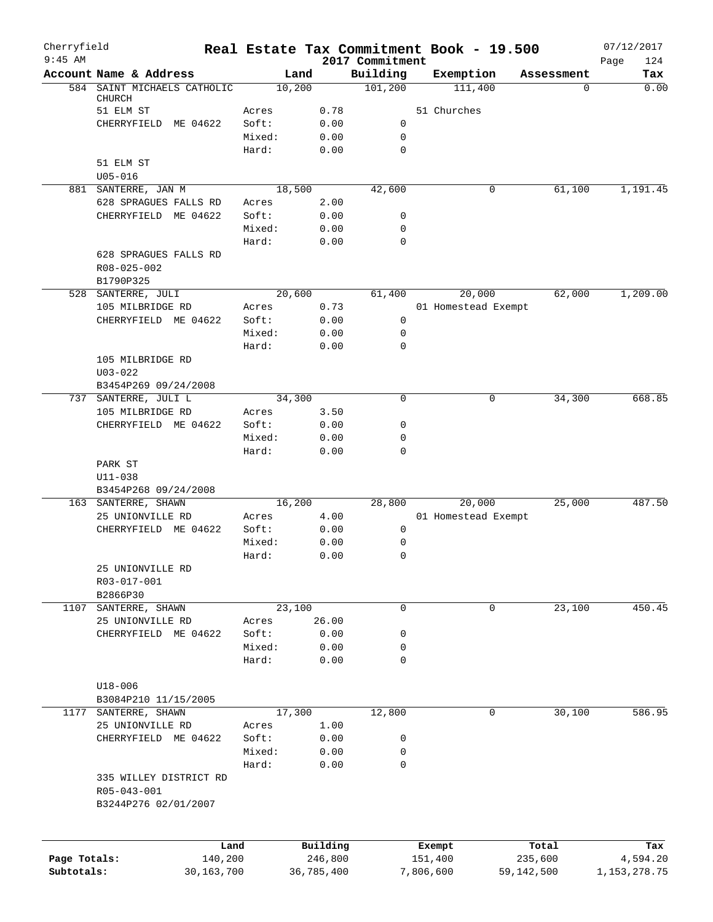Cherryfield — Real Estate Tax Commitment Book - 19.500 — 2017 Commitment — 07/12/2017 — 9:45 AM

| Account | Name & Address | | Land | | Building | Exemption | Assessment | Tax |
|---|---|---|---|---|---|---|---|---|
| 584 | SAINT MICHAELS CATHOLIC CHURCH | | 10,200 | | 101,200 | 111,400 | 0 | 0.00 |
| | 51 ELM ST | Acres | 0.78 | | | 51 Churches | | |
| | CHERRYFIELD ME 04622 | Soft: | 0.00 | 0 | | | | |
| | | Mixed: | 0.00 | 0 | | | | |
| | | Hard: | 0.00 | 0 | | | | |
| | 51 ELM ST | | | | | | | |
| | U05-016 | | | | | | | |
| 881 | SANTERRE, JAN M | | 18,500 | | 42,600 | 0 | 61,100 | 1,191.45 |
| | 628 SPRAGUES FALLS RD | Acres | 2.00 | | | | | |
| | CHERRYFIELD ME 04622 | Soft: | 0.00 | 0 | | | | |
| | | Mixed: | 0.00 | 0 | | | | |
| | | Hard: | 0.00 | 0 | | | | |
| | 628 SPRAGUES FALLS RD | | | | | | | |
| | R08-025-002 | | | | | | | |
| | B1790P325 | | | | | | | |
| 528 | SANTERRE, JULI | | 20,600 | | 61,400 | 20,000 | 62,000 | 1,209.00 |
| | 105 MILBRIDGE RD | Acres | 0.73 | | | 01 Homestead Exempt | | |
| | CHERRYFIELD ME 04622 | Soft: | 0.00 | 0 | | | | |
| | | Mixed: | 0.00 | 0 | | | | |
| | | Hard: | 0.00 | 0 | | | | |
| | 105 MILBRIDGE RD | | | | | | | |
| | U03-022 | | | | | | | |
| | B3454P269 09/24/2008 | | | | | | | |
| 737 | SANTERRE, JULI L | | 34,300 | | 0 | 0 | 34,300 | 668.85 |
| | 105 MILBRIDGE RD | Acres | 3.50 | | | | | |
| | CHERRYFIELD ME 04622 | Soft: | 0.00 | 0 | | | | |
| | | Mixed: | 0.00 | 0 | | | | |
| | | Hard: | 0.00 | 0 | | | | |
| | PARK ST | | | | | | | |
| | U11-038 | | | | | | | |
| | B3454P268 09/24/2008 | | | | | | | |
| 163 | SANTERRE, SHAWN | | 16,200 | | 28,800 | 20,000 | 25,000 | 487.50 |
| | 25 UNIONVILLE RD | Acres | 4.00 | | | 01 Homestead Exempt | | |
| | CHERRYFIELD ME 04622 | Soft: | 0.00 | 0 | | | | |
| | | Mixed: | 0.00 | 0 | | | | |
| | | Hard: | 0.00 | 0 | | | | |
| | 25 UNIONVILLE RD | | | | | | | |
| | R03-017-001 | | | | | | | |
| | B2866P30 | | | | | | | |
| 1107 | SANTERRE, SHAWN | | 23,100 | | 0 | 0 | 23,100 | 450.45 |
| | 25 UNIONVILLE RD | Acres | 26.00 | | | | | |
| | CHERRYFIELD ME 04622 | Soft: | 0.00 | 0 | | | | |
| | | Mixed: | 0.00 | 0 | | | | |
| | | Hard: | 0.00 | 0 | | | | |
| | U18-006 | | | | | | | |
| | B3084P210 11/15/2005 | | | | | | | |
| 1177 | SANTERRE, SHAWN | | 17,300 | | 12,800 | 0 | 30,100 | 586.95 |
| | 25 UNIONVILLE RD | Acres | 1.00 | | | | | |
| | CHERRYFIELD ME 04622 | Soft: | 0.00 | 0 | | | | |
| | | Mixed: | 0.00 | 0 | | | | |
| | | Hard: | 0.00 | 0 | | | | |
| | 335 WILLEY DISTRICT RD | | | | | | | |
| | R05-043-001 | | | | | | | |
| | B3244P276 02/01/2007 | | | | | | | |

| | Land | Building | Exempt | Total | Tax |
|---|---|---|---|---|---|
| Page Totals: | 140,200 | 246,800 | 151,400 | 235,600 | 4,594.20 |
| Subtotals: | 30,163,700 | 36,785,400 | 7,806,600 | 59,142,500 | 1,153,278.75 |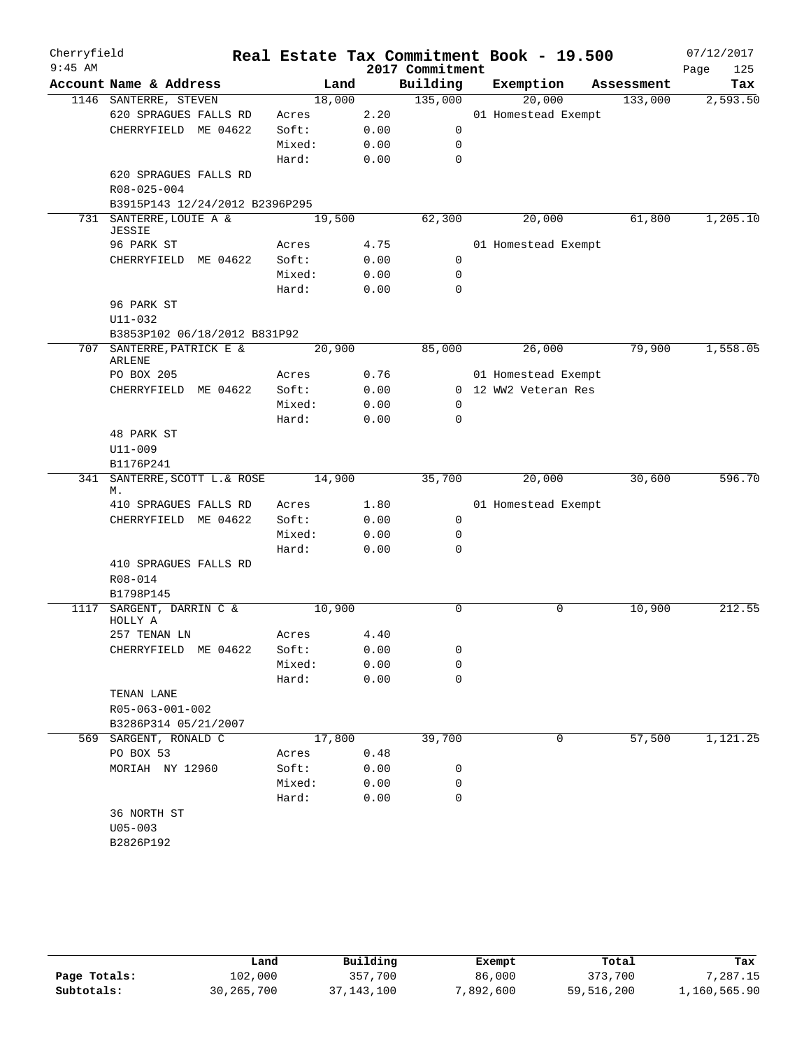# Real Estate Tax Commitment Book - 19.500

Cherryfield
9:45 AM
2017 Commitment
07/12/2017

| Account | Name & Address | | Land | Building | Exemption | Assessment | Tax |
|---|---|---|---|---|---|---|---|
| 1146 | SANTERRE, STEVEN | | 18,000 | 135,000 | 20,000 | 133,000 | 2,593.50 |
| | 620 SPRAGUES FALLS RD | Acres | 2.20 | | 01 Homestead Exempt | | |
| | CHERRYFIELD ME 04622 | Soft: | 0.00 | 0 | | | |
| | | Mixed: | 0.00 | 0 | | | |
| | | Hard: | 0.00 | 0 | | | |
| | 620 SPRAGUES FALLS RD | | | | | | |
| | R08-025-004 | | | | | | |
| | B3915P143 12/24/2012 B2396P295 | | | | | | |
| 731 | SANTERRE, LOUIE A & JESSIE | | 19,500 | 62,300 | 20,000 | 61,800 | 1,205.10 |
| | 96 PARK ST | Acres | 4.75 | | 01 Homestead Exempt | | |
| | CHERRYFIELD ME 04622 | Soft: | 0.00 | 0 | | | |
| | | Mixed: | 0.00 | 0 | | | |
| | | Hard: | 0.00 | 0 | | | |
| | 96 PARK ST | | | | | | |
| | U11-032 | | | | | | |
| | B3853P102 06/18/2012 B831P92 | | | | | | |
| 707 | SANTERRE, PATRICK E & ARLENE | | 20,900 | 85,000 | 26,000 | 79,900 | 1,558.05 |
| | PO BOX 205 | Acres | 0.76 | | 01 Homestead Exempt | | |
| | CHERRYFIELD ME 04622 | Soft: | 0.00 | 0 | 12 WW2 Veteran Res | | |
| | | Mixed: | 0.00 | 0 | | | |
| | | Hard: | 0.00 | 0 | | | |
| | 48 PARK ST | | | | | | |
| | U11-009 | | | | | | |
| | B1176P241 | | | | | | |
| 341 | SANTERRE, SCOTT L.& ROSE M. | | 14,900 | 35,700 | 20,000 | 30,600 | 596.70 |
| | 410 SPRAGUES FALLS RD | Acres | 1.80 | | 01 Homestead Exempt | | |
| | CHERRYFIELD ME 04622 | Soft: | 0.00 | 0 | | | |
| | | Mixed: | 0.00 | 0 | | | |
| | | Hard: | 0.00 | 0 | | | |
| | 410 SPRAGUES FALLS RD | | | | | | |
| | R08-014 | | | | | | |
| | B1798P145 | | | | | | |
| 1117 | SARGENT, DARRIN C & HOLLY A | | 10,900 | 0 | 0 | 10,900 | 212.55 |
| | 257 TENAN LN | Acres | 4.40 | | | | |
| | CHERRYFIELD ME 04622 | Soft: | 0.00 | 0 | | | |
| | | Mixed: | 0.00 | 0 | | | |
| | | Hard: | 0.00 | 0 | | | |
| | TENAN LANE | | | | | | |
| | R05-063-001-002 | | | | | | |
| | B3286P314 05/21/2007 | | | | | | |
| 569 | SARGENT, RONALD C | | 17,800 | 39,700 | 0 | 57,500 | 1,121.25 |
| | PO BOX 53 | Acres | 0.48 | | | | |
| | MORIAH NY 12960 | Soft: | 0.00 | 0 | | | |
| | | Mixed: | 0.00 | 0 | | | |
| | | Hard: | 0.00 | 0 | | | |
| | 36 NORTH ST | | | | | | |
| | U05-003 | | | | | | |
| | B2826P192 | | | | | | |

| | Land | Building | Exempt | Total | Tax |
|---|---|---|---|---|---|
| Page Totals: | 102,000 | 357,700 | 86,000 | 373,700 | 7,287.15 |
| Subtotals: | 30,265,700 | 37,143,100 | 7,892,600 | 59,516,200 | 1,160,565.90 |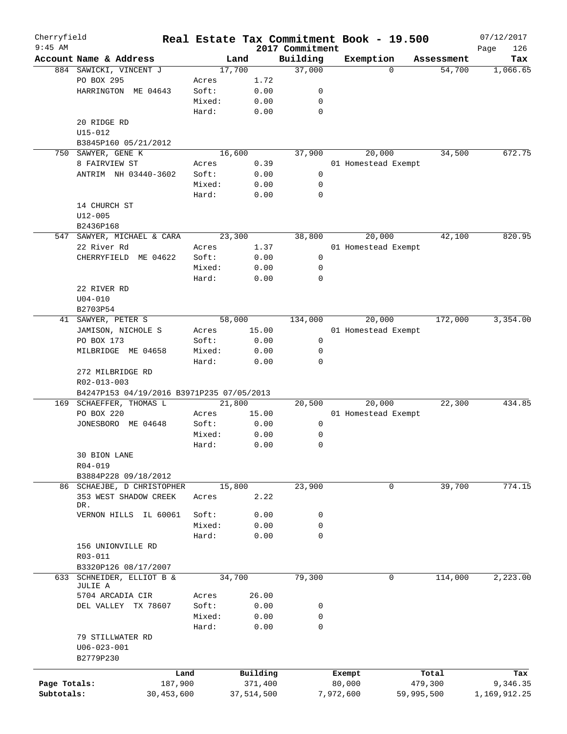Cherryfield 9:45 AM

# Real Estate Tax Commitment Book - 19.500

2017 Commitment

07/12/2017

| Account Name & Address | | Land | Building | Exemption | Assessment | Tax |
|---|---|---|---|---|---|---|
| 884 SAWICKI, VINCENT J | | 17,700 | 37,000 | 0 | 54,700 | 1,066.65 |
| PO BOX 295 | Acres | 1.72 | | | | |
| HARRINGTON ME 04643 | Soft: | 0.00 | 0 | | | |
| | Mixed: | 0.00 | 0 | | | |
| | Hard: | 0.00 | 0 | | | |
| 20 RIDGE RD | | | | | | |
| U15-012 | | | | | | |
| B3845P160 05/21/2012 | | | | | | |
| 750 SAWYER, GENE K | | 16,600 | 37,900 | 20,000 | 34,500 | 672.75 |
| 8 FAIRVIEW ST | Acres | 0.39 | | 01 Homestead Exempt | | |
| ANTRIM NH 03440-3602 | Soft: | 0.00 | 0 | | | |
| | Mixed: | 0.00 | 0 | | | |
| | Hard: | 0.00 | 0 | | | |
| 14 CHURCH ST | | | | | | |
| U12-005 | | | | | | |
| B2436P168 | | | | | | |
| 547 SAWYER, MICHAEL & CARA | | 23,300 | 38,800 | 20,000 | 42,100 | 820.95 |
| 22 River Rd | Acres | 1.37 | | 01 Homestead Exempt | | |
| CHERRYFIELD ME 04622 | Soft: | 0.00 | 0 | | | |
| | Mixed: | 0.00 | 0 | | | |
| | Hard: | 0.00 | 0 | | | |
| 22 RIVER RD | | | | | | |
| U04-010 | | | | | | |
| B2703P54 | | | | | | |
| 41 SAWYER, PETER S | | 58,000 | 134,000 | 20,000 | 172,000 | 3,354.00 |
| JAMISON, NICHOLE S | Acres | 15.00 | | 01 Homestead Exempt | | |
| PO BOX 173 | Soft: | 0.00 | 0 | | | |
| MILBRIDGE ME 04658 | Mixed: | 0.00 | 0 | | | |
| | Hard: | 0.00 | 0 | | | |
| 272 MILBRIDGE RD | | | | | | |
| R02-013-003 | | | | | | |
| B4247P153 04/19/2016 B3971P235 07/05/2013 | | | | | | |
| 169 SCHAEFFER, THOMAS L | | 21,800 | 20,500 | 20,000 | 22,300 | 434.85 |
| PO BOX 220 | Acres | 15.00 | | 01 Homestead Exempt | | |
| JONESBORO ME 04648 | Soft: | 0.00 | 0 | | | |
| | Mixed: | 0.00 | 0 | | | |
| | Hard: | 0.00 | 0 | | | |
| 30 BION LANE | | | | | | |
| R04-019 | | | | | | |
| B3884P228 09/18/2012 | | | | | | |
| 86 SCHAEJBE, D CHRISTOPHER | | 15,800 | 23,900 | 0 | 39,700 | 774.15 |
| 353 WEST SHADOW CREEK DR. | Acres | 2.22 | | | | |
| VERNON HILLS IL 60061 | Soft: | 0.00 | 0 | | | |
| | Mixed: | 0.00 | 0 | | | |
| | Hard: | 0.00 | 0 | | | |
| 156 UNIONVILLE RD | | | | | | |
| R03-011 | | | | | | |
| B3320P126 08/17/2007 | | | | | | |
| 633 SCHNEIDER, ELLIOT B & JULIE A | | 34,700 | 79,300 | 0 | 114,000 | 2,223.00 |
| 5704 ARCADIA CIR | Acres | 26.00 | | | | |
| DEL VALLEY TX 78607 | Soft: | 0.00 | 0 | | | |
| | Mixed: | 0.00 | 0 | | | |
| | Hard: | 0.00 | 0 | | | |
| 79 STILLWATER RD | | | | | | |
| U06-023-001 | | | | | | |
| B2779P230 | | | | | | |

| | Land | Building | Exempt | Total | Tax |
|---|---|---|---|---|---|
| Page Totals: | 187,900 | 371,400 | 80,000 | 479,300 | 9,346.35 |
| Subtotals: | 30,453,600 | 37,514,500 | 7,972,600 | 59,995,500 | 1,169,912.25 |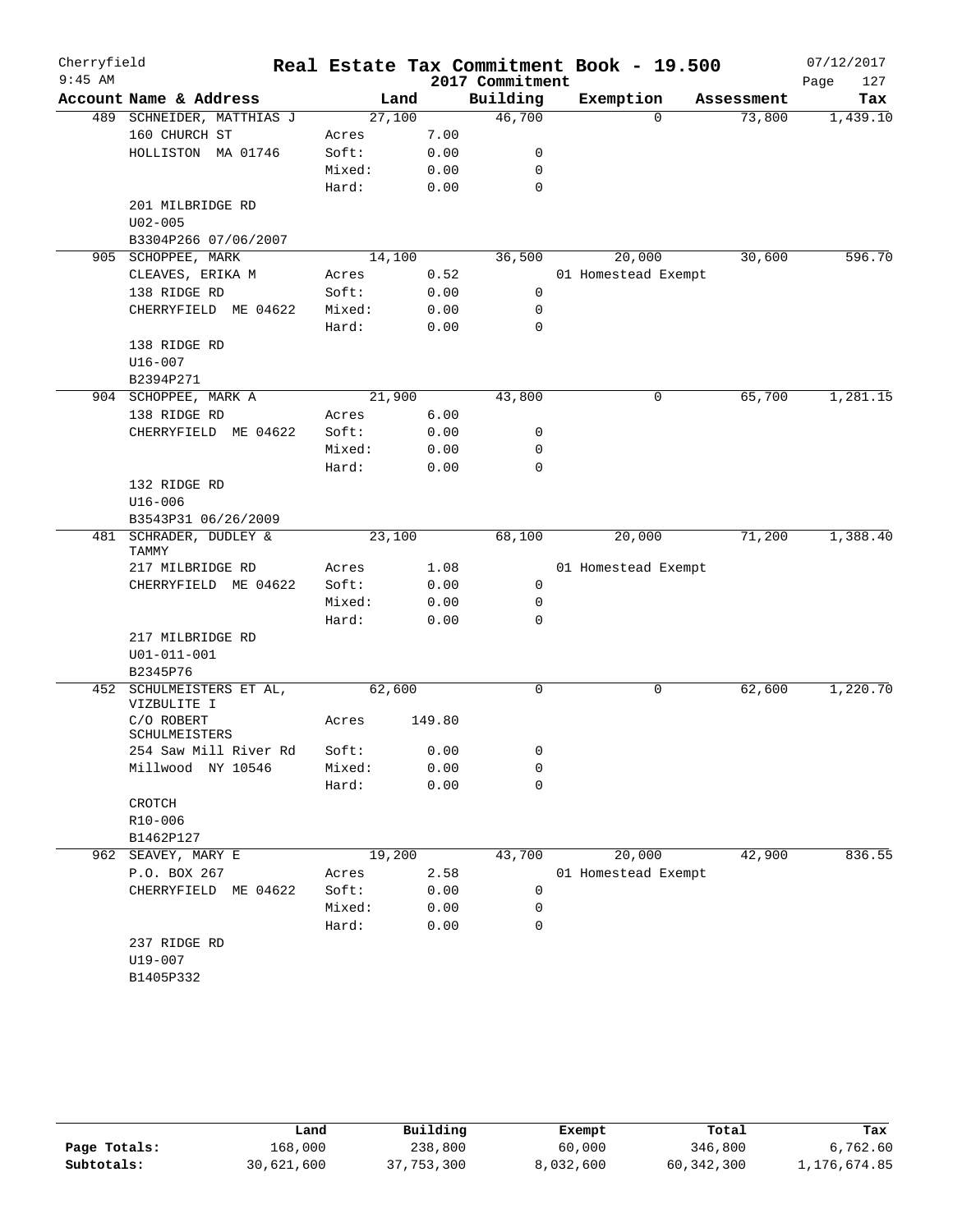Cherryfield 9:45 AM

# Real Estate Tax Commitment Book - 19.500

## 2017 Commitment

07/12/2017

| Account Name & Address | Land | | Building | Exemption | Assessment | Tax |
|---|---|---|---|---|---|---|
| 489 SCHNEIDER, MATTHIAS J | 27,100 | | 46,700 | 0 | 73,800 | 1,439.10 |
| 160 CHURCH ST | Acres | 7.00 | | | | |
| HOLLISTON MA 01746 | Soft: | 0.00 | 0 | | | |
| | Mixed: | 0.00 | 0 | | | |
| | Hard: | 0.00 | 0 | | | |
| 201 MILBRIDGE RD | | | | | | |
| U02-005 | | | | | | |
| B3304P266 07/06/2007 | | | | | | |
| 905 SCHOPPEE, MARK | 14,100 | | 36,500 | 20,000 | 30,600 | 596.70 |
| CLEAVES, ERIKA M | Acres | 0.52 | | 01 Homestead Exempt | | |
| 138 RIDGE RD | Soft: | 0.00 | 0 | | | |
| CHERRYFIELD ME 04622 | Mixed: | 0.00 | 0 | | | |
| | Hard: | 0.00 | 0 | | | |
| 138 RIDGE RD | | | | | | |
| U16-007 | | | | | | |
| B2394P271 | | | | | | |
| 904 SCHOPPEE, MARK A | 21,900 | | 43,800 | 0 | 65,700 | 1,281.15 |
| 138 RIDGE RD | Acres | 6.00 | | | | |
| CHERRYFIELD ME 04622 | Soft: | 0.00 | 0 | | | |
| | Mixed: | 0.00 | 0 | | | |
| | Hard: | 0.00 | 0 | | | |
| 132 RIDGE RD | | | | | | |
| U16-006 | | | | | | |
| B3543P31 06/26/2009 | | | | | | |
| 481 SCHRADER, DUDLEY & TAMMY | 23,100 | | 68,100 | 20,000 | 71,200 | 1,388.40 |
| 217 MILBRIDGE RD | Acres | 1.08 | | 01 Homestead Exempt | | |
| CHERRYFIELD ME 04622 | Soft: | 0.00 | 0 | | | |
| | Mixed: | 0.00 | 0 | | | |
| | Hard: | 0.00 | 0 | | | |
| 217 MILBRIDGE RD | | | | | | |
| U01-011-001 | | | | | | |
| B2345P76 | | | | | | |
| 452 SCHULMEISTERS ET AL, VIZBULITE I | 62,600 | | 0 | 0 | 62,600 | 1,220.70 |
| C/O ROBERT SCHULMEISTERS | Acres | 149.80 | | | | |
| 254 Saw Mill River Rd | Soft: | 0.00 | 0 | | | |
| Millwood NY 10546 | Mixed: | 0.00 | 0 | | | |
| | Hard: | 0.00 | 0 | | | |
| CROTCH | | | | | | |
| R10-006 | | | | | | |
| B1462P127 | | | | | | |
| 962 SEAVEY, MARY E | 19,200 | | 43,700 | 20,000 | 42,900 | 836.55 |
| P.O. BOX 267 | Acres | 2.58 | | 01 Homestead Exempt | | |
| CHERRYFIELD ME 04622 | Soft: | 0.00 | 0 | | | |
| | Mixed: | 0.00 | 0 | | | |
| | Hard: | 0.00 | 0 | | | |
| 237 RIDGE RD | | | | | | |
| U19-007 | | | | | | |
| B1405P332 | | | | | | |

| | Land | Building | Exempt | Total | Tax |
|---|---|---|---|---|---|
| Page Totals: | 168,000 | 238,800 | 60,000 | 346,800 | 6,762.60 |
| Subtotals: | 30,621,600 | 37,753,300 | 8,032,600 | 60,342,300 | 1,176,674.85 |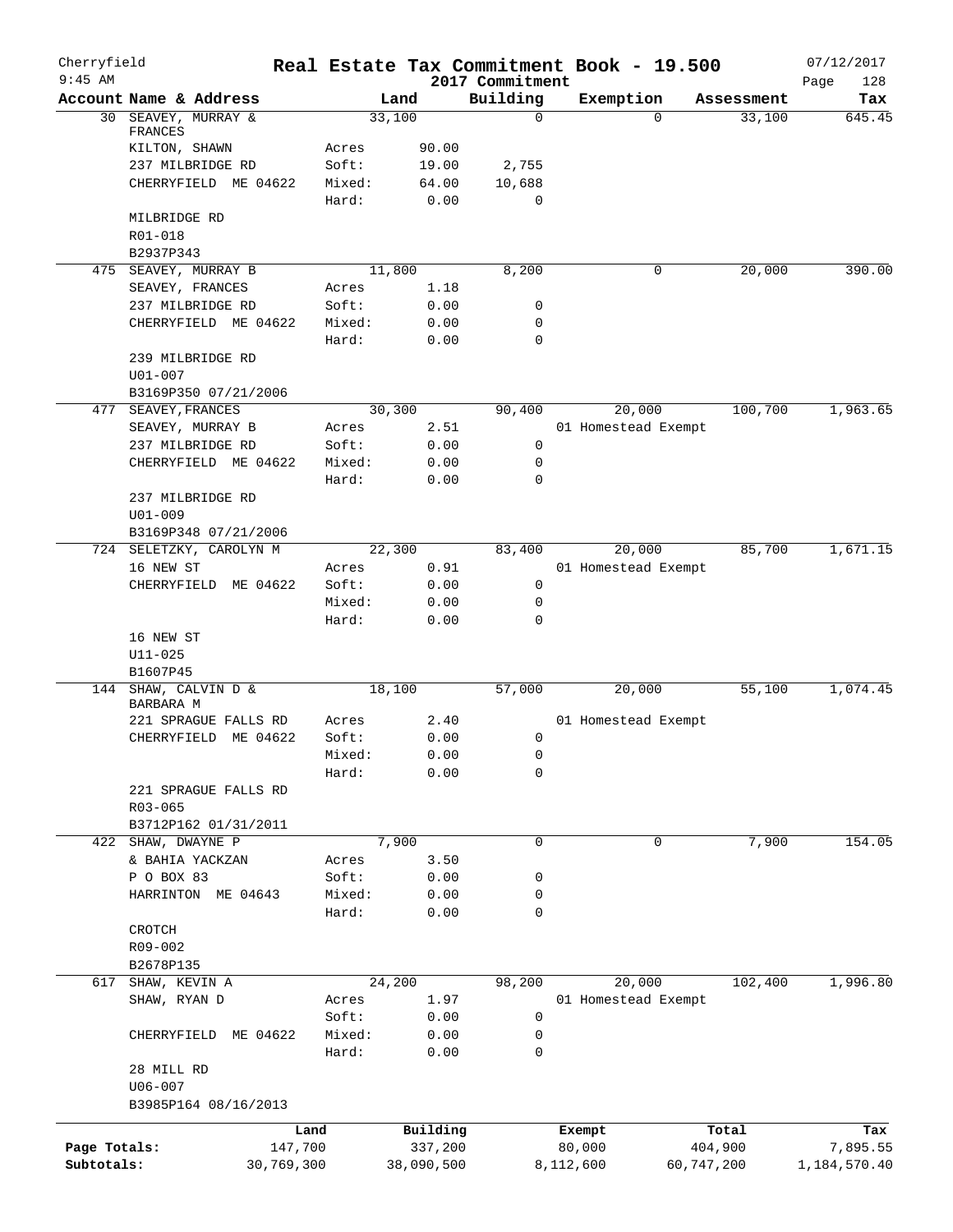Cherryfield 9:45 AM

# Real Estate Tax Commitment Book - 19.500

2017 Commitment

07/12/2017

| Account Name & Address | Land | | Building | Exemption | Assessment | Tax |
|---|---|---|---|---|---|---|
| 30 SEAVEY, MURRAY & FRANCES | 33,100 | | 0 | 0 | 33,100 | 645.45 |
| KILTON, SHAWN | Acres | 90.00 | | | | |
| 237 MILBRIDGE RD | Soft: | 19.00 | 2,755 | | | |
| CHERRYFIELD ME 04622 | Mixed: | 64.00 | 10,688 | | | |
| | Hard: | 0.00 | 0 | | | |
| MILBRIDGE RD | | | | | | |
| R01-018 | | | | | | |
| B2937P343 | | | | | | |
| 475 SEAVEY, MURRAY B | 11,800 | | 8,200 | 0 | 20,000 | 390.00 |
| SEAVEY, FRANCES | Acres | 1.18 | | | | |
| 237 MILBRIDGE RD | Soft: | 0.00 | 0 | | | |
| CHERRYFIELD ME 04622 | Mixed: | 0.00 | 0 | | | |
| | Hard: | 0.00 | 0 | | | |
| 239 MILBRIDGE RD | | | | | | |
| U01-007 | | | | | | |
| B3169P350 07/21/2006 | | | | | | |
| 477 SEAVEY,FRANCES | 30,300 | | 90,400 | 20,000 | 100,700 | 1,963.65 |
| SEAVEY, MURRAY B | Acres | 2.51 | | 01 Homestead Exempt | | |
| 237 MILBRIDGE RD | Soft: | 0.00 | 0 | | | |
| CHERRYFIELD ME 04622 | Mixed: | 0.00 | 0 | | | |
| | Hard: | 0.00 | 0 | | | |
| 237 MILBRIDGE RD | | | | | | |
| U01-009 | | | | | | |
| B3169P348 07/21/2006 | | | | | | |
| 724 SELETZKY, CAROLYN M | 22,300 | | 83,400 | 20,000 | 85,700 | 1,671.15 |
| 16 NEW ST | Acres | 0.91 | | 01 Homestead Exempt | | |
| CHERRYFIELD ME 04622 | Soft: | 0.00 | 0 | | | |
| | Mixed: | 0.00 | 0 | | | |
| | Hard: | 0.00 | 0 | | | |
| 16 NEW ST | | | | | | |
| U11-025 | | | | | | |
| B1607P45 | | | | | | |
| 144 SHAW, CALVIN D & BARBARA M | 18,100 | | 57,000 | 20,000 | 55,100 | 1,074.45 |
| 221 SPRAGUE FALLS RD | Acres | 2.40 | | 01 Homestead Exempt | | |
| CHERRYFIELD ME 04622 | Soft: | 0.00 | 0 | | | |
| | Mixed: | 0.00 | 0 | | | |
| | Hard: | 0.00 | 0 | | | |
| 221 SPRAGUE FALLS RD | | | | | | |
| R03-065 | | | | | | |
| B3712P162 01/31/2011 | | | | | | |
| 422 SHAW, DWAYNE P | 7,900 | | 0 | 0 | 7,900 | 154.05 |
| & BAHIA YACKZAN | Acres | 3.50 | | | | |
| P O BOX 83 | Soft: | 0.00 | 0 | | | |
| HARRINTON ME 04643 | Mixed: | 0.00 | 0 | | | |
| | Hard: | 0.00 | 0 | | | |
| CROTCH | | | | | | |
| R09-002 | | | | | | |
| B2678P135 | | | | | | |
| 617 SHAW, KEVIN A | 24,200 | | 98,200 | 20,000 | 102,400 | 1,996.80 |
| SHAW, RYAN D | Acres | 1.97 | | 01 Homestead Exempt | | |
| | Soft: | 0.00 | 0 | | | |
| CHERRYFIELD ME 04622 | Mixed: | 0.00 | 0 | | | |
| | Hard: | 0.00 | 0 | | | |
| 28 MILL RD | | | | | | |
| U06-007 | | | | | | |
| B3985P164 08/16/2013 | | | | | | |

| | Land | Building | Exempt | Total | Tax |
|---|---|---|---|---|---|
| Page Totals: | 147,700 | 337,200 | 80,000 | 404,900 | 7,895.55 |
| Subtotals: | 30,769,300 | 38,090,500 | 8,112,600 | 60,747,200 | 1,184,570.40 |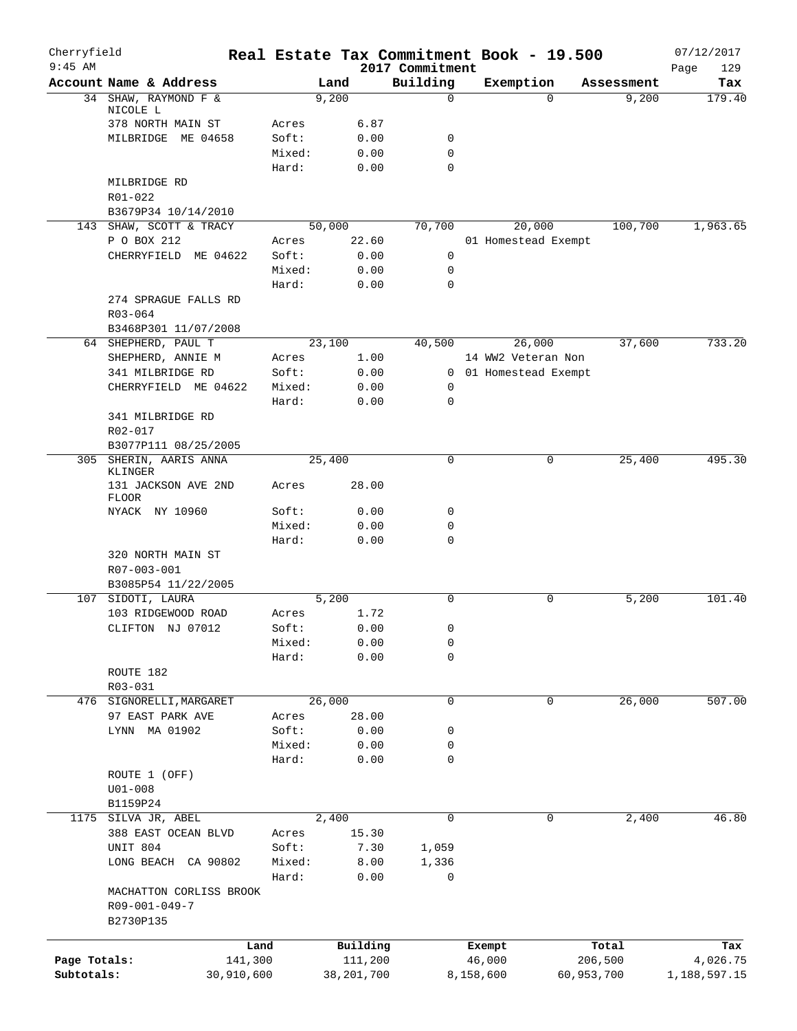Cherryfield 9:45 AM

# Real Estate Tax Commitment Book - 19.500

## 2017 Commitment

07/12/2017

| Account Name & Address | | Land | Building | Exemption | Assessment | Tax |
|---|---|---|---|---|---|---|
| 34 SHAW, RAYMOND F & NICOLE L | | 9,200 | 0 | 0 | 9,200 | 179.40 |
| 378 NORTH MAIN ST | Acres | 6.87 | | | | |
| MILBRIDGE ME 04658 | Soft: | 0.00 | 0 | | | |
| | Mixed: | 0.00 | 0 | | | |
| | Hard: | 0.00 | 0 | | | |
| MILBRIDGE RD | | | | | | |
| R01-022 | | | | | | |
| B3679P34 10/14/2010 | | | | | | |
| 143 SHAW, SCOTT & TRACY | | 50,000 | 70,700 | 20,000 | 100,700 | 1,963.65 |
| P O BOX 212 | Acres | 22.60 | | 01 Homestead Exempt | | |
| CHERRYFIELD ME 04622 | Soft: | 0.00 | 0 | | | |
| | Mixed: | 0.00 | 0 | | | |
| | Hard: | 0.00 | 0 | | | |
| 274 SPRAGUE FALLS RD | | | | | | |
| R03-064 | | | | | | |
| B3468P301 11/07/2008 | | | | | | |
| 64 SHEPHERD, PAUL T | | 23,100 | 40,500 | 26,000 | 37,600 | 733.20 |
| SHEPHERD, ANNIE M | Acres | 1.00 | | 14 WW2 Veteran Non | | |
| 341 MILBRIDGE RD | Soft: | 0.00 | 0 | 01 Homestead Exempt | | |
| CHERRYFIELD ME 04622 | Mixed: | 0.00 | 0 | | | |
| | Hard: | 0.00 | 0 | | | |
| 341 MILBRIDGE RD | | | | | | |
| R02-017 | | | | | | |
| B3077P111 08/25/2005 | | | | | | |
| 305 SHERIN, AARIS ANNA KLINGER | | 25,400 | 0 | 0 | 25,400 | 495.30 |
| 131 JACKSON AVE 2ND FLOOR | Acres | 28.00 | | | | |
| NYACK NY 10960 | Soft: | 0.00 | 0 | | | |
| | Mixed: | 0.00 | 0 | | | |
| | Hard: | 0.00 | 0 | | | |
| 320 NORTH MAIN ST | | | | | | |
| R07-003-001 | | | | | | |
| B3085P54 11/22/2005 | | | | | | |
| 107 SIDOTI, LAURA | | 5,200 | 0 | 0 | 5,200 | 101.40 |
| 103 RIDGEWOOD ROAD | Acres | 1.72 | | | | |
| CLIFTON NJ 07012 | Soft: | 0.00 | 0 | | | |
| | Mixed: | 0.00 | 0 | | | |
| | Hard: | 0.00 | 0 | | | |
| ROUTE 182 | | | | | | |
| R03-031 | | | | | | |
| 476 SIGNORELLI,MARGARET | | 26,000 | 0 | 0 | 26,000 | 507.00 |
| 97 EAST PARK AVE | Acres | 28.00 | | | | |
| LYNN MA 01902 | Soft: | 0.00 | 0 | | | |
| | Mixed: | 0.00 | 0 | | | |
| | Hard: | 0.00 | 0 | | | |
| ROUTE 1 (OFF) | | | | | | |
| U01-008 | | | | | | |
| B1159P24 | | | | | | |
| 1175 SILVA JR, ABEL | | 2,400 | 0 | 0 | 2,400 | 46.80 |
| 388 EAST OCEAN BLVD | Acres | 15.30 | | | | |
| UNIT 804 | Soft: | 7.30 | 1,059 | | | |
| LONG BEACH CA 90802 | Mixed: | 8.00 | 1,336 | | | |
| | Hard: | 0.00 | 0 | | | |
| MACHATTON CORLISS BROOK | | | | | | |
| R09-001-049-7 | | | | | | |
| B2730P135 | | | | | | |

| | Land | Building | Exempt | Total | Tax |
|---|---|---|---|---|---|
| Page Totals: | 141,300 | 111,200 | 46,000 | 206,500 | 4,026.75 |
| Subtotals: | 30,910,600 | 38,201,700 | 8,158,600 | 60,953,700 | 1,188,597.15 |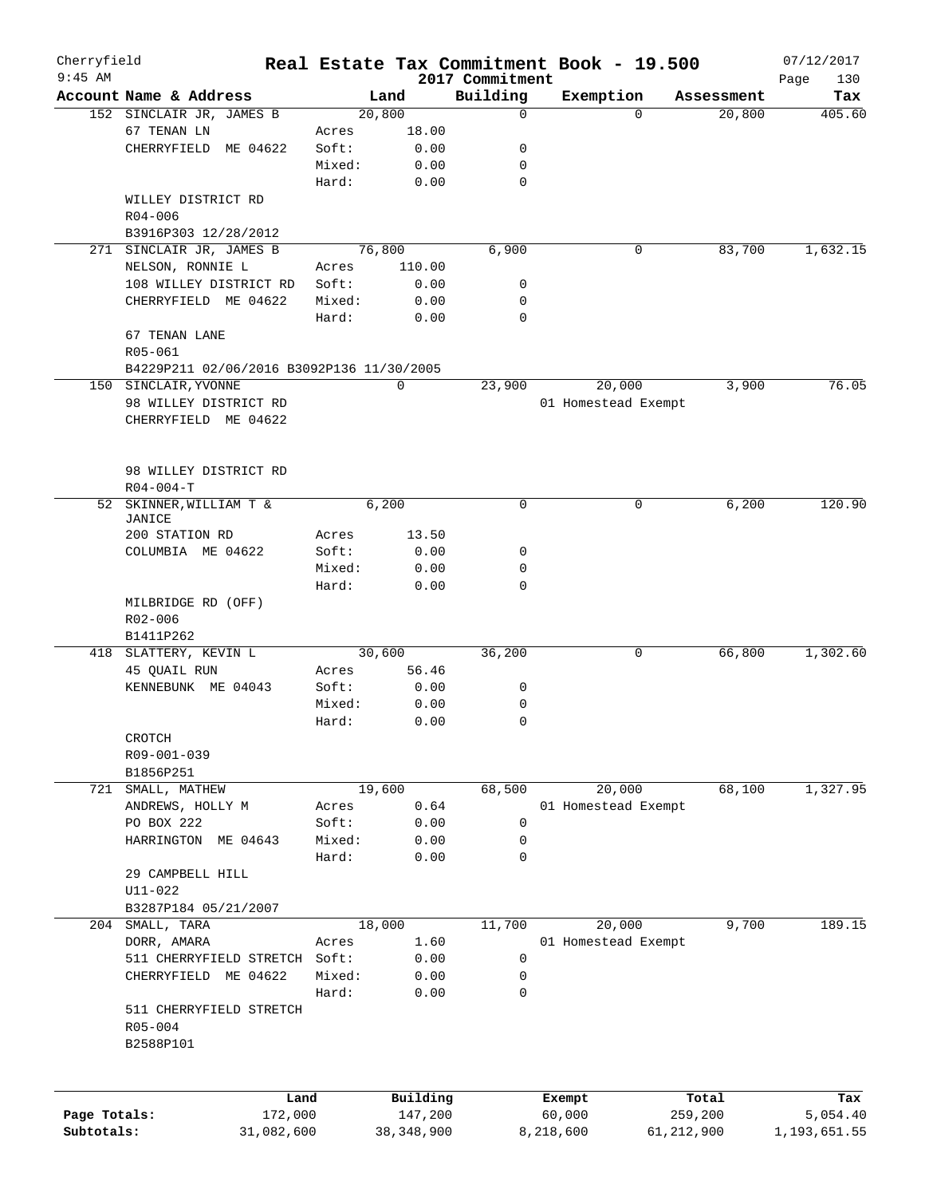# Cherryfield — Real Estate Tax Commitment Book - 19.500

9:45 AM — 2017 Commitment — 07/12/2017

| Account Name & Address | Land | | Building | Exemption | Assessment | Tax |
|---|---|---|---|---|---|---|
| 152 SINCLAIR JR, JAMES B | 20,800 | | 0 | 0 | 20,800 | 405.60 |
| 67 TENAN LN | Acres | 18.00 | | | | |
| CHERRYFIELD ME 04622 | Soft: | 0.00 | 0 | | | |
| | Mixed: | 0.00 | 0 | | | |
| | Hard: | 0.00 | 0 | | | |
| WILLEY DISTRICT RD | | | | | | |
| R04-006 | | | | | | |
| B3916P303 12/28/2012 | | | | | | |
| 271 SINCLAIR JR, JAMES B | 76,800 | | 6,900 | 0 | 83,700 | 1,632.15 |
| NELSON, RONNIE L | Acres | 110.00 | | | | |
| 108 WILLEY DISTRICT RD | Soft: | 0.00 | 0 | | | |
| CHERRYFIELD ME 04622 | Mixed: | 0.00 | 0 | | | |
| | Hard: | 0.00 | 0 | | | |
| 67 TENAN LANE | | | | | | |
| R05-061 | | | | | | |
| B4229P211 02/06/2016 B3092P136 11/30/2005 | | | | | | |
| 150 SINCLAIR, YVONNE | 0 | | 23,900 | 20,000 | 3,900 | 76.05 |
| 98 WILLEY DISTRICT RD | | | | 01 Homestead Exempt | | |
| CHERRYFIELD ME 04622 | | | | | | |
| 98 WILLEY DISTRICT RD | | | | | | |
| R04-004-T | | | | | | |
| 52 SKINNER, WILLIAM T & JANICE | 6,200 | | 0 | 0 | 6,200 | 120.90 |
| 200 STATION RD | Acres | 13.50 | | | | |
| COLUMBIA ME 04622 | Soft: | 0.00 | 0 | | | |
| | Mixed: | 0.00 | 0 | | | |
| | Hard: | 0.00 | 0 | | | |
| MILBRIDGE RD (OFF) | | | | | | |
| R02-006 | | | | | | |
| B1411P262 | | | | | | |
| 418 SLATTERY, KEVIN L | 30,600 | | 36,200 | 0 | 66,800 | 1,302.60 |
| 45 QUAIL RUN | Acres | 56.46 | | | | |
| KENNEBUNK ME 04043 | Soft: | 0.00 | 0 | | | |
| | Mixed: | 0.00 | 0 | | | |
| | Hard: | 0.00 | 0 | | | |
| CROTCH | | | | | | |
| R09-001-039 | | | | | | |
| B1856P251 | | | | | | |
| 721 SMALL, MATHEW | 19,600 | | 68,500 | 20,000 | 68,100 | 1,327.95 |
| ANDREWS, HOLLY M | Acres | 0.64 | | 01 Homestead Exempt | | |
| PO BOX 222 | Soft: | 0.00 | 0 | | | |
| HARRINGTON ME 04643 | Mixed: | 0.00 | 0 | | | |
| | Hard: | 0.00 | 0 | | | |
| 29 CAMPBELL HILL | | | | | | |
| U11-022 | | | | | | |
| B3287P184 05/21/2007 | | | | | | |
| 204 SMALL, TARA | 18,000 | | 11,700 | 20,000 | 9,700 | 189.15 |
| DORR, AMARA | Acres | 1.60 | | 01 Homestead Exempt | | |
| 511 CHERRYFIELD STRETCH | Soft: | 0.00 | 0 | | | |
| CHERRYFIELD ME 04622 | Mixed: | 0.00 | 0 | | | |
| | Hard: | 0.00 | 0 | | | |
| 511 CHERRYFIELD STRETCH | | | | | | |
| R05-004 | | | | | | |
| B2588P101 | | | | | | |

| | Land | Building | Exempt | Total | Tax |
|---|---|---|---|---|---|
| Page Totals: | 172,000 | 147,200 | 60,000 | 259,200 | 5,054.40 |
| Subtotals: | 31,082,600 | 38,348,900 | 8,218,600 | 61,212,900 | 1,193,651.55 |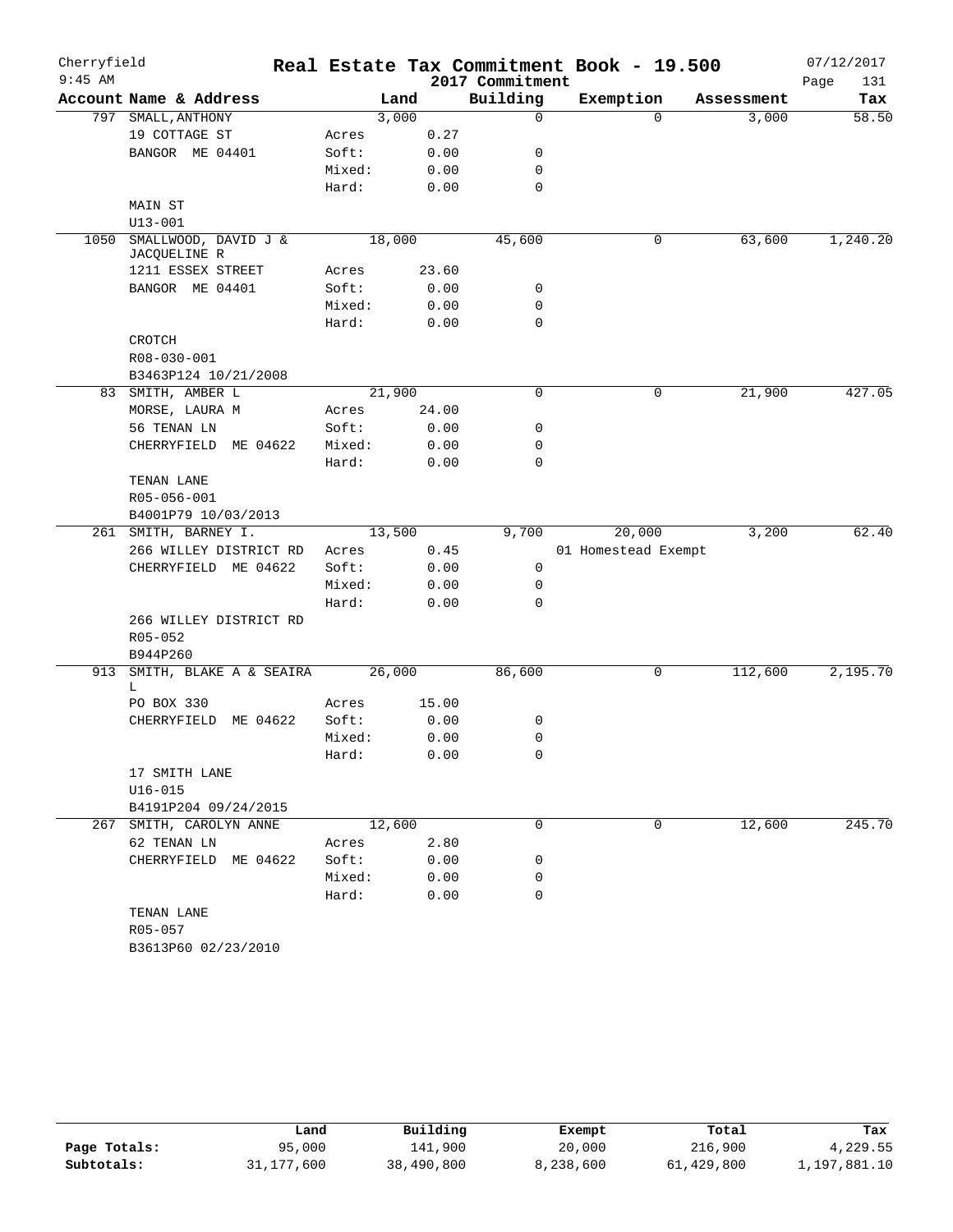# Cherryfield — Real Estate Tax Commitment Book - 19.500

2017 Commitment

9:45 AM — 07/12/2017

| Account | Name & Address | | Land | Building | Exemption | Assessment | Tax |
|---|---|---|---|---|---|---|---|
| 797 | SMALL, ANTHONY | | 3,000 | 0 | 0 | 3,000 | 58.50 |
| | 19 COTTAGE ST | Acres | 0.27 | | | | |
| | BANGOR ME 04401 | Soft: | 0.00 | 0 | | | |
| | | Mixed: | 0.00 | 0 | | | |
| | | Hard: | 0.00 | 0 | | | |
| | MAIN ST | | | | | | |
| | U13-001 | | | | | | |
| 1050 | SMALLWOOD, DAVID J & JACQUELINE R | | 18,000 | 45,600 | 0 | 63,600 | 1,240.20 |
| | 1211 ESSEX STREET | Acres | 23.60 | | | | |
| | BANGOR ME 04401 | Soft: | 0.00 | 0 | | | |
| | | Mixed: | 0.00 | 0 | | | |
| | | Hard: | 0.00 | 0 | | | |
| | CROTCH | | | | | | |
| | R08-030-001 | | | | | | |
| | B3463P124 10/21/2008 | | | | | | |
| 83 | SMITH, AMBER L | | 21,900 | 0 | 0 | 21,900 | 427.05 |
| | MORSE, LAURA M | Acres | 24.00 | | | | |
| | 56 TENAN LN | Soft: | 0.00 | 0 | | | |
| | CHERRYFIELD ME 04622 | Mixed: | 0.00 | 0 | | | |
| | | Hard: | 0.00 | 0 | | | |
| | TENAN LANE | | | | | | |
| | R05-056-001 | | | | | | |
| | B4001P79 10/03/2013 | | | | | | |
| 261 | SMITH, BARNEY I. | | 13,500 | 9,700 | 20,000 | 3,200 | 62.40 |
| | 266 WILLEY DISTRICT RD | Acres | 0.45 | | 01 Homestead Exempt | | |
| | CHERRYFIELD ME 04622 | Soft: | 0.00 | 0 | | | |
| | | Mixed: | 0.00 | 0 | | | |
| | | Hard: | 0.00 | 0 | | | |
| | 266 WILLEY DISTRICT RD | | | | | | |
| | R05-052 | | | | | | |
| | B944P260 | | | | | | |
| 913 | SMITH, BLAKE A & SEAIRA L | | 26,000 | 86,600 | 0 | 112,600 | 2,195.70 |
| | PO BOX 330 | Acres | 15.00 | | | | |
| | CHERRYFIELD ME 04622 | Soft: | 0.00 | 0 | | | |
| | | Mixed: | 0.00 | 0 | | | |
| | | Hard: | 0.00 | 0 | | | |
| | 17 SMITH LANE | | | | | | |
| | U16-015 | | | | | | |
| | B4191P204 09/24/2015 | | | | | | |
| 267 | SMITH, CAROLYN ANNE | | 12,600 | 0 | 0 | 12,600 | 245.70 |
| | 62 TENAN LN | Acres | 2.80 | | | | |
| | CHERRYFIELD ME 04622 | Soft: | 0.00 | 0 | | | |
| | | Mixed: | 0.00 | 0 | | | |
| | | Hard: | 0.00 | 0 | | | |
| | TENAN LANE | | | | | | |
| | R05-057 | | | | | | |
| | B3613P60 02/23/2010 | | | | | | |

| | Land | Building | Exempt | Total | Tax |
|---|---|---|---|---|---|
| Page Totals: | 95,000 | 141,900 | 20,000 | 216,900 | 4,229.55 |
| Subtotals: | 31,177,600 | 38,490,800 | 8,238,600 | 61,429,800 | 1,197,881.10 |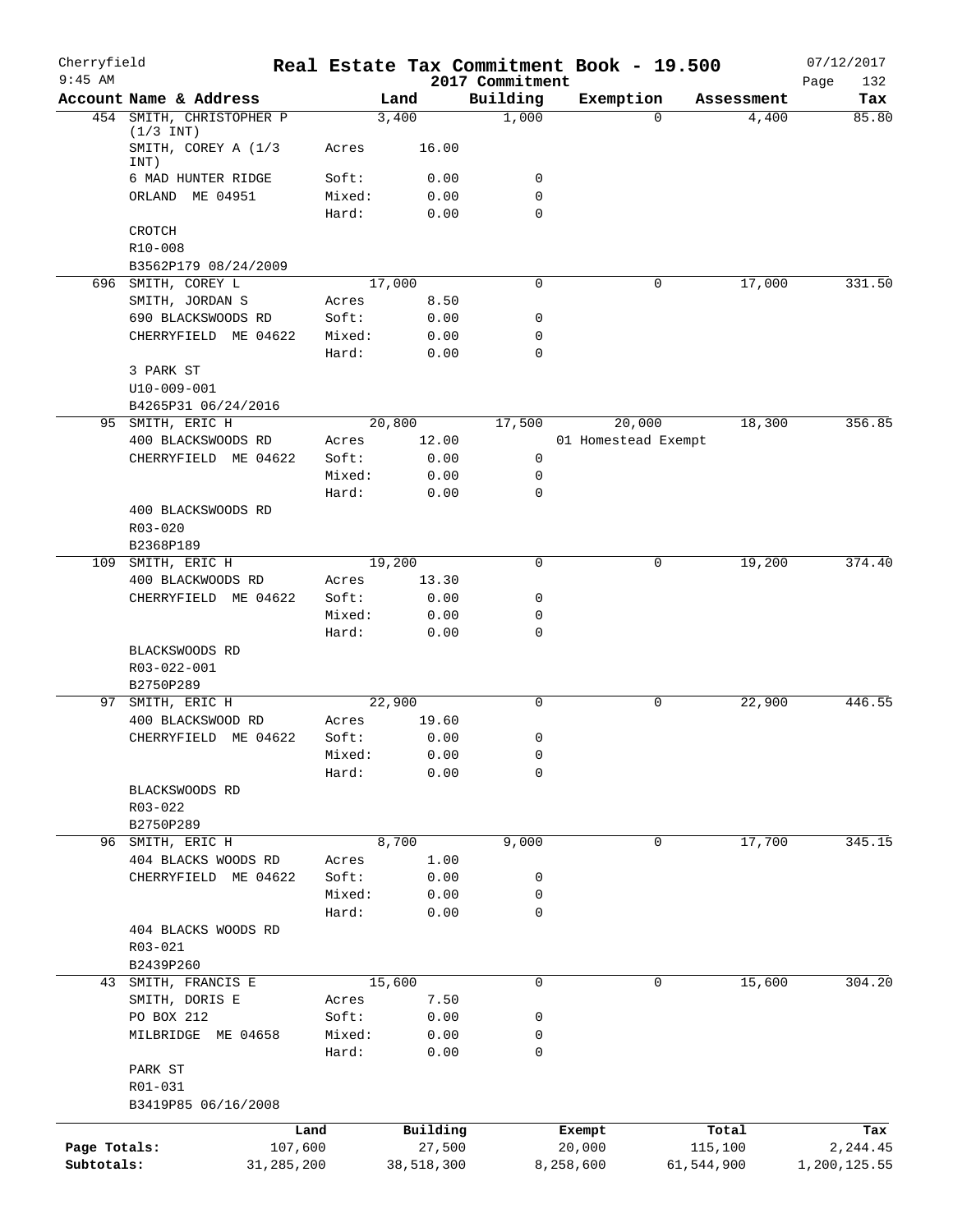Cherryfield
9:45 AM

# Real Estate Tax Commitment Book - 19.500
## 2017 Commitment

07/12/2017

| Account Name & Address | | Land | Building | Exemption | Assessment | Tax |
|---|---|---|---|---|---|---|
| 454 SMITH, CHRISTOPHER P (1/3 INT) | | 3,400 | 1,000 | 0 | 4,400 | 85.80 |
| SMITH, COREY A (1/3 INT) | Acres | 16.00 | | | | |
| 6 MAD HUNTER RIDGE | Soft: | 0.00 | 0 | | | |
| ORLAND ME 04951 | Mixed: | 0.00 | 0 | | | |
| | Hard: | 0.00 | 0 | | | |
| CROTCH | | | | | | |
| R10-008 | | | | | | |
| B3562P179 08/24/2009 | | | | | | |
| 696 SMITH, COREY L | | 17,000 | 0 | 0 | 17,000 | 331.50 |
| SMITH, JORDAN S | Acres | 8.50 | | | | |
| 690 BLACKSWOODS RD | Soft: | 0.00 | 0 | | | |
| CHERRYFIELD ME 04622 | Mixed: | 0.00 | 0 | | | |
| | Hard: | 0.00 | 0 | | | |
| 3 PARK ST | | | | | | |
| U10-009-001 | | | | | | |
| B4265P31 06/24/2016 | | | | | | |
| 95 SMITH, ERIC H | | 20,800 | 17,500 | 20,000 | 18,300 | 356.85 |
| 400 BLACKSWOODS RD | Acres | 12.00 | | 01 Homestead Exempt | | |
| CHERRYFIELD ME 04622 | Soft: | 0.00 | 0 | | | |
| | Mixed: | 0.00 | 0 | | | |
| | Hard: | 0.00 | 0 | | | |
| 400 BLACKSWOODS RD | | | | | | |
| R03-020 | | | | | | |
| B2368P189 | | | | | | |
| 109 SMITH, ERIC H | | 19,200 | 0 | 0 | 19,200 | 374.40 |
| 400 BLACKWOODS RD | Acres | 13.30 | | | | |
| CHERRYFIELD ME 04622 | Soft: | 0.00 | 0 | | | |
| | Mixed: | 0.00 | 0 | | | |
| | Hard: | 0.00 | 0 | | | |
| BLACKSWOODS RD | | | | | | |
| R03-022-001 | | | | | | |
| B2750P289 | | | | | | |
| 97 SMITH, ERIC H | | 22,900 | 0 | 0 | 22,900 | 446.55 |
| 400 BLACKSWOOD RD | Acres | 19.60 | | | | |
| CHERRYFIELD ME 04622 | Soft: | 0.00 | 0 | | | |
| | Mixed: | 0.00 | 0 | | | |
| | Hard: | 0.00 | 0 | | | |
| BLACKSWOODS RD | | | | | | |
| R03-022 | | | | | | |
| B2750P289 | | | | | | |
| 96 SMITH, ERIC H | | 8,700 | 9,000 | 0 | 17,700 | 345.15 |
| 404 BLACKS WOODS RD | Acres | 1.00 | | | | |
| CHERRYFIELD ME 04622 | Soft: | 0.00 | 0 | | | |
| | Mixed: | 0.00 | 0 | | | |
| | Hard: | 0.00 | 0 | | | |
| 404 BLACKS WOODS RD | | | | | | |
| R03-021 | | | | | | |
| B2439P260 | | | | | | |
| 43 SMITH, FRANCIS E | | 15,600 | 0 | 0 | 15,600 | 304.20 |
| SMITH, DORIS E | Acres | 7.50 | | | | |
| PO BOX 212 | Soft: | 0.00 | 0 | | | |
| MILBRIDGE ME 04658 | Mixed: | 0.00 | 0 | | | |
| | Hard: | 0.00 | 0 | | | |
| PARK ST | | | | | | |
| R01-031 | | | | | | |
| B3419P85 06/16/2008 | | | | | | |

| | Land | Building | Exempt | Total | Tax |
|---|---|---|---|---|---|
| Page Totals: | 107,600 | 27,500 | 20,000 | 115,100 | 2,244.45 |
| Subtotals: | 31,285,200 | 38,518,300 | 8,258,600 | 61,544,900 | 1,200,125.55 |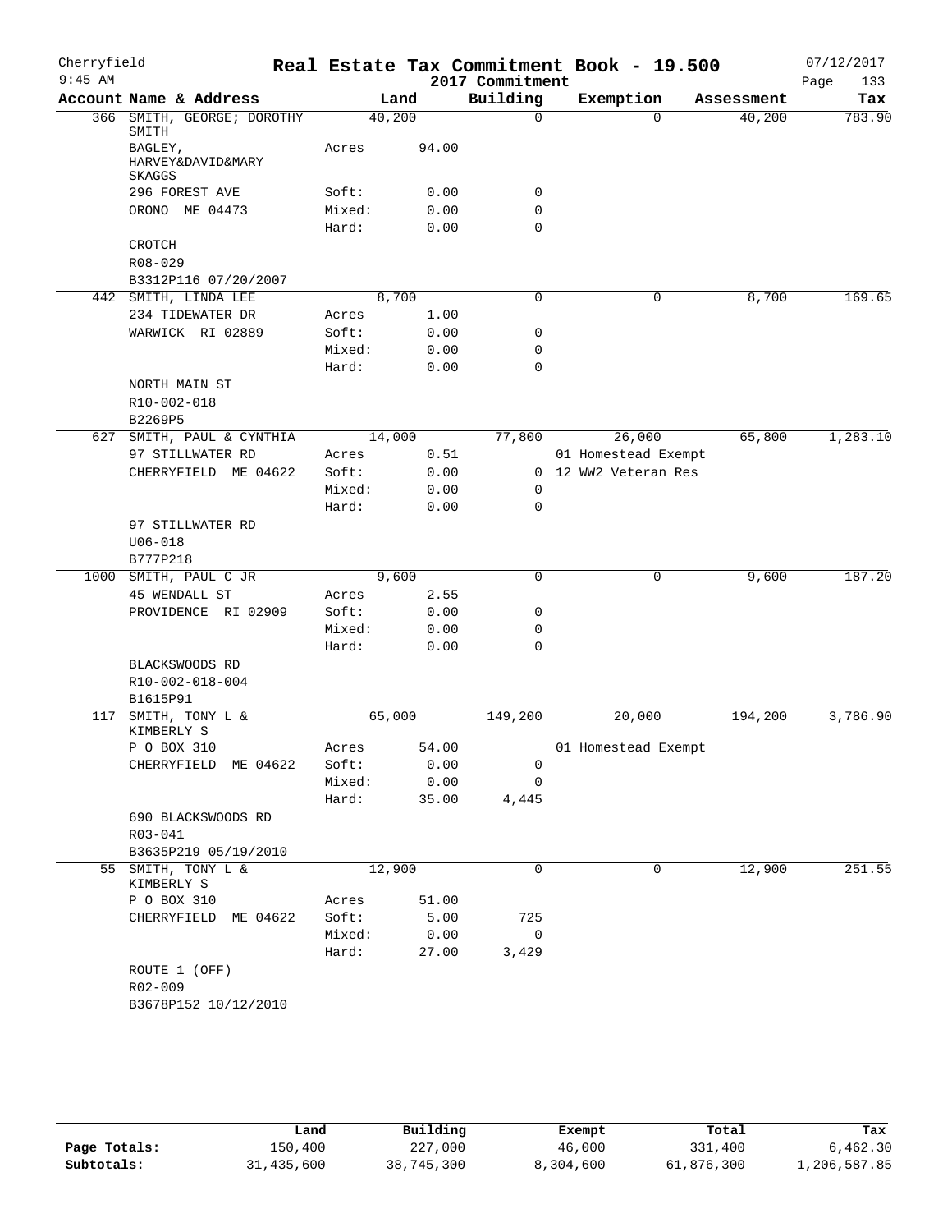Cherryfield
9:45 AM

# Real Estate Tax Commitment Book - 19.500

2017 Commitment

07/12/2017

| Account | Name & Address | Land | | Building | Exemption | Assessment | Tax |
|---|---|---|---|---|---|---|---|
| 366 | SMITH, GEORGE; DOROTHY SMITH | 40,200 | | 0 | 0 | 40,200 | 783.90 |
| | BAGLEY, HARVEY&DAVID&MARY SKAGGS | Acres | 94.00 | | | | |
| | 296 FOREST AVE | Soft: | 0.00 | 0 | | | |
| | ORONO ME 04473 | Mixed: | 0.00 | 0 | | | |
| | | Hard: | 0.00 | 0 | | | |
| | CROTCH | | | | | | |
| | R08-029 | | | | | | |
| | B3312P116 07/20/2007 | | | | | | |
| 442 | SMITH, LINDA LEE | 8,700 | | 0 | 0 | 8,700 | 169.65 |
| | 234 TIDEWATER DR | Acres | 1.00 | | | | |
| | WARWICK RI 02889 | Soft: | 0.00 | 0 | | | |
| | | Mixed: | 0.00 | 0 | | | |
| | | Hard: | 0.00 | 0 | | | |
| | NORTH MAIN ST | | | | | | |
| | R10-002-018 | | | | | | |
| | B2269P5 | | | | | | |
| 627 | SMITH, PAUL & CYNTHIA | 14,000 | | 77,800 | 26,000 | 65,800 | 1,283.10 |
| | 97 STILLWATER RD | Acres | 0.51 | | 01 Homestead Exempt | | |
| | CHERRYFIELD ME 04622 | Soft: | 0.00 | 0 | 12 WW2 Veteran Res | | |
| | | Mixed: | 0.00 | 0 | | | |
| | | Hard: | 0.00 | 0 | | | |
| | 97 STILLWATER RD | | | | | | |
| | U06-018 | | | | | | |
| | B777P218 | | | | | | |
| 1000 | SMITH, PAUL C JR | 9,600 | | 0 | 0 | 9,600 | 187.20 |
| | 45 WENDALL ST | Acres | 2.55 | | | | |
| | PROVIDENCE RI 02909 | Soft: | 0.00 | 0 | | | |
| | | Mixed: | 0.00 | 0 | | | |
| | | Hard: | 0.00 | 0 | | | |
| | BLACKSWOODS RD | | | | | | |
| | R10-002-018-004 | | | | | | |
| | B1615P91 | | | | | | |
| 117 | SMITH, TONY L & KIMBERLY S | 65,000 | | 149,200 | 20,000 | 194,200 | 3,786.90 |
| | P O BOX 310 | Acres | 54.00 | | 01 Homestead Exempt | | |
| | CHERRYFIELD ME 04622 | Soft: | 0.00 | 0 | | | |
| | | Mixed: | 0.00 | 0 | | | |
| | | Hard: | 35.00 | 4,445 | | | |
| | 690 BLACKSWOODS RD | | | | | | |
| | R03-041 | | | | | | |
| | B3635P219 05/19/2010 | | | | | | |
| 55 | SMITH, TONY L & KIMBERLY S | 12,900 | | 0 | 0 | 12,900 | 251.55 |
| | P O BOX 310 | Acres | 51.00 | | | | |
| | CHERRYFIELD ME 04622 | Soft: | 5.00 | 725 | | | |
| | | Mixed: | 0.00 | 0 | | | |
| | | Hard: | 27.00 | 3,429 | | | |
| | ROUTE 1 (OFF) | | | | | | |
| | R02-009 | | | | | | |
| | B3678P152 10/12/2010 | | | | | | |

| | Land | Building | Exempt | Total | Tax |
|---|---|---|---|---|---|
| Page Totals: | 150,400 | 227,000 | 46,000 | 331,400 | 6,462.30 |
| Subtotals: | 31,435,600 | 38,745,300 | 8,304,600 | 61,876,300 | 1,206,587.85 |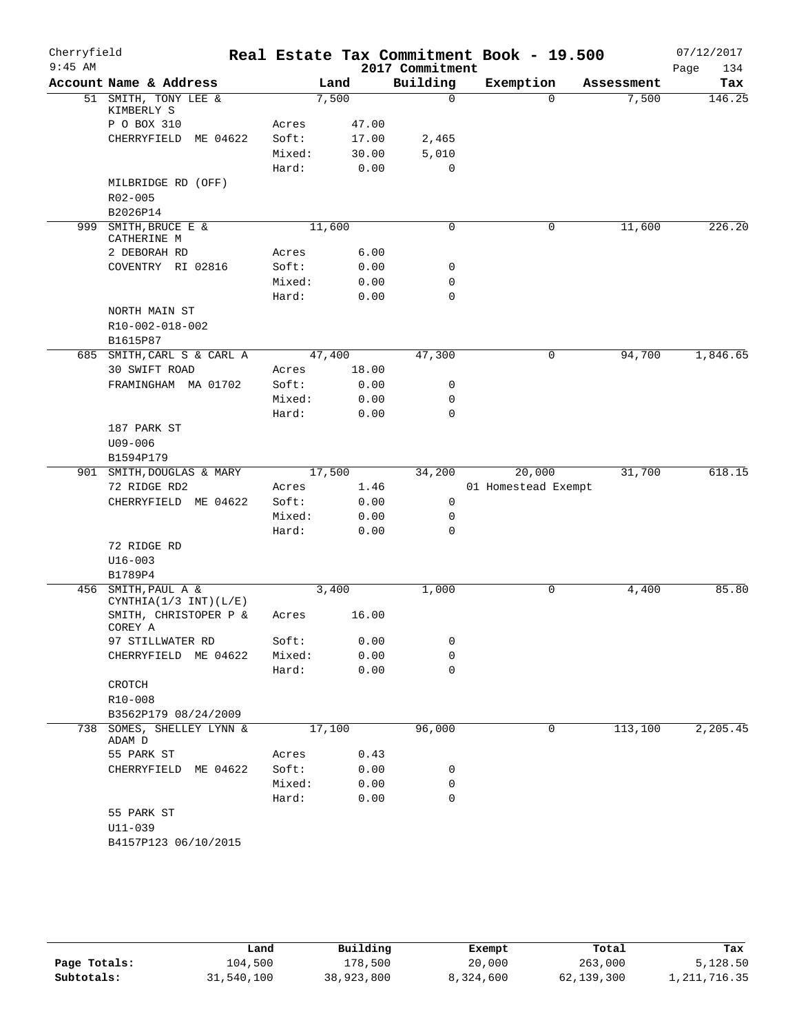Cherryfield
9:45 AM

# Real Estate Tax Commitment Book - 19.500
## 2017 Commitment

07/12/2017

| Account Name & Address | | Land | Building | Exemption | Assessment | Tax |
|---|---|---|---|---|---|---|
| 51 SMITH, TONY LEE & KIMBERLY S | | 7,500 | 0 | 0 | 7,500 | 146.25 |
| P O BOX 310 | Acres | 47.00 | | | | |
| CHERRYFIELD ME 04622 | Soft: | 17.00 | 2,465 | | | |
| | Mixed: | 30.00 | 5,010 | | | |
| | Hard: | 0.00 | 0 | | | |
| MILBRIDGE RD (OFF) | | | | | | |
| R02-005 | | | | | | |
| B2026P14 | | | | | | |
| 999 SMITH,BRUCE E & CATHERINE M | | 11,600 | 0 | 0 | 11,600 | 226.20 |
| 2 DEBORAH RD | Acres | 6.00 | | | | |
| COVENTRY RI 02816 | Soft: | 0.00 | 0 | | | |
| | Mixed: | 0.00 | 0 | | | |
| | Hard: | 0.00 | 0 | | | |
| NORTH MAIN ST | | | | | | |
| R10-002-018-002 | | | | | | |
| B1615P87 | | | | | | |
| 685 SMITH,CARL S & CARL A | | 47,400 | 47,300 | 0 | 94,700 | 1,846.65 |
| 30 SWIFT ROAD | Acres | 18.00 | | | | |
| FRAMINGHAM MA 01702 | Soft: | 0.00 | 0 | | | |
| | Mixed: | 0.00 | 0 | | | |
| | Hard: | 0.00 | 0 | | | |
| 187 PARK ST | | | | | | |
| U09-006 | | | | | | |
| B1594P179 | | | | | | |
| 901 SMITH,DOUGLAS & MARY | | 17,500 | 34,200 | 20,000 | 31,700 | 618.15 |
| 72 RIDGE RD2 | Acres | 1.46 | | 01 Homestead Exempt | | |
| CHERRYFIELD ME 04622 | Soft: | 0.00 | 0 | | | |
| | Mixed: | 0.00 | 0 | | | |
| | Hard: | 0.00 | 0 | | | |
| 72 RIDGE RD | | | | | | |
| U16-003 | | | | | | |
| B1789P4 | | | | | | |
| 456 SMITH,PAUL A & CYNTHIA(1/3 INT)(L/E) | | 3,400 | 1,000 | 0 | 4,400 | 85.80 |
| SMITH, CHRISTOPER P & COREY A | Acres | 16.00 | | | | |
| 97 STILLWATER RD | Soft: | 0.00 | 0 | | | |
| CHERRYFIELD ME 04622 | Mixed: | 0.00 | 0 | | | |
| | Hard: | 0.00 | 0 | | | |
| CROTCH | | | | | | |
| R10-008 | | | | | | |
| B3562P179 08/24/2009 | | | | | | |
| 738 SOMES, SHELLEY LYNN & ADAM D | | 17,100 | 96,000 | 0 | 113,100 | 2,205.45 |
| 55 PARK ST | Acres | 0.43 | | | | |
| CHERRYFIELD ME 04622 | Soft: | 0.00 | 0 | | | |
| | Mixed: | 0.00 | 0 | | | |
| | Hard: | 0.00 | 0 | | | |
| 55 PARK ST | | | | | | |
| U11-039 | | | | | | |
| B4157P123 06/10/2015 | | | | | | |

| | Land | Building | Exempt | Total | Tax |
|---|---|---|---|---|---|
| Page Totals: | 104,500 | 178,500 | 20,000 | 263,000 | 5,128.50 |
| Subtotals: | 31,540,100 | 38,923,800 | 8,324,600 | 62,139,300 | 1,211,716.35 |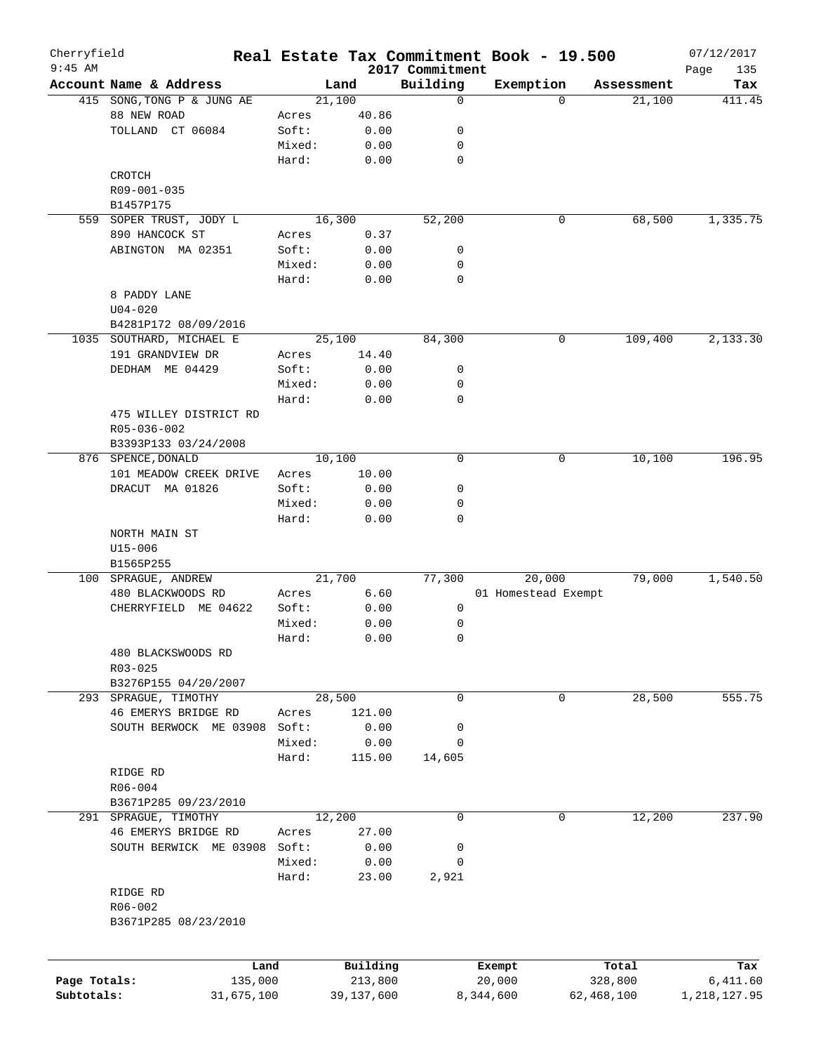# Cherryfield — Real Estate Tax Commitment Book - 19.500 — 2017 Commitment

9:45 AM — 07/12/2017

| Account | Name & Address | Land | | Building | Exemption | Assessment | Tax |
|---|---|---|---|---|---|---|---|
| 415 | SONG,TONG P & JUNG AE | 21,100 | | 0 | 0 | 21,100 | 411.45 |
| | 88 NEW ROAD | Acres | 40.86 | | | | |
| | TOLLAND CT 06084 | Soft: | 0.00 | 0 | | | |
| | | Mixed: | 0.00 | 0 | | | |
| | | Hard: | 0.00 | 0 | | | |
| | CROTCH | | | | | | |
| | R09-001-035 | | | | | | |
| | B1457P175 | | | | | | |
| 559 | SOPER TRUST, JODY L | 16,300 | | 52,200 | 0 | 68,500 | 1,335.75 |
| | 890 HANCOCK ST | Acres | 0.37 | | | | |
| | ABINGTON MA 02351 | Soft: | 0.00 | 0 | | | |
| | | Mixed: | 0.00 | 0 | | | |
| | | Hard: | 0.00 | 0 | | | |
| | 8 PADDY LANE | | | | | | |
| | U04-020 | | | | | | |
| | B4281P172 08/09/2016 | | | | | | |
| 1035 | SOUTHARD, MICHAEL E | 25,100 | | 84,300 | 0 | 109,400 | 2,133.30 |
| | 191 GRANDVIEW DR | Acres | 14.40 | | | | |
| | DEDHAM ME 04429 | Soft: | 0.00 | 0 | | | |
| | | Mixed: | 0.00 | 0 | | | |
| | | Hard: | 0.00 | 0 | | | |
| | 475 WILLEY DISTRICT RD | | | | | | |
| | R05-036-002 | | | | | | |
| | B3393P133 03/24/2008 | | | | | | |
| 876 | SPENCE,DONALD | 10,100 | | 0 | 0 | 10,100 | 196.95 |
| | 101 MEADOW CREEK DRIVE | Acres | 10.00 | | | | |
| | DRACUT MA 01826 | Soft: | 0.00 | 0 | | | |
| | | Mixed: | 0.00 | 0 | | | |
| | | Hard: | 0.00 | 0 | | | |
| | NORTH MAIN ST | | | | | | |
| | U15-006 | | | | | | |
| | B1565P255 | | | | | | |
| 100 | SPRAGUE, ANDREW | 21,700 | | 77,300 | 20,000 | 79,000 | 1,540.50 |
| | 480 BLACKWOODS RD | Acres | 6.60 | | 01 Homestead Exempt | | |
| | CHERRYFIELD ME 04622 | Soft: | 0.00 | 0 | | | |
| | | Mixed: | 0.00 | 0 | | | |
| | | Hard: | 0.00 | 0 | | | |
| | 480 BLACKSWOODS RD | | | | | | |
| | R03-025 | | | | | | |
| | B3276P155 04/20/2007 | | | | | | |
| 293 | SPRAGUE, TIMOTHY | 28,500 | | 0 | 0 | 28,500 | 555.75 |
| | 46 EMERYS BRIDGE RD | Acres | 121.00 | | | | |
| | SOUTH BERWOCK ME 03908 | Soft: | 0.00 | 0 | | | |
| | | Mixed: | 0.00 | 0 | | | |
| | | Hard: | 115.00 | 14,605 | | | |
| | RIDGE RD | | | | | | |
| | R06-004 | | | | | | |
| | B3671P285 09/23/2010 | | | | | | |
| 291 | SPRAGUE, TIMOTHY | 12,200 | | 0 | 0 | 12,200 | 237.90 |
| | 46 EMERYS BRIDGE RD | Acres | 27.00 | | | | |
| | SOUTH BERWICK ME 03908 | Soft: | 0.00 | 0 | | | |
| | | Mixed: | 0.00 | 0 | | | |
| | | Hard: | 23.00 | 2,921 | | | |
| | RIDGE RD | | | | | | |
| | R06-002 | | | | | | |
| | B3671P285 08/23/2010 | | | | | | |

| | Land | Building | Exempt | Total | Tax |
|---|---|---|---|---|---|
| Page Totals: | 135,000 | 213,800 | 20,000 | 328,800 | 6,411.60 |
| Subtotals: | 31,675,100 | 39,137,600 | 8,344,600 | 62,468,100 | 1,218,127.95 |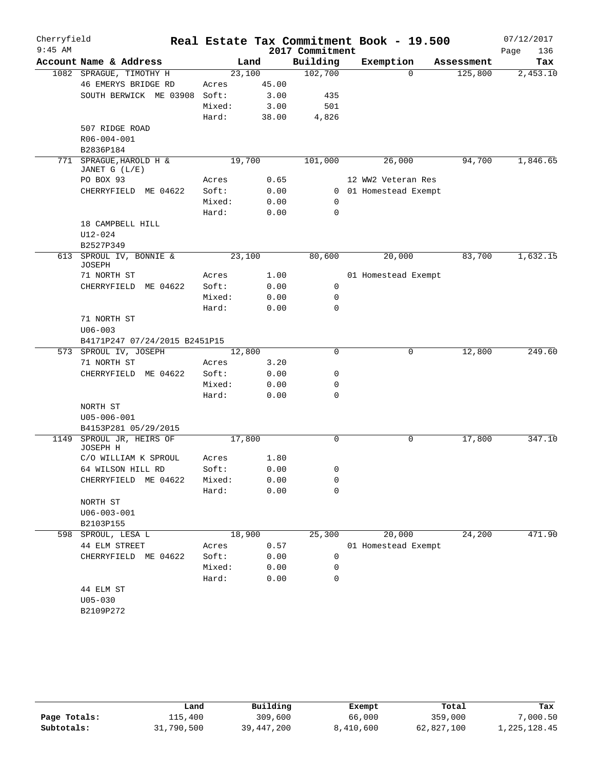# Real Estate Tax Commitment Book - 19.500

Cherryfield
9:45 AM

2017 Commitment

07/12/2017

| Account Name & Address | | Land | Building | Exemption | Assessment | Tax |
|---|---|---|---|---|---|---|
| 1082 SPRAGUE, TIMOTHY H | | 23,100 | 102,700 | 0 | 125,800 | 2,453.10 |
| 46 EMERYS BRIDGE RD | Acres | 45.00 | | | | |
| SOUTH BERWICK ME 03908 | Soft: | 3.00 | 435 | | | |
| | Mixed: | 3.00 | 501 | | | |
| | Hard: | 38.00 | 4,826 | | | |
| 507 RIDGE ROAD | | | | | | |
| R06-004-001 | | | | | | |
| B2836P184 | | | | | | |
| 771 SPRAGUE, HAROLD H & JANET G (L/E) | | 19,700 | 101,000 | 26,000 | 94,700 | 1,846.65 |
| PO BOX 93 | Acres | 0.65 | | 12 WW2 Veteran Res | | |
| CHERRYFIELD ME 04622 | Soft: | 0.00 | 0 | 01 Homestead Exempt | | |
| | Mixed: | 0.00 | 0 | | | |
| | Hard: | 0.00 | 0 | | | |
| 18 CAMPBELL HILL | | | | | | |
| U12-024 | | | | | | |
| B2527P349 | | | | | | |
| 613 SPROUL IV, BONNIE & JOSEPH | | 23,100 | 80,600 | 20,000 | 83,700 | 1,632.15 |
| 71 NORTH ST | Acres | 1.00 | | 01 Homestead Exempt | | |
| CHERRYFIELD ME 04622 | Soft: | 0.00 | 0 | | | |
| | Mixed: | 0.00 | 0 | | | |
| | Hard: | 0.00 | 0 | | | |
| 71 NORTH ST | | | | | | |
| U06-003 | | | | | | |
| B4171P247 07/24/2015 B2451P15 | | | | | | |
| 573 SPROUL IV, JOSEPH | | 12,800 | 0 | 0 | 12,800 | 249.60 |
| 71 NORTH ST | Acres | 3.20 | | | | |
| CHERRYFIELD ME 04622 | Soft: | 0.00 | 0 | | | |
| | Mixed: | 0.00 | 0 | | | |
| | Hard: | 0.00 | 0 | | | |
| NORTH ST | | | | | | |
| U05-006-001 | | | | | | |
| B4153P281 05/29/2015 | | | | | | |
| 1149 SPROUL JR, HEIRS OF JOSEPH H | | 17,800 | 0 | 0 | 17,800 | 347.10 |
| C/O WILLIAM K SPROUL | Acres | 1.80 | | | | |
| 64 WILSON HILL RD | Soft: | 0.00 | 0 | | | |
| CHERRYFIELD ME 04622 | Mixed: | 0.00 | 0 | | | |
| | Hard: | 0.00 | 0 | | | |
| NORTH ST | | | | | | |
| U06-003-001 | | | | | | |
| B2103P155 | | | | | | |
| 598 SPROUL, LESA L | | 18,900 | 25,300 | 20,000 | 24,200 | 471.90 |
| 44 ELM STREET | Acres | 0.57 | | 01 Homestead Exempt | | |
| CHERRYFIELD ME 04622 | Soft: | 0.00 | 0 | | | |
| | Mixed: | 0.00 | 0 | | | |
| | Hard: | 0.00 | 0 | | | |
| 44 ELM ST | | | | | | |
| U05-030 | | | | | | |
| B2109P272 | | | | | | |

| | Land | Building | Exempt | Total | Tax |
|---|---|---|---|---|---|
| Page Totals: | 115,400 | 309,600 | 66,000 | 359,000 | 7,000.50 |
| Subtotals: | 31,790,500 | 39,447,200 | 8,410,600 | 62,827,100 | 1,225,128.45 |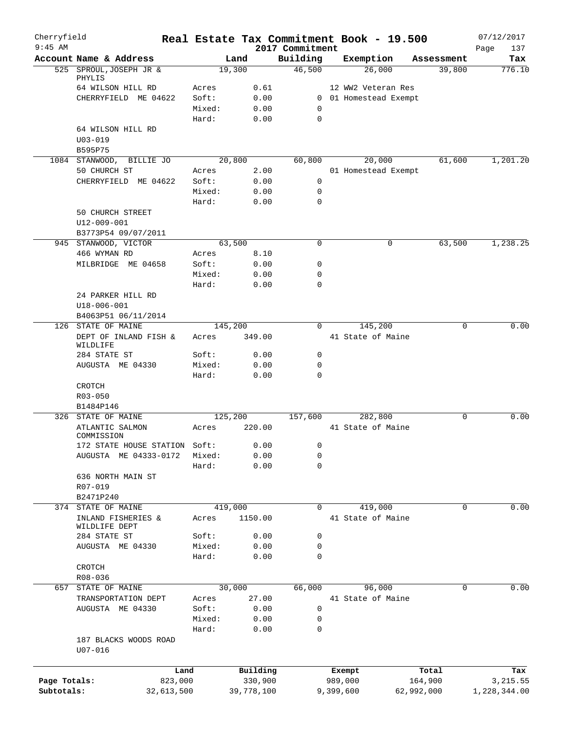# Real Estate Tax Commitment Book - 19.500

Cherryfield
9:45 AM

2017 Commitment

07/12/2017

| Account Name & Address | Land | | Building | Exemption | Assessment | Tax |
|---|---|---|---|---|---|---|
| 525 SPROUL, JOSEPH JR & PHYLIS | 19,300 | | 46,500 | 26,000 | 39,800 | 776.10 |
| 64 WILSON HILL RD | Acres | 0.61 | | 12 WW2 Veteran Res | | |
| CHERRYFIELD ME 04622 | Soft: | 0.00 | 0 | 01 Homestead Exempt | | |
| | Mixed: | 0.00 | 0 | | | |
| | Hard: | 0.00 | 0 | | | |
| 64 WILSON HILL RD | | | | | | |
| U03-019 | | | | | | |
| B595P75 | | | | | | |
| 1084 STANWOOD, BILLIE JO | 20,800 | | 60,800 | 20,000 | 61,600 | 1,201.20 |
| 50 CHURCH ST | Acres | 2.00 | | 01 Homestead Exempt | | |
| CHERRYFIELD ME 04622 | Soft: | 0.00 | 0 | | | |
| | Mixed: | 0.00 | 0 | | | |
| | Hard: | 0.00 | 0 | | | |
| 50 CHURCH STREET | | | | | | |
| U12-009-001 | | | | | | |
| B3773P54 09/07/2011 | | | | | | |
| 945 STANWOOD, VICTOR | 63,500 | | 0 | 0 | 63,500 | 1,238.25 |
| 466 WYMAN RD | Acres | 8.10 | | | | |
| MILBRIDGE ME 04658 | Soft: | 0.00 | 0 | | | |
| | Mixed: | 0.00 | 0 | | | |
| | Hard: | 0.00 | 0 | | | |
| 24 PARKER HILL RD | | | | | | |
| U18-006-001 | | | | | | |
| B4063P51 06/11/2014 | | | | | | |
| 126 STATE OF MAINE | 145,200 | | 0 | 145,200 | 0 | 0.00 |
| DEPT OF INLAND FISH & WILDLIFE | Acres | 349.00 | | 41 State of Maine | | |
| 284 STATE ST | Soft: | 0.00 | 0 | | | |
| AUGUSTA ME 04330 | Mixed: | 0.00 | 0 | | | |
| | Hard: | 0.00 | 0 | | | |
| CROTCH | | | | | | |
| R03-050 | | | | | | |
| B1484P146 | | | | | | |
| 326 STATE OF MAINE | 125,200 | | 157,600 | 282,800 | 0 | 0.00 |
| ATLANTIC SALMON COMMISSION | Acres | 220.00 | | 41 State of Maine | | |
| 172 STATE HOUSE STATION | Soft: | 0.00 | 0 | | | |
| AUGUSTA ME 04333-0172 | Mixed: | 0.00 | 0 | | | |
| | Hard: | 0.00 | 0 | | | |
| 636 NORTH MAIN ST | | | | | | |
| R07-019 | | | | | | |
| B2471P240 | | | | | | |
| 374 STATE OF MAINE | 419,000 | | 0 | 419,000 | 0 | 0.00 |
| INLAND FISHERIES & WILDLIFE DEPT | Acres | 1150.00 | | 41 State of Maine | | |
| 284 STATE ST | Soft: | 0.00 | 0 | | | |
| AUGUSTA ME 04330 | Mixed: | 0.00 | 0 | | | |
| | Hard: | 0.00 | 0 | | | |
| CROTCH | | | | | | |
| R08-036 | | | | | | |
| 657 STATE OF MAINE | 30,000 | | 66,000 | 96,000 | 0 | 0.00 |
| TRANSPORTATION DEPT | Acres | 27.00 | | 41 State of Maine | | |
| AUGUSTA ME 04330 | Soft: | 0.00 | 0 | | | |
| | Mixed: | 0.00 | 0 | | | |
| | Hard: | 0.00 | 0 | | | |
| 187 BLACKS WOODS ROAD | | | | | | |
| U07-016 | | | | | | |

| | Land | Building | Exempt | Total | Tax |
|---|---|---|---|---|---|
| Page Totals: | 823,000 | 330,900 | 989,000 | 164,900 | 3,215.55 |
| Subtotals: | 32,613,500 | 39,778,100 | 9,399,600 | 62,992,000 | 1,228,344.00 |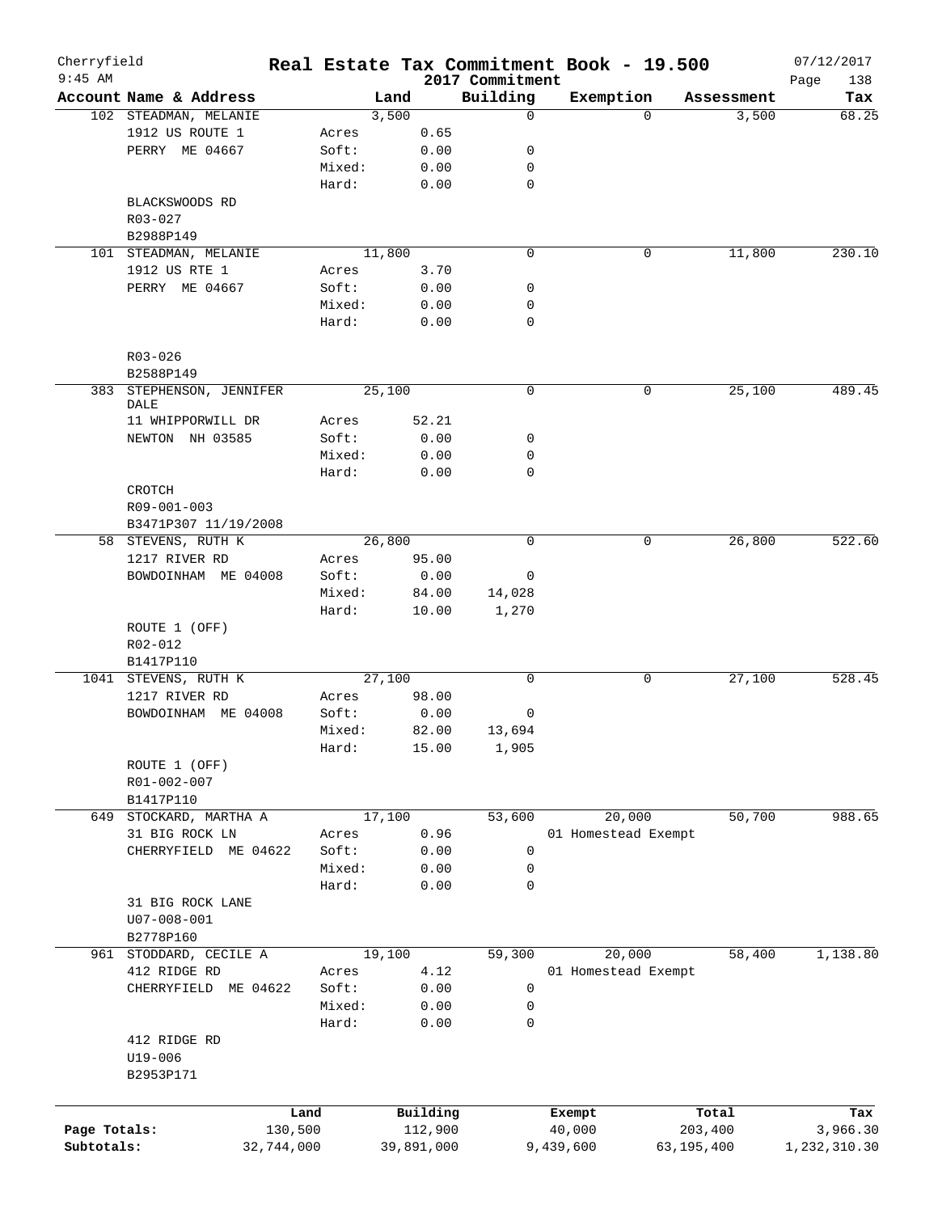Cherryfield 9:45 AM

# Real Estate Tax Commitment Book - 19.500

2017 Commitment

07/12/2017

| Account Name & Address | | Land | Building | Exemption | Assessment | Tax |
|---|---|---|---|---|---|---|
| 102 STEADMAN, MELANIE | | 3,500 | 0 | 0 | 3,500 | 68.25 |
| 1912 US ROUTE 1 | Acres | 0.65 | | | | |
| PERRY ME 04667 | Soft: | 0.00 | 0 | | | |
| | Mixed: | 0.00 | 0 | | | |
| | Hard: | 0.00 | 0 | | | |
| BLACKSWOODS RD | | | | | | |
| R03-027 | | | | | | |
| B2988P149 | | | | | | |
| 101 STEADMAN, MELANIE | | 11,800 | 0 | 0 | 11,800 | 230.10 |
| 1912 US RTE 1 | Acres | 3.70 | | | | |
| PERRY ME 04667 | Soft: | 0.00 | 0 | | | |
| | Mixed: | 0.00 | 0 | | | |
| | Hard: | 0.00 | 0 | | | |
| R03-026 | | | | | | |
| B2588P149 | | | | | | |
| 383 STEPHENSON, JENNIFER DALE | | 25,100 | 0 | 0 | 25,100 | 489.45 |
| 11 WHIPPORWILL DR | Acres | 52.21 | | | | |
| NEWTON NH 03585 | Soft: | 0.00 | 0 | | | |
| | Mixed: | 0.00 | 0 | | | |
| | Hard: | 0.00 | 0 | | | |
| CROTCH | | | | | | |
| R09-001-003 | | | | | | |
| B3471P307 11/19/2008 | | | | | | |
| 58 STEVENS, RUTH K | | 26,800 | 0 | 0 | 26,800 | 522.60 |
| 1217 RIVER RD | Acres | 95.00 | | | | |
| BOWDOINHAM ME 04008 | Soft: | 0.00 | 0 | | | |
| | Mixed: | 84.00 | 14,028 | | | |
| | Hard: | 10.00 | 1,270 | | | |
| ROUTE 1 (OFF) | | | | | | |
| R02-012 | | | | | | |
| B1417P110 | | | | | | |
| 1041 STEVENS, RUTH K | | 27,100 | 0 | 0 | 27,100 | 528.45 |
| 1217 RIVER RD | Acres | 98.00 | | | | |
| BOWDOINHAM ME 04008 | Soft: | 0.00 | 0 | | | |
| | Mixed: | 82.00 | 13,694 | | | |
| | Hard: | 15.00 | 1,905 | | | |
| ROUTE 1 (OFF) | | | | | | |
| R01-002-007 | | | | | | |
| B1417P110 | | | | | | |
| 649 STOCKARD, MARTHA A | | 17,100 | 53,600 | 20,000 | 50,700 | 988.65 |
| 31 BIG ROCK LN | Acres | 0.96 | | 01 Homestead Exempt | | |
| CHERRYFIELD ME 04622 | Soft: | 0.00 | 0 | | | |
| | Mixed: | 0.00 | 0 | | | |
| | Hard: | 0.00 | 0 | | | |
| 31 BIG ROCK LANE | | | | | | |
| U07-008-001 | | | | | | |
| B2778P160 | | | | | | |
| 961 STODDARD, CECILE A | | 19,100 | 59,300 | 20,000 | 58,400 | 1,138.80 |
| 412 RIDGE RD | Acres | 4.12 | | 01 Homestead Exempt | | |
| CHERRYFIELD ME 04622 | Soft: | 0.00 | 0 | | | |
| | Mixed: | 0.00 | 0 | | | |
| | Hard: | 0.00 | 0 | | | |
| 412 RIDGE RD | | | | | | |
| U19-006 | | | | | | |
| B2953P171 | | | | | | |

| | Land | Building | Exempt | Total | Tax |
|---|---|---|---|---|---|
| Page Totals: | 130,500 | 112,900 | 40,000 | 203,400 | 3,966.30 |
| Subtotals: | 32,744,000 | 39,891,000 | 9,439,600 | 63,195,400 | 1,232,310.30 |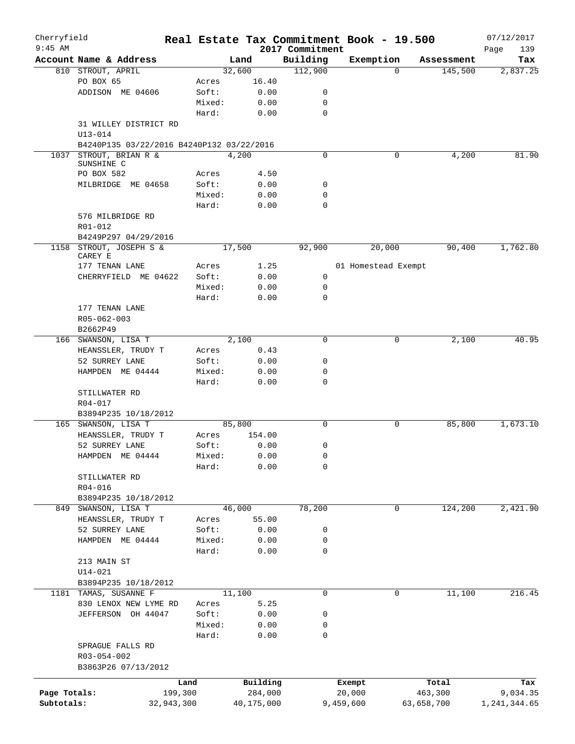Cherryfield 9:45 AM

# Real Estate Tax Commitment Book - 19.500

2017 Commitment

07/12/2017

| Account | Name & Address | | Land | Building | Exemption | Assessment | Tax |
|---|---|---|---|---|---|---|---|
| 810 | STROUT, APRIL | | 32,600 | 112,900 | 0 | 145,500 | 2,837.25 |
| | PO BOX 65 | Acres | 16.40 | | | | |
| | ADDISON ME 04606 | Soft: | 0.00 | 0 | | | |
| | | Mixed: | 0.00 | 0 | | | |
| | | Hard: | 0.00 | 0 | | | |
| | 31 WILLEY DISTRICT RD | | | | | | |
| | U13-014 | | | | | | |
| | B4240P135 03/22/2016 B4240P132 03/22/2016 | | | | | | |
| 1037 | STROUT, BRIAN R & SUNSHINE C | | 4,200 | 0 | 0 | 4,200 | 81.90 |
| | PO BOX 582 | Acres | 4.50 | | | | |
| | MILBRIDGE ME 04658 | Soft: | 0.00 | 0 | | | |
| | | Mixed: | 0.00 | 0 | | | |
| | | Hard: | 0.00 | 0 | | | |
| | 576 MILBRIDGE RD | | | | | | |
| | R01-012 | | | | | | |
| | B4249P297 04/29/2016 | | | | | | |
| 1158 | STROUT, JOSEPH S & CAREY E | | 17,500 | 92,900 | 20,000 | 90,400 | 1,762.80 |
| | 177 TENAN LANE | Acres | 1.25 | | 01 Homestead Exempt | | |
| | CHERRYFIELD ME 04622 | Soft: | 0.00 | 0 | | | |
| | | Mixed: | 0.00 | 0 | | | |
| | | Hard: | 0.00 | 0 | | | |
| | 177 TENAN LANE | | | | | | |
| | R05-062-003 | | | | | | |
| | B2662P49 | | | | | | |
| 166 | SWANSON, LISA T | | 2,100 | 0 | 0 | 2,100 | 40.95 |
| | HEANSSLER, TRUDY T | Acres | 0.43 | | | | |
| | 52 SURREY LANE | Soft: | 0.00 | 0 | | | |
| | HAMPDEN ME 04444 | Mixed: | 0.00 | 0 | | | |
| | | Hard: | 0.00 | 0 | | | |
| | STILLWATER RD | | | | | | |
| | R04-017 | | | | | | |
| | B3894P235 10/18/2012 | | | | | | |
| 165 | SWANSON, LISA T | | 85,800 | 0 | 0 | 85,800 | 1,673.10 |
| | HEANSSLER, TRUDY T | Acres | 154.00 | | | | |
| | 52 SURREY LANE | Soft: | 0.00 | 0 | | | |
| | HAMPDEN ME 04444 | Mixed: | 0.00 | 0 | | | |
| | | Hard: | 0.00 | 0 | | | |
| | STILLWATER RD | | | | | | |
| | R04-016 | | | | | | |
| | B3894P235 10/18/2012 | | | | | | |
| 849 | SWANSON, LISA T | | 46,000 | 78,200 | 0 | 124,200 | 2,421.90 |
| | HEANSSLER, TRUDY T | Acres | 55.00 | | | | |
| | 52 SURREY LANE | Soft: | 0.00 | 0 | | | |
| | HAMPDEN ME 04444 | Mixed: | 0.00 | 0 | | | |
| | | Hard: | 0.00 | 0 | | | |
| | 213 MAIN ST | | | | | | |
| | U14-021 | | | | | | |
| | B3894P235 10/18/2012 | | | | | | |
| 1181 | TAMAS, SUSANNE F | | 11,100 | 0 | 0 | 11,100 | 216.45 |
| | 830 LENOX NEW LYME RD | Acres | 5.25 | | | | |
| | JEFFERSON OH 44047 | Soft: | 0.00 | 0 | | | |
| | | Mixed: | 0.00 | 0 | | | |
| | | Hard: | 0.00 | 0 | | | |
| | SPRAGUE FALLS RD | | | | | | |
| | R03-054-002 | | | | | | |
| | B3863P26 07/13/2012 | | | | | | |

| | Land | Building | Exempt | Total | Tax |
|---|---|---|---|---|---|
| Page Totals: | 199,300 | 284,000 | 20,000 | 463,300 | 9,034.35 |
| Subtotals: | 32,943,300 | 40,175,000 | 9,459,600 | 63,658,700 | 1,241,344.65 |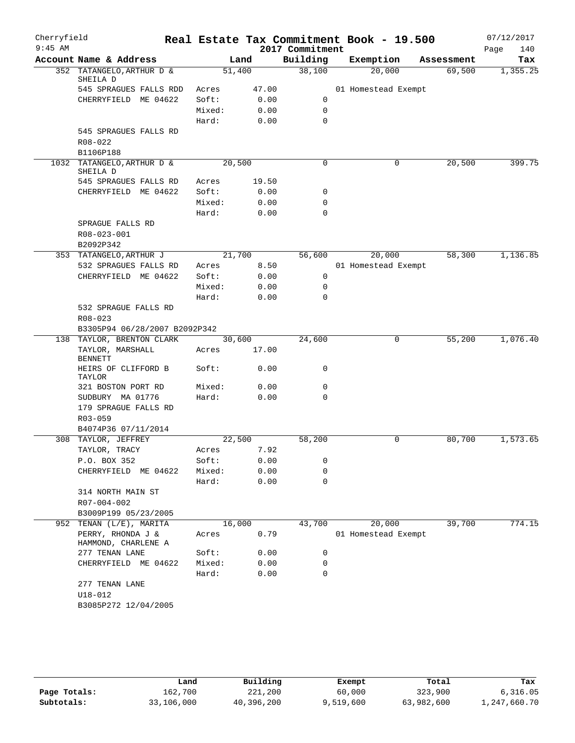# Real Estate Tax Commitment Book - 19.500

Cherryfield
9:45 AM

2017 Commitment

07/12/2017

| Account Name & Address | Land | | Building | Exemption | Assessment | Tax |
|---|---|---|---|---|---|---|
| 352 TATANGELO, ARTHUR D & SHEILA D | 51,400 | | 38,100 | 20,000 | 69,500 | 1,355.25 |
| 545 SPRAGUES FALLS RDD | Acres | 47.00 | | 01 Homestead Exempt | | |
| CHERRYFIELD ME 04622 | Soft: | 0.00 | 0 | | | |
| | Mixed: | 0.00 | 0 | | | |
| | Hard: | 0.00 | 0 | | | |
| 545 SPRAGUES FALLS RD | | | | | | |
| R08-022 | | | | | | |
| B1106P188 | | | | | | |
| 1032 TATANGELO, ARTHUR D & SHEILA D | 20,500 | | 0 | 0 | 20,500 | 399.75 |
| 545 SPRAGUES FALLS RD | Acres | 19.50 | | | | |
| CHERRYFIELD ME 04622 | Soft: | 0.00 | 0 | | | |
| | Mixed: | 0.00 | 0 | | | |
| | Hard: | 0.00 | 0 | | | |
| SPRAGUE FALLS RD | | | | | | |
| R08-023-001 | | | | | | |
| B2092P342 | | | | | | |
| 353 TATANGELO, ARTHUR J | 21,700 | | 56,600 | 20,000 | 58,300 | 1,136.85 |
| 532 SPRAGUES FALLS RD | Acres | 8.50 | | 01 Homestead Exempt | | |
| CHERRYFIELD ME 04622 | Soft: | 0.00 | 0 | | | |
| | Mixed: | 0.00 | 0 | | | |
| | Hard: | 0.00 | 0 | | | |
| 532 SPRAGUE FALLS RD | | | | | | |
| R08-023 | | | | | | |
| B3305P94 06/28/2007 B2092P342 | | | | | | |
| 138 TAYLOR, BRENTON CLARK | 30,600 | | 24,600 | 0 | 55,200 | 1,076.40 |
| TAYLOR, MARSHALL BENNETT | Acres | 17.00 | | | | |
| HEIRS OF CLIFFORD B TAYLOR | Soft: | 0.00 | 0 | | | |
| 321 BOSTON PORT RD | Mixed: | 0.00 | 0 | | | |
| SUDBURY MA 01776 | Hard: | 0.00 | 0 | | | |
| 179 SPRAGUE FALLS RD | | | | | | |
| R03-059 | | | | | | |
| B4074P36 07/11/2014 | | | | | | |
| 308 TAYLOR, JEFFREY | 22,500 | | 58,200 | 0 | 80,700 | 1,573.65 |
| TAYLOR, TRACY | Acres | 7.92 | | | | |
| P.O. BOX 352 | Soft: | 0.00 | 0 | | | |
| CHERRYFIELD ME 04622 | Mixed: | 0.00 | 0 | | | |
| | Hard: | 0.00 | 0 | | | |
| 314 NORTH MAIN ST | | | | | | |
| R07-004-002 | | | | | | |
| B3009P199 05/23/2005 | | | | | | |
| 952 TENAN (L/E), MARITA | 16,000 | | 43,700 | 20,000 | 39,700 | 774.15 |
| PERRY, RHONDA J & HAMMOND, CHARLENE A | Acres | 0.79 | | 01 Homestead Exempt | | |
| 277 TENAN LANE | Soft: | 0.00 | 0 | | | |
| CHERRYFIELD ME 04622 | Mixed: | 0.00 | 0 | | | |
| | Hard: | 0.00 | 0 | | | |
| 277 TENAN LANE | | | | | | |
| U18-012 | | | | | | |
| B3085P272 12/04/2005 | | | | | | |

| | Land | Building | Exempt | Total | Tax |
|---|---|---|---|---|---|
| Page Totals: | 162,700 | 221,200 | 60,000 | 323,900 | 6,316.05 |
| Subtotals: | 33,106,000 | 40,396,200 | 9,519,600 | 63,982,600 | 1,247,660.70 |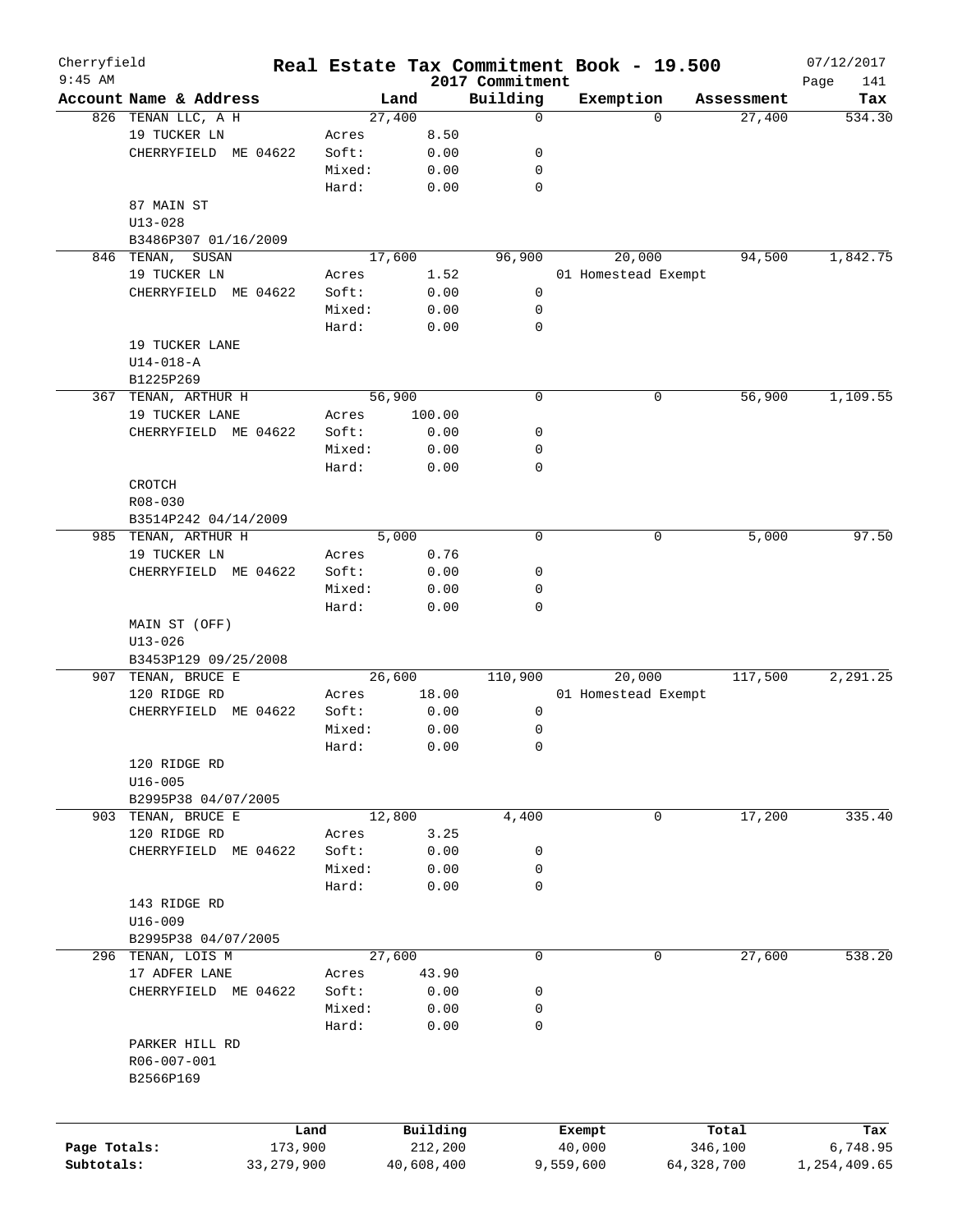Cherryfield | Real Estate Tax Commitment Book - 19.500 | 07/12/2017
9:45 AM | 2017 Commitment | Page 141

| Account Name & Address | Land | | Building | Exemption | Assessment | Tax |
|---|---|---|---|---|---|---|
| 826 TENAN LLC, A H | 27,400 | | 0 | 0 | 27,400 | 534.30 |
| 19 TUCKER LN | Acres | 8.50 | | | | |
| CHERRYFIELD ME 04622 | Soft: | 0.00 | 0 | | | |
| | Mixed: | 0.00 | 0 | | | |
| | Hard: | 0.00 | 0 | | | |
| 87 MAIN ST | | | | | | |
| U13-028 | | | | | | |
| B3486P307 01/16/2009 | | | | | | |
| 846 TENAN, SUSAN | 17,600 | | 96,900 | 20,000 | 94,500 | 1,842.75 |
| 19 TUCKER LN | Acres | 1.52 | | 01 Homestead Exempt | | |
| CHERRYFIELD ME 04622 | Soft: | 0.00 | 0 | | | |
| | Mixed: | 0.00 | 0 | | | |
| | Hard: | 0.00 | 0 | | | |
| 19 TUCKER LANE | | | | | | |
| U14-018-A | | | | | | |
| B1225P269 | | | | | | |
| 367 TENAN, ARTHUR H | 56,900 | | 0 | 0 | 56,900 | 1,109.55 |
| 19 TUCKER LANE | Acres | 100.00 | | | | |
| CHERRYFIELD ME 04622 | Soft: | 0.00 | 0 | | | |
| | Mixed: | 0.00 | 0 | | | |
| | Hard: | 0.00 | 0 | | | |
| CROTCH | | | | | | |
| R08-030 | | | | | | |
| B3514P242 04/14/2009 | | | | | | |
| 985 TENAN, ARTHUR H | 5,000 | | 0 | 0 | 5,000 | 97.50 |
| 19 TUCKER LN | Acres | 0.76 | | | | |
| CHERRYFIELD ME 04622 | Soft: | 0.00 | 0 | | | |
| | Mixed: | 0.00 | 0 | | | |
| | Hard: | 0.00 | 0 | | | |
| MAIN ST (OFF) | | | | | | |
| U13-026 | | | | | | |
| B3453P129 09/25/2008 | | | | | | |
| 907 TENAN, BRUCE E | 26,600 | | 110,900 | 20,000 | 117,500 | 2,291.25 |
| 120 RIDGE RD | Acres | 18.00 | | 01 Homestead Exempt | | |
| CHERRYFIELD ME 04622 | Soft: | 0.00 | 0 | | | |
| | Mixed: | 0.00 | 0 | | | |
| | Hard: | 0.00 | 0 | | | |
| 120 RIDGE RD | | | | | | |
| U16-005 | | | | | | |
| B2995P38 04/07/2005 | | | | | | |
| 903 TENAN, BRUCE E | 12,800 | | 4,400 | 0 | 17,200 | 335.40 |
| 120 RIDGE RD | Acres | 3.25 | | | | |
| CHERRYFIELD ME 04622 | Soft: | 0.00 | 0 | | | |
| | Mixed: | 0.00 | 0 | | | |
| | Hard: | 0.00 | 0 | | | |
| 143 RIDGE RD | | | | | | |
| U16-009 | | | | | | |
| B2995P38 04/07/2005 | | | | | | |
| 296 TENAN, LOIS M | 27,600 | | 0 | 0 | 27,600 | 538.20 |
| 17 ADFER LANE | Acres | 43.90 | | | | |
| CHERRYFIELD ME 04622 | Soft: | 0.00 | 0 | | | |
| | Mixed: | 0.00 | 0 | | | |
| | Hard: | 0.00 | 0 | | | |
| PARKER HILL RD | | | | | | |
| R06-007-001 | | | | | | |
| B2566P169 | | | | | | |

| | Land | Building | Exempt | Total | Tax |
|---|---|---|---|---|---|
| Page Totals: | 173,900 | 212,200 | 40,000 | 346,100 | 6,748.95 |
| Subtotals: | 33,279,900 | 40,608,400 | 9,559,600 | 64,328,700 | 1,254,409.65 |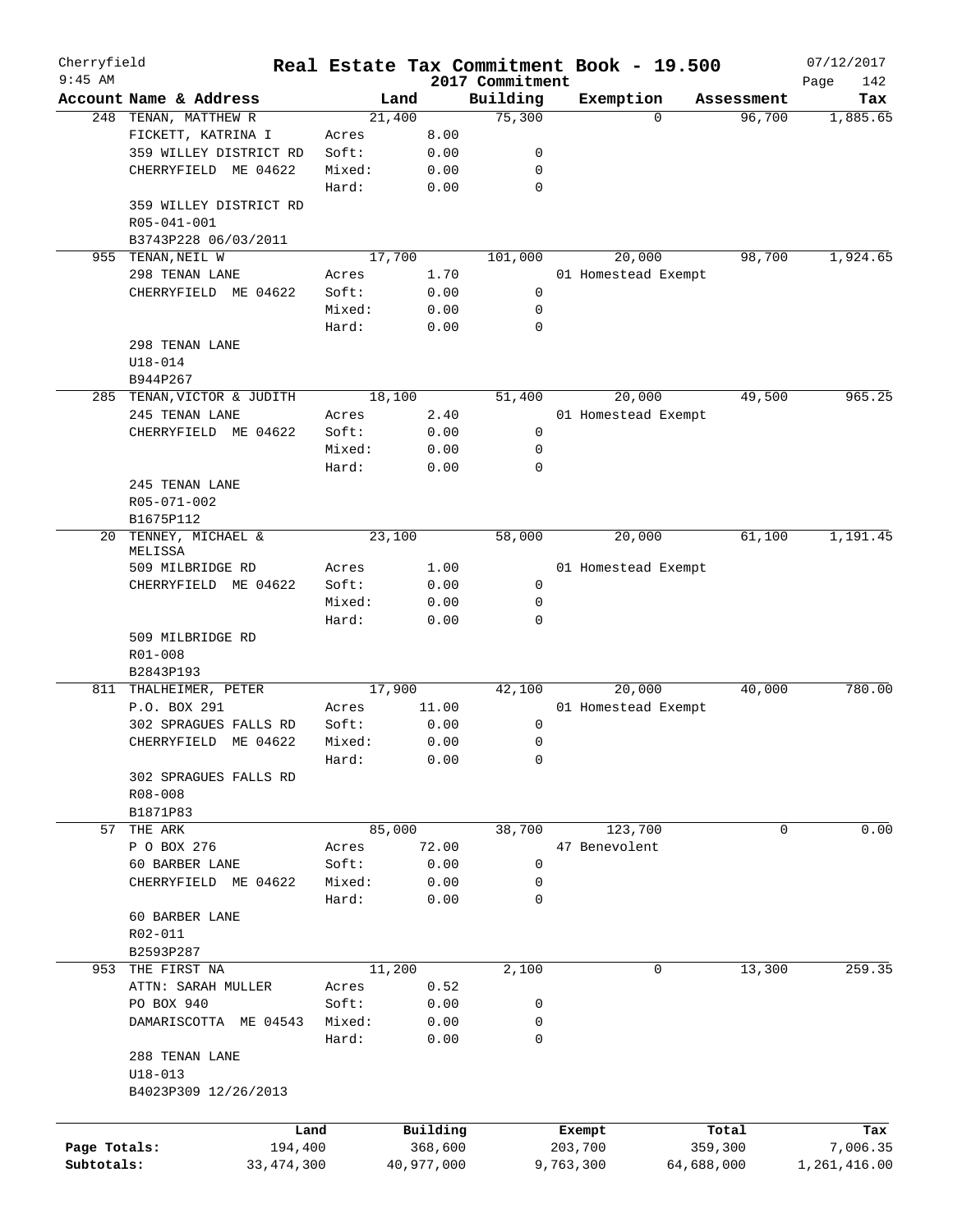# Real Estate Tax Commitment Book - 19.500

Cherryfield
9:45 AM

2017 Commitment

07/12/2017

| Account | Name & Address | Land | | Building | Exemption | Assessment | Tax |
|---|---|---|---|---|---|---|---|
| 248 | TENAN, MATTHEW R | 21,400 | | 75,300 | 0 | 96,700 | 1,885.65 |
| | FICKETT, KATRINA I | Acres | 8.00 | | | | |
| | 359 WILLEY DISTRICT RD | Soft: | 0.00 | 0 | | | |
| | CHERRYFIELD ME 04622 | Mixed: | 0.00 | 0 | | | |
| | | Hard: | 0.00 | 0 | | | |
| | 359 WILLEY DISTRICT RD | | | | | | |
| | R05-041-001 | | | | | | |
| | B3743P228 06/03/2011 | | | | | | |
| 955 | TENAN, NEIL W | 17,700 | | 101,000 | 20,000 | 98,700 | 1,924.65 |
| | 298 TENAN LANE | Acres | 1.70 | | 01 Homestead Exempt | | |
| | CHERRYFIELD ME 04622 | Soft: | 0.00 | 0 | | | |
| | | Mixed: | 0.00 | 0 | | | |
| | | Hard: | 0.00 | 0 | | | |
| | 298 TENAN LANE | | | | | | |
| | U18-014 | | | | | | |
| | B944P267 | | | | | | |
| 285 | TENAN, VICTOR & JUDITH | 18,100 | | 51,400 | 20,000 | 49,500 | 965.25 |
| | 245 TENAN LANE | Acres | 2.40 | | 01 Homestead Exempt | | |
| | CHERRYFIELD ME 04622 | Soft: | 0.00 | 0 | | | |
| | | Mixed: | 0.00 | 0 | | | |
| | | Hard: | 0.00 | 0 | | | |
| | 245 TENAN LANE | | | | | | |
| | R05-071-002 | | | | | | |
| | B1675P112 | | | | | | |
| 20 | TENNEY, MICHAEL & MELISSA | 23,100 | | 58,000 | 20,000 | 61,100 | 1,191.45 |
| | 509 MILBRIDGE RD | Acres | 1.00 | | 01 Homestead Exempt | | |
| | CHERRYFIELD ME 04622 | Soft: | 0.00 | 0 | | | |
| | | Mixed: | 0.00 | 0 | | | |
| | | Hard: | 0.00 | 0 | | | |
| | 509 MILBRIDGE RD | | | | | | |
| | R01-008 | | | | | | |
| | B2843P193 | | | | | | |
| 811 | THALHEIMER, PETER | 17,900 | | 42,100 | 20,000 | 40,000 | 780.00 |
| | P.O. BOX 291 | Acres | 11.00 | | 01 Homestead Exempt | | |
| | 302 SPRAGUES FALLS RD | Soft: | 0.00 | 0 | | | |
| | CHERRYFIELD ME 04622 | Mixed: | 0.00 | 0 | | | |
| | | Hard: | 0.00 | 0 | | | |
| | 302 SPRAGUES FALLS RD | | | | | | |
| | R08-008 | | | | | | |
| | B1871P83 | | | | | | |
| 57 | THE ARK | 85,000 | | 38,700 | 123,700 | 0 | 0.00 |
| | P O BOX 276 | Acres | 72.00 | | 47 Benevolent | | |
| | 60 BARBER LANE | Soft: | 0.00 | 0 | | | |
| | CHERRYFIELD ME 04622 | Mixed: | 0.00 | 0 | | | |
| | | Hard: | 0.00 | 0 | | | |
| | 60 BARBER LANE | | | | | | |
| | R02-011 | | | | | | |
| | B2593P287 | | | | | | |
| 953 | THE FIRST NA | 11,200 | | 2,100 | 0 | 13,300 | 259.35 |
| | ATTN: SARAH MULLER | Acres | 0.52 | | | | |
| | PO BOX 940 | Soft: | 0.00 | 0 | | | |
| | DAMARISCOTTA ME 04543 | Mixed: | 0.00 | 0 | | | |
| | | Hard: | 0.00 | 0 | | | |
| | 288 TENAN LANE | | | | | | |
| | U18-013 | | | | | | |
| | B4023P309 12/26/2013 | | | | | | |

| | Land | Building | Exempt | Total | Tax |
|---|---|---|---|---|---|
| Page Totals: | 194,400 | 368,600 | 203,700 | 359,300 | 7,006.35 |
| Subtotals: | 33,474,300 | 40,977,000 | 9,763,300 | 64,688,000 | 1,261,416.00 |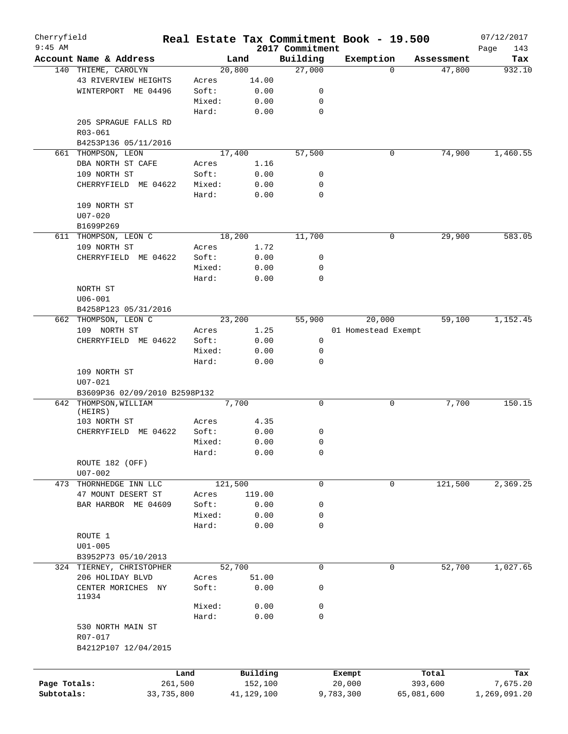# Cherryfield — Real Estate Tax Commitment Book - 19.500

9:45 AM — 2017 Commitment — 07/12/2017

| Account | Name & Address | Land | Building | Exemption | Assessment | Tax |
|---|---|---|---|---|---|---|
| 140 | THIEME, CAROLYN<br>43 RIVERVIEW HEIGHTS<br>WINTERPORT ME 04496<br>205 SPRAGUE FALLS RD<br>R03-061<br>B4253P136 05/11/2016 | 20,800<br>Acres 14.00<br>Soft: 0.00<br>Mixed: 0.00<br>Hard: 0.00 | 27,000<br><br>0<br>0<br>0 | 0 | 47,800 | 932.10 |
| 661 | THOMPSON, LEON<br>DBA NORTH ST CAFE<br>109 NORTH ST<br>CHERRYFIELD ME 04622<br>109 NORTH ST<br>U07-020<br>B1699P269 | 17,400<br>Acres 1.16<br>Soft: 0.00<br>Mixed: 0.00<br>Hard: 0.00 | 57,500<br><br>0<br>0<br>0 | 0 | 74,900 | 1,460.55 |
| 611 | THOMPSON, LEON C<br>109 NORTH ST<br>CHERRYFIELD ME 04622<br>NORTH ST<br>U06-001<br>B4258P123 05/31/2016 | 18,200<br>Acres 1.72<br>Soft: 0.00<br>Mixed: 0.00<br>Hard: 0.00 | 11,700<br><br>0<br>0<br>0 | 0 | 29,900 | 583.05 |
| 662 | THOMPSON, LEON C<br>109 NORTH ST<br>CHERRYFIELD ME 04622<br>109 NORTH ST<br>U07-021<br>B3609P36 02/09/2010 B2598P132 | 23,200<br>Acres 1.25<br>Soft: 0.00<br>Mixed: 0.00<br>Hard: 0.00 | 55,900<br><br>0<br>0<br>0 | 20,000<br>01 Homestead Exempt | 59,100 | 1,152.45 |
| 642 | THOMPSON, WILLIAM (HEIRS)<br>103 NORTH ST<br>CHERRYFIELD ME 04622<br>ROUTE 182 (OFF)<br>U07-002 | 7,700<br>Acres 4.35<br>Soft: 0.00<br>Mixed: 0.00<br>Hard: 0.00 | 0<br><br>0<br>0<br>0 | 0 | 7,700 | 150.15 |
| 473 | THORNHEDGE INN LLC<br>47 MOUNT DESERT ST<br>BAR HARBOR ME 04609<br>ROUTE 1<br>U01-005<br>B3952P73 05/10/2013 | 121,500<br>Acres 119.00<br>Soft: 0.00<br>Mixed: 0.00<br>Hard: 0.00 | 0<br><br>0<br>0<br>0 | 0 | 121,500 | 2,369.25 |
| 324 | TIERNEY, CHRISTOPHER<br>206 HOLIDAY BLVD<br>CENTER MORICHES NY 11934<br>530 NORTH MAIN ST<br>R07-017<br>B4212P107 12/04/2015 | 52,700<br>Acres 51.00<br>Soft: 0.00<br>Mixed: 0.00<br>Hard: 0.00 | 0<br><br>0<br>0<br>0 | 0 | 52,700 | 1,027.65 |

| | Land | Building | Exempt | Total | Tax |
|---|---|---|---|---|---|
| Page Totals: | 261,500 | 152,100 | 20,000 | 393,600 | 7,675.20 |
| Subtotals: | 33,735,800 | 41,129,100 | 9,783,300 | 65,081,600 | 1,269,091.20 |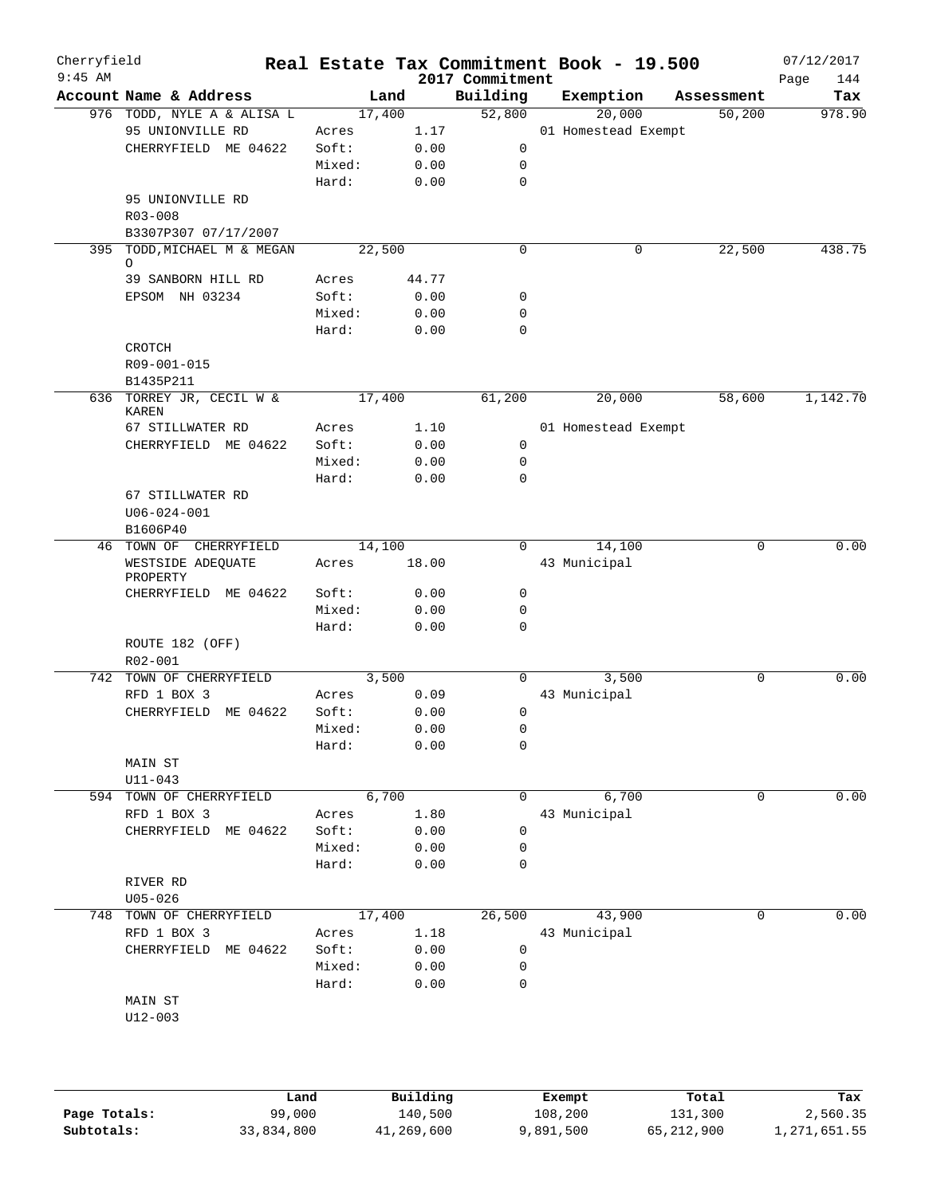Cherryfield 9:45 AM

# Real Estate Tax Commitment Book - 19.500

2017 Commitment

07/12/2017

| Account | Name & Address | Land | | Building | Exemption | Assessment | Tax |
|---|---|---|---|---|---|---|---|
| 976 | TODD, NYLE A & ALISA L | 17,400 | | 52,800 | 20,000 | 50,200 | 978.90 |
| | 95 UNIONVILLE RD | Acres | 1.17 | | 01 Homestead Exempt | | |
| | CHERRYFIELD ME 04622 | Soft: | 0.00 | 0 | | | |
| | | Mixed: | 0.00 | 0 | | | |
| | | Hard: | 0.00 | 0 | | | |
| | 95 UNIONVILLE RD | | | | | | |
| | R03-008 | | | | | | |
| | B3307P307 07/17/2007 | | | | | | |
| 395 | TODD, MICHAEL M & MEGAN O | 22,500 | | 0 | 0 | 22,500 | 438.75 |
| | 39 SANBORN HILL RD | Acres | 44.77 | | | | |
| | EPSOM NH 03234 | Soft: | 0.00 | 0 | | | |
| | | Mixed: | 0.00 | 0 | | | |
| | | Hard: | 0.00 | 0 | | | |
| | CROTCH | | | | | | |
| | R09-001-015 | | | | | | |
| | B1435P211 | | | | | | |
| 636 | TORREY JR, CECIL W & KAREN | 17,400 | | 61,200 | 20,000 | 58,600 | 1,142.70 |
| | 67 STILLWATER RD | Acres | 1.10 | | 01 Homestead Exempt | | |
| | CHERRYFIELD ME 04622 | Soft: | 0.00 | 0 | | | |
| | | Mixed: | 0.00 | 0 | | | |
| | | Hard: | 0.00 | 0 | | | |
| | 67 STILLWATER RD | | | | | | |
| | U06-024-001 | | | | | | |
| | B1606P40 | | | | | | |
| 46 | TOWN OF CHERRYFIELD | 14,100 | | 0 | 14,100 | 0 | 0.00 |
| | WESTSIDE ADEQUATE PROPERTY | Acres | 18.00 | | 43 Municipal | | |
| | CHERRYFIELD ME 04622 | Soft: | 0.00 | 0 | | | |
| | | Mixed: | 0.00 | 0 | | | |
| | | Hard: | 0.00 | 0 | | | |
| | ROUTE 182 (OFF) | | | | | | |
| | R02-001 | | | | | | |
| 742 | TOWN OF CHERRYFIELD | 3,500 | | 0 | 3,500 | 0 | 0.00 |
| | RFD 1 BOX 3 | Acres | 0.09 | | 43 Municipal | | |
| | CHERRYFIELD ME 04622 | Soft: | 0.00 | 0 | | | |
| | | Mixed: | 0.00 | 0 | | | |
| | | Hard: | 0.00 | 0 | | | |
| | MAIN ST | | | | | | |
| | U11-043 | | | | | | |
| 594 | TOWN OF CHERRYFIELD | 6,700 | | 0 | 6,700 | 0 | 0.00 |
| | RFD 1 BOX 3 | Acres | 1.80 | | 43 Municipal | | |
| | CHERRYFIELD ME 04622 | Soft: | 0.00 | 0 | | | |
| | | Mixed: | 0.00 | 0 | | | |
| | | Hard: | 0.00 | 0 | | | |
| | RIVER RD | | | | | | |
| | U05-026 | | | | | | |
| 748 | TOWN OF CHERRYFIELD | 17,400 | | 26,500 | 43,900 | 0 | 0.00 |
| | RFD 1 BOX 3 | Acres | 1.18 | | 43 Municipal | | |
| | CHERRYFIELD ME 04622 | Soft: | 0.00 | 0 | | | |
| | | Mixed: | 0.00 | 0 | | | |
| | | Hard: | 0.00 | 0 | | | |
| | MAIN ST | | | | | | |
| | U12-003 | | | | | | |

| | Land | Building | Exempt | Total | Tax |
|---|---|---|---|---|---|
| Page Totals: | 99,000 | 140,500 | 108,200 | 131,300 | 2,560.35 |
| Subtotals: | 33,834,800 | 41,269,600 | 9,891,500 | 65,212,900 | 1,271,651.55 |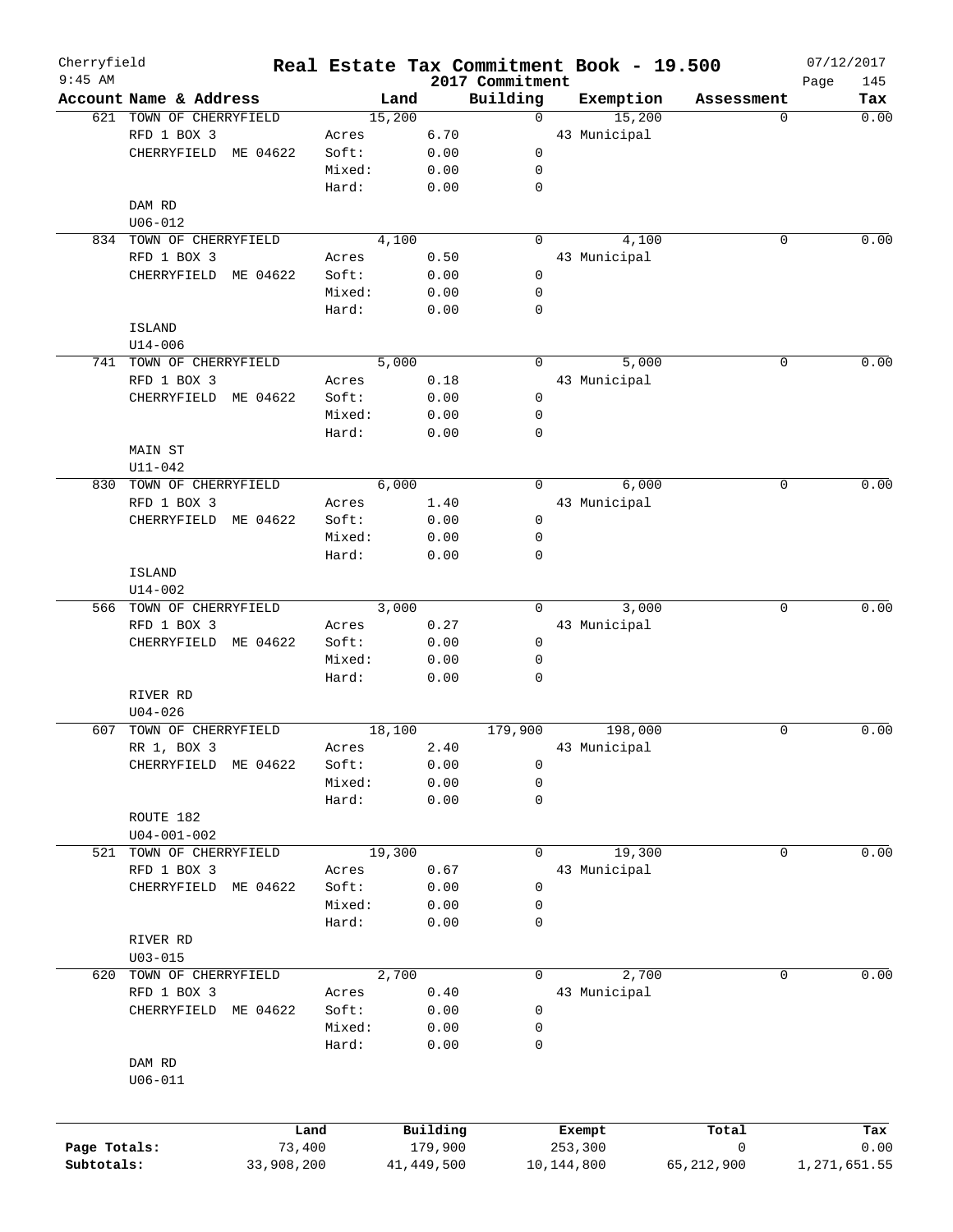# Real Estate Tax Commitment Book - 19.500

Cherryfield
9:45 AM

2017 Commitment

07/12/2017

| Account | Name & Address | | Land | | Building | Exemption | Assessment | Tax |
|---|---|---|---|---|---|---|---|---|
| 621 | TOWN OF CHERRYFIELD | | 15,200 | | 0 | 15,200 | 0 | 0.00 |
| | RFD 1 BOX 3 | Acres | 6.70 | | | 43 Municipal | | |
| | CHERRYFIELD ME 04622 | Soft: | 0.00 | | 0 | | | |
| | | Mixed: | 0.00 | | 0 | | | |
| | | Hard: | 0.00 | | 0 | | | |
| | DAM RD | | | | | | | |
| | U06-012 | | | | | | | |
| 834 | TOWN OF CHERRYFIELD | | 4,100 | | 0 | 4,100 | 0 | 0.00 |
| | RFD 1 BOX 3 | Acres | 0.50 | | | 43 Municipal | | |
| | CHERRYFIELD ME 04622 | Soft: | 0.00 | | 0 | | | |
| | | Mixed: | 0.00 | | 0 | | | |
| | | Hard: | 0.00 | | 0 | | | |
| | ISLAND | | | | | | | |
| | U14-006 | | | | | | | |
| 741 | TOWN OF CHERRYFIELD | | 5,000 | | 0 | 5,000 | 0 | 0.00 |
| | RFD 1 BOX 3 | Acres | 0.18 | | | 43 Municipal | | |
| | CHERRYFIELD ME 04622 | Soft: | 0.00 | | 0 | | | |
| | | Mixed: | 0.00 | | 0 | | | |
| | | Hard: | 0.00 | | 0 | | | |
| | MAIN ST | | | | | | | |
| | U11-042 | | | | | | | |
| 830 | TOWN OF CHERRYFIELD | | 6,000 | | 0 | 6,000 | 0 | 0.00 |
| | RFD 1 BOX 3 | Acres | 1.40 | | | 43 Municipal | | |
| | CHERRYFIELD ME 04622 | Soft: | 0.00 | | 0 | | | |
| | | Mixed: | 0.00 | | 0 | | | |
| | | Hard: | 0.00 | | 0 | | | |
| | ISLAND | | | | | | | |
| | U14-002 | | | | | | | |
| 566 | TOWN OF CHERRYFIELD | | 3,000 | | 0 | 3,000 | 0 | 0.00 |
| | RFD 1 BOX 3 | Acres | 0.27 | | | 43 Municipal | | |
| | CHERRYFIELD ME 04622 | Soft: | 0.00 | | 0 | | | |
| | | Mixed: | 0.00 | | 0 | | | |
| | | Hard: | 0.00 | | 0 | | | |
| | RIVER RD | | | | | | | |
| | U04-026 | | | | | | | |
| 607 | TOWN OF CHERRYFIELD | | 18,100 | | 179,900 | 198,000 | 0 | 0.00 |
| | RR 1, BOX 3 | Acres | 2.40 | | | 43 Municipal | | |
| | CHERRYFIELD ME 04622 | Soft: | 0.00 | | 0 | | | |
| | | Mixed: | 0.00 | | 0 | | | |
| | | Hard: | 0.00 | | 0 | | | |
| | ROUTE 182 | | | | | | | |
| | U04-001-002 | | | | | | | |
| 521 | TOWN OF CHERRYFIELD | | 19,300 | | 0 | 19,300 | 0 | 0.00 |
| | RFD 1 BOX 3 | Acres | 0.67 | | | 43 Municipal | | |
| | CHERRYFIELD ME 04622 | Soft: | 0.00 | | 0 | | | |
| | | Mixed: | 0.00 | | 0 | | | |
| | | Hard: | 0.00 | | 0 | | | |
| | RIVER RD | | | | | | | |
| | U03-015 | | | | | | | |
| 620 | TOWN OF CHERRYFIELD | | 2,700 | | 0 | 2,700 | 0 | 0.00 |
| | RFD 1 BOX 3 | Acres | 0.40 | | | 43 Municipal | | |
| | CHERRYFIELD ME 04622 | Soft: | 0.00 | | 0 | | | |
| | | Mixed: | 0.00 | | 0 | | | |
| | | Hard: | 0.00 | | 0 | | | |
| | DAM RD | | | | | | | |
| | U06-011 | | | | | | | |

| | Land | Building | Exempt | Total | Tax |
|---|---|---|---|---|---|
| Page Totals: | 73,400 | 179,900 | 253,300 | 0 | 0.00 |
| Subtotals: | 33,908,200 | 41,449,500 | 10,144,800 | 65,212,900 | 1,271,651.55 |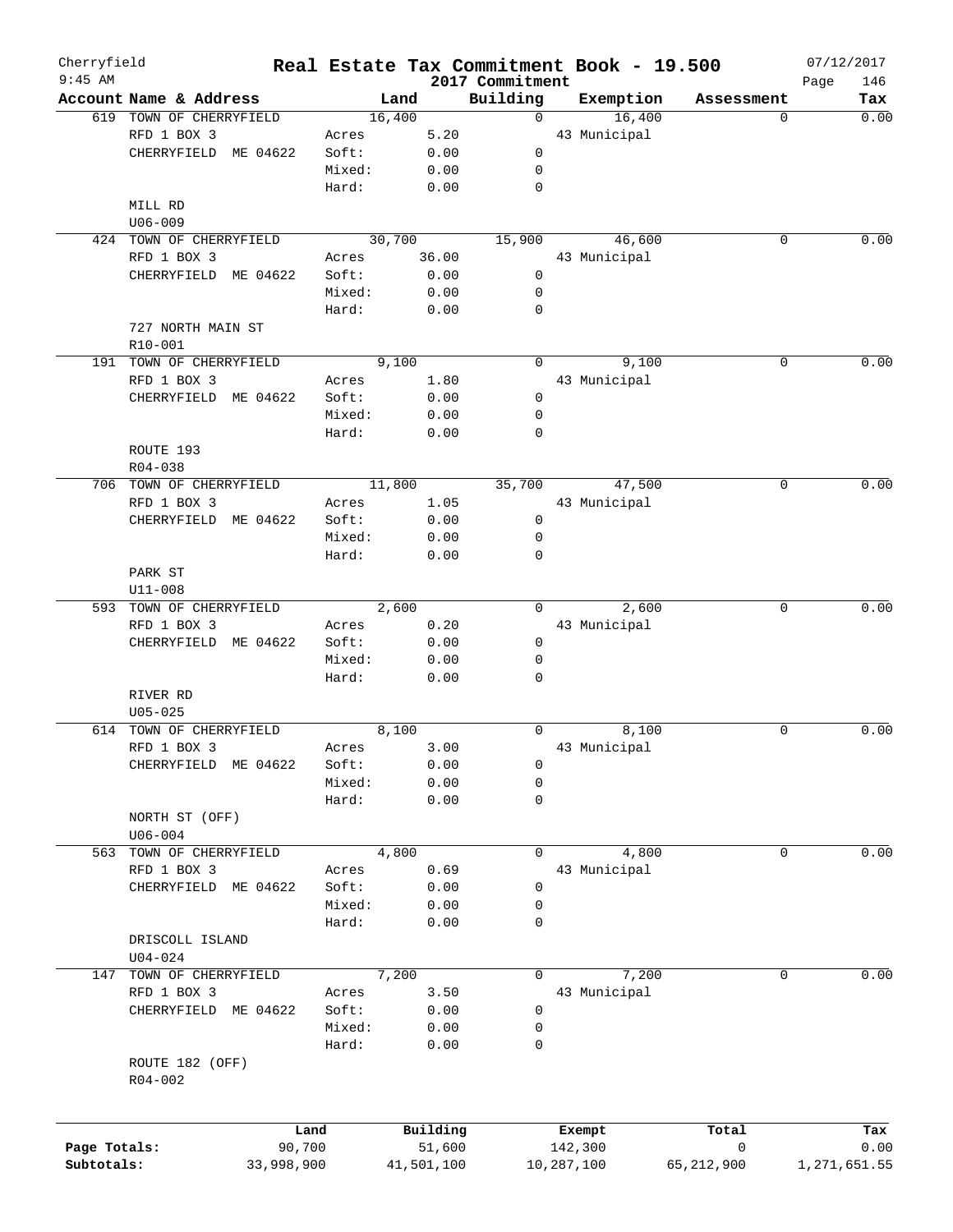Cherryfield
9:45 AM

# Real Estate Tax Commitment Book - 19.500

2017 Commitment

07/12/2017

| Account | Name & Address | Land | | Building | Exemption | Assessment | Tax |
|---|---|---|---|---|---|---|---|
| 619 | TOWN OF CHERRYFIELD | 16,400 | | 0 | 16,400 | 0 | 0.00 |
| | RFD 1 BOX 3 | Acres | 5.20 | | 43 Municipal | | |
| | CHERRYFIELD ME 04622 | Soft: | 0.00 | 0 | | | |
| | | Mixed: | 0.00 | 0 | | | |
| | | Hard: | 0.00 | 0 | | | |
| | MILL RD | | | | | | |
| | U06-009 | | | | | | |
| 424 | TOWN OF CHERRYFIELD | 30,700 | | 15,900 | 46,600 | 0 | 0.00 |
| | RFD 1 BOX 3 | Acres | 36.00 | | 43 Municipal | | |
| | CHERRYFIELD ME 04622 | Soft: | 0.00 | 0 | | | |
| | | Mixed: | 0.00 | 0 | | | |
| | | Hard: | 0.00 | 0 | | | |
| | 727 NORTH MAIN ST | | | | | | |
| | R10-001 | | | | | | |
| 191 | TOWN OF CHERRYFIELD | 9,100 | | 0 | 9,100 | 0 | 0.00 |
| | RFD 1 BOX 3 | Acres | 1.80 | | 43 Municipal | | |
| | CHERRYFIELD ME 04622 | Soft: | 0.00 | 0 | | | |
| | | Mixed: | 0.00 | 0 | | | |
| | | Hard: | 0.00 | 0 | | | |
| | ROUTE 193 | | | | | | |
| | R04-038 | | | | | | |
| 706 | TOWN OF CHERRYFIELD | 11,800 | | 35,700 | 47,500 | 0 | 0.00 |
| | RFD 1 BOX 3 | Acres | 1.05 | | 43 Municipal | | |
| | CHERRYFIELD ME 04622 | Soft: | 0.00 | 0 | | | |
| | | Mixed: | 0.00 | 0 | | | |
| | | Hard: | 0.00 | 0 | | | |
| | PARK ST | | | | | | |
| | U11-008 | | | | | | |
| 593 | TOWN OF CHERRYFIELD | 2,600 | | 0 | 2,600 | 0 | 0.00 |
| | RFD 1 BOX 3 | Acres | 0.20 | | 43 Municipal | | |
| | CHERRYFIELD ME 04622 | Soft: | 0.00 | 0 | | | |
| | | Mixed: | 0.00 | 0 | | | |
| | | Hard: | 0.00 | 0 | | | |
| | RIVER RD | | | | | | |
| | U05-025 | | | | | | |
| 614 | TOWN OF CHERRYFIELD | 8,100 | | 0 | 8,100 | 0 | 0.00 |
| | RFD 1 BOX 3 | Acres | 3.00 | | 43 Municipal | | |
| | CHERRYFIELD ME 04622 | Soft: | 0.00 | 0 | | | |
| | | Mixed: | 0.00 | 0 | | | |
| | | Hard: | 0.00 | 0 | | | |
| | NORTH ST (OFF) | | | | | | |
| | U06-004 | | | | | | |
| 563 | TOWN OF CHERRYFIELD | 4,800 | | 0 | 4,800 | 0 | 0.00 |
| | RFD 1 BOX 3 | Acres | 0.69 | | 43 Municipal | | |
| | CHERRYFIELD ME 04622 | Soft: | 0.00 | 0 | | | |
| | | Mixed: | 0.00 | 0 | | | |
| | | Hard: | 0.00 | 0 | | | |
| | DRISCOLL ISLAND | | | | | | |
| | U04-024 | | | | | | |
| 147 | TOWN OF CHERRYFIELD | 7,200 | | 0 | 7,200 | 0 | 0.00 |
| | RFD 1 BOX 3 | Acres | 3.50 | | 43 Municipal | | |
| | CHERRYFIELD ME 04622 | Soft: | 0.00 | 0 | | | |
| | | Mixed: | 0.00 | 0 | | | |
| | | Hard: | 0.00 | 0 | | | |
| | ROUTE 182 (OFF) | | | | | | |
| | R04-002 | | | | | | |

| | Land | Building | Exempt | Total | Tax |
|---|---|---|---|---|---|
| Page Totals: | 90,700 | 51,600 | 142,300 | 0 | 0.00 |
| Subtotals: | 33,998,900 | 41,501,100 | 10,287,100 | 65,212,900 | 1,271,651.55 |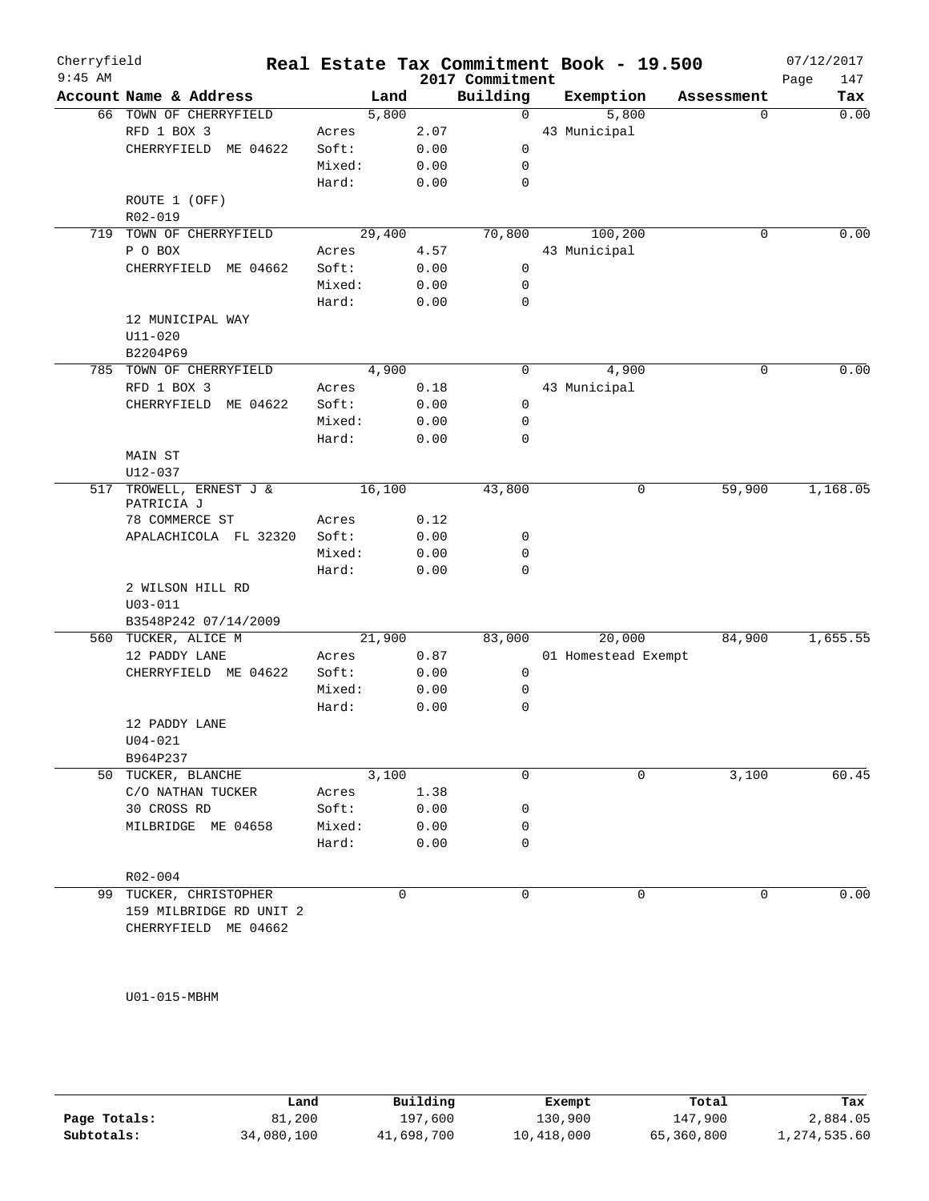# Real Estate Tax Commitment Book - 19.500

Cherryfield
9:45 AM

2017 Commitment

07/12/2017

| Account | Name & Address | | Land | Building | Exemption | Assessment | Tax |
|---|---|---|---|---|---|---|---|
| 66 | TOWN OF CHERRYFIELD | | 5,800 | 0 | 5,800 | 0 | 0.00 |
| | RFD 1 BOX 3 | Acres | 2.07 | | 43 Municipal | | |
| | CHERRYFIELD ME 04622 | Soft: | 0.00 | 0 | | | |
| | | Mixed: | 0.00 | 0 | | | |
| | | Hard: | 0.00 | 0 | | | |
| | ROUTE 1 (OFF) | | | | | | |
| | R02-019 | | | | | | |
| 719 | TOWN OF CHERRYFIELD | | 29,400 | 70,800 | 100,200 | 0 | 0.00 |
| | P O BOX | Acres | 4.57 | | 43 Municipal | | |
| | CHERRYFIELD ME 04662 | Soft: | 0.00 | 0 | | | |
| | | Mixed: | 0.00 | 0 | | | |
| | | Hard: | 0.00 | 0 | | | |
| | 12 MUNICIPAL WAY | | | | | | |
| | U11-020 | | | | | | |
| | B2204P69 | | | | | | |
| 785 | TOWN OF CHERRYFIELD | | 4,900 | 0 | 4,900 | 0 | 0.00 |
| | RFD 1 BOX 3 | Acres | 0.18 | | 43 Municipal | | |
| | CHERRYFIELD ME 04622 | Soft: | 0.00 | 0 | | | |
| | | Mixed: | 0.00 | 0 | | | |
| | | Hard: | 0.00 | 0 | | | |
| | MAIN ST | | | | | | |
| | U12-037 | | | | | | |
| 517 | TROWELL, ERNEST J & PATRICIA J | | 16,100 | 43,800 | 0 | 59,900 | 1,168.05 |
| | 78 COMMERCE ST | Acres | 0.12 | | | | |
| | APALACHICOLA FL 32320 | Soft: | 0.00 | 0 | | | |
| | | Mixed: | 0.00 | 0 | | | |
| | | Hard: | 0.00 | 0 | | | |
| | 2 WILSON HILL RD | | | | | | |
| | U03-011 | | | | | | |
| | B3548P242 07/14/2009 | | | | | | |
| 560 | TUCKER, ALICE M | | 21,900 | 83,000 | 20,000 | 84,900 | 1,655.55 |
| | 12 PADDY LANE | Acres | 0.87 | | 01 Homestead Exempt | | |
| | CHERRYFIELD ME 04622 | Soft: | 0.00 | 0 | | | |
| | | Mixed: | 0.00 | 0 | | | |
| | | Hard: | 0.00 | 0 | | | |
| | 12 PADDY LANE | | | | | | |
| | U04-021 | | | | | | |
| | B964P237 | | | | | | |
| 50 | TUCKER, BLANCHE | | 3,100 | 0 | 0 | 3,100 | 60.45 |
| | C/O NATHAN TUCKER | Acres | 1.38 | | | | |
| | 30 CROSS RD | Soft: | 0.00 | 0 | | | |
| | MILBRIDGE ME 04658 | Mixed: | 0.00 | 0 | | | |
| | | Hard: | 0.00 | 0 | | | |
| | R02-004 | | | | | | |
| 99 | TUCKER, CHRISTOPHER | | 0 | 0 | 0 | 0 | 0.00 |
| | 159 MILBRIDGE RD UNIT 2 | | | | | | |
| | CHERRYFIELD ME 04662 | | | | | | |
| | U01-015-MBHM | | | | | | |

| | Land | Building | Exempt | Total | Tax |
|---|---|---|---|---|---|
| Page Totals: | 81,200 | 197,600 | 130,900 | 147,900 | 2,884.05 |
| Subtotals: | 34,080,100 | 41,698,700 | 10,418,000 | 65,360,800 | 1,274,535.60 |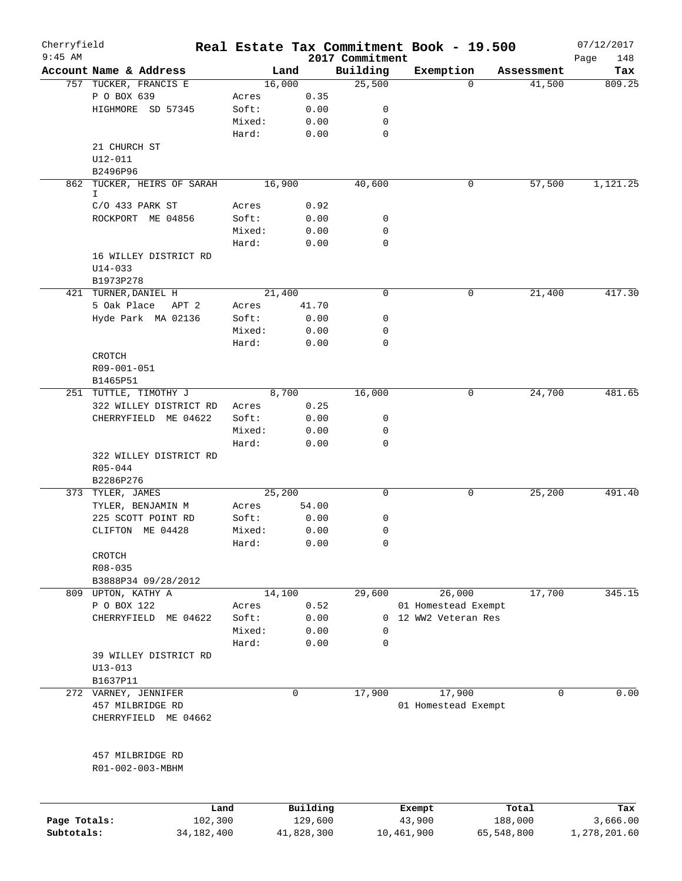Cherryfield 9:45 AM

# Real Estate Tax Commitment Book - 19.500

## 2017 Commitment

07/12/2017

| Account Name & Address | | Land | Building | Exemption | Assessment | Tax |
|---|---|---|---|---|---|---|
| 757 TUCKER, FRANCIS E | | 16,000 | 25,500 | 0 | 41,500 | 809.25 |
| P O BOX 639 | Acres | 0.35 | | | | |
| HIGHMORE SD 57345 | Soft: | 0.00 | 0 | | | |
| | Mixed: | 0.00 | 0 | | | |
| | Hard: | 0.00 | 0 | | | |
| 21 CHURCH ST | | | | | | |
| U12-011 | | | | | | |
| B2496P96 | | | | | | |
| 862 TUCKER, HEIRS OF SARAH I | | 16,900 | 40,600 | 0 | 57,500 | 1,121.25 |
| C/O 433 PARK ST | Acres | 0.92 | | | | |
| ROCKPORT ME 04856 | Soft: | 0.00 | 0 | | | |
| | Mixed: | 0.00 | 0 | | | |
| | Hard: | 0.00 | 0 | | | |
| 16 WILLEY DISTRICT RD | | | | | | |
| U14-033 | | | | | | |
| B1973P278 | | | | | | |
| 421 TURNER, DANIEL H | | 21,400 | 0 | 0 | 21,400 | 417.30 |
| 5 Oak Place APT 2 | Acres | 41.70 | | | | |
| Hyde Park MA 02136 | Soft: | 0.00 | 0 | | | |
| | Mixed: | 0.00 | 0 | | | |
| | Hard: | 0.00 | 0 | | | |
| CROTCH | | | | | | |
| R09-001-051 | | | | | | |
| B1465P51 | | | | | | |
| 251 TUTTLE, TIMOTHY J | | 8,700 | 16,000 | 0 | 24,700 | 481.65 |
| 322 WILLEY DISTRICT RD | Acres | 0.25 | | | | |
| CHERRYFIELD ME 04622 | Soft: | 0.00 | 0 | | | |
| | Mixed: | 0.00 | 0 | | | |
| | Hard: | 0.00 | 0 | | | |
| 322 WILLEY DISTRICT RD | | | | | | |
| R05-044 | | | | | | |
| B2286P276 | | | | | | |
| 373 TYLER, JAMES | | 25,200 | 0 | 0 | 25,200 | 491.40 |
| TYLER, BENJAMIN M | Acres | 54.00 | | | | |
| 225 SCOTT POINT RD | Soft: | 0.00 | 0 | | | |
| CLIFTON ME 04428 | Mixed: | 0.00 | 0 | | | |
| | Hard: | 0.00 | 0 | | | |
| CROTCH | | | | | | |
| R08-035 | | | | | | |
| B3888P34 09/28/2012 | | | | | | |
| 809 UPTON, KATHY A | | 14,100 | 29,600 | 26,000 | 17,700 | 345.15 |
| P O BOX 122 | Acres | 0.52 | | 01 Homestead Exempt | | |
| CHERRYFIELD ME 04622 | Soft: | 0.00 | 0 | 12 WW2 Veteran Res | | |
| | Mixed: | 0.00 | 0 | | | |
| | Hard: | 0.00 | 0 | | | |
| 39 WILLEY DISTRICT RD | | | | | | |
| U13-013 | | | | | | |
| B1637P11 | | | | | | |
| 272 VARNEY, JENNIFER | | 0 | 17,900 | 17,900 | 0 | 0.00 |
| 457 MILBRIDGE RD | | | | 01 Homestead Exempt | | |
| CHERRYFIELD ME 04662 | | | | | | |
| 457 MILBRIDGE RD | | | | | | |
| R01-002-003-MBHM | | | | | | |

| | Land | Building | Exempt | Total | Tax |
|---|---|---|---|---|---|
| Page Totals: | 102,300 | 129,600 | 43,900 | 188,000 | 3,666.00 |
| Subtotals: | 34,182,400 | 41,828,300 | 10,461,900 | 65,548,800 | 1,278,201.60 |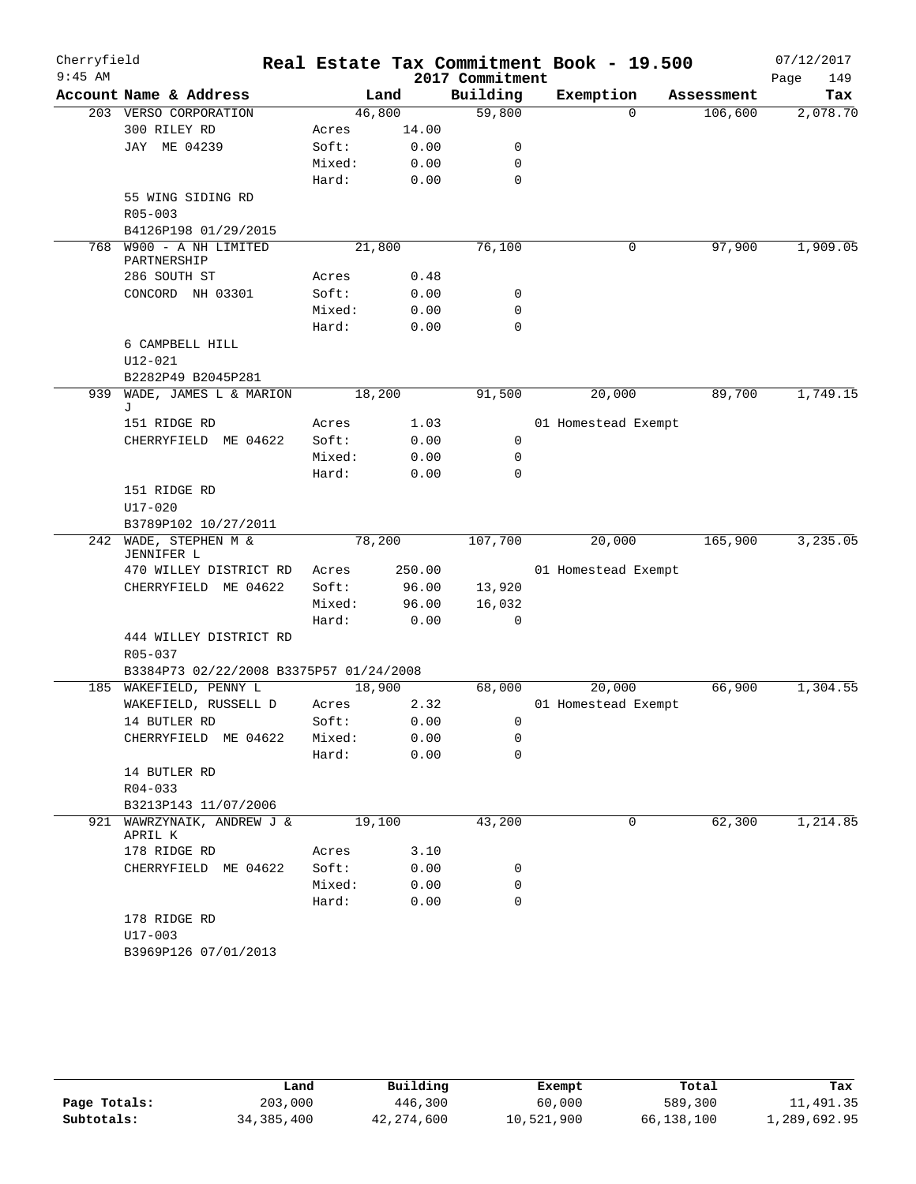# Real Estate Tax Commitment Book - 19.500

Cherryfield
9:45 AM

2017 Commitment

07/12/2017

| Account Name & Address | | Land | Building | Exemption | Assessment | Tax |
|---|---|---|---|---|---|---|
| 203 VERSO CORPORATION | | 46,800 | 59,800 | 0 | 106,600 | 2,078.70 |
| 300 RILEY RD | Acres | 14.00 | | | | |
| JAY ME 04239 | Soft: | 0.00 | 0 | | | |
| | Mixed: | 0.00 | 0 | | | |
| | Hard: | 0.00 | 0 | | | |
| 55 WING SIDING RD | | | | | | |
| R05-003 | | | | | | |
| B4126P198 01/29/2015 | | | | | | |
| 768 W900 - A NH LIMITED PARTNERSHIP | | 21,800 | 76,100 | 0 | 97,900 | 1,909.05 |
| 286 SOUTH ST | Acres | 0.48 | | | | |
| CONCORD NH 03301 | Soft: | 0.00 | 0 | | | |
| | Mixed: | 0.00 | 0 | | | |
| | Hard: | 0.00 | 0 | | | |
| 6 CAMPBELL HILL | | | | | | |
| U12-021 | | | | | | |
| B2282P49 B2045P281 | | | | | | |
| 939 WADE, JAMES L & MARION J | | 18,200 | 91,500 | 20,000 | 89,700 | 1,749.15 |
| 151 RIDGE RD | Acres | 1.03 | | 01 Homestead Exempt | | |
| CHERRYFIELD ME 04622 | Soft: | 0.00 | 0 | | | |
| | Mixed: | 0.00 | 0 | | | |
| | Hard: | 0.00 | 0 | | | |
| 151 RIDGE RD | | | | | | |
| U17-020 | | | | | | |
| B3789P102 10/27/2011 | | | | | | |
| 242 WADE, STEPHEN M & JENNIFER L | | 78,200 | 107,700 | 20,000 | 165,900 | 3,235.05 |
| 470 WILLEY DISTRICT RD | Acres | 250.00 | | 01 Homestead Exempt | | |
| CHERRYFIELD ME 04622 | Soft: | 96.00 | 13,920 | | | |
| | Mixed: | 96.00 | 16,032 | | | |
| | Hard: | 0.00 | 0 | | | |
| 444 WILLEY DISTRICT RD | | | | | | |
| R05-037 | | | | | | |
| B3384P73 02/22/2008 B3375P57 01/24/2008 | | | | | | |
| 185 WAKEFIELD, PENNY L | | 18,900 | 68,000 | 20,000 | 66,900 | 1,304.55 |
| WAKEFIELD, RUSSELL D | Acres | 2.32 | | 01 Homestead Exempt | | |
| 14 BUTLER RD | Soft: | 0.00 | 0 | | | |
| CHERRYFIELD ME 04622 | Mixed: | 0.00 | 0 | | | |
| | Hard: | 0.00 | 0 | | | |
| 14 BUTLER RD | | | | | | |
| R04-033 | | | | | | |
| B3213P143 11/07/2006 | | | | | | |
| 921 WAWRZYNAIK, ANDREW J & APRIL K | | 19,100 | 43,200 | 0 | 62,300 | 1,214.85 |
| 178 RIDGE RD | Acres | 3.10 | | | | |
| CHERRYFIELD ME 04622 | Soft: | 0.00 | 0 | | | |
| | Mixed: | 0.00 | 0 | | | |
| | Hard: | 0.00 | 0 | | | |
| 178 RIDGE RD | | | | | | |
| U17-003 | | | | | | |
| B3969P126 07/01/2013 | | | | | | |

| | Land | Building | Exempt | Total | Tax |
|---|---|---|---|---|---|
| Page Totals: | 203,000 | 446,300 | 60,000 | 589,300 | 11,491.35 |
| Subtotals: | 34,385,400 | 42,274,600 | 10,521,900 | 66,138,100 | 1,289,692.95 |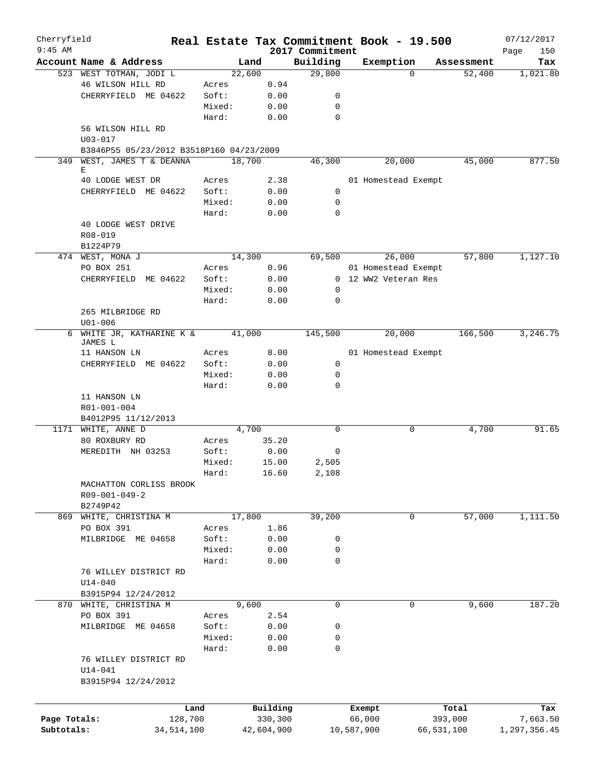Cherryfield 9:45 AM

# Real Estate Tax Commitment Book - 19.500

2017 Commitment

07/12/2017

| Account Name & Address | | Land | Building | Exemption | Assessment | Tax |
|---|---|---|---|---|---|---|
| 523 WEST TOTMAN, JODI L | | 22,600 | 29,800 | 0 | 52,400 | 1,021.80 |
| 46 WILSON HILL RD | Acres | 0.94 | | | | |
| CHERRYFIELD ME 04622 | Soft: | 0.00 | 0 | | | |
| | Mixed: | 0.00 | 0 | | | |
| | Hard: | 0.00 | 0 | | | |
| 56 WILSON HILL RD | | | | | | |
| U03-017 | | | | | | |
| B3846P55 05/23/2012 B3518P160 04/23/2009 | | | | | | |
| 349 WEST, JAMES T & DEANNA E | | 18,700 | 46,300 | 20,000 | 45,000 | 877.50 |
| 40 LODGE WEST DR | Acres | 2.38 | | 01 Homestead Exempt | | |
| CHERRYFIELD ME 04622 | Soft: | 0.00 | 0 | | | |
| | Mixed: | 0.00 | 0 | | | |
| | Hard: | 0.00 | 0 | | | |
| 40 LODGE WEST DRIVE | | | | | | |
| R08-019 | | | | | | |
| B1224P79 | | | | | | |
| 474 WEST, MONA J | | 14,300 | 69,500 | 26,000 | 57,800 | 1,127.10 |
| PO BOX 251 | Acres | 0.96 | | 01 Homestead Exempt | | |
| CHERRYFIELD ME 04622 | Soft: | 0.00 | 0 | 12 WW2 Veteran Res | | |
| | Mixed: | 0.00 | 0 | | | |
| | Hard: | 0.00 | 0 | | | |
| 265 MILBRIDGE RD | | | | | | |
| U01-006 | | | | | | |
| 6 WHITE JR, KATHARINE K & JAMES L | | 41,000 | 145,500 | 20,000 | 166,500 | 3,246.75 |
| 11 HANSON LN | Acres | 8.00 | | 01 Homestead Exempt | | |
| CHERRYFIELD ME 04622 | Soft: | 0.00 | 0 | | | |
| | Mixed: | 0.00 | 0 | | | |
| | Hard: | 0.00 | 0 | | | |
| 11 HANSON LN | | | | | | |
| R01-001-004 | | | | | | |
| B4012P95 11/12/2013 | | | | | | |
| 1171 WHITE, ANNE D | | 4,700 | 0 | 0 | 4,700 | 91.65 |
| 80 ROXBURY RD | Acres | 35.20 | | | | |
| MEREDITH NH 03253 | Soft: | 0.00 | 0 | | | |
| | Mixed: | 15.00 | 2,505 | | | |
| | Hard: | 16.60 | 2,108 | | | |
| MACHATTON CORLISS BROOK | | | | | | |
| R09-001-049-2 | | | | | | |
| B2749P42 | | | | | | |
| 869 WHITE, CHRISTINA M | | 17,800 | 39,200 | 0 | 57,000 | 1,111.50 |
| PO BOX 391 | Acres | 1.86 | | | | |
| MILBRIDGE ME 04658 | Soft: | 0.00 | 0 | | | |
| | Mixed: | 0.00 | 0 | | | |
| | Hard: | 0.00 | 0 | | | |
| 76 WILLEY DISTRICT RD | | | | | | |
| U14-040 | | | | | | |
| B3915P94 12/24/2012 | | | | | | |
| 870 WHITE, CHRISTINA M | | 9,600 | 0 | 0 | 9,600 | 187.20 |
| PO BOX 391 | Acres | 2.54 | | | | |
| MILBRIDGE ME 04658 | Soft: | 0.00 | 0 | | | |
| | Mixed: | 0.00 | 0 | | | |
| | Hard: | 0.00 | 0 | | | |
| 76 WILLEY DISTRICT RD | | | | | | |
| U14-041 | | | | | | |
| B3915P94 12/24/2012 | | | | | | |

| | Land | Building | Exempt | Total | Tax |
|---|---|---|---|---|---|
| Page Totals: | 128,700 | 330,300 | 66,000 | 393,000 | 7,663.50 |
| Subtotals: | 34,514,100 | 42,604,900 | 10,587,900 | 66,531,100 | 1,297,356.45 |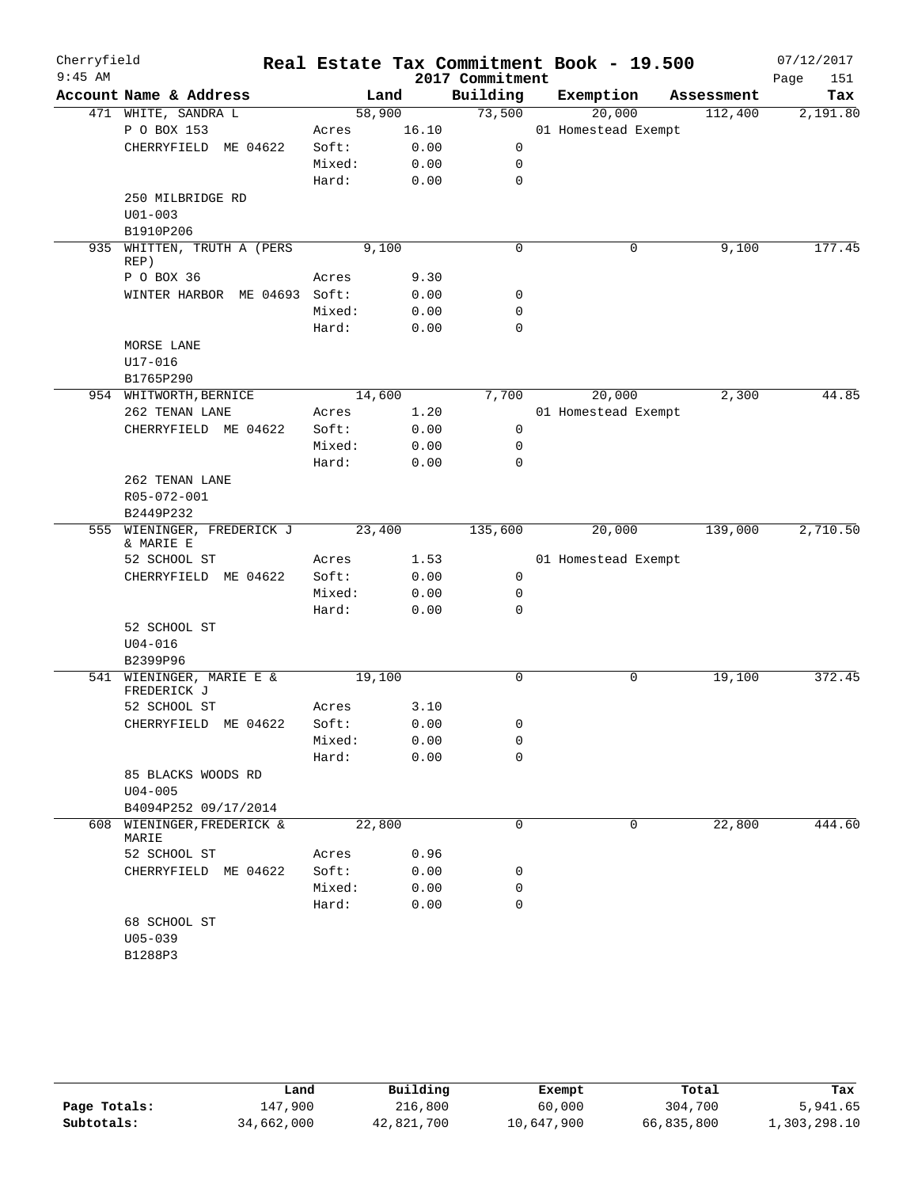# Real Estate Tax Commitment Book - 19.500

Cherryfield
9:45 AM

2017 Commitment

07/12/2017

| Account Name & Address | | Land | Building | Exemption | Assessment | Tax |
|---|---|---|---|---|---|---|
| 471 WHITE, SANDRA L | | 58,900 | 73,500 | 20,000 | 112,400 | 2,191.80 |
| P O BOX 153 | Acres | 16.10 | | 01 Homestead Exempt | | |
| CHERRYFIELD ME 04622 | Soft: | 0.00 | 0 | | | |
| | Mixed: | 0.00 | 0 | | | |
| | Hard: | 0.00 | 0 | | | |
| 250 MILBRIDGE RD | | | | | | |
| U01-003 | | | | | | |
| B1910P206 | | | | | | |
| 935 WHITTEN, TRUTH A (PERS REP) | | 9,100 | 0 | 0 | 9,100 | 177.45 |
| P O BOX 36 | Acres | 9.30 | | | | |
| WINTER HARBOR ME 04693 | Soft: | 0.00 | 0 | | | |
| | Mixed: | 0.00 | 0 | | | |
| | Hard: | 0.00 | 0 | | | |
| MORSE LANE | | | | | | |
| U17-016 | | | | | | |
| B1765P290 | | | | | | |
| 954 WHITWORTH, BERNICE | | 14,600 | 7,700 | 20,000 | 2,300 | 44.85 |
| 262 TENAN LANE | Acres | 1.20 | | 01 Homestead Exempt | | |
| CHERRYFIELD ME 04622 | Soft: | 0.00 | 0 | | | |
| | Mixed: | 0.00 | 0 | | | |
| | Hard: | 0.00 | 0 | | | |
| 262 TENAN LANE | | | | | | |
| R05-072-001 | | | | | | |
| B2449P232 | | | | | | |
| 555 WIENINGER, FREDERICK J & MARIE E | | 23,400 | 135,600 | 20,000 | 139,000 | 2,710.50 |
| 52 SCHOOL ST | Acres | 1.53 | | 01 Homestead Exempt | | |
| CHERRYFIELD ME 04622 | Soft: | 0.00 | 0 | | | |
| | Mixed: | 0.00 | 0 | | | |
| | Hard: | 0.00 | 0 | | | |
| 52 SCHOOL ST | | | | | | |
| U04-016 | | | | | | |
| B2399P96 | | | | | | |
| 541 WIENINGER, MARIE E & FREDERICK J | | 19,100 | 0 | 0 | 19,100 | 372.45 |
| 52 SCHOOL ST | Acres | 3.10 | | | | |
| CHERRYFIELD ME 04622 | Soft: | 0.00 | 0 | | | |
| | Mixed: | 0.00 | 0 | | | |
| | Hard: | 0.00 | 0 | | | |
| 85 BLACKS WOODS RD | | | | | | |
| U04-005 | | | | | | |
| B4094P252 09/17/2014 | | | | | | |
| 608 WIENINGER, FREDERICK & MARIE | | 22,800 | 0 | 0 | 22,800 | 444.60 |
| 52 SCHOOL ST | Acres | 0.96 | | | | |
| CHERRYFIELD ME 04622 | Soft: | 0.00 | 0 | | | |
| | Mixed: | 0.00 | 0 | | | |
| | Hard: | 0.00 | 0 | | | |
| 68 SCHOOL ST | | | | | | |
| U05-039 | | | | | | |
| B1288P3 | | | | | | |

| | Land | Building | Exempt | Total | Tax |
|---|---|---|---|---|---|
| Page Totals: | 147,900 | 216,800 | 60,000 | 304,700 | 5,941.65 |
| Subtotals: | 34,662,000 | 42,821,700 | 10,647,900 | 66,835,800 | 1,303,298.10 |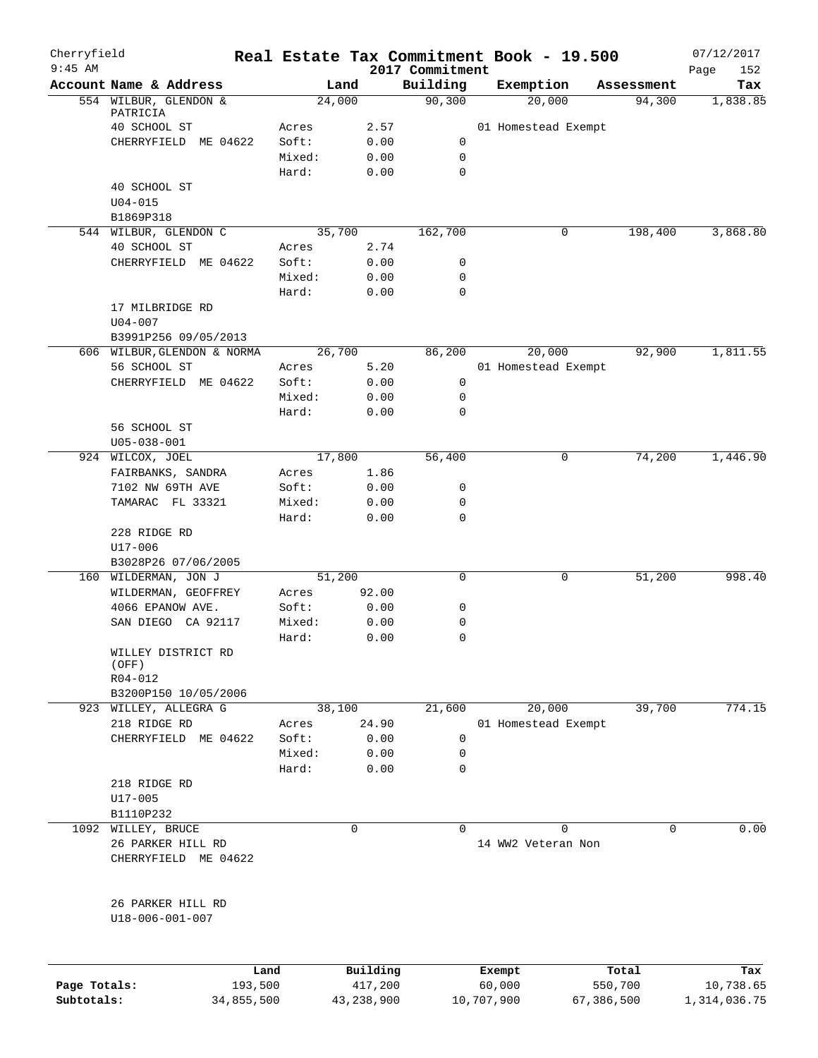Cherryfield 9:45 AM

# Real Estate Tax Commitment Book - 19.500

2017 Commitment

07/12/2017

| Account | Name & Address | Land | | Building | Exemption | Assessment | Tax |
|---|---|---|---|---|---|---|---|
| 554 | WILBUR, GLENDON & PATRICIA | 24,000 | | 90,300 | 20,000 | 94,300 | 1,838.85 |
| | 40 SCHOOL ST | Acres | 2.57 | | 01 Homestead Exempt | | |
| | CHERRYFIELD ME 04622 | Soft: | 0.00 | 0 | | | |
| | | Mixed: | 0.00 | 0 | | | |
| | | Hard: | 0.00 | 0 | | | |
| | 40 SCHOOL ST | | | | | | |
| | U04-015 | | | | | | |
| | B1869P318 | | | | | | |
| 544 | WILBUR, GLENDON C | 35,700 | | 162,700 | 0 | 198,400 | 3,868.80 |
| | 40 SCHOOL ST | Acres | 2.74 | | | | |
| | CHERRYFIELD ME 04622 | Soft: | 0.00 | 0 | | | |
| | | Mixed: | 0.00 | 0 | | | |
| | | Hard: | 0.00 | 0 | | | |
| | 17 MILBRIDGE RD | | | | | | |
| | U04-007 | | | | | | |
| | B3991P256 09/05/2013 | | | | | | |
| 606 | WILBUR,GLENDON & NORMA | 26,700 | | 86,200 | 20,000 | 92,900 | 1,811.55 |
| | 56 SCHOOL ST | Acres | 5.20 | | 01 Homestead Exempt | | |
| | CHERRYFIELD ME 04622 | Soft: | 0.00 | 0 | | | |
| | | Mixed: | 0.00 | 0 | | | |
| | | Hard: | 0.00 | 0 | | | |
| | 56 SCHOOL ST | | | | | | |
| | U05-038-001 | | | | | | |
| 924 | WILCOX, JOEL | 17,800 | | 56,400 | 0 | 74,200 | 1,446.90 |
| | FAIRBANKS, SANDRA | Acres | 1.86 | | | | |
| | 7102 NW 69TH AVE | Soft: | 0.00 | 0 | | | |
| | TAMARAC FL 33321 | Mixed: | 0.00 | 0 | | | |
| | | Hard: | 0.00 | 0 | | | |
| | 228 RIDGE RD | | | | | | |
| | U17-006 | | | | | | |
| | B3028P26 07/06/2005 | | | | | | |
| 160 | WILDERMAN, JON J | 51,200 | | 0 | 0 | 51,200 | 998.40 |
| | WILDERMAN, GEOFFREY | Acres | 92.00 | | | | |
| | 4066 EPANOW AVE. | Soft: | 0.00 | 0 | | | |
| | SAN DIEGO CA 92117 | Mixed: | 0.00 | 0 | | | |
| | | Hard: | 0.00 | 0 | | | |
| | WILLEY DISTRICT RD (OFF) | | | | | | |
| | R04-012 | | | | | | |
| | B3200P150 10/05/2006 | | | | | | |
| 923 | WILLEY, ALLEGRA G | 38,100 | | 21,600 | 20,000 | 39,700 | 774.15 |
| | 218 RIDGE RD | Acres | 24.90 | | 01 Homestead Exempt | | |
| | CHERRYFIELD ME 04622 | Soft: | 0.00 | 0 | | | |
| | | Mixed: | 0.00 | 0 | | | |
| | | Hard: | 0.00 | 0 | | | |
| | 218 RIDGE RD | | | | | | |
| | U17-005 | | | | | | |
| | B1110P232 | | | | | | |
| 1092 | WILLEY, BRUCE | 0 | | 0 | 0 | 0 | 0.00 |
| | 26 PARKER HILL RD | | | | 14 WW2 Veteran Non | | |
| | CHERRYFIELD ME 04622 | | | | | | |
| | 26 PARKER HILL RD | | | | | | |
| | U18-006-001-007 | | | | | | |

| | Land | Building | Exempt | Total | Tax |
|---|---|---|---|---|---|
| Page Totals: | 193,500 | 417,200 | 60,000 | 550,700 | 10,738.65 |
| Subtotals: | 34,855,500 | 43,238,900 | 10,707,900 | 67,386,500 | 1,314,036.75 |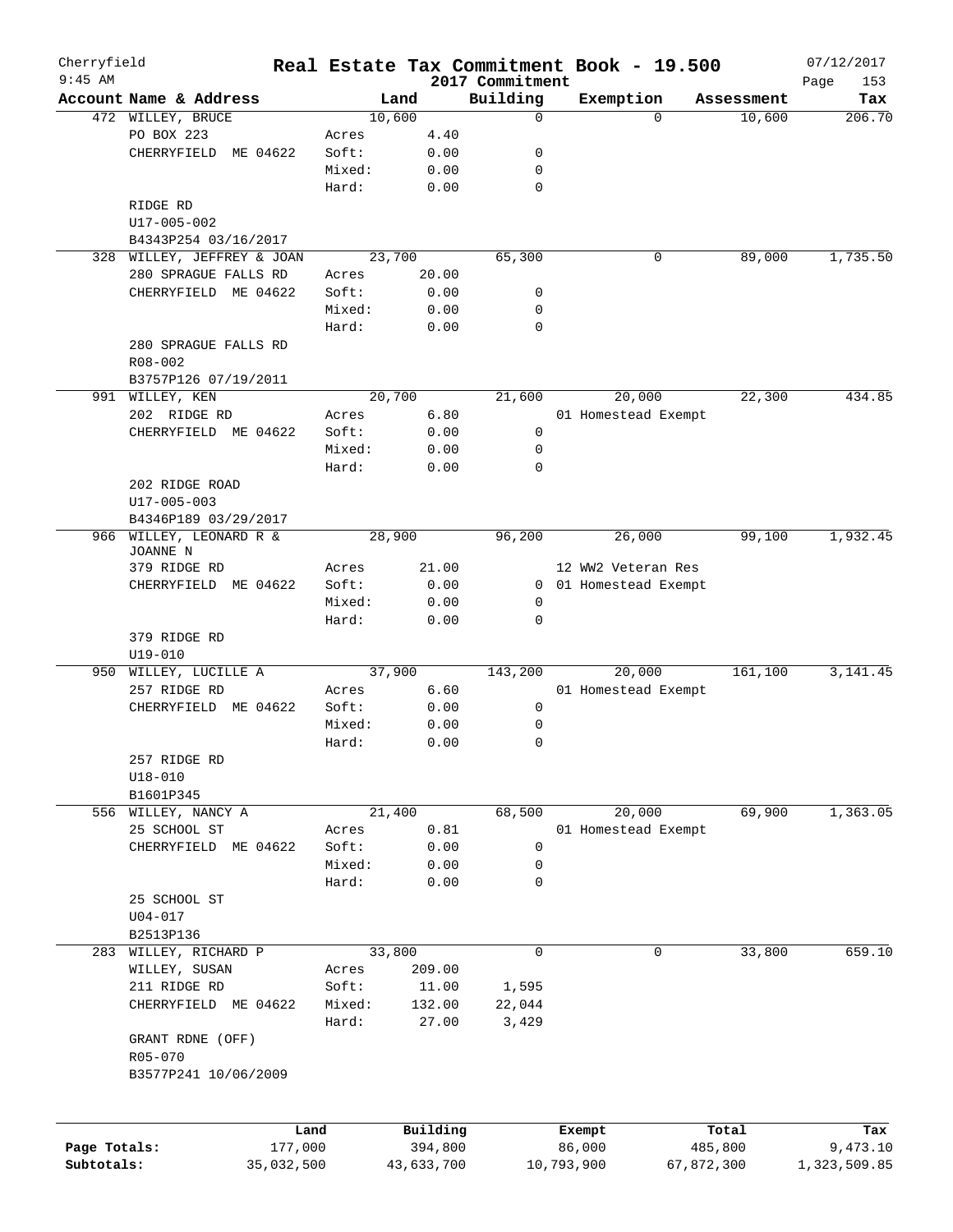Cherryfield
9:45 AM

# Real Estate Tax Commitment Book - 19.500

2017 Commitment

07/12/2017

| Account Name & Address | Land | | Building | Exemption | Assessment | Tax |
|---|---|---|---|---|---|---|
| 472 WILLEY, BRUCE | 10,600 | | 0 | 0 | 10,600 | 206.70 |
| PO BOX 223 | Acres | 4.40 | | | | |
| CHERRYFIELD ME 04622 | Soft: | 0.00 | 0 | | | |
| | Mixed: | 0.00 | 0 | | | |
| | Hard: | 0.00 | 0 | | | |
| RIDGE RD | | | | | | |
| U17-005-002 | | | | | | |
| B4343P254 03/16/2017 | | | | | | |
| 328 WILLEY, JEFFREY & JOAN | 23,700 | | 65,300 | 0 | 89,000 | 1,735.50 |
| 280 SPRAGUE FALLS RD | Acres | 20.00 | | | | |
| CHERRYFIELD ME 04622 | Soft: | 0.00 | 0 | | | |
| | Mixed: | 0.00 | 0 | | | |
| | Hard: | 0.00 | 0 | | | |
| 280 SPRAGUE FALLS RD | | | | | | |
| R08-002 | | | | | | |
| B3757P126 07/19/2011 | | | | | | |
| 991 WILLEY, KEN | 20,700 | | 21,600 | 20,000 | 22,300 | 434.85 |
| 202 RIDGE RD | Acres | 6.80 | | 01 Homestead Exempt | | |
| CHERRYFIELD ME 04622 | Soft: | 0.00 | 0 | | | |
| | Mixed: | 0.00 | 0 | | | |
| | Hard: | 0.00 | 0 | | | |
| 202 RIDGE ROAD | | | | | | |
| U17-005-003 | | | | | | |
| B4346P189 03/29/2017 | | | | | | |
| 966 WILLEY, LEONARD R & JOANNE N | 28,900 | | 96,200 | 26,000 | 99,100 | 1,932.45 |
| 379 RIDGE RD | Acres | 21.00 | | 12 WW2 Veteran Res | | |
| CHERRYFIELD ME 04622 | Soft: | 0.00 | 0 | 01 Homestead Exempt | | |
| | Mixed: | 0.00 | 0 | | | |
| | Hard: | 0.00 | 0 | | | |
| 379 RIDGE RD | | | | | | |
| U19-010 | | | | | | |
| 950 WILLEY, LUCILLE A | 37,900 | | 143,200 | 20,000 | 161,100 | 3,141.45 |
| 257 RIDGE RD | Acres | 6.60 | | 01 Homestead Exempt | | |
| CHERRYFIELD ME 04622 | Soft: | 0.00 | 0 | | | |
| | Mixed: | 0.00 | 0 | | | |
| | Hard: | 0.00 | 0 | | | |
| 257 RIDGE RD | | | | | | |
| U18-010 | | | | | | |
| B1601P345 | | | | | | |
| 556 WILLEY, NANCY A | 21,400 | | 68,500 | 20,000 | 69,900 | 1,363.05 |
| 25 SCHOOL ST | Acres | 0.81 | | 01 Homestead Exempt | | |
| CHERRYFIELD ME 04622 | Soft: | 0.00 | 0 | | | |
| | Mixed: | 0.00 | 0 | | | |
| | Hard: | 0.00 | 0 | | | |
| 25 SCHOOL ST | | | | | | |
| U04-017 | | | | | | |
| B2513P136 | | | | | | |
| 283 WILLEY, RICHARD P | 33,800 | | 0 | 0 | 33,800 | 659.10 |
| WILLEY, SUSAN | Acres | 209.00 | | | | |
| 211 RIDGE RD | Soft: | 11.00 | 1,595 | | | |
| CHERRYFIELD ME 04622 | Mixed: | 132.00 | 22,044 | | | |
| | Hard: | 27.00 | 3,429 | | | |
| GRANT RDNE (OFF) | | | | | | |
| R05-070 | | | | | | |
| B3577P241 10/06/2009 | | | | | | |

| | Land | Building | Exempt | Total | Tax |
|---|---|---|---|---|---|
| Page Totals: | 177,000 | 394,800 | 86,000 | 485,800 | 9,473.10 |
| Subtotals: | 35,032,500 | 43,633,700 | 10,793,900 | 67,872,300 | 1,323,509.85 |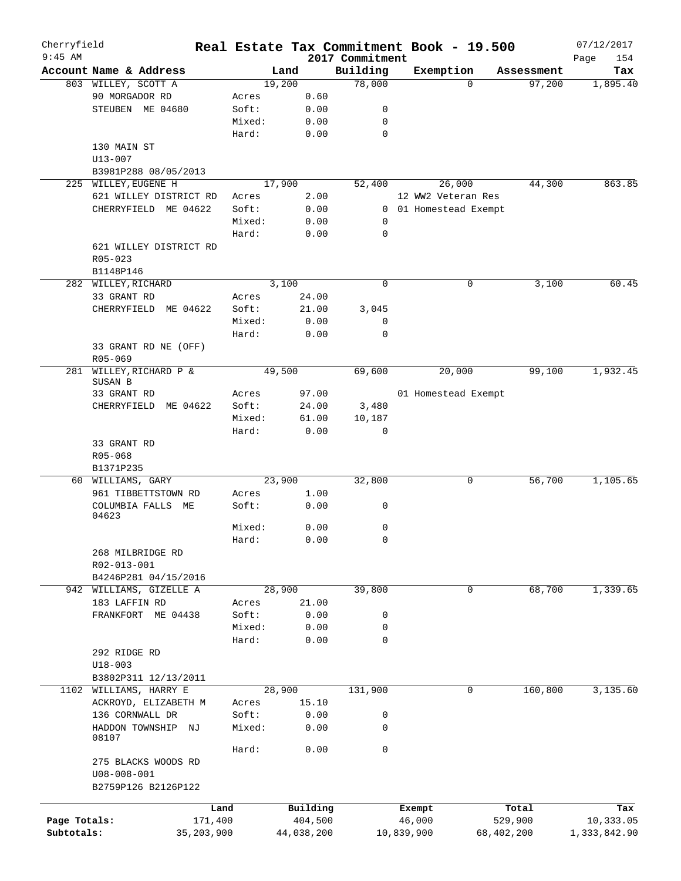# Cherryfield — Real Estate Tax Commitment Book - 19.500

2017 Commitment

9:45 AM — 07/12/2017

| Account Name & Address | | Land | Building | Exemption | Assessment | Tax |
|---|---|---|---|---|---|---|
| 803 WILLEY, SCOTT A | | 19,200 | 78,000 | 0 | 97,200 | 1,895.40 |
| 90 MORGADOR RD | Acres | 0.60 | | | | |
| STEUBEN ME 04680 | Soft: | 0.00 | 0 | | | |
| | Mixed: | 0.00 | 0 | | | |
| | Hard: | 0.00 | 0 | | | |
| 130 MAIN ST | | | | | | |
| U13-007 | | | | | | |
| B3981P288 08/05/2013 | | | | | | |
| 225 WILLEY, EUGENE H | | 17,900 | 52,400 | 26,000 | 44,300 | 863.85 |
| 621 WILLEY DISTRICT RD | Acres | 2.00 | | 12 WW2 Veteran Res | | |
| CHERRYFIELD ME 04622 | Soft: | 0.00 | 0 | 01 Homestead Exempt | | |
| | Mixed: | 0.00 | 0 | | | |
| | Hard: | 0.00 | 0 | | | |
| 621 WILLEY DISTRICT RD | | | | | | |
| R05-023 | | | | | | |
| B1148P146 | | | | | | |
| 282 WILLEY, RICHARD | | 3,100 | 0 | 0 | 3,100 | 60.45 |
| 33 GRANT RD | Acres | 24.00 | | | | |
| CHERRYFIELD ME 04622 | Soft: | 21.00 | 3,045 | | | |
| | Mixed: | 0.00 | 0 | | | |
| | Hard: | 0.00 | 0 | | | |
| 33 GRANT RD NE (OFF) | | | | | | |
| R05-069 | | | | | | |
| 281 WILLEY, RICHARD P & SUSAN B | | 49,500 | 69,600 | 20,000 | 99,100 | 1,932.45 |
| 33 GRANT RD | Acres | 97.00 | | 01 Homestead Exempt | | |
| CHERRYFIELD ME 04622 | Soft: | 24.00 | 3,480 | | | |
| | Mixed: | 61.00 | 10,187 | | | |
| | Hard: | 0.00 | 0 | | | |
| 33 GRANT RD | | | | | | |
| R05-068 | | | | | | |
| B1371P235 | | | | | | |
| 60 WILLIAMS, GARY | | 23,900 | 32,800 | 0 | 56,700 | 1,105.65 |
| 961 TIBBETTSTOWN RD | Acres | 1.00 | | | | |
| COLUMBIA FALLS ME 04623 | Soft: | 0.00 | 0 | | | |
| | Mixed: | 0.00 | 0 | | | |
| | Hard: | 0.00 | 0 | | | |
| 268 MILBRIDGE RD | | | | | | |
| R02-013-001 | | | | | | |
| B4246P281 04/15/2016 | | | | | | |
| 942 WILLIAMS, GIZELLE A | | 28,900 | 39,800 | 0 | 68,700 | 1,339.65 |
| 183 LAFFIN RD | Acres | 21.00 | | | | |
| FRANKFORT ME 04438 | Soft: | 0.00 | 0 | | | |
| | Mixed: | 0.00 | 0 | | | |
| | Hard: | 0.00 | 0 | | | |
| 292 RIDGE RD | | | | | | |
| U18-003 | | | | | | |
| B3802P311 12/13/2011 | | | | | | |
| 1102 WILLIAMS, HARRY E | | 28,900 | 131,900 | 0 | 160,800 | 3,135.60 |
| ACKROYD, ELIZABETH M | Acres | 15.10 | | | | |
| 136 CORNWALL DR | Soft: | 0.00 | 0 | | | |
| HADDON TOWNSHIP NJ 08107 | Mixed: | 0.00 | 0 | | | |
| | Hard: | 0.00 | 0 | | | |
| 275 BLACKS WOODS RD | | | | | | |
| U08-008-001 | | | | | | |
| B2759P126 B2126P122 | | | | | | |

| | Land | Building | Exempt | Total | Tax |
|---|---|---|---|---|---|
| Page Totals: | 171,400 | 404,500 | 46,000 | 529,900 | 10,333.05 |
| Subtotals: | 35,203,900 | 44,038,200 | 10,839,900 | 68,402,200 | 1,333,842.90 |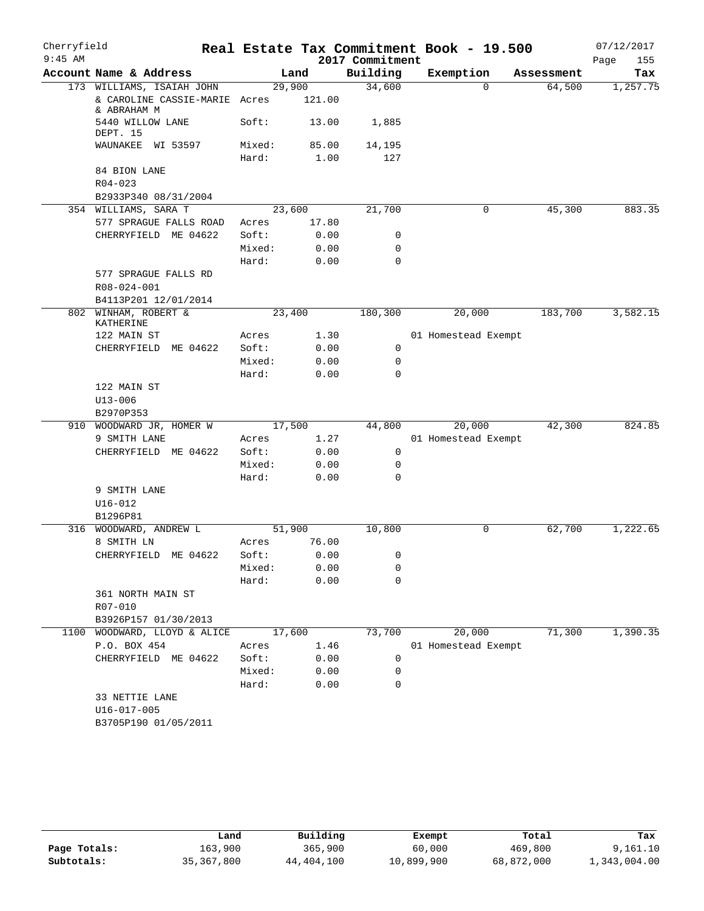# Real Estate Tax Commitment Book - 19.500

Cherryfield
9:45 AM
2017 Commitment
07/12/2017

| Account Name & Address | | Land | Building | Exemption | Assessment | Tax |
|---|---|---|---|---|---|---|
| 173 WILLIAMS, ISAIAH JOHN | | 29,900 | 34,600 | 0 | 64,500 | 1,257.75 |
| & CAROLINE CASSIE-MARIE & ABRAHAM M | Acres | 121.00 | | | | |
| 5440 WILLOW LANE DEPT. 15 | Soft: | 13.00 | 1,885 | | | |
| WAUNAKEE WI 53597 | Mixed: | 85.00 | 14,195 | | | |
| | Hard: | 1.00 | 127 | | | |
| 84 BION LANE | | | | | | |
| R04-023 | | | | | | |
| B2933P340 08/31/2004 | | | | | | |
| 354 WILLIAMS, SARA T | | 23,600 | 21,700 | 0 | 45,300 | 883.35 |
| 577 SPRAGUE FALLS ROAD | Acres | 17.80 | | | | |
| CHERRYFIELD ME 04622 | Soft: | 0.00 | 0 | | | |
| | Mixed: | 0.00 | 0 | | | |
| | Hard: | 0.00 | 0 | | | |
| 577 SPRAGUE FALLS RD | | | | | | |
| R08-024-001 | | | | | | |
| B4113P201 12/01/2014 | | | | | | |
| 802 WINHAM, ROBERT & KATHERINE | | 23,400 | 180,300 | 20,000 | 183,700 | 3,582.15 |
| 122 MAIN ST | Acres | 1.30 | | 01 Homestead Exempt | | |
| CHERRYFIELD ME 04622 | Soft: | 0.00 | 0 | | | |
| | Mixed: | 0.00 | 0 | | | |
| | Hard: | 0.00 | 0 | | | |
| 122 MAIN ST | | | | | | |
| U13-006 | | | | | | |
| B2970P353 | | | | | | |
| 910 WOODWARD JR, HOMER W | | 17,500 | 44,800 | 20,000 | 42,300 | 824.85 |
| 9 SMITH LANE | Acres | 1.27 | | 01 Homestead Exempt | | |
| CHERRYFIELD ME 04622 | Soft: | 0.00 | 0 | | | |
| | Mixed: | 0.00 | 0 | | | |
| | Hard: | 0.00 | 0 | | | |
| 9 SMITH LANE | | | | | | |
| U16-012 | | | | | | |
| B1296P81 | | | | | | |
| 316 WOODWARD, ANDREW L | | 51,900 | 10,800 | 0 | 62,700 | 1,222.65 |
| 8 SMITH LN | Acres | 76.00 | | | | |
| CHERRYFIELD ME 04622 | Soft: | 0.00 | 0 | | | |
| | Mixed: | 0.00 | 0 | | | |
| | Hard: | 0.00 | 0 | | | |
| 361 NORTH MAIN ST | | | | | | |
| R07-010 | | | | | | |
| B3926P157 01/30/2013 | | | | | | |
| 1100 WOODWARD, LLOYD & ALICE | | 17,600 | 73,700 | 20,000 | 71,300 | 1,390.35 |
| P.O. BOX 454 | Acres | 1.46 | | 01 Homestead Exempt | | |
| CHERRYFIELD ME 04622 | Soft: | 0.00 | 0 | | | |
| | Mixed: | 0.00 | 0 | | | |
| | Hard: | 0.00 | 0 | | | |
| 33 NETTIE LANE | | | | | | |
| U16-017-005 | | | | | | |
| B3705P190 01/05/2011 | | | | | | |

| | Land | Building | Exempt | Total | Tax |
|---|---|---|---|---|---|
| Page Totals: | 163,900 | 365,900 | 60,000 | 469,800 | 9,161.10 |
| Subtotals: | 35,367,800 | 44,404,100 | 10,899,900 | 68,872,000 | 1,343,004.00 |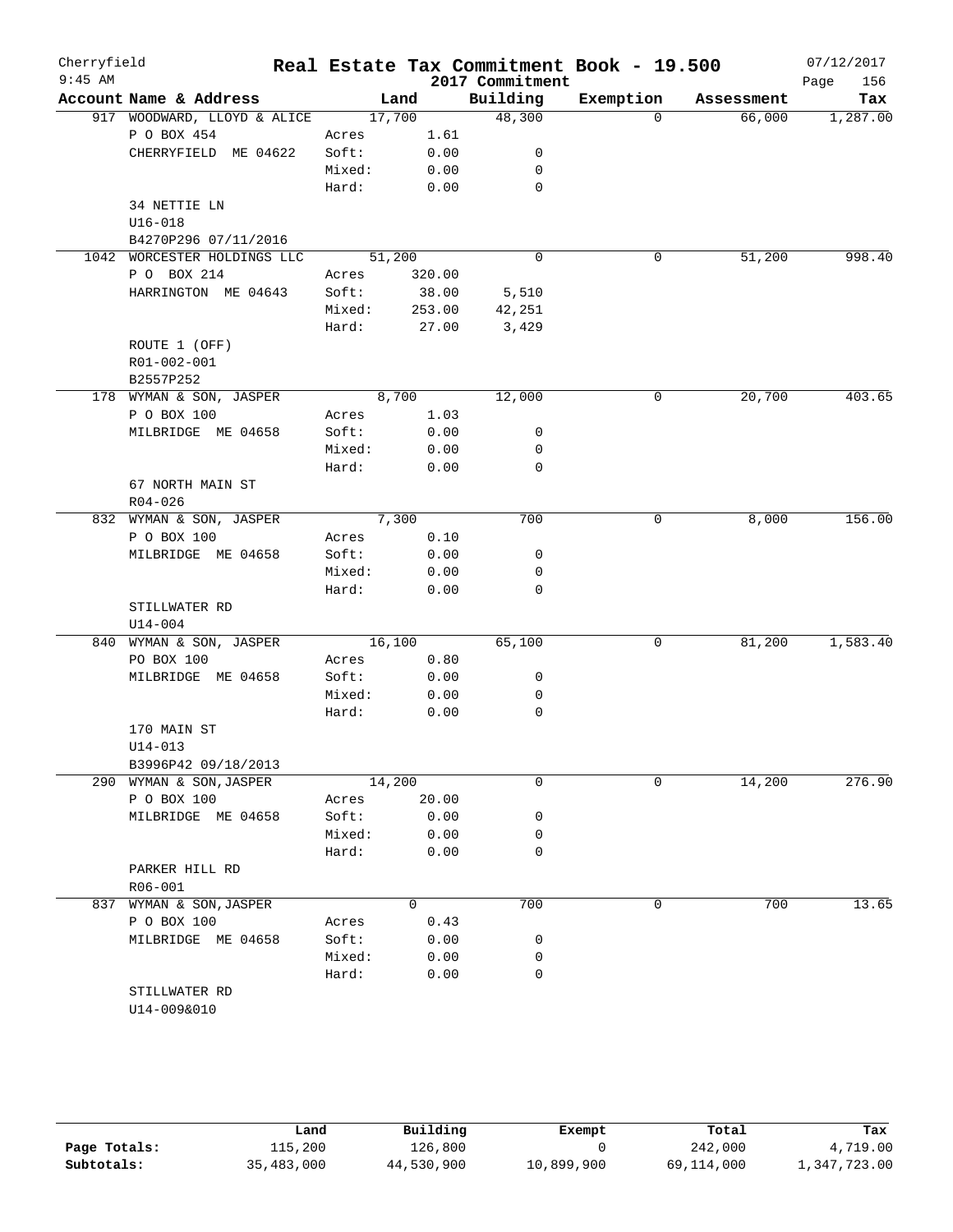Cherryfield 9:45 AM

# Real Estate Tax Commitment Book - 19.500

## 2017 Commitment

07/12/2017

| Account Name & Address | | Land | Building | Exemption | Assessment | Tax |
|---|---|---|---|---|---|---|
| 917 WOODWARD, LLOYD & ALICE | | 17,700 | 48,300 | 0 | 66,000 | 1,287.00 |
| P O BOX 454 | Acres | 1.61 | | | | |
| CHERRYFIELD ME 04622 | Soft: | 0.00 | 0 | | | |
| | Mixed: | 0.00 | 0 | | | |
| | Hard: | 0.00 | 0 | | | |
| 34 NETTIE LN | | | | | | |
| U16-018 | | | | | | |
| B4270P296 07/11/2016 | | | | | | |
| 1042 WORCESTER HOLDINGS LLC | | 51,200 | 0 | 0 | 51,200 | 998.40 |
| P O BOX 214 | Acres | 320.00 | | | | |
| HARRINGTON ME 04643 | Soft: | 38.00 | 5,510 | | | |
| | Mixed: | 253.00 | 42,251 | | | |
| | Hard: | 27.00 | 3,429 | | | |
| ROUTE 1 (OFF) | | | | | | |
| R01-002-001 | | | | | | |
| B2557P252 | | | | | | |
| 178 WYMAN & SON, JASPER | | 8,700 | 12,000 | 0 | 20,700 | 403.65 |
| P O BOX 100 | Acres | 1.03 | | | | |
| MILBRIDGE ME 04658 | Soft: | 0.00 | 0 | | | |
| | Mixed: | 0.00 | 0 | | | |
| | Hard: | 0.00 | 0 | | | |
| 67 NORTH MAIN ST | | | | | | |
| R04-026 | | | | | | |
| 832 WYMAN & SON, JASPER | | 7,300 | 700 | 0 | 8,000 | 156.00 |
| P O BOX 100 | Acres | 0.10 | | | | |
| MILBRIDGE ME 04658 | Soft: | 0.00 | 0 | | | |
| | Mixed: | 0.00 | 0 | | | |
| | Hard: | 0.00 | 0 | | | |
| STILLWATER RD | | | | | | |
| U14-004 | | | | | | |
| 840 WYMAN & SON, JASPER | | 16,100 | 65,100 | 0 | 81,200 | 1,583.40 |
| PO BOX 100 | Acres | 0.80 | | | | |
| MILBRIDGE ME 04658 | Soft: | 0.00 | 0 | | | |
| | Mixed: | 0.00 | 0 | | | |
| | Hard: | 0.00 | 0 | | | |
| 170 MAIN ST | | | | | | |
| U14-013 | | | | | | |
| B3996P42 09/18/2013 | | | | | | |
| 290 WYMAN & SON,JASPER | | 14,200 | 0 | 0 | 14,200 | 276.90 |
| P O BOX 100 | Acres | 20.00 | | | | |
| MILBRIDGE ME 04658 | Soft: | 0.00 | 0 | | | |
| | Mixed: | 0.00 | 0 | | | |
| | Hard: | 0.00 | 0 | | | |
| PARKER HILL RD | | | | | | |
| R06-001 | | | | | | |
| 837 WYMAN & SON,JASPER | | 0 | 700 | 0 | 700 | 13.65 |
| P O BOX 100 | Acres | 0.43 | | | | |
| MILBRIDGE ME 04658 | Soft: | 0.00 | 0 | | | |
| | Mixed: | 0.00 | 0 | | | |
| | Hard: | 0.00 | 0 | | | |
| STILLWATER RD | | | | | | |
| U14-009&010 | | | | | | |

| | Land | Building | Exempt | Total | Tax |
|---|---|---|---|---|---|
| Page Totals: | 115,200 | 126,800 | 0 | 242,000 | 4,719.00 |
| Subtotals: | 35,483,000 | 44,530,900 | 10,899,900 | 69,114,000 | 1,347,723.00 |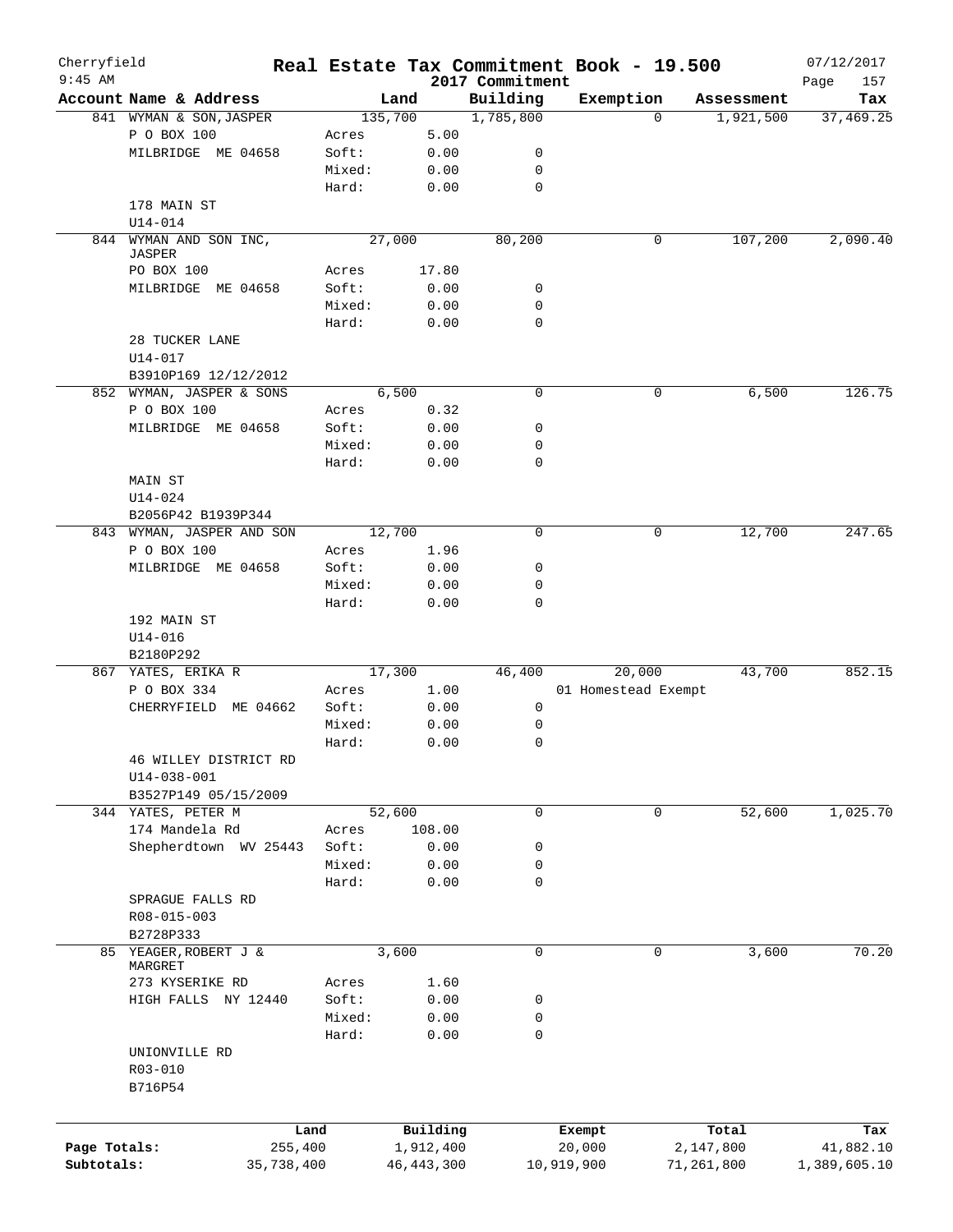# Cherryfield — Real Estate Tax Commitment Book - 19.500 — 2017 Commitment

07/12/2017 9:45 AM

| Account Name & Address | Land | | Building | Exemption | Assessment | Tax |
|---|---|---|---|---|---|---|
| 841 WYMAN & SON, JASPER | 135,700 | | 1,785,800 | 0 | 1,921,500 | 37,469.25 |
| P O BOX 100 | Acres | 5.00 | | | | |
| MILBRIDGE ME 04658 | Soft: | 0.00 | 0 | | | |
| | Mixed: | 0.00 | 0 | | | |
| | Hard: | 0.00 | 0 | | | |
| 178 MAIN ST | | | | | | |
| U14-014 | | | | | | |
| 844 WYMAN AND SON INC, JASPER | 27,000 | | 80,200 | 0 | 107,200 | 2,090.40 |
| PO BOX 100 | Acres | 17.80 | | | | |
| MILBRIDGE ME 04658 | Soft: | 0.00 | 0 | | | |
| | Mixed: | 0.00 | 0 | | | |
| | Hard: | 0.00 | 0 | | | |
| 28 TUCKER LANE | | | | | | |
| U14-017 | | | | | | |
| B3910P169 12/12/2012 | | | | | | |
| 852 WYMAN, JASPER & SONS | 6,500 | | 0 | 0 | 6,500 | 126.75 |
| P O BOX 100 | Acres | 0.32 | | | | |
| MILBRIDGE ME 04658 | Soft: | 0.00 | 0 | | | |
| | Mixed: | 0.00 | 0 | | | |
| | Hard: | 0.00 | 0 | | | |
| MAIN ST | | | | | | |
| U14-024 | | | | | | |
| B2056P42 B1939P344 | | | | | | |
| 843 WYMAN, JASPER AND SON | 12,700 | | 0 | 0 | 12,700 | 247.65 |
| P O BOX 100 | Acres | 1.96 | | | | |
| MILBRIDGE ME 04658 | Soft: | 0.00 | 0 | | | |
| | Mixed: | 0.00 | 0 | | | |
| | Hard: | 0.00 | 0 | | | |
| 192 MAIN ST | | | | | | |
| U14-016 | | | | | | |
| B2180P292 | | | | | | |
| 867 YATES, ERIKA R | 17,300 | | 46,400 | 20,000 | 43,700 | 852.15 |
| P O BOX 334 | Acres | 1.00 | | 01 Homestead Exempt | | |
| CHERRYFIELD ME 04662 | Soft: | 0.00 | 0 | | | |
| | Mixed: | 0.00 | 0 | | | |
| | Hard: | 0.00 | 0 | | | |
| 46 WILLEY DISTRICT RD | | | | | | |
| U14-038-001 | | | | | | |
| B3527P149 05/15/2009 | | | | | | |
| 344 YATES, PETER M | 52,600 | | 0 | 0 | 52,600 | 1,025.70 |
| 174 Mandela Rd | Acres | 108.00 | | | | |
| Shepherdtown WV 25443 | Soft: | 0.00 | 0 | | | |
| | Mixed: | 0.00 | 0 | | | |
| | Hard: | 0.00 | 0 | | | |
| SPRAGUE FALLS RD | | | | | | |
| R08-015-003 | | | | | | |
| B2728P333 | | | | | | |
| 85 YEAGER, ROBERT J & MARGRET | 3,600 | | 0 | 0 | 3,600 | 70.20 |
| 273 KYSERIKE RD | Acres | 1.60 | | | | |
| HIGH FALLS NY 12440 | Soft: | 0.00 | 0 | | | |
| | Mixed: | 0.00 | 0 | | | |
| | Hard: | 0.00 | 0 | | | |
| UNIONVILLE RD | | | | | | |
| R03-010 | | | | | | |
| B716P54 | | | | | | |

| | Land | Building | Exempt | Total | Tax |
|---|---|---|---|---|---|
| Page Totals: | 255,400 | 1,912,400 | 20,000 | 2,147,800 | 41,882.10 |
| Subtotals: | 35,738,400 | 46,443,300 | 10,919,900 | 71,261,800 | 1,389,605.10 |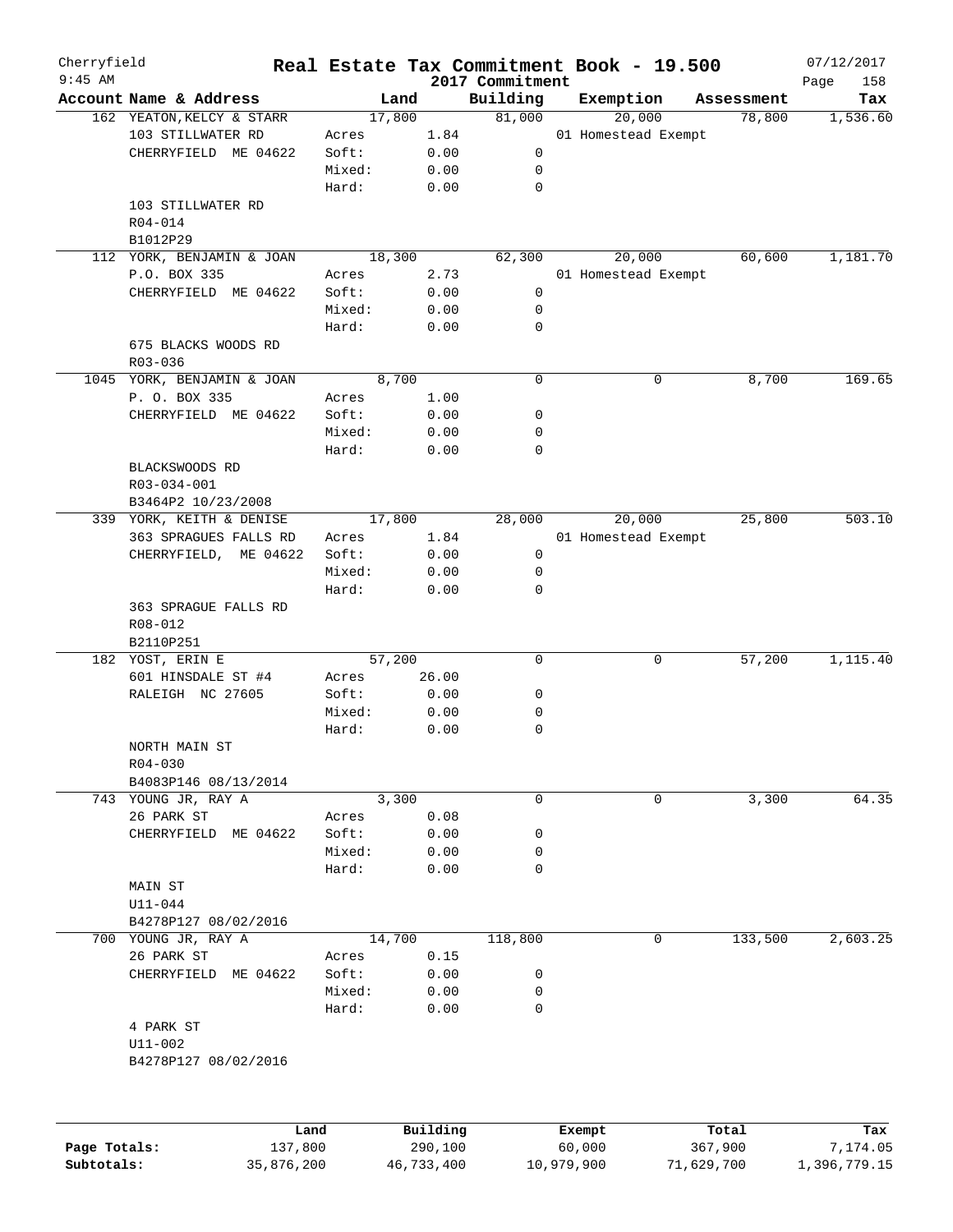Cherryfield 9:45 AM

# Real Estate Tax Commitment Book - 19.500

2017 Commitment

07/12/2017

| Account | Name & Address | | Land | Building | Exemption | Assessment | Tax |
|---|---|---|---|---|---|---|---|
| 162 | YEATON,KELCY & STARR | | 17,800 | 81,000 | 20,000 | 78,800 | 1,536.60 |
| | 103 STILLWATER RD | Acres | 1.84 | | 01 Homestead Exempt | | |
| | CHERRYFIELD ME 04622 | Soft: | 0.00 | 0 | | | |
| | | Mixed: | 0.00 | 0 | | | |
| | | Hard: | 0.00 | 0 | | | |
| | 103 STILLWATER RD | | | | | | |
| | R04-014 | | | | | | |
| | B1012P29 | | | | | | |
| 112 | YORK, BENJAMIN & JOAN | | 18,300 | 62,300 | 20,000 | 60,600 | 1,181.70 |
| | P.O. BOX 335 | Acres | 2.73 | | 01 Homestead Exempt | | |
| | CHERRYFIELD ME 04622 | Soft: | 0.00 | 0 | | | |
| | | Mixed: | 0.00 | 0 | | | |
| | | Hard: | 0.00 | 0 | | | |
| | 675 BLACKS WOODS RD | | | | | | |
| | R03-036 | | | | | | |
| 1045 | YORK, BENJAMIN & JOAN | | 8,700 | 0 | 0 | 8,700 | 169.65 |
| | P. O. BOX 335 | Acres | 1.00 | | | | |
| | CHERRYFIELD ME 04622 | Soft: | 0.00 | 0 | | | |
| | | Mixed: | 0.00 | 0 | | | |
| | | Hard: | 0.00 | 0 | | | |
| | BLACKSWOODS RD | | | | | | |
| | R03-034-001 | | | | | | |
| | B3464P2 10/23/2008 | | | | | | |
| 339 | YORK, KEITH & DENISE | | 17,800 | 28,000 | 20,000 | 25,800 | 503.10 |
| | 363 SPRAGUES FALLS RD | Acres | 1.84 | | 01 Homestead Exempt | | |
| | CHERRYFIELD, ME 04622 | Soft: | 0.00 | 0 | | | |
| | | Mixed: | 0.00 | 0 | | | |
| | | Hard: | 0.00 | 0 | | | |
| | 363 SPRAGUE FALLS RD | | | | | | |
| | R08-012 | | | | | | |
| | B2110P251 | | | | | | |
| 182 | YOST, ERIN E | | 57,200 | 0 | 0 | 57,200 | 1,115.40 |
| | 601 HINSDALE ST #4 | Acres | 26.00 | | | | |
| | RALEIGH NC 27605 | Soft: | 0.00 | 0 | | | |
| | | Mixed: | 0.00 | 0 | | | |
| | | Hard: | 0.00 | 0 | | | |
| | NORTH MAIN ST | | | | | | |
| | R04-030 | | | | | | |
| | B4083P146 08/13/2014 | | | | | | |
| 743 | YOUNG JR, RAY A | | 3,300 | 0 | 0 | 3,300 | 64.35 |
| | 26 PARK ST | Acres | 0.08 | | | | |
| | CHERRYFIELD ME 04622 | Soft: | 0.00 | 0 | | | |
| | | Mixed: | 0.00 | 0 | | | |
| | | Hard: | 0.00 | 0 | | | |
| | MAIN ST | | | | | | |
| | U11-044 | | | | | | |
| | B4278P127 08/02/2016 | | | | | | |
| 700 | YOUNG JR, RAY A | | 14,700 | 118,800 | 0 | 133,500 | 2,603.25 |
| | 26 PARK ST | Acres | 0.15 | | | | |
| | CHERRYFIELD ME 04622 | Soft: | 0.00 | 0 | | | |
| | | Mixed: | 0.00 | 0 | | | |
| | | Hard: | 0.00 | 0 | | | |
| | 4 PARK ST | | | | | | |
| | U11-002 | | | | | | |
| | B4278P127 08/02/2016 | | | | | | |

| | Land | Building | Exempt | Total | Tax |
|---|---|---|---|---|---|
| Page Totals: | 137,800 | 290,100 | 60,000 | 367,900 | 7,174.05 |
| Subtotals: | 35,876,200 | 46,733,400 | 10,979,900 | 71,629,700 | 1,396,779.15 |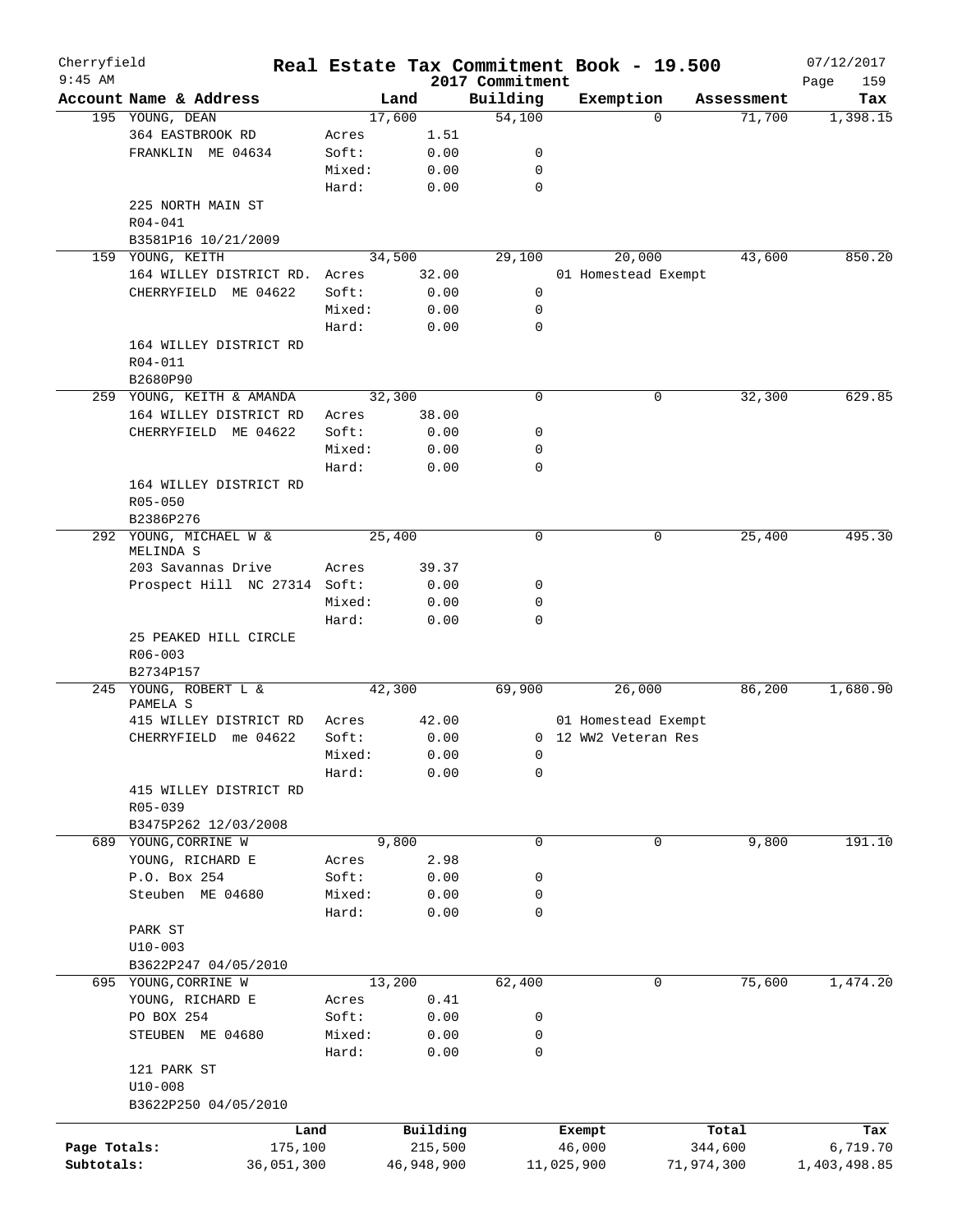# Real Estate Tax Commitment Book - 19.500

Cherryfield
9:45 AM

2017 Commitment

07/12/2017

| Account Name & Address | | Land | Building | Exemption | Assessment | Tax |
|---|---|---|---|---|---|---|
| 195 YOUNG, DEAN | | 17,600 | 54,100 | 0 | 71,700 | 1,398.15 |
| 364 EASTBROOK RD | Acres | 1.51 | | | | |
| FRANKLIN ME 04634 | Soft: | 0.00 | 0 | | | |
| | Mixed: | 0.00 | 0 | | | |
| | Hard: | 0.00 | 0 | | | |
| 225 NORTH MAIN ST | | | | | | |
| R04-041 | | | | | | |
| B3581P16 10/21/2009 | | | | | | |
| 159 YOUNG, KEITH | | 34,500 | 29,100 | 20,000 | 43,600 | 850.20 |
| 164 WILLEY DISTRICT RD. | Acres | 32.00 | | 01 Homestead Exempt | | |
| CHERRYFIELD ME 04622 | Soft: | 0.00 | 0 | | | |
| | Mixed: | 0.00 | 0 | | | |
| | Hard: | 0.00 | 0 | | | |
| 164 WILLEY DISTRICT RD | | | | | | |
| R04-011 | | | | | | |
| B2680P90 | | | | | | |
| 259 YOUNG, KEITH & AMANDA | | 32,300 | 0 | 0 | 32,300 | 629.85 |
| 164 WILLEY DISTRICT RD | Acres | 38.00 | | | | |
| CHERRYFIELD ME 04622 | Soft: | 0.00 | 0 | | | |
| | Mixed: | 0.00 | 0 | | | |
| | Hard: | 0.00 | 0 | | | |
| 164 WILLEY DISTRICT RD | | | | | | |
| R05-050 | | | | | | |
| B2386P276 | | | | | | |
| 292 YOUNG, MICHAEL W & MELINDA S | | 25,400 | 0 | 0 | 25,400 | 495.30 |
| 203 Savannas Drive | Acres | 39.37 | | | | |
| Prospect Hill NC 27314 | Soft: | 0.00 | 0 | | | |
| | Mixed: | 0.00 | 0 | | | |
| | Hard: | 0.00 | 0 | | | |
| 25 PEAKED HILL CIRCLE | | | | | | |
| R06-003 | | | | | | |
| B2734P157 | | | | | | |
| 245 YOUNG, ROBERT L & PAMELA S | | 42,300 | 69,900 | 26,000 | 86,200 | 1,680.90 |
| 415 WILLEY DISTRICT RD | Acres | 42.00 | | 01 Homestead Exempt | | |
| CHERRYFIELD me 04622 | Soft: | 0.00 | 0 | 12 WW2 Veteran Res | | |
| | Mixed: | 0.00 | 0 | | | |
| | Hard: | 0.00 | 0 | | | |
| 415 WILLEY DISTRICT RD | | | | | | |
| R05-039 | | | | | | |
| B3475P262 12/03/2008 | | | | | | |
| 689 YOUNG,CORRINE W | | 9,800 | 0 | 0 | 9,800 | 191.10 |
| YOUNG, RICHARD E | Acres | 2.98 | | | | |
| P.O. Box 254 | Soft: | 0.00 | 0 | | | |
| Steuben ME 04680 | Mixed: | 0.00 | 0 | | | |
| | Hard: | 0.00 | 0 | | | |
| PARK ST | | | | | | |
| U10-003 | | | | | | |
| B3622P247 04/05/2010 | | | | | | |
| 695 YOUNG,CORRINE W | | 13,200 | 62,400 | 0 | 75,600 | 1,474.20 |
| YOUNG, RICHARD E | Acres | 0.41 | | | | |
| PO BOX 254 | Soft: | 0.00 | 0 | | | |
| STEUBEN ME 04680 | Mixed: | 0.00 | 0 | | | |
| | Hard: | 0.00 | 0 | | | |
| 121 PARK ST | | | | | | |
| U10-008 | | | | | | |
| B3622P250 04/05/2010 | | | | | | |

| | Land | Building | Exempt | Total | Tax |
|---|---|---|---|---|---|
| Page Totals: | 175,100 | 215,500 | 46,000 | 344,600 | 6,719.70 |
| Subtotals: | 36,051,300 | 46,948,900 | 11,025,900 | 71,974,300 | 1,403,498.85 |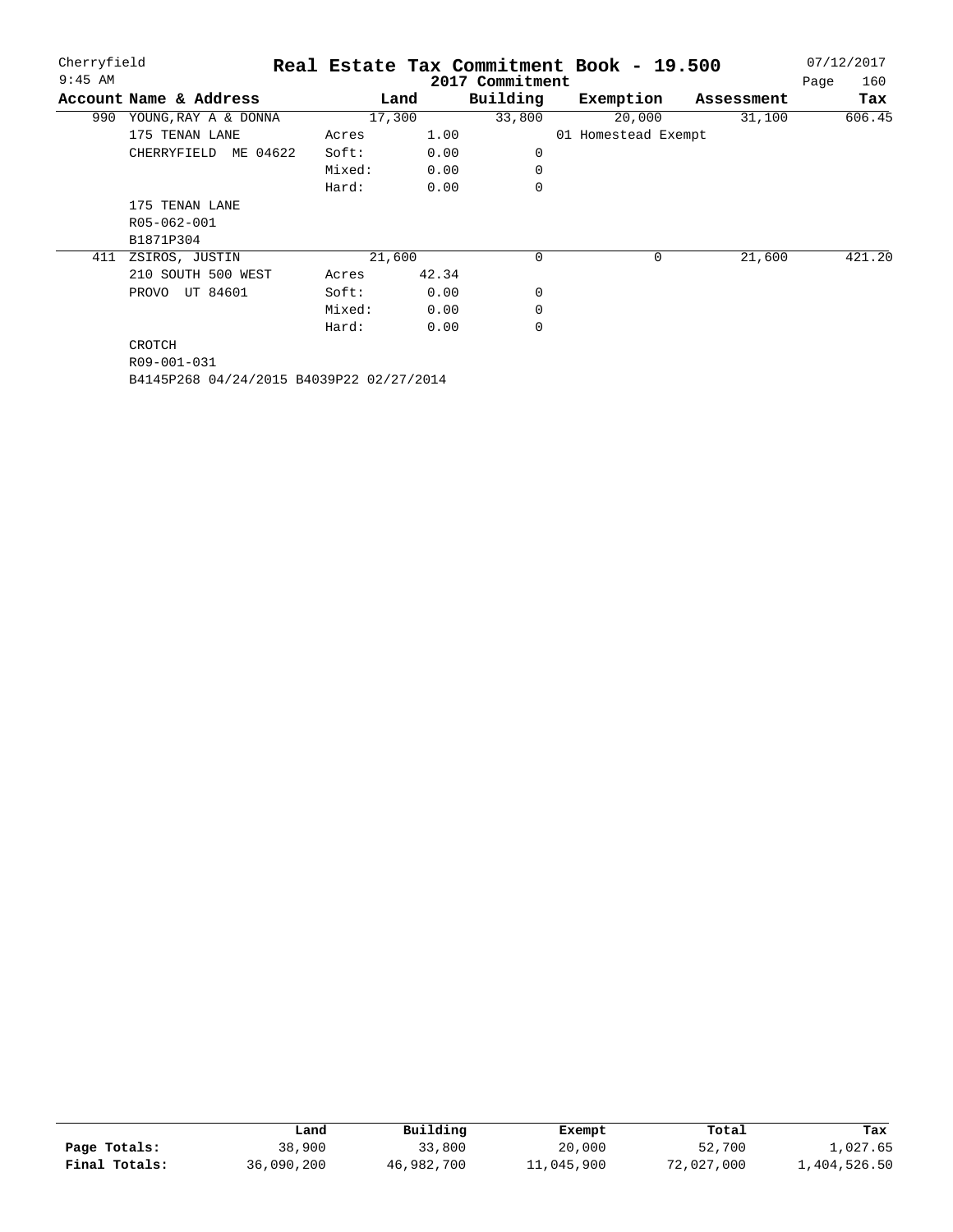Cherryfield
9:45 AM

# Real Estate Tax Commitment Book - 19.500
## 2017 Commitment

07/12/2017

| Account | Name & Address | | Land | Building | Exemption | Assessment | Tax |
|---|---|---|---|---|---|---|---|
| 990 | YOUNG,RAY A & DONNA | | 17,300 | 33,800 | 20,000 | 31,100 | 606.45 |
| | 175 TENAN LANE | Acres | 1.00 | | 01 Homestead Exempt | | |
| | CHERRYFIELD ME 04622 | Soft: | 0.00 | 0 | | | |
| | | Mixed: | 0.00 | 0 | | | |
| | | Hard: | 0.00 | 0 | | | |
| | 175 TENAN LANE | | | | | | |
| | R05-062-001 | | | | | | |
| | B1871P304 | | | | | | |
| 411 | ZSIROS, JUSTIN | | 21,600 | 0 | 0 | 21,600 | 421.20 |
| | 210 SOUTH 500 WEST | Acres | 42.34 | | | | |
| | PROVO UT 84601 | Soft: | 0.00 | 0 | | | |
| | | Mixed: | 0.00 | 0 | | | |
| | | Hard: | 0.00 | 0 | | | |
| | CROTCH | | | | | | |
| | R09-001-031 | | | | | | |
| | B4145P268 04/24/2015 B4039P22 02/27/2014 | | | | | | |

| | Land | Building | Exempt | Total | Tax |
|---|---|---|---|---|---|
| **Page Totals:** | 38,900 | 33,800 | 20,000 | 52,700 | 1,027.65 |
| **Final Totals:** | 36,090,200 | 46,982,700 | 11,045,900 | 72,027,000 | 1,404,526.50 |